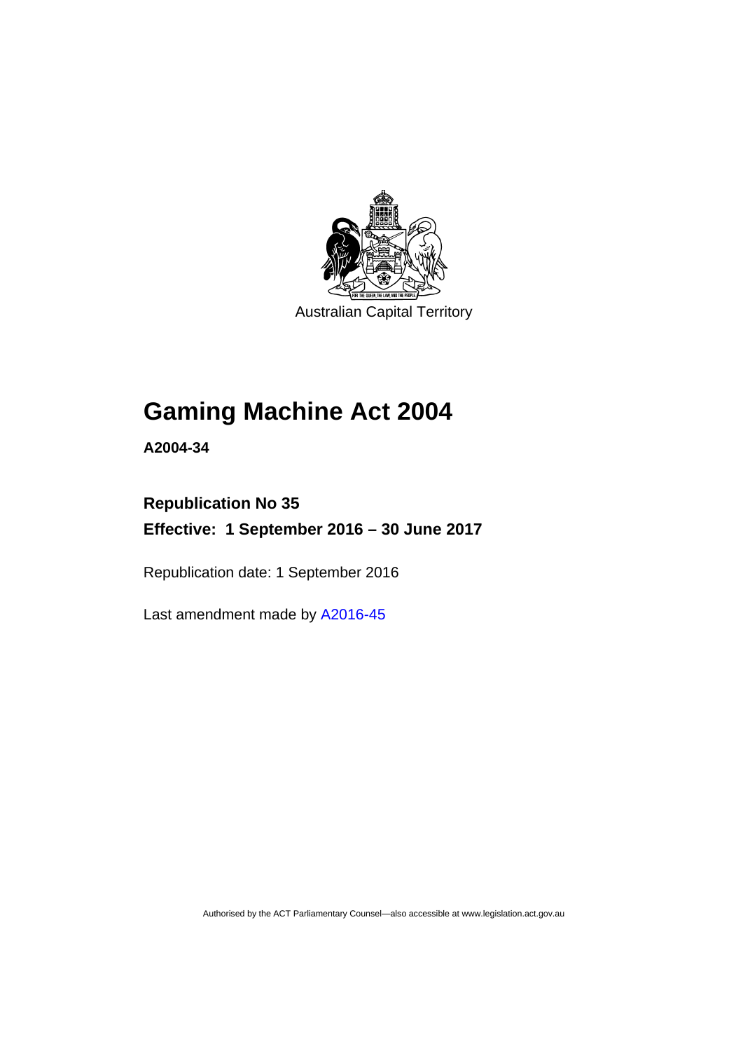Australian Capital Territory

# Gaming Machine Act 2004

**A2004-34**

## Republication No 35

## Effective: 1 September 2016 – 30 June 2017

Republication date: 1 September 2016

Last amendment made by A2016-45

Authorised by the ACT Parliamentary Counsel—also accessible at www.legislation.act.gov.au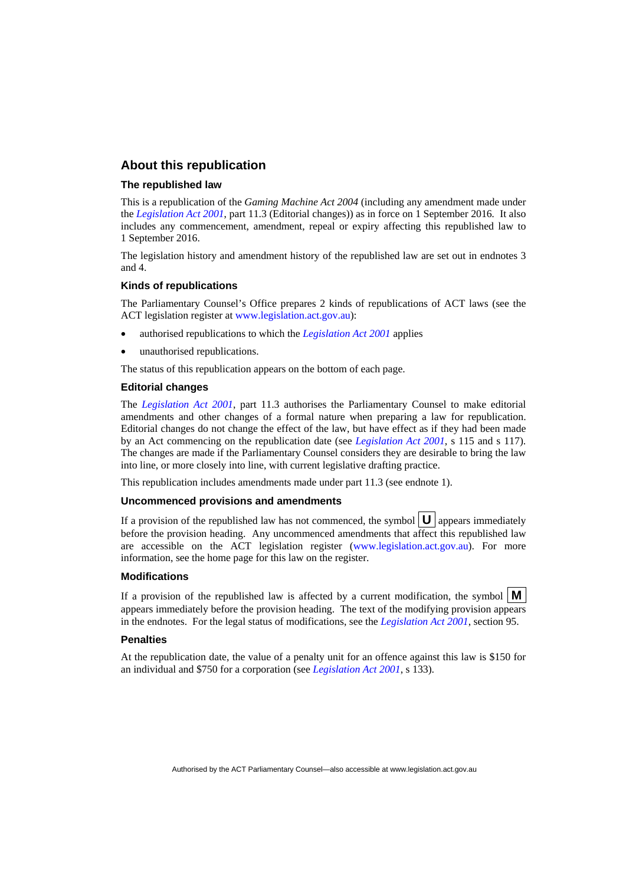## About this republication

### The republished law

This is a republication of the *Gaming Machine Act 2004* (including any amendment made under the *Legislation Act 2001*, part 11.3 (Editorial changes)) as in force on 1 September 2016. It also includes any commencement, amendment, repeal or expiry affecting this republished law to 1 September 2016.

The legislation history and amendment history of the republished law are set out in endnotes 3 and 4.

### Kinds of republications

The Parliamentary Counsel's Office prepares 2 kinds of republications of ACT laws (see the ACT legislation register at www.legislation.act.gov.au):

- authorised republications to which the *Legislation Act 2001* applies
- unauthorised republications.

The status of this republication appears on the bottom of each page.

### Editorial changes

The *Legislation Act 2001*, part 11.3 authorises the Parliamentary Counsel to make editorial amendments and other changes of a formal nature when preparing a law for republication. Editorial changes do not change the effect of the law, but have effect as if they had been made by an Act commencing on the republication date (see *Legislation Act 2001*, s 115 and s 117). The changes are made if the Parliamentary Counsel considers they are desirable to bring the law into line, or more closely into line, with current legislative drafting practice.

This republication includes amendments made under part 11.3 (see endnote 1).

### Uncommenced provisions and amendments

If a provision of the republished law has not commenced, the symbol **U** appears immediately before the provision heading. Any uncommenced amendments that affect this republished law are accessible on the ACT legislation register (www.legislation.act.gov.au). For more information, see the home page for this law on the register.

### Modifications

If a provision of the republished law is affected by a current modification, the symbol **M** appears immediately before the provision heading. The text of the modifying provision appears in the endnotes. For the legal status of modifications, see the *Legislation Act 2001*, section 95.

### Penalties

At the republication date, the value of a penalty unit for an offence against this law is $150 for an individual and $750 for a corporation (see *Legislation Act 2001*, s 133).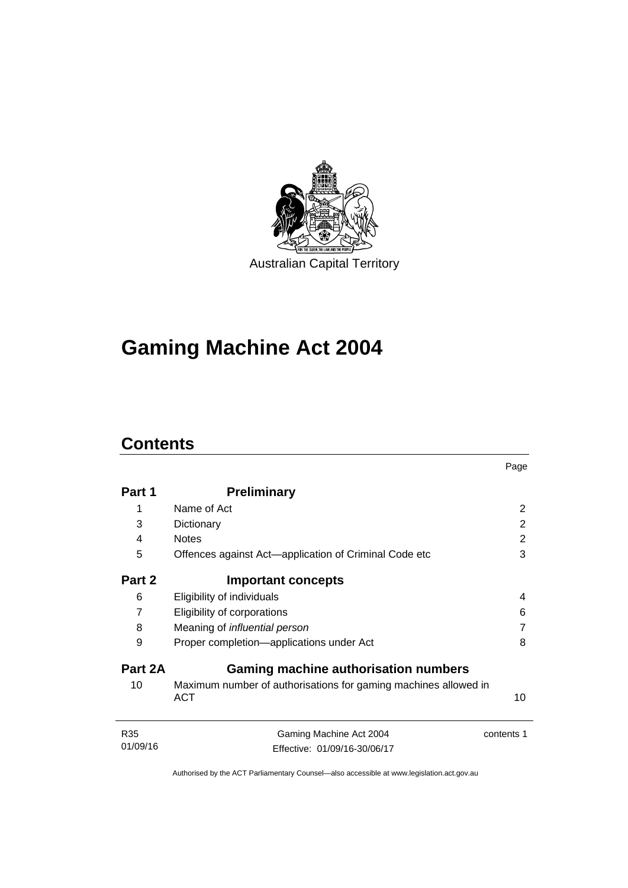Australian Capital Territory

# Gaming Machine Act 2004

## Contents

| | | Page |
|---|---|---|
| **Part 1** | **Preliminary** | |
| 1 | Name of Act | 2 |
| 3 | Dictionary | 2 |
| 4 | Notes | 2 |
| 5 | Offences against Act—application of Criminal Code etc | 3 |
| **Part 2** | **Important concepts** | |
| 6 | Eligibility of individuals | 4 |
| 7 | Eligibility of corporations | 6 |
| 8 | Meaning of *influential person* | 7 |
| 9 | Proper completion—applications under Act | 8 |
| **Part 2A** | **Gaming machine authorisation numbers** | |
| 10 | Maximum number of authorisations for gaming machines allowed in ACT | 10 |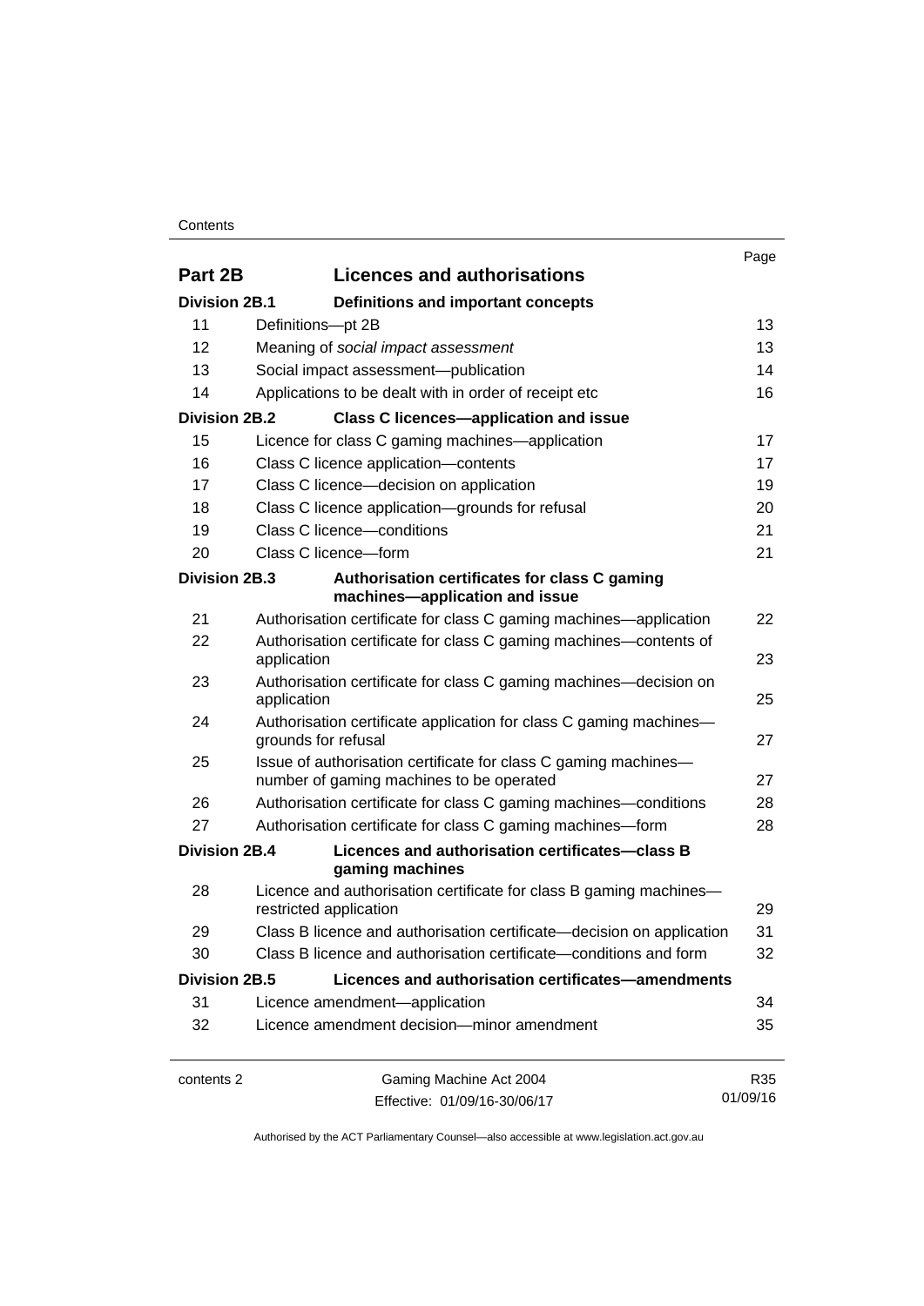| | | Page |
|---|---|---|
| **Part 2B** | **Licences and authorisations** | |
| **Division 2B.1** | **Definitions and important concepts** | |
| 11 | Definitions—pt 2B | 13 |
| 12 | Meaning of *social impact assessment* | 13 |
| 13 | Social impact assessment—publication | 14 |
| 14 | Applications to be dealt with in order of receipt etc | 16 |
| **Division 2B.2** | **Class C licences—application and issue** | |
| 15 | Licence for class C gaming machines—application | 17 |
| 16 | Class C licence application—contents | 17 |
| 17 | Class C licence—decision on application | 19 |
| 18 | Class C licence application—grounds for refusal | 20 |
| 19 | Class C licence—conditions | 21 |
| 20 | Class C licence—form | 21 |
| **Division 2B.3** | **Authorisation certificates for class C gaming machines—application and issue** | |
| 21 | Authorisation certificate for class C gaming machines—application | 22 |
| 22 | Authorisation certificate for class C gaming machines—contents of application | 23 |
| 23 | Authorisation certificate for class C gaming machines—decision on application | 25 |
| 24 | Authorisation certificate application for class C gaming machines—grounds for refusal | 27 |
| 25 | Issue of authorisation certificate for class C gaming machines—number of gaming machines to be operated | 27 |
| 26 | Authorisation certificate for class C gaming machines—conditions | 28 |
| 27 | Authorisation certificate for class C gaming machines—form | 28 |
| **Division 2B.4** | **Licences and authorisation certificates—class B gaming machines** | |
| 28 | Licence and authorisation certificate for class B gaming machines—restricted application | 29 |
| 29 | Class B licence and authorisation certificate—decision on application | 31 |
| 30 | Class B licence and authorisation certificate—conditions and form | 32 |
| **Division 2B.5** | **Licences and authorisation certificates—amendments** | |
| 31 | Licence amendment—application | 34 |
| 32 | Licence amendment decision—minor amendment | 35 |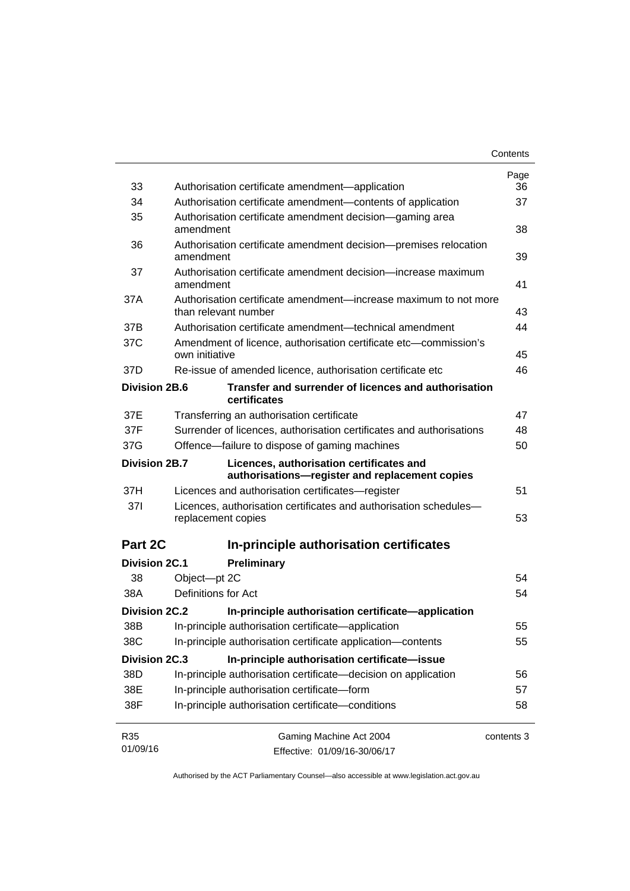| | | Page |
|---|---|---|
| 33 | Authorisation certificate amendment—application | 36 |
| 34 | Authorisation certificate amendment—contents of application | 37 |
| 35 | Authorisation certificate amendment decision—gaming area amendment | 38 |
| 36 | Authorisation certificate amendment decision—premises relocation amendment | 39 |
| 37 | Authorisation certificate amendment decision—increase maximum amendment | 41 |
| 37A | Authorisation certificate amendment—increase maximum to not more than relevant number | 43 |
| 37B | Authorisation certificate amendment—technical amendment | 44 |
| 37C | Amendment of licence, authorisation certificate etc—commission's own initiative | 45 |
| 37D | Re-issue of amended licence, authorisation certificate etc | 46 |
| **Division 2B.6** | **Transfer and surrender of licences and authorisation certificates** | |
| 37E | Transferring an authorisation certificate | 47 |
| 37F | Surrender of licences, authorisation certificates and authorisations | 48 |
| 37G | Offence—failure to dispose of gaming machines | 50 |
| **Division 2B.7** | **Licences, authorisation certificates and authorisations—register and replacement copies** | |
| 37H | Licences and authorisation certificates—register | 51 |
| 37I | Licences, authorisation certificates and authorisation schedules—replacement copies | 53 |
| **Part 2C** | **In-principle authorisation certificates** | |
| **Division 2C.1** | **Preliminary** | |
| 38 | Object—pt 2C | 54 |
| 38A | Definitions for Act | 54 |
| **Division 2C.2** | **In-principle authorisation certificate—application** | |
| 38B | In-principle authorisation certificate—application | 55 |
| 38C | In-principle authorisation certificate application—contents | 55 |
| **Division 2C.3** | **In-principle authorisation certificate—issue** | |
| 38D | In-principle authorisation certificate—decision on application | 56 |
| 38E | In-principle authorisation certificate—form | 57 |
| 38F | In-principle authorisation certificate—conditions | 58 |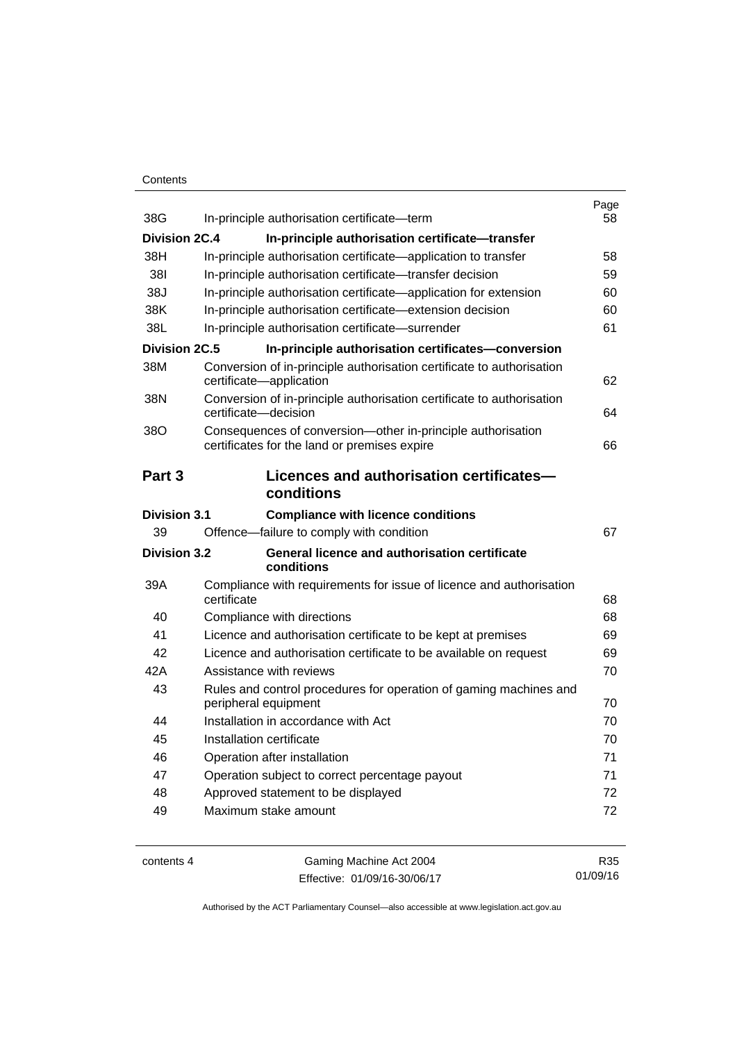| | | Page |
|---|---|---|
| 38G | In-principle authorisation certificate—term | 58 |
| **Division 2C.4** | **In-principle authorisation certificate—transfer** | |
| 38H | In-principle authorisation certificate—application to transfer | 58 |
| 38I | In-principle authorisation certificate—transfer decision | 59 |
| 38J | In-principle authorisation certificate—application for extension | 60 |
| 38K | In-principle authorisation certificate—extension decision | 60 |
| 38L | In-principle authorisation certificate—surrender | 61 |
| **Division 2C.5** | **In-principle authorisation certificates—conversion** | |
| 38M | Conversion of in-principle authorisation certificate to authorisation certificate—application | 62 |
| 38N | Conversion of in-principle authorisation certificate to authorisation certificate—decision | 64 |
| 38O | Consequences of conversion—other in-principle authorisation certificates for the land or premises expire | 66 |

## Part 3 Licences and authorisation certificates—conditions

| | | |
|---|---|---|
| **Division 3.1** | **Compliance with licence conditions** | |
| 39 | Offence—failure to comply with condition | 67 |
| **Division 3.2** | **General licence and authorisation certificate conditions** | |
| 39A | Compliance with requirements for issue of licence and authorisation certificate | 68 |
| 40 | Compliance with directions | 68 |
| 41 | Licence and authorisation certificate to be kept at premises | 69 |
| 42 | Licence and authorisation certificate to be available on request | 69 |
| 42A | Assistance with reviews | 70 |
| 43 | Rules and control procedures for operation of gaming machines and peripheral equipment | 70 |
| 44 | Installation in accordance with Act | 70 |
| 45 | Installation certificate | 70 |
| 46 | Operation after installation | 71 |
| 47 | Operation subject to correct percentage payout | 71 |
| 48 | Approved statement to be displayed | 72 |
| 49 | Maximum stake amount | 72 |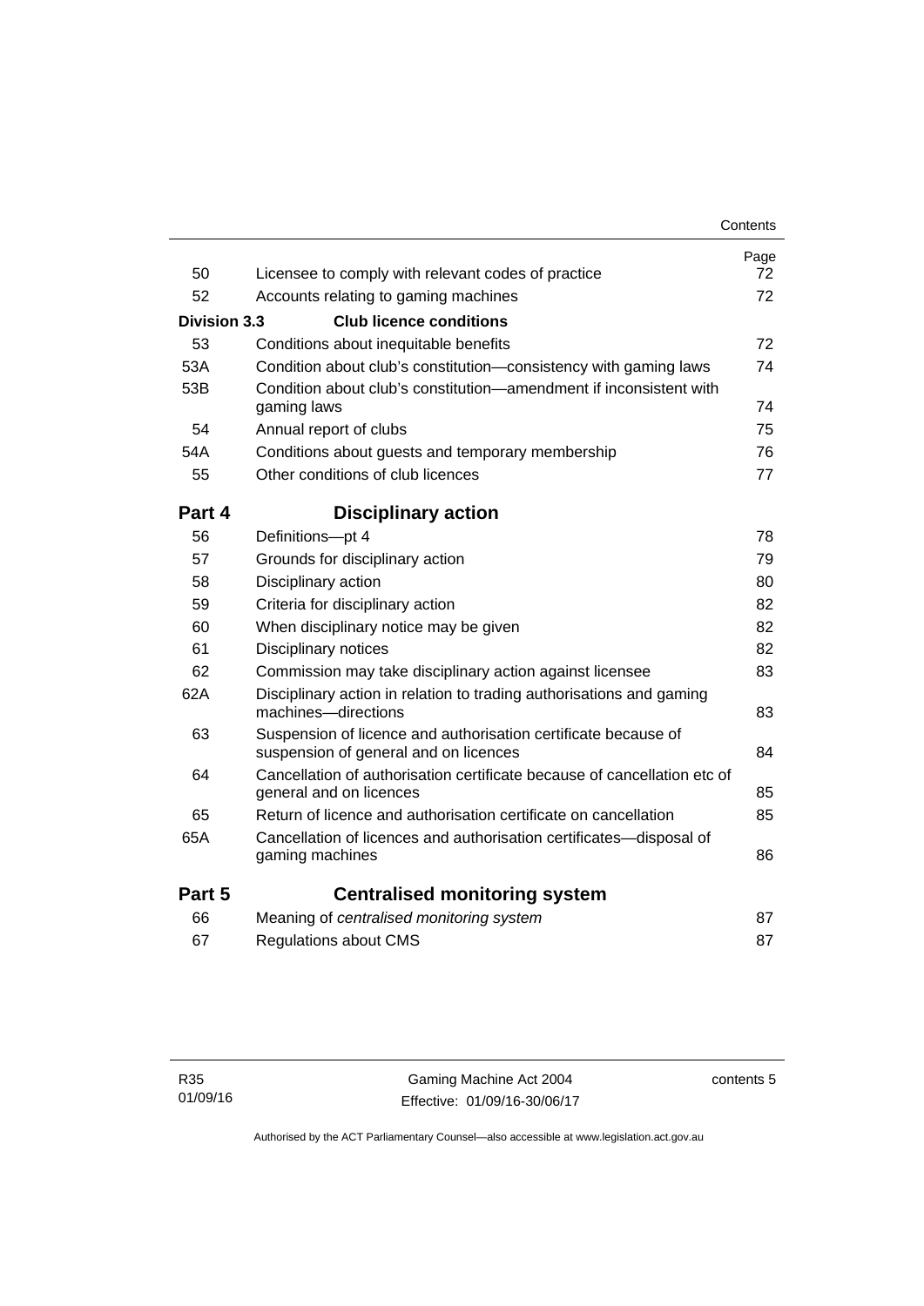| | | Page |
|---|---|---|
| 50 | Licensee to comply with relevant codes of practice | 72 |
| 52 | Accounts relating to gaming machines | 72 |
| **Division 3.3** | **Club licence conditions** | |
| 53 | Conditions about inequitable benefits | 72 |
| 53A | Condition about club's constitution—consistency with gaming laws | 74 |
| 53B | Condition about club's constitution—amendment if inconsistent with gaming laws | 74 |
| 54 | Annual report of clubs | 75 |
| 54A | Conditions about guests and temporary membership | 76 |
| 55 | Other conditions of club licences | 77 |
| **Part 4** | **Disciplinary action** | |
| 56 | Definitions—pt 4 | 78 |
| 57 | Grounds for disciplinary action | 79 |
| 58 | Disciplinary action | 80 |
| 59 | Criteria for disciplinary action | 82 |
| 60 | When disciplinary notice may be given | 82 |
| 61 | Disciplinary notices | 82 |
| 62 | Commission may take disciplinary action against licensee | 83 |
| 62A | Disciplinary action in relation to trading authorisations and gaming machines—directions | 83 |
| 63 | Suspension of licence and authorisation certificate because of suspension of general and on licences | 84 |
| 64 | Cancellation of authorisation certificate because of cancellation etc of general and on licences | 85 |
| 65 | Return of licence and authorisation certificate on cancellation | 85 |
| 65A | Cancellation of licences and authorisation certificates—disposal of gaming machines | 86 |
| **Part 5** | **Centralised monitoring system** | |
| 66 | Meaning of *centralised monitoring system* | 87 |
| 67 | Regulations about CMS | 87 |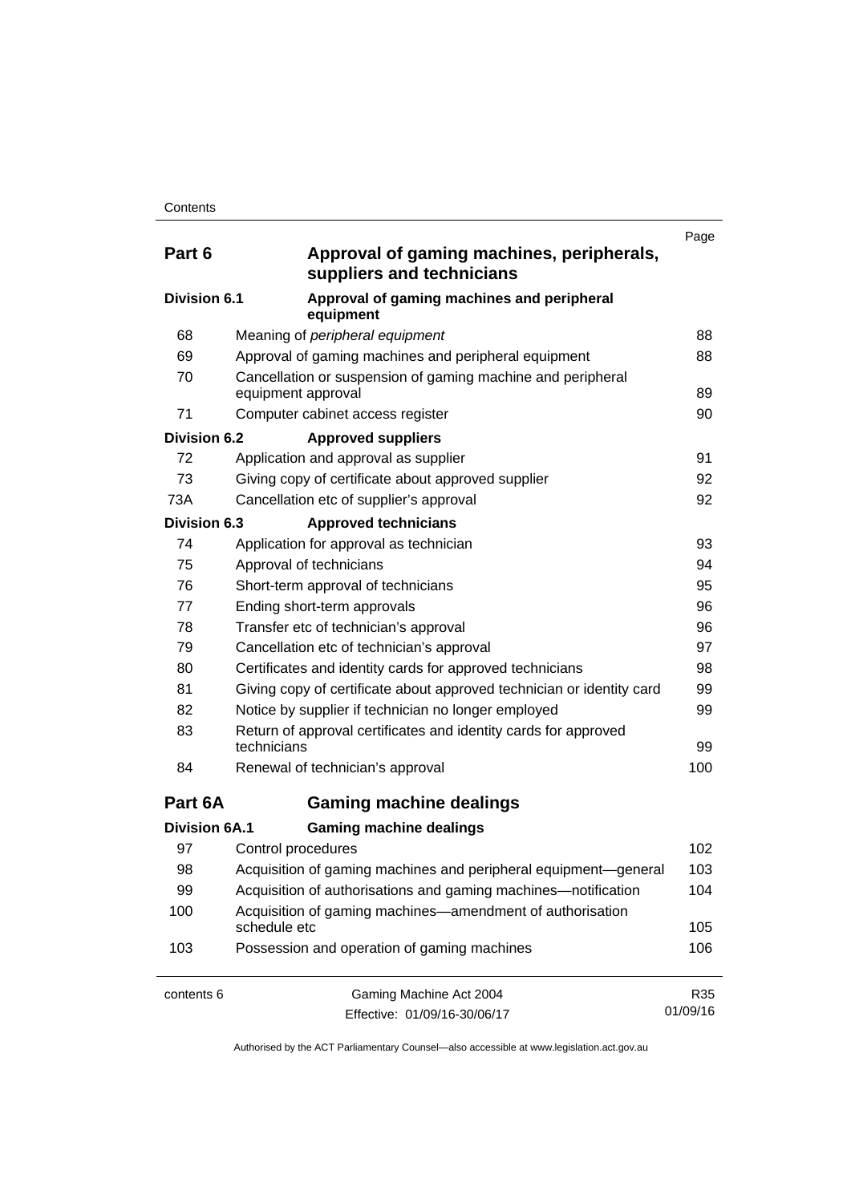| | | Page |
|---|---|---|
| **Part 6** | **Approval of gaming machines, peripherals, suppliers and technicians** | |
| **Division 6.1** | **Approval of gaming machines and peripheral equipment** | |
| 68 | Meaning of *peripheral equipment* | 88 |
| 69 | Approval of gaming machines and peripheral equipment | 88 |
| 70 | Cancellation or suspension of gaming machine and peripheral equipment approval | 89 |
| 71 | Computer cabinet access register | 90 |
| **Division 6.2** | **Approved suppliers** | |
| 72 | Application and approval as supplier | 91 |
| 73 | Giving copy of certificate about approved supplier | 92 |
| 73A | Cancellation etc of supplier's approval | 92 |
| **Division 6.3** | **Approved technicians** | |
| 74 | Application for approval as technician | 93 |
| 75 | Approval of technicians | 94 |
| 76 | Short-term approval of technicians | 95 |
| 77 | Ending short-term approvals | 96 |
| 78 | Transfer etc of technician's approval | 96 |
| 79 | Cancellation etc of technician's approval | 97 |
| 80 | Certificates and identity cards for approved technicians | 98 |
| 81 | Giving copy of certificate about approved technician or identity card | 99 |
| 82 | Notice by supplier if technician no longer employed | 99 |
| 83 | Return of approval certificates and identity cards for approved technicians | 99 |
| 84 | Renewal of technician's approval | 100 |
| **Part 6A** | **Gaming machine dealings** | |
| **Division 6A.1** | **Gaming machine dealings** | |
| 97 | Control procedures | 102 |
| 98 | Acquisition of gaming machines and peripheral equipment—general | 103 |
| 99 | Acquisition of authorisations and gaming machines—notification | 104 |
| 100 | Acquisition of gaming machines—amendment of authorisation schedule etc | 105 |
| 103 | Possession and operation of gaming machines | 106 |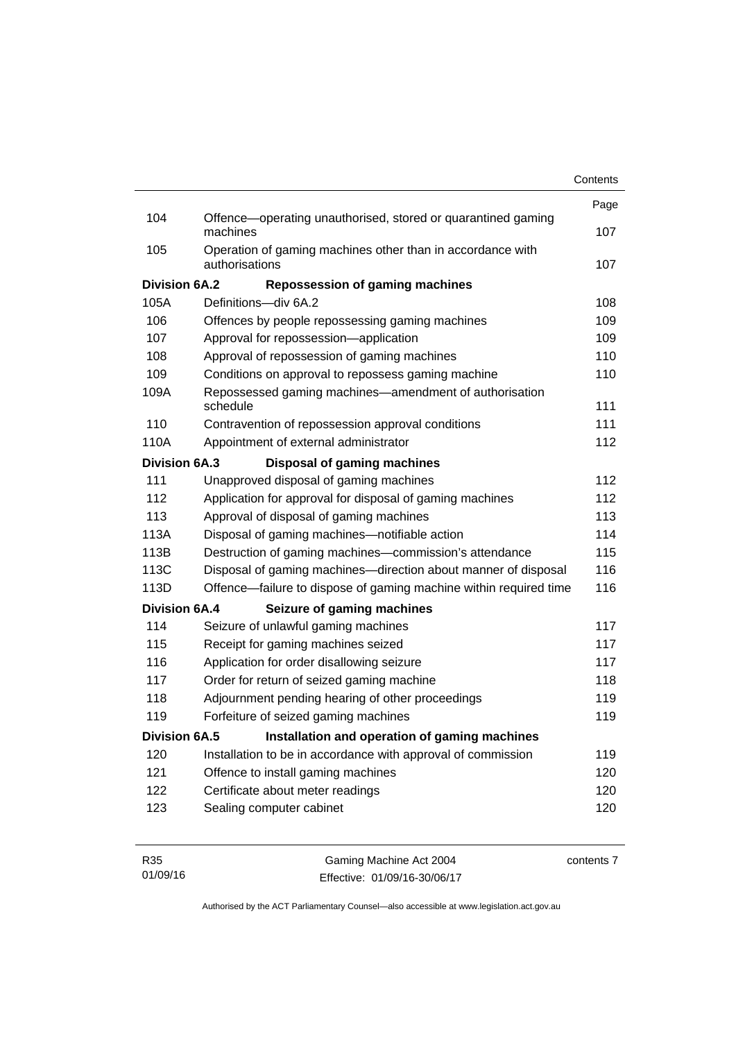| | | Page |
|---|---|---|
| 104 | Offence—operating unauthorised, stored or quarantined gaming machines | 107 |
| 105 | Operation of gaming machines other than in accordance with authorisations | 107 |
| **Division 6A.2** | **Repossession of gaming machines** | |
| 105A | Definitions—div 6A.2 | 108 |
| 106 | Offences by people repossessing gaming machines | 109 |
| 107 | Approval for repossession—application | 109 |
| 108 | Approval of repossession of gaming machines | 110 |
| 109 | Conditions on approval to repossess gaming machine | 110 |
| 109A | Repossessed gaming machines—amendment of authorisation schedule | 111 |
| 110 | Contravention of repossession approval conditions | 111 |
| 110A | Appointment of external administrator | 112 |
| **Division 6A.3** | **Disposal of gaming machines** | |
| 111 | Unapproved disposal of gaming machines | 112 |
| 112 | Application for approval for disposal of gaming machines | 112 |
| 113 | Approval of disposal of gaming machines | 113 |
| 113A | Disposal of gaming machines—notifiable action | 114 |
| 113B | Destruction of gaming machines—commission's attendance | 115 |
| 113C | Disposal of gaming machines—direction about manner of disposal | 116 |
| 113D | Offence—failure to dispose of gaming machine within required time | 116 |
| **Division 6A.4** | **Seizure of gaming machines** | |
| 114 | Seizure of unlawful gaming machines | 117 |
| 115 | Receipt for gaming machines seized | 117 |
| 116 | Application for order disallowing seizure | 117 |
| 117 | Order for return of seized gaming machine | 118 |
| 118 | Adjournment pending hearing of other proceedings | 119 |
| 119 | Forfeiture of seized gaming machines | 119 |
| **Division 6A.5** | **Installation and operation of gaming machines** | |
| 120 | Installation to be in accordance with approval of commission | 119 |
| 121 | Offence to install gaming machines | 120 |
| 122 | Certificate about meter readings | 120 |
| 123 | Sealing computer cabinet | 120 |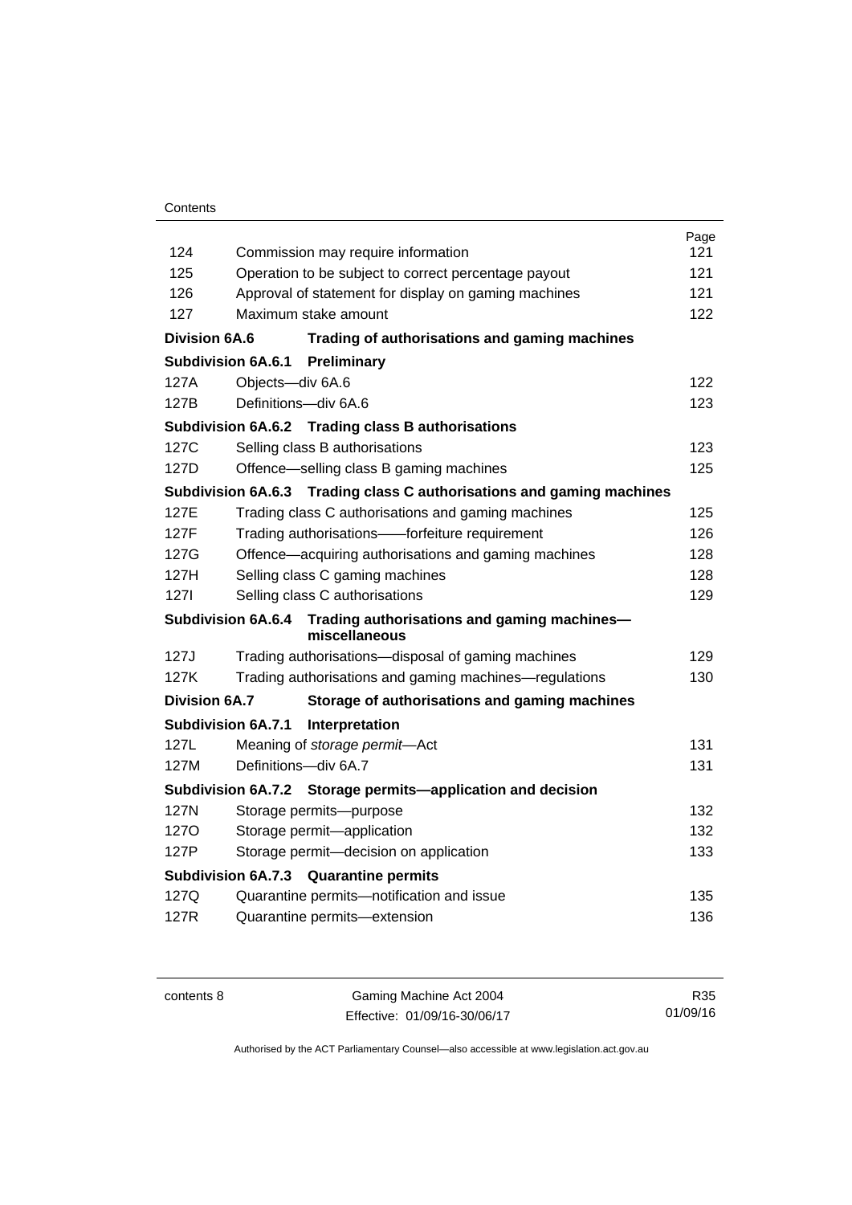| | | Page |
|---|---|---|
| 124 | Commission may require information | 121 |
| 125 | Operation to be subject to correct percentage payout | 121 |
| 126 | Approval of statement for display on gaming machines | 121 |
| 127 | Maximum stake amount | 122 |
| **Division 6A.6** | **Trading of authorisations and gaming machines** | |
| **Subdivision 6A.6.1** | **Preliminary** | |
| 127A | Objects—div 6A.6 | 122 |
| 127B | Definitions—div 6A.6 | 123 |
| **Subdivision 6A.6.2** | **Trading class B authorisations** | |
| 127C | Selling class B authorisations | 123 |
| 127D | Offence—selling class B gaming machines | 125 |
| **Subdivision 6A.6.3** | **Trading class C authorisations and gaming machines** | |
| 127E | Trading class C authorisations and gaming machines | 125 |
| 127F | Trading authorisations——forfeiture requirement | 126 |
| 127G | Offence—acquiring authorisations and gaming machines | 128 |
| 127H | Selling class C gaming machines | 128 |
| 127I | Selling class C authorisations | 129 |
| **Subdivision 6A.6.4** | **Trading authorisations and gaming machines—miscellaneous** | |
| 127J | Trading authorisations—disposal of gaming machines | 129 |
| 127K | Trading authorisations and gaming machines—regulations | 130 |
| **Division 6A.7** | **Storage of authorisations and gaming machines** | |
| **Subdivision 6A.7.1** | **Interpretation** | |
| 127L | Meaning of *storage permit*—Act | 131 |
| 127M | Definitions—div 6A.7 | 131 |
| **Subdivision 6A.7.2** | **Storage permits—application and decision** | |
| 127N | Storage permits—purpose | 132 |
| 127O | Storage permit—application | 132 |
| 127P | Storage permit—decision on application | 133 |
| **Subdivision 6A.7.3** | **Quarantine permits** | |
| 127Q | Quarantine permits—notification and issue | 135 |
| 127R | Quarantine permits—extension | 136 |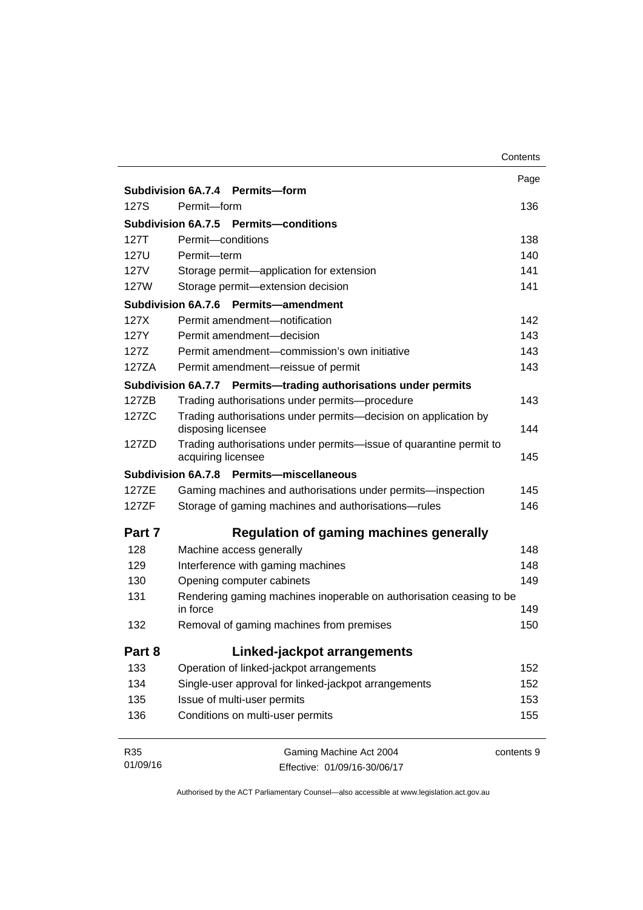| | | Page |
|---|---|---|
| **Subdivision 6A.7.4** | **Permits—form** | |
| 127S | Permit—form | 136 |
| **Subdivision 6A.7.5** | **Permits—conditions** | |
| 127T | Permit—conditions | 138 |
| 127U | Permit—term | 140 |
| 127V | Storage permit—application for extension | 141 |
| 127W | Storage permit—extension decision | 141 |
| **Subdivision 6A.7.6** | **Permits—amendment** | |
| 127X | Permit amendment—notification | 142 |
| 127Y | Permit amendment—decision | 143 |
| 127Z | Permit amendment—commission's own initiative | 143 |
| 127ZA | Permit amendment—reissue of permit | 143 |
| **Subdivision 6A.7.7** | **Permits—trading authorisations under permits** | |
| 127ZB | Trading authorisations under permits—procedure | 143 |
| 127ZC | Trading authorisations under permits—decision on application by disposing licensee | 144 |
| 127ZD | Trading authorisations under permits—issue of quarantine permit to acquiring licensee | 145 |
| **Subdivision 6A.7.8** | **Permits—miscellaneous** | |
| 127ZE | Gaming machines and authorisations under permits—inspection | 145 |
| 127ZF | Storage of gaming machines and authorisations—rules | 146 |
| **Part 7** | **Regulation of gaming machines generally** | |
| 128 | Machine access generally | 148 |
| 129 | Interference with gaming machines | 148 |
| 130 | Opening computer cabinets | 149 |
| 131 | Rendering gaming machines inoperable on authorisation ceasing to be in force | 149 |
| 132 | Removal of gaming machines from premises | 150 |
| **Part 8** | **Linked-jackpot arrangements** | |
| 133 | Operation of linked-jackpot arrangements | 152 |
| 134 | Single-user approval for linked-jackpot arrangements | 152 |
| 135 | Issue of multi-user permits | 153 |
| 136 | Conditions on multi-user permits | 155 |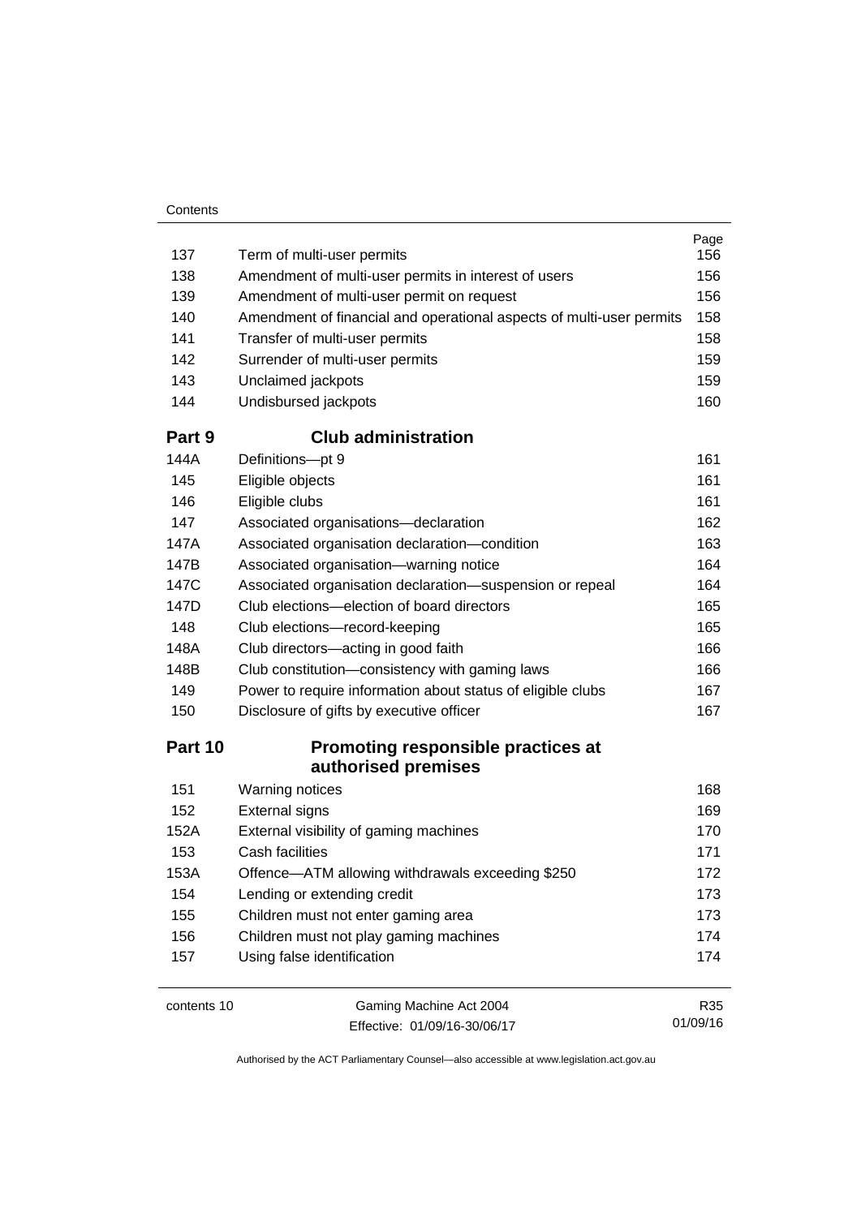| | | Page |
|---|---|---|
| 137 | Term of multi-user permits | 156 |
| 138 | Amendment of multi-user permits in interest of users | 156 |
| 139 | Amendment of multi-user permit on request | 156 |
| 140 | Amendment of financial and operational aspects of multi-user permits | 158 |
| 141 | Transfer of multi-user permits | 158 |
| 142 | Surrender of multi-user permits | 159 |
| 143 | Unclaimed jackpots | 159 |
| 144 | Undisbursed jackpots | 160 |
| **Part 9** | **Club administration** | |
| 144A | Definitions—pt 9 | 161 |
| 145 | Eligible objects | 161 |
| 146 | Eligible clubs | 161 |
| 147 | Associated organisations—declaration | 162 |
| 147A | Associated organisation declaration—condition | 163 |
| 147B | Associated organisation—warning notice | 164 |
| 147C | Associated organisation declaration—suspension or repeal | 164 |
| 147D | Club elections—election of board directors | 165 |
| 148 | Club elections—record-keeping | 165 |
| 148A | Club directors—acting in good faith | 166 |
| 148B | Club constitution—consistency with gaming laws | 166 |
| 149 | Power to require information about status of eligible clubs | 167 |
| 150 | Disclosure of gifts by executive officer | 167 |
| **Part 10** | **Promoting responsible practices at authorised premises** | |
| 151 | Warning notices | 168 |
| 152 | External signs | 169 |
| 152A | External visibility of gaming machines | 170 |
| 153 | Cash facilities | 171 |
| 153A | Offence—ATM allowing withdrawals exceeding $250 | 172 |
| 154 | Lending or extending credit | 173 |
| 155 | Children must not enter gaming area | 173 |
| 156 | Children must not play gaming machines | 174 |
| 157 | Using false identification | 174 |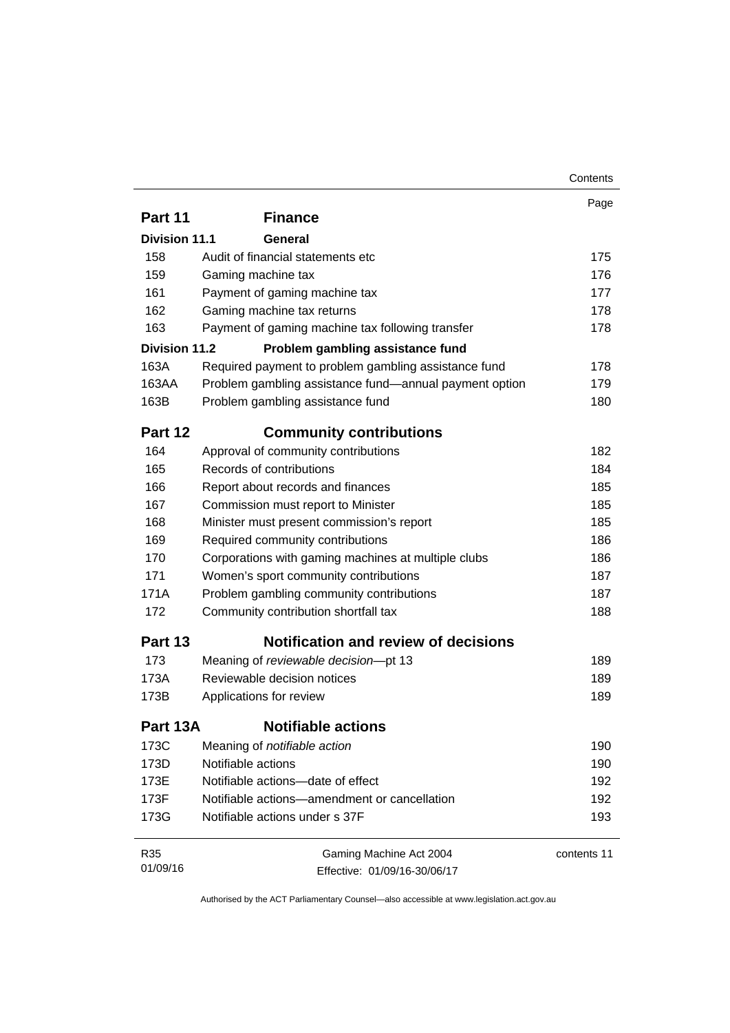| | | Page |
|---|---|---|
| **Part 11** | **Finance** | |
| **Division 11.1** | **General** | |
| 158 | Audit of financial statements etc | 175 |
| 159 | Gaming machine tax | 176 |
| 161 | Payment of gaming machine tax | 177 |
| 162 | Gaming machine tax returns | 178 |
| 163 | Payment of gaming machine tax following transfer | 178 |
| **Division 11.2** | **Problem gambling assistance fund** | |
| 163A | Required payment to problem gambling assistance fund | 178 |
| 163AA | Problem gambling assistance fund—annual payment option | 179 |
| 163B | Problem gambling assistance fund | 180 |
| **Part 12** | **Community contributions** | |
| 164 | Approval of community contributions | 182 |
| 165 | Records of contributions | 184 |
| 166 | Report about records and finances | 185 |
| 167 | Commission must report to Minister | 185 |
| 168 | Minister must present commission's report | 185 |
| 169 | Required community contributions | 186 |
| 170 | Corporations with gaming machines at multiple clubs | 186 |
| 171 | Women's sport community contributions | 187 |
| 171A | Problem gambling community contributions | 187 |
| 172 | Community contribution shortfall tax | 188 |
| **Part 13** | **Notification and review of decisions** | |
| 173 | Meaning of *reviewable decision*—pt 13 | 189 |
| 173A | Reviewable decision notices | 189 |
| 173B | Applications for review | 189 |
| **Part 13A** | **Notifiable actions** | |
| 173C | Meaning of *notifiable action* | 190 |
| 173D | Notifiable actions | 190 |
| 173E | Notifiable actions—date of effect | 192 |
| 173F | Notifiable actions—amendment or cancellation | 192 |
| 173G | Notifiable actions under s 37F | 193 |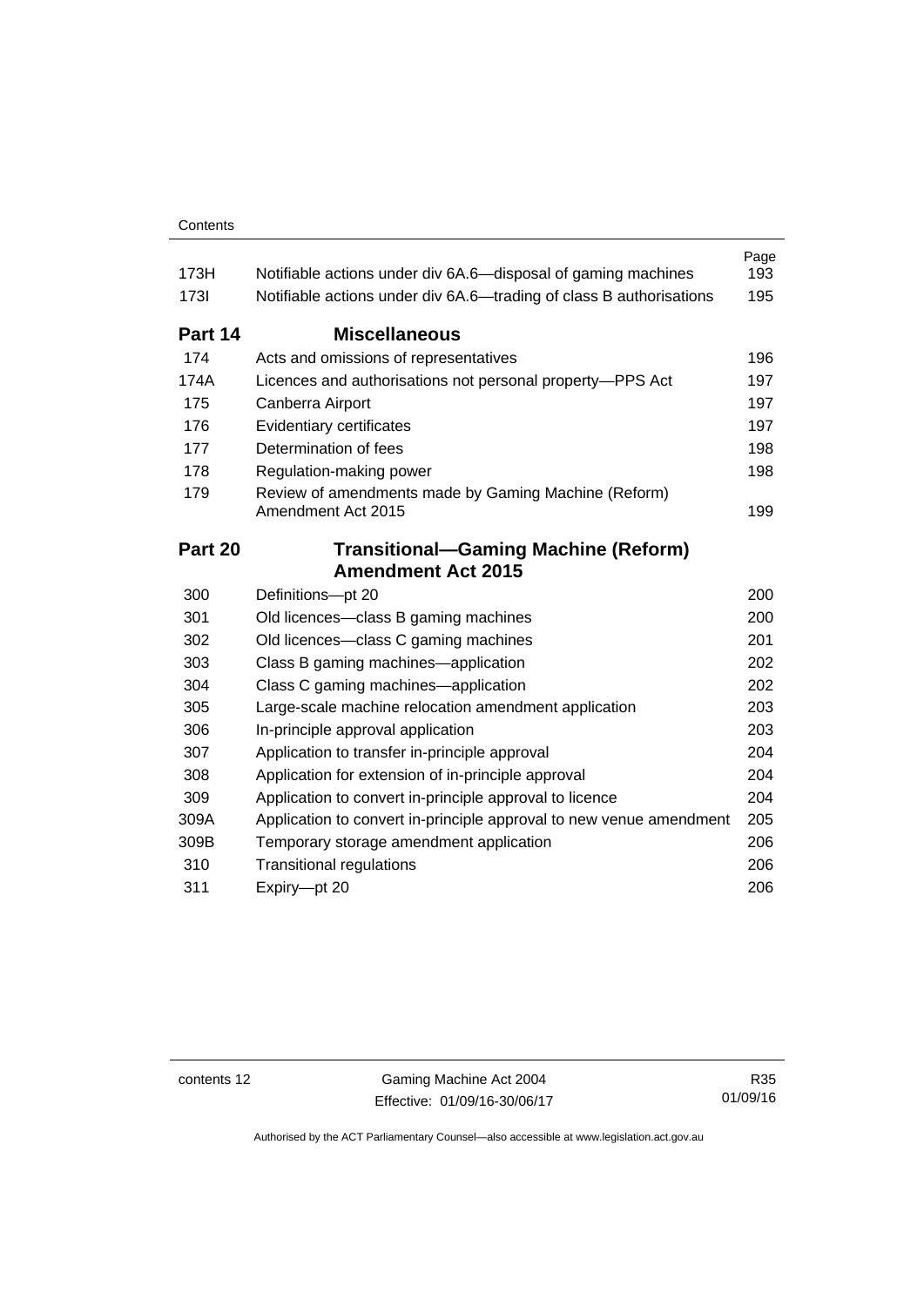| | | Page |
|---|---|---|
| 173H | Notifiable actions under div 6A.6—disposal of gaming machines | 193 |
| 173I | Notifiable actions under div 6A.6—trading of class B authorisations | 195 |

## Part 14 Miscellaneous

| | | |
|---|---|---|
| 174 | Acts and omissions of representatives | 196 |
| 174A | Licences and authorisations not personal property—PPS Act | 197 |
| 175 | Canberra Airport | 197 |
| 176 | Evidentiary certificates | 197 |
| 177 | Determination of fees | 198 |
| 178 | Regulation-making power | 198 |
| 179 | Review of amendments made by Gaming Machine (Reform) Amendment Act 2015 | 199 |

## Part 20 Transitional—Gaming Machine (Reform) Amendment Act 2015

| | | |
|---|---|---|
| 300 | Definitions—pt 20 | 200 |
| 301 | Old licences—class B gaming machines | 200 |
| 302 | Old licences—class C gaming machines | 201 |
| 303 | Class B gaming machines—application | 202 |
| 304 | Class C gaming machines—application | 202 |
| 305 | Large-scale machine relocation amendment application | 203 |
| 306 | In-principle approval application | 203 |
| 307 | Application to transfer in-principle approval | 204 |
| 308 | Application for extension of in-principle approval | 204 |
| 309 | Application to convert in-principle approval to licence | 204 |
| 309A | Application to convert in-principle approval to new venue amendment | 205 |
| 309B | Temporary storage amendment application | 206 |
| 310 | Transitional regulations | 206 |
| 311 | Expiry—pt 20 | 206 |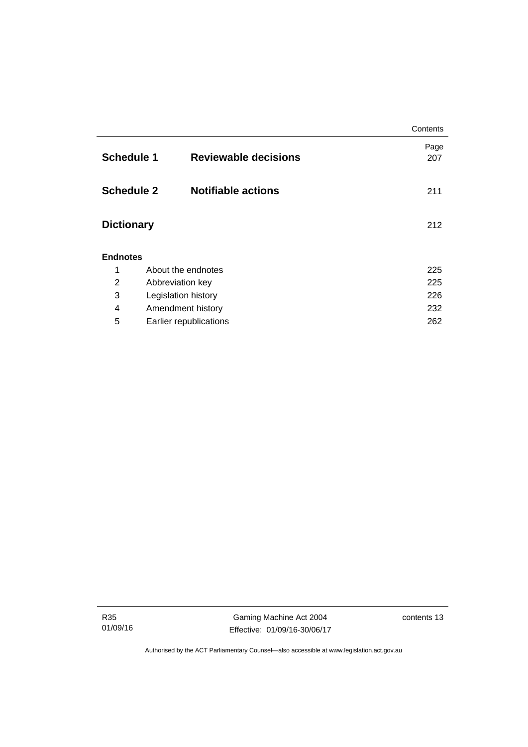| | | Page |
|---|---|---|
| **Schedule 1** | **Reviewable decisions** | 207 |
| **Schedule 2** | **Notifiable actions** | 211 |
| **Dictionary** | | 212 |

**Endnotes**

| | | |
|---|---|---|
| 1 | About the endnotes | 225 |
| 2 | Abbreviation key | 225 |
| 3 | Legislation history | 226 |
| 4 | Amendment history | 232 |
| 5 | Earlier republications | 262 |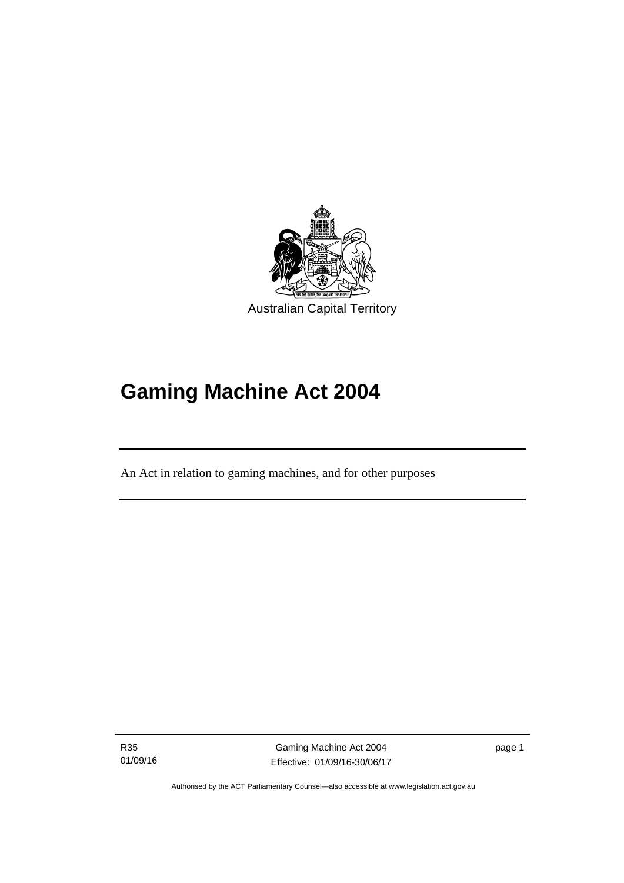Australian Capital Territory

# Gaming Machine Act 2004

An Act in relation to gaming machines, and for other purposes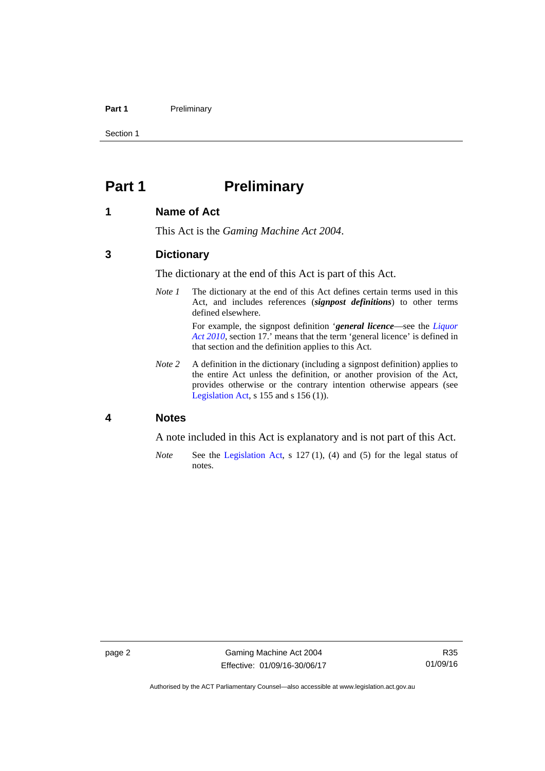# Part 1 Preliminary

## 1 Name of Act

This Act is the *Gaming Machine Act 2004*.

## 3 Dictionary

The dictionary at the end of this Act is part of this Act.

*Note 1* The dictionary at the end of this Act defines certain terms used in this Act, and includes references (***signpost definitions***) to other terms defined elsewhere.

For example, the signpost definition '***general licence***—see the *Liquor Act 2010*, section 17.' means that the term 'general licence' is defined in that section and the definition applies to this Act.

*Note 2* A definition in the dictionary (including a signpost definition) applies to the entire Act unless the definition, or another provision of the Act, provides otherwise or the contrary intention otherwise appears (see Legislation Act, s 155 and s 156 (1)).

## 4 Notes

A note included in this Act is explanatory and is not part of this Act.

*Note* See the Legislation Act, s 127 (1), (4) and (5) for the legal status of notes.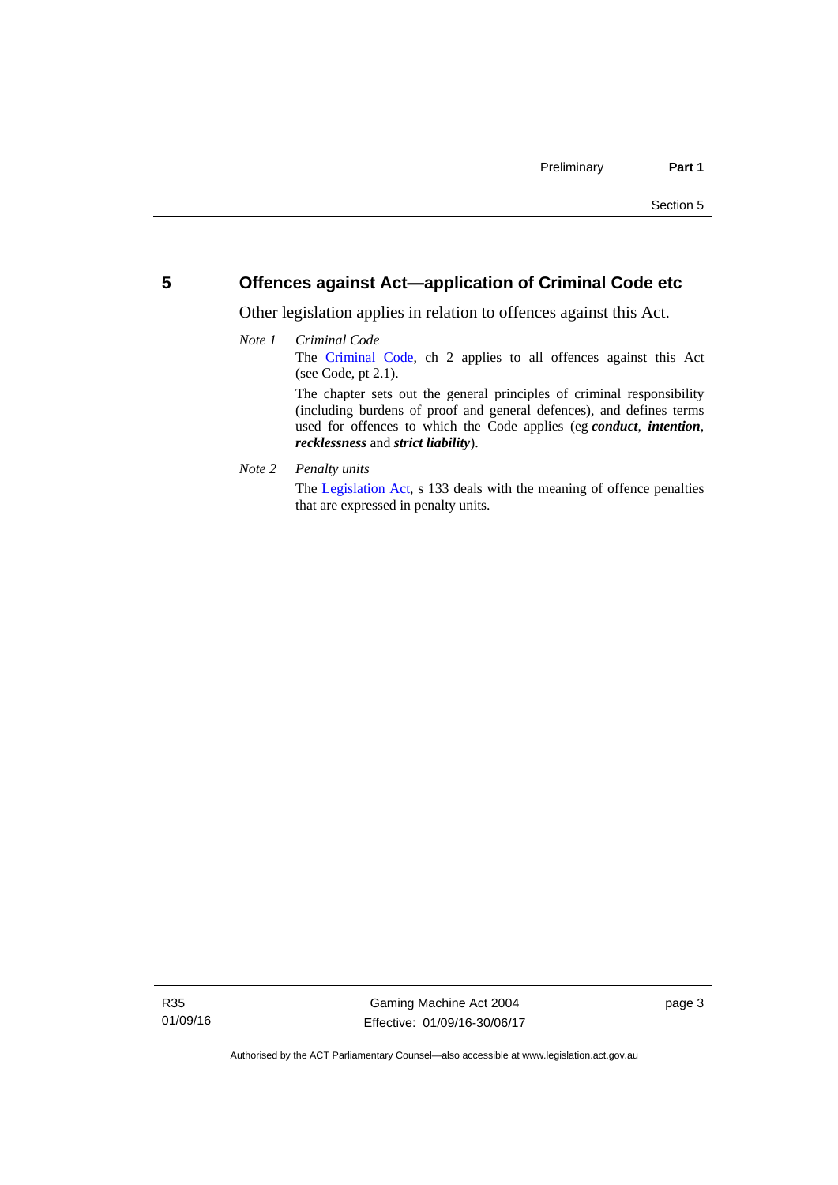## 5 Offences against Act—application of Criminal Code etc

Other legislation applies in relation to offences against this Act.

*Note 1* *Criminal Code*

The Criminal Code, ch 2 applies to all offences against this Act (see Code, pt 2.1).

The chapter sets out the general principles of criminal responsibility (including burdens of proof and general defences), and defines terms used for offences to which the Code applies (eg ***conduct***, ***intention***, ***recklessness*** and ***strict liability***).

*Note 2* *Penalty units*

The Legislation Act, s 133 deals with the meaning of offence penalties that are expressed in penalty units.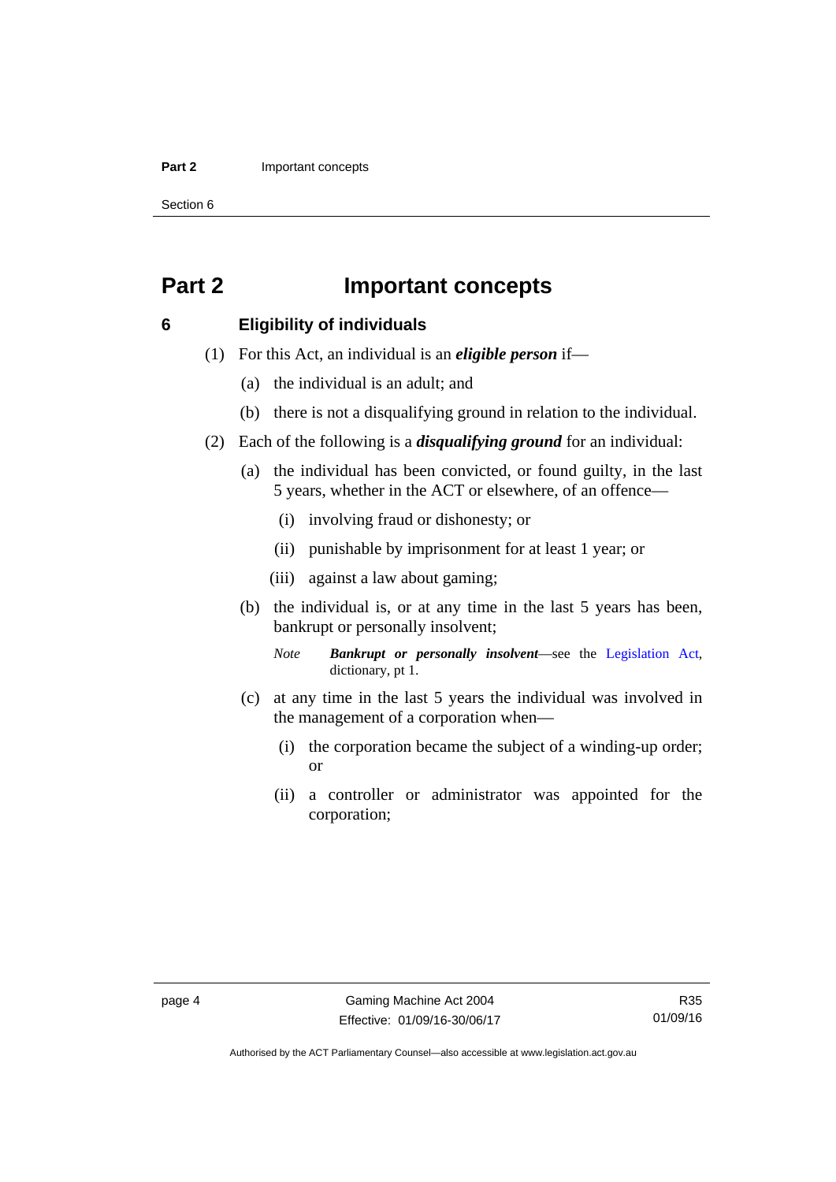# Part 2 Important concepts

## 6 Eligibility of individuals

(1) For this Act, an individual is an ***eligible person*** if—

(a) the individual is an adult; and

(b) there is not a disqualifying ground in relation to the individual.

(2) Each of the following is a ***disqualifying ground*** for an individual:

(a) the individual has been convicted, or found guilty, in the last 5 years, whether in the ACT or elsewhere, of an offence—

(i) involving fraud or dishonesty; or

(ii) punishable by imprisonment for at least 1 year; or

(iii) against a law about gaming;

(b) the individual is, or at any time in the last 5 years has been, bankrupt or personally insolvent;

*Note* ***Bankrupt or personally insolvent***—see the Legislation Act, dictionary, pt 1.

(c) at any time in the last 5 years the individual was involved in the management of a corporation when—

(i) the corporation became the subject of a winding-up order; or

(ii) a controller or administrator was appointed for the corporation;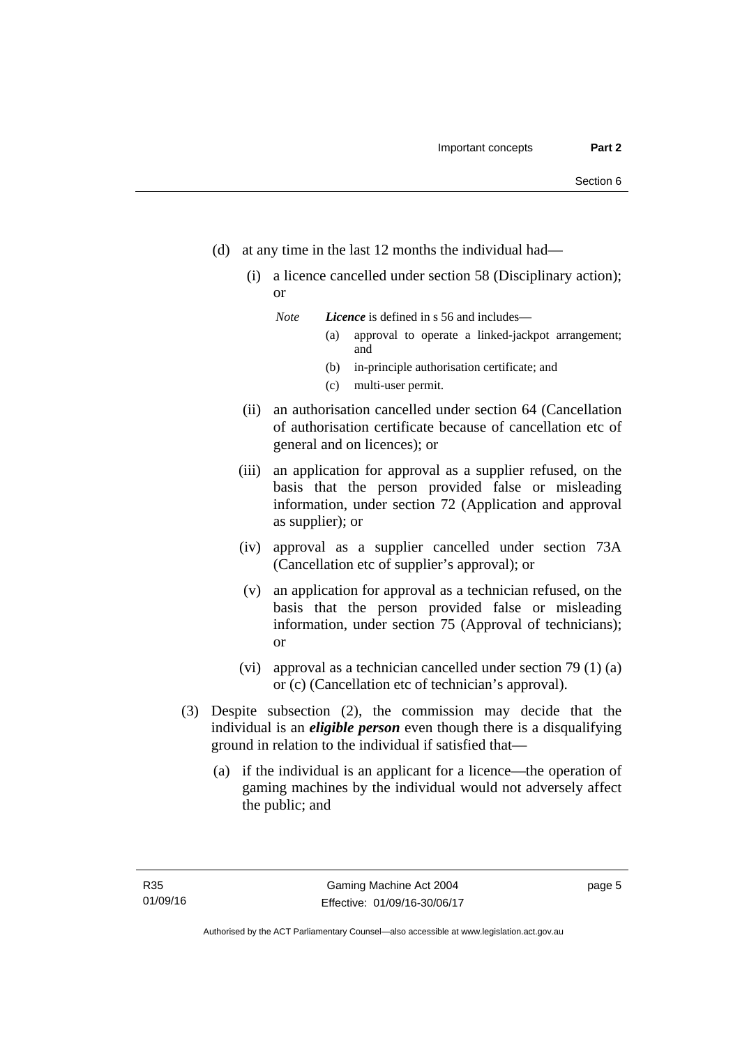(d) at any time in the last 12 months the individual had—

   (i) a licence cancelled under section 58 (Disciplinary action); or

   *Note* ***Licence*** is defined in s 56 and includes—

   (a) approval to operate a linked-jackpot arrangement; and

   (b) in-principle authorisation certificate; and

   (c) multi-user permit.

   (ii) an authorisation cancelled under section 64 (Cancellation of authorisation certificate because of cancellation etc of general and on licences); or

   (iii) an application for approval as a supplier refused, on the basis that the person provided false or misleading information, under section 72 (Application and approval as supplier); or

   (iv) approval as a supplier cancelled under section 73A (Cancellation etc of supplier's approval); or

   (v) an application for approval as a technician refused, on the basis that the person provided false or misleading information, under section 75 (Approval of technicians); or

   (vi) approval as a technician cancelled under section 79 (1) (a) or (c) (Cancellation etc of technician's approval).

(3) Despite subsection (2), the commission may decide that the individual is an ***eligible person*** even though there is a disqualifying ground in relation to the individual if satisfied that—

   (a) if the individual is an applicant for a licence—the operation of gaming machines by the individual would not adversely affect the public; and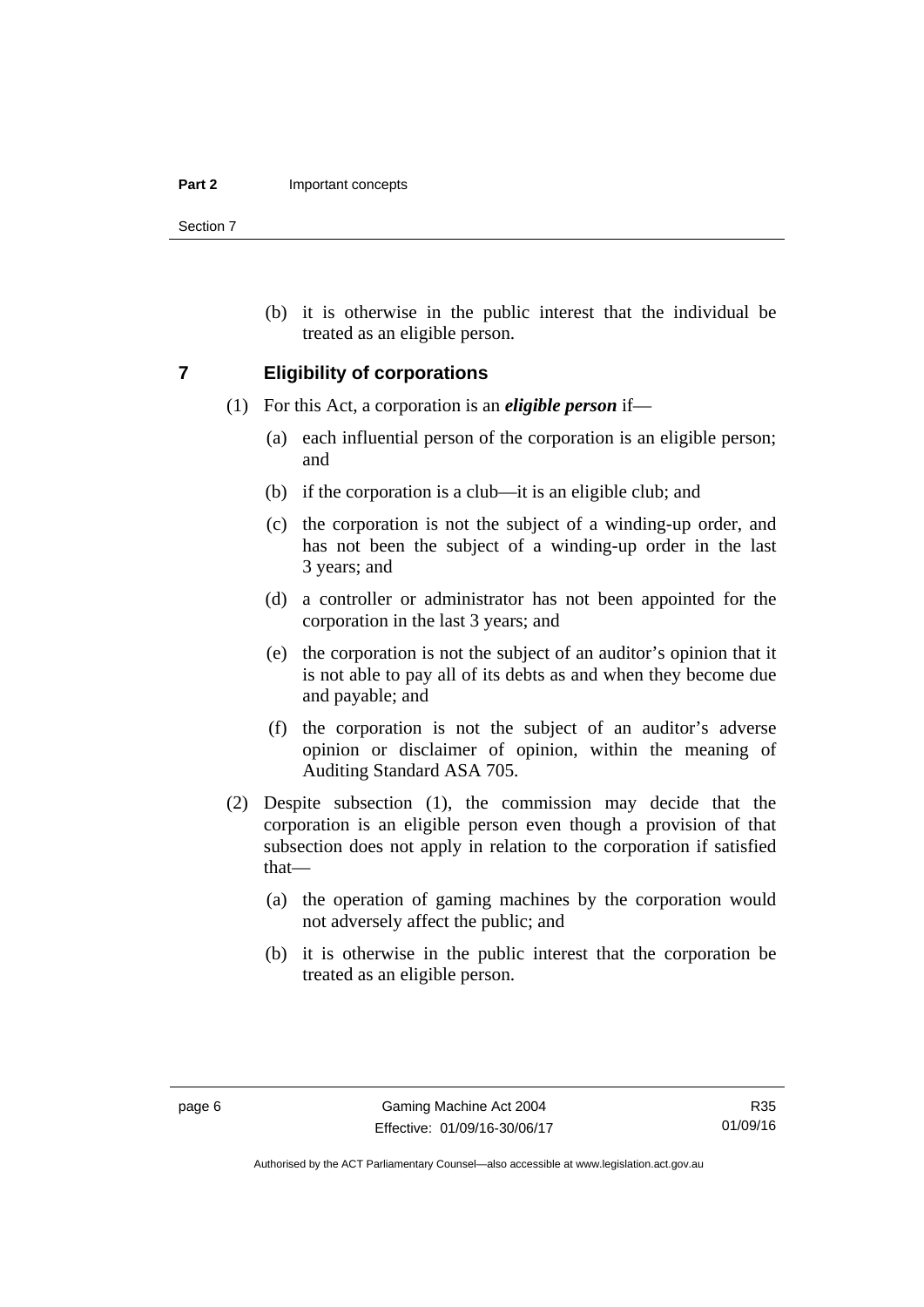(b) it is otherwise in the public interest that the individual be treated as an eligible person.

## 7 Eligibility of corporations

(1) For this Act, a corporation is an ***eligible person*** if—

(a) each influential person of the corporation is an eligible person; and

(b) if the corporation is a club—it is an eligible club; and

(c) the corporation is not the subject of a winding-up order, and has not been the subject of a winding-up order in the last 3 years; and

(d) a controller or administrator has not been appointed for the corporation in the last 3 years; and

(e) the corporation is not the subject of an auditor's opinion that it is not able to pay all of its debts as and when they become due and payable; and

(f) the corporation is not the subject of an auditor's adverse opinion or disclaimer of opinion, within the meaning of Auditing Standard ASA 705.

(2) Despite subsection (1), the commission may decide that the corporation is an eligible person even though a provision of that subsection does not apply in relation to the corporation if satisfied that—

(a) the operation of gaming machines by the corporation would not adversely affect the public; and

(b) it is otherwise in the public interest that the corporation be treated as an eligible person.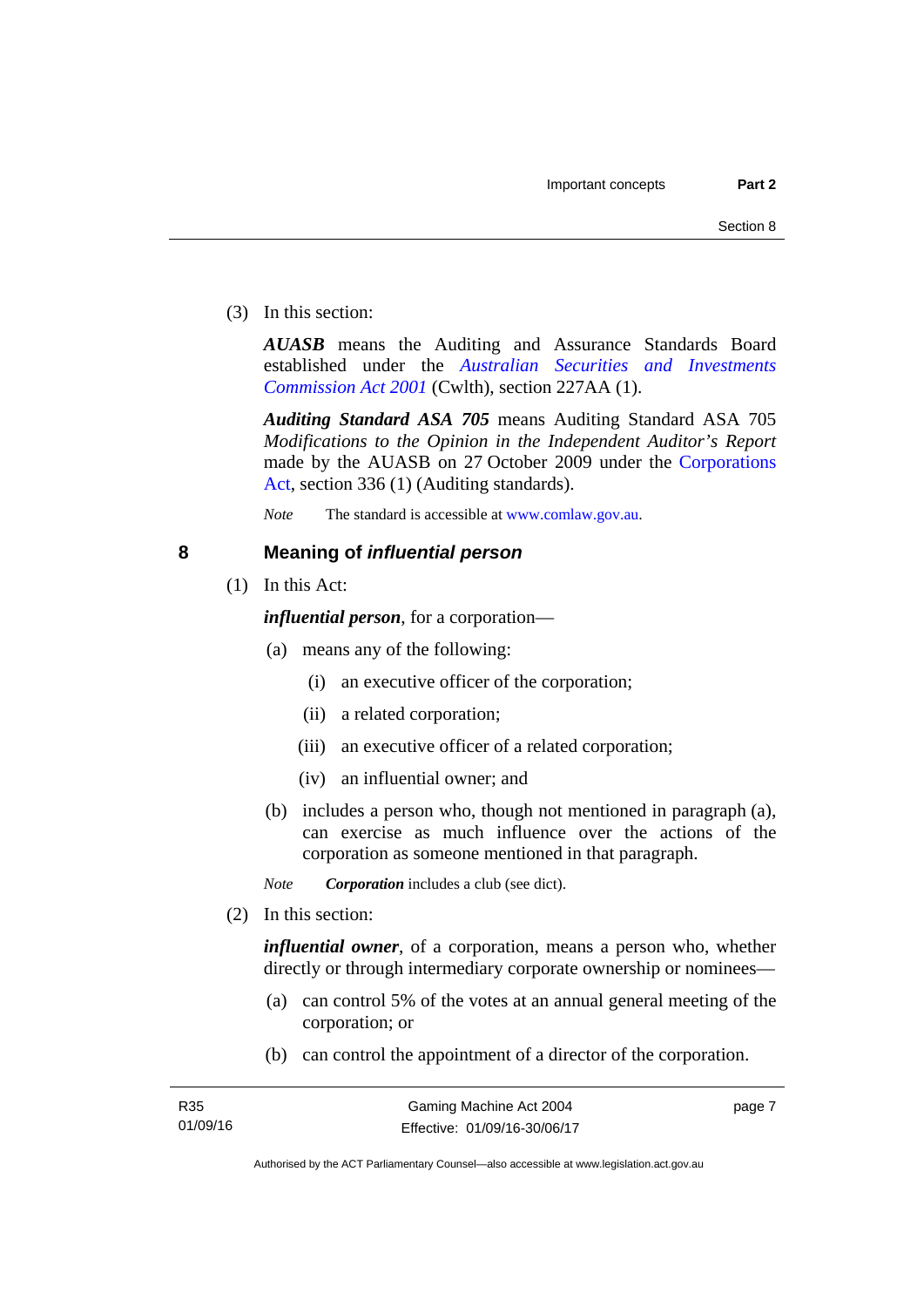(3) In this section:

***AUASB*** means the Auditing and Assurance Standards Board established under the *Australian Securities and Investments Commission Act 2001* (Cwlth), section 227AA (1).

***Auditing Standard ASA 705*** means Auditing Standard ASA 705 *Modifications to the Opinion in the Independent Auditor's Report* made by the AUASB on 27 October 2009 under the Corporations Act, section 336 (1) (Auditing standards).

*Note* The standard is accessible at www.comlaw.gov.au.

## 8 Meaning of *influential person*

(1) In this Act:

***influential person***, for a corporation—

(a) means any of the following:

(i) an executive officer of the corporation;

(ii) a related corporation;

(iii) an executive officer of a related corporation;

(iv) an influential owner; and

(b) includes a person who, though not mentioned in paragraph (a), can exercise as much influence over the actions of the corporation as someone mentioned in that paragraph.

*Note* ***Corporation*** includes a club (see dict).

(2) In this section:

***influential owner***, of a corporation, means a person who, whether directly or through intermediary corporate ownership or nominees—

(a) can control 5% of the votes at an annual general meeting of the corporation; or

(b) can control the appointment of a director of the corporation.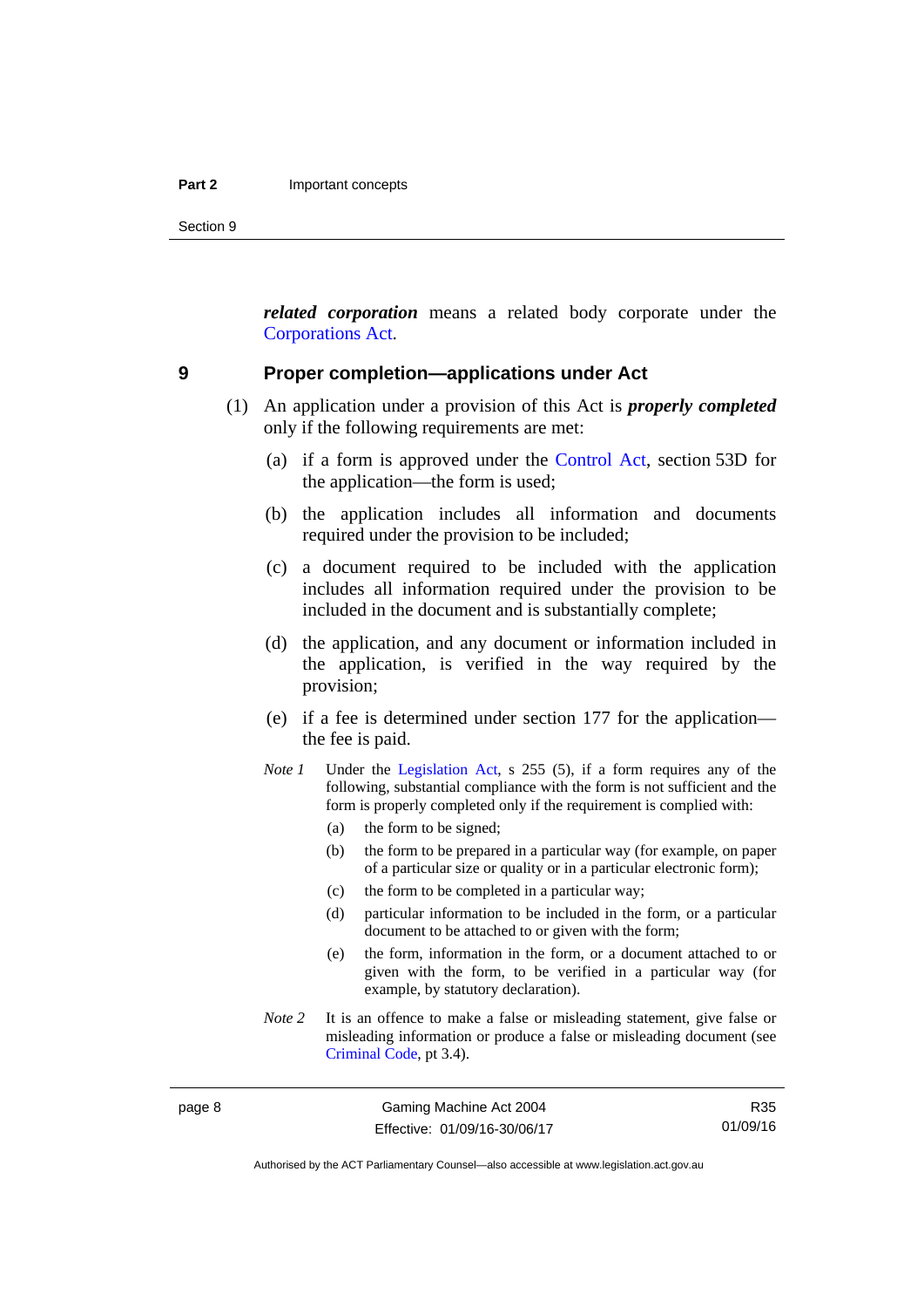***related corporation*** means a related body corporate under the Corporations Act.

## 9 Proper completion—applications under Act

(1) An application under a provision of this Act is ***properly completed*** only if the following requirements are met:

(a) if a form is approved under the Control Act, section 53D for the application—the form is used;

(b) the application includes all information and documents required under the provision to be included;

(c) a document required to be included with the application includes all information required under the provision to be included in the document and is substantially complete;

(d) the application, and any document or information included in the application, is verified in the way required by the provision;

(e) if a fee is determined under section 177 for the application—the fee is paid.

*Note 1* Under the Legislation Act, s 255 (5), if a form requires any of the following, substantial compliance with the form is not sufficient and the form is properly completed only if the requirement is complied with:

(a) the form to be signed;

(b) the form to be prepared in a particular way (for example, on paper of a particular size or quality or in a particular electronic form);

(c) the form to be completed in a particular way;

(d) particular information to be included in the form, or a particular document to be attached to or given with the form;

(e) the form, information in the form, or a document attached to or given with the form, to be verified in a particular way (for example, by statutory declaration).

*Note 2* It is an offence to make a false or misleading statement, give false or misleading information or produce a false or misleading document (see Criminal Code, pt 3.4).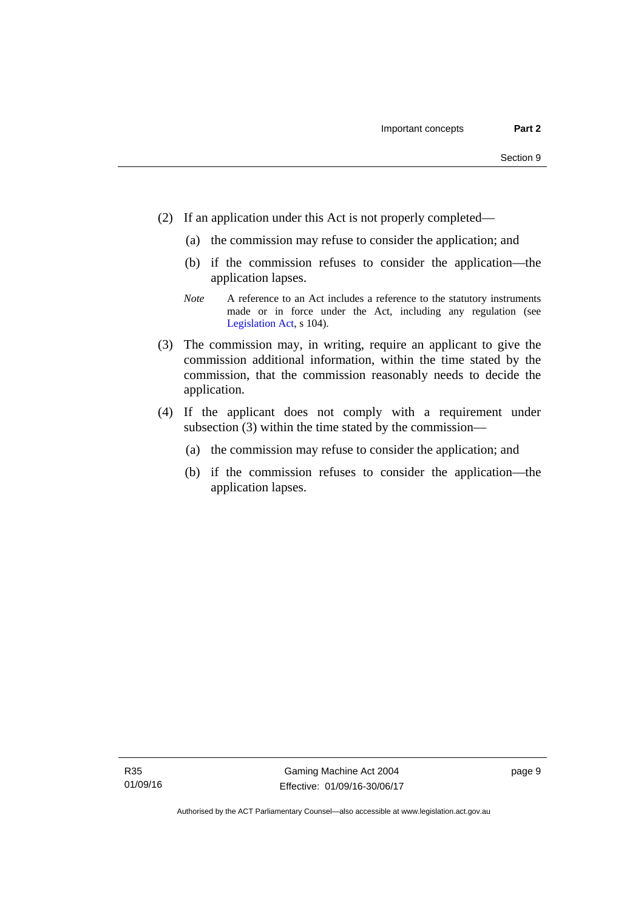(2) If an application under this Act is not properly completed—

 (a) the commission may refuse to consider the application; and

 (b) if the commission refuses to consider the application—the application lapses.

*Note* A reference to an Act includes a reference to the statutory instruments made or in force under the Act, including any regulation (see Legislation Act, s 104).

(3) The commission may, in writing, require an applicant to give the commission additional information, within the time stated by the commission, that the commission reasonably needs to decide the application.

(4) If the applicant does not comply with a requirement under subsection (3) within the time stated by the commission—

 (a) the commission may refuse to consider the application; and

 (b) if the commission refuses to consider the application—the application lapses.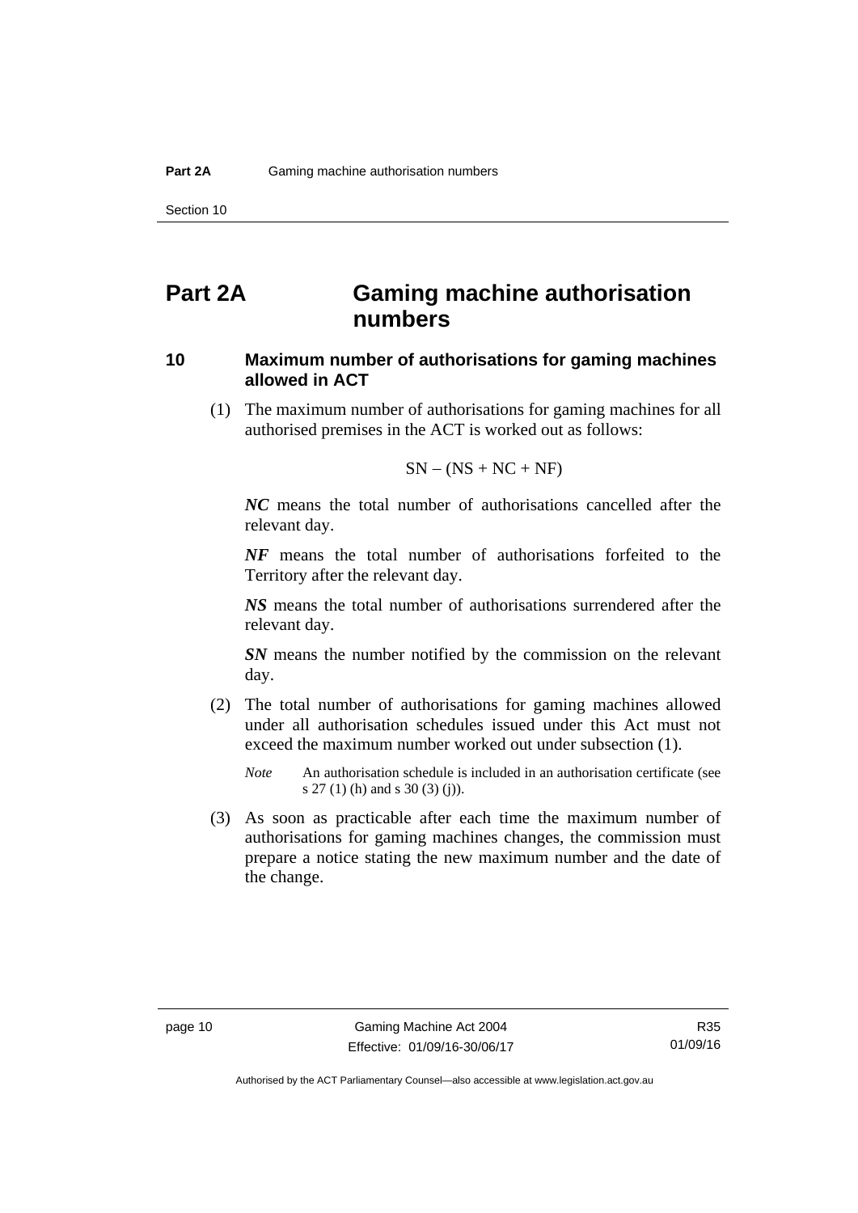# Part 2A Gaming machine authorisation numbers

## 10 Maximum number of authorisations for gaming machines allowed in ACT

(1) The maximum number of authorisations for gaming machines for all authorised premises in the ACT is worked out as follows:

$$SN - (NS + NC + NF)$$

***NC*** means the total number of authorisations cancelled after the relevant day.

***NF*** means the total number of authorisations forfeited to the Territory after the relevant day.

***NS*** means the total number of authorisations surrendered after the relevant day.

***SN*** means the number notified by the commission on the relevant day.

(2) The total number of authorisations for gaming machines allowed under all authorisation schedules issued under this Act must not exceed the maximum number worked out under subsection (1).

*Note* An authorisation schedule is included in an authorisation certificate (see s 27 (1) (h) and s 30 (3) (j)).

(3) As soon as practicable after each time the maximum number of authorisations for gaming machines changes, the commission must prepare a notice stating the new maximum number and the date of the change.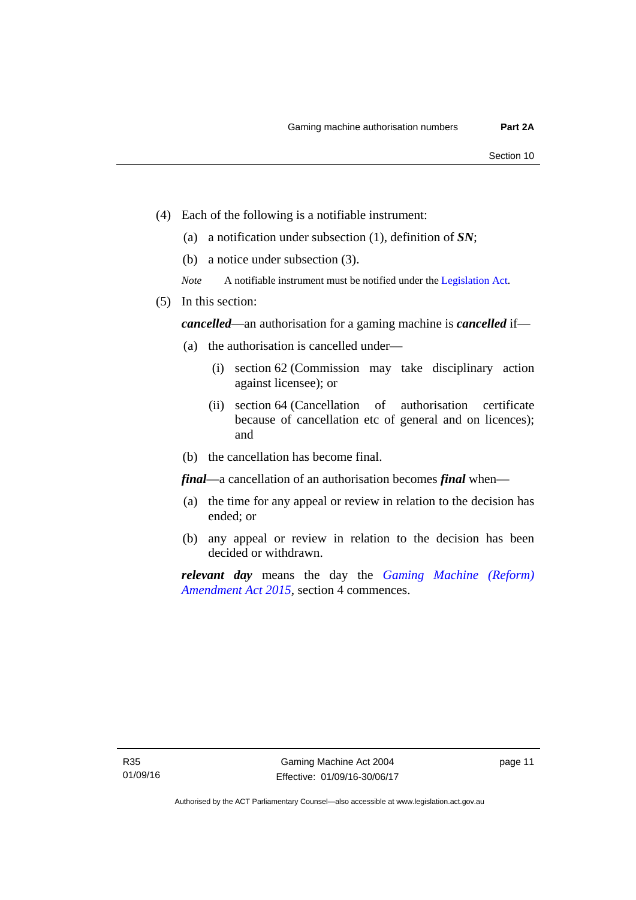(4) Each of the following is a notifiable instrument:

  (a) a notification under subsection (1), definition of ***SN***;

  (b) a notice under subsection (3).

  *Note* A notifiable instrument must be notified under the Legislation Act.

(5) In this section:

***cancelled***—an authorisation for a gaming machine is ***cancelled*** if—

  (a) the authorisation is cancelled under—

    (i) section 62 (Commission may take disciplinary action against licensee); or

    (ii) section 64 (Cancellation of authorisation certificate because of cancellation etc of general and on licences); and

  (b) the cancellation has become final.

***final***—a cancellation of an authorisation becomes ***final*** when—

  (a) the time for any appeal or review in relation to the decision has ended; or

  (b) any appeal or review in relation to the decision has been decided or withdrawn.

***relevant day*** means the day the *Gaming Machine (Reform) Amendment Act 2015*, section 4 commences.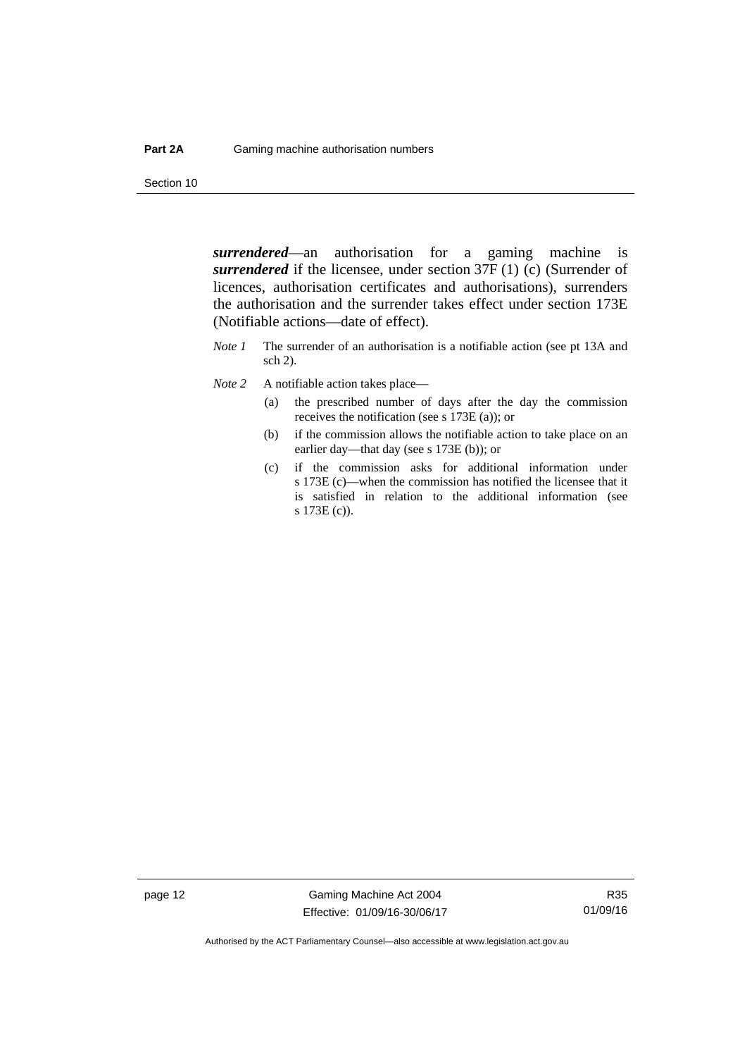***surrendered***—an authorisation for a gaming machine is ***surrendered*** if the licensee, under section 37F (1) (c) (Surrender of licences, authorisation certificates and authorisations), surrenders the authorisation and the surrender takes effect under section 173E (Notifiable actions—date of effect).

*Note 1* The surrender of an authorisation is a notifiable action (see pt 13A and sch 2).

*Note 2* A notifiable action takes place—

(a) the prescribed number of days after the day the commission receives the notification (see s 173E (a)); or

(b) if the commission allows the notifiable action to take place on an earlier day—that day (see s 173E (b)); or

(c) if the commission asks for additional information under s 173E (c)—when the commission has notified the licensee that it is satisfied in relation to the additional information (see s 173E (c)).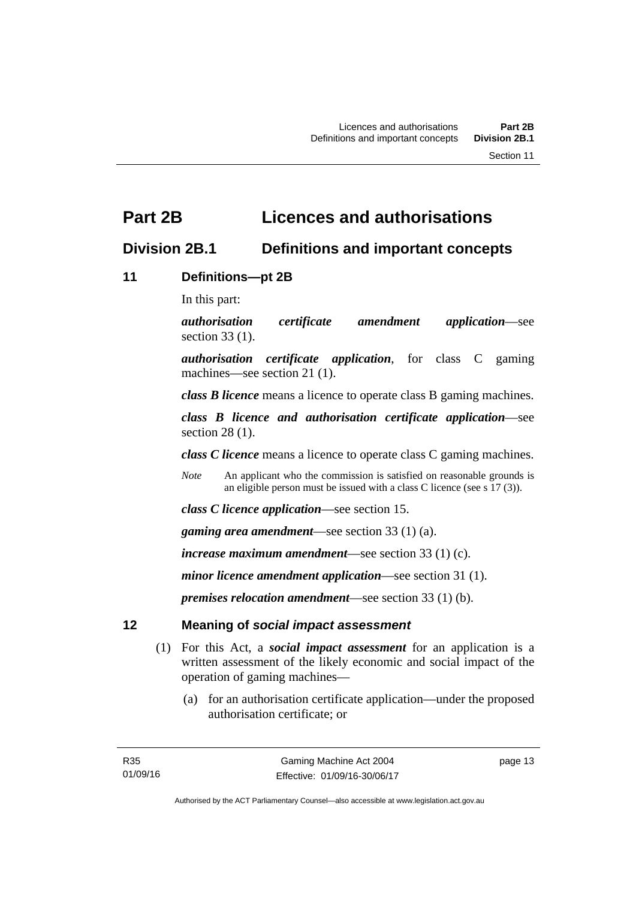# Part 2B Licences and authorisations

## Division 2B.1 Definitions and important concepts

### 11 Definitions—pt 2B

In this part:

***authorisation certificate amendment application***—see section 33 (1).

***authorisation certificate application***, for class C gaming machines—see section 21 (1).

***class B licence*** means a licence to operate class B gaming machines.

***class B licence and authorisation certificate application***—see section 28 (1).

***class C licence*** means a licence to operate class C gaming machines.

*Note* An applicant who the commission is satisfied on reasonable grounds is an eligible person must be issued with a class C licence (see s 17 (3)).

***class C licence application***—see section 15.

***gaming area amendment***—see section 33 (1) (a).

***increase maximum amendment***—see section 33 (1) (c).

***minor licence amendment application***—see section 31 (1).

***premises relocation amendment***—see section 33 (1) (b).

### 12 Meaning of *social impact assessment*

(1) For this Act, a ***social impact assessment*** for an application is a written assessment of the likely economic and social impact of the operation of gaming machines—

(a) for an authorisation certificate application—under the proposed authorisation certificate; or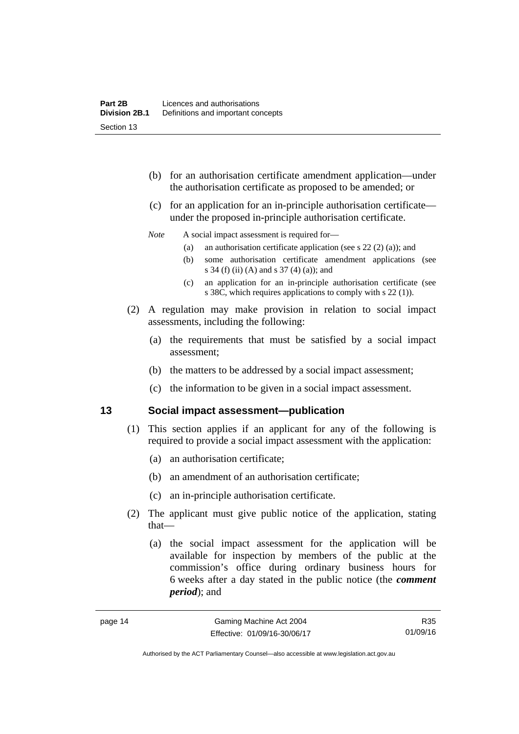(b) for an authorisation certificate amendment application—under the authorisation certificate as proposed to be amended; or

(c) for an application for an in-principle authorisation certificate—under the proposed in-principle authorisation certificate.

*Note* A social impact assessment is required for—

(a) an authorisation certificate application (see s 22 (2) (a)); and

(b) some authorisation certificate amendment applications (see s 34 (f) (ii) (A) and s 37 (4) (a)); and

(c) an application for an in-principle authorisation certificate (see s 38C, which requires applications to comply with s 22 (1)).

(2) A regulation may make provision in relation to social impact assessments, including the following:

(a) the requirements that must be satisfied by a social impact assessment;

(b) the matters to be addressed by a social impact assessment;

(c) the information to be given in a social impact assessment.

## 13 Social impact assessment—publication

(1) This section applies if an applicant for any of the following is required to provide a social impact assessment with the application:

(a) an authorisation certificate;

(b) an amendment of an authorisation certificate;

(c) an in-principle authorisation certificate.

(2) The applicant must give public notice of the application, stating that—

(a) the social impact assessment for the application will be available for inspection by members of the public at the commission's office during ordinary business hours for 6 weeks after a day stated in the public notice (the ***comment period***); and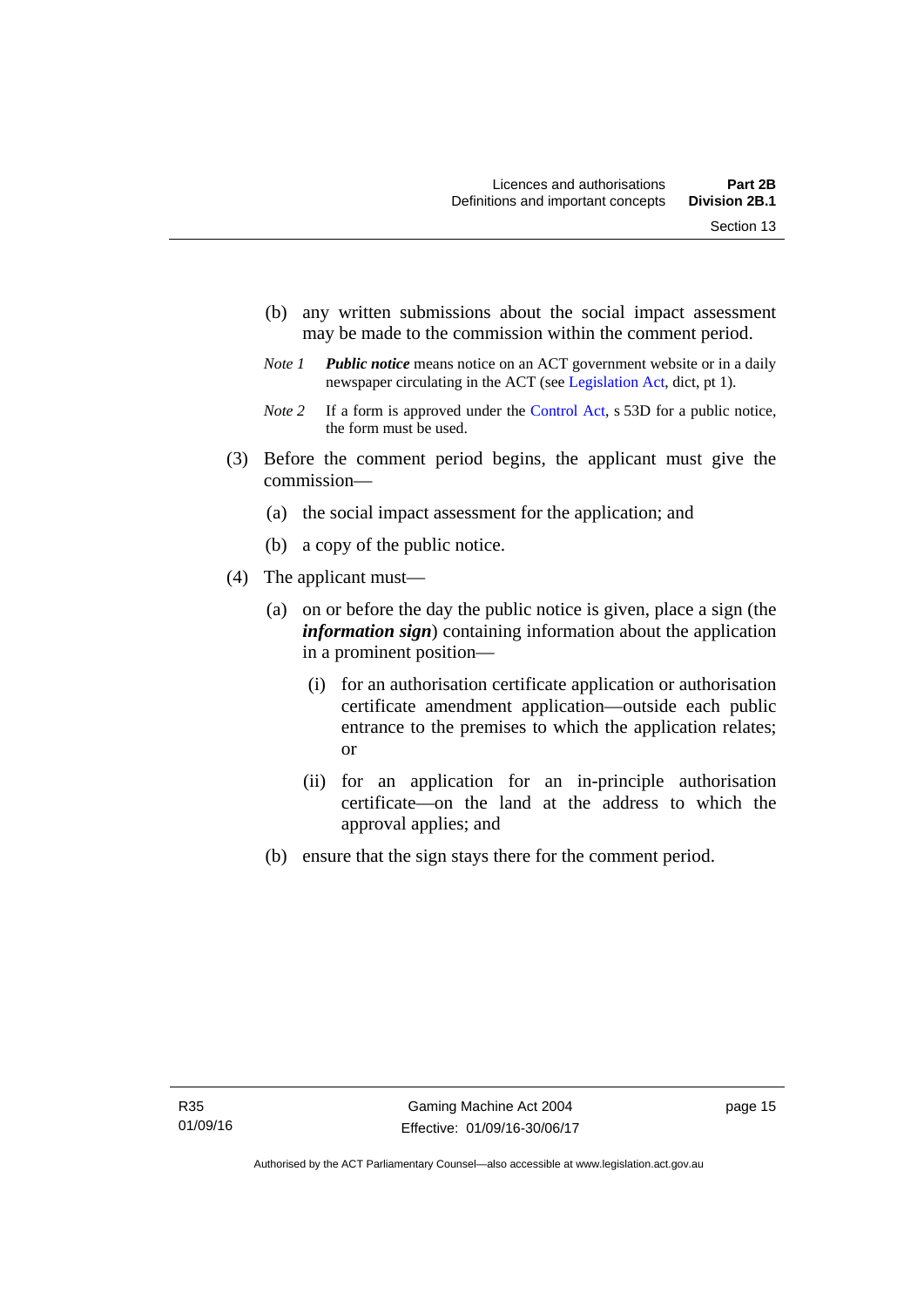(b) any written submissions about the social impact assessment may be made to the commission within the comment period.

*Note 1* ***Public notice*** means notice on an ACT government website or in a daily newspaper circulating in the ACT (see Legislation Act, dict, pt 1).

*Note 2* If a form is approved under the Control Act, s 53D for a public notice, the form must be used.

(3) Before the comment period begins, the applicant must give the commission—

(a) the social impact assessment for the application; and

(b) a copy of the public notice.

(4) The applicant must—

(a) on or before the day the public notice is given, place a sign (the ***information sign***) containing information about the application in a prominent position—

(i) for an authorisation certificate application or authorisation certificate amendment application—outside each public entrance to the premises to which the application relates; or

(ii) for an application for an in-principle authorisation certificate—on the land at the address to which the approval applies; and

(b) ensure that the sign stays there for the comment period.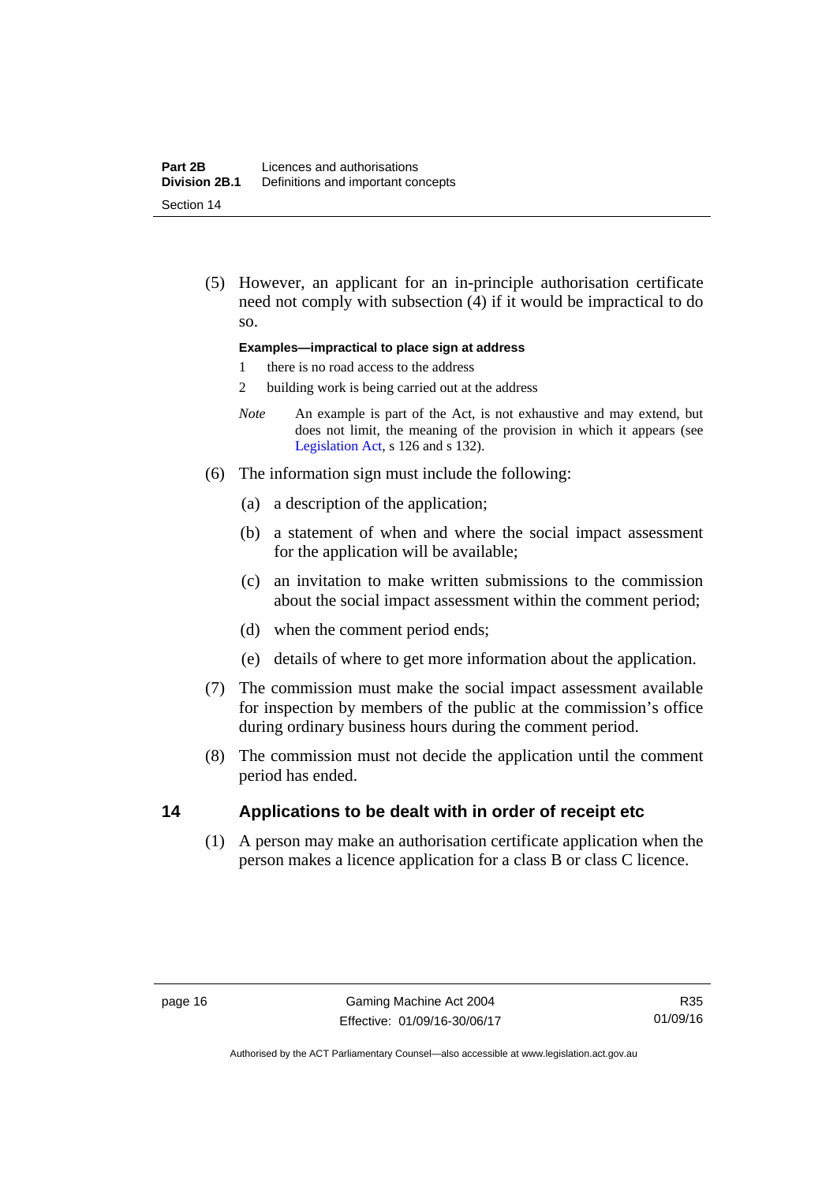(5) However, an applicant for an in-principle authorisation certificate need not comply with subsection (4) if it would be impractical to do so.

**Examples—impractical to place sign at address**

1 there is no road access to the address

2 building work is being carried out at the address

*Note* An example is part of the Act, is not exhaustive and may extend, but does not limit, the meaning of the provision in which it appears (see Legislation Act, s 126 and s 132).

(6) The information sign must include the following:

(a) a description of the application;

(b) a statement of when and where the social impact assessment for the application will be available;

(c) an invitation to make written submissions to the commission about the social impact assessment within the comment period;

(d) when the comment period ends;

(e) details of where to get more information about the application.

(7) The commission must make the social impact assessment available for inspection by members of the public at the commission's office during ordinary business hours during the comment period.

(8) The commission must not decide the application until the comment period has ended.

## 14 Applications to be dealt with in order of receipt etc

(1) A person may make an authorisation certificate application when the person makes a licence application for a class B or class C licence.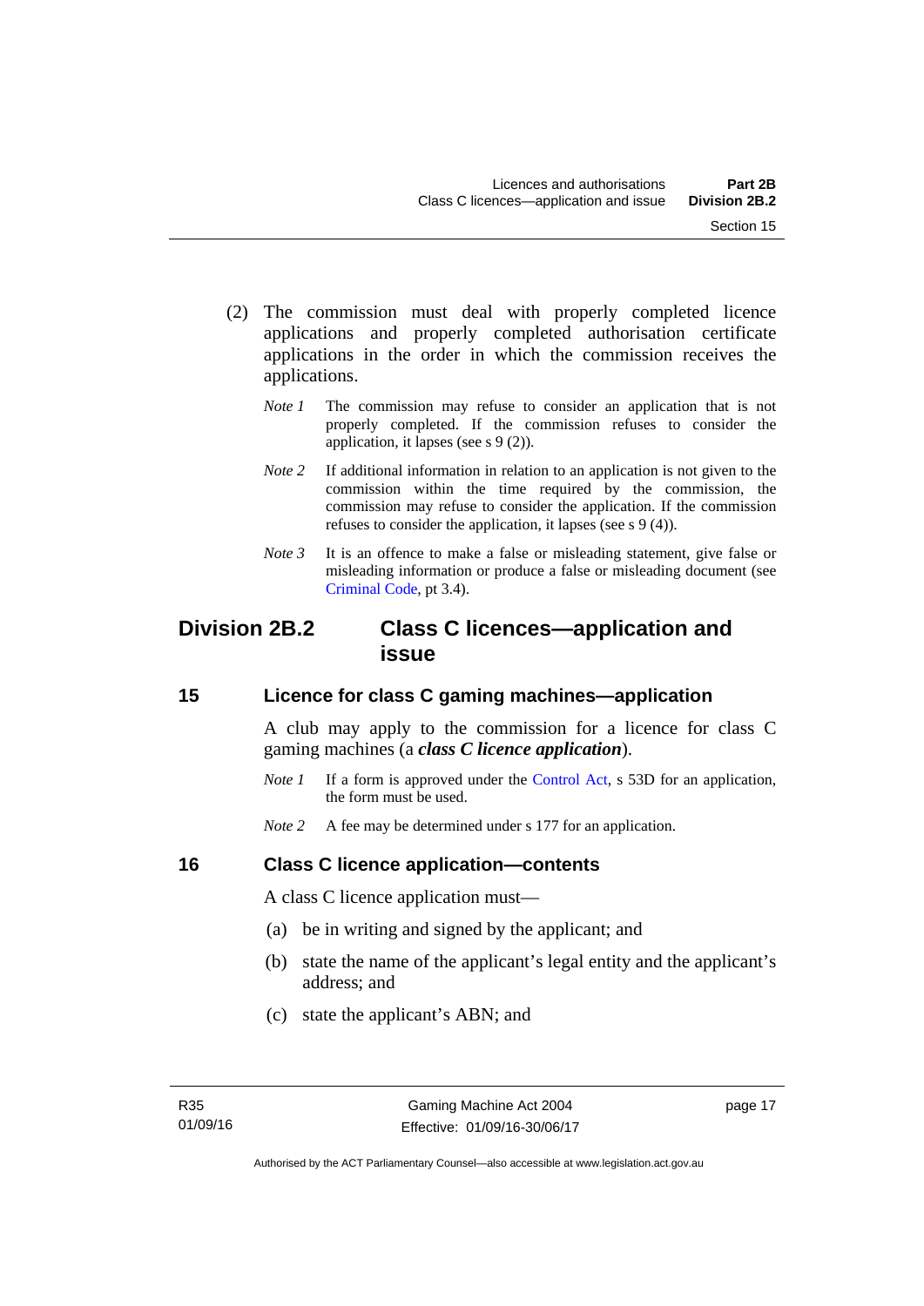(2) The commission must deal with properly completed licence applications and properly completed authorisation certificate applications in the order in which the commission receives the applications.

*Note 1* The commission may refuse to consider an application that is not properly completed. If the commission refuses to consider the application, it lapses (see s 9 (2)).

*Note 2* If additional information in relation to an application is not given to the commission within the time required by the commission, the commission may refuse to consider the application. If the commission refuses to consider the application, it lapses (see s 9 (4)).

*Note 3* It is an offence to make a false or misleading statement, give false or misleading information or produce a false or misleading document (see Criminal Code, pt 3.4).

## Division 2B.2 Class C licences—application and issue

### 15 Licence for class C gaming machines—application

A club may apply to the commission for a licence for class C gaming machines (a ***class C licence application***).

*Note 1* If a form is approved under the Control Act, s 53D for an application, the form must be used.

*Note 2* A fee may be determined under s 177 for an application.

### 16 Class C licence application—contents

A class C licence application must—

(a) be in writing and signed by the applicant; and

(b) state the name of the applicant's legal entity and the applicant's address; and

(c) state the applicant's ABN; and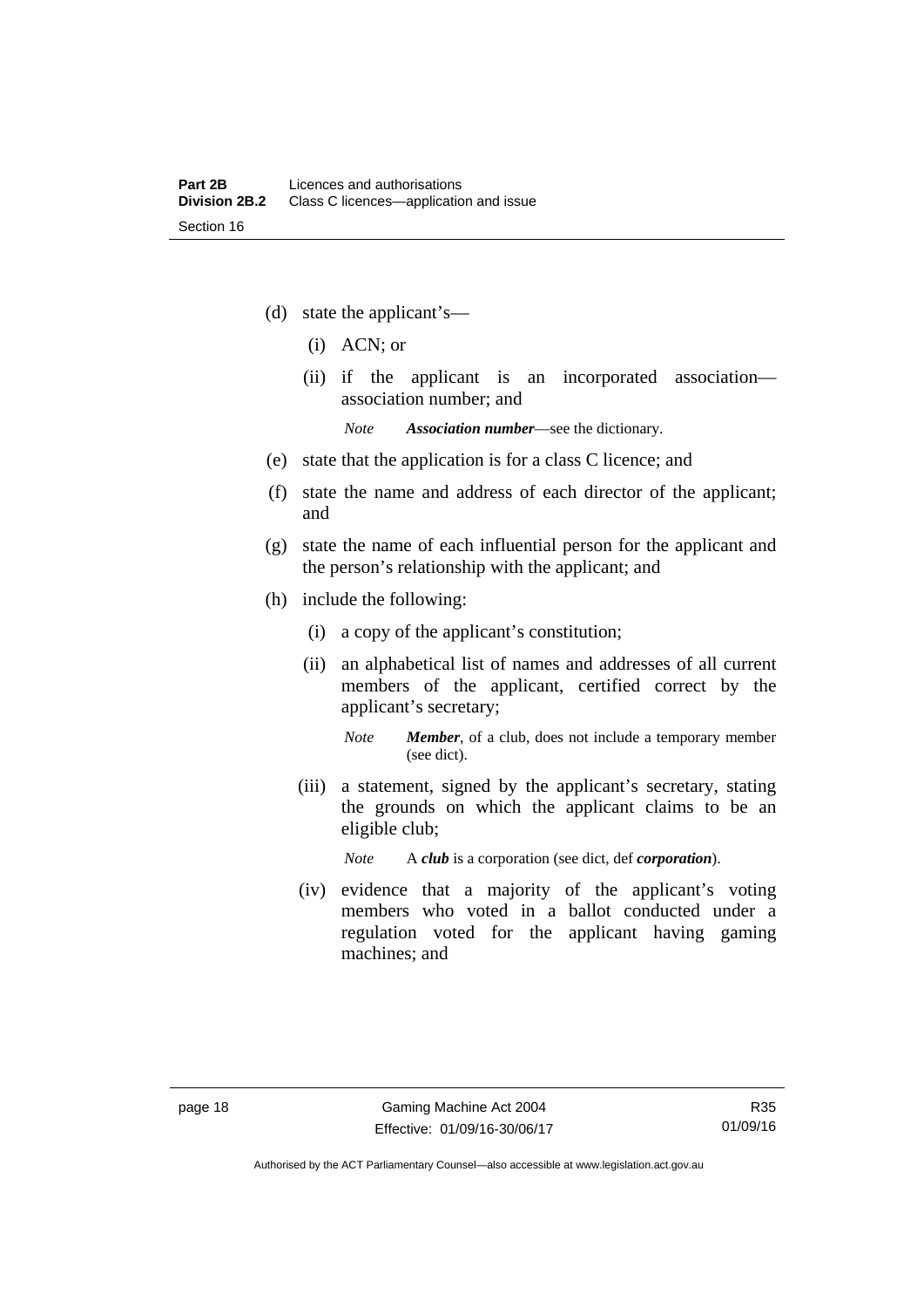(d) state the applicant's—

   (i) ACN; or

   (ii) if the applicant is an incorporated association—association number; and

   *Note* ***Association number***—see the dictionary.

(e) state that the application is for a class C licence; and

(f) state the name and address of each director of the applicant; and

(g) state the name of each influential person for the applicant and the person's relationship with the applicant; and

(h) include the following:

   (i) a copy of the applicant's constitution;

   (ii) an alphabetical list of names and addresses of all current members of the applicant, certified correct by the applicant's secretary;

   *Note* ***Member***, of a club, does not include a temporary member (see dict).

   (iii) a statement, signed by the applicant's secretary, stating the grounds on which the applicant claims to be an eligible club;

   *Note* A ***club*** is a corporation (see dict, def ***corporation***).

   (iv) evidence that a majority of the applicant's voting members who voted in a ballot conducted under a regulation voted for the applicant having gaming machines; and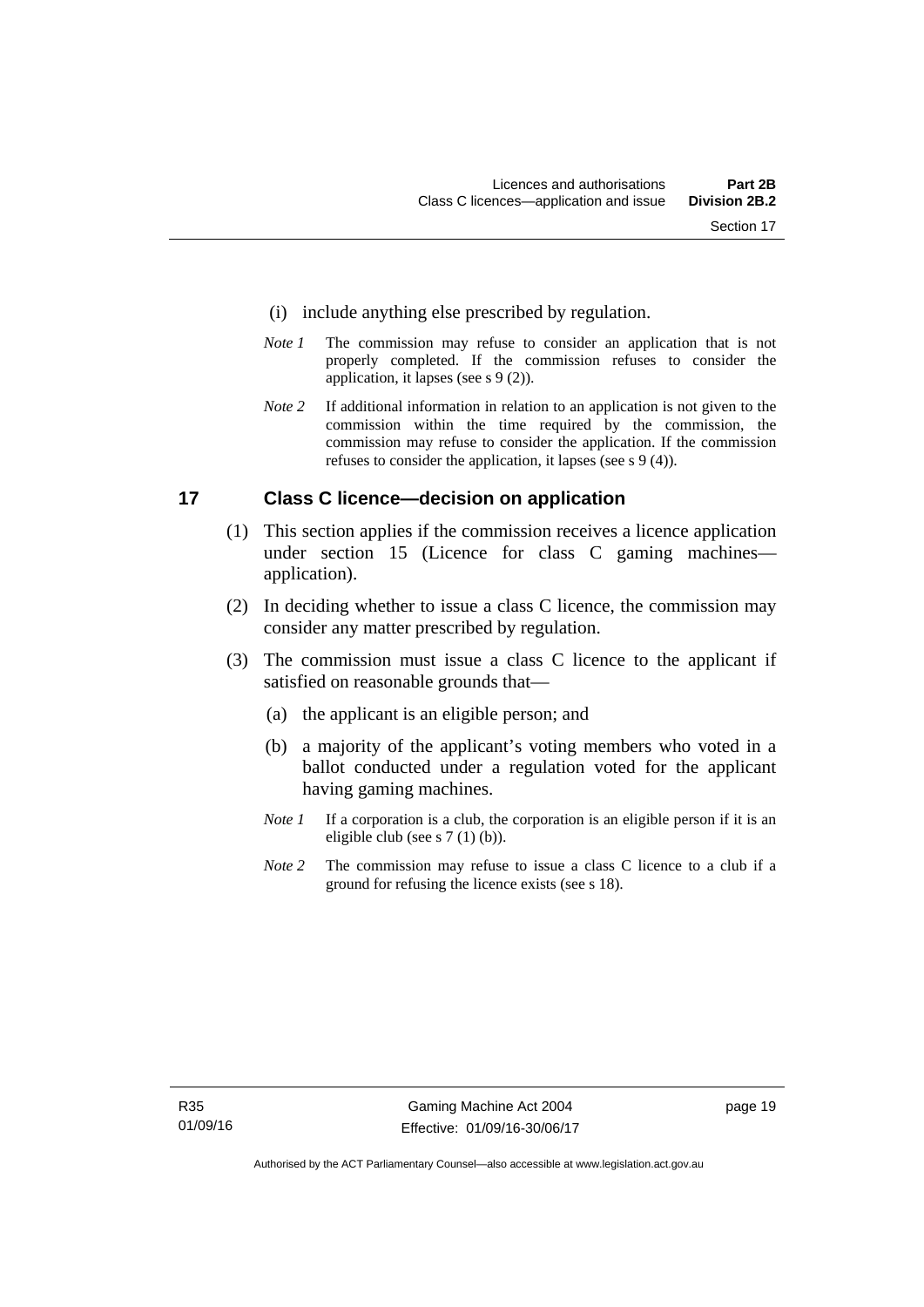(i) include anything else prescribed by regulation.

*Note 1* The commission may refuse to consider an application that is not properly completed. If the commission refuses to consider the application, it lapses (see s 9 (2)).

*Note 2* If additional information in relation to an application is not given to the commission within the time required by the commission, the commission may refuse to consider the application. If the commission refuses to consider the application, it lapses (see s 9 (4)).

## 17 Class C licence—decision on application

(1) This section applies if the commission receives a licence application under section 15 (Licence for class C gaming machines—application).

(2) In deciding whether to issue a class C licence, the commission may consider any matter prescribed by regulation.

(3) The commission must issue a class C licence to the applicant if satisfied on reasonable grounds that—

(a) the applicant is an eligible person; and

(b) a majority of the applicant's voting members who voted in a ballot conducted under a regulation voted for the applicant having gaming machines.

*Note 1* If a corporation is a club, the corporation is an eligible person if it is an eligible club (see s 7 (1) (b)).

*Note 2* The commission may refuse to issue a class C licence to a club if a ground for refusing the licence exists (see s 18).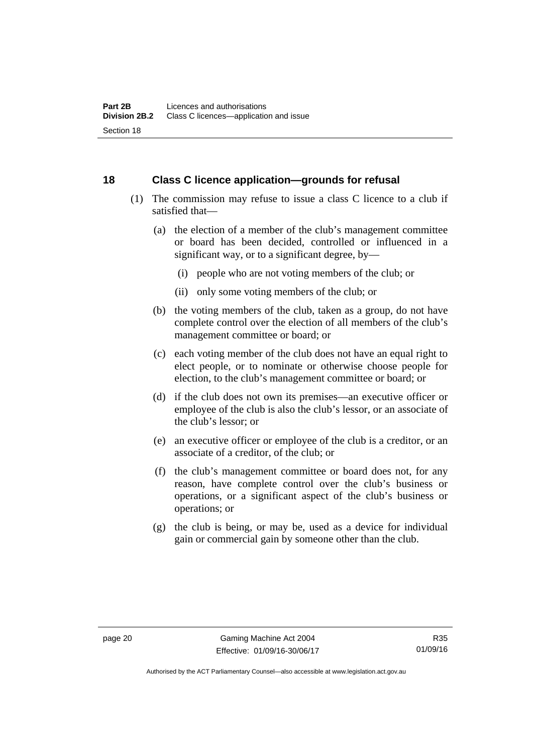## 18 Class C licence application—grounds for refusal

(1) The commission may refuse to issue a class C licence to a club if satisfied that—

(a) the election of a member of the club's management committee or board has been decided, controlled or influenced in a significant way, or to a significant degree, by—

(i) people who are not voting members of the club; or

(ii) only some voting members of the club; or

(b) the voting members of the club, taken as a group, do not have complete control over the election of all members of the club's management committee or board; or

(c) each voting member of the club does not have an equal right to elect people, or to nominate or otherwise choose people for election, to the club's management committee or board; or

(d) if the club does not own its premises—an executive officer or employee of the club is also the club's lessor, or an associate of the club's lessor; or

(e) an executive officer or employee of the club is a creditor, or an associate of a creditor, of the club; or

(f) the club's management committee or board does not, for any reason, have complete control over the club's business or operations, or a significant aspect of the club's business or operations; or

(g) the club is being, or may be, used as a device for individual gain or commercial gain by someone other than the club.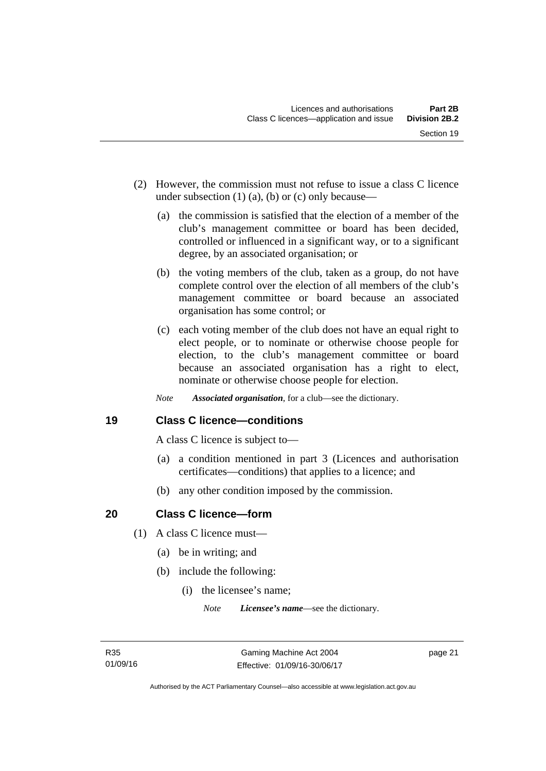(2) However, the commission must not refuse to issue a class C licence under subsection (1) (a), (b) or (c) only because—

(a) the commission is satisfied that the election of a member of the club's management committee or board has been decided, controlled or influenced in a significant way, or to a significant degree, by an associated organisation; or

(b) the voting members of the club, taken as a group, do not have complete control over the election of all members of the club's management committee or board because an associated organisation has some control; or

(c) each voting member of the club does not have an equal right to elect people, or to nominate or otherwise choose people for election, to the club's management committee or board because an associated organisation has a right to elect, nominate or otherwise choose people for election.

*Note* ***Associated organisation***, for a club—see the dictionary.

## 19 Class C licence—conditions

A class C licence is subject to—

(a) a condition mentioned in part 3 (Licences and authorisation certificates—conditions) that applies to a licence; and

(b) any other condition imposed by the commission.

## 20 Class C licence—form

(1) A class C licence must—

(a) be in writing; and

(b) include the following:

(i) the licensee's name;

*Note* ***Licensee's name***—see the dictionary.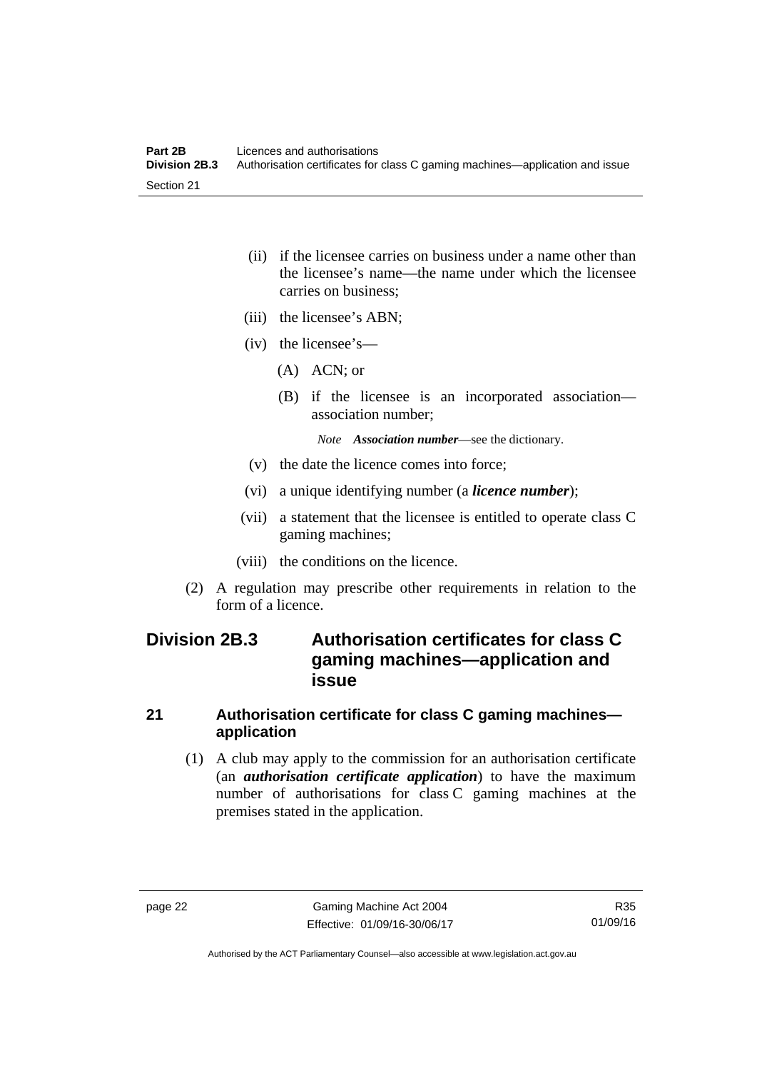(ii) if the licensee carries on business under a name other than the licensee's name—the name under which the licensee carries on business;

(iii) the licensee's ABN;

(iv) the licensee's—

(A) ACN; or

(B) if the licensee is an incorporated association—association number;

*Note* ***Association number***—see the dictionary.

(v) the date the licence comes into force;

(vi) a unique identifying number (a ***licence number***);

(vii) a statement that the licensee is entitled to operate class C gaming machines;

(viii) the conditions on the licence.

(2) A regulation may prescribe other requirements in relation to the form of a licence.

## Division 2B.3 Authorisation certificates for class C gaming machines—application and issue

### 21 Authorisation certificate for class C gaming machines—application

(1) A club may apply to the commission for an authorisation certificate (an ***authorisation certificate application***) to have the maximum number of authorisations for class C gaming machines at the premises stated in the application.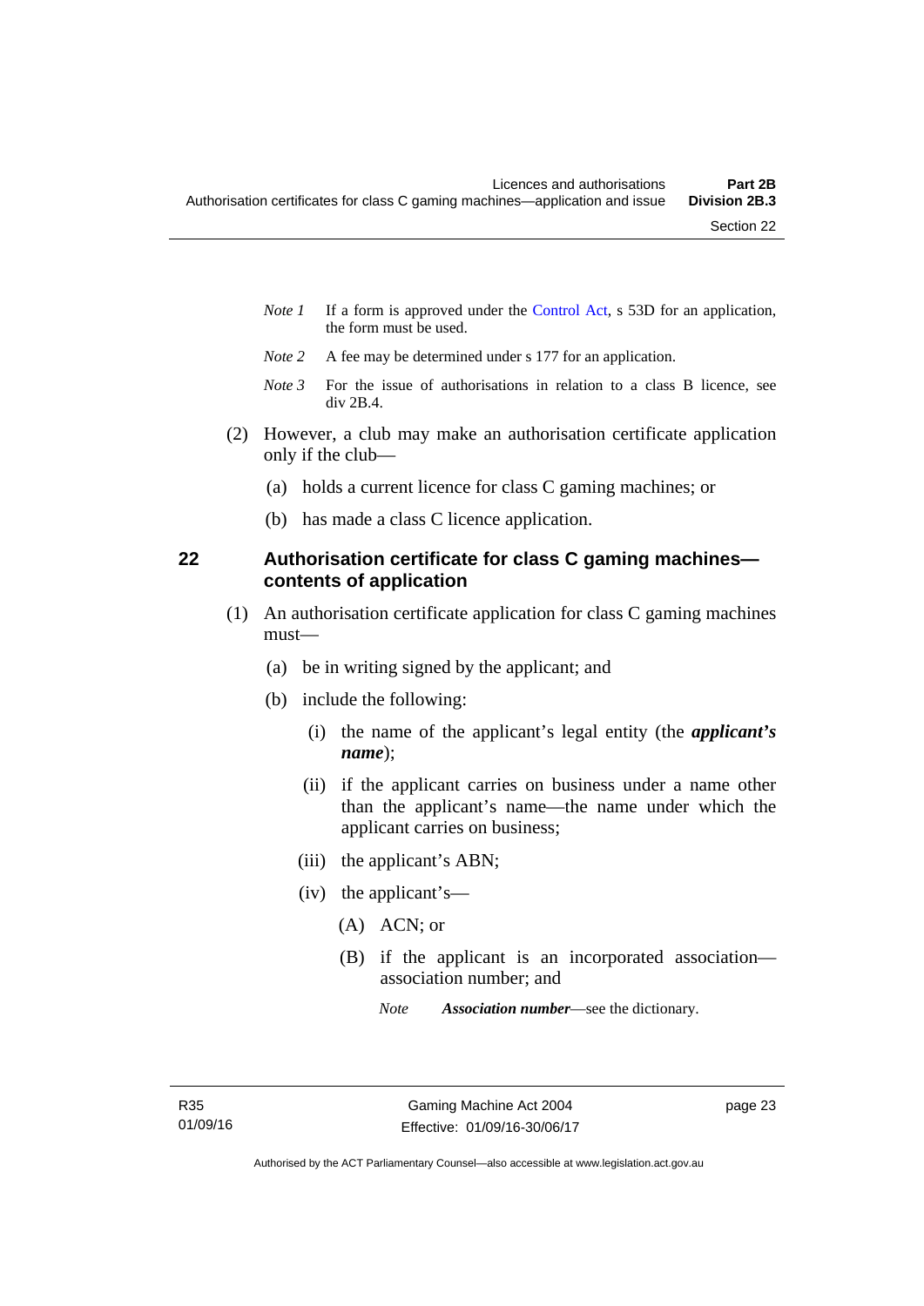*Note 1* If a form is approved under the Control Act, s 53D for an application, the form must be used.

*Note 2* A fee may be determined under s 177 for an application.

*Note 3* For the issue of authorisations in relation to a class B licence, see div 2B.4.

(2) However, a club may make an authorisation certificate application only if the club—

(a) holds a current licence for class C gaming machines; or

(b) has made a class C licence application.

## 22 Authorisation certificate for class C gaming machines—contents of application

(1) An authorisation certificate application for class C gaming machines must—

(a) be in writing signed by the applicant; and

(b) include the following:

(i) the name of the applicant's legal entity (the ***applicant's name***);

(ii) if the applicant carries on business under a name other than the applicant's name—the name under which the applicant carries on business;

(iii) the applicant's ABN;

(iv) the applicant's—

(A) ACN; or

(B) if the applicant is an incorporated association—association number; and

*Note* ***Association number***—see the dictionary.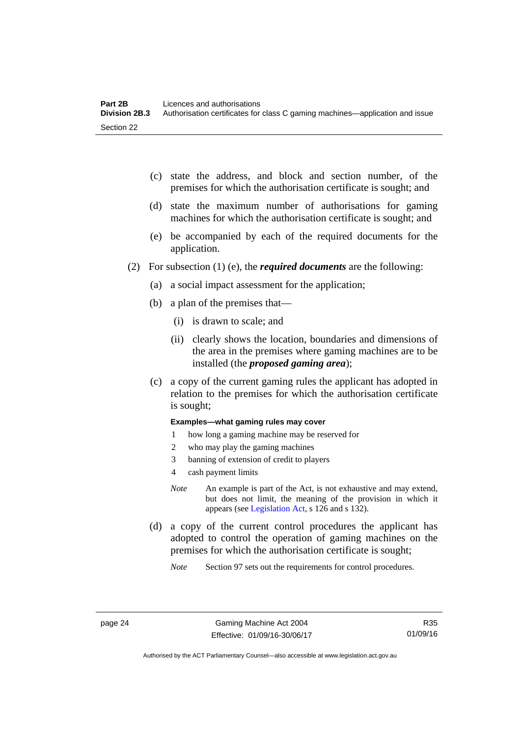(c) state the address, and block and section number, of the premises for which the authorisation certificate is sought; and

(d) state the maximum number of authorisations for gaming machines for which the authorisation certificate is sought; and

(e) be accompanied by each of the required documents for the application.

(2) For subsection (1) (e), the ***required documents*** are the following:

(a) a social impact assessment for the application;

(b) a plan of the premises that—

(i) is drawn to scale; and

(ii) clearly shows the location, boundaries and dimensions of the area in the premises where gaming machines are to be installed (the ***proposed gaming area***);

(c) a copy of the current gaming rules the applicant has adopted in relation to the premises for which the authorisation certificate is sought;

**Examples—what gaming rules may cover**

1 how long a gaming machine may be reserved for

2 who may play the gaming machines

3 banning of extension of credit to players

4 cash payment limits

*Note* An example is part of the Act, is not exhaustive and may extend, but does not limit, the meaning of the provision in which it appears (see Legislation Act, s 126 and s 132).

(d) a copy of the current control procedures the applicant has adopted to control the operation of gaming machines on the premises for which the authorisation certificate is sought;

*Note* Section 97 sets out the requirements for control procedures.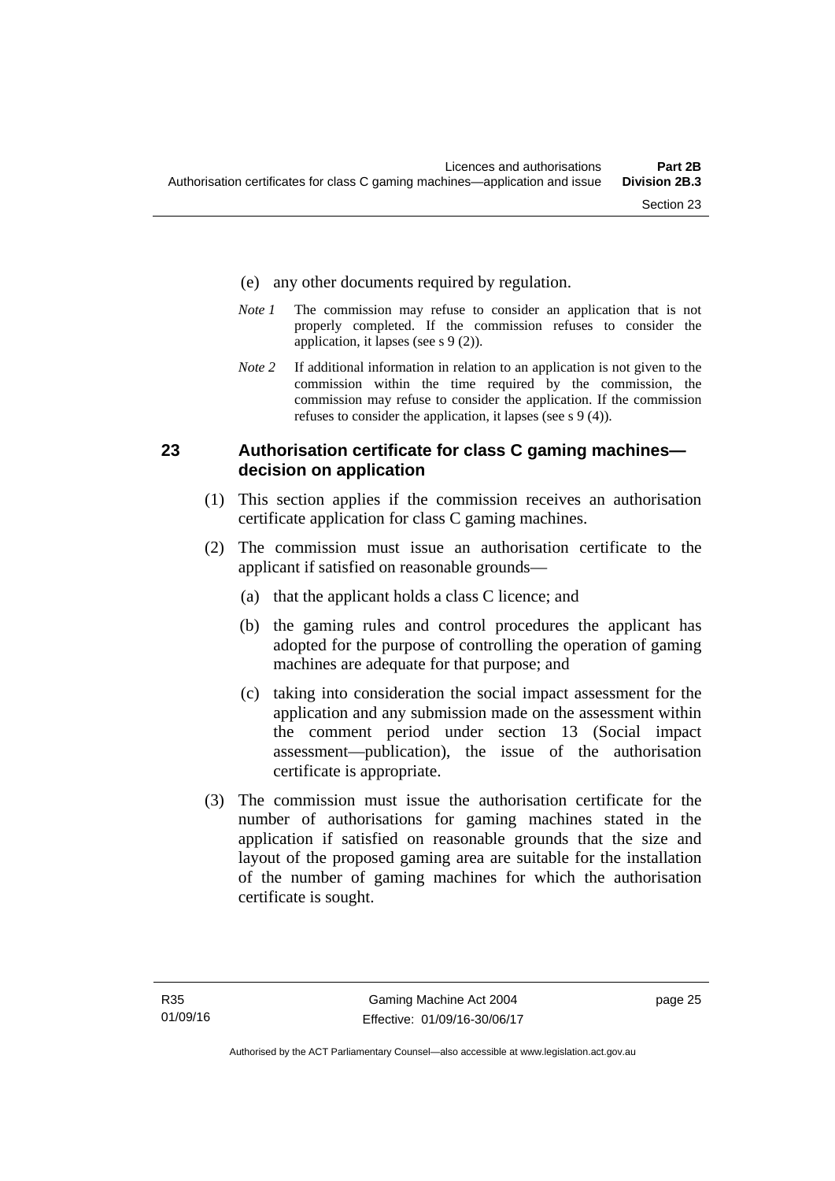(e) any other documents required by regulation.

*Note 1* The commission may refuse to consider an application that is not properly completed. If the commission refuses to consider the application, it lapses (see s 9 (2)).

*Note 2* If additional information in relation to an application is not given to the commission within the time required by the commission, the commission may refuse to consider the application. If the commission refuses to consider the application, it lapses (see s 9 (4)).

### 23 Authorisation certificate for class C gaming machines—decision on application

(1) This section applies if the commission receives an authorisation certificate application for class C gaming machines.

(2) The commission must issue an authorisation certificate to the applicant if satisfied on reasonable grounds—

(a) that the applicant holds a class C licence; and

(b) the gaming rules and control procedures the applicant has adopted for the purpose of controlling the operation of gaming machines are adequate for that purpose; and

(c) taking into consideration the social impact assessment for the application and any submission made on the assessment within the comment period under section 13 (Social impact assessment—publication), the issue of the authorisation certificate is appropriate.

(3) The commission must issue the authorisation certificate for the number of authorisations for gaming machines stated in the application if satisfied on reasonable grounds that the size and layout of the proposed gaming area are suitable for the installation of the number of gaming machines for which the authorisation certificate is sought.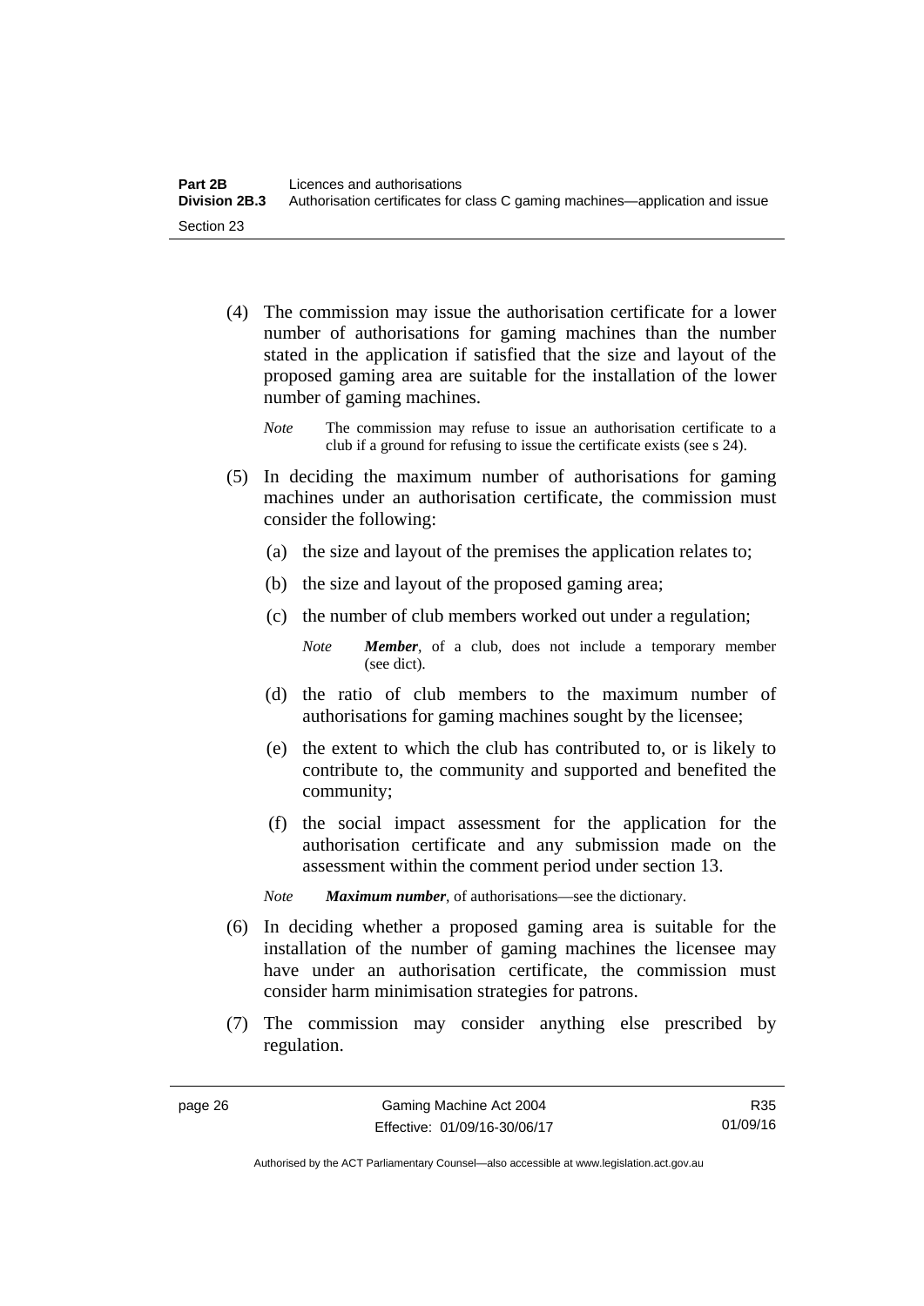(4) The commission may issue the authorisation certificate for a lower number of authorisations for gaming machines than the number stated in the application if satisfied that the size and layout of the proposed gaming area are suitable for the installation of the lower number of gaming machines.

*Note* The commission may refuse to issue an authorisation certificate to a club if a ground for refusing to issue the certificate exists (see s 24).

(5) In deciding the maximum number of authorisations for gaming machines under an authorisation certificate, the commission must consider the following:

(a) the size and layout of the premises the application relates to;

(b) the size and layout of the proposed gaming area;

(c) the number of club members worked out under a regulation;

*Note* ***Member***, of a club, does not include a temporary member (see dict).

(d) the ratio of club members to the maximum number of authorisations for gaming machines sought by the licensee;

(e) the extent to which the club has contributed to, or is likely to contribute to, the community and supported and benefited the community;

(f) the social impact assessment for the application for the authorisation certificate and any submission made on the assessment within the comment period under section 13.

*Note* ***Maximum number***, of authorisations—see the dictionary.

(6) In deciding whether a proposed gaming area is suitable for the installation of the number of gaming machines the licensee may have under an authorisation certificate, the commission must consider harm minimisation strategies for patrons.

(7) The commission may consider anything else prescribed by regulation.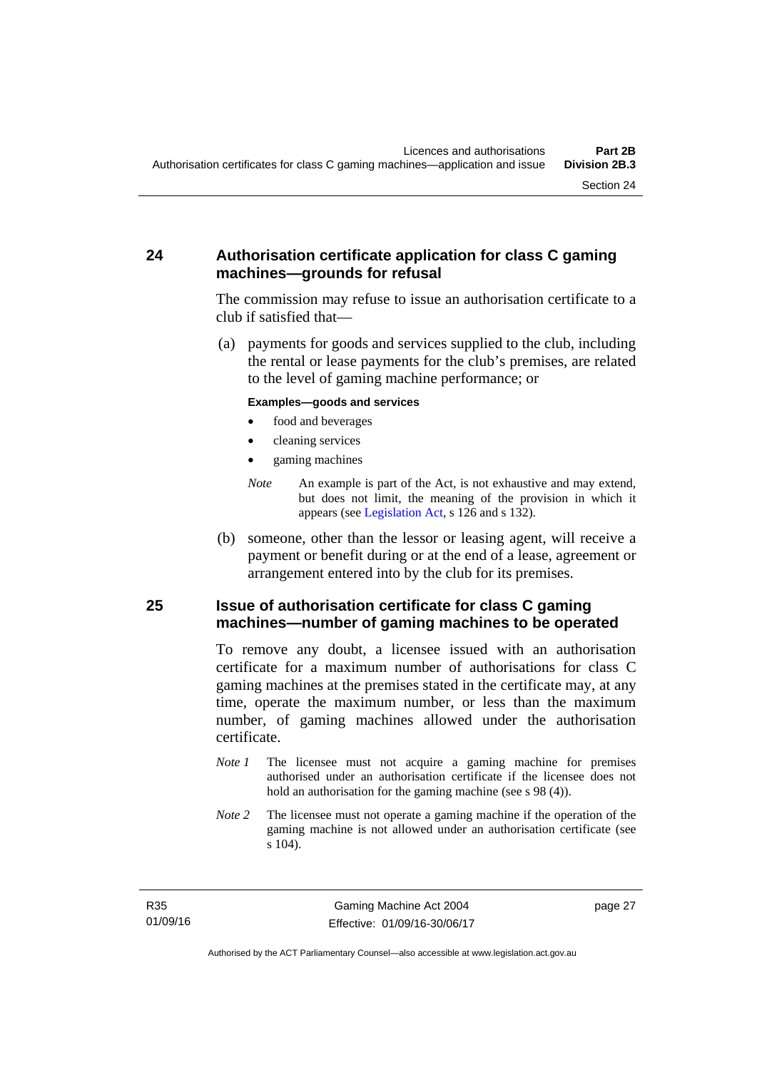## 24 Authorisation certificate application for class C gaming machines—grounds for refusal

The commission may refuse to issue an authorisation certificate to a club if satisfied that—

(a) payments for goods and services supplied to the club, including the rental or lease payments for the club's premises, are related to the level of gaming machine performance; or

**Examples—goods and services**

- food and beverages
- cleaning services
- gaming machines

*Note* An example is part of the Act, is not exhaustive and may extend, but does not limit, the meaning of the provision in which it appears (see Legislation Act, s 126 and s 132).

(b) someone, other than the lessor or leasing agent, will receive a payment or benefit during or at the end of a lease, agreement or arrangement entered into by the club for its premises.

## 25 Issue of authorisation certificate for class C gaming machines—number of gaming machines to be operated

To remove any doubt, a licensee issued with an authorisation certificate for a maximum number of authorisations for class C gaming machines at the premises stated in the certificate may, at any time, operate the maximum number, or less than the maximum number, of gaming machines allowed under the authorisation certificate.

*Note 1* The licensee must not acquire a gaming machine for premises authorised under an authorisation certificate if the licensee does not hold an authorisation for the gaming machine (see s 98 (4)).

*Note 2* The licensee must not operate a gaming machine if the operation of the gaming machine is not allowed under an authorisation certificate (see s 104).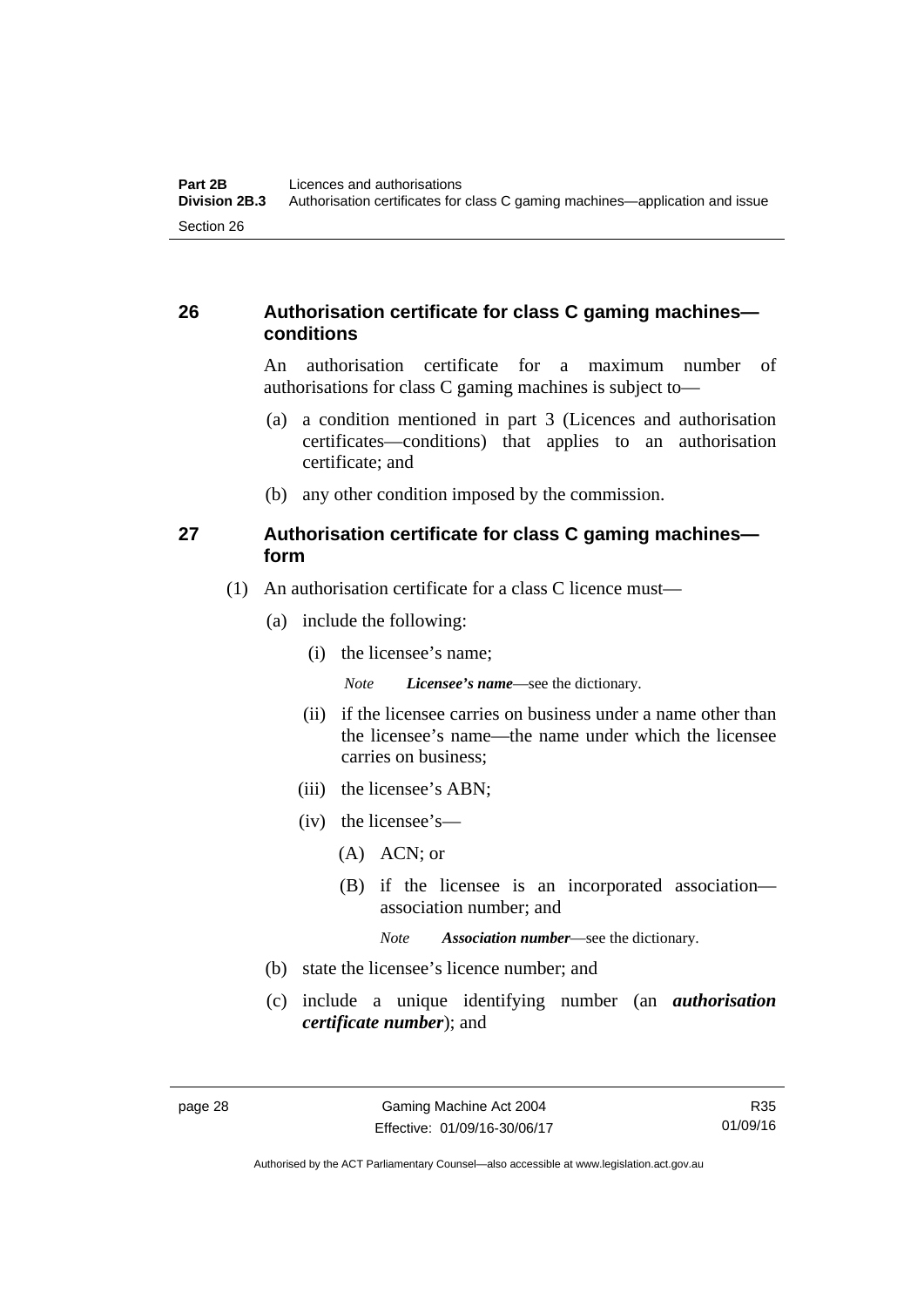## 26 Authorisation certificate for class C gaming machines—conditions

An authorisation certificate for a maximum number of authorisations for class C gaming machines is subject to—

(a) a condition mentioned in part 3 (Licences and authorisation certificates—conditions) that applies to an authorisation certificate; and

(b) any other condition imposed by the commission.

## 27 Authorisation certificate for class C gaming machines—form

(1) An authorisation certificate for a class C licence must—

(a) include the following:

(i) the licensee's name;

*Note* ***Licensee's name***—see the dictionary.

(ii) if the licensee carries on business under a name other than the licensee's name—the name under which the licensee carries on business;

(iii) the licensee's ABN;

(iv) the licensee's—

(A) ACN; or

(B) if the licensee is an incorporated association—association number; and

*Note* ***Association number***—see the dictionary.

(b) state the licensee's licence number; and

(c) include a unique identifying number (an ***authorisation certificate number***); and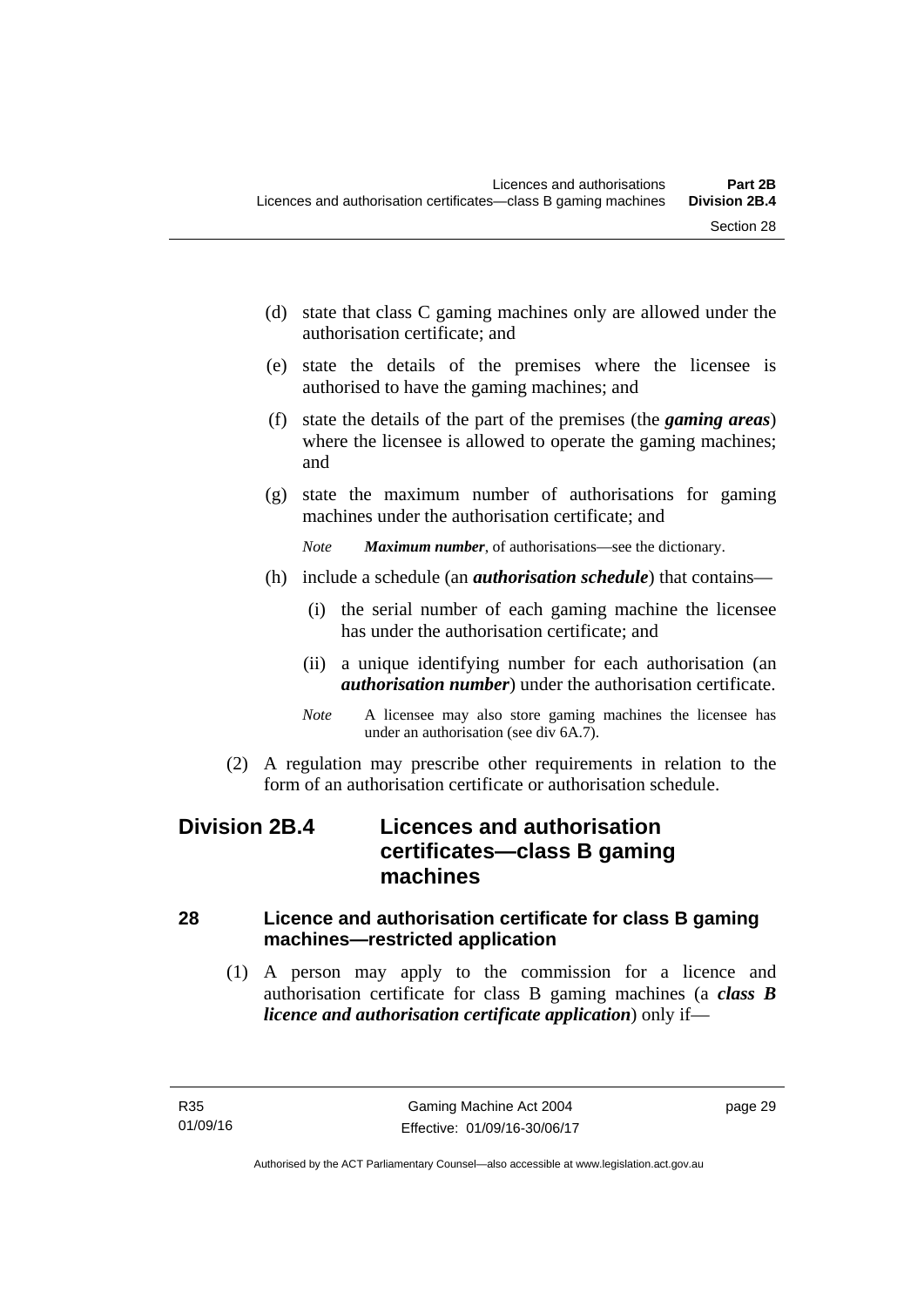(d) state that class C gaming machines only are allowed under the authorisation certificate; and

(e) state the details of the premises where the licensee is authorised to have the gaming machines; and

(f) state the details of the part of the premises (the ***gaming areas***) where the licensee is allowed to operate the gaming machines; and

(g) state the maximum number of authorisations for gaming machines under the authorisation certificate; and

*Note* ***Maximum number***, of authorisations—see the dictionary.

(h) include a schedule (an ***authorisation schedule***) that contains—

(i) the serial number of each gaming machine the licensee has under the authorisation certificate; and

(ii) a unique identifying number for each authorisation (an ***authorisation number***) under the authorisation certificate.

*Note* A licensee may also store gaming machines the licensee has under an authorisation (see div 6A.7).

(2) A regulation may prescribe other requirements in relation to the form of an authorisation certificate or authorisation schedule.

## Division 2B.4 Licences and authorisation certificates—class B gaming machines

### 28 Licence and authorisation certificate for class B gaming machines—restricted application

(1) A person may apply to the commission for a licence and authorisation certificate for class B gaming machines (a ***class B licence and authorisation certificate application***) only if—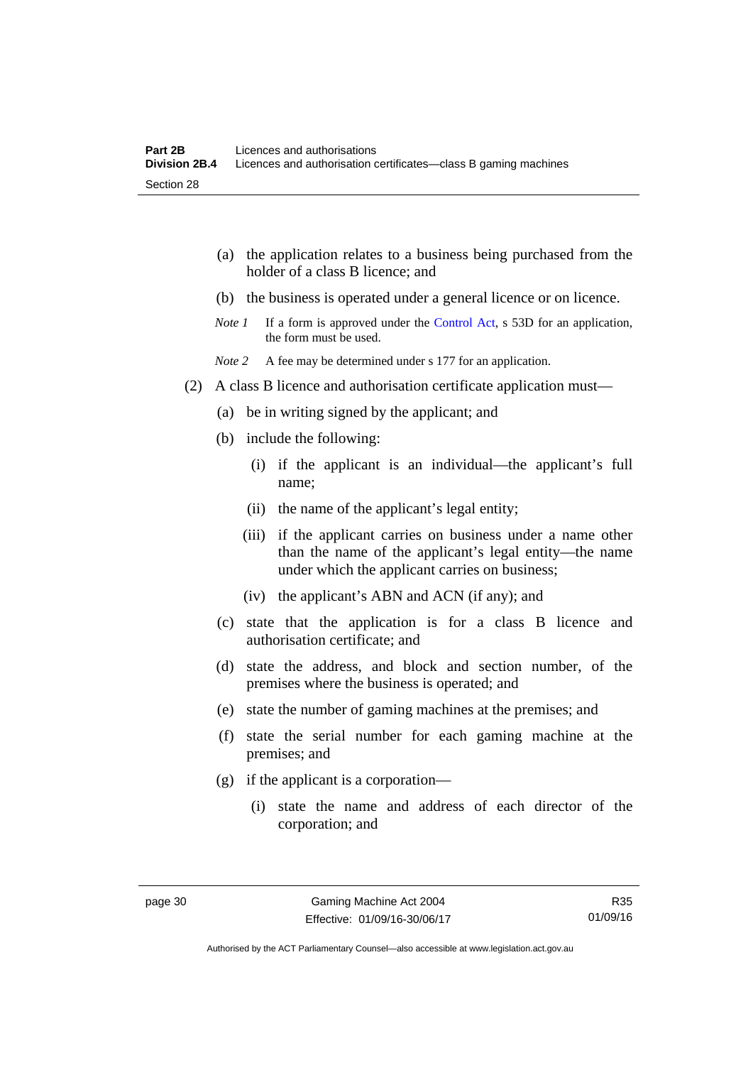(a) the application relates to a business being purchased from the holder of a class B licence; and

(b) the business is operated under a general licence or on licence.

*Note 1* If a form is approved under the Control Act, s 53D for an application, the form must be used.

*Note 2* A fee may be determined under s 177 for an application.

(2) A class B licence and authorisation certificate application must—

(a) be in writing signed by the applicant; and

(b) include the following:

(i) if the applicant is an individual—the applicant's full name;

(ii) the name of the applicant's legal entity;

(iii) if the applicant carries on business under a name other than the name of the applicant's legal entity—the name under which the applicant carries on business;

(iv) the applicant's ABN and ACN (if any); and

(c) state that the application is for a class B licence and authorisation certificate; and

(d) state the address, and block and section number, of the premises where the business is operated; and

(e) state the number of gaming machines at the premises; and

(f) state the serial number for each gaming machine at the premises; and

(g) if the applicant is a corporation—

(i) state the name and address of each director of the corporation; and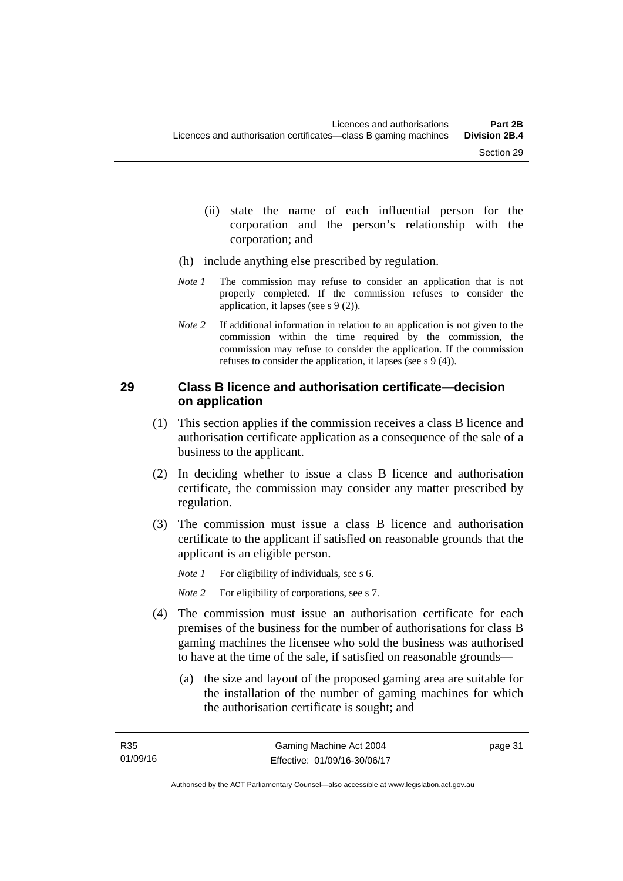(ii) state the name of each influential person for the corporation and the person's relationship with the corporation; and

(h) include anything else prescribed by regulation.

*Note 1* The commission may refuse to consider an application that is not properly completed. If the commission refuses to consider the application, it lapses (see s 9 (2)).

*Note 2* If additional information in relation to an application is not given to the commission within the time required by the commission, the commission may refuse to consider the application. If the commission refuses to consider the application, it lapses (see s 9 (4)).

## 29 Class B licence and authorisation certificate—decision on application

(1) This section applies if the commission receives a class B licence and authorisation certificate application as a consequence of the sale of a business to the applicant.

(2) In deciding whether to issue a class B licence and authorisation certificate, the commission may consider any matter prescribed by regulation.

(3) The commission must issue a class B licence and authorisation certificate to the applicant if satisfied on reasonable grounds that the applicant is an eligible person.

*Note 1* For eligibility of individuals, see s 6.

*Note 2* For eligibility of corporations, see s 7.

(4) The commission must issue an authorisation certificate for each premises of the business for the number of authorisations for class B gaming machines the licensee who sold the business was authorised to have at the time of the sale, if satisfied on reasonable grounds—

(a) the size and layout of the proposed gaming area are suitable for the installation of the number of gaming machines for which the authorisation certificate is sought; and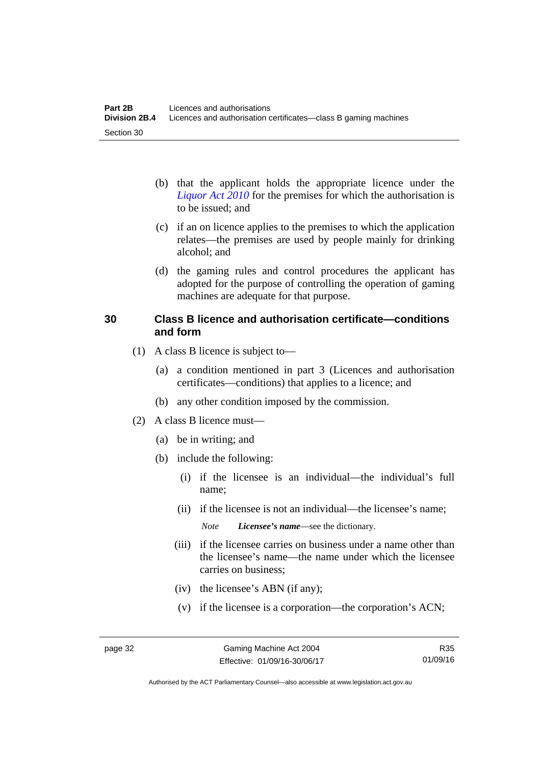(b) that the applicant holds the appropriate licence under the *Liquor Act 2010* for the premises for which the authorisation is to be issued; and

(c) if an on licence applies to the premises to which the application relates—the premises are used by people mainly for drinking alcohol; and

(d) the gaming rules and control procedures the applicant has adopted for the purpose of controlling the operation of gaming machines are adequate for that purpose.

### 30 Class B licence and authorisation certificate—conditions and form

(1) A class B licence is subject to—

(a) a condition mentioned in part 3 (Licences and authorisation certificates—conditions) that applies to a licence; and

(b) any other condition imposed by the commission.

(2) A class B licence must—

(a) be in writing; and

(b) include the following:

(i) if the licensee is an individual—the individual's full name;

(ii) if the licensee is not an individual—the licensee's name;

*Note* ***Licensee's name***—see the dictionary.

(iii) if the licensee carries on business under a name other than the licensee's name—the name under which the licensee carries on business;

(iv) the licensee's ABN (if any);

(v) if the licensee is a corporation—the corporation's ACN;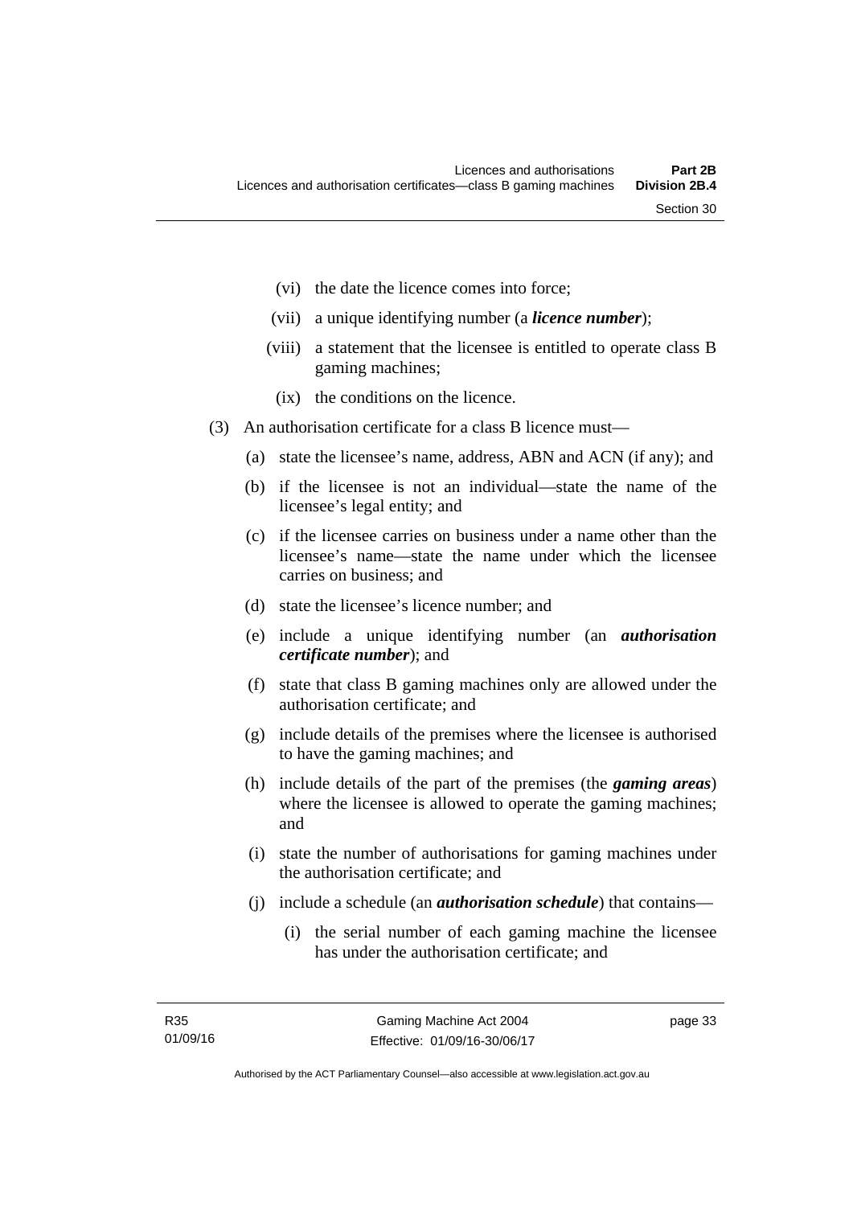(vi) the date the licence comes into force;

(vii) a unique identifying number (a ***licence number***);

(viii) a statement that the licensee is entitled to operate class B gaming machines;

(ix) the conditions on the licence.

(3) An authorisation certificate for a class B licence must—

(a) state the licensee's name, address, ABN and ACN (if any); and

(b) if the licensee is not an individual—state the name of the licensee's legal entity; and

(c) if the licensee carries on business under a name other than the licensee's name—state the name under which the licensee carries on business; and

(d) state the licensee's licence number; and

(e) include a unique identifying number (an ***authorisation certificate number***); and

(f) state that class B gaming machines only are allowed under the authorisation certificate; and

(g) include details of the premises where the licensee is authorised to have the gaming machines; and

(h) include details of the part of the premises (the ***gaming areas***) where the licensee is allowed to operate the gaming machines; and

(i) state the number of authorisations for gaming machines under the authorisation certificate; and

(j) include a schedule (an ***authorisation schedule***) that contains—

(i) the serial number of each gaming machine the licensee has under the authorisation certificate; and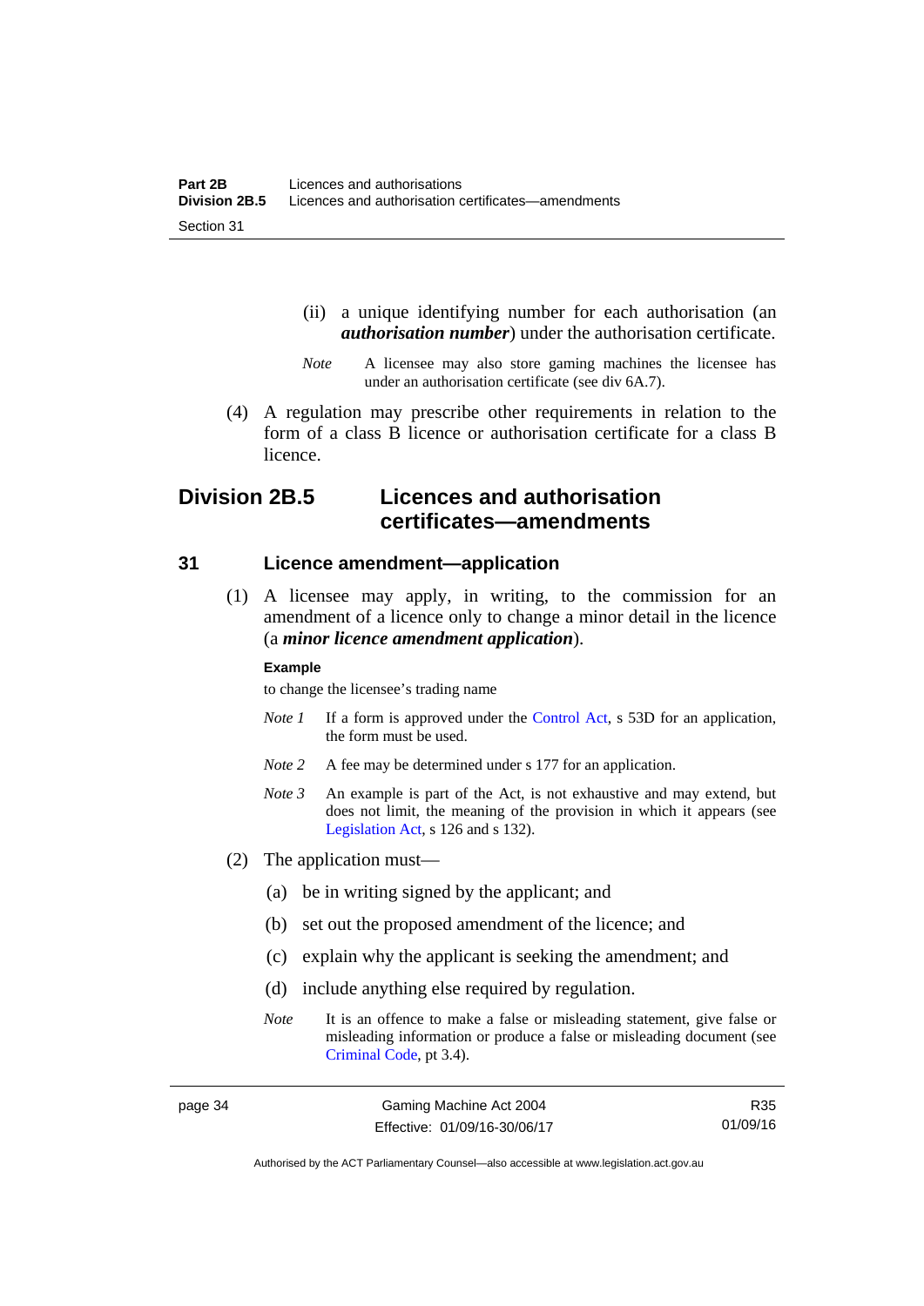(ii) a unique identifying number for each authorisation (an ***authorisation number***) under the authorisation certificate.

*Note* A licensee may also store gaming machines the licensee has under an authorisation certificate (see div 6A.7).

(4) A regulation may prescribe other requirements in relation to the form of a class B licence or authorisation certificate for a class B licence.

## Division 2B.5 Licences and authorisation certificates—amendments

### 31 Licence amendment—application

(1) A licensee may apply, in writing, to the commission for an amendment of a licence only to change a minor detail in the licence (a ***minor licence amendment application***).

**Example**

to change the licensee's trading name

*Note 1* If a form is approved under the Control Act, s 53D for an application, the form must be used.

*Note 2* A fee may be determined under s 177 for an application.

*Note 3* An example is part of the Act, is not exhaustive and may extend, but does not limit, the meaning of the provision in which it appears (see Legislation Act, s 126 and s 132).

(2) The application must—

(a) be in writing signed by the applicant; and

(b) set out the proposed amendment of the licence; and

(c) explain why the applicant is seeking the amendment; and

(d) include anything else required by regulation.

*Note* It is an offence to make a false or misleading statement, give false or misleading information or produce a false or misleading document (see Criminal Code, pt 3.4).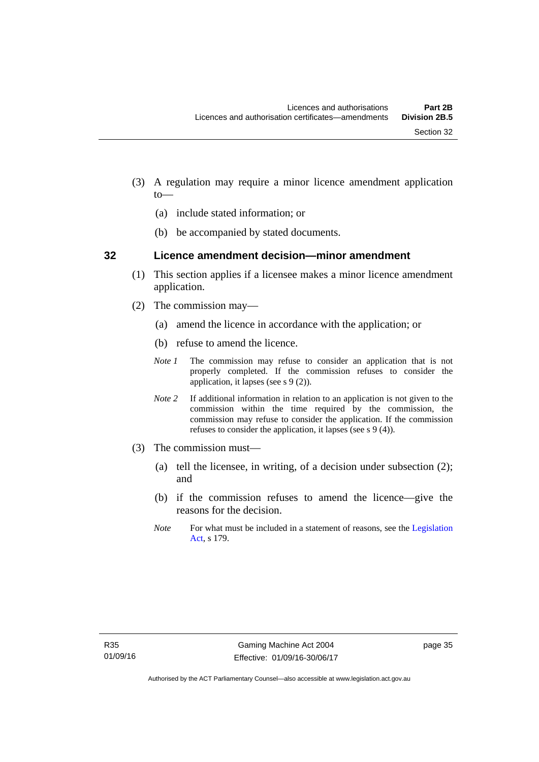(3) A regulation may require a minor licence amendment application to—

(a) include stated information; or

(b) be accompanied by stated documents.

## 32 Licence amendment decision—minor amendment

(1) This section applies if a licensee makes a minor licence amendment application.

(2) The commission may—

(a) amend the licence in accordance with the application; or

(b) refuse to amend the licence.

*Note 1* The commission may refuse to consider an application that is not properly completed. If the commission refuses to consider the application, it lapses (see s 9 (2)).

*Note 2* If additional information in relation to an application is not given to the commission within the time required by the commission, the commission may refuse to consider the application. If the commission refuses to consider the application, it lapses (see s 9 (4)).

(3) The commission must—

(a) tell the licensee, in writing, of a decision under subsection (2); and

(b) if the commission refuses to amend the licence—give the reasons for the decision.

*Note* For what must be included in a statement of reasons, see the Legislation Act, s 179.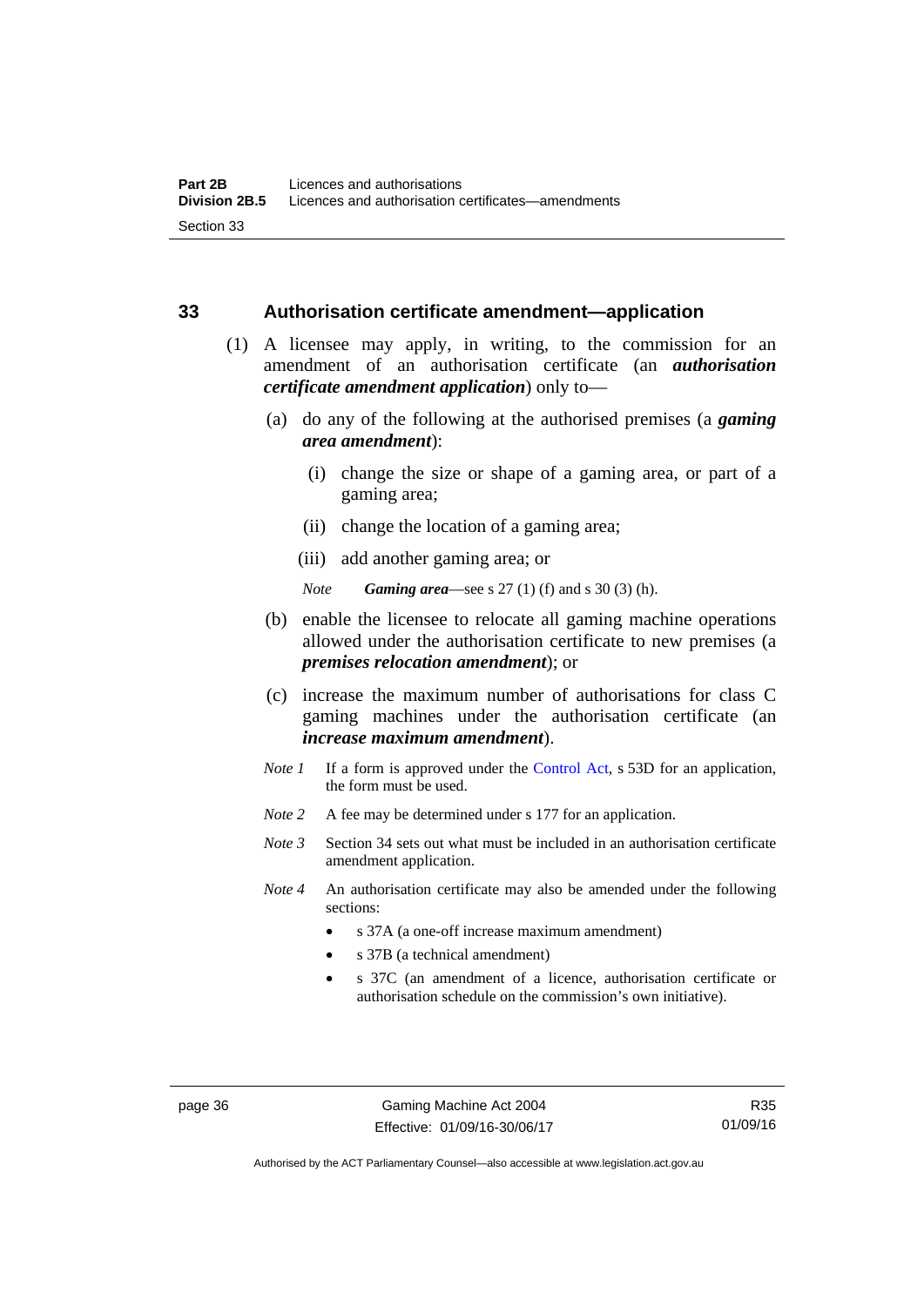## 33 Authorisation certificate amendment—application

(1) A licensee may apply, in writing, to the commission for an amendment of an authorisation certificate (an ***authorisation certificate amendment application***) only to—

(a) do any of the following at the authorised premises (a ***gaming area amendment***):

(i) change the size or shape of a gaming area, or part of a gaming area;

(ii) change the location of a gaming area;

(iii) add another gaming area; or

*Note* ***Gaming area***—see s 27 (1) (f) and s 30 (3) (h).

(b) enable the licensee to relocate all gaming machine operations allowed under the authorisation certificate to new premises (a ***premises relocation amendment***); or

(c) increase the maximum number of authorisations for class C gaming machines under the authorisation certificate (an ***increase maximum amendment***).

*Note 1* If a form is approved under the Control Act, s 53D for an application, the form must be used.

*Note 2* A fee may be determined under s 177 for an application.

*Note 3* Section 34 sets out what must be included in an authorisation certificate amendment application.

*Note 4* An authorisation certificate may also be amended under the following sections:

- s 37A (a one-off increase maximum amendment)
- s 37B (a technical amendment)
- s 37C (an amendment of a licence, authorisation certificate or authorisation schedule on the commission's own initiative).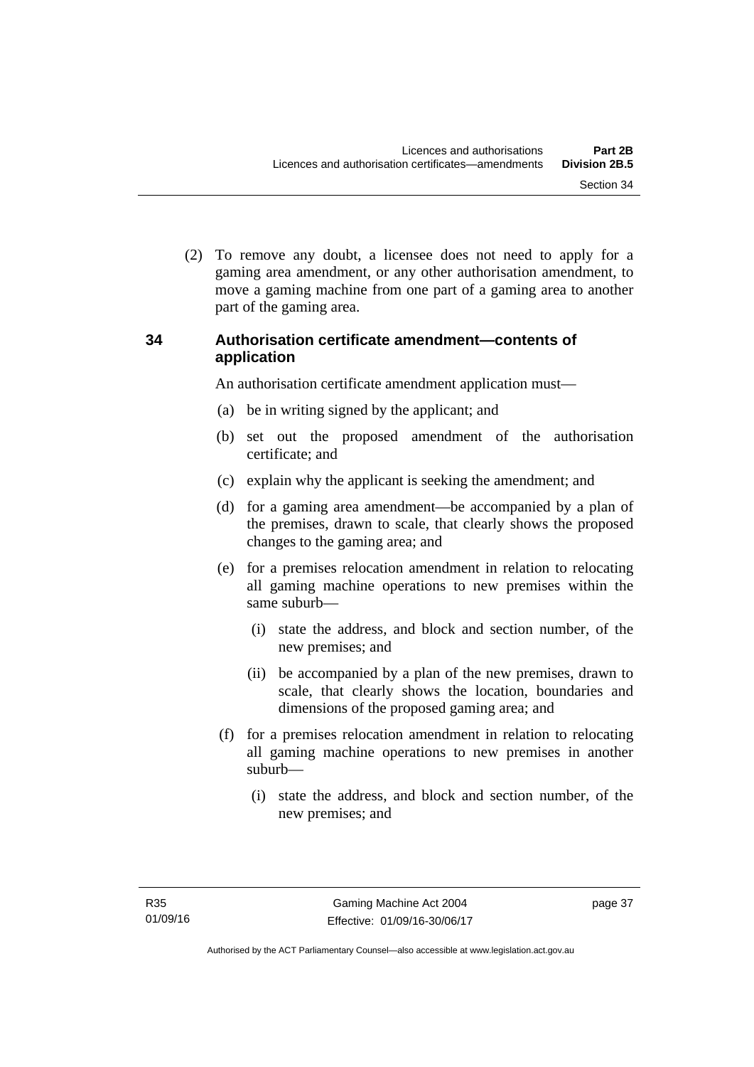(2) To remove any doubt, a licensee does not need to apply for a gaming area amendment, or any other authorisation amendment, to move a gaming machine from one part of a gaming area to another part of the gaming area.

### 34 Authorisation certificate amendment—contents of application

An authorisation certificate amendment application must—

(a) be in writing signed by the applicant; and

(b) set out the proposed amendment of the authorisation certificate; and

(c) explain why the applicant is seeking the amendment; and

(d) for a gaming area amendment—be accompanied by a plan of the premises, drawn to scale, that clearly shows the proposed changes to the gaming area; and

(e) for a premises relocation amendment in relation to relocating all gaming machine operations to new premises within the same suburb—

   (i) state the address, and block and section number, of the new premises; and

   (ii) be accompanied by a plan of the new premises, drawn to scale, that clearly shows the location, boundaries and dimensions of the proposed gaming area; and

(f) for a premises relocation amendment in relation to relocating all gaming machine operations to new premises in another suburb—

   (i) state the address, and block and section number, of the new premises; and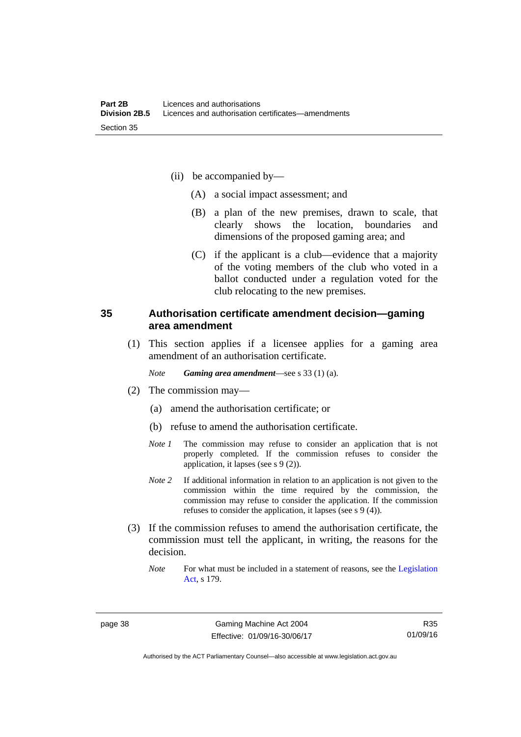(ii) be accompanied by—

(A) a social impact assessment; and

(B) a plan of the new premises, drawn to scale, that clearly shows the location, boundaries and dimensions of the proposed gaming area; and

(C) if the applicant is a club—evidence that a majority of the voting members of the club who voted in a ballot conducted under a regulation voted for the club relocating to the new premises.

## 35 Authorisation certificate amendment decision—gaming area amendment

(1) This section applies if a licensee applies for a gaming area amendment of an authorisation certificate.

*Note* ***Gaming area amendment***—see s 33 (1) (a).

(2) The commission may—

(a) amend the authorisation certificate; or

(b) refuse to amend the authorisation certificate.

*Note 1* The commission may refuse to consider an application that is not properly completed. If the commission refuses to consider the application, it lapses (see s 9 (2)).

*Note 2* If additional information in relation to an application is not given to the commission within the time required by the commission, the commission may refuse to consider the application. If the commission refuses to consider the application, it lapses (see s 9 (4)).

(3) If the commission refuses to amend the authorisation certificate, the commission must tell the applicant, in writing, the reasons for the decision.

*Note* For what must be included in a statement of reasons, see the Legislation Act, s 179.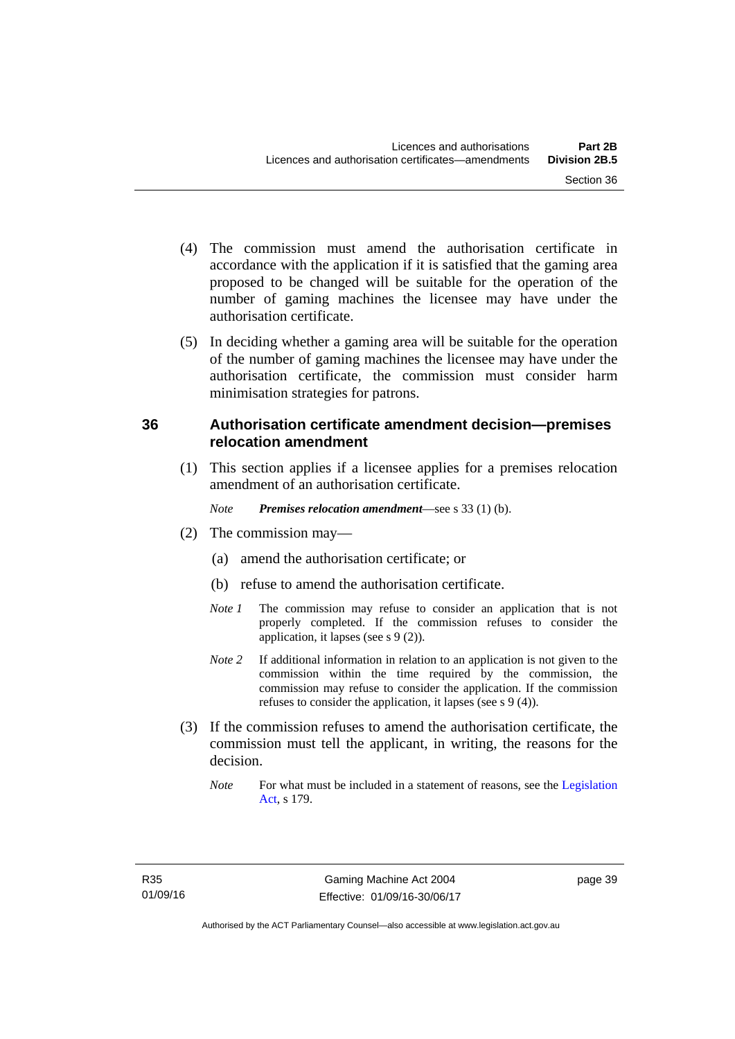(4) The commission must amend the authorisation certificate in accordance with the application if it is satisfied that the gaming area proposed to be changed will be suitable for the operation of the number of gaming machines the licensee may have under the authorisation certificate.

(5) In deciding whether a gaming area will be suitable for the operation of the number of gaming machines the licensee may have under the authorisation certificate, the commission must consider harm minimisation strategies for patrons.

### 36 Authorisation certificate amendment decision—premises relocation amendment

(1) This section applies if a licensee applies for a premises relocation amendment of an authorisation certificate.

*Note* ***Premises relocation amendment***—see s 33 (1) (b).

(2) The commission may—

(a) amend the authorisation certificate; or

(b) refuse to amend the authorisation certificate.

*Note 1* The commission may refuse to consider an application that is not properly completed. If the commission refuses to consider the application, it lapses (see s 9 (2)).

*Note 2* If additional information in relation to an application is not given to the commission within the time required by the commission, the commission may refuse to consider the application. If the commission refuses to consider the application, it lapses (see s 9 (4)).

(3) If the commission refuses to amend the authorisation certificate, the commission must tell the applicant, in writing, the reasons for the decision.

*Note* For what must be included in a statement of reasons, see the Legislation Act, s 179.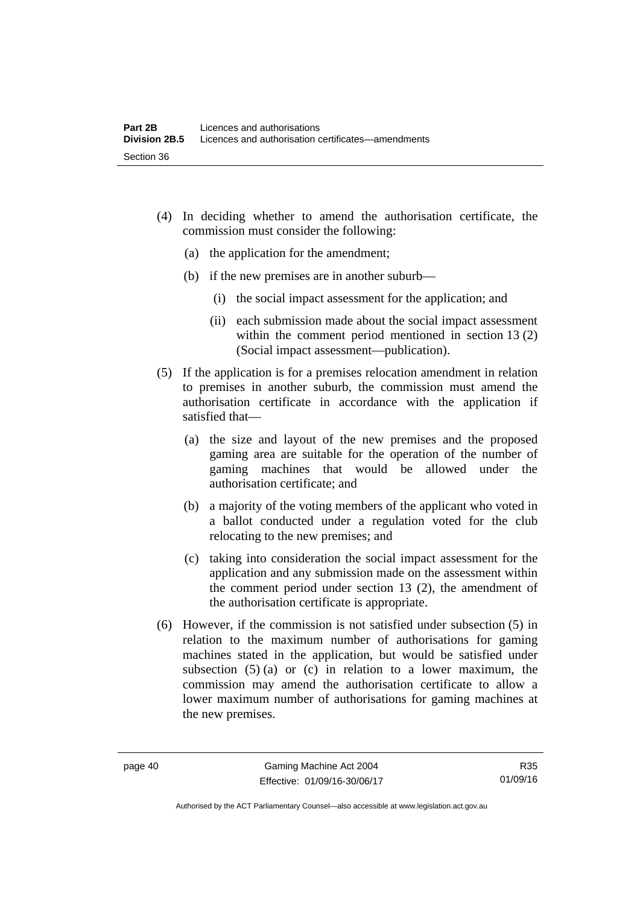(4) In deciding whether to amend the authorisation certificate, the commission must consider the following:

(a) the application for the amendment;

(b) if the new premises are in another suburb—

(i) the social impact assessment for the application; and

(ii) each submission made about the social impact assessment within the comment period mentioned in section 13 (2) (Social impact assessment—publication).

(5) If the application is for a premises relocation amendment in relation to premises in another suburb, the commission must amend the authorisation certificate in accordance with the application if satisfied that—

(a) the size and layout of the new premises and the proposed gaming area are suitable for the operation of the number of gaming machines that would be allowed under the authorisation certificate; and

(b) a majority of the voting members of the applicant who voted in a ballot conducted under a regulation voted for the club relocating to the new premises; and

(c) taking into consideration the social impact assessment for the application and any submission made on the assessment within the comment period under section 13 (2), the amendment of the authorisation certificate is appropriate.

(6) However, if the commission is not satisfied under subsection (5) in relation to the maximum number of authorisations for gaming machines stated in the application, but would be satisfied under subsection (5) (a) or (c) in relation to a lower maximum, the commission may amend the authorisation certificate to allow a lower maximum number of authorisations for gaming machines at the new premises.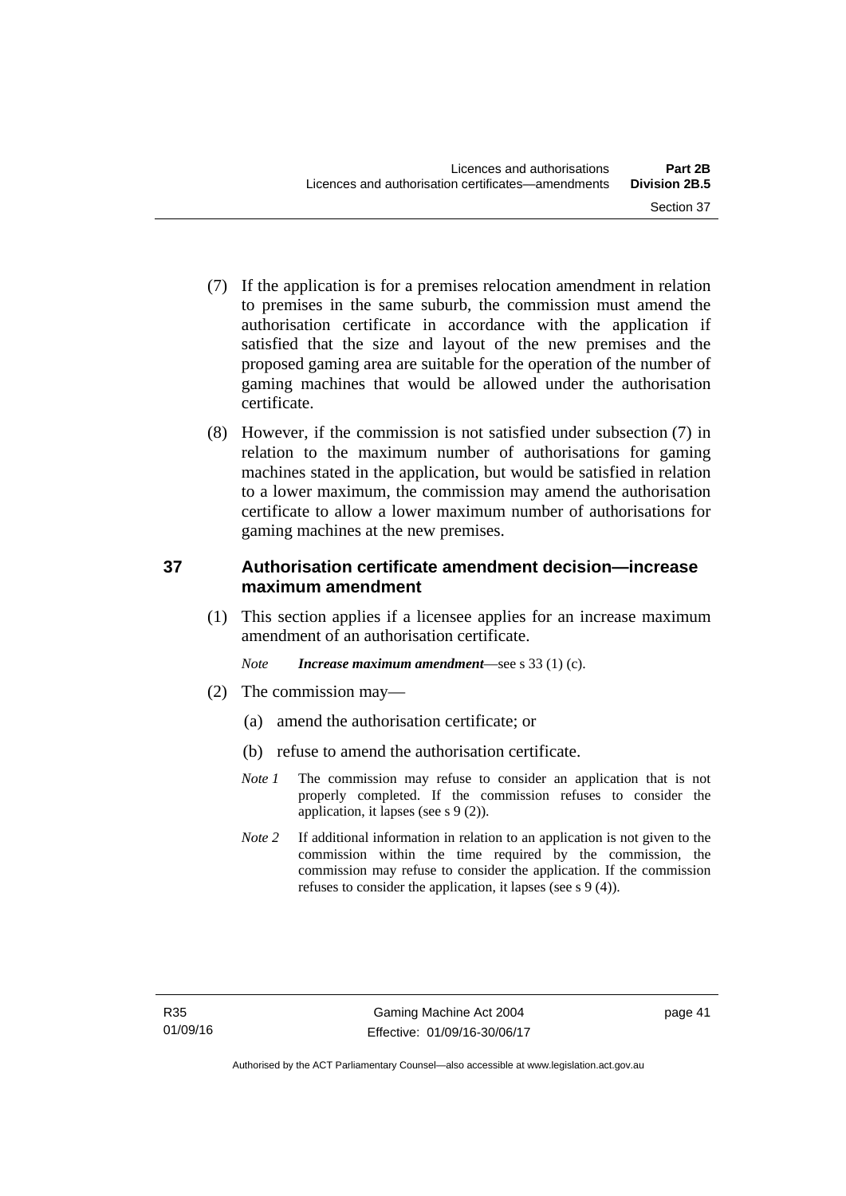(7) If the application is for a premises relocation amendment in relation to premises in the same suburb, the commission must amend the authorisation certificate in accordance with the application if satisfied that the size and layout of the new premises and the proposed gaming area are suitable for the operation of the number of gaming machines that would be allowed under the authorisation certificate.

(8) However, if the commission is not satisfied under subsection (7) in relation to the maximum number of authorisations for gaming machines stated in the application, but would be satisfied in relation to a lower maximum, the commission may amend the authorisation certificate to allow a lower maximum number of authorisations for gaming machines at the new premises.

## 37 Authorisation certificate amendment decision—increase maximum amendment

(1) This section applies if a licensee applies for an increase maximum amendment of an authorisation certificate.

*Note* ***Increase maximum amendment***—see s 33 (1) (c).

(2) The commission may—

(a) amend the authorisation certificate; or

(b) refuse to amend the authorisation certificate.

*Note 1* The commission may refuse to consider an application that is not properly completed. If the commission refuses to consider the application, it lapses (see s 9 (2)).

*Note 2* If additional information in relation to an application is not given to the commission within the time required by the commission, the commission may refuse to consider the application. If the commission refuses to consider the application, it lapses (see s 9 (4)).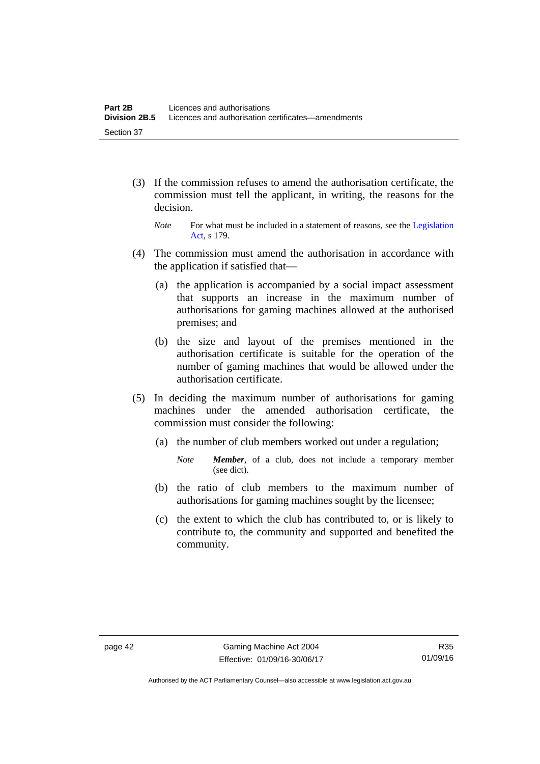(3) If the commission refuses to amend the authorisation certificate, the commission must tell the applicant, in writing, the reasons for the decision.

*Note* For what must be included in a statement of reasons, see the Legislation Act, s 179.

(4) The commission must amend the authorisation in accordance with the application if satisfied that—

(a) the application is accompanied by a social impact assessment that supports an increase in the maximum number of authorisations for gaming machines allowed at the authorised premises; and

(b) the size and layout of the premises mentioned in the authorisation certificate is suitable for the operation of the number of gaming machines that would be allowed under the authorisation certificate.

(5) In deciding the maximum number of authorisations for gaming machines under the amended authorisation certificate, the commission must consider the following:

(a) the number of club members worked out under a regulation;

*Note* ***Member***, of a club, does not include a temporary member (see dict).

(b) the ratio of club members to the maximum number of authorisations for gaming machines sought by the licensee;

(c) the extent to which the club has contributed to, or is likely to contribute to, the community and supported and benefited the community.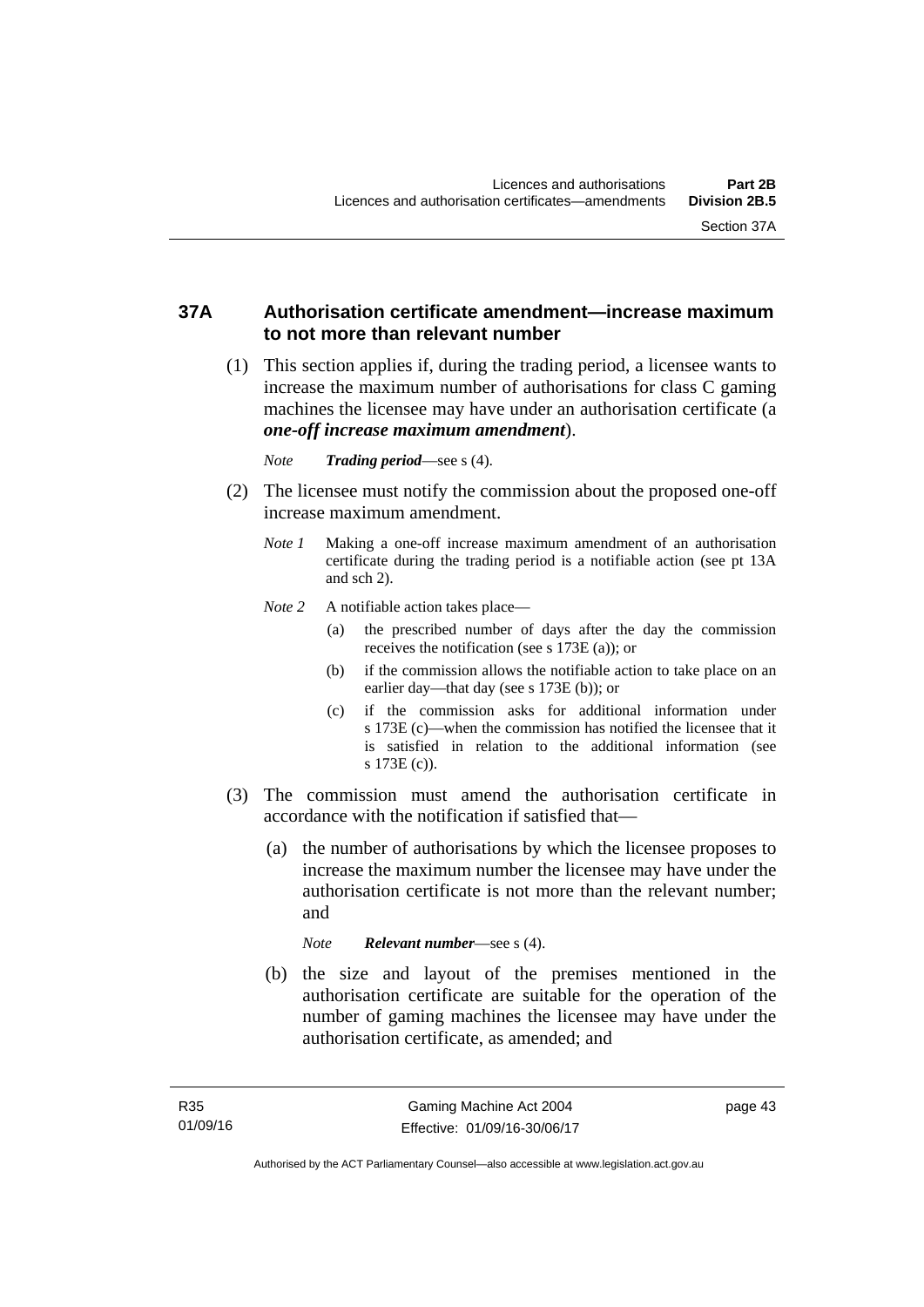### 37A Authorisation certificate amendment—increase maximum to not more than relevant number

(1) This section applies if, during the trading period, a licensee wants to increase the maximum number of authorisations for class C gaming machines the licensee may have under an authorisation certificate (a ***one-off increase maximum amendment***).

*Note* ***Trading period***—see s (4).

(2) The licensee must notify the commission about the proposed one-off increase maximum amendment.

*Note 1* Making a one-off increase maximum amendment of an authorisation certificate during the trading period is a notifiable action (see pt 13A and sch 2).

*Note 2* A notifiable action takes place—

(a) the prescribed number of days after the day the commission receives the notification (see s 173E (a)); or

(b) if the commission allows the notifiable action to take place on an earlier day—that day (see s 173E (b)); or

(c) if the commission asks for additional information under s 173E (c)—when the commission has notified the licensee that it is satisfied in relation to the additional information (see s 173E (c)).

(3) The commission must amend the authorisation certificate in accordance with the notification if satisfied that—

(a) the number of authorisations by which the licensee proposes to increase the maximum number the licensee may have under the authorisation certificate is not more than the relevant number; and

*Note* ***Relevant number***—see s (4).

(b) the size and layout of the premises mentioned in the authorisation certificate are suitable for the operation of the number of gaming machines the licensee may have under the authorisation certificate, as amended; and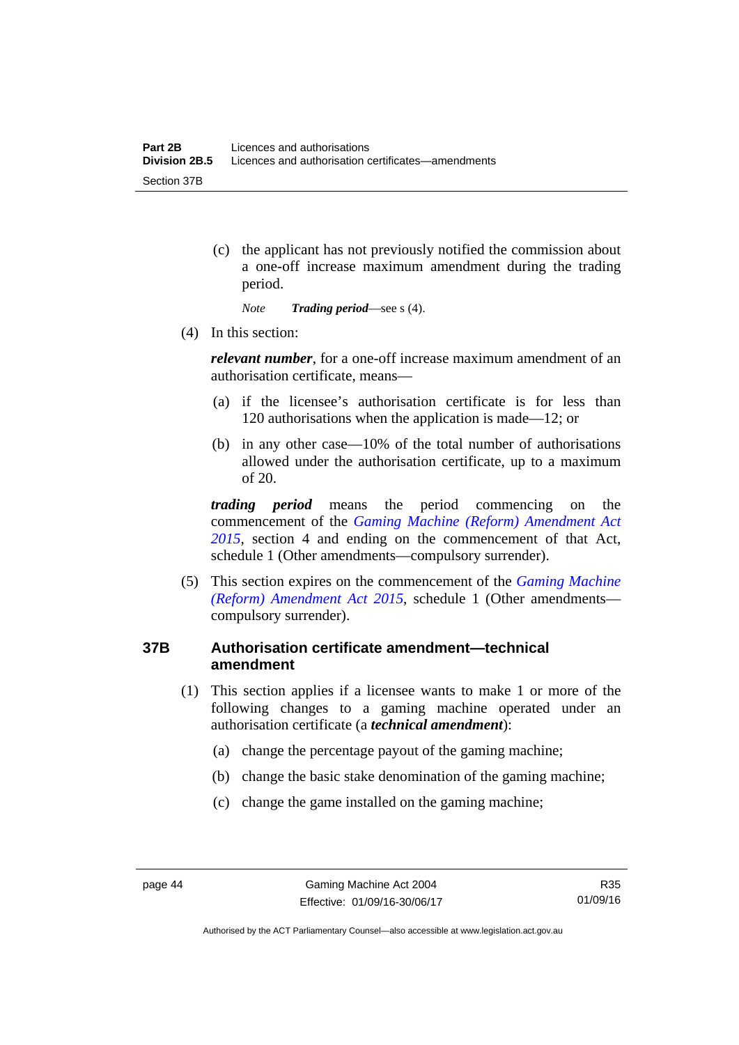(c) the applicant has not previously notified the commission about a one-off increase maximum amendment during the trading period.

*Note* ***Trading period***—see s (4).

(4) In this section:

***relevant number***, for a one-off increase maximum amendment of an authorisation certificate, means—

(a) if the licensee's authorisation certificate is for less than 120 authorisations when the application is made—12; or

(b) in any other case—10% of the total number of authorisations allowed under the authorisation certificate, up to a maximum of 20.

***trading period*** means the period commencing on the commencement of the *Gaming Machine (Reform) Amendment Act 2015*, section 4 and ending on the commencement of that Act, schedule 1 (Other amendments—compulsory surrender).

(5) This section expires on the commencement of the *Gaming Machine (Reform) Amendment Act 2015*, schedule 1 (Other amendments—compulsory surrender).

### 37B Authorisation certificate amendment—technical amendment

(1) This section applies if a licensee wants to make 1 or more of the following changes to a gaming machine operated under an authorisation certificate (a ***technical amendment***):

(a) change the percentage payout of the gaming machine;

(b) change the basic stake denomination of the gaming machine;

(c) change the game installed on the gaming machine;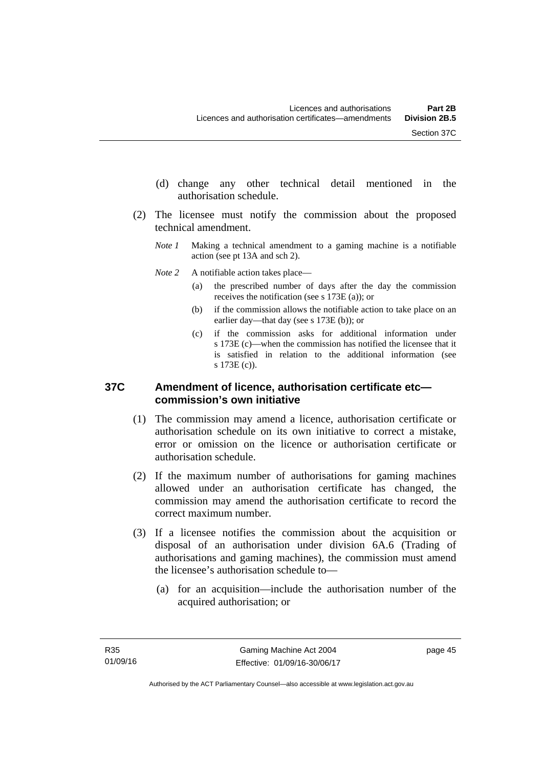(d) change any other technical detail mentioned in the authorisation schedule.

(2) The licensee must notify the commission about the proposed technical amendment.

*Note 1* Making a technical amendment to a gaming machine is a notifiable action (see pt 13A and sch 2).

*Note 2* A notifiable action takes place—

(a) the prescribed number of days after the day the commission receives the notification (see s 173E (a)); or

(b) if the commission allows the notifiable action to take place on an earlier day—that day (see s 173E (b)); or

(c) if the commission asks for additional information under s 173E (c)—when the commission has notified the licensee that it is satisfied in relation to the additional information (see s 173E (c)).

## 37C Amendment of licence, authorisation certificate etc—commission's own initiative

(1) The commission may amend a licence, authorisation certificate or authorisation schedule on its own initiative to correct a mistake, error or omission on the licence or authorisation certificate or authorisation schedule.

(2) If the maximum number of authorisations for gaming machines allowed under an authorisation certificate has changed, the commission may amend the authorisation certificate to record the correct maximum number.

(3) If a licensee notifies the commission about the acquisition or disposal of an authorisation under division 6A.6 (Trading of authorisations and gaming machines), the commission must amend the licensee's authorisation schedule to—

(a) for an acquisition—include the authorisation number of the acquired authorisation; or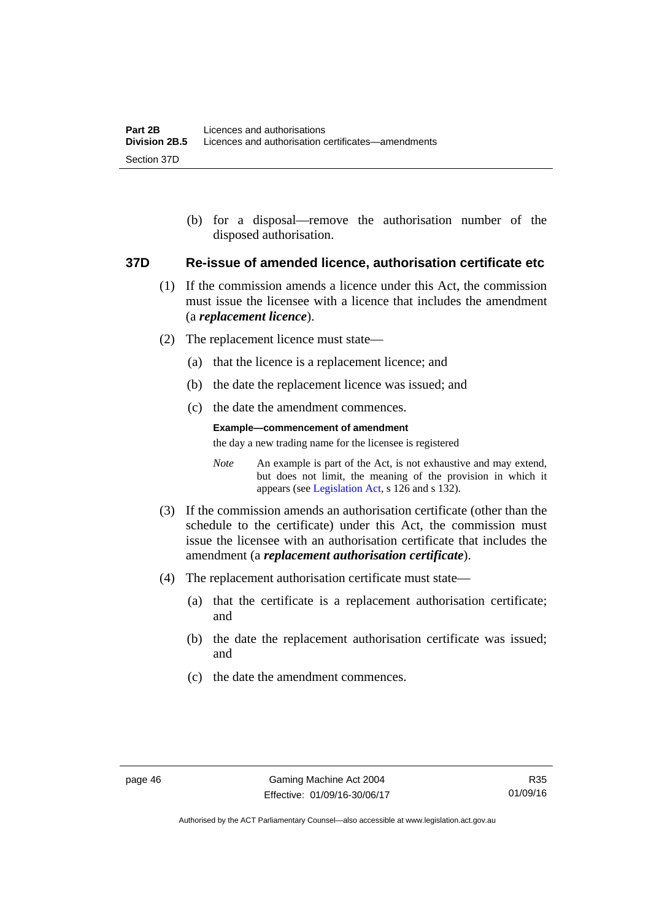(b) for a disposal—remove the authorisation number of the disposed authorisation.

### 37D Re-issue of amended licence, authorisation certificate etc

(1) If the commission amends a licence under this Act, the commission must issue the licensee with a licence that includes the amendment (a ***replacement licence***).

(2) The replacement licence must state—

(a) that the licence is a replacement licence; and

(b) the date the replacement licence was issued; and

(c) the date the amendment commences.

**Example—commencement of amendment**

the day a new trading name for the licensee is registered

*Note* An example is part of the Act, is not exhaustive and may extend, but does not limit, the meaning of the provision in which it appears (see Legislation Act, s 126 and s 132).

(3) If the commission amends an authorisation certificate (other than the schedule to the certificate) under this Act, the commission must issue the licensee with an authorisation certificate that includes the amendment (a ***replacement authorisation certificate***).

(4) The replacement authorisation certificate must state—

(a) that the certificate is a replacement authorisation certificate; and

(b) the date the replacement authorisation certificate was issued; and

(c) the date the amendment commences.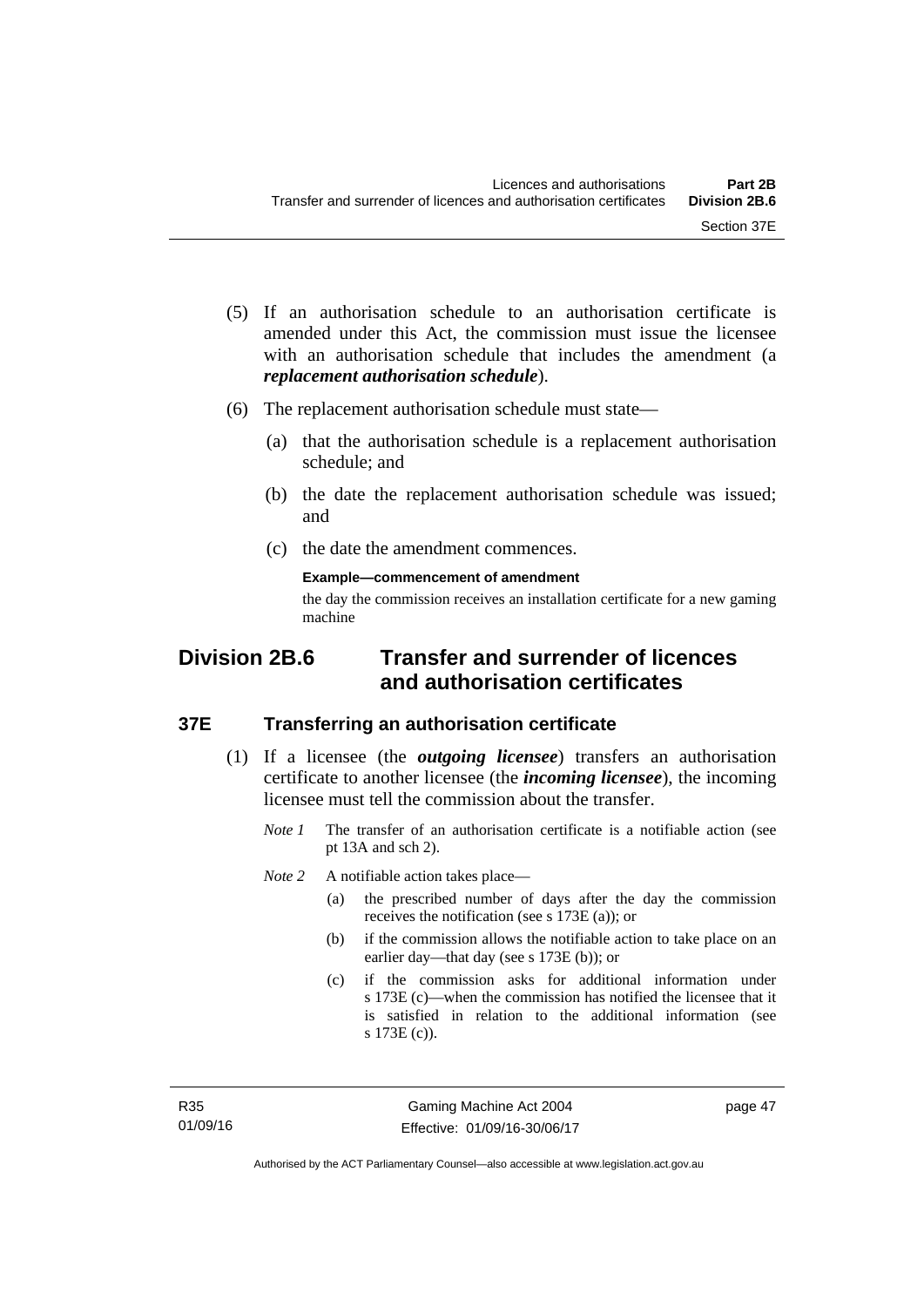(5) If an authorisation schedule to an authorisation certificate is amended under this Act, the commission must issue the licensee with an authorisation schedule that includes the amendment (a ***replacement authorisation schedule***).

(6) The replacement authorisation schedule must state—

(a) that the authorisation schedule is a replacement authorisation schedule; and

(b) the date the replacement authorisation schedule was issued; and

(c) the date the amendment commences.

**Example—commencement of amendment**

the day the commission receives an installation certificate for a new gaming machine

## Division 2B.6 Transfer and surrender of licences and authorisation certificates

### 37E Transferring an authorisation certificate

(1) If a licensee (the ***outgoing licensee***) transfers an authorisation certificate to another licensee (the ***incoming licensee***), the incoming licensee must tell the commission about the transfer.

*Note 1* The transfer of an authorisation certificate is a notifiable action (see pt 13A and sch 2).

*Note 2* A notifiable action takes place—

(a) the prescribed number of days after the day the commission receives the notification (see s 173E (a)); or

(b) if the commission allows the notifiable action to take place on an earlier day—that day (see s 173E (b)); or

(c) if the commission asks for additional information under s 173E (c)—when the commission has notified the licensee that it is satisfied in relation to the additional information (see s 173E (c)).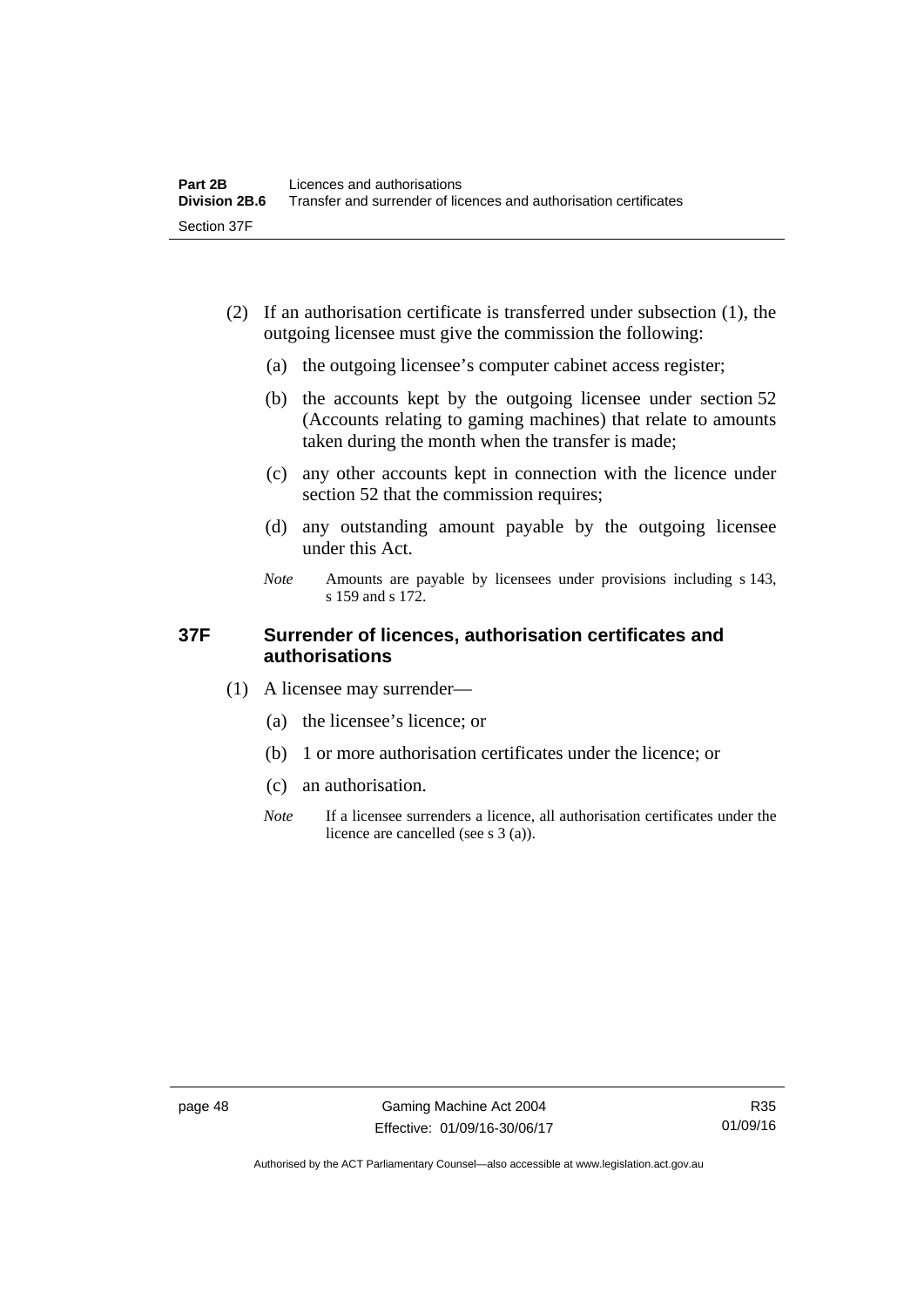(2) If an authorisation certificate is transferred under subsection (1), the outgoing licensee must give the commission the following:

(a) the outgoing licensee's computer cabinet access register;

(b) the accounts kept by the outgoing licensee under section 52 (Accounts relating to gaming machines) that relate to amounts taken during the month when the transfer is made;

(c) any other accounts kept in connection with the licence under section 52 that the commission requires;

(d) any outstanding amount payable by the outgoing licensee under this Act.

*Note* Amounts are payable by licensees under provisions including s 143, s 159 and s 172.

### 37F Surrender of licences, authorisation certificates and authorisations

(1) A licensee may surrender—

(a) the licensee's licence; or

(b) 1 or more authorisation certificates under the licence; or

(c) an authorisation.

*Note* If a licensee surrenders a licence, all authorisation certificates under the licence are cancelled (see s 3 (a)).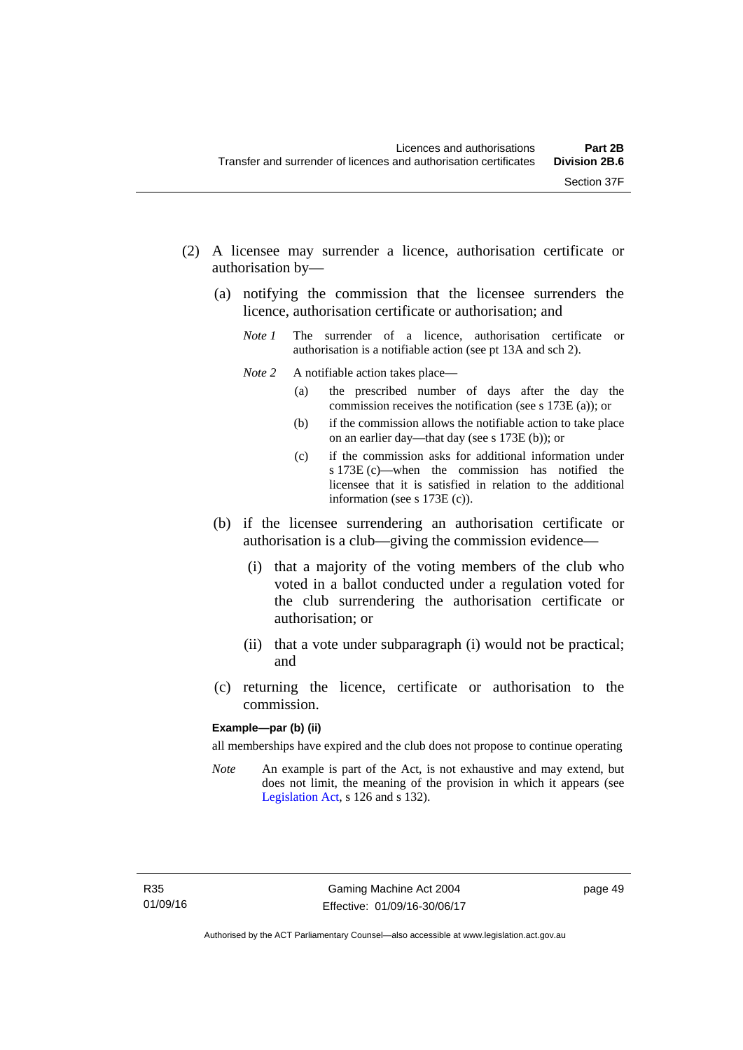(2) A licensee may surrender a licence, authorisation certificate or authorisation by—

   (a) notifying the commission that the licensee surrenders the licence, authorisation certificate or authorisation; and

   *Note 1* The surrender of a licence, authorisation certificate or authorisation is a notifiable action (see pt 13A and sch 2).

   *Note 2* A notifiable action takes place—

   (a) the prescribed number of days after the day the commission receives the notification (see s 173E (a)); or

   (b) if the commission allows the notifiable action to take place on an earlier day—that day (see s 173E (b)); or

   (c) if the commission asks for additional information under s 173E (c)—when the commission has notified the licensee that it is satisfied in relation to the additional information (see s 173E (c)).

   (b) if the licensee surrendering an authorisation certificate or authorisation is a club—giving the commission evidence—

      (i) that a majority of the voting members of the club who voted in a ballot conducted under a regulation voted for the club surrendering the authorisation certificate or authorisation; or

      (ii) that a vote under subparagraph (i) would not be practical; and

   (c) returning the licence, certificate or authorisation to the commission.

**Example—par (b) (ii)**

all memberships have expired and the club does not propose to continue operating

*Note* An example is part of the Act, is not exhaustive and may extend, but does not limit, the meaning of the provision in which it appears (see Legislation Act, s 126 and s 132).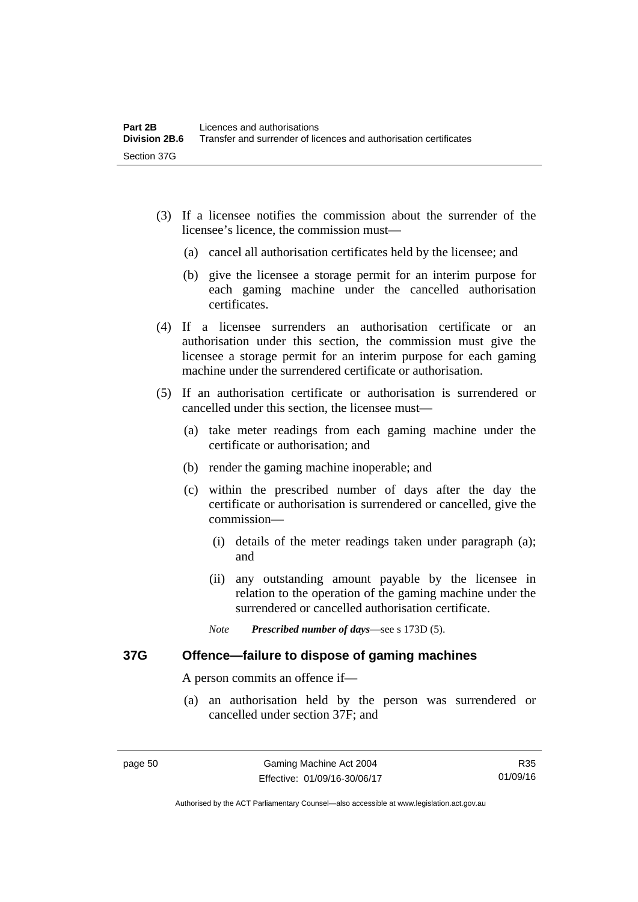(3) If a licensee notifies the commission about the surrender of the licensee's licence, the commission must—

  (a) cancel all authorisation certificates held by the licensee; and

  (b) give the licensee a storage permit for an interim purpose for each gaming machine under the cancelled authorisation certificates.

(4) If a licensee surrenders an authorisation certificate or an authorisation under this section, the commission must give the licensee a storage permit for an interim purpose for each gaming machine under the surrendered certificate or authorisation.

(5) If an authorisation certificate or authorisation is surrendered or cancelled under this section, the licensee must—

  (a) take meter readings from each gaming machine under the certificate or authorisation; and

  (b) render the gaming machine inoperable; and

  (c) within the prescribed number of days after the day the certificate or authorisation is surrendered or cancelled, give the commission—

    (i) details of the meter readings taken under paragraph (a); and

    (ii) any outstanding amount payable by the licensee in relation to the operation of the gaming machine under the surrendered or cancelled authorisation certificate.

  *Note* ***Prescribed number of days***—see s 173D (5).

### 37G Offence—failure to dispose of gaming machines

A person commits an offence if—

  (a) an authorisation held by the person was surrendered or cancelled under section 37F; and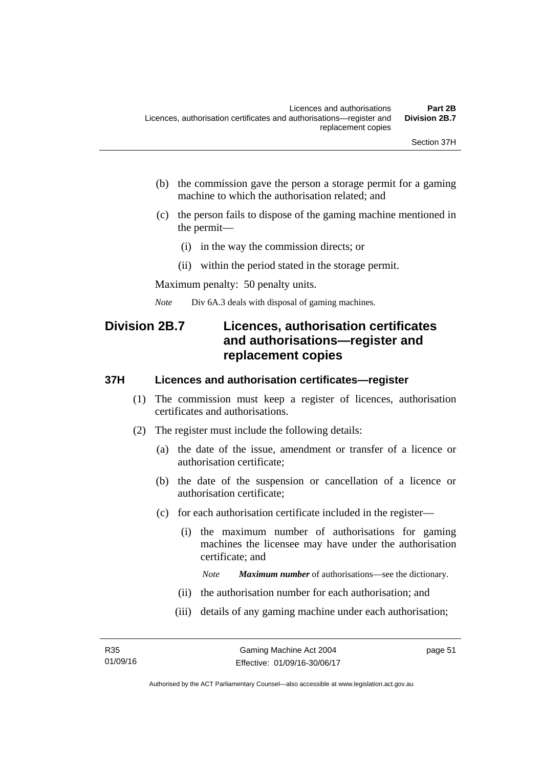(b) the commission gave the person a storage permit for a gaming machine to which the authorisation related; and

(c) the person fails to dispose of the gaming machine mentioned in the permit—

  (i) in the way the commission directs; or

  (ii) within the period stated in the storage permit.

Maximum penalty: 50 penalty units.

*Note* Div 6A.3 deals with disposal of gaming machines.

## Division 2B.7 Licences, authorisation certificates and authorisations—register and replacement copies

### 37H Licences and authorisation certificates—register

(1) The commission must keep a register of licences, authorisation certificates and authorisations.

(2) The register must include the following details:

  (a) the date of the issue, amendment or transfer of a licence or authorisation certificate;

  (b) the date of the suspension or cancellation of a licence or authorisation certificate;

  (c) for each authorisation certificate included in the register—

    (i) the maximum number of authorisations for gaming machines the licensee may have under the authorisation certificate; and

    *Note* ***Maximum number*** of authorisations—see the dictionary.

    (ii) the authorisation number for each authorisation; and

    (iii) details of any gaming machine under each authorisation;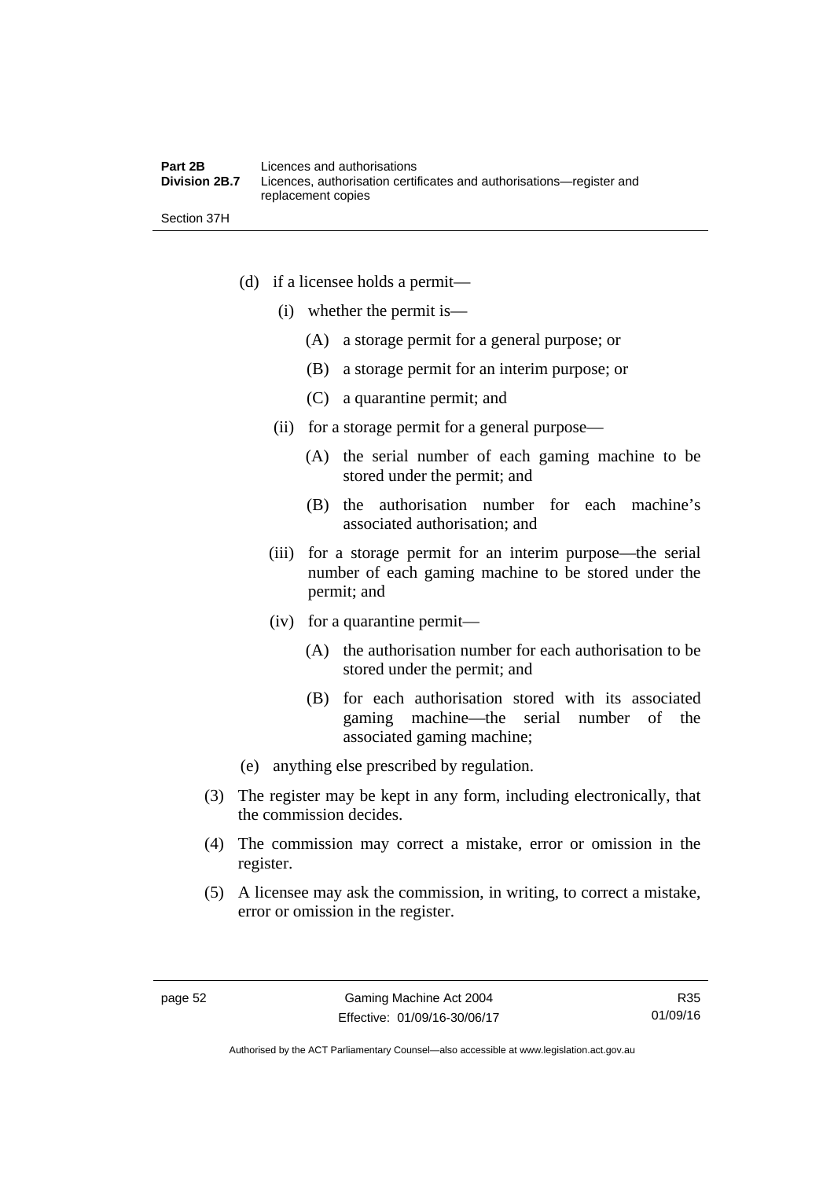(d) if a licensee holds a permit—

  (i) whether the permit is—

    (A) a storage permit for a general purpose; or

    (B) a storage permit for an interim purpose; or

    (C) a quarantine permit; and

  (ii) for a storage permit for a general purpose—

    (A) the serial number of each gaming machine to be stored under the permit; and

    (B) the authorisation number for each machine's associated authorisation; and

  (iii) for a storage permit for an interim purpose—the serial number of each gaming machine to be stored under the permit; and

  (iv) for a quarantine permit—

    (A) the authorisation number for each authorisation to be stored under the permit; and

    (B) for each authorisation stored with its associated gaming machine—the serial number of the associated gaming machine;

(e) anything else prescribed by regulation.

(3) The register may be kept in any form, including electronically, that the commission decides.

(4) The commission may correct a mistake, error or omission in the register.

(5) A licensee may ask the commission, in writing, to correct a mistake, error or omission in the register.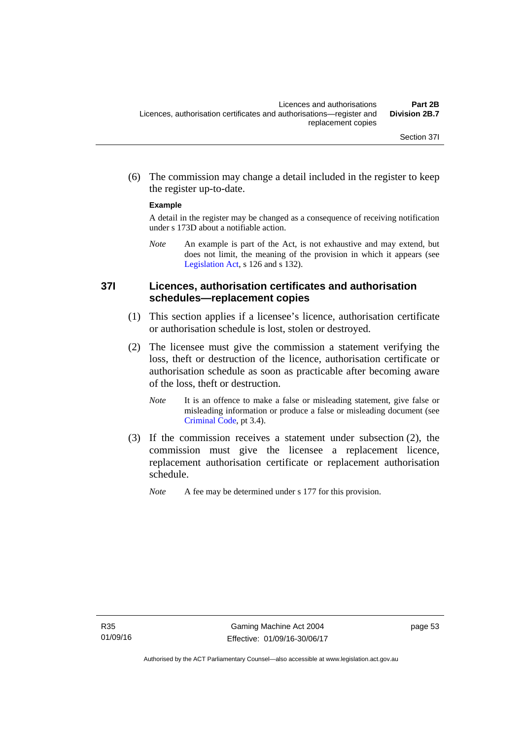(6) The commission may change a detail included in the register to keep the register up-to-date.

**Example**

A detail in the register may be changed as a consequence of receiving notification under s 173D about a notifiable action.

*Note* An example is part of the Act, is not exhaustive and may extend, but does not limit, the meaning of the provision in which it appears (see Legislation Act, s 126 and s 132).

### 37I Licences, authorisation certificates and authorisation schedules—replacement copies

(1) This section applies if a licensee's licence, authorisation certificate or authorisation schedule is lost, stolen or destroyed.

(2) The licensee must give the commission a statement verifying the loss, theft or destruction of the licence, authorisation certificate or authorisation schedule as soon as practicable after becoming aware of the loss, theft or destruction.

*Note* It is an offence to make a false or misleading statement, give false or misleading information or produce a false or misleading document (see Criminal Code, pt 3.4).

(3) If the commission receives a statement under subsection (2), the commission must give the licensee a replacement licence, replacement authorisation certificate or replacement authorisation schedule.

*Note* A fee may be determined under s 177 for this provision.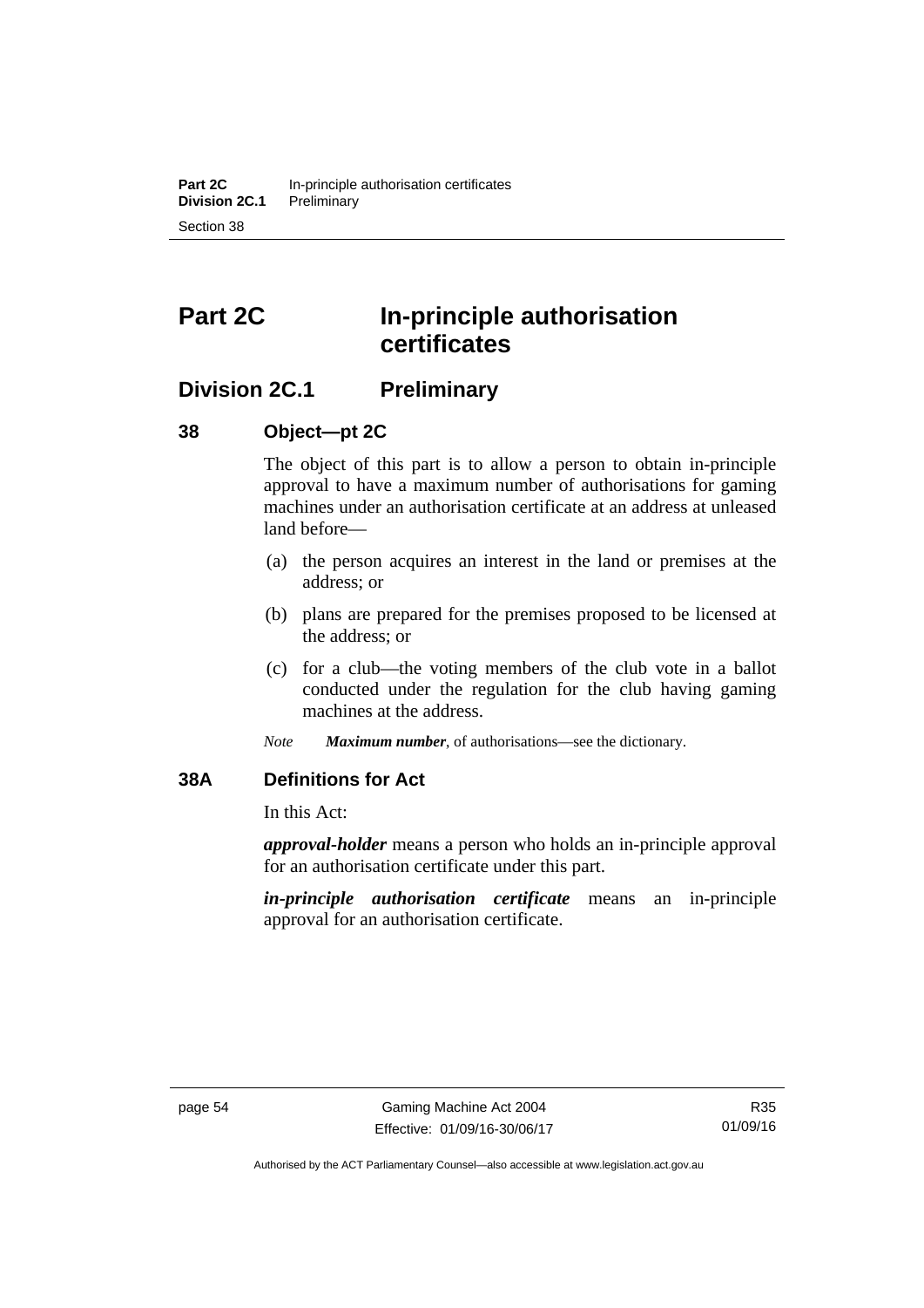# Part 2C In-principle authorisation certificates

## Division 2C.1 Preliminary

### 38 Object—pt 2C

The object of this part is to allow a person to obtain in-principle approval to have a maximum number of authorisations for gaming machines under an authorisation certificate at an address at unleased land before—

(a) the person acquires an interest in the land or premises at the address; or

(b) plans are prepared for the premises proposed to be licensed at the address; or

(c) for a club—the voting members of the club vote in a ballot conducted under the regulation for the club having gaming machines at the address.

*Note* ***Maximum number***, of authorisations—see the dictionary.

### 38A Definitions for Act

In this Act:

***approval-holder*** means a person who holds an in-principle approval for an authorisation certificate under this part.

***in-principle authorisation certificate*** means an in-principle approval for an authorisation certificate.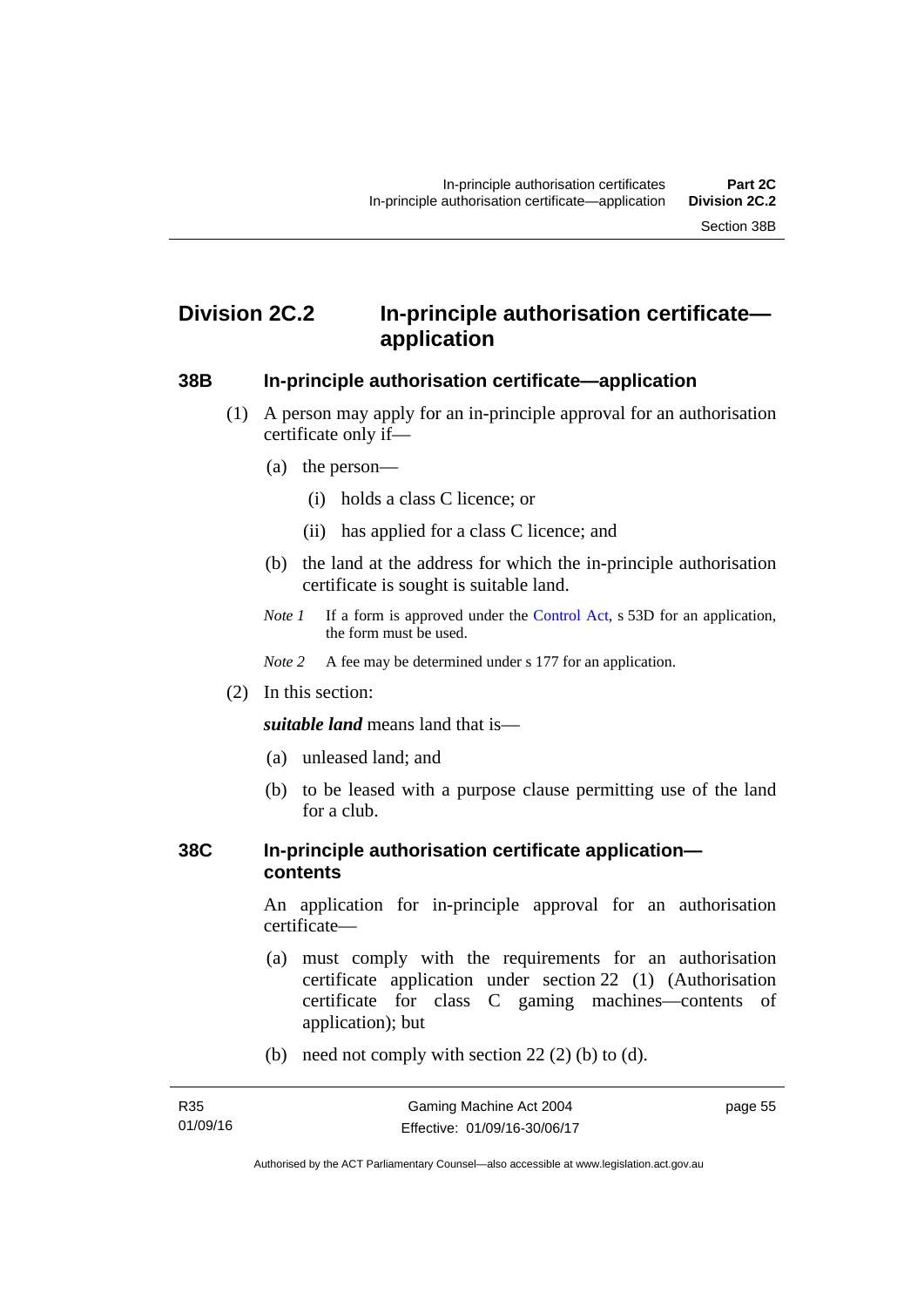## Division 2C.2 In-principle authorisation certificate—application

### 38B In-principle authorisation certificate—application

(1) A person may apply for an in-principle approval for an authorisation certificate only if—

(a) the person—

(i) holds a class C licence; or

(ii) has applied for a class C licence; and

(b) the land at the address for which the in-principle authorisation certificate is sought is suitable land.

*Note 1* If a form is approved under the Control Act, s 53D for an application, the form must be used.

*Note 2* A fee may be determined under s 177 for an application.

(2) In this section:

***suitable land*** means land that is—

(a) unleased land; and

(b) to be leased with a purpose clause permitting use of the land for a club.

### 38C In-principle authorisation certificate application—contents

An application for in-principle approval for an authorisation certificate—

(a) must comply with the requirements for an authorisation certificate application under section 22 (1) (Authorisation certificate for class C gaming machines—contents of application); but

(b) need not comply with section 22 (2) (b) to (d).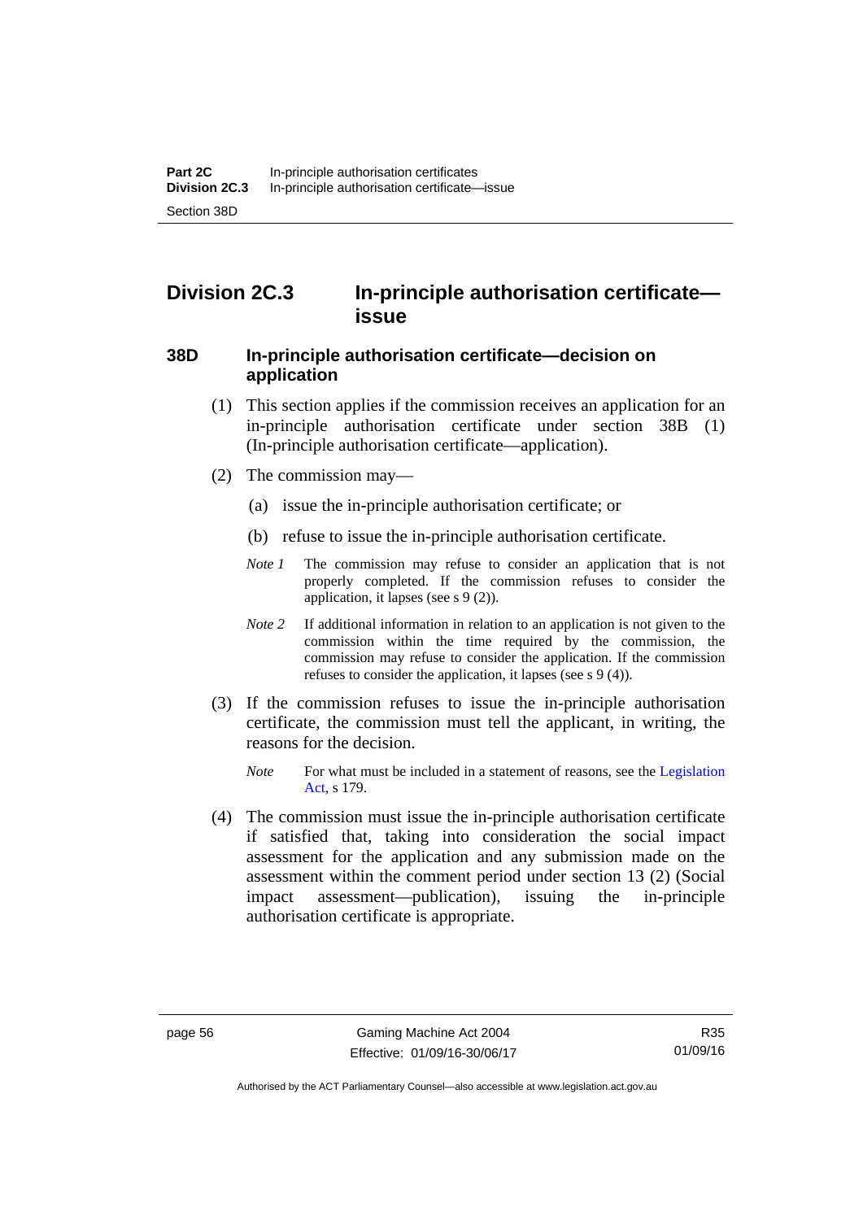## Division 2C.3 In-principle authorisation certificate—issue

### 38D In-principle authorisation certificate—decision on application

(1) This section applies if the commission receives an application for an in-principle authorisation certificate under section 38B (1) (In-principle authorisation certificate—application).

(2) The commission may—

(a) issue the in-principle authorisation certificate; or

(b) refuse to issue the in-principle authorisation certificate.

*Note 1* The commission may refuse to consider an application that is not properly completed. If the commission refuses to consider the application, it lapses (see s 9 (2)).

*Note 2* If additional information in relation to an application is not given to the commission within the time required by the commission, the commission may refuse to consider the application. If the commission refuses to consider the application, it lapses (see s 9 (4)).

(3) If the commission refuses to issue the in-principle authorisation certificate, the commission must tell the applicant, in writing, the reasons for the decision.

*Note* For what must be included in a statement of reasons, see the Legislation Act, s 179.

(4) The commission must issue the in-principle authorisation certificate if satisfied that, taking into consideration the social impact assessment for the application and any submission made on the assessment within the comment period under section 13 (2) (Social impact assessment—publication), issuing the in-principle authorisation certificate is appropriate.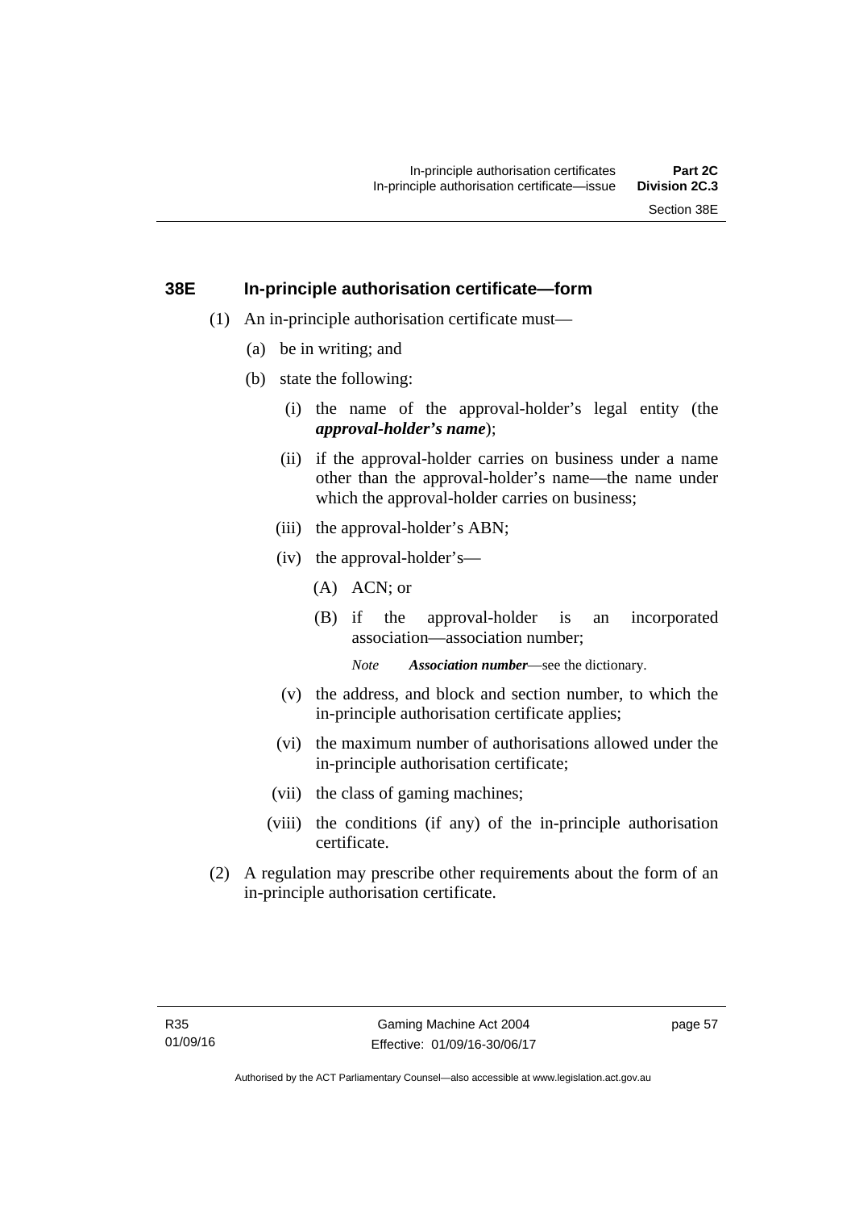## 38E In-principle authorisation certificate—form

(1) An in-principle authorisation certificate must—

(a) be in writing; and

(b) state the following:

(i) the name of the approval-holder's legal entity (the ***approval-holder's name***);

(ii) if the approval-holder carries on business under a name other than the approval-holder's name—the name under which the approval-holder carries on business;

(iii) the approval-holder's ABN;

(iv) the approval-holder's—

(A) ACN; or

(B) if the approval-holder is an incorporated association—association number;

*Note* ***Association number***—see the dictionary.

(v) the address, and block and section number, to which the in-principle authorisation certificate applies;

(vi) the maximum number of authorisations allowed under the in-principle authorisation certificate;

(vii) the class of gaming machines;

(viii) the conditions (if any) of the in-principle authorisation certificate.

(2) A regulation may prescribe other requirements about the form of an in-principle authorisation certificate.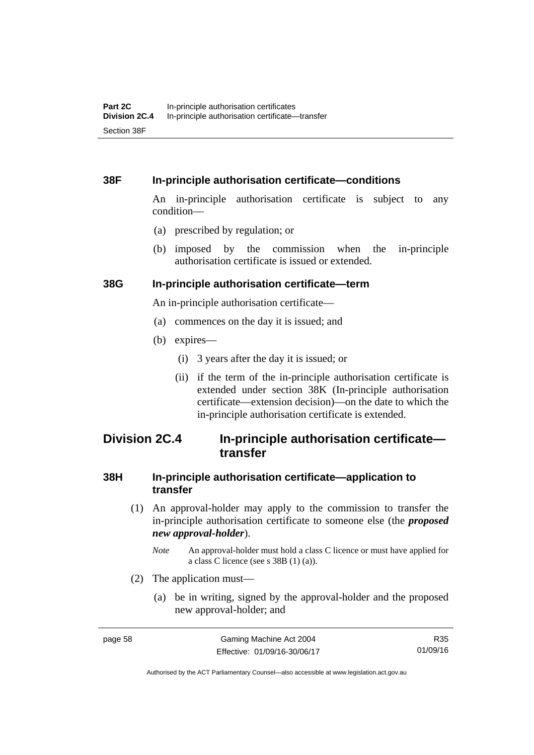### 38F In-principle authorisation certificate—conditions

An in-principle authorisation certificate is subject to any condition—

(a) prescribed by regulation; or

(b) imposed by the commission when the in-principle authorisation certificate is issued or extended.

### 38G In-principle authorisation certificate—term

An in-principle authorisation certificate—

(a) commences on the day it is issued; and

(b) expires—

(i) 3 years after the day it is issued; or

(ii) if the term of the in-principle authorisation certificate is extended under section 38K (In-principle authorisation certificate—extension decision)—on the date to which the in-principle authorisation certificate is extended.

## Division 2C.4 In-principle authorisation certificate—transfer

### 38H In-principle authorisation certificate—application to transfer

(1) An approval-holder may apply to the commission to transfer the in-principle authorisation certificate to someone else (the ***proposed new approval-holder***).

*Note* An approval-holder must hold a class C licence or must have applied for a class C licence (see s 38B (1) (a)).

(2) The application must—

(a) be in writing, signed by the approval-holder and the proposed new approval-holder; and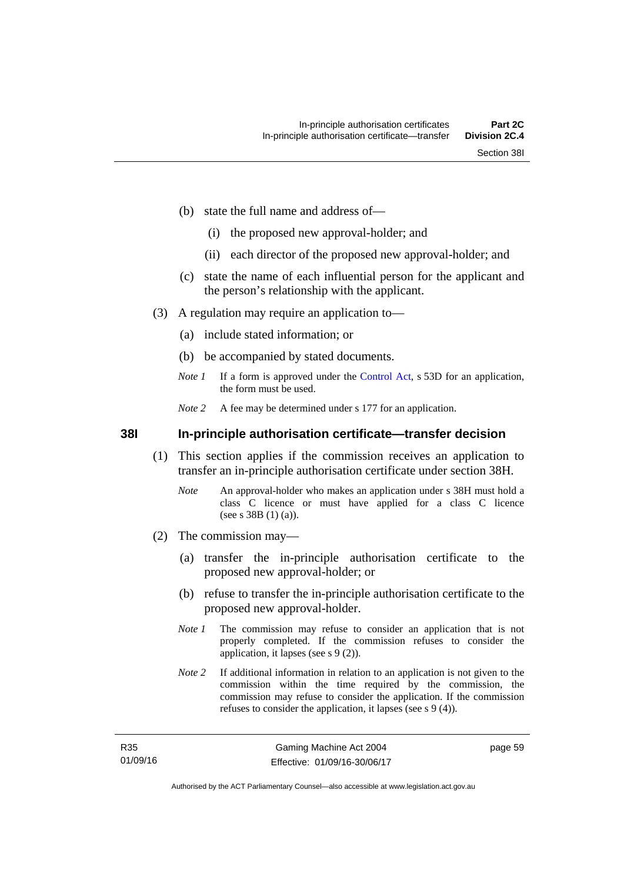(b) state the full name and address of—

(i) the proposed new approval-holder; and

(ii) each director of the proposed new approval-holder; and

(c) state the name of each influential person for the applicant and the person's relationship with the applicant.

(3) A regulation may require an application to—

(a) include stated information; or

(b) be accompanied by stated documents.

*Note 1* If a form is approved under the Control Act, s 53D for an application, the form must be used.

*Note 2* A fee may be determined under s 177 for an application.

### 38I In-principle authorisation certificate—transfer decision

(1) This section applies if the commission receives an application to transfer an in-principle authorisation certificate under section 38H.

*Note* An approval-holder who makes an application under s 38H must hold a class C licence or must have applied for a class C licence (see s 38B (1) (a)).

(2) The commission may—

(a) transfer the in-principle authorisation certificate to the proposed new approval-holder; or

(b) refuse to transfer the in-principle authorisation certificate to the proposed new approval-holder.

*Note 1* The commission may refuse to consider an application that is not properly completed. If the commission refuses to consider the application, it lapses (see s 9 (2)).

*Note 2* If additional information in relation to an application is not given to the commission within the time required by the commission, the commission may refuse to consider the application. If the commission refuses to consider the application, it lapses (see s 9 (4)).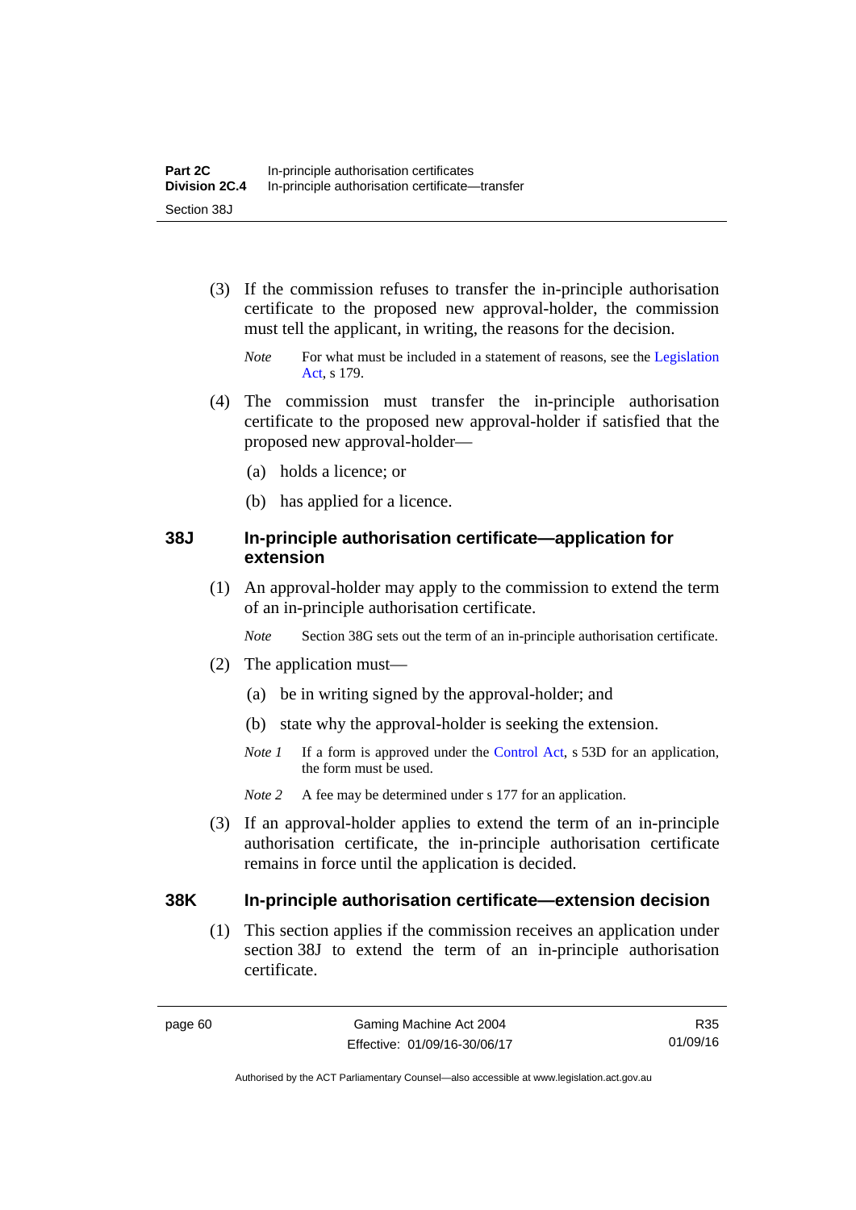(3) If the commission refuses to transfer the in-principle authorisation certificate to the proposed new approval-holder, the commission must tell the applicant, in writing, the reasons for the decision.

*Note* For what must be included in a statement of reasons, see the Legislation Act, s 179.

(4) The commission must transfer the in-principle authorisation certificate to the proposed new approval-holder if satisfied that the proposed new approval-holder—

(a) holds a licence; or

(b) has applied for a licence.

### 38J In-principle authorisation certificate—application for extension

(1) An approval-holder may apply to the commission to extend the term of an in-principle authorisation certificate.

*Note* Section 38G sets out the term of an in-principle authorisation certificate.

(2) The application must—

(a) be in writing signed by the approval-holder; and

(b) state why the approval-holder is seeking the extension.

*Note 1* If a form is approved under the Control Act, s 53D for an application, the form must be used.

*Note 2* A fee may be determined under s 177 for an application.

(3) If an approval-holder applies to extend the term of an in-principle authorisation certificate, the in-principle authorisation certificate remains in force until the application is decided.

### 38K In-principle authorisation certificate—extension decision

(1) This section applies if the commission receives an application under section 38J to extend the term of an in-principle authorisation certificate.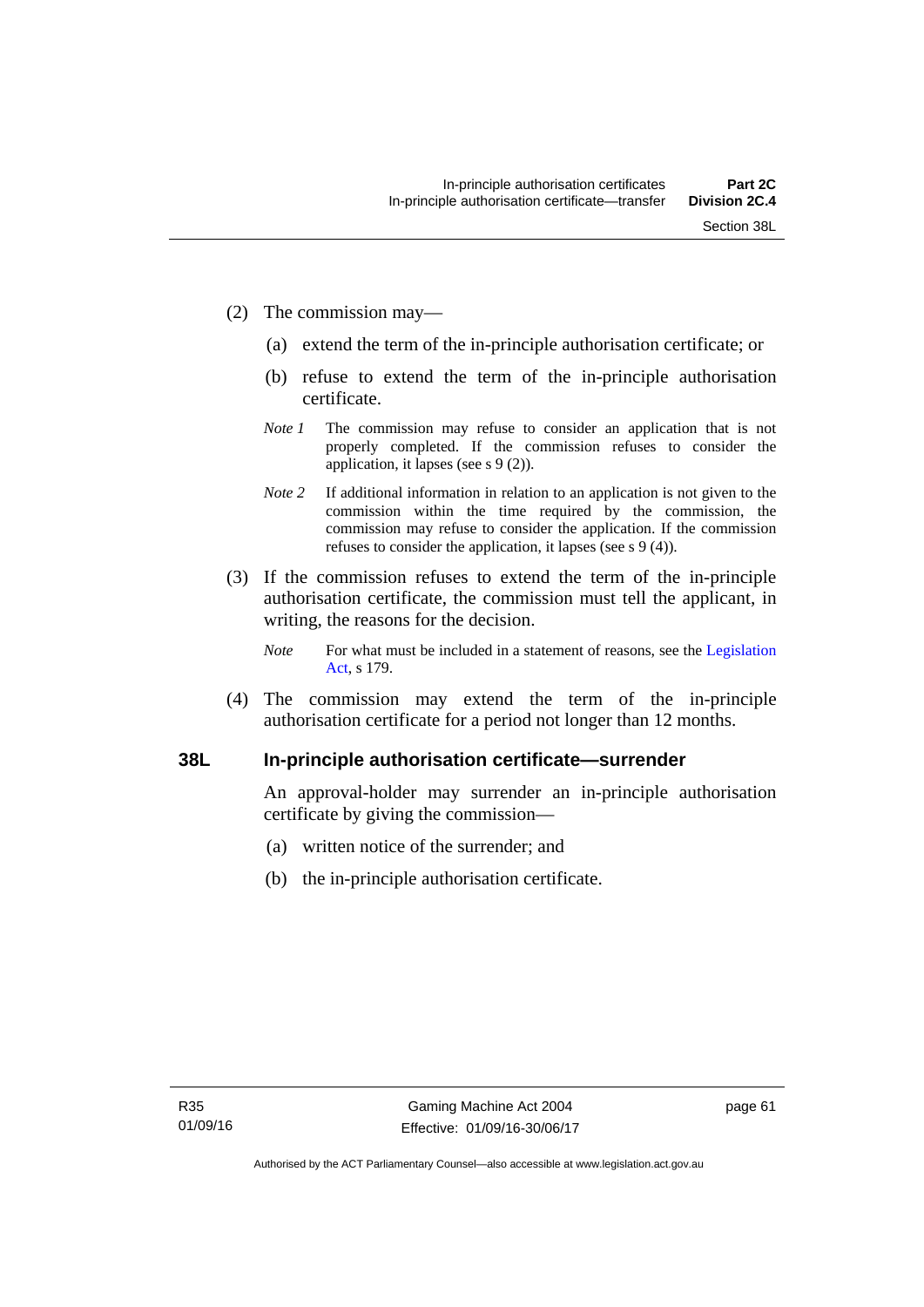(2) The commission may—

(a) extend the term of the in-principle authorisation certificate; or

(b) refuse to extend the term of the in-principle authorisation certificate.

*Note 1* The commission may refuse to consider an application that is not properly completed. If the commission refuses to consider the application, it lapses (see s 9 (2)).

*Note 2* If additional information in relation to an application is not given to the commission within the time required by the commission, the commission may refuse to consider the application. If the commission refuses to consider the application, it lapses (see s 9 (4)).

(3) If the commission refuses to extend the term of the in-principle authorisation certificate, the commission must tell the applicant, in writing, the reasons for the decision.

*Note* For what must be included in a statement of reasons, see the Legislation Act, s 179.

(4) The commission may extend the term of the in-principle authorisation certificate for a period not longer than 12 months.

### 38L In-principle authorisation certificate—surrender

An approval-holder may surrender an in-principle authorisation certificate by giving the commission—

(a) written notice of the surrender; and

(b) the in-principle authorisation certificate.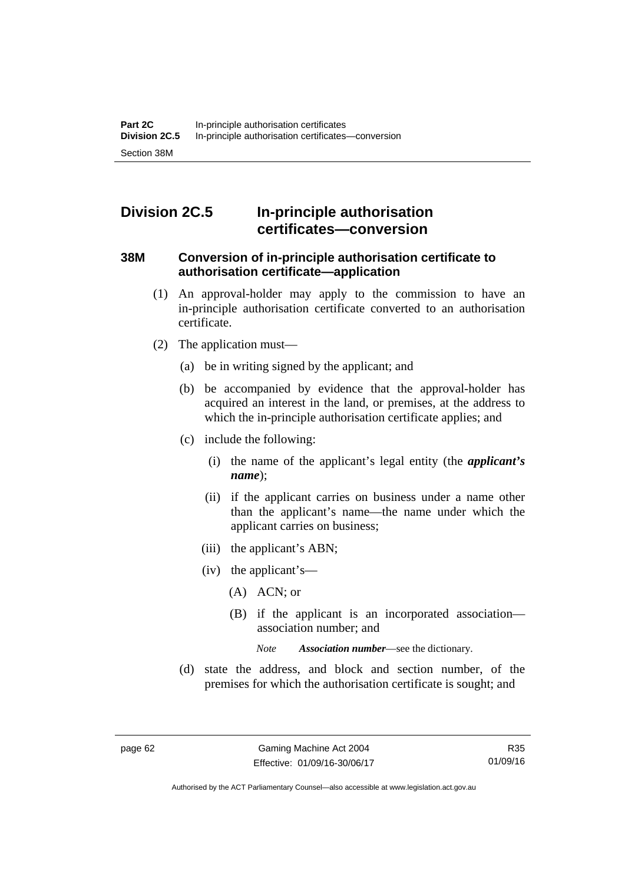## Division 2C.5 In-principle authorisation certificates—conversion

### 38M Conversion of in-principle authorisation certificate to authorisation certificate—application

(1) An approval-holder may apply to the commission to have an in-principle authorisation certificate converted to an authorisation certificate.

(2) The application must—

(a) be in writing signed by the applicant; and

(b) be accompanied by evidence that the approval-holder has acquired an interest in the land, or premises, at the address to which the in-principle authorisation certificate applies; and

(c) include the following:

(i) the name of the applicant's legal entity (the ***applicant's name***);

(ii) if the applicant carries on business under a name other than the applicant's name—the name under which the applicant carries on business;

(iii) the applicant's ABN;

(iv) the applicant's—

(A) ACN; or

(B) if the applicant is an incorporated association—association number; and

*Note* ***Association number***—see the dictionary.

(d) state the address, and block and section number, of the premises for which the authorisation certificate is sought; and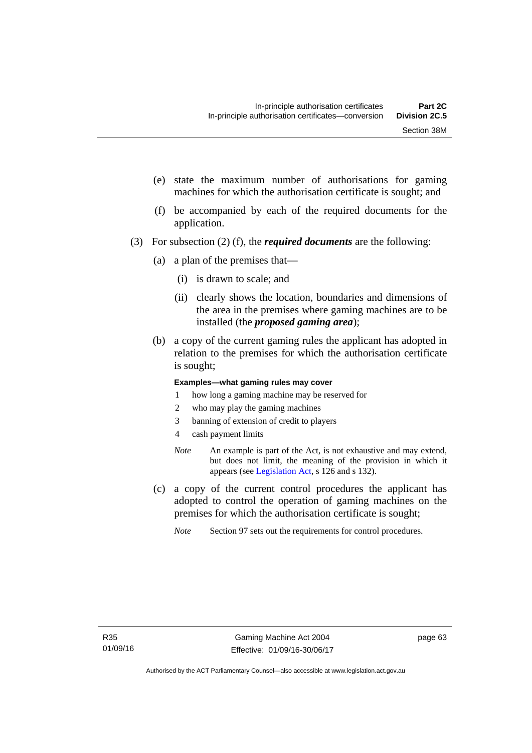(e) state the maximum number of authorisations for gaming machines for which the authorisation certificate is sought; and

(f) be accompanied by each of the required documents for the application.

(3) For subsection (2) (f), the ***required documents*** are the following:

(a) a plan of the premises that—

(i) is drawn to scale; and

(ii) clearly shows the location, boundaries and dimensions of the area in the premises where gaming machines are to be installed (the ***proposed gaming area***);

(b) a copy of the current gaming rules the applicant has adopted in relation to the premises for which the authorisation certificate is sought;

**Examples—what gaming rules may cover**

1 how long a gaming machine may be reserved for

2 who may play the gaming machines

3 banning of extension of credit to players

4 cash payment limits

*Note* An example is part of the Act, is not exhaustive and may extend, but does not limit, the meaning of the provision in which it appears (see Legislation Act, s 126 and s 132).

(c) a copy of the current control procedures the applicant has adopted to control the operation of gaming machines on the premises for which the authorisation certificate is sought;

*Note* Section 97 sets out the requirements for control procedures.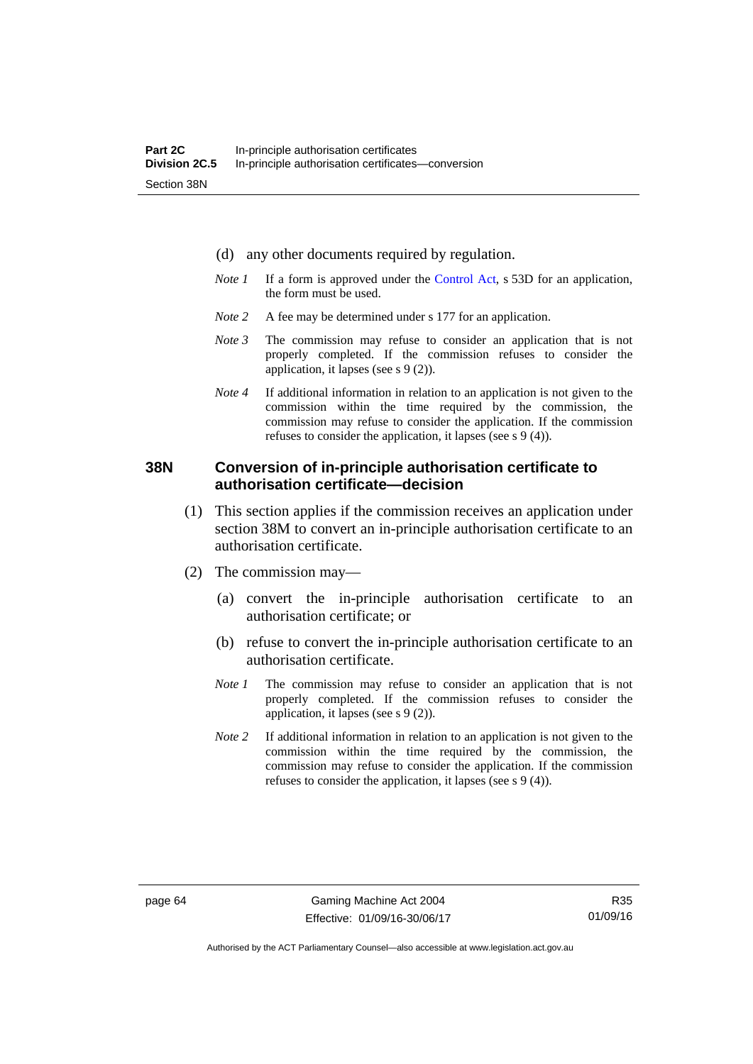(d) any other documents required by regulation.

*Note 1* If a form is approved under the Control Act, s 53D for an application, the form must be used.

*Note 2* A fee may be determined under s 177 for an application.

*Note 3* The commission may refuse to consider an application that is not properly completed. If the commission refuses to consider the application, it lapses (see s 9 (2)).

*Note 4* If additional information in relation to an application is not given to the commission within the time required by the commission, the commission may refuse to consider the application. If the commission refuses to consider the application, it lapses (see s 9 (4)).

### 38N Conversion of in-principle authorisation certificate to authorisation certificate—decision

(1) This section applies if the commission receives an application under section 38M to convert an in-principle authorisation certificate to an authorisation certificate.

(2) The commission may—

(a) convert the in-principle authorisation certificate to an authorisation certificate; or

(b) refuse to convert the in-principle authorisation certificate to an authorisation certificate.

*Note 1* The commission may refuse to consider an application that is not properly completed. If the commission refuses to consider the application, it lapses (see s 9 (2)).

*Note 2* If additional information in relation to an application is not given to the commission within the time required by the commission, the commission may refuse to consider the application. If the commission refuses to consider the application, it lapses (see s 9 (4)).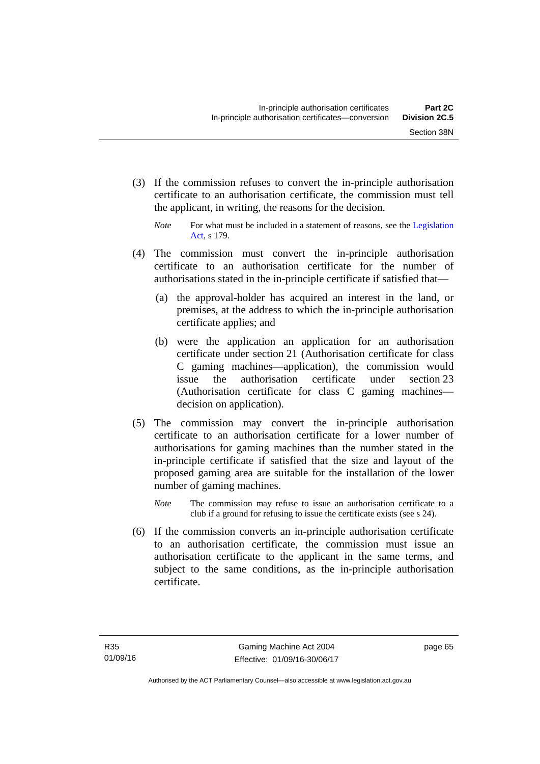(3) If the commission refuses to convert the in-principle authorisation certificate to an authorisation certificate, the commission must tell the applicant, in writing, the reasons for the decision.

*Note* For what must be included in a statement of reasons, see the Legislation Act, s 179.

(4) The commission must convert the in-principle authorisation certificate to an authorisation certificate for the number of authorisations stated in the in-principle certificate if satisfied that—

(a) the approval-holder has acquired an interest in the land, or premises, at the address to which the in-principle authorisation certificate applies; and

(b) were the application an application for an authorisation certificate under section 21 (Authorisation certificate for class C gaming machines—application), the commission would issue the authorisation certificate under section 23 (Authorisation certificate for class C gaming machines—decision on application).

(5) The commission may convert the in-principle authorisation certificate to an authorisation certificate for a lower number of authorisations for gaming machines than the number stated in the in-principle certificate if satisfied that the size and layout of the proposed gaming area are suitable for the installation of the lower number of gaming machines.

*Note* The commission may refuse to issue an authorisation certificate to a club if a ground for refusing to issue the certificate exists (see s 24).

(6) If the commission converts an in-principle authorisation certificate to an authorisation certificate, the commission must issue an authorisation certificate to the applicant in the same terms, and subject to the same conditions, as the in-principle authorisation certificate.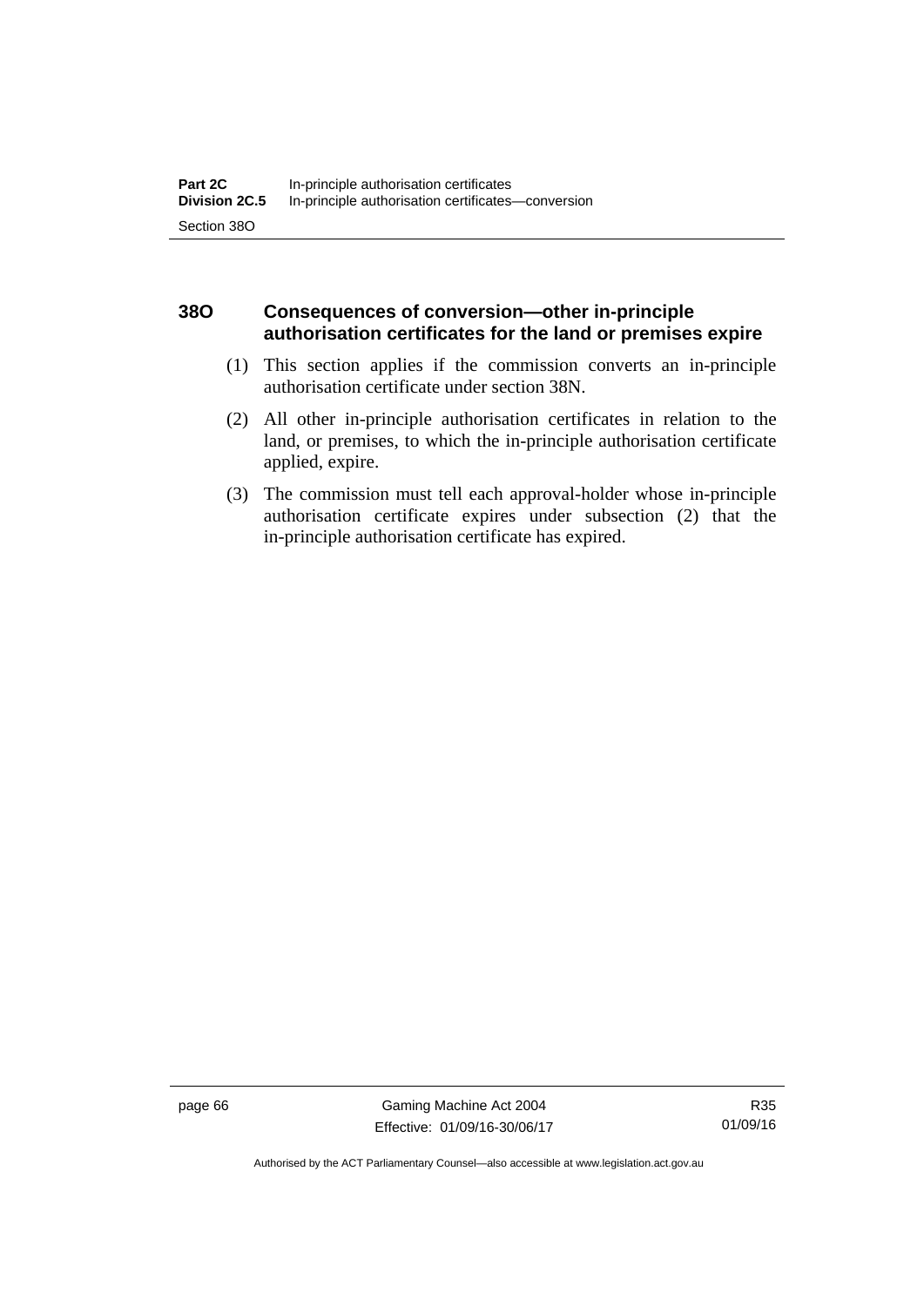### 38O Consequences of conversion—other in-principle authorisation certificates for the land or premises expire

(1) This section applies if the commission converts an in-principle authorisation certificate under section 38N.

(2) All other in-principle authorisation certificates in relation to the land, or premises, to which the in-principle authorisation certificate applied, expire.

(3) The commission must tell each approval-holder whose in-principle authorisation certificate expires under subsection (2) that the in-principle authorisation certificate has expired.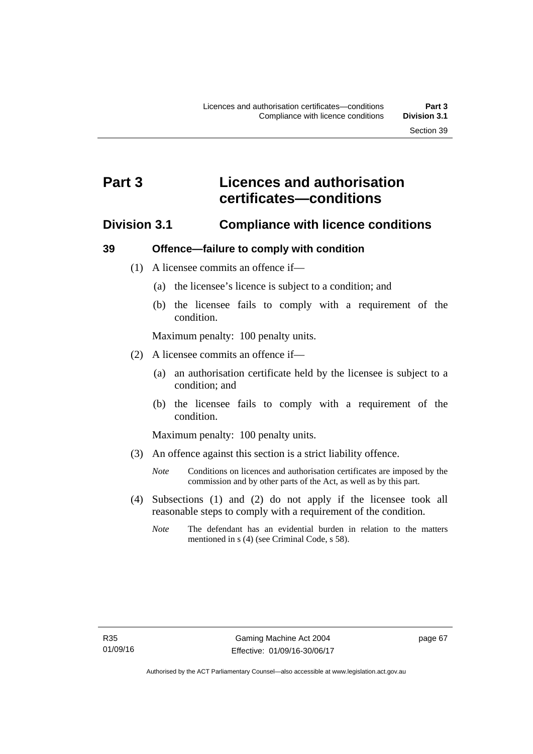# Part 3 Licences and authorisation certificates—conditions

## Division 3.1 Compliance with licence conditions

### 39 Offence—failure to comply with condition

(1) A licensee commits an offence if—

(a) the licensee's licence is subject to a condition; and

(b) the licensee fails to comply with a requirement of the condition.

Maximum penalty: 100 penalty units.

(2) A licensee commits an offence if—

(a) an authorisation certificate held by the licensee is subject to a condition; and

(b) the licensee fails to comply with a requirement of the condition.

Maximum penalty: 100 penalty units.

(3) An offence against this section is a strict liability offence.

*Note* Conditions on licences and authorisation certificates are imposed by the commission and by other parts of the Act, as well as by this part.

(4) Subsections (1) and (2) do not apply if the licensee took all reasonable steps to comply with a requirement of the condition.

*Note* The defendant has an evidential burden in relation to the matters mentioned in s (4) (see Criminal Code, s 58).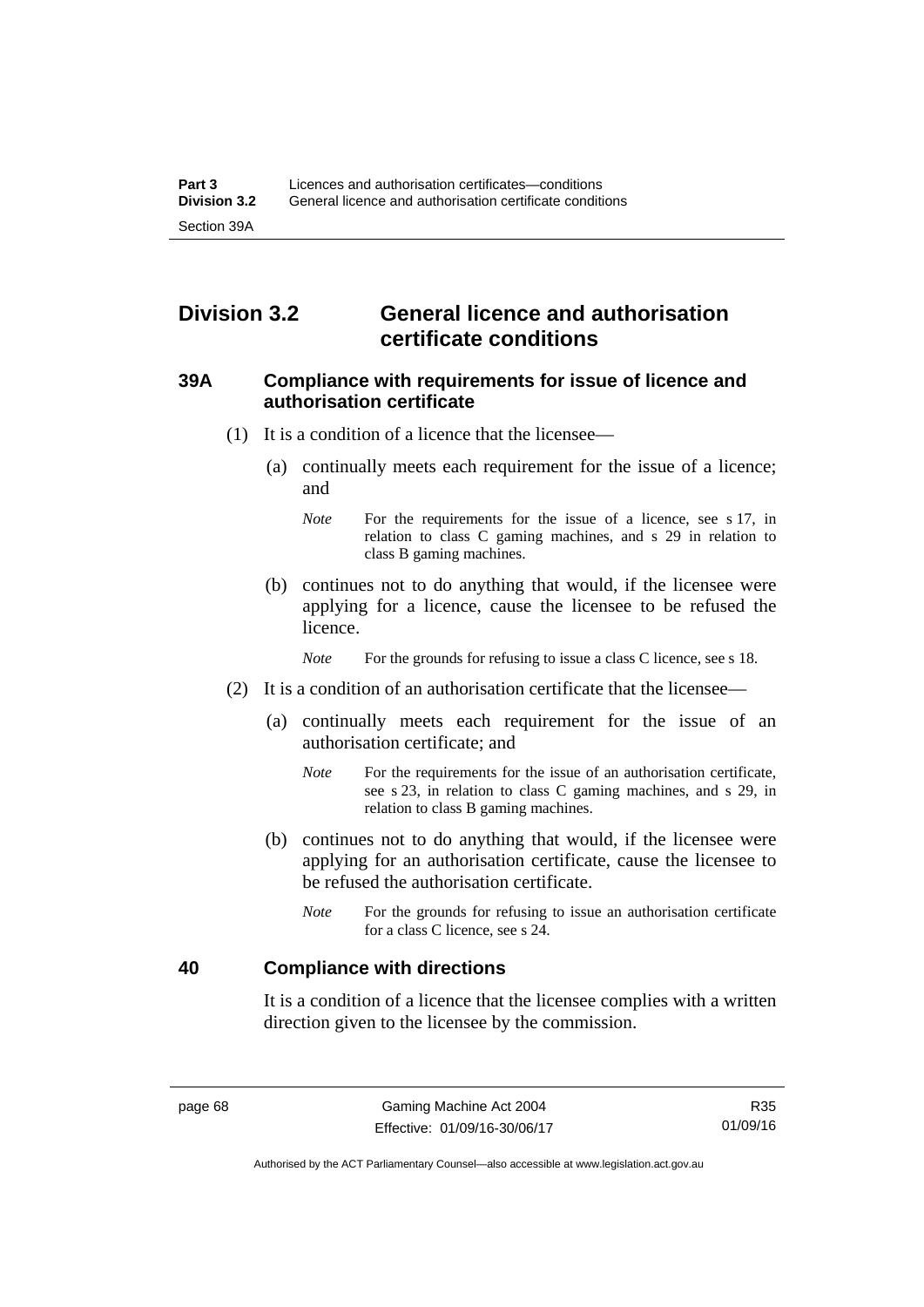## Division 3.2 General licence and authorisation certificate conditions

### 39A Compliance with requirements for issue of licence and authorisation certificate

(1) It is a condition of a licence that the licensee—

(a) continually meets each requirement for the issue of a licence; and

*Note* For the requirements for the issue of a licence, see s 17, in relation to class C gaming machines, and s 29 in relation to class B gaming machines.

(b) continues not to do anything that would, if the licensee were applying for a licence, cause the licensee to be refused the licence.

*Note* For the grounds for refusing to issue a class C licence, see s 18.

(2) It is a condition of an authorisation certificate that the licensee—

(a) continually meets each requirement for the issue of an authorisation certificate; and

*Note* For the requirements for the issue of an authorisation certificate, see s 23, in relation to class C gaming machines, and s 29, in relation to class B gaming machines.

(b) continues not to do anything that would, if the licensee were applying for an authorisation certificate, cause the licensee to be refused the authorisation certificate.

*Note* For the grounds for refusing to issue an authorisation certificate for a class C licence, see s 24.

### 40 Compliance with directions

It is a condition of a licence that the licensee complies with a written direction given to the licensee by the commission.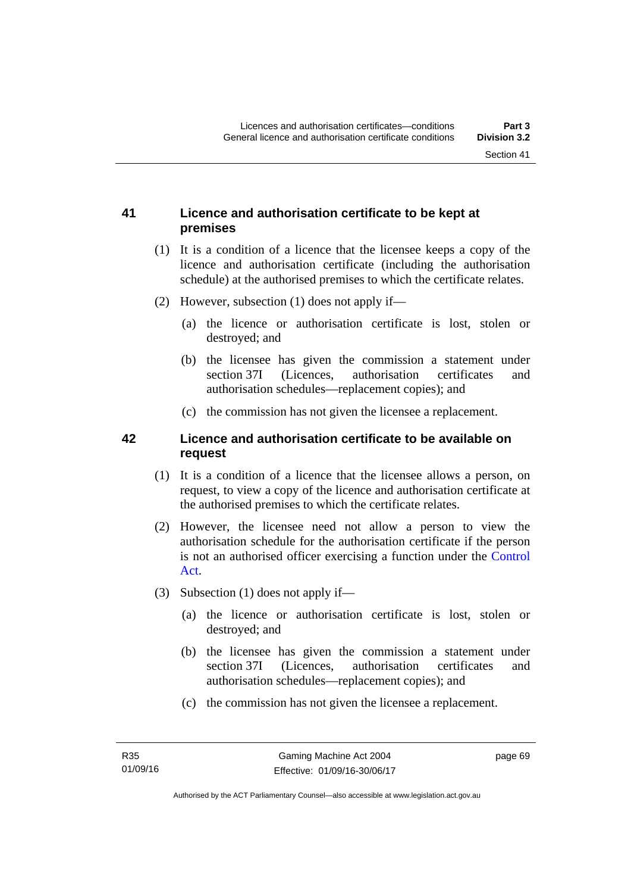## 41 Licence and authorisation certificate to be kept at premises

(1) It is a condition of a licence that the licensee keeps a copy of the licence and authorisation certificate (including the authorisation schedule) at the authorised premises to which the certificate relates.

(2) However, subsection (1) does not apply if—

(a) the licence or authorisation certificate is lost, stolen or destroyed; and

(b) the licensee has given the commission a statement under section 37I (Licences, authorisation certificates and authorisation schedules—replacement copies); and

(c) the commission has not given the licensee a replacement.

## 42 Licence and authorisation certificate to be available on request

(1) It is a condition of a licence that the licensee allows a person, on request, to view a copy of the licence and authorisation certificate at the authorised premises to which the certificate relates.

(2) However, the licensee need not allow a person to view the authorisation schedule for the authorisation certificate if the person is not an authorised officer exercising a function under the Control Act.

(3) Subsection (1) does not apply if—

(a) the licence or authorisation certificate is lost, stolen or destroyed; and

(b) the licensee has given the commission a statement under section 37I (Licences, authorisation certificates and authorisation schedules—replacement copies); and

(c) the commission has not given the licensee a replacement.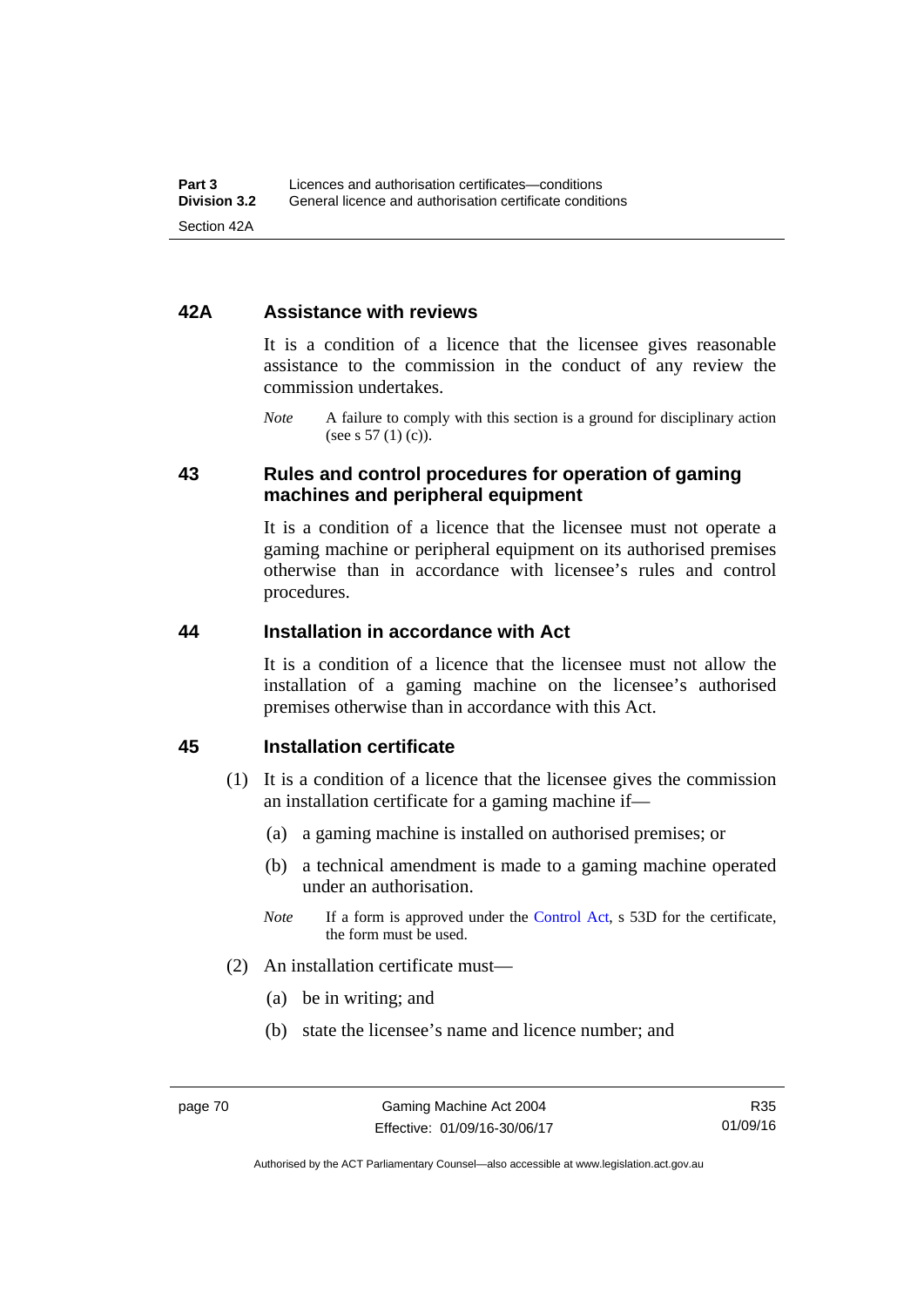### 42A Assistance with reviews

It is a condition of a licence that the licensee gives reasonable assistance to the commission in the conduct of any review the commission undertakes.

*Note* A failure to comply with this section is a ground for disciplinary action (see s 57 (1) (c)).

### 43 Rules and control procedures for operation of gaming machines and peripheral equipment

It is a condition of a licence that the licensee must not operate a gaming machine or peripheral equipment on its authorised premises otherwise than in accordance with licensee's rules and control procedures.

### 44 Installation in accordance with Act

It is a condition of a licence that the licensee must not allow the installation of a gaming machine on the licensee's authorised premises otherwise than in accordance with this Act.

### 45 Installation certificate

(1) It is a condition of a licence that the licensee gives the commission an installation certificate for a gaming machine if—

(a) a gaming machine is installed on authorised premises; or

(b) a technical amendment is made to a gaming machine operated under an authorisation.

*Note* If a form is approved under the Control Act, s 53D for the certificate, the form must be used.

(2) An installation certificate must—

(a) be in writing; and

(b) state the licensee's name and licence number; and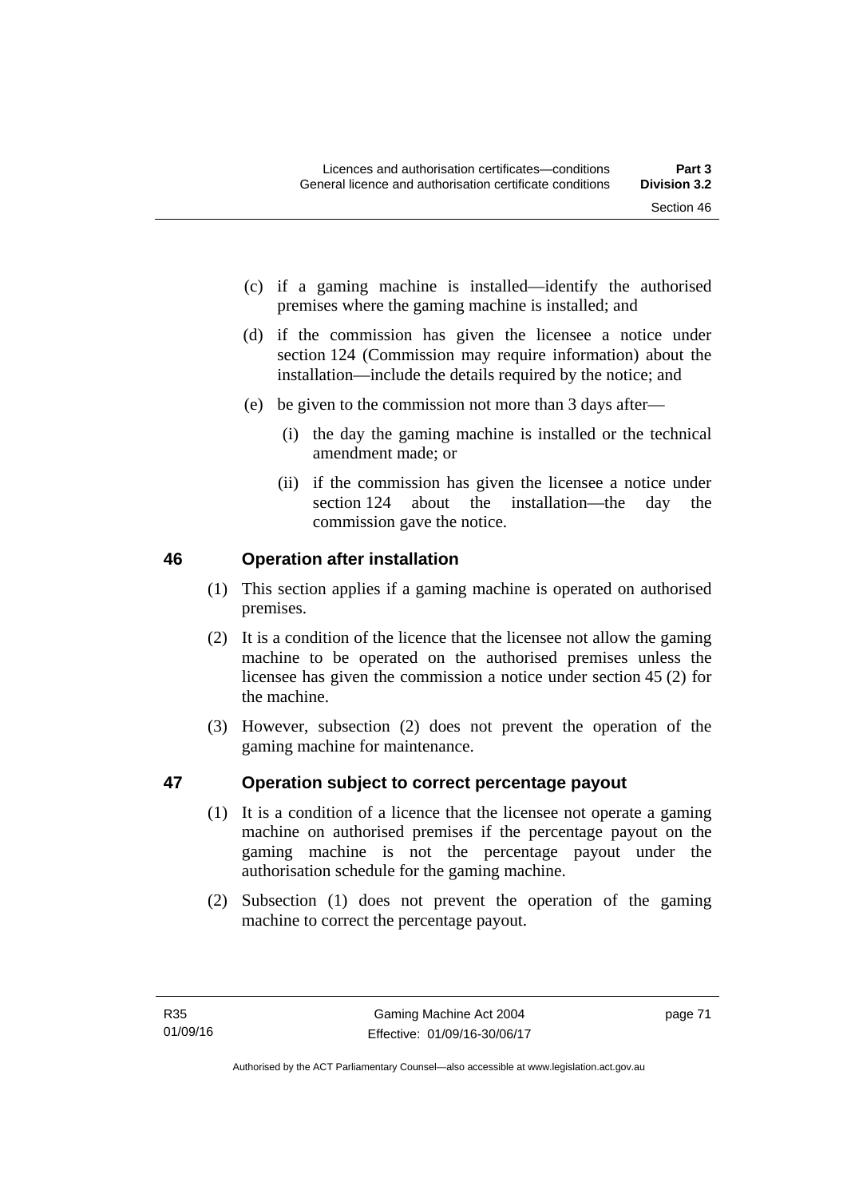(c) if a gaming machine is installed—identify the authorised premises where the gaming machine is installed; and

(d) if the commission has given the licensee a notice under section 124 (Commission may require information) about the installation—include the details required by the notice; and

(e) be given to the commission not more than 3 days after—

(i) the day the gaming machine is installed or the technical amendment made; or

(ii) if the commission has given the licensee a notice under section 124 about the installation—the day the commission gave the notice.

## 46 Operation after installation

(1) This section applies if a gaming machine is operated on authorised premises.

(2) It is a condition of the licence that the licensee not allow the gaming machine to be operated on the authorised premises unless the licensee has given the commission a notice under section 45 (2) for the machine.

(3) However, subsection (2) does not prevent the operation of the gaming machine for maintenance.

## 47 Operation subject to correct percentage payout

(1) It is a condition of a licence that the licensee not operate a gaming machine on authorised premises if the percentage payout on the gaming machine is not the percentage payout under the authorisation schedule for the gaming machine.

(2) Subsection (1) does not prevent the operation of the gaming machine to correct the percentage payout.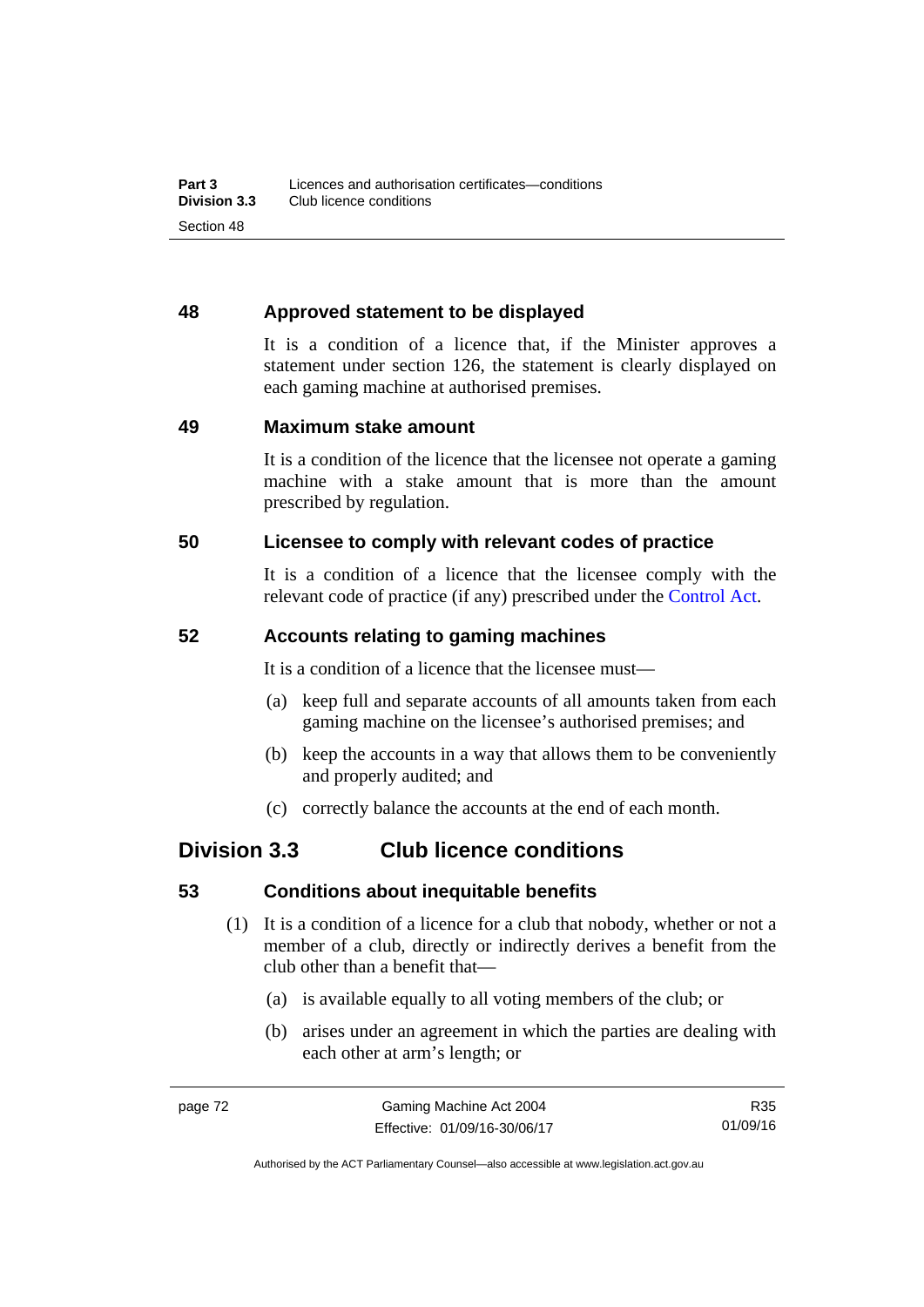### 48 Approved statement to be displayed

It is a condition of a licence that, if the Minister approves a statement under section 126, the statement is clearly displayed on each gaming machine at authorised premises.

### 49 Maximum stake amount

It is a condition of the licence that the licensee not operate a gaming machine with a stake amount that is more than the amount prescribed by regulation.

### 50 Licensee to comply with relevant codes of practice

It is a condition of a licence that the licensee comply with the relevant code of practice (if any) prescribed under the Control Act.

### 52 Accounts relating to gaming machines

It is a condition of a licence that the licensee must—

(a) keep full and separate accounts of all amounts taken from each gaming machine on the licensee's authorised premises; and

(b) keep the accounts in a way that allows them to be conveniently and properly audited; and

(c) correctly balance the accounts at the end of each month.

## Division 3.3 Club licence conditions

### 53 Conditions about inequitable benefits

(1) It is a condition of a licence for a club that nobody, whether or not a member of a club, directly or indirectly derives a benefit from the club other than a benefit that—

(a) is available equally to all voting members of the club; or

(b) arises under an agreement in which the parties are dealing with each other at arm's length; or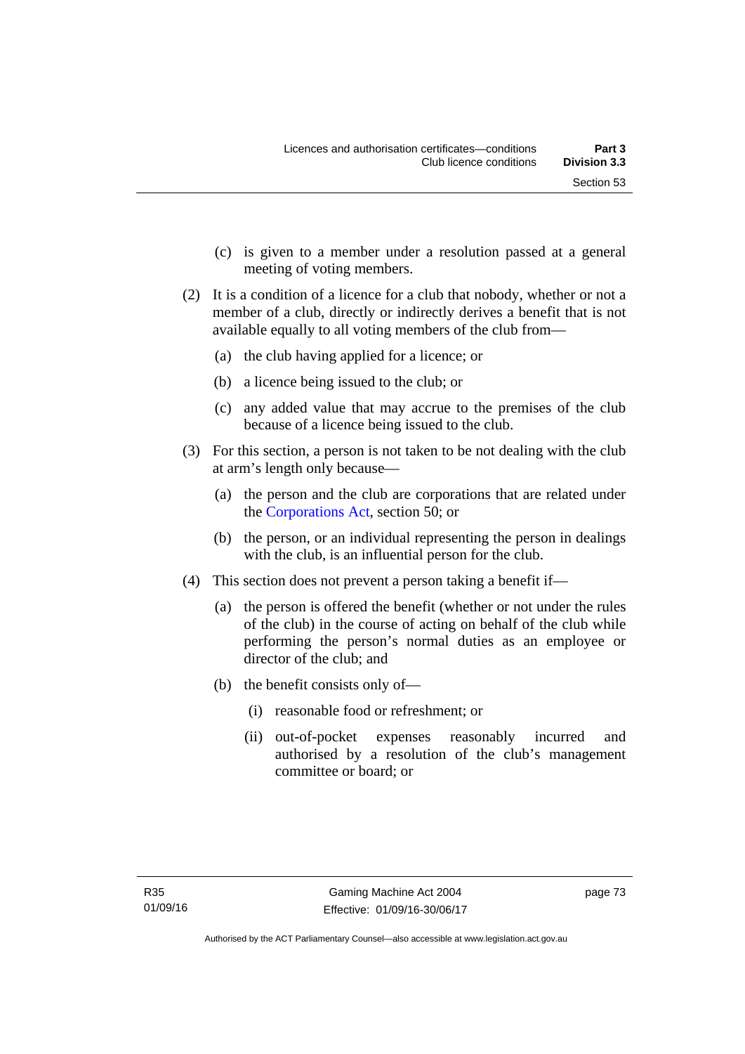(c) is given to a member under a resolution passed at a general meeting of voting members.

(2) It is a condition of a licence for a club that nobody, whether or not a member of a club, directly or indirectly derives a benefit that is not available equally to all voting members of the club from—

(a) the club having applied for a licence; or

(b) a licence being issued to the club; or

(c) any added value that may accrue to the premises of the club because of a licence being issued to the club.

(3) For this section, a person is not taken to be not dealing with the club at arm's length only because—

(a) the person and the club are corporations that are related under the Corporations Act, section 50; or

(b) the person, or an individual representing the person in dealings with the club, is an influential person for the club.

(4) This section does not prevent a person taking a benefit if—

(a) the person is offered the benefit (whether or not under the rules of the club) in the course of acting on behalf of the club while performing the person's normal duties as an employee or director of the club; and

(b) the benefit consists only of—

(i) reasonable food or refreshment; or

(ii) out-of-pocket expenses reasonably incurred and authorised by a resolution of the club's management committee or board; or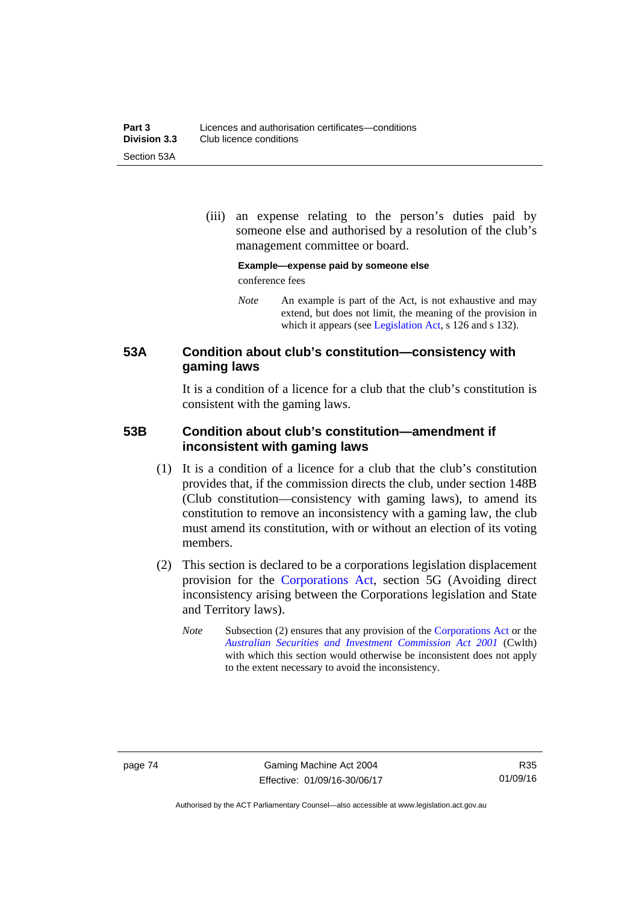(iii) an expense relating to the person's duties paid by someone else and authorised by a resolution of the club's management committee or board.

**Example—expense paid by someone else**

conference fees

*Note* An example is part of the Act, is not exhaustive and may extend, but does not limit, the meaning of the provision in which it appears (see Legislation Act, s 126 and s 132).

## 53A Condition about club's constitution—consistency with gaming laws

It is a condition of a licence for a club that the club's constitution is consistent with the gaming laws.

## 53B Condition about club's constitution—amendment if inconsistent with gaming laws

(1) It is a condition of a licence for a club that the club's constitution provides that, if the commission directs the club, under section 148B (Club constitution—consistency with gaming laws), to amend its constitution to remove an inconsistency with a gaming law, the club must amend its constitution, with or without an election of its voting members.

(2) This section is declared to be a corporations legislation displacement provision for the Corporations Act, section 5G (Avoiding direct inconsistency arising between the Corporations legislation and State and Territory laws).

*Note* Subsection (2) ensures that any provision of the Corporations Act or the *Australian Securities and Investment Commission Act 2001* (Cwlth) with which this section would otherwise be inconsistent does not apply to the extent necessary to avoid the inconsistency.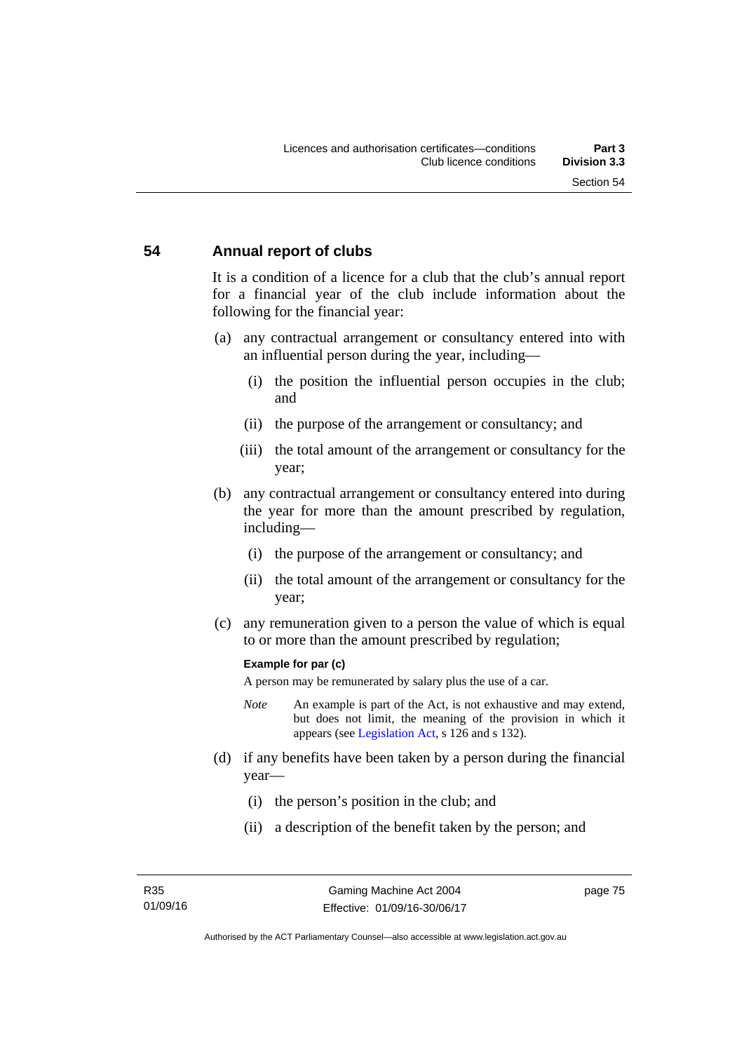## 54 Annual report of clubs

It is a condition of a licence for a club that the club's annual report for a financial year of the club include information about the following for the financial year:

(a) any contractual arrangement or consultancy entered into with an influential person during the year, including—

  (i) the position the influential person occupies in the club; and

  (ii) the purpose of the arrangement or consultancy; and

  (iii) the total amount of the arrangement or consultancy for the year;

(b) any contractual arrangement or consultancy entered into during the year for more than the amount prescribed by regulation, including—

  (i) the purpose of the arrangement or consultancy; and

  (ii) the total amount of the arrangement or consultancy for the year;

(c) any remuneration given to a person the value of which is equal to or more than the amount prescribed by regulation;

**Example for par (c)**

A person may be remunerated by salary plus the use of a car.

*Note* An example is part of the Act, is not exhaustive and may extend, but does not limit, the meaning of the provision in which it appears (see Legislation Act, s 126 and s 132).

(d) if any benefits have been taken by a person during the financial year—

  (i) the person's position in the club; and

  (ii) a description of the benefit taken by the person; and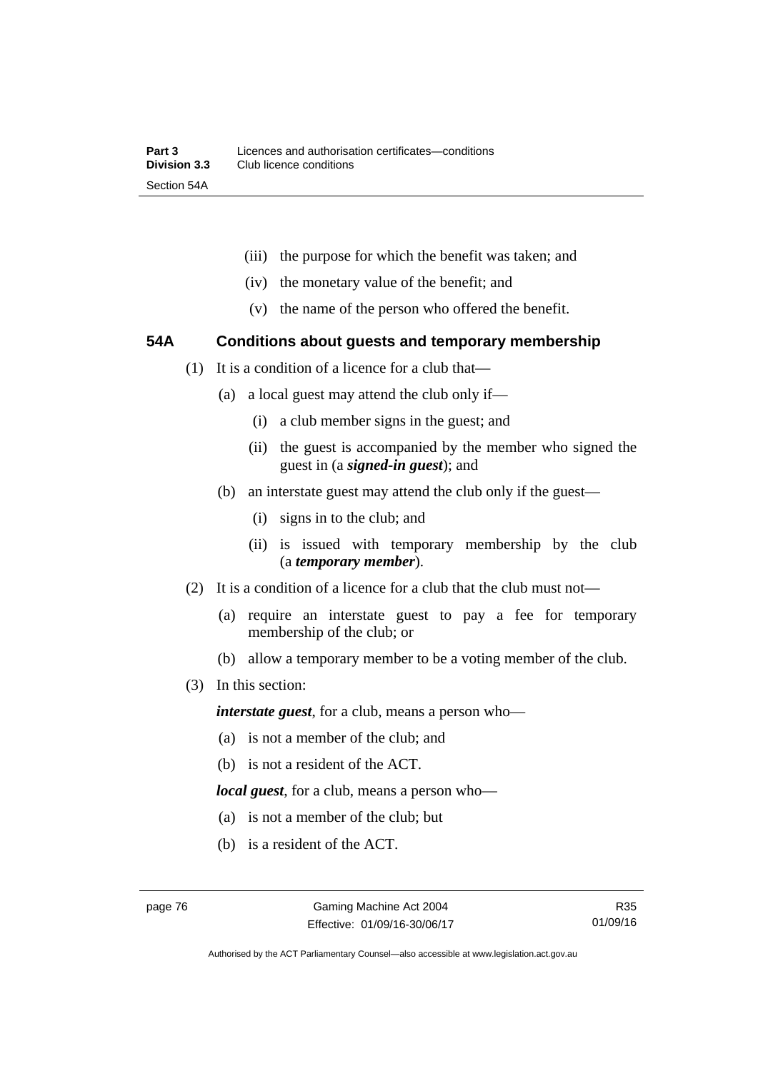(iii) the purpose for which the benefit was taken; and

(iv) the monetary value of the benefit; and

(v) the name of the person who offered the benefit.

### 54A Conditions about guests and temporary membership

(1) It is a condition of a licence for a club that—

(a) a local guest may attend the club only if—

(i) a club member signs in the guest; and

(ii) the guest is accompanied by the member who signed the guest in (a ***signed-in guest***); and

(b) an interstate guest may attend the club only if the guest—

(i) signs in to the club; and

(ii) is issued with temporary membership by the club (a ***temporary member***).

(2) It is a condition of a licence for a club that the club must not—

(a) require an interstate guest to pay a fee for temporary membership of the club; or

(b) allow a temporary member to be a voting member of the club.

(3) In this section:

***interstate guest***, for a club, means a person who—

(a) is not a member of the club; and

(b) is not a resident of the ACT.

***local guest***, for a club, means a person who—

(a) is not a member of the club; but

(b) is a resident of the ACT.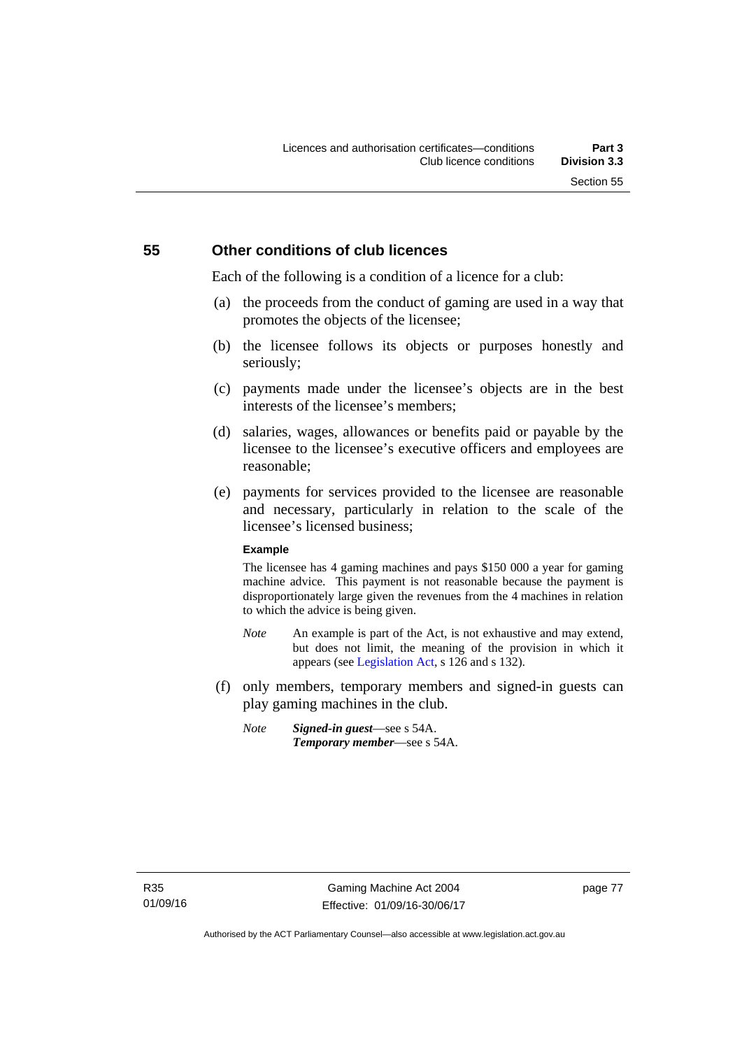## 55 Other conditions of club licences

Each of the following is a condition of a licence for a club:

(a) the proceeds from the conduct of gaming are used in a way that promotes the objects of the licensee;

(b) the licensee follows its objects or purposes honestly and seriously;

(c) payments made under the licensee's objects are in the best interests of the licensee's members;

(d) salaries, wages, allowances or benefits paid or payable by the licensee to the licensee's executive officers and employees are reasonable;

(e) payments for services provided to the licensee are reasonable and necessary, particularly in relation to the scale of the licensee's licensed business;

**Example**

The licensee has 4 gaming machines and pays $150 000 a year for gaming machine advice. This payment is not reasonable because the payment is disproportionately large given the revenues from the 4 machines in relation to which the advice is being given.

*Note* An example is part of the Act, is not exhaustive and may extend, but does not limit, the meaning of the provision in which it appears (see Legislation Act, s 126 and s 132).

(f) only members, temporary members and signed-in guests can play gaming machines in the club.

*Note* ***Signed-in guest***—see s 54A.
***Temporary member***—see s 54A.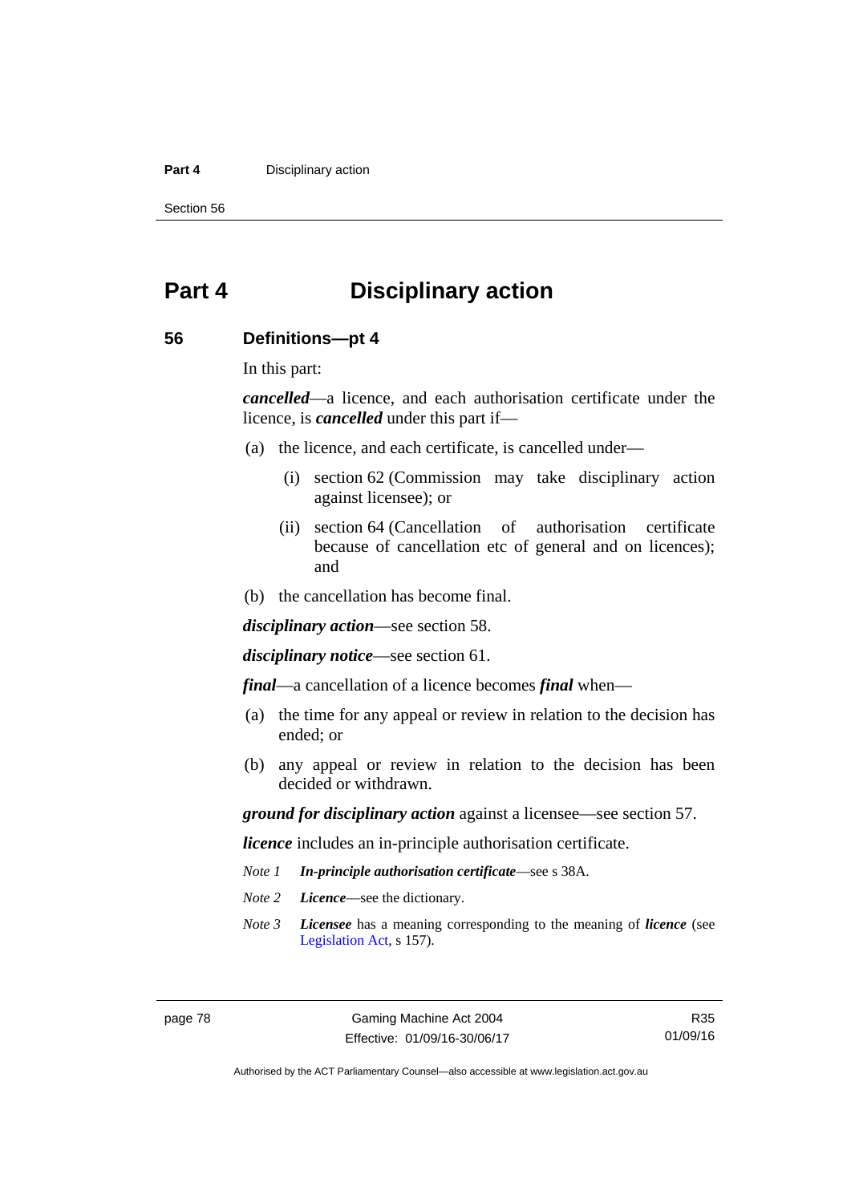# Part 4 Disciplinary action

## 56 Definitions—pt 4

In this part:

***cancelled***—a licence, and each authorisation certificate under the licence, is ***cancelled*** under this part if—

(a) the licence, and each certificate, is cancelled under—

(i) section 62 (Commission may take disciplinary action against licensee); or

(ii) section 64 (Cancellation of authorisation certificate because of cancellation etc of general and on licences); and

(b) the cancellation has become final.

***disciplinary action***—see section 58.

***disciplinary notice***—see section 61.

***final***—a cancellation of a licence becomes ***final*** when—

(a) the time for any appeal or review in relation to the decision has ended; or

(b) any appeal or review in relation to the decision has been decided or withdrawn.

***ground for disciplinary action*** against a licensee—see section 57.

***licence*** includes an in-principle authorisation certificate.

*Note 1* ***In-principle authorisation certificate***—see s 38A.

*Note 2* ***Licence***—see the dictionary.

*Note 3* ***Licensee*** has a meaning corresponding to the meaning of ***licence*** (see Legislation Act, s 157).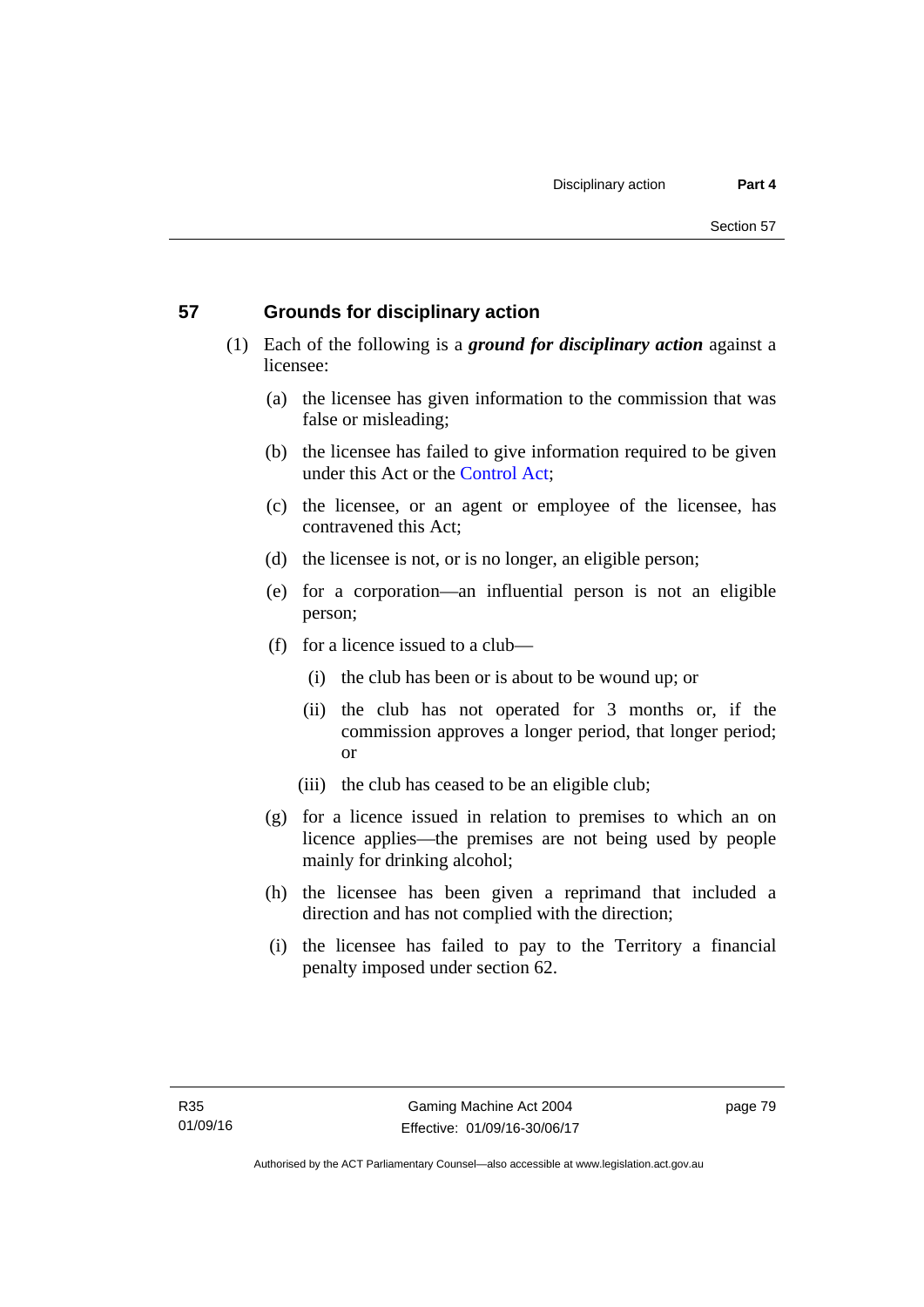## 57 Grounds for disciplinary action

(1) Each of the following is a ***ground for disciplinary action*** against a licensee:

(a) the licensee has given information to the commission that was false or misleading;

(b) the licensee has failed to give information required to be given under this Act or the Control Act;

(c) the licensee, or an agent or employee of the licensee, has contravened this Act;

(d) the licensee is not, or is no longer, an eligible person;

(e) for a corporation—an influential person is not an eligible person;

(f) for a licence issued to a club—

(i) the club has been or is about to be wound up; or

(ii) the club has not operated for 3 months or, if the commission approves a longer period, that longer period; or

(iii) the club has ceased to be an eligible club;

(g) for a licence issued in relation to premises to which an on licence applies—the premises are not being used by people mainly for drinking alcohol;

(h) the licensee has been given a reprimand that included a direction and has not complied with the direction;

(i) the licensee has failed to pay to the Territory a financial penalty imposed under section 62.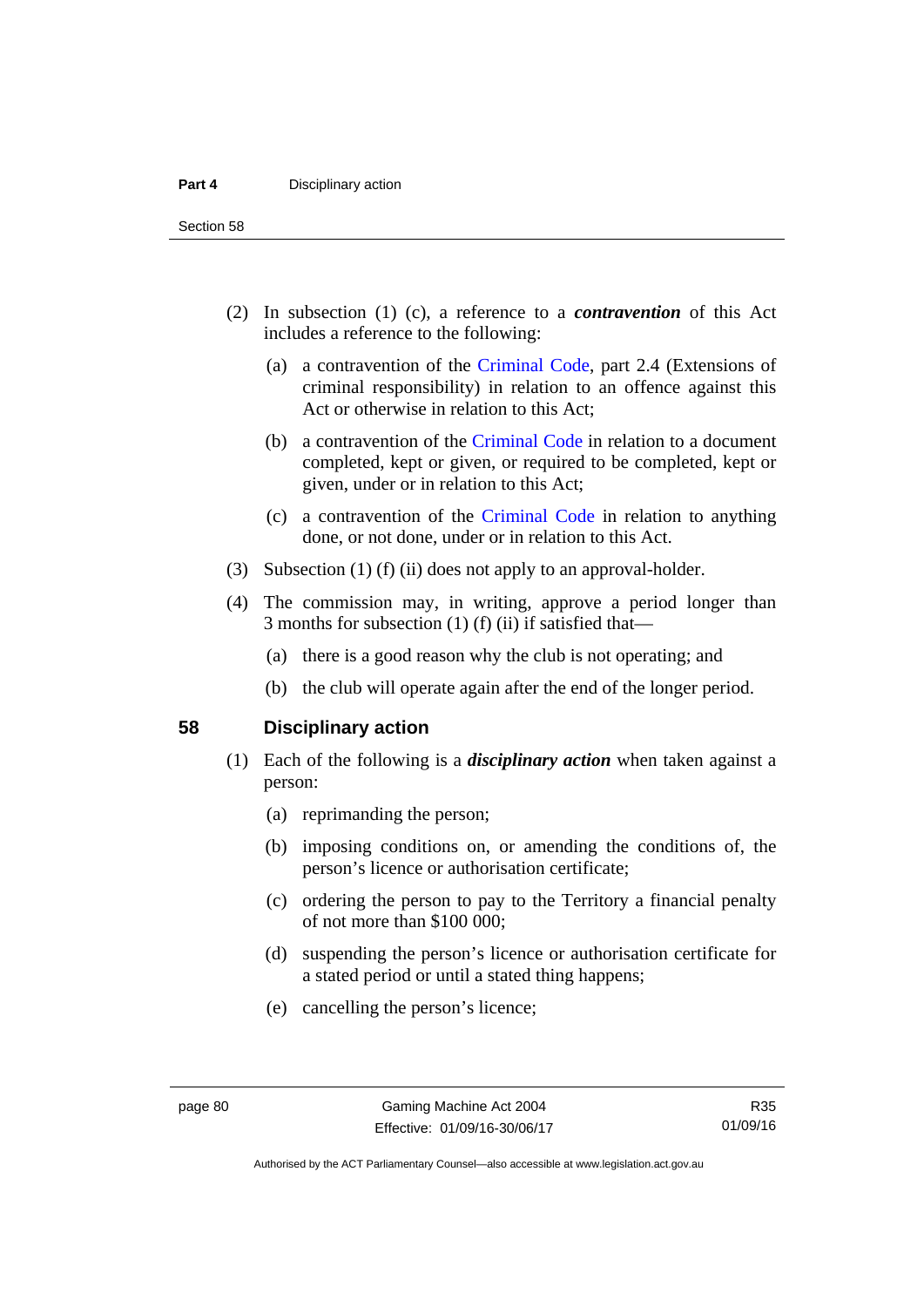(2) In subsection (1) (c), a reference to a ***contravention*** of this Act includes a reference to the following:

(a) a contravention of the Criminal Code, part 2.4 (Extensions of criminal responsibility) in relation to an offence against this Act or otherwise in relation to this Act;

(b) a contravention of the Criminal Code in relation to a document completed, kept or given, or required to be completed, kept or given, under or in relation to this Act;

(c) a contravention of the Criminal Code in relation to anything done, or not done, under or in relation to this Act.

(3) Subsection (1) (f) (ii) does not apply to an approval-holder.

(4) The commission may, in writing, approve a period longer than 3 months for subsection (1) (f) (ii) if satisfied that—

(a) there is a good reason why the club is not operating; and

(b) the club will operate again after the end of the longer period.

## 58 Disciplinary action

(1) Each of the following is a ***disciplinary action*** when taken against a person:

(a) reprimanding the person;

(b) imposing conditions on, or amending the conditions of, the person's licence or authorisation certificate;

(c) ordering the person to pay to the Territory a financial penalty of not more than $100 000;

(d) suspending the person's licence or authorisation certificate for a stated period or until a stated thing happens;

(e) cancelling the person's licence;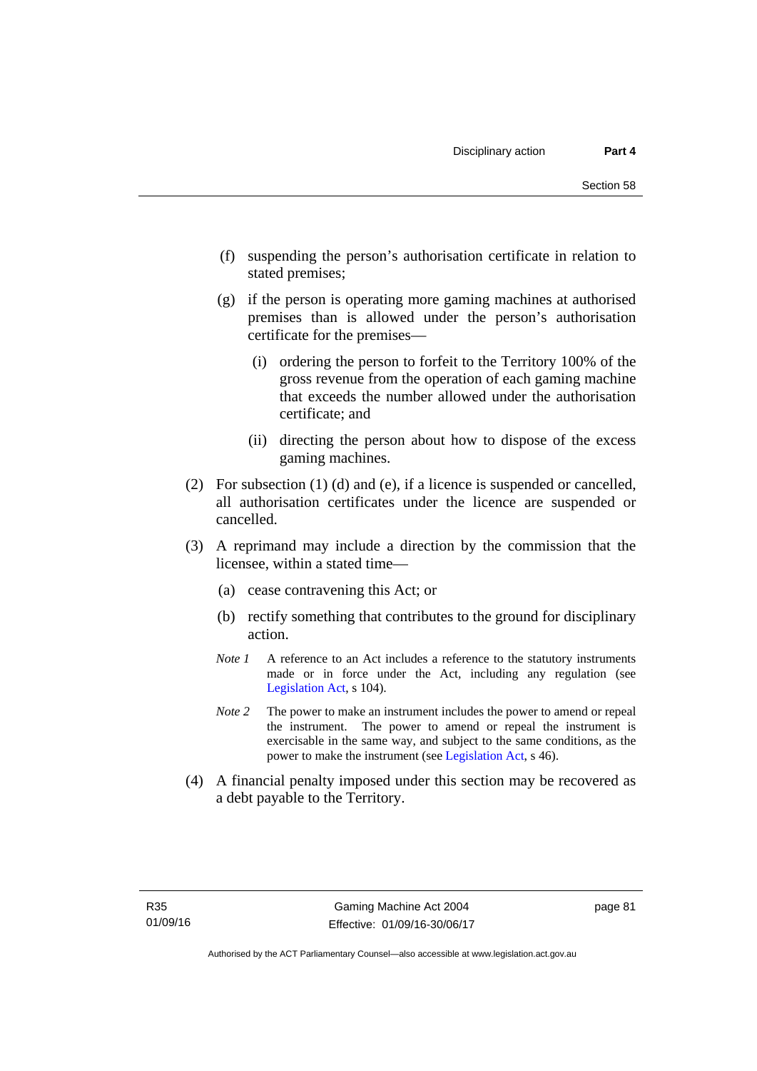(f) suspending the person's authorisation certificate in relation to stated premises;

(g) if the person is operating more gaming machines at authorised premises than is allowed under the person's authorisation certificate for the premises—

  (i) ordering the person to forfeit to the Territory 100% of the gross revenue from the operation of each gaming machine that exceeds the number allowed under the authorisation certificate; and

  (ii) directing the person about how to dispose of the excess gaming machines.

(2) For subsection (1) (d) and (e), if a licence is suspended or cancelled, all authorisation certificates under the licence are suspended or cancelled.

(3) A reprimand may include a direction by the commission that the licensee, within a stated time—

(a) cease contravening this Act; or

(b) rectify something that contributes to the ground for disciplinary action.

*Note 1* A reference to an Act includes a reference to the statutory instruments made or in force under the Act, including any regulation (see Legislation Act, s 104).

*Note 2* The power to make an instrument includes the power to amend or repeal the instrument. The power to amend or repeal the instrument is exercisable in the same way, and subject to the same conditions, as the power to make the instrument (see Legislation Act, s 46).

(4) A financial penalty imposed under this section may be recovered as a debt payable to the Territory.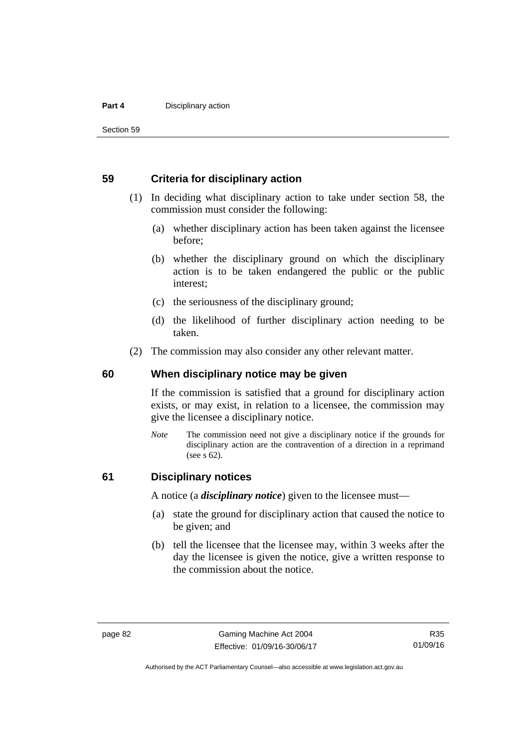## 59 Criteria for disciplinary action

(1) In deciding what disciplinary action to take under section 58, the commission must consider the following:

(a) whether disciplinary action has been taken against the licensee before;

(b) whether the disciplinary ground on which the disciplinary action is to be taken endangered the public or the public interest;

(c) the seriousness of the disciplinary ground;

(d) the likelihood of further disciplinary action needing to be taken.

(2) The commission may also consider any other relevant matter.

## 60 When disciplinary notice may be given

If the commission is satisfied that a ground for disciplinary action exists, or may exist, in relation to a licensee, the commission may give the licensee a disciplinary notice.

*Note* The commission need not give a disciplinary notice if the grounds for disciplinary action are the contravention of a direction in a reprimand (see s 62).

## 61 Disciplinary notices

A notice (a ***disciplinary notice***) given to the licensee must—

(a) state the ground for disciplinary action that caused the notice to be given; and

(b) tell the licensee that the licensee may, within 3 weeks after the day the licensee is given the notice, give a written response to the commission about the notice.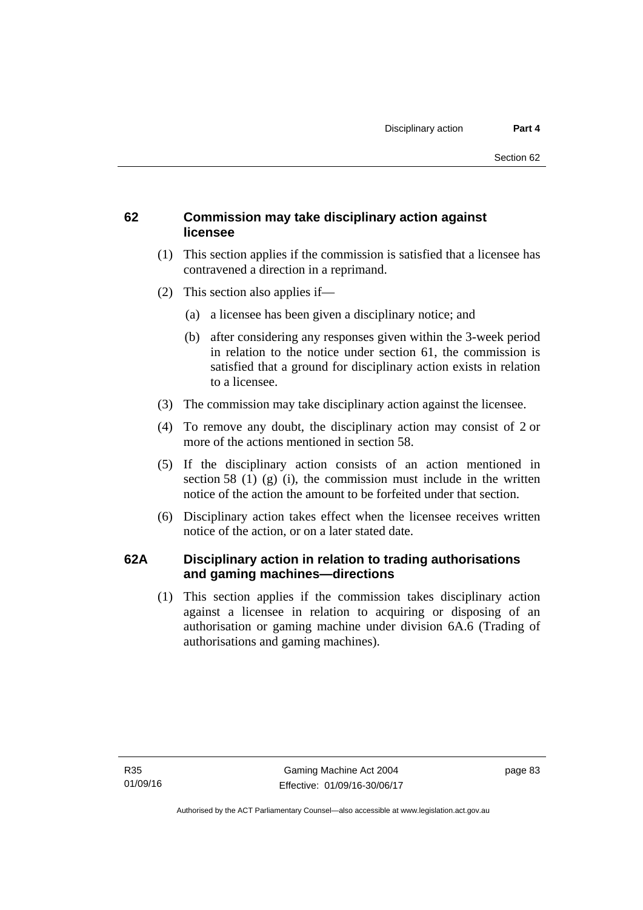## 62 Commission may take disciplinary action against licensee

(1) This section applies if the commission is satisfied that a licensee has contravened a direction in a reprimand.

(2) This section also applies if—

(a) a licensee has been given a disciplinary notice; and

(b) after considering any responses given within the 3-week period in relation to the notice under section 61, the commission is satisfied that a ground for disciplinary action exists in relation to a licensee.

(3) The commission may take disciplinary action against the licensee.

(4) To remove any doubt, the disciplinary action may consist of 2 or more of the actions mentioned in section 58.

(5) If the disciplinary action consists of an action mentioned in section 58 (1) (g) (i), the commission must include in the written notice of the action the amount to be forfeited under that section.

(6) Disciplinary action takes effect when the licensee receives written notice of the action, or on a later stated date.

## 62A Disciplinary action in relation to trading authorisations and gaming machines—directions

(1) This section applies if the commission takes disciplinary action against a licensee in relation to acquiring or disposing of an authorisation or gaming machine under division 6A.6 (Trading of authorisations and gaming machines).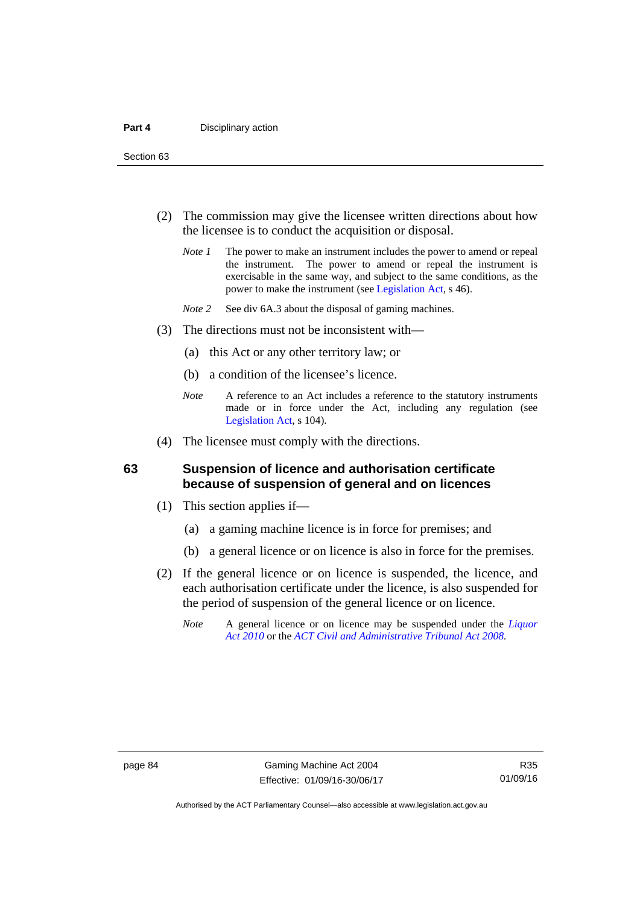(2) The commission may give the licensee written directions about how the licensee is to conduct the acquisition or disposal.

*Note 1* The power to make an instrument includes the power to amend or repeal the instrument. The power to amend or repeal the instrument is exercisable in the same way, and subject to the same conditions, as the power to make the instrument (see Legislation Act, s 46).

*Note 2* See div 6A.3 about the disposal of gaming machines.

(3) The directions must not be inconsistent with—

(a) this Act or any other territory law; or

(b) a condition of the licensee's licence.

*Note* A reference to an Act includes a reference to the statutory instruments made or in force under the Act, including any regulation (see Legislation Act, s 104).

(4) The licensee must comply with the directions.

## 63 Suspension of licence and authorisation certificate because of suspension of general and on licences

(1) This section applies if—

(a) a gaming machine licence is in force for premises; and

(b) a general licence or on licence is also in force for the premises.

(2) If the general licence or on licence is suspended, the licence, and each authorisation certificate under the licence, is also suspended for the period of suspension of the general licence or on licence.

*Note* A general licence or on licence may be suspended under the *Liquor Act 2010* or the *ACT Civil and Administrative Tribunal Act 2008*.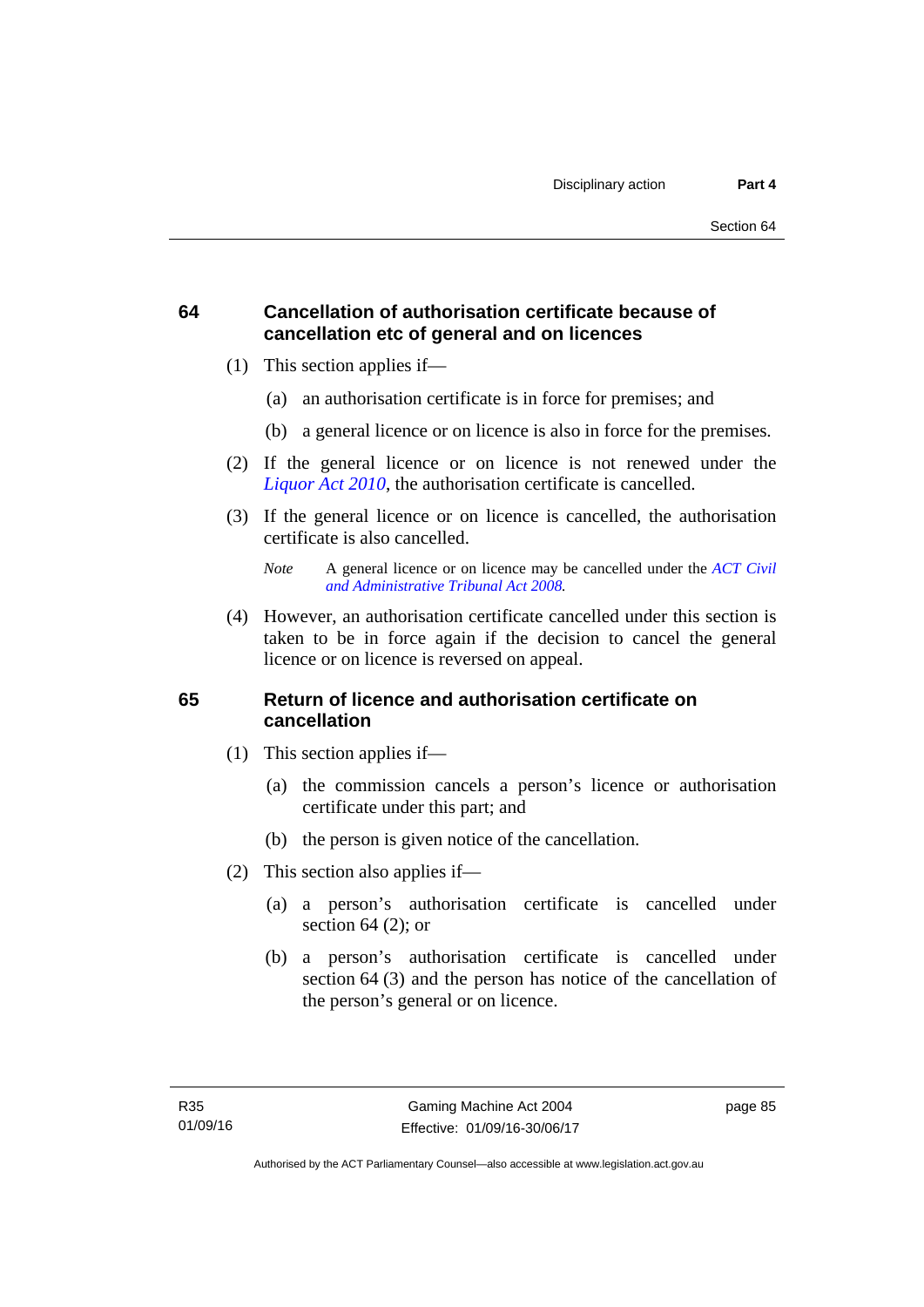## 64 Cancellation of authorisation certificate because of cancellation etc of general and on licences

(1) This section applies if—

(a) an authorisation certificate is in force for premises; and

(b) a general licence or on licence is also in force for the premises.

(2) If the general licence or on licence is not renewed under the *Liquor Act 2010*, the authorisation certificate is cancelled.

(3) If the general licence or on licence is cancelled, the authorisation certificate is also cancelled.

*Note* A general licence or on licence may be cancelled under the *ACT Civil and Administrative Tribunal Act 2008.*

(4) However, an authorisation certificate cancelled under this section is taken to be in force again if the decision to cancel the general licence or on licence is reversed on appeal.

## 65 Return of licence and authorisation certificate on cancellation

(1) This section applies if—

(a) the commission cancels a person's licence or authorisation certificate under this part; and

(b) the person is given notice of the cancellation.

(2) This section also applies if—

(a) a person's authorisation certificate is cancelled under section 64 (2); or

(b) a person's authorisation certificate is cancelled under section 64 (3) and the person has notice of the cancellation of the person's general or on licence.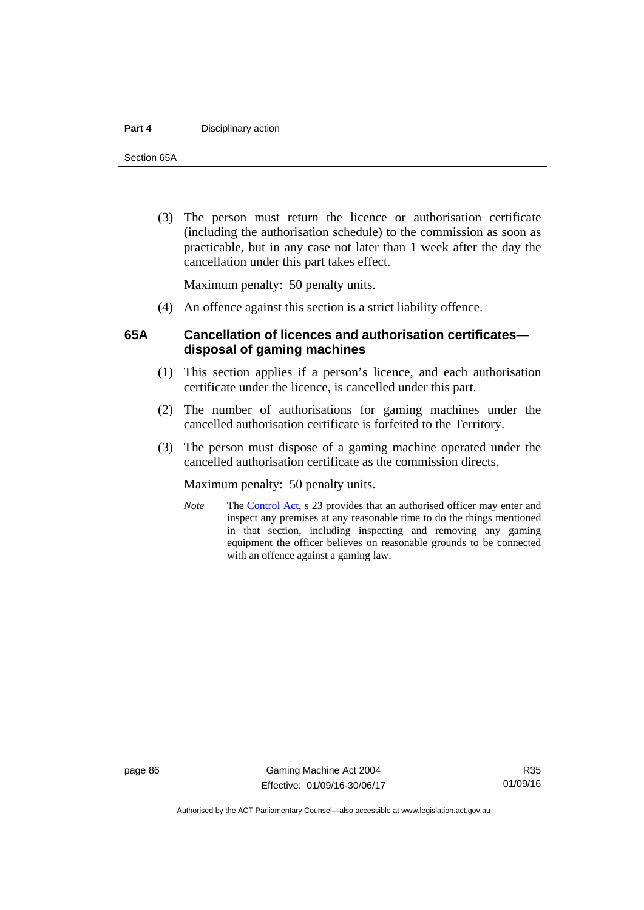(3) The person must return the licence or authorisation certificate (including the authorisation schedule) to the commission as soon as practicable, but in any case not later than 1 week after the day the cancellation under this part takes effect.

Maximum penalty: 50 penalty units.

(4) An offence against this section is a strict liability offence.

### 65A Cancellation of licences and authorisation certificates—disposal of gaming machines

(1) This section applies if a person's licence, and each authorisation certificate under the licence, is cancelled under this part.

(2) The number of authorisations for gaming machines under the cancelled authorisation certificate is forfeited to the Territory.

(3) The person must dispose of a gaming machine operated under the cancelled authorisation certificate as the commission directs.

Maximum penalty: 50 penalty units.

*Note* The Control Act, s 23 provides that an authorised officer may enter and inspect any premises at any reasonable time to do the things mentioned in that section, including inspecting and removing any gaming equipment the officer believes on reasonable grounds to be connected with an offence against a gaming law.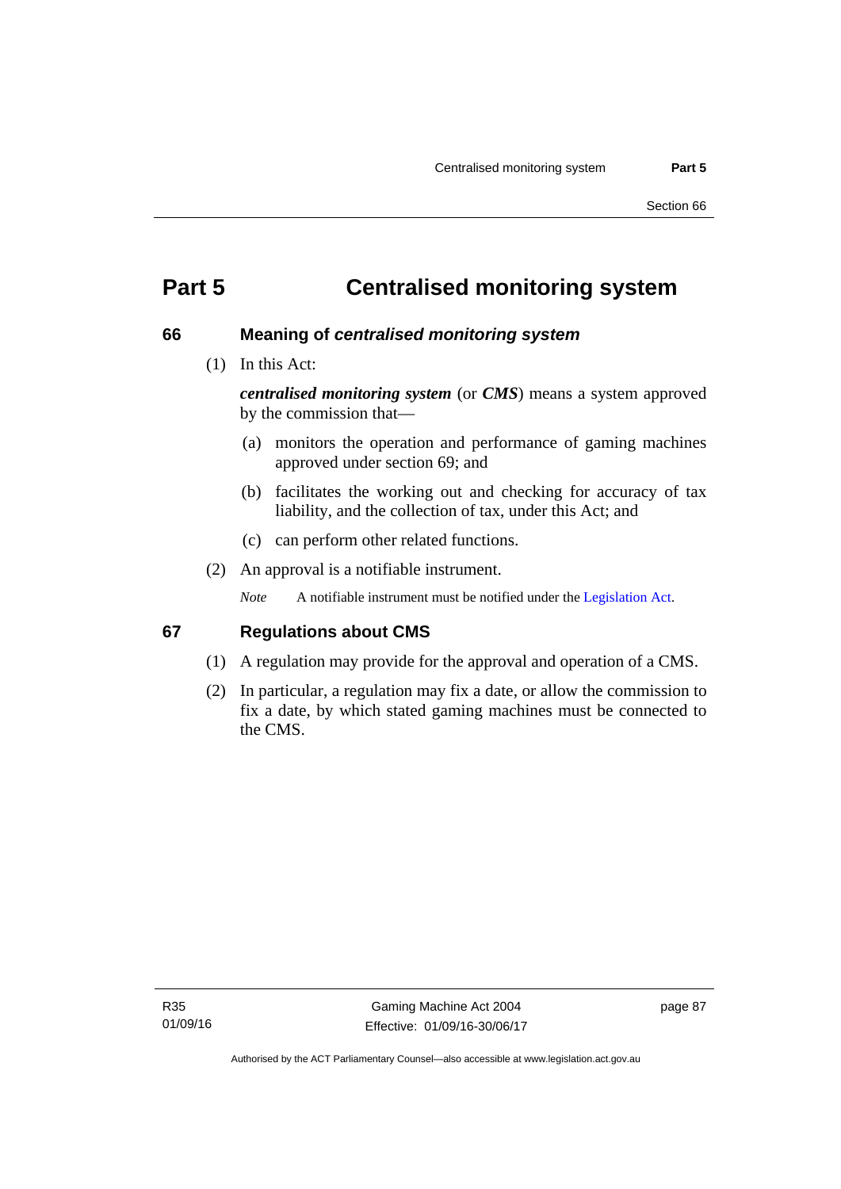# Part 5 Centralised monitoring system

## 66 Meaning of *centralised monitoring system*

(1) In this Act:

***centralised monitoring system*** (or ***CMS***) means a system approved by the commission that—

(a) monitors the operation and performance of gaming machines approved under section 69; and

(b) facilitates the working out and checking for accuracy of tax liability, and the collection of tax, under this Act; and

(c) can perform other related functions.

(2) An approval is a notifiable instrument.

*Note* A notifiable instrument must be notified under the Legislation Act.

## 67 Regulations about CMS

(1) A regulation may provide for the approval and operation of a CMS.

(2) In particular, a regulation may fix a date, or allow the commission to fix a date, by which stated gaming machines must be connected to the CMS.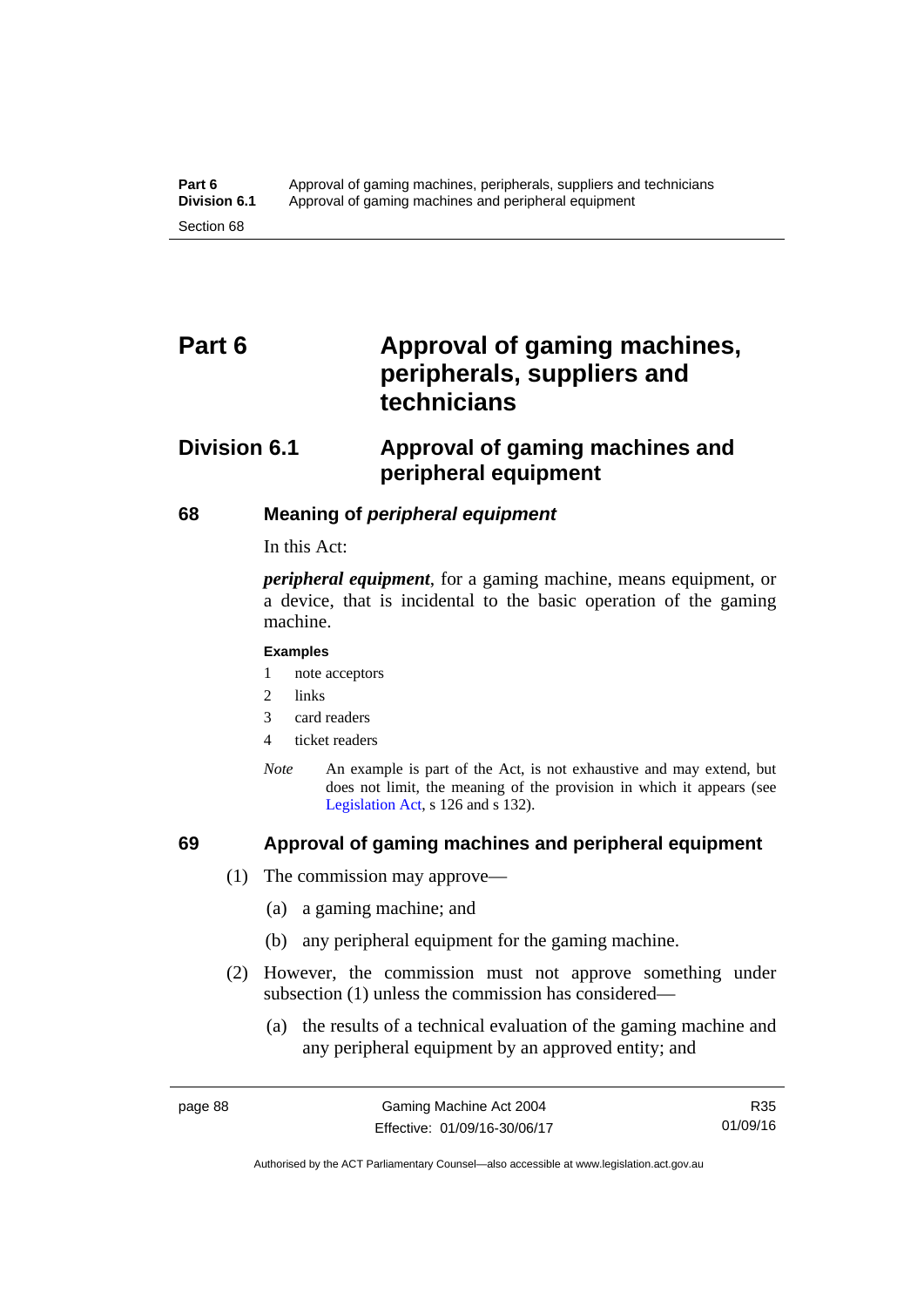# Part 6 Approval of gaming machines, peripherals, suppliers and technicians

## Division 6.1 Approval of gaming machines and peripheral equipment

### 68 Meaning of *peripheral equipment*

In this Act:

***peripheral equipment***, for a gaming machine, means equipment, or a device, that is incidental to the basic operation of the gaming machine.

**Examples**

1. note acceptors
2. links
3. card readers
4. ticket readers

*Note* An example is part of the Act, is not exhaustive and may extend, but does not limit, the meaning of the provision in which it appears (see Legislation Act, s 126 and s 132).

### 69 Approval of gaming machines and peripheral equipment

(1) The commission may approve—

(a) a gaming machine; and

(b) any peripheral equipment for the gaming machine.

(2) However, the commission must not approve something under subsection (1) unless the commission has considered—

(a) the results of a technical evaluation of the gaming machine and any peripheral equipment by an approved entity; and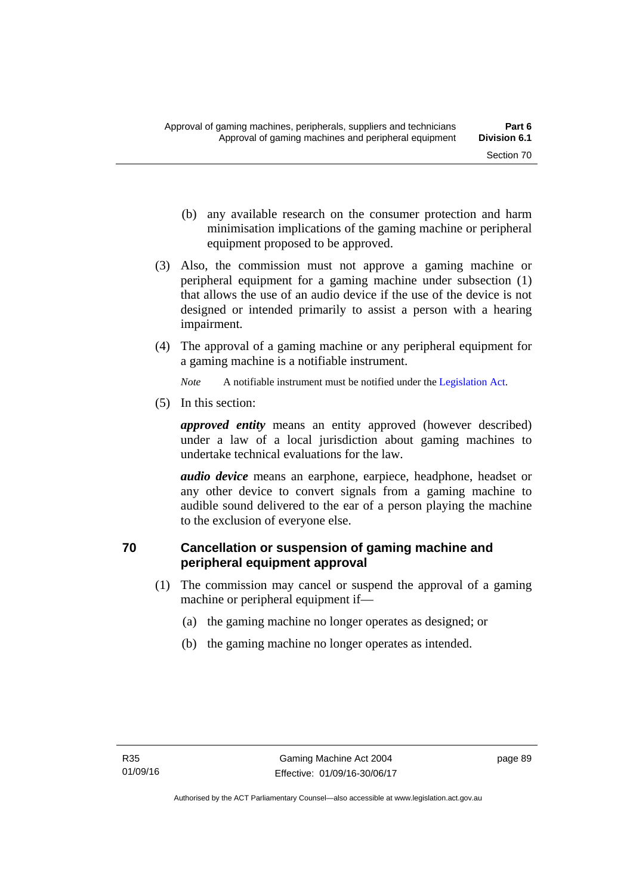(b) any available research on the consumer protection and harm minimisation implications of the gaming machine or peripheral equipment proposed to be approved.

(3) Also, the commission must not approve a gaming machine or peripheral equipment for a gaming machine under subsection (1) that allows the use of an audio device if the use of the device is not designed or intended primarily to assist a person with a hearing impairment.

(4) The approval of a gaming machine or any peripheral equipment for a gaming machine is a notifiable instrument.

*Note* A notifiable instrument must be notified under the Legislation Act.

(5) In this section:

***approved entity*** means an entity approved (however described) under a law of a local jurisdiction about gaming machines to undertake technical evaluations for the law.

***audio device*** means an earphone, earpiece, headphone, headset or any other device to convert signals from a gaming machine to audible sound delivered to the ear of a person playing the machine to the exclusion of everyone else.

## 70 Cancellation or suspension of gaming machine and peripheral equipment approval

(1) The commission may cancel or suspend the approval of a gaming machine or peripheral equipment if—

(a) the gaming machine no longer operates as designed; or

(b) the gaming machine no longer operates as intended.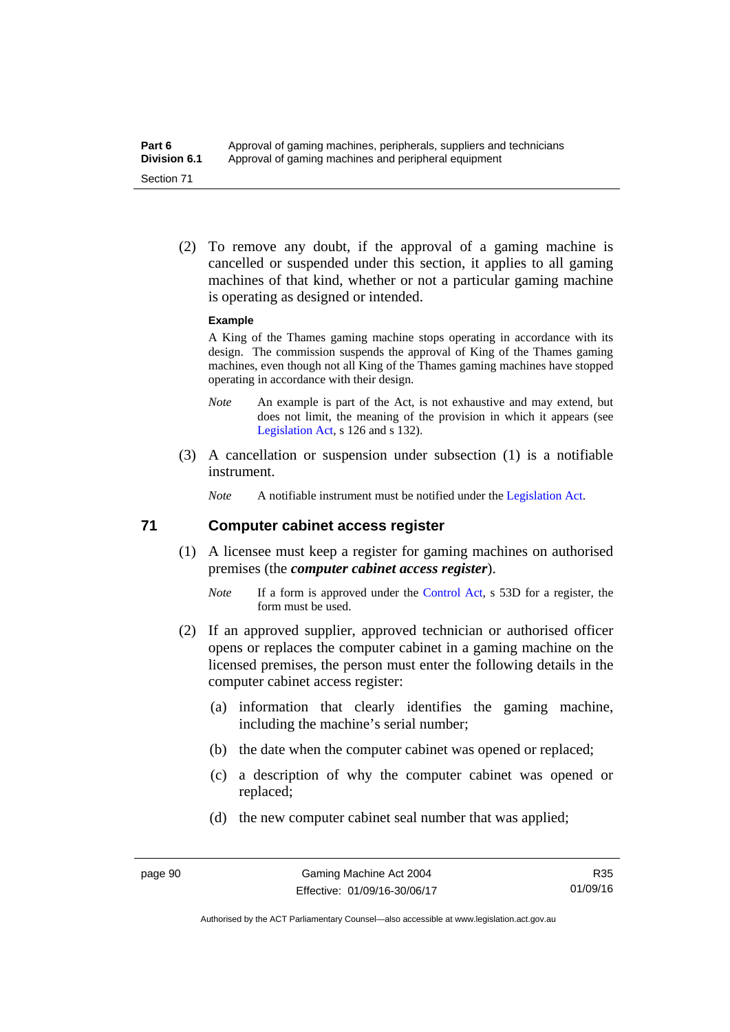(2) To remove any doubt, if the approval of a gaming machine is cancelled or suspended under this section, it applies to all gaming machines of that kind, whether or not a particular gaming machine is operating as designed or intended.

**Example**

A King of the Thames gaming machine stops operating in accordance with its design. The commission suspends the approval of King of the Thames gaming machines, even though not all King of the Thames gaming machines have stopped operating in accordance with their design.

*Note* An example is part of the Act, is not exhaustive and may extend, but does not limit, the meaning of the provision in which it appears (see Legislation Act, s 126 and s 132).

(3) A cancellation or suspension under subsection (1) is a notifiable instrument.

*Note* A notifiable instrument must be notified under the Legislation Act.

## 71 Computer cabinet access register

(1) A licensee must keep a register for gaming machines on authorised premises (the ***computer cabinet access register***).

*Note* If a form is approved under the Control Act, s 53D for a register, the form must be used.

(2) If an approved supplier, approved technician or authorised officer opens or replaces the computer cabinet in a gaming machine on the licensed premises, the person must enter the following details in the computer cabinet access register:

(a) information that clearly identifies the gaming machine, including the machine's serial number;

(b) the date when the computer cabinet was opened or replaced;

(c) a description of why the computer cabinet was opened or replaced;

(d) the new computer cabinet seal number that was applied;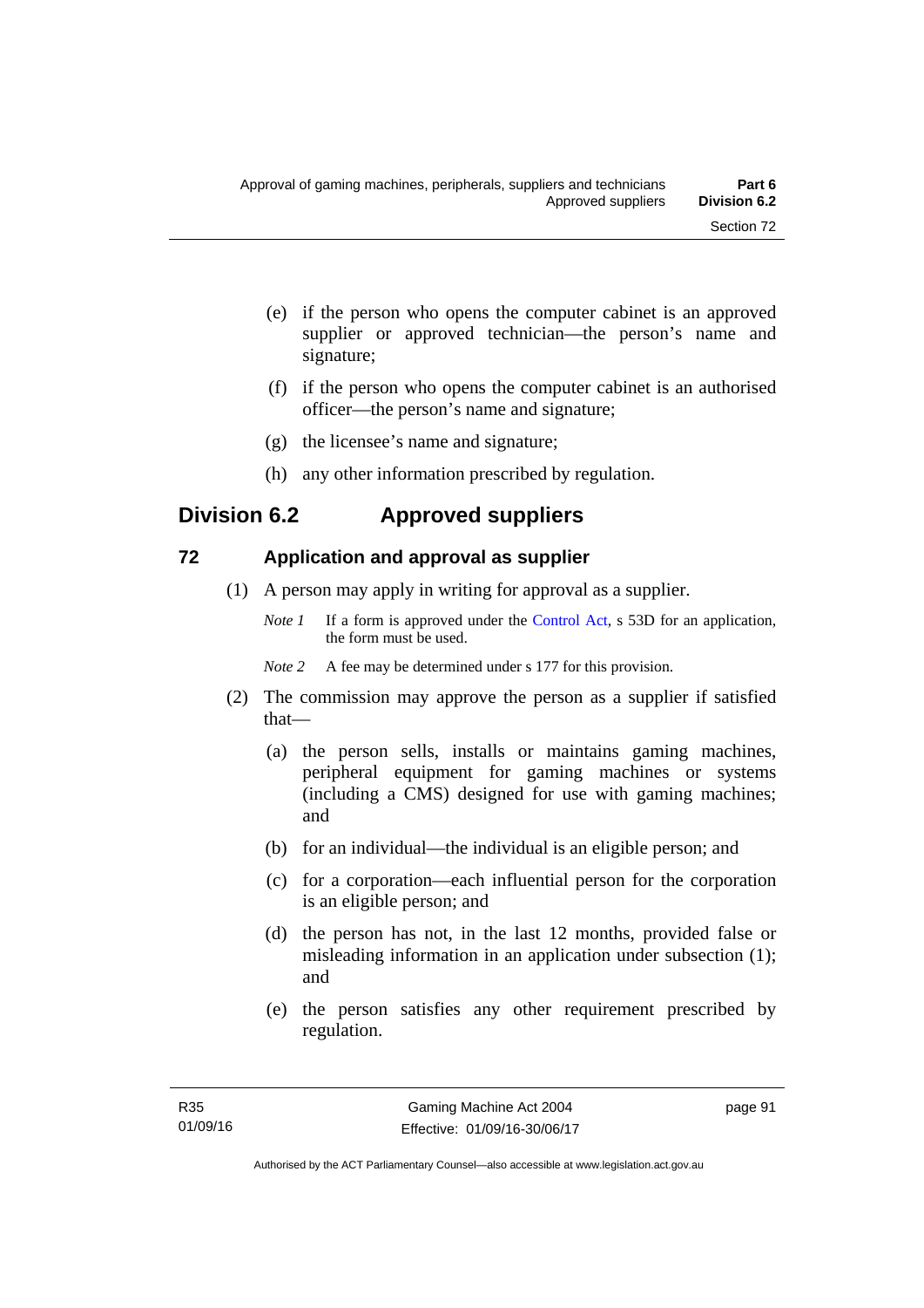(e) if the person who opens the computer cabinet is an approved supplier or approved technician—the person's name and signature;

(f) if the person who opens the computer cabinet is an authorised officer—the person's name and signature;

(g) the licensee's name and signature;

(h) any other information prescribed by regulation.

## Division 6.2 Approved suppliers

### 72 Application and approval as supplier

(1) A person may apply in writing for approval as a supplier.

*Note 1* If a form is approved under the Control Act, s 53D for an application, the form must be used.

*Note 2* A fee may be determined under s 177 for this provision.

(2) The commission may approve the person as a supplier if satisfied that—

(a) the person sells, installs or maintains gaming machines, peripheral equipment for gaming machines or systems (including a CMS) designed for use with gaming machines; and

(b) for an individual—the individual is an eligible person; and

(c) for a corporation—each influential person for the corporation is an eligible person; and

(d) the person has not, in the last 12 months, provided false or misleading information in an application under subsection (1); and

(e) the person satisfies any other requirement prescribed by regulation.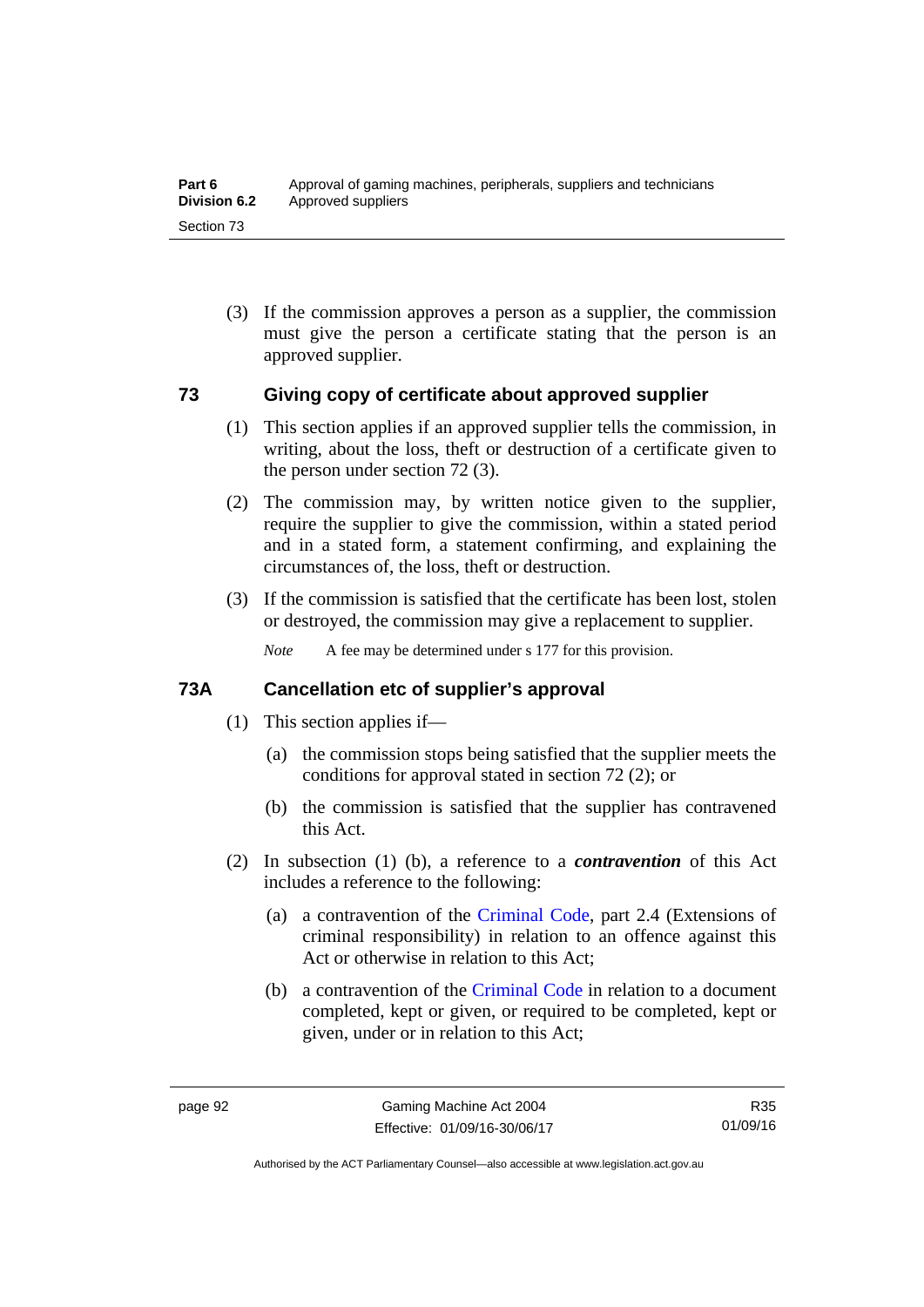(3) If the commission approves a person as a supplier, the commission must give the person a certificate stating that the person is an approved supplier.

### 73 Giving copy of certificate about approved supplier

(1) This section applies if an approved supplier tells the commission, in writing, about the loss, theft or destruction of a certificate given to the person under section 72 (3).

(2) The commission may, by written notice given to the supplier, require the supplier to give the commission, within a stated period and in a stated form, a statement confirming, and explaining the circumstances of, the loss, theft or destruction.

(3) If the commission is satisfied that the certificate has been lost, stolen or destroyed, the commission may give a replacement to supplier.

*Note* A fee may be determined under s 177 for this provision.

### 73A Cancellation etc of supplier's approval

(1) This section applies if—

(a) the commission stops being satisfied that the supplier meets the conditions for approval stated in section 72 (2); or

(b) the commission is satisfied that the supplier has contravened this Act.

(2) In subsection (1) (b), a reference to a ***contravention*** of this Act includes a reference to the following:

(a) a contravention of the Criminal Code, part 2.4 (Extensions of criminal responsibility) in relation to an offence against this Act or otherwise in relation to this Act;

(b) a contravention of the Criminal Code in relation to a document completed, kept or given, or required to be completed, kept or given, under or in relation to this Act;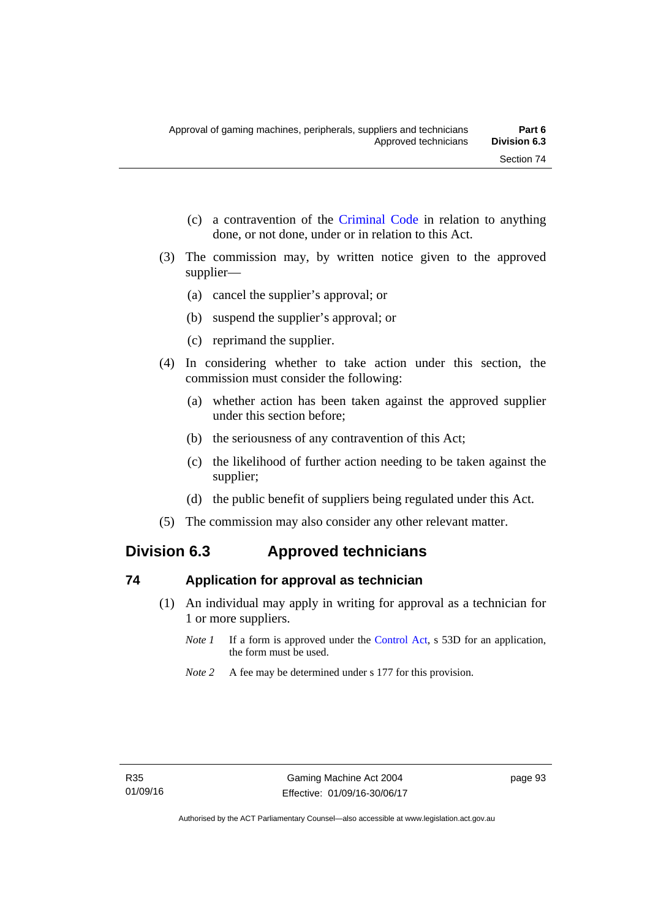(c) a contravention of the Criminal Code in relation to anything done, or not done, under or in relation to this Act.

(3) The commission may, by written notice given to the approved supplier—

(a) cancel the supplier's approval; or

(b) suspend the supplier's approval; or

(c) reprimand the supplier.

(4) In considering whether to take action under this section, the commission must consider the following:

(a) whether action has been taken against the approved supplier under this section before;

(b) the seriousness of any contravention of this Act;

(c) the likelihood of further action needing to be taken against the supplier;

(d) the public benefit of suppliers being regulated under this Act.

(5) The commission may also consider any other relevant matter.

## Division 6.3 Approved technicians

### 74 Application for approval as technician

(1) An individual may apply in writing for approval as a technician for 1 or more suppliers.

*Note 1* If a form is approved under the Control Act, s 53D for an application, the form must be used.

*Note 2* A fee may be determined under s 177 for this provision.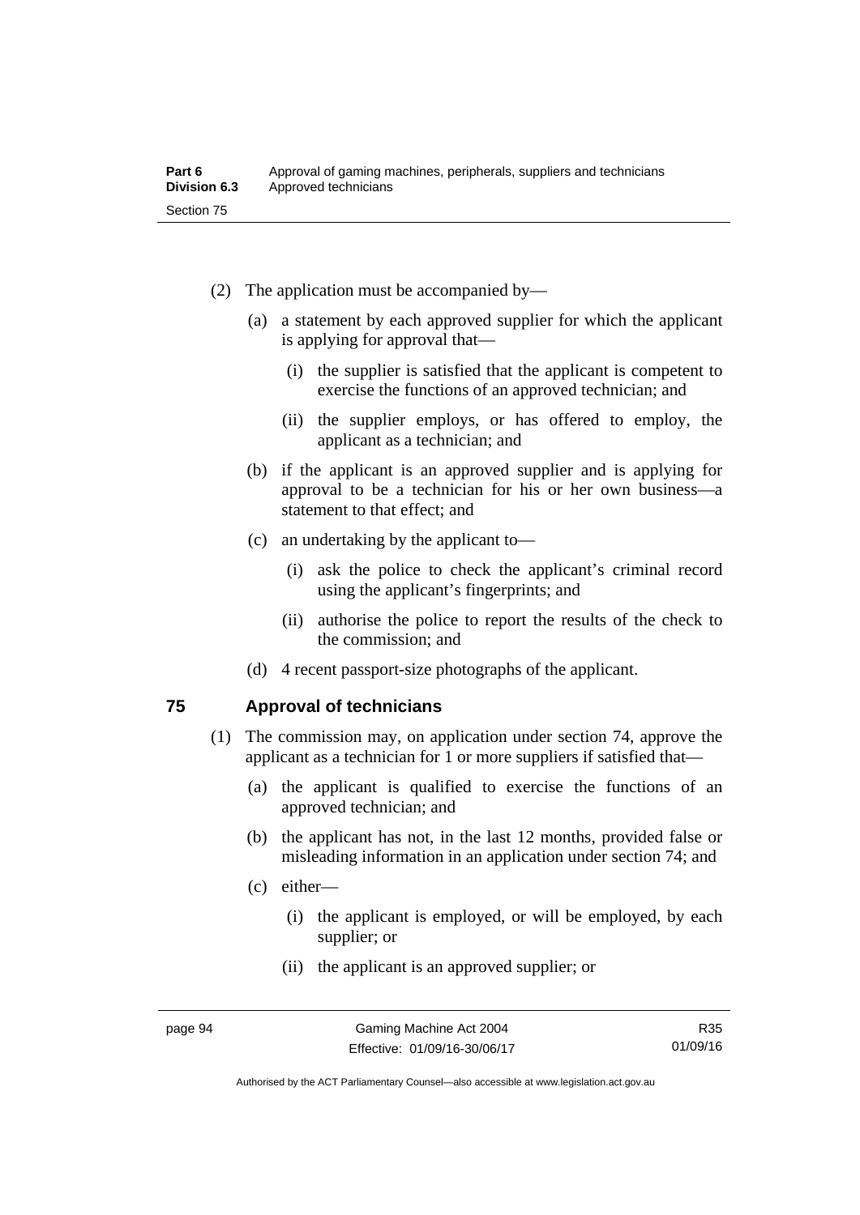(2) The application must be accompanied by—

(a) a statement by each approved supplier for which the applicant is applying for approval that—

(i) the supplier is satisfied that the applicant is competent to exercise the functions of an approved technician; and

(ii) the supplier employs, or has offered to employ, the applicant as a technician; and

(b) if the applicant is an approved supplier and is applying for approval to be a technician for his or her own business—a statement to that effect; and

(c) an undertaking by the applicant to—

(i) ask the police to check the applicant's criminal record using the applicant's fingerprints; and

(ii) authorise the police to report the results of the check to the commission; and

(d) 4 recent passport-size photographs of the applicant.

## 75 Approval of technicians

(1) The commission may, on application under section 74, approve the applicant as a technician for 1 or more suppliers if satisfied that—

(a) the applicant is qualified to exercise the functions of an approved technician; and

(b) the applicant has not, in the last 12 months, provided false or misleading information in an application under section 74; and

(c) either—

(i) the applicant is employed, or will be employed, by each supplier; or

(ii) the applicant is an approved supplier; or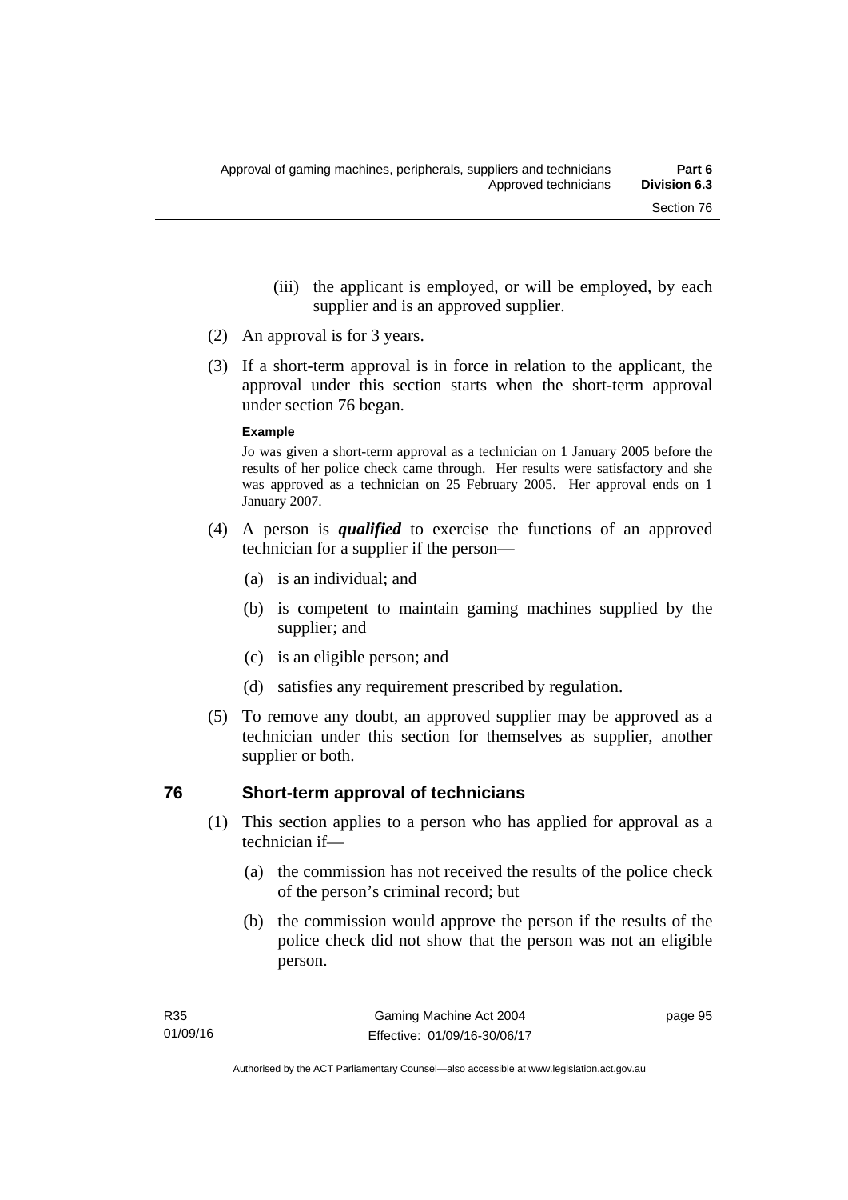(iii) the applicant is employed, or will be employed, by each supplier and is an approved supplier.

(2) An approval is for 3 years.

(3) If a short-term approval is in force in relation to the applicant, the approval under this section starts when the short-term approval under section 76 began.

**Example**

Jo was given a short-term approval as a technician on 1 January 2005 before the results of her police check came through. Her results were satisfactory and she was approved as a technician on 25 February 2005. Her approval ends on 1 January 2007.

(4) A person is ***qualified*** to exercise the functions of an approved technician for a supplier if the person—

(a) is an individual; and

(b) is competent to maintain gaming machines supplied by the supplier; and

(c) is an eligible person; and

(d) satisfies any requirement prescribed by regulation.

(5) To remove any doubt, an approved supplier may be approved as a technician under this section for themselves as supplier, another supplier or both.

## 76 Short-term approval of technicians

(1) This section applies to a person who has applied for approval as a technician if—

(a) the commission has not received the results of the police check of the person's criminal record; but

(b) the commission would approve the person if the results of the police check did not show that the person was not an eligible person.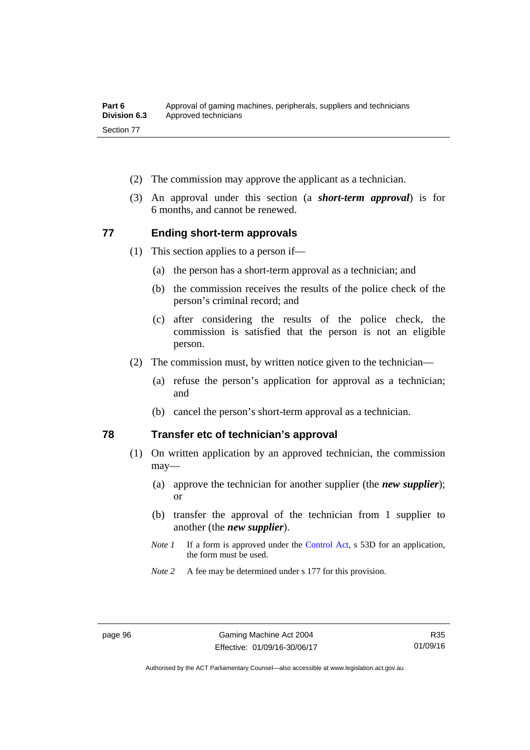(2) The commission may approve the applicant as a technician.

(3) An approval under this section (a ***short-term approval***) is for 6 months, and cannot be renewed.

## 77 Ending short-term approvals

(1) This section applies to a person if—

(a) the person has a short-term approval as a technician; and

(b) the commission receives the results of the police check of the person's criminal record; and

(c) after considering the results of the police check, the commission is satisfied that the person is not an eligible person.

(2) The commission must, by written notice given to the technician—

(a) refuse the person's application for approval as a technician; and

(b) cancel the person's short-term approval as a technician.

## 78 Transfer etc of technician's approval

(1) On written application by an approved technician, the commission may—

(a) approve the technician for another supplier (the ***new supplier***); or

(b) transfer the approval of the technician from 1 supplier to another (the ***new supplier***).

*Note 1* If a form is approved under the Control Act, s 53D for an application, the form must be used.

*Note 2* A fee may be determined under s 177 for this provision.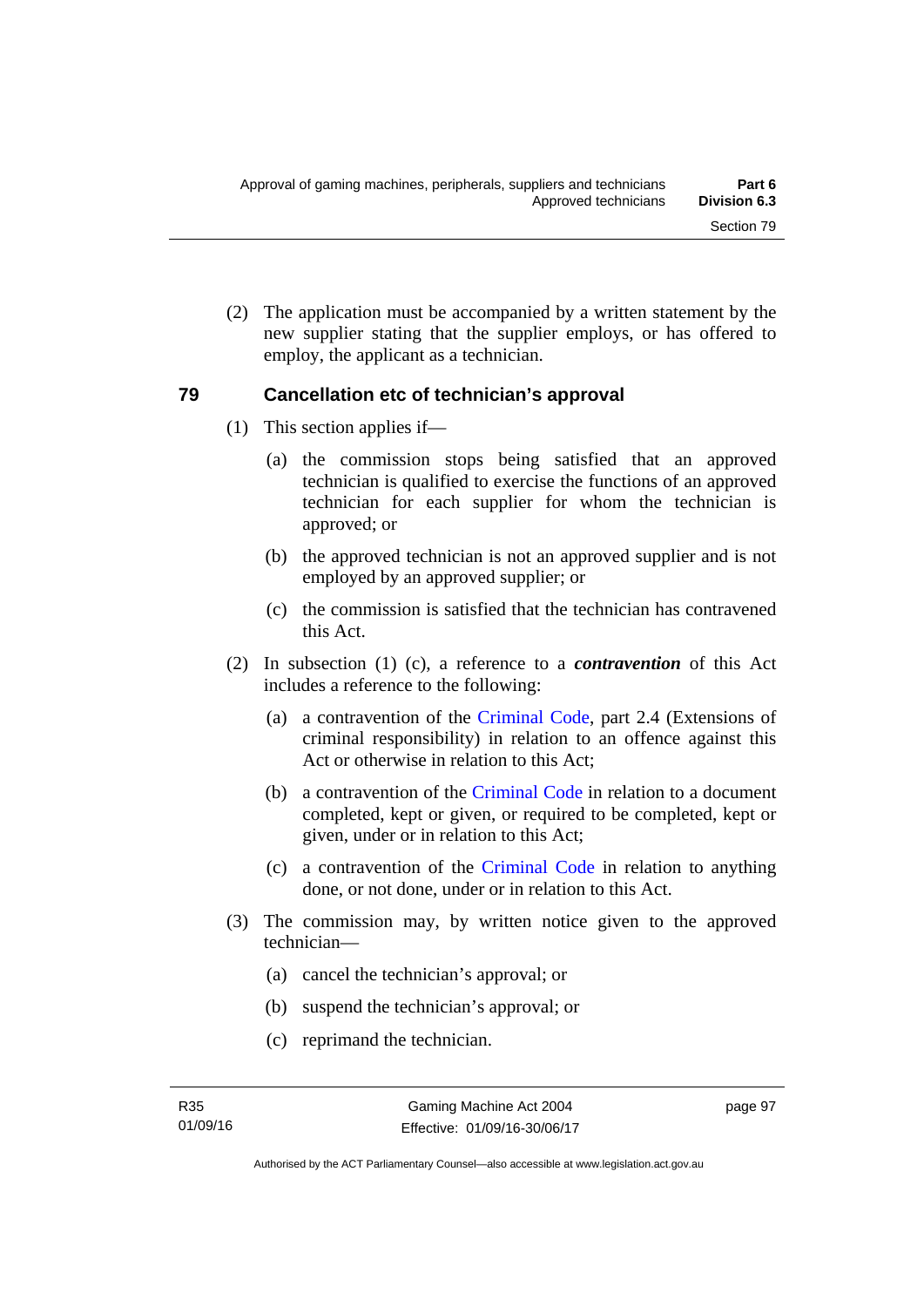(2) The application must be accompanied by a written statement by the new supplier stating that the supplier employs, or has offered to employ, the applicant as a technician.

## 79 Cancellation etc of technician's approval

(1) This section applies if—

(a) the commission stops being satisfied that an approved technician is qualified to exercise the functions of an approved technician for each supplier for whom the technician is approved; or

(b) the approved technician is not an approved supplier and is not employed by an approved supplier; or

(c) the commission is satisfied that the technician has contravened this Act.

(2) In subsection (1) (c), a reference to a ***contravention*** of this Act includes a reference to the following:

(a) a contravention of the Criminal Code, part 2.4 (Extensions of criminal responsibility) in relation to an offence against this Act or otherwise in relation to this Act;

(b) a contravention of the Criminal Code in relation to a document completed, kept or given, or required to be completed, kept or given, under or in relation to this Act;

(c) a contravention of the Criminal Code in relation to anything done, or not done, under or in relation to this Act.

(3) The commission may, by written notice given to the approved technician—

(a) cancel the technician's approval; or

(b) suspend the technician's approval; or

(c) reprimand the technician.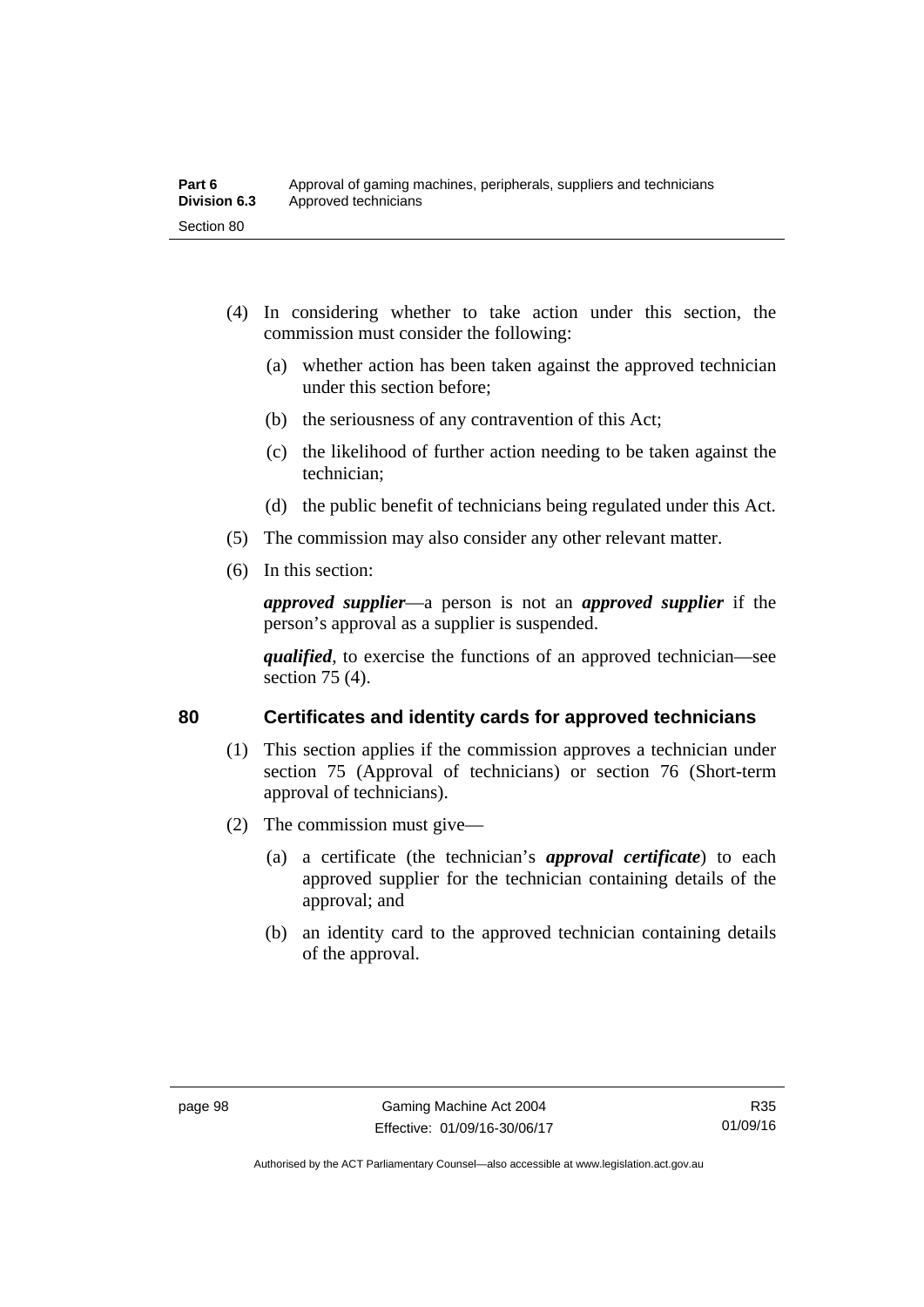(4) In considering whether to take action under this section, the commission must consider the following:

(a) whether action has been taken against the approved technician under this section before;

(b) the seriousness of any contravention of this Act;

(c) the likelihood of further action needing to be taken against the technician;

(d) the public benefit of technicians being regulated under this Act.

(5) The commission may also consider any other relevant matter.

(6) In this section:

***approved supplier***—a person is not an ***approved supplier*** if the person's approval as a supplier is suspended.

***qualified***, to exercise the functions of an approved technician—see section 75 (4).

## 80 Certificates and identity cards for approved technicians

(1) This section applies if the commission approves a technician under section 75 (Approval of technicians) or section 76 (Short-term approval of technicians).

(2) The commission must give—

(a) a certificate (the technician's ***approval certificate***) to each approved supplier for the technician containing details of the approval; and

(b) an identity card to the approved technician containing details of the approval.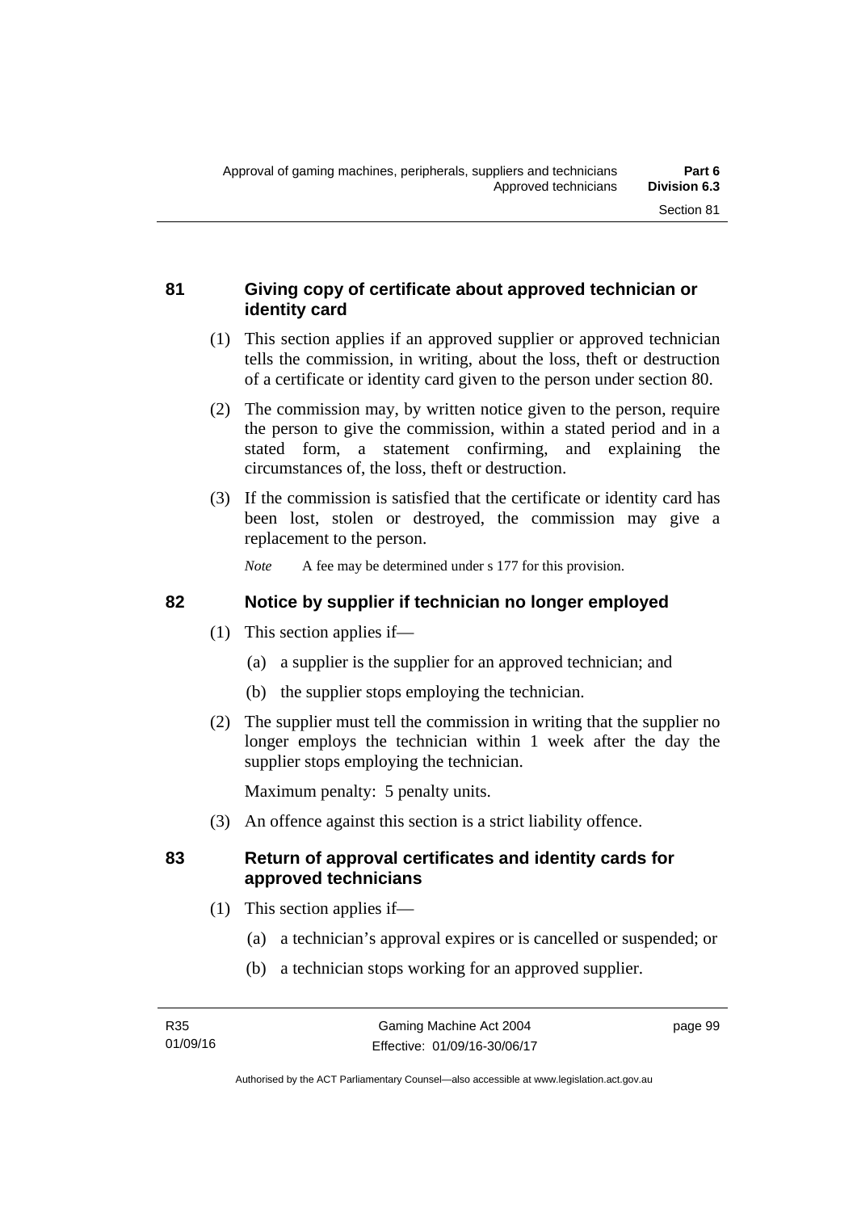## 81 Giving copy of certificate about approved technician or identity card

(1) This section applies if an approved supplier or approved technician tells the commission, in writing, about the loss, theft or destruction of a certificate or identity card given to the person under section 80.

(2) The commission may, by written notice given to the person, require the person to give the commission, within a stated period and in a stated form, a statement confirming, and explaining the circumstances of, the loss, theft or destruction.

(3) If the commission is satisfied that the certificate or identity card has been lost, stolen or destroyed, the commission may give a replacement to the person.

*Note* A fee may be determined under s 177 for this provision.

## 82 Notice by supplier if technician no longer employed

(1) This section applies if—

(a) a supplier is the supplier for an approved technician; and

(b) the supplier stops employing the technician.

(2) The supplier must tell the commission in writing that the supplier no longer employs the technician within 1 week after the day the supplier stops employing the technician.

Maximum penalty: 5 penalty units.

(3) An offence against this section is a strict liability offence.

## 83 Return of approval certificates and identity cards for approved technicians

(1) This section applies if—

(a) a technician's approval expires or is cancelled or suspended; or

(b) a technician stops working for an approved supplier.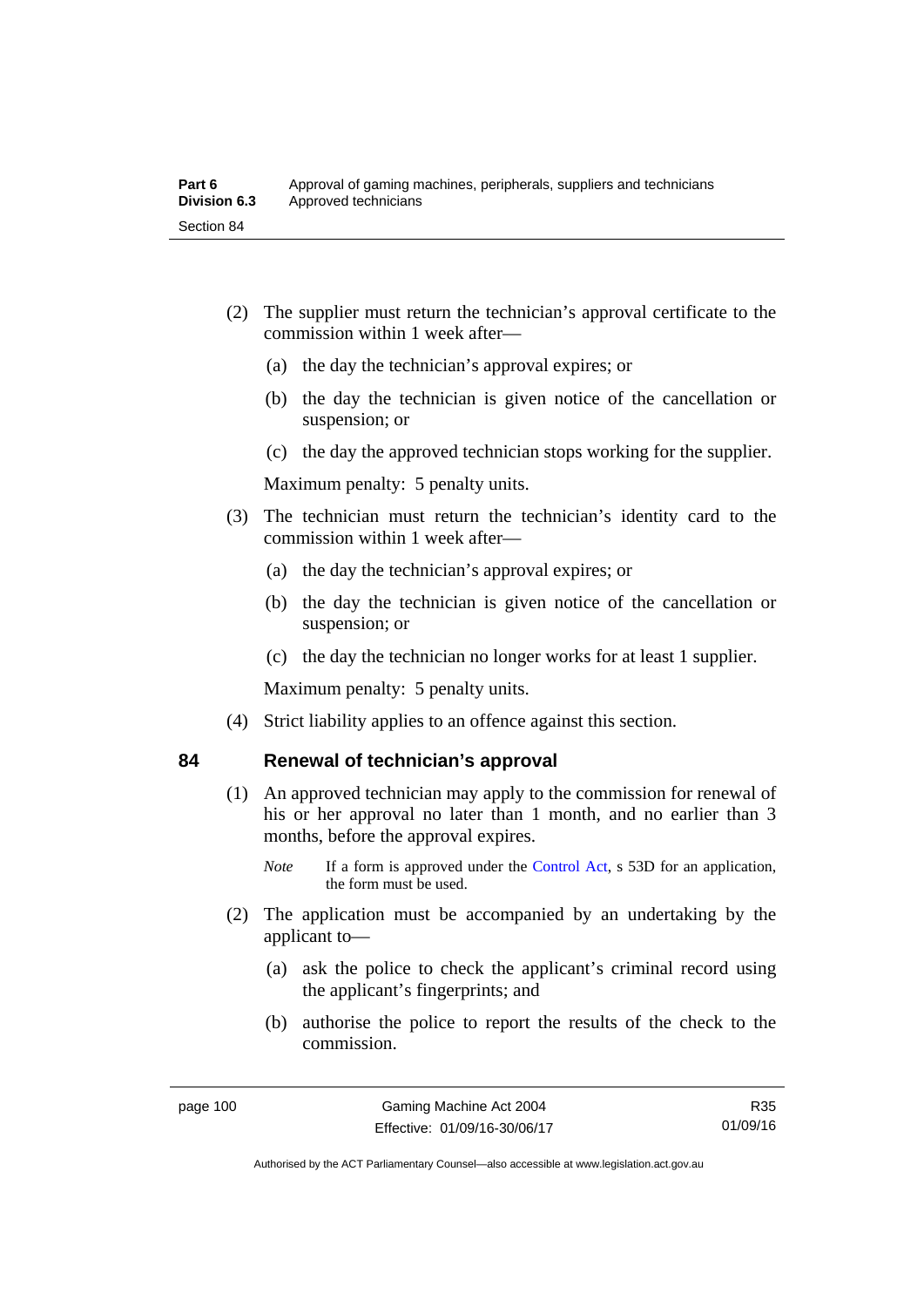(2) The supplier must return the technician's approval certificate to the commission within 1 week after—

(a) the day the technician's approval expires; or

(b) the day the technician is given notice of the cancellation or suspension; or

(c) the day the approved technician stops working for the supplier.

Maximum penalty: 5 penalty units.

(3) The technician must return the technician's identity card to the commission within 1 week after—

(a) the day the technician's approval expires; or

(b) the day the technician is given notice of the cancellation or suspension; or

(c) the day the technician no longer works for at least 1 supplier.

Maximum penalty: 5 penalty units.

(4) Strict liability applies to an offence against this section.

## 84 Renewal of technician's approval

(1) An approved technician may apply to the commission for renewal of his or her approval no later than 1 month, and no earlier than 3 months, before the approval expires.

*Note* If a form is approved under the Control Act, s 53D for an application, the form must be used.

(2) The application must be accompanied by an undertaking by the applicant to—

(a) ask the police to check the applicant's criminal record using the applicant's fingerprints; and

(b) authorise the police to report the results of the check to the commission.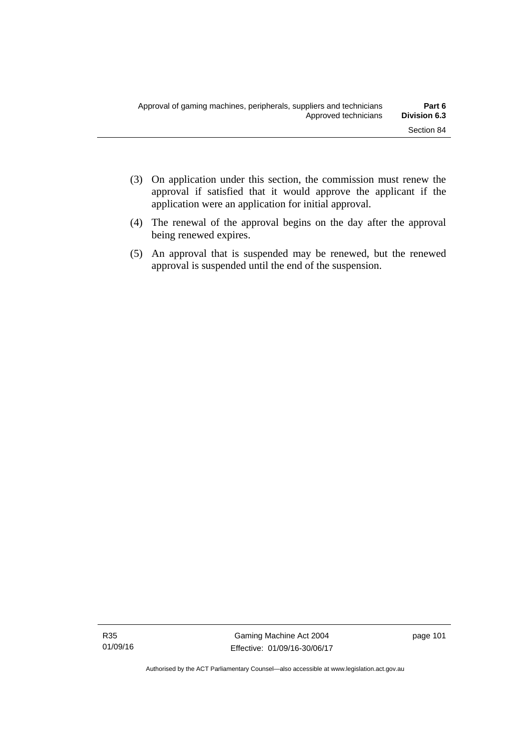(3) On application under this section, the commission must renew the approval if satisfied that it would approve the applicant if the application were an application for initial approval.

(4) The renewal of the approval begins on the day after the approval being renewed expires.

(5) An approval that is suspended may be renewed, but the renewed approval is suspended until the end of the suspension.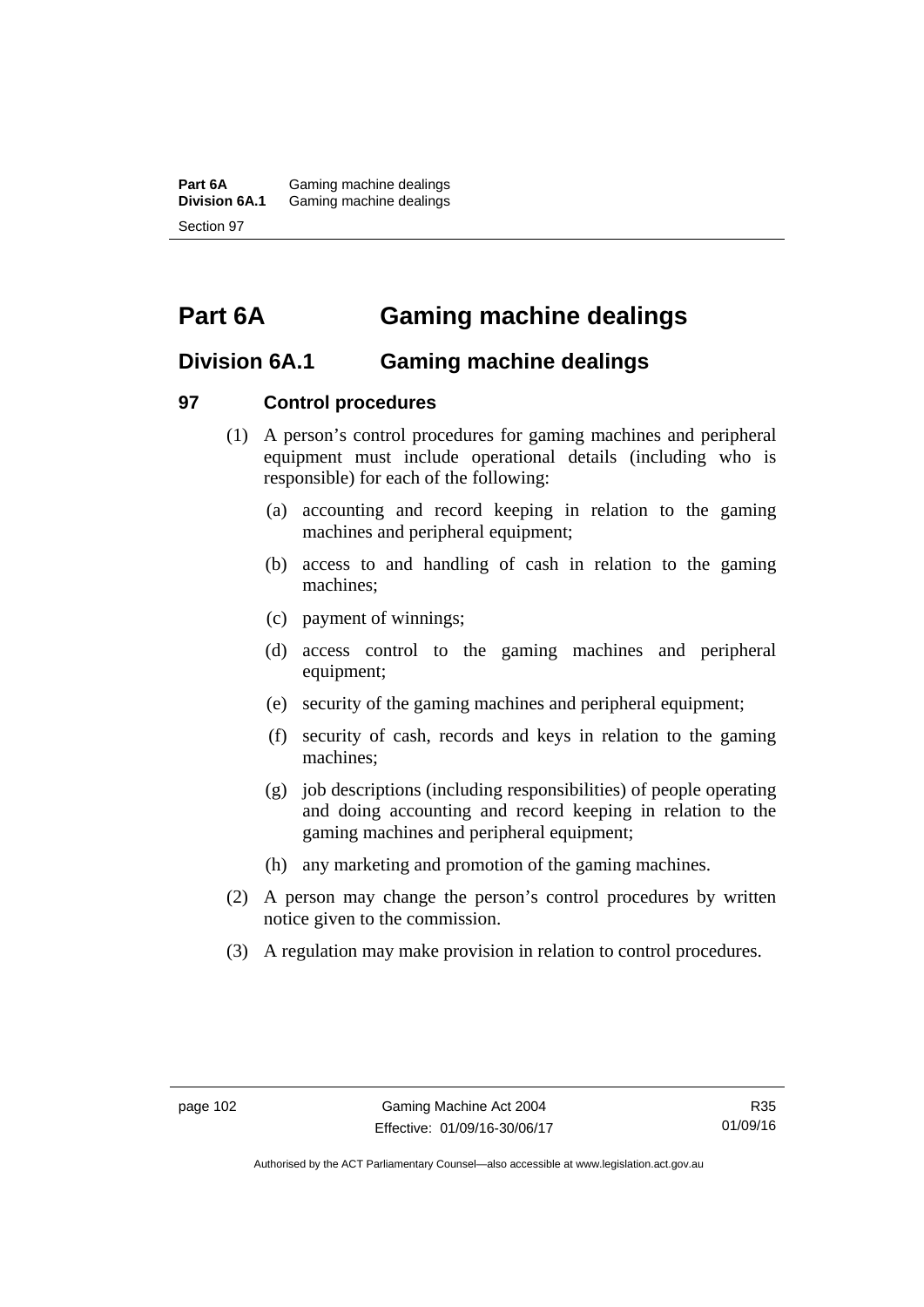# Part 6A Gaming machine dealings

## Division 6A.1 Gaming machine dealings

### 97 Control procedures

(1) A person's control procedures for gaming machines and peripheral equipment must include operational details (including who is responsible) for each of the following:

(a) accounting and record keeping in relation to the gaming machines and peripheral equipment;

(b) access to and handling of cash in relation to the gaming machines;

(c) payment of winnings;

(d) access control to the gaming machines and peripheral equipment;

(e) security of the gaming machines and peripheral equipment;

(f) security of cash, records and keys in relation to the gaming machines;

(g) job descriptions (including responsibilities) of people operating and doing accounting and record keeping in relation to the gaming machines and peripheral equipment;

(h) any marketing and promotion of the gaming machines.

(2) A person may change the person's control procedures by written notice given to the commission.

(3) A regulation may make provision in relation to control procedures.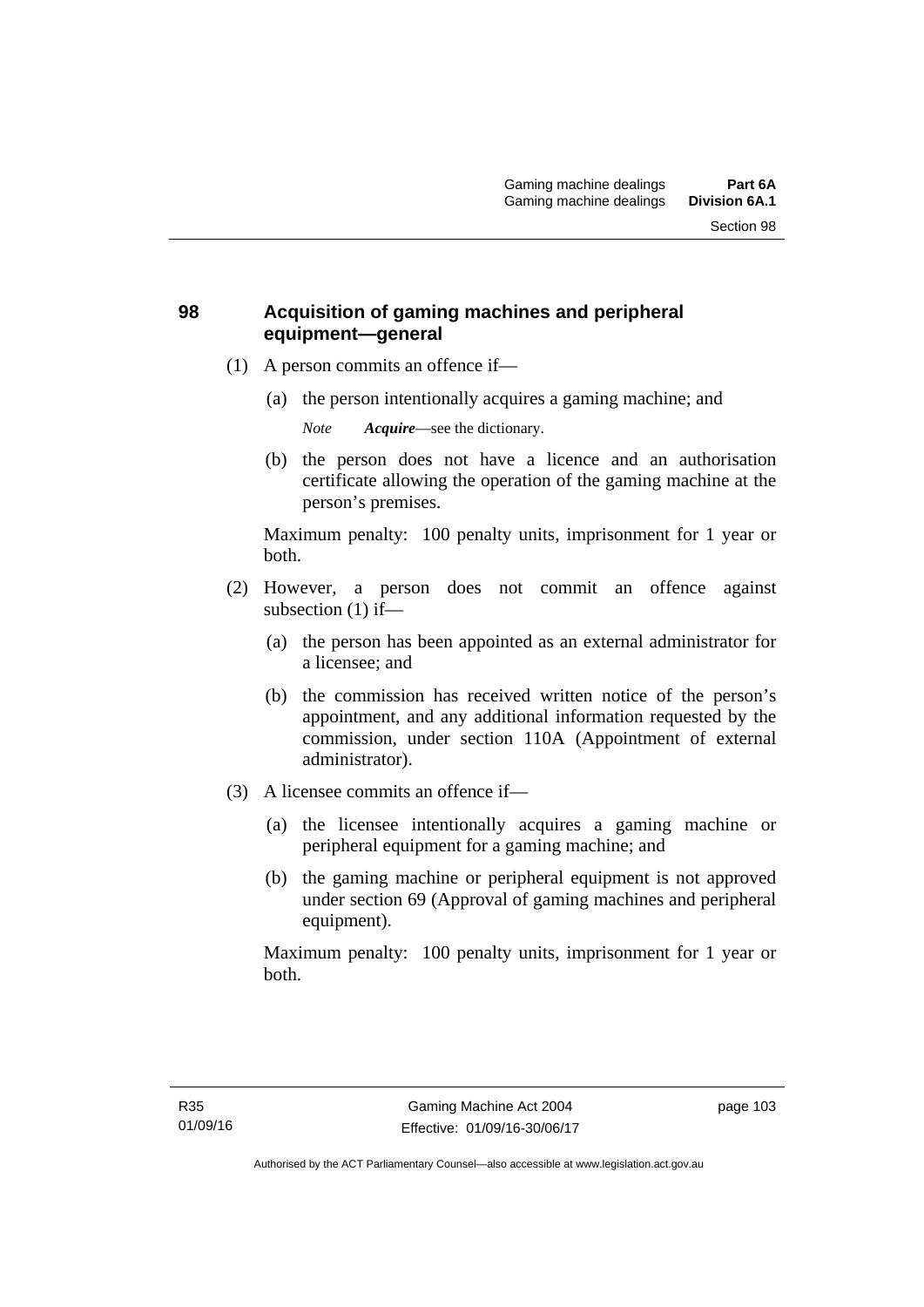## 98 Acquisition of gaming machines and peripheral equipment—general

(1) A person commits an offence if—

(a) the person intentionally acquires a gaming machine; and

*Note* ***Acquire***—see the dictionary.

(b) the person does not have a licence and an authorisation certificate allowing the operation of the gaming machine at the person's premises.

Maximum penalty: 100 penalty units, imprisonment for 1 year or both.

(2) However, a person does not commit an offence against subsection (1) if—

(a) the person has been appointed as an external administrator for a licensee; and

(b) the commission has received written notice of the person's appointment, and any additional information requested by the commission, under section 110A (Appointment of external administrator).

(3) A licensee commits an offence if—

(a) the licensee intentionally acquires a gaming machine or peripheral equipment for a gaming machine; and

(b) the gaming machine or peripheral equipment is not approved under section 69 (Approval of gaming machines and peripheral equipment).

Maximum penalty: 100 penalty units, imprisonment for 1 year or both.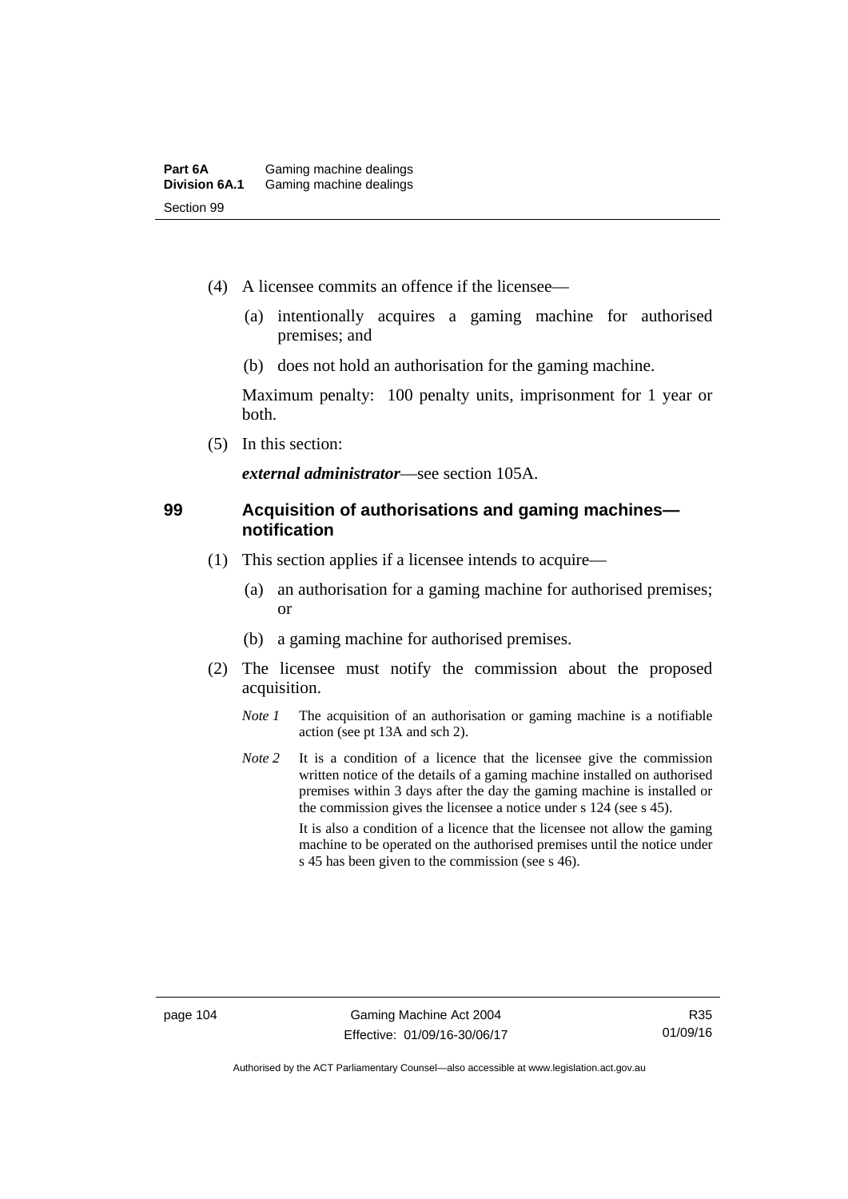(4) A licensee commits an offence if the licensee—

(a) intentionally acquires a gaming machine for authorised premises; and

(b) does not hold an authorisation for the gaming machine.

Maximum penalty: 100 penalty units, imprisonment for 1 year or both.

(5) In this section:

***external administrator***—see section 105A.

## 99 Acquisition of authorisations and gaming machines—notification

(1) This section applies if a licensee intends to acquire—

(a) an authorisation for a gaming machine for authorised premises; or

(b) a gaming machine for authorised premises.

(2) The licensee must notify the commission about the proposed acquisition.

*Note 1* The acquisition of an authorisation or gaming machine is a notifiable action (see pt 13A and sch 2).

*Note 2* It is a condition of a licence that the licensee give the commission written notice of the details of a gaming machine installed on authorised premises within 3 days after the day the gaming machine is installed or the commission gives the licensee a notice under s 124 (see s 45).

It is also a condition of a licence that the licensee not allow the gaming machine to be operated on the authorised premises until the notice under s 45 has been given to the commission (see s 46).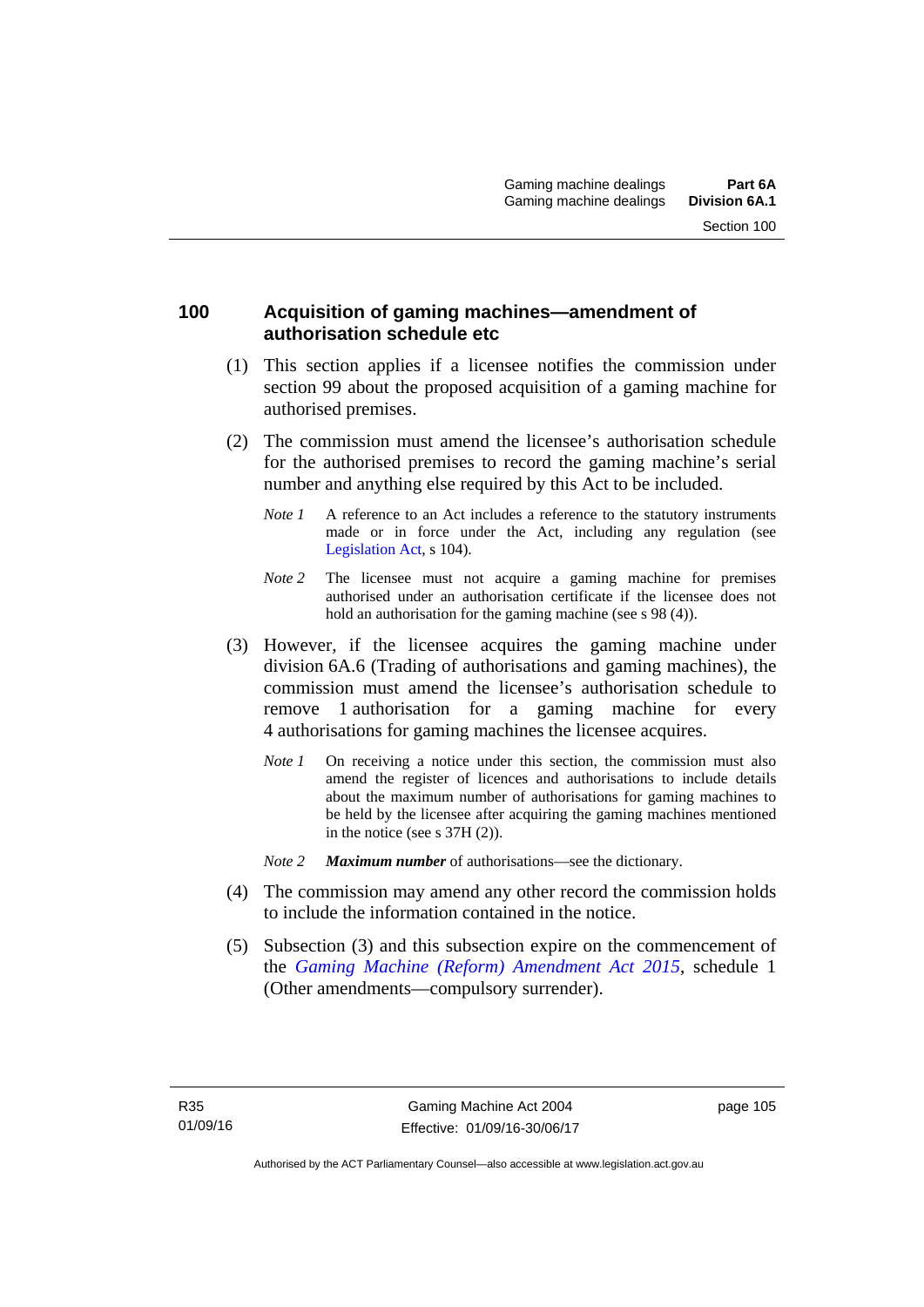## 100 Acquisition of gaming machines—amendment of authorisation schedule etc

(1) This section applies if a licensee notifies the commission under section 99 about the proposed acquisition of a gaming machine for authorised premises.

(2) The commission must amend the licensee's authorisation schedule for the authorised premises to record the gaming machine's serial number and anything else required by this Act to be included.

*Note 1* A reference to an Act includes a reference to the statutory instruments made or in force under the Act, including any regulation (see Legislation Act, s 104).

*Note 2* The licensee must not acquire a gaming machine for premises authorised under an authorisation certificate if the licensee does not hold an authorisation for the gaming machine (see s 98 (4)).

(3) However, if the licensee acquires the gaming machine under division 6A.6 (Trading of authorisations and gaming machines), the commission must amend the licensee's authorisation schedule to remove 1 authorisation for a gaming machine for every 4 authorisations for gaming machines the licensee acquires.

*Note 1* On receiving a notice under this section, the commission must also amend the register of licences and authorisations to include details about the maximum number of authorisations for gaming machines to be held by the licensee after acquiring the gaming machines mentioned in the notice (see s 37H (2)).

*Note 2* ***Maximum number*** of authorisations—see the dictionary.

(4) The commission may amend any other record the commission holds to include the information contained in the notice.

(5) Subsection (3) and this subsection expire on the commencement of the *Gaming Machine (Reform) Amendment Act 2015*, schedule 1 (Other amendments—compulsory surrender).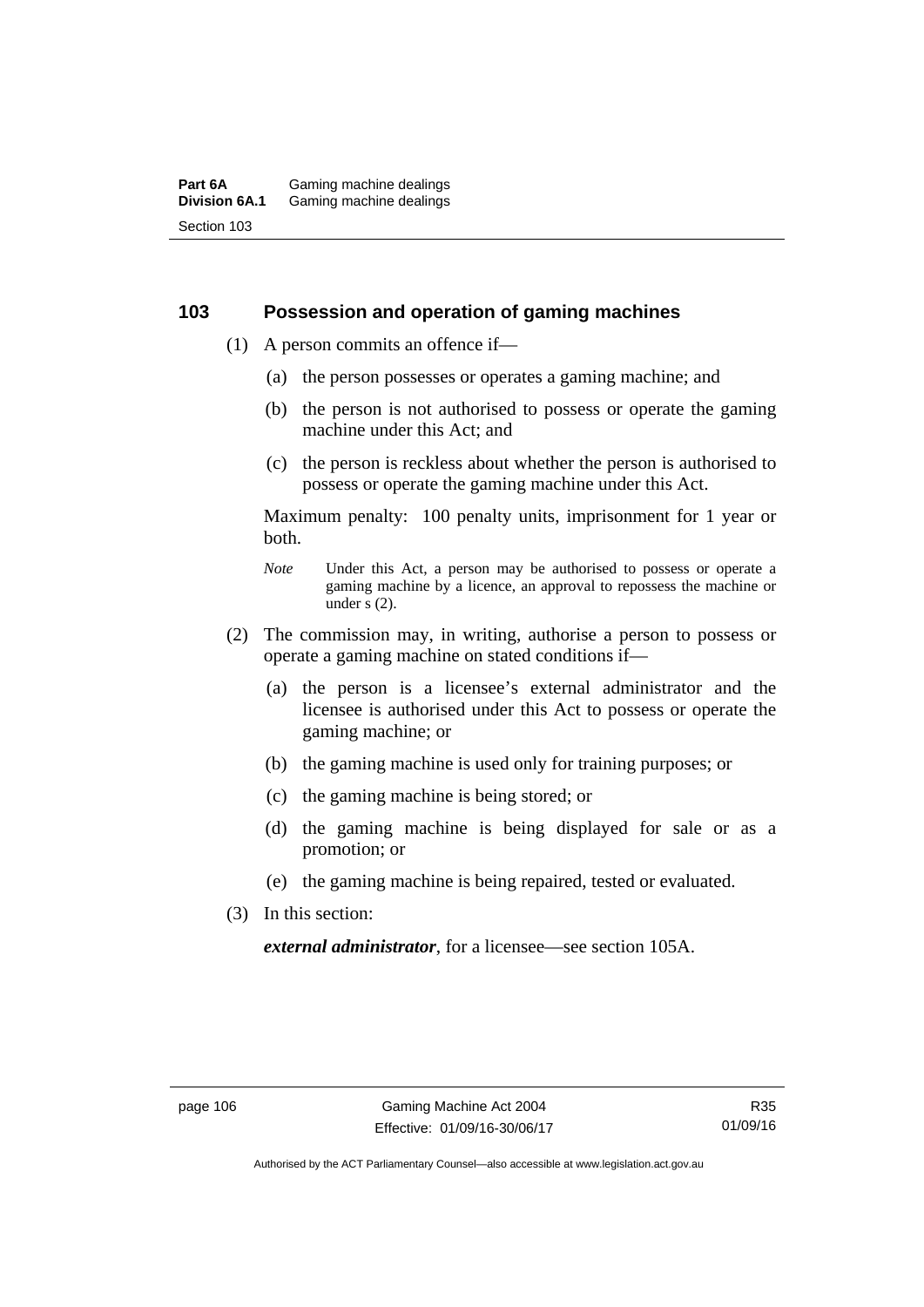## 103 Possession and operation of gaming machines

(1) A person commits an offence if—

(a) the person possesses or operates a gaming machine; and

(b) the person is not authorised to possess or operate the gaming machine under this Act; and

(c) the person is reckless about whether the person is authorised to possess or operate the gaming machine under this Act.

Maximum penalty: 100 penalty units, imprisonment for 1 year or both.

*Note* Under this Act, a person may be authorised to possess or operate a gaming machine by a licence, an approval to repossess the machine or under s (2).

(2) The commission may, in writing, authorise a person to possess or operate a gaming machine on stated conditions if—

(a) the person is a licensee's external administrator and the licensee is authorised under this Act to possess or operate the gaming machine; or

(b) the gaming machine is used only for training purposes; or

(c) the gaming machine is being stored; or

(d) the gaming machine is being displayed for sale or as a promotion; or

(e) the gaming machine is being repaired, tested or evaluated.

(3) In this section:

***external administrator***, for a licensee—see section 105A.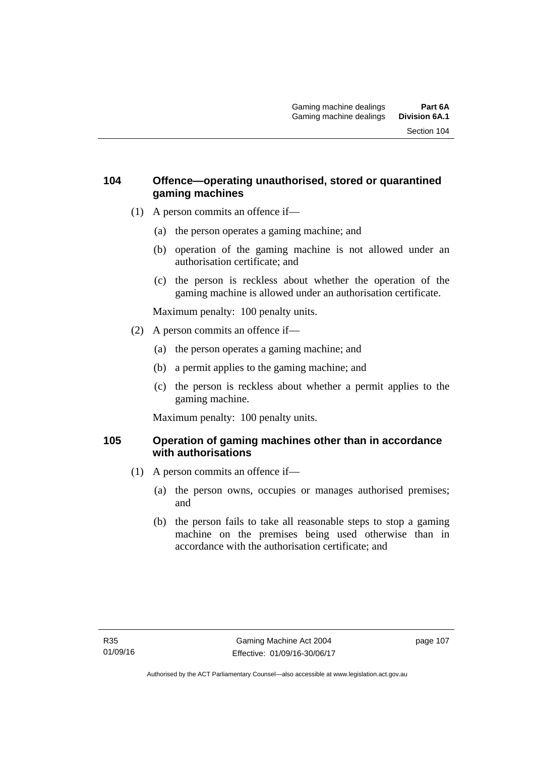### 104 Offence—operating unauthorised, stored or quarantined gaming machines

(1) A person commits an offence if—

(a) the person operates a gaming machine; and

(b) operation of the gaming machine is not allowed under an authorisation certificate; and

(c) the person is reckless about whether the operation of the gaming machine is allowed under an authorisation certificate.

Maximum penalty: 100 penalty units.

(2) A person commits an offence if—

(a) the person operates a gaming machine; and

(b) a permit applies to the gaming machine; and

(c) the person is reckless about whether a permit applies to the gaming machine.

Maximum penalty: 100 penalty units.

### 105 Operation of gaming machines other than in accordance with authorisations

(1) A person commits an offence if—

(a) the person owns, occupies or manages authorised premises; and

(b) the person fails to take all reasonable steps to stop a gaming machine on the premises being used otherwise than in accordance with the authorisation certificate; and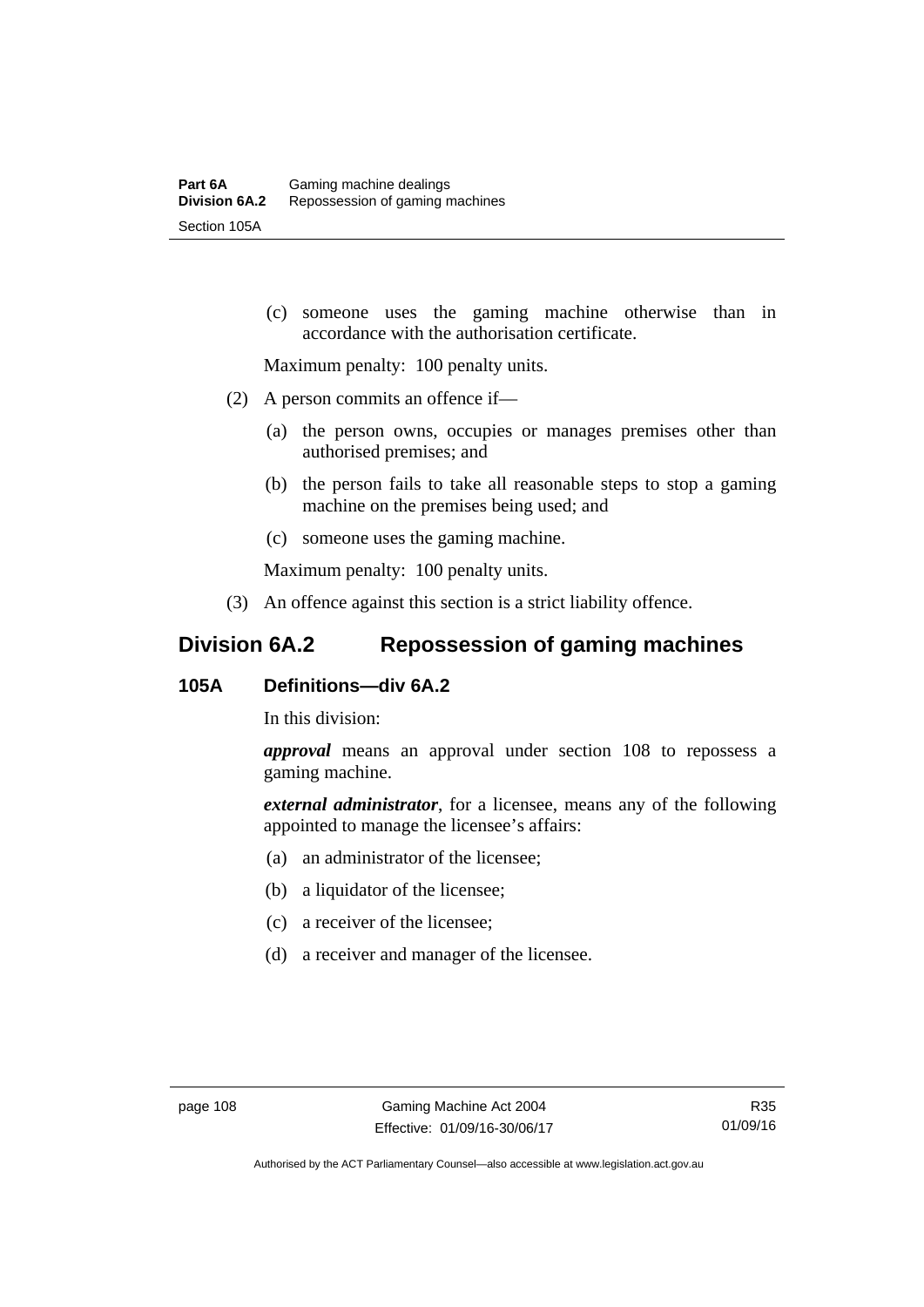(c) someone uses the gaming machine otherwise than in accordance with the authorisation certificate.

Maximum penalty: 100 penalty units.

(2) A person commits an offence if—

(a) the person owns, occupies or manages premises other than authorised premises; and

(b) the person fails to take all reasonable steps to stop a gaming machine on the premises being used; and

(c) someone uses the gaming machine.

Maximum penalty: 100 penalty units.

(3) An offence against this section is a strict liability offence.

## Division 6A.2 Repossession of gaming machines

### 105A Definitions—div 6A.2

In this division:

***approval*** means an approval under section 108 to repossess a gaming machine.

***external administrator***, for a licensee, means any of the following appointed to manage the licensee's affairs:

(a) an administrator of the licensee;

(b) a liquidator of the licensee;

(c) a receiver of the licensee;

(d) a receiver and manager of the licensee.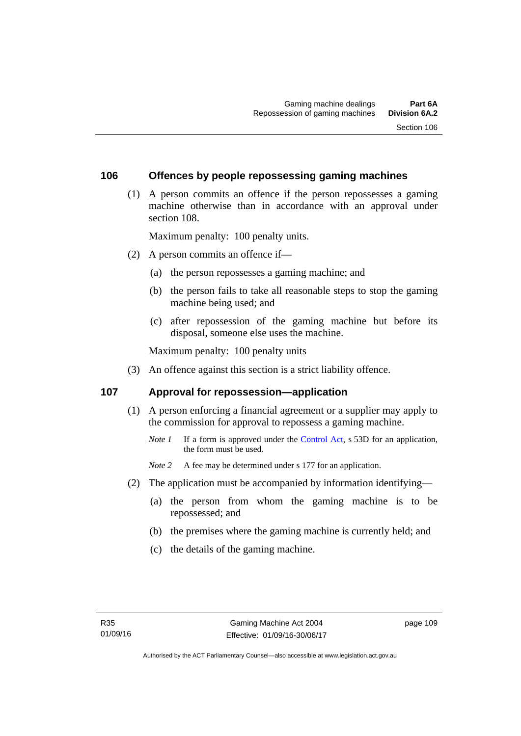## 106 Offences by people repossessing gaming machines

(1) A person commits an offence if the person repossesses a gaming machine otherwise than in accordance with an approval under section 108.

Maximum penalty: 100 penalty units.

(2) A person commits an offence if—

(a) the person repossesses a gaming machine; and

(b) the person fails to take all reasonable steps to stop the gaming machine being used; and

(c) after repossession of the gaming machine but before its disposal, someone else uses the machine.

Maximum penalty: 100 penalty units

(3) An offence against this section is a strict liability offence.

## 107 Approval for repossession—application

(1) A person enforcing a financial agreement or a supplier may apply to the commission for approval to repossess a gaming machine.

*Note 1* If a form is approved under the Control Act, s 53D for an application, the form must be used.

*Note 2* A fee may be determined under s 177 for an application.

(2) The application must be accompanied by information identifying—

(a) the person from whom the gaming machine is to be repossessed; and

(b) the premises where the gaming machine is currently held; and

(c) the details of the gaming machine.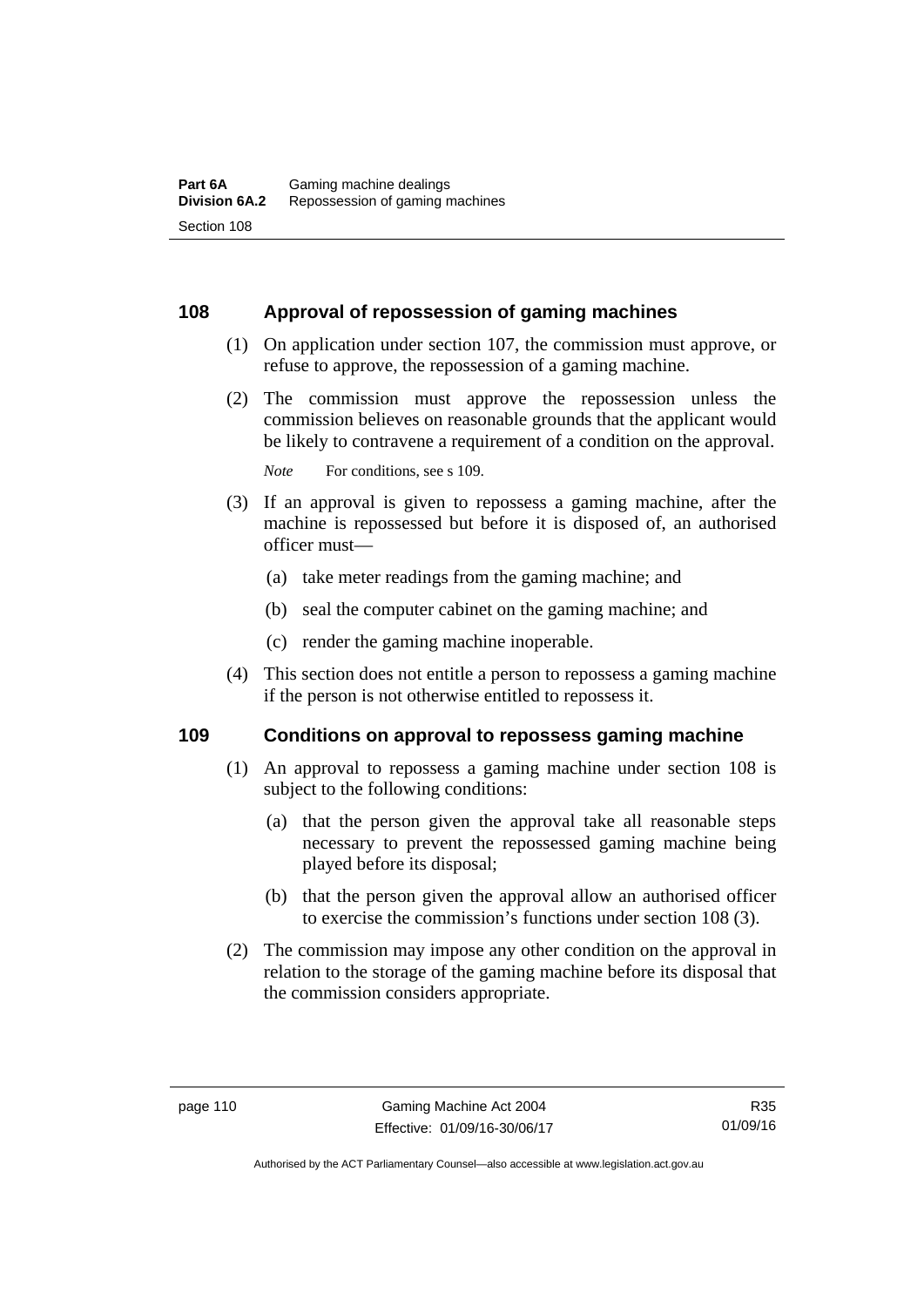## 108 Approval of repossession of gaming machines

(1) On application under section 107, the commission must approve, or refuse to approve, the repossession of a gaming machine.

(2) The commission must approve the repossession unless the commission believes on reasonable grounds that the applicant would be likely to contravene a requirement of a condition on the approval.

*Note* For conditions, see s 109.

(3) If an approval is given to repossess a gaming machine, after the machine is repossessed but before it is disposed of, an authorised officer must—

(a) take meter readings from the gaming machine; and

(b) seal the computer cabinet on the gaming machine; and

(c) render the gaming machine inoperable.

(4) This section does not entitle a person to repossess a gaming machine if the person is not otherwise entitled to repossess it.

## 109 Conditions on approval to repossess gaming machine

(1) An approval to repossess a gaming machine under section 108 is subject to the following conditions:

(a) that the person given the approval take all reasonable steps necessary to prevent the repossessed gaming machine being played before its disposal;

(b) that the person given the approval allow an authorised officer to exercise the commission's functions under section 108 (3).

(2) The commission may impose any other condition on the approval in relation to the storage of the gaming machine before its disposal that the commission considers appropriate.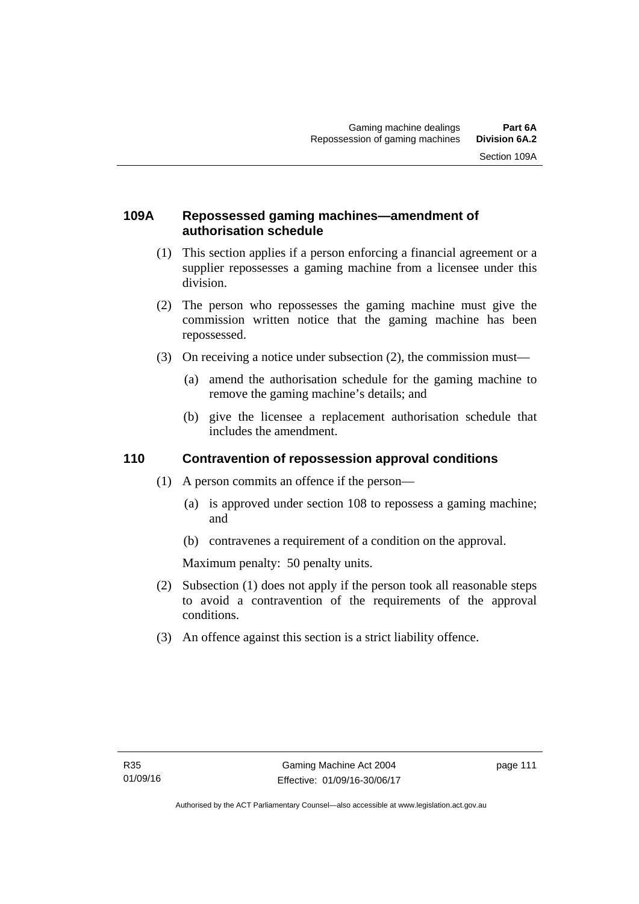### 109A Repossessed gaming machines—amendment of authorisation schedule

(1) This section applies if a person enforcing a financial agreement or a supplier repossesses a gaming machine from a licensee under this division.

(2) The person who repossesses the gaming machine must give the commission written notice that the gaming machine has been repossessed.

(3) On receiving a notice under subsection (2), the commission must—

(a) amend the authorisation schedule for the gaming machine to remove the gaming machine's details; and

(b) give the licensee a replacement authorisation schedule that includes the amendment.

### 110 Contravention of repossession approval conditions

(1) A person commits an offence if the person—

(a) is approved under section 108 to repossess a gaming machine; and

(b) contravenes a requirement of a condition on the approval.

Maximum penalty: 50 penalty units.

(2) Subsection (1) does not apply if the person took all reasonable steps to avoid a contravention of the requirements of the approval conditions.

(3) An offence against this section is a strict liability offence.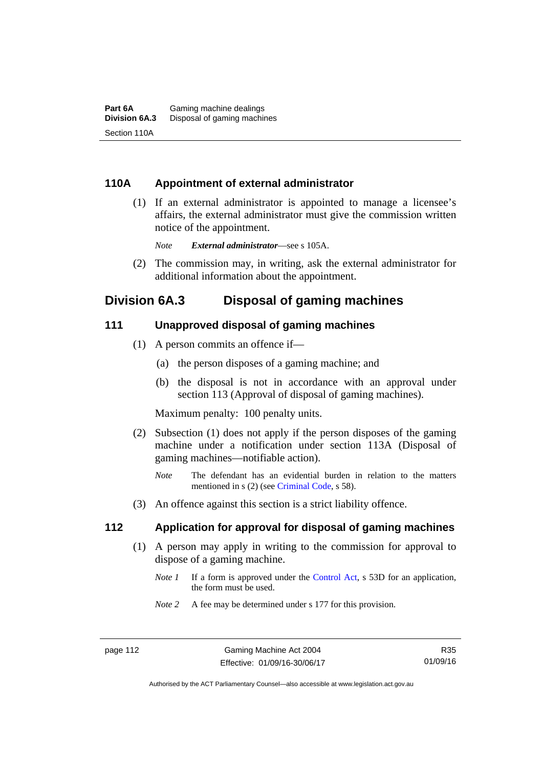### 110A Appointment of external administrator

(1) If an external administrator is appointed to manage a licensee's affairs, the external administrator must give the commission written notice of the appointment.

*Note* ***External administrator***—see s 105A.

(2) The commission may, in writing, ask the external administrator for additional information about the appointment.

## Division 6A.3 Disposal of gaming machines

### 111 Unapproved disposal of gaming machines

(1) A person commits an offence if—

(a) the person disposes of a gaming machine; and

(b) the disposal is not in accordance with an approval under section 113 (Approval of disposal of gaming machines).

Maximum penalty: 100 penalty units.

(2) Subsection (1) does not apply if the person disposes of the gaming machine under a notification under section 113A (Disposal of gaming machines—notifiable action).

*Note* The defendant has an evidential burden in relation to the matters mentioned in s (2) (see Criminal Code, s 58).

(3) An offence against this section is a strict liability offence.

### 112 Application for approval for disposal of gaming machines

(1) A person may apply in writing to the commission for approval to dispose of a gaming machine.

*Note 1* If a form is approved under the Control Act, s 53D for an application, the form must be used.

*Note 2* A fee may be determined under s 177 for this provision.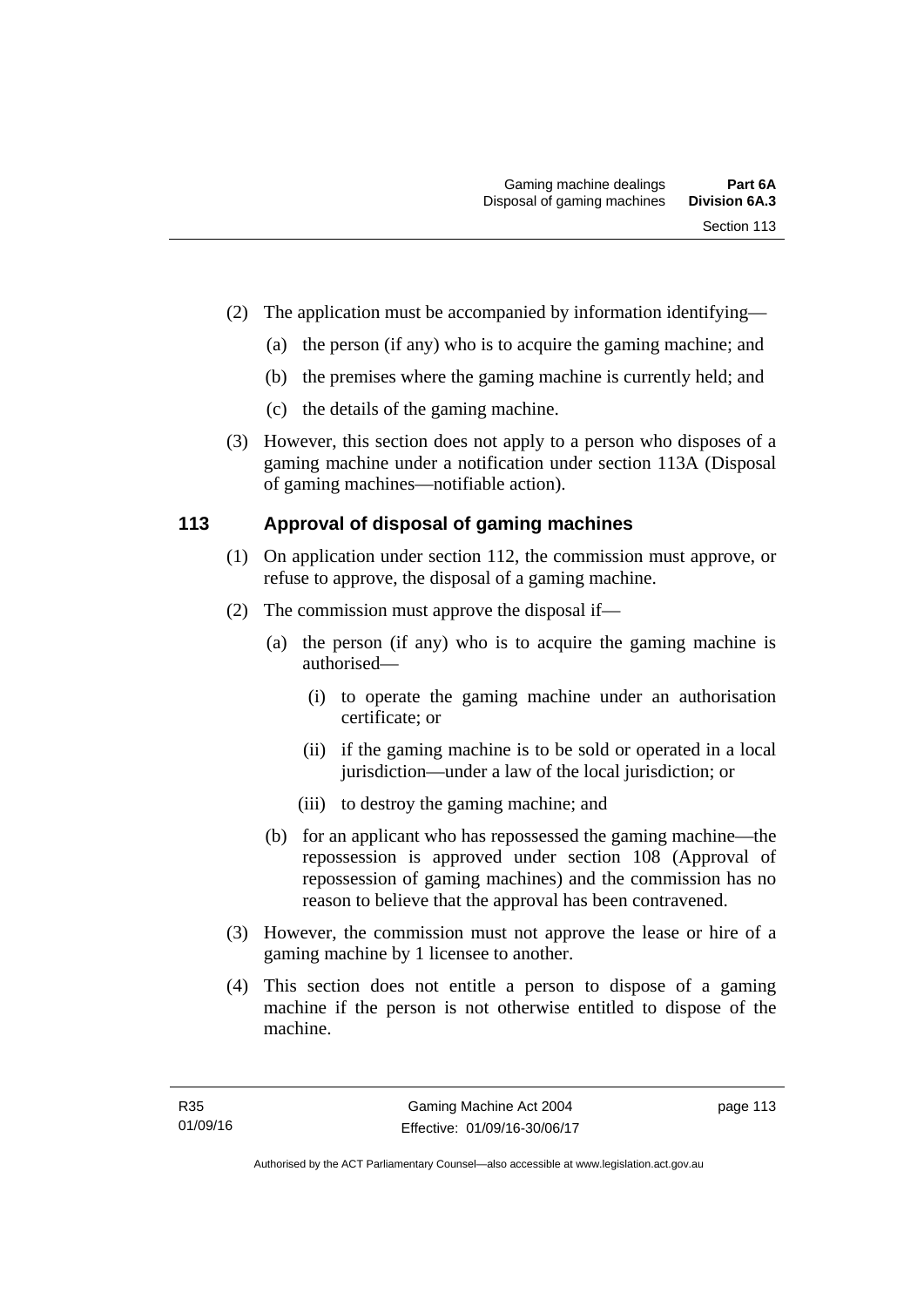(2) The application must be accompanied by information identifying—

(a) the person (if any) who is to acquire the gaming machine; and

(b) the premises where the gaming machine is currently held; and

(c) the details of the gaming machine.

(3) However, this section does not apply to a person who disposes of a gaming machine under a notification under section 113A (Disposal of gaming machines—notifiable action).

## 113 Approval of disposal of gaming machines

(1) On application under section 112, the commission must approve, or refuse to approve, the disposal of a gaming machine.

(2) The commission must approve the disposal if—

(a) the person (if any) who is to acquire the gaming machine is authorised—

(i) to operate the gaming machine under an authorisation certificate; or

(ii) if the gaming machine is to be sold or operated in a local jurisdiction—under a law of the local jurisdiction; or

(iii) to destroy the gaming machine; and

(b) for an applicant who has repossessed the gaming machine—the repossession is approved under section 108 (Approval of repossession of gaming machines) and the commission has no reason to believe that the approval has been contravened.

(3) However, the commission must not approve the lease or hire of a gaming machine by 1 licensee to another.

(4) This section does not entitle a person to dispose of a gaming machine if the person is not otherwise entitled to dispose of the machine.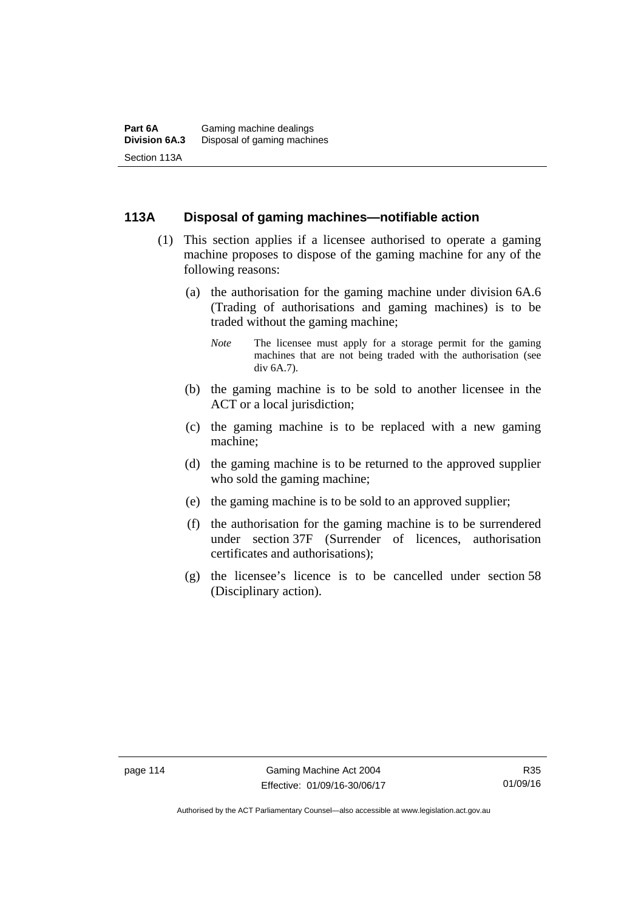## 113A Disposal of gaming machines—notifiable action

(1) This section applies if a licensee authorised to operate a gaming machine proposes to dispose of the gaming machine for any of the following reasons:

(a) the authorisation for the gaming machine under division 6A.6 (Trading of authorisations and gaming machines) is to be traded without the gaming machine;

*Note* The licensee must apply for a storage permit for the gaming machines that are not being traded with the authorisation (see div 6A.7).

(b) the gaming machine is to be sold to another licensee in the ACT or a local jurisdiction;

(c) the gaming machine is to be replaced with a new gaming machine;

(d) the gaming machine is to be returned to the approved supplier who sold the gaming machine;

(e) the gaming machine is to be sold to an approved supplier;

(f) the authorisation for the gaming machine is to be surrendered under section 37F (Surrender of licences, authorisation certificates and authorisations);

(g) the licensee's licence is to be cancelled under section 58 (Disciplinary action).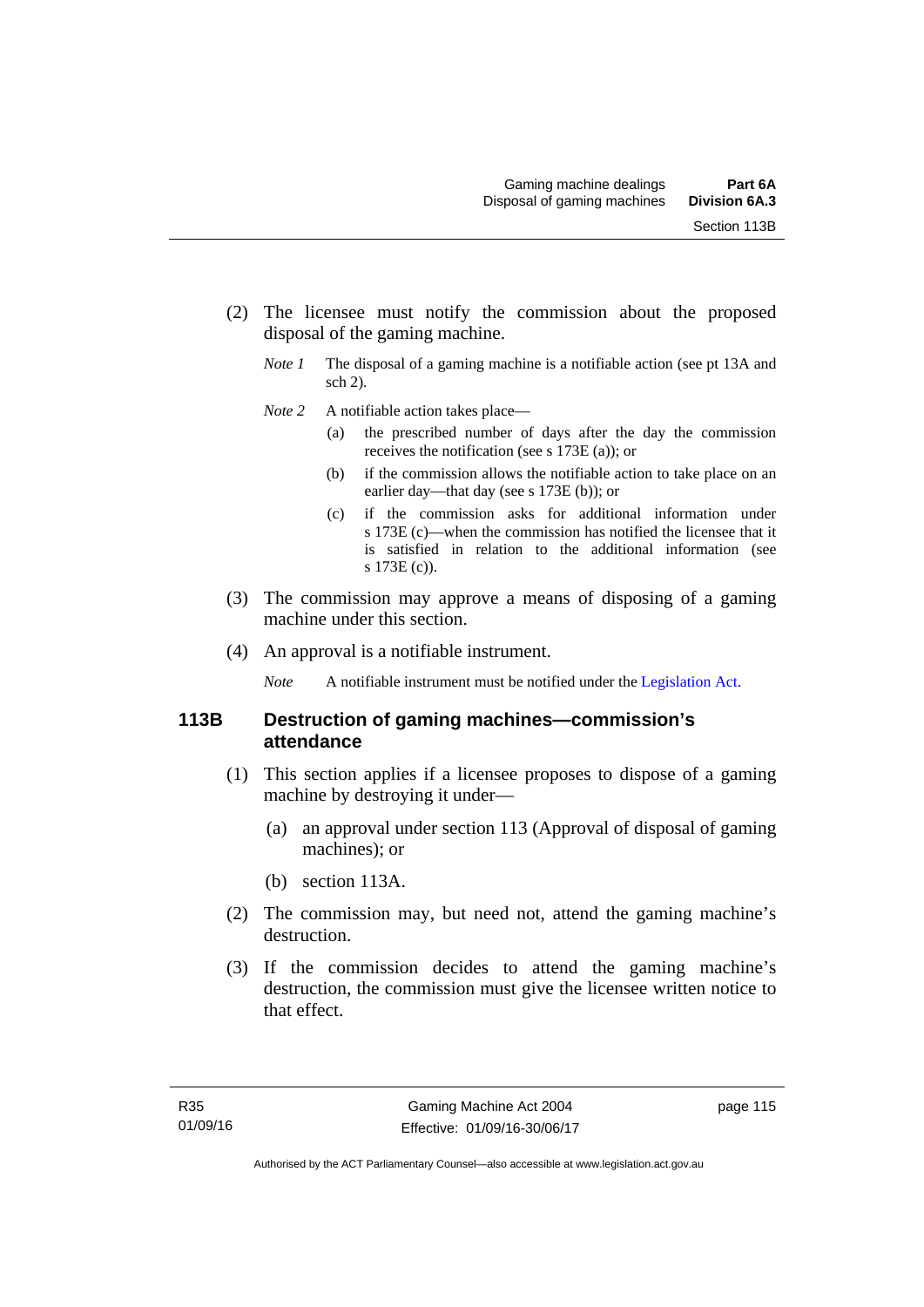(2) The licensee must notify the commission about the proposed disposal of the gaming machine.

*Note 1* The disposal of a gaming machine is a notifiable action (see pt 13A and sch 2).

*Note 2* A notifiable action takes place—

(a) the prescribed number of days after the day the commission receives the notification (see s 173E (a)); or

(b) if the commission allows the notifiable action to take place on an earlier day—that day (see s 173E (b)); or

(c) if the commission asks for additional information under s 173E (c)—when the commission has notified the licensee that it is satisfied in relation to the additional information (see s 173E (c)).

(3) The commission may approve a means of disposing of a gaming machine under this section.

(4) An approval is a notifiable instrument.

*Note* A notifiable instrument must be notified under the Legislation Act.

### 113B Destruction of gaming machines—commission's attendance

(1) This section applies if a licensee proposes to dispose of a gaming machine by destroying it under—

(a) an approval under section 113 (Approval of disposal of gaming machines); or

(b) section 113A.

(2) The commission may, but need not, attend the gaming machine's destruction.

(3) If the commission decides to attend the gaming machine's destruction, the commission must give the licensee written notice to that effect.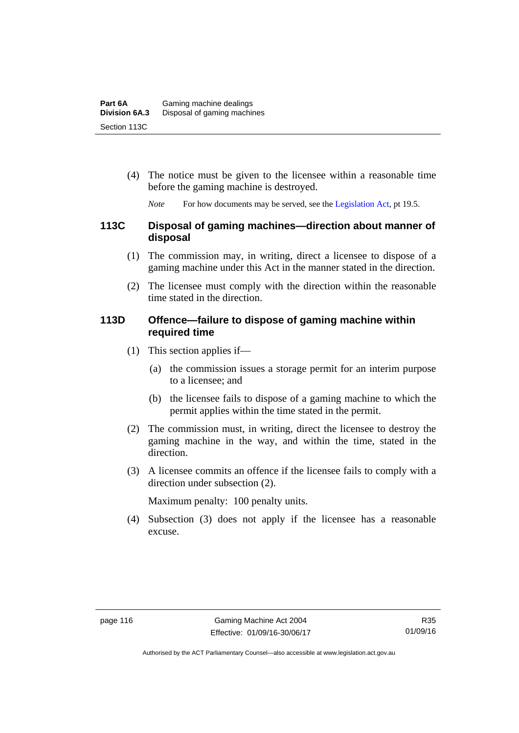(4) The notice must be given to the licensee within a reasonable time before the gaming machine is destroyed.

*Note* For how documents may be served, see the Legislation Act, pt 19.5.

### 113C Disposal of gaming machines—direction about manner of disposal

(1) The commission may, in writing, direct a licensee to dispose of a gaming machine under this Act in the manner stated in the direction.

(2) The licensee must comply with the direction within the reasonable time stated in the direction.

### 113D Offence—failure to dispose of gaming machine within required time

(1) This section applies if—

(a) the commission issues a storage permit for an interim purpose to a licensee; and

(b) the licensee fails to dispose of a gaming machine to which the permit applies within the time stated in the permit.

(2) The commission must, in writing, direct the licensee to destroy the gaming machine in the way, and within the time, stated in the direction.

(3) A licensee commits an offence if the licensee fails to comply with a direction under subsection (2).

Maximum penalty: 100 penalty units.

(4) Subsection (3) does not apply if the licensee has a reasonable excuse.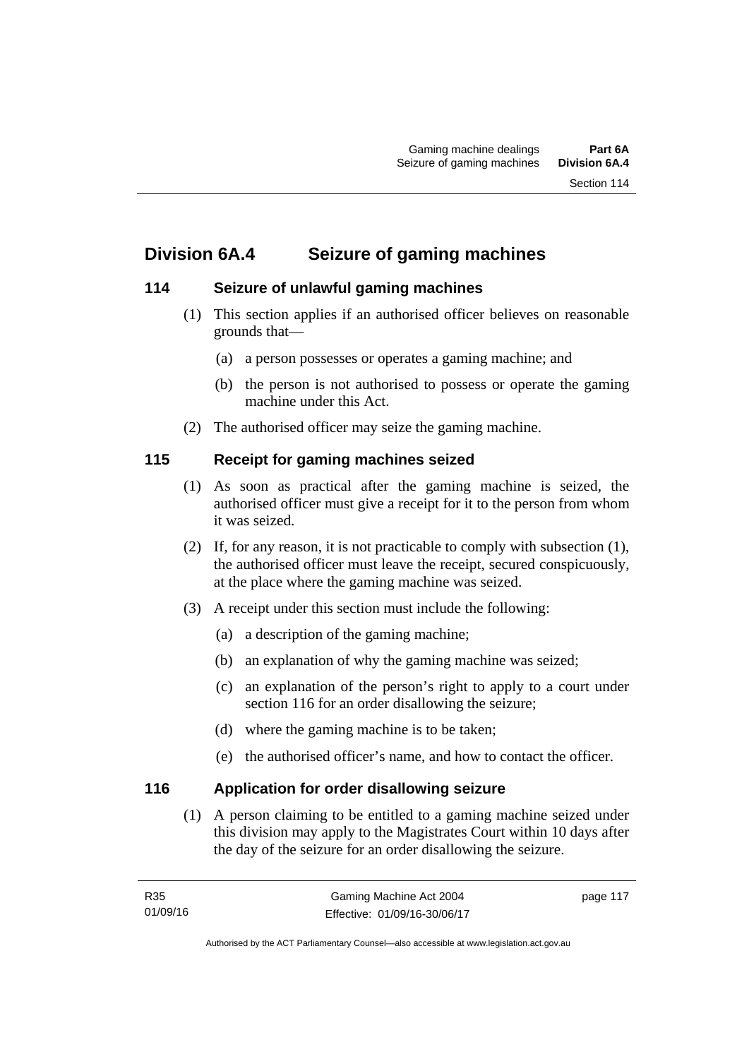## Division 6A.4 Seizure of gaming machines

### 114 Seizure of unlawful gaming machines

(1) This section applies if an authorised officer believes on reasonable grounds that—

(a) a person possesses or operates a gaming machine; and

(b) the person is not authorised to possess or operate the gaming machine under this Act.

(2) The authorised officer may seize the gaming machine.

### 115 Receipt for gaming machines seized

(1) As soon as practical after the gaming machine is seized, the authorised officer must give a receipt for it to the person from whom it was seized.

(2) If, for any reason, it is not practicable to comply with subsection (1), the authorised officer must leave the receipt, secured conspicuously, at the place where the gaming machine was seized.

(3) A receipt under this section must include the following:

(a) a description of the gaming machine;

(b) an explanation of why the gaming machine was seized;

(c) an explanation of the person's right to apply to a court under section 116 for an order disallowing the seizure;

(d) where the gaming machine is to be taken;

(e) the authorised officer's name, and how to contact the officer.

### 116 Application for order disallowing seizure

(1) A person claiming to be entitled to a gaming machine seized under this division may apply to the Magistrates Court within 10 days after the day of the seizure for an order disallowing the seizure.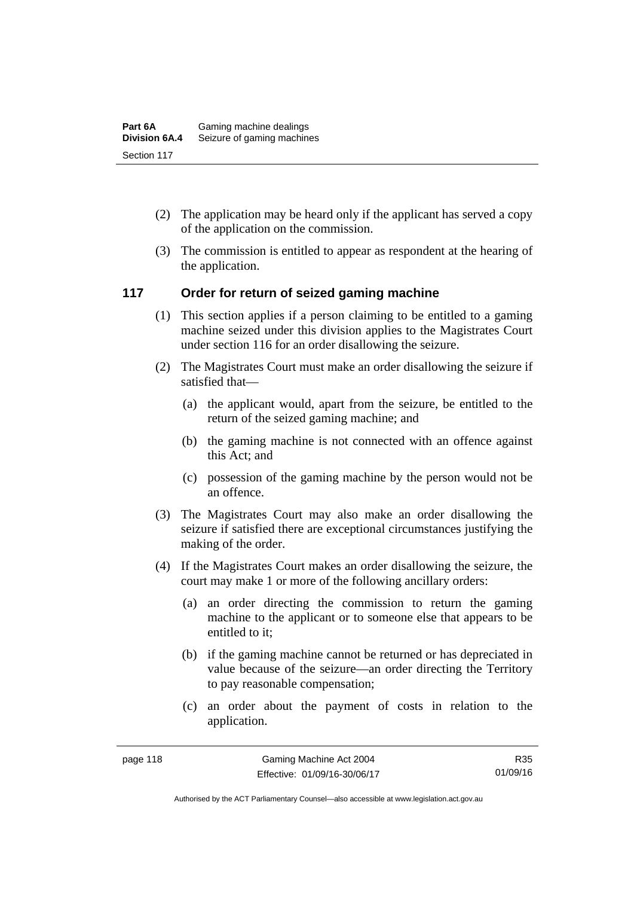(2) The application may be heard only if the applicant has served a copy of the application on the commission.

(3) The commission is entitled to appear as respondent at the hearing of the application.

## 117 Order for return of seized gaming machine

(1) This section applies if a person claiming to be entitled to a gaming machine seized under this division applies to the Magistrates Court under section 116 for an order disallowing the seizure.

(2) The Magistrates Court must make an order disallowing the seizure if satisfied that—

(a) the applicant would, apart from the seizure, be entitled to the return of the seized gaming machine; and

(b) the gaming machine is not connected with an offence against this Act; and

(c) possession of the gaming machine by the person would not be an offence.

(3) The Magistrates Court may also make an order disallowing the seizure if satisfied there are exceptional circumstances justifying the making of the order.

(4) If the Magistrates Court makes an order disallowing the seizure, the court may make 1 or more of the following ancillary orders:

(a) an order directing the commission to return the gaming machine to the applicant or to someone else that appears to be entitled to it;

(b) if the gaming machine cannot be returned or has depreciated in value because of the seizure—an order directing the Territory to pay reasonable compensation;

(c) an order about the payment of costs in relation to the application.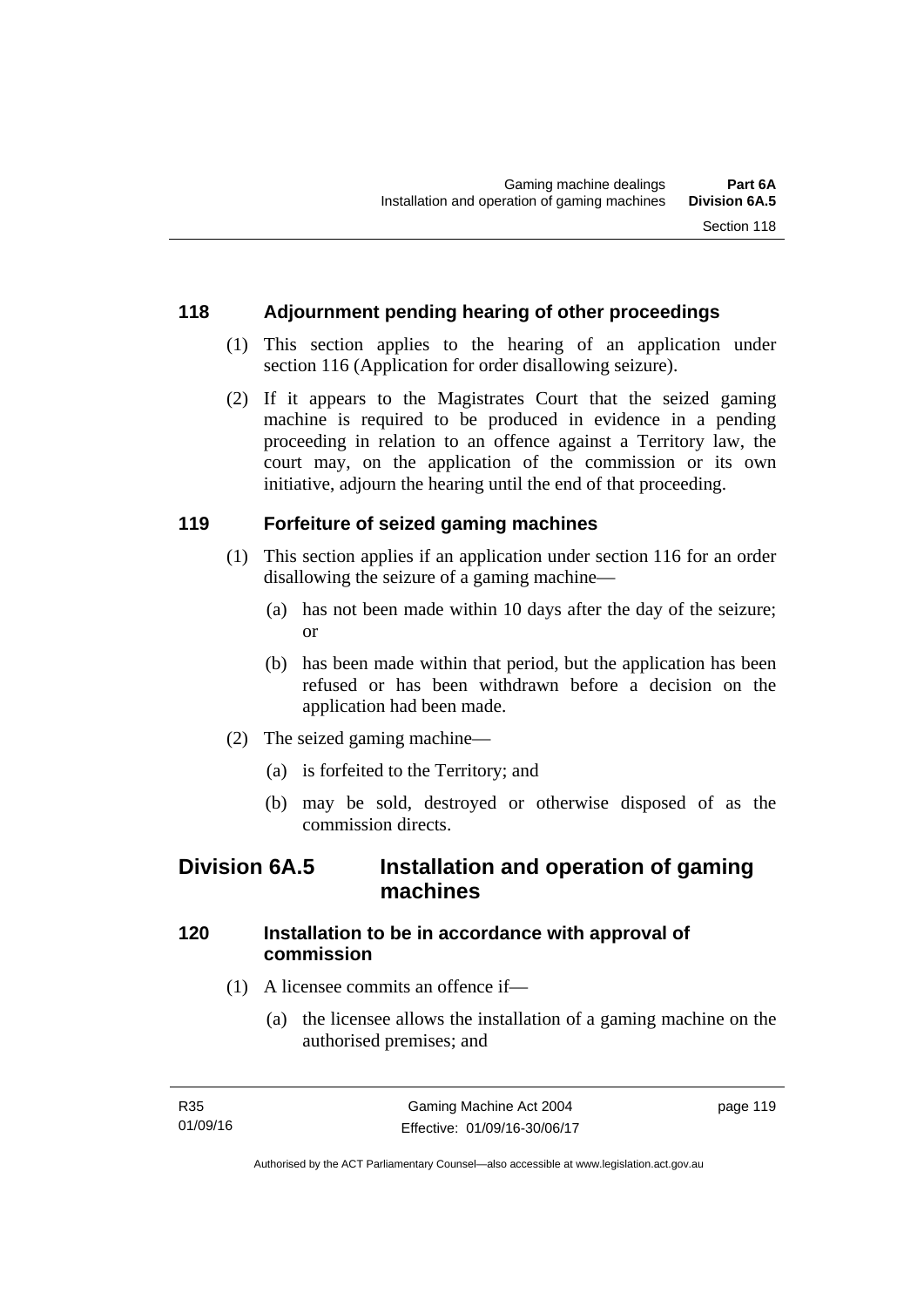### 118 Adjournment pending hearing of other proceedings

(1) This section applies to the hearing of an application under section 116 (Application for order disallowing seizure).

(2) If it appears to the Magistrates Court that the seized gaming machine is required to be produced in evidence in a pending proceeding in relation to an offence against a Territory law, the court may, on the application of the commission or its own initiative, adjourn the hearing until the end of that proceeding.

### 119 Forfeiture of seized gaming machines

(1) This section applies if an application under section 116 for an order disallowing the seizure of a gaming machine—

(a) has not been made within 10 days after the day of the seizure; or

(b) has been made within that period, but the application has been refused or has been withdrawn before a decision on the application had been made.

(2) The seized gaming machine—

(a) is forfeited to the Territory; and

(b) may be sold, destroyed or otherwise disposed of as the commission directs.

## Division 6A.5 Installation and operation of gaming machines

### 120 Installation to be in accordance with approval of commission

(1) A licensee commits an offence if—

(a) the licensee allows the installation of a gaming machine on the authorised premises; and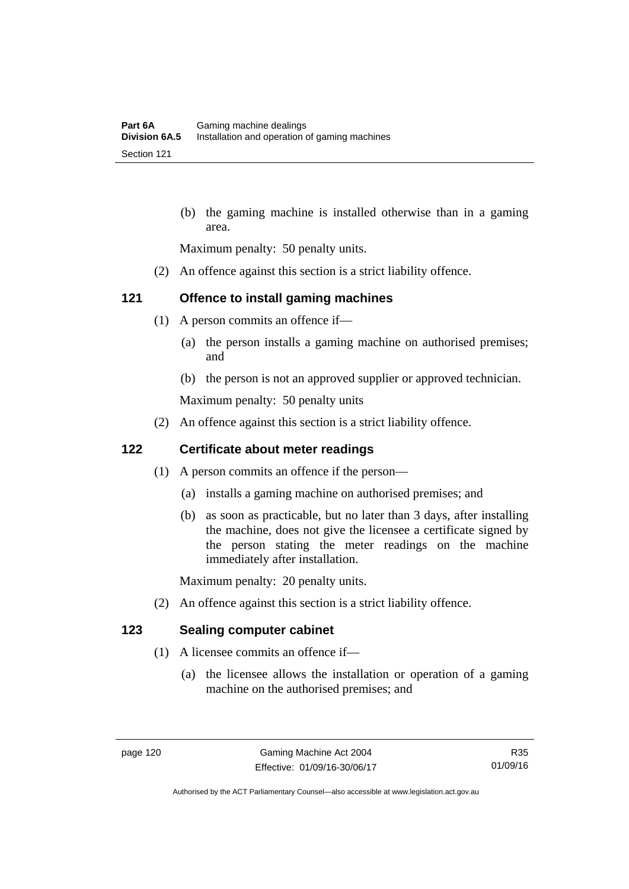(b) the gaming machine is installed otherwise than in a gaming area.

Maximum penalty: 50 penalty units.

(2) An offence against this section is a strict liability offence.

### 121 Offence to install gaming machines

(1) A person commits an offence if—

(a) the person installs a gaming machine on authorised premises; and

(b) the person is not an approved supplier or approved technician.

Maximum penalty: 50 penalty units

(2) An offence against this section is a strict liability offence.

### 122 Certificate about meter readings

(1) A person commits an offence if the person—

(a) installs a gaming machine on authorised premises; and

(b) as soon as practicable, but no later than 3 days, after installing the machine, does not give the licensee a certificate signed by the person stating the meter readings on the machine immediately after installation.

Maximum penalty: 20 penalty units.

(2) An offence against this section is a strict liability offence.

### 123 Sealing computer cabinet

(1) A licensee commits an offence if—

(a) the licensee allows the installation or operation of a gaming machine on the authorised premises; and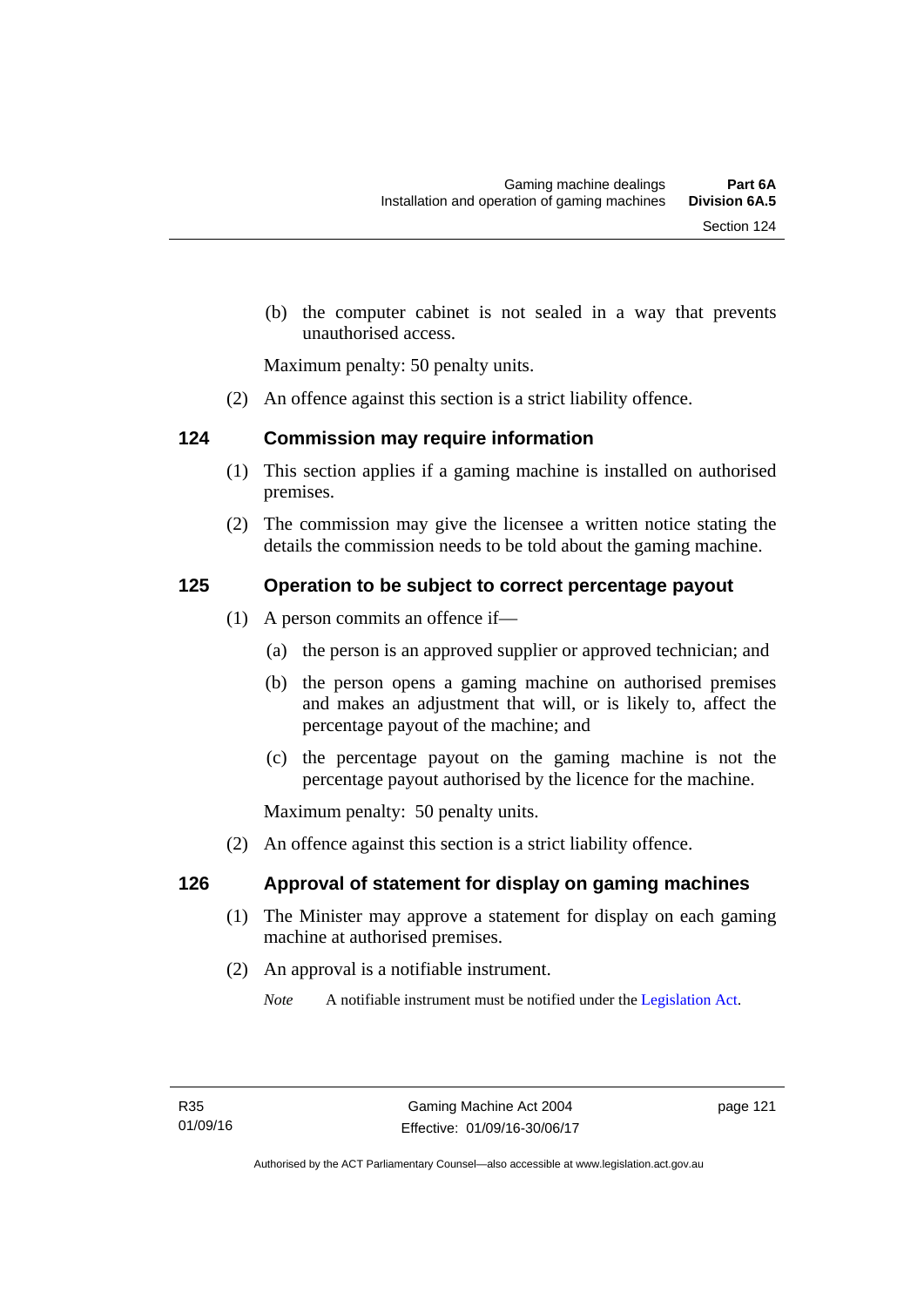(b) the computer cabinet is not sealed in a way that prevents unauthorised access.

Maximum penalty: 50 penalty units.

(2) An offence against this section is a strict liability offence.

### 124 Commission may require information

(1) This section applies if a gaming machine is installed on authorised premises.

(2) The commission may give the licensee a written notice stating the details the commission needs to be told about the gaming machine.

### 125 Operation to be subject to correct percentage payout

(1) A person commits an offence if—

(a) the person is an approved supplier or approved technician; and

(b) the person opens a gaming machine on authorised premises and makes an adjustment that will, or is likely to, affect the percentage payout of the machine; and

(c) the percentage payout on the gaming machine is not the percentage payout authorised by the licence for the machine.

Maximum penalty: 50 penalty units.

(2) An offence against this section is a strict liability offence.

### 126 Approval of statement for display on gaming machines

(1) The Minister may approve a statement for display on each gaming machine at authorised premises.

(2) An approval is a notifiable instrument.

*Note* A notifiable instrument must be notified under the Legislation Act.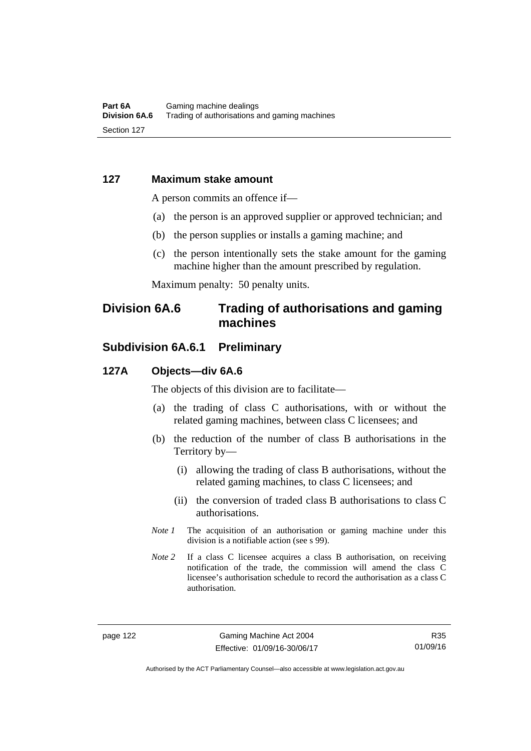### 127 Maximum stake amount

A person commits an offence if—

(a) the person is an approved supplier or approved technician; and

(b) the person supplies or installs a gaming machine; and

(c) the person intentionally sets the stake amount for the gaming machine higher than the amount prescribed by regulation.

Maximum penalty: 50 penalty units.

## Division 6A.6 Trading of authorisations and gaming machines

## Subdivision 6A.6.1 Preliminary

### 127A Objects—div 6A.6

The objects of this division are to facilitate—

(a) the trading of class C authorisations, with or without the related gaming machines, between class C licensees; and

(b) the reduction of the number of class B authorisations in the Territory by—

(i) allowing the trading of class B authorisations, without the related gaming machines, to class C licensees; and

(ii) the conversion of traded class B authorisations to class C authorisations.

*Note 1* The acquisition of an authorisation or gaming machine under this division is a notifiable action (see s 99).

*Note 2* If a class C licensee acquires a class B authorisation, on receiving notification of the trade, the commission will amend the class C licensee's authorisation schedule to record the authorisation as a class C authorisation.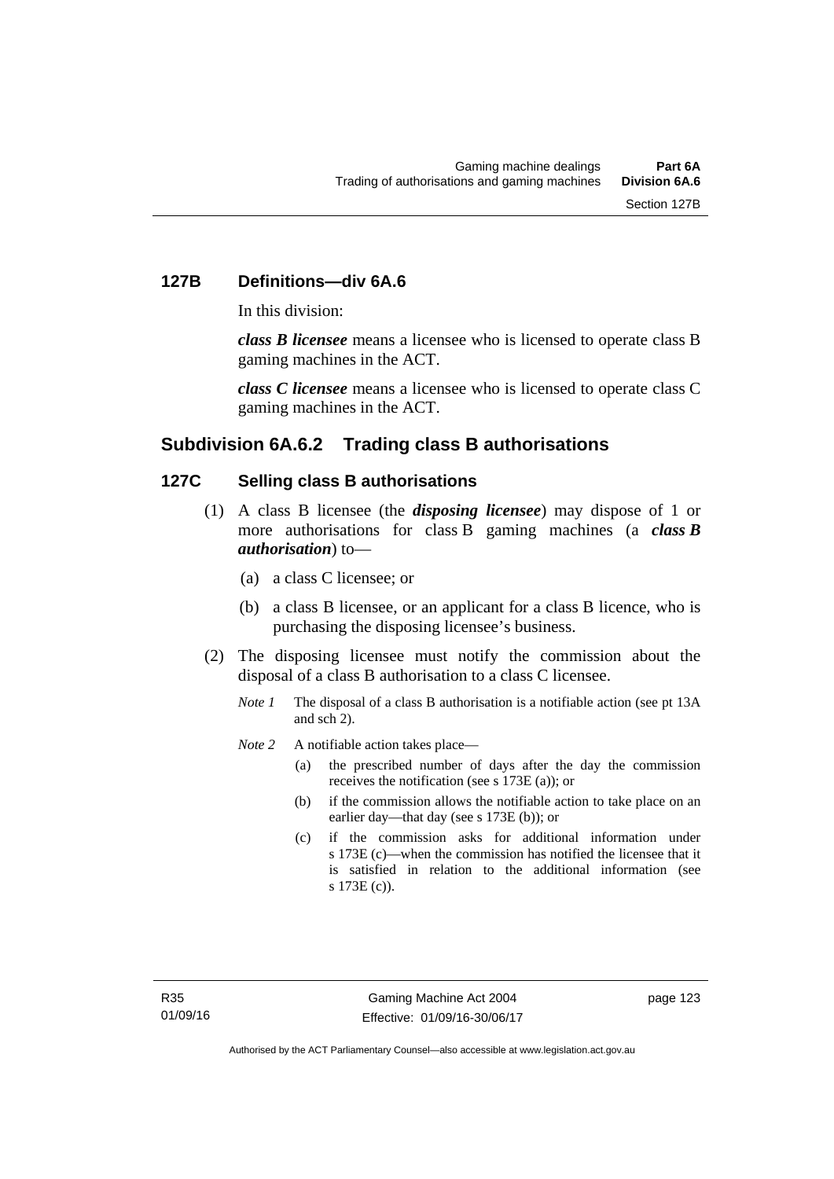### 127B Definitions—div 6A.6

In this division:

***class B licensee*** means a licensee who is licensed to operate class B gaming machines in the ACT.

***class C licensee*** means a licensee who is licensed to operate class C gaming machines in the ACT.

## Subdivision 6A.6.2 Trading class B authorisations

### 127C Selling class B authorisations

(1) A class B licensee (the ***disposing licensee***) may dispose of 1 or more authorisations for class B gaming machines (a ***class B authorisation***) to—

  (a) a class C licensee; or

  (b) a class B licensee, or an applicant for a class B licence, who is purchasing the disposing licensee's business.

(2) The disposing licensee must notify the commission about the disposal of a class B authorisation to a class C licensee.

*Note 1* The disposal of a class B authorisation is a notifiable action (see pt 13A and sch 2).

*Note 2* A notifiable action takes place—

  (a) the prescribed number of days after the day the commission receives the notification (see s 173E (a)); or

  (b) if the commission allows the notifiable action to take place on an earlier day—that day (see s 173E (b)); or

  (c) if the commission asks for additional information under s 173E (c)—when the commission has notified the licensee that it is satisfied in relation to the additional information (see s 173E (c)).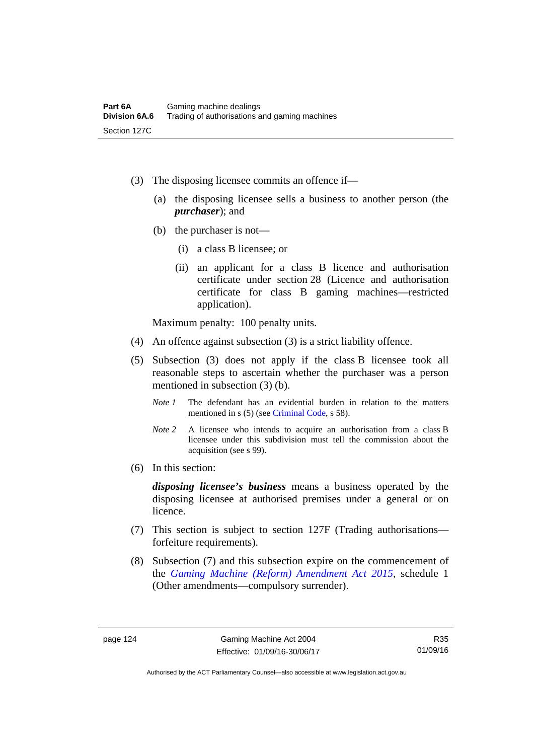(3) The disposing licensee commits an offence if—

(a) the disposing licensee sells a business to another person (the ***purchaser***); and

(b) the purchaser is not—

(i) a class B licensee; or

(ii) an applicant for a class B licence and authorisation certificate under section 28 (Licence and authorisation certificate for class B gaming machines—restricted application).

Maximum penalty: 100 penalty units.

(4) An offence against subsection (3) is a strict liability offence.

(5) Subsection (3) does not apply if the class B licensee took all reasonable steps to ascertain whether the purchaser was a person mentioned in subsection (3) (b).

*Note 1* The defendant has an evidential burden in relation to the matters mentioned in s (5) (see Criminal Code, s 58).

*Note 2* A licensee who intends to acquire an authorisation from a class B licensee under this subdivision must tell the commission about the acquisition (see s 99).

(6) In this section:

***disposing licensee's business*** means a business operated by the disposing licensee at authorised premises under a general or on licence.

(7) This section is subject to section 127F (Trading authorisations—forfeiture requirements).

(8) Subsection (7) and this subsection expire on the commencement of the *Gaming Machine (Reform) Amendment Act 2015*, schedule 1 (Other amendments—compulsory surrender).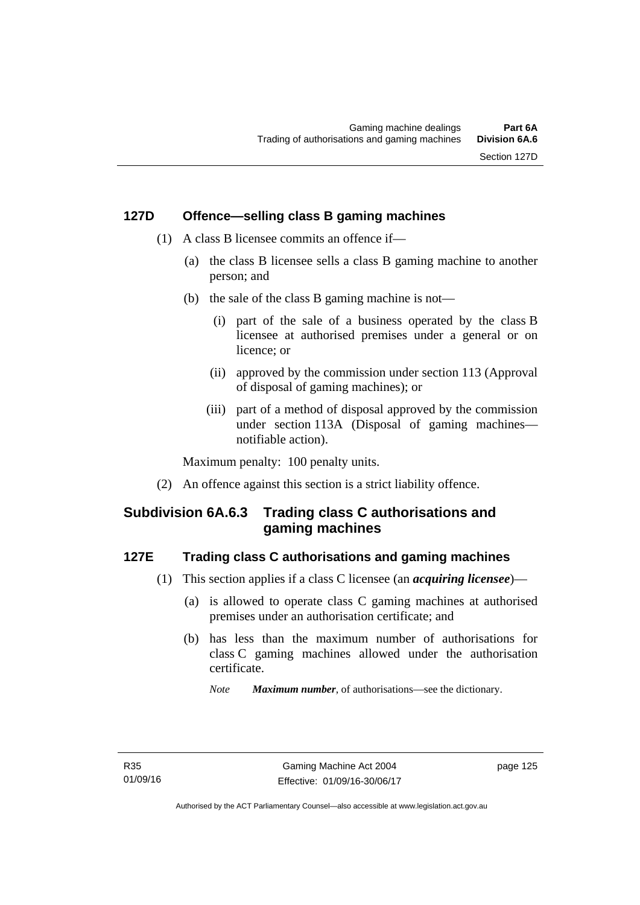### 127D Offence—selling class B gaming machines

(1) A class B licensee commits an offence if—

(a) the class B licensee sells a class B gaming machine to another person; and

(b) the sale of the class B gaming machine is not—

(i) part of the sale of a business operated by the class B licensee at authorised premises under a general or on licence; or

(ii) approved by the commission under section 113 (Approval of disposal of gaming machines); or

(iii) part of a method of disposal approved by the commission under section 113A (Disposal of gaming machines—notifiable action).

Maximum penalty: 100 penalty units.

(2) An offence against this section is a strict liability offence.

## Subdivision 6A.6.3 Trading class C authorisations and gaming machines

### 127E Trading class C authorisations and gaming machines

(1) This section applies if a class C licensee (an ***acquiring licensee***)—

(a) is allowed to operate class C gaming machines at authorised premises under an authorisation certificate; and

(b) has less than the maximum number of authorisations for class C gaming machines allowed under the authorisation certificate.

*Note* ***Maximum number***, of authorisations—see the dictionary.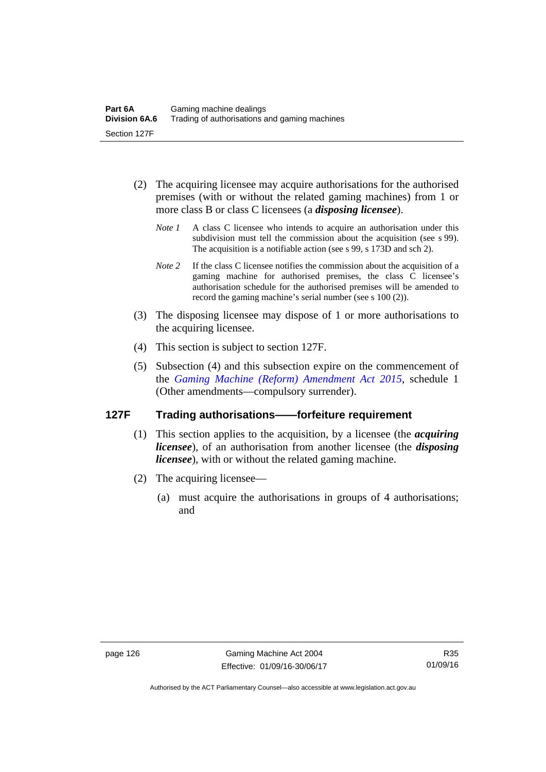(2) The acquiring licensee may acquire authorisations for the authorised premises (with or without the related gaming machines) from 1 or more class B or class C licensees (a ***disposing licensee***).

*Note 1* A class C licensee who intends to acquire an authorisation under this subdivision must tell the commission about the acquisition (see s 99). The acquisition is a notifiable action (see s 99, s 173D and sch 2).

*Note 2* If the class C licensee notifies the commission about the acquisition of a gaming machine for authorised premises, the class C licensee's authorisation schedule for the authorised premises will be amended to record the gaming machine's serial number (see s 100 (2)).

(3) The disposing licensee may dispose of 1 or more authorisations to the acquiring licensee.

(4) This section is subject to section 127F.

(5) Subsection (4) and this subsection expire on the commencement of the *Gaming Machine (Reform) Amendment Act 2015*, schedule 1 (Other amendments—compulsory surrender).

## 127F Trading authorisations——forfeiture requirement

(1) This section applies to the acquisition, by a licensee (the ***acquiring licensee***), of an authorisation from another licensee (the ***disposing licensee***), with or without the related gaming machine.

(2) The acquiring licensee—

(a) must acquire the authorisations in groups of 4 authorisations; and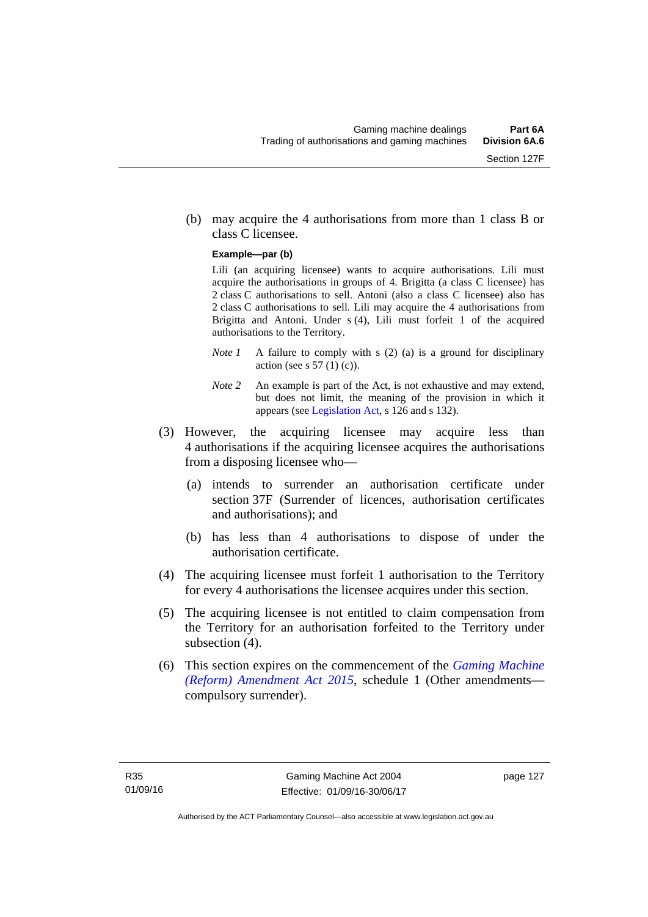(b) may acquire the 4 authorisations from more than 1 class B or class C licensee.

**Example—par (b)**

Lili (an acquiring licensee) wants to acquire authorisations. Lili must acquire the authorisations in groups of 4. Brigitta (a class C licensee) has 2 class C authorisations to sell. Antoni (also a class C licensee) also has 2 class C authorisations to sell. Lili may acquire the 4 authorisations from Brigitta and Antoni. Under s (4), Lili must forfeit 1 of the acquired authorisations to the Territory.

*Note 1* A failure to comply with s (2) (a) is a ground for disciplinary action (see s 57 (1) (c)).

*Note 2* An example is part of the Act, is not exhaustive and may extend, but does not limit, the meaning of the provision in which it appears (see Legislation Act, s 126 and s 132).

(3) However, the acquiring licensee may acquire less than 4 authorisations if the acquiring licensee acquires the authorisations from a disposing licensee who—

(a) intends to surrender an authorisation certificate under section 37F (Surrender of licences, authorisation certificates and authorisations); and

(b) has less than 4 authorisations to dispose of under the authorisation certificate.

(4) The acquiring licensee must forfeit 1 authorisation to the Territory for every 4 authorisations the licensee acquires under this section.

(5) The acquiring licensee is not entitled to claim compensation from the Territory for an authorisation forfeited to the Territory under subsection (4).

(6) This section expires on the commencement of the *Gaming Machine (Reform) Amendment Act 2015*, schedule 1 (Other amendments—compulsory surrender).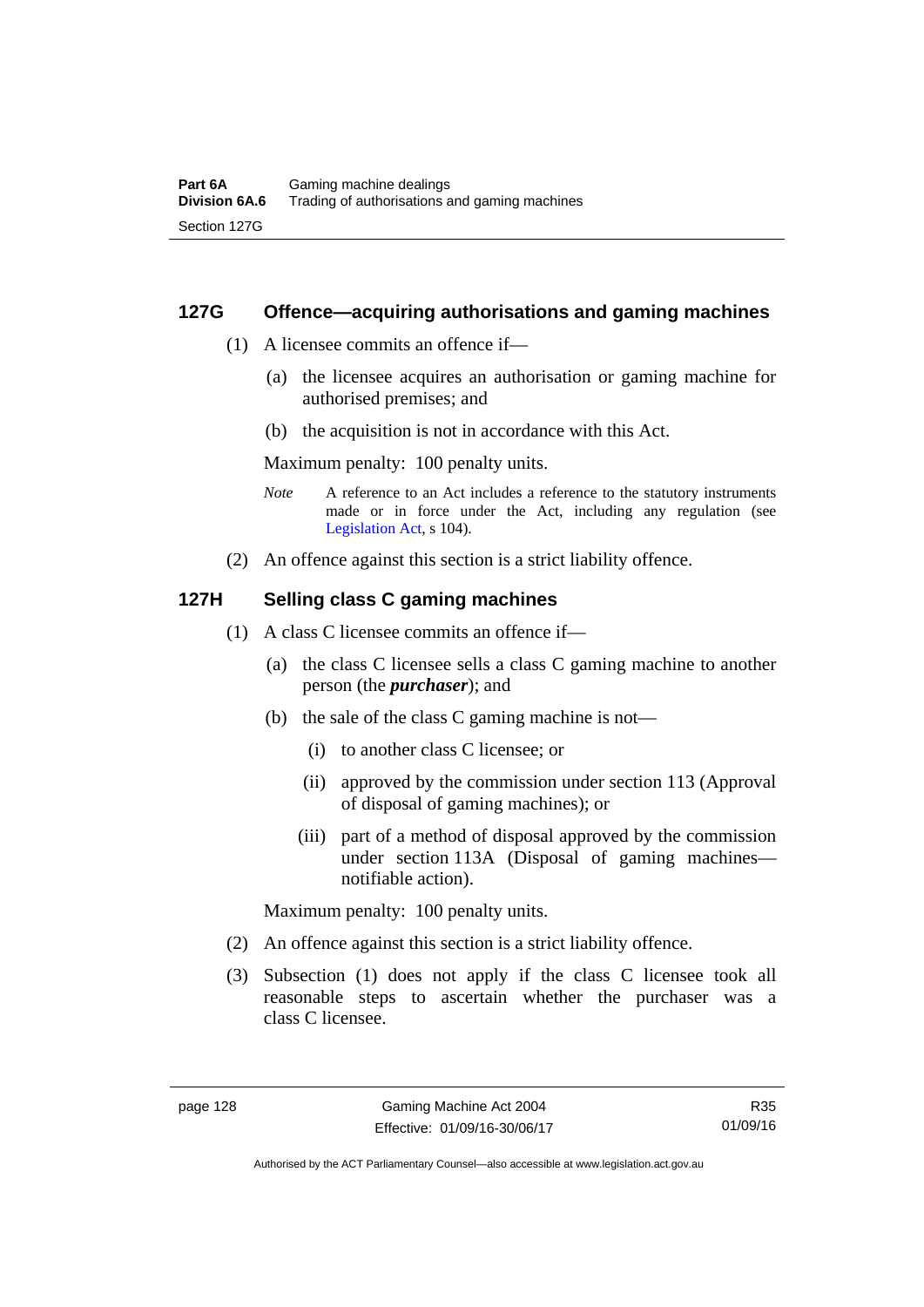## 127G Offence—acquiring authorisations and gaming machines

(1) A licensee commits an offence if—

(a) the licensee acquires an authorisation or gaming machine for authorised premises; and

(b) the acquisition is not in accordance with this Act.

Maximum penalty: 100 penalty units.

*Note* A reference to an Act includes a reference to the statutory instruments made or in force under the Act, including any regulation (see Legislation Act, s 104).

(2) An offence against this section is a strict liability offence.

## 127H Selling class C gaming machines

(1) A class C licensee commits an offence if—

(a) the class C licensee sells a class C gaming machine to another person (the ***purchaser***); and

(b) the sale of the class C gaming machine is not—

(i) to another class C licensee; or

(ii) approved by the commission under section 113 (Approval of disposal of gaming machines); or

(iii) part of a method of disposal approved by the commission under section 113A (Disposal of gaming machines—notifiable action).

Maximum penalty: 100 penalty units.

(2) An offence against this section is a strict liability offence.

(3) Subsection (1) does not apply if the class C licensee took all reasonable steps to ascertain whether the purchaser was a class C licensee.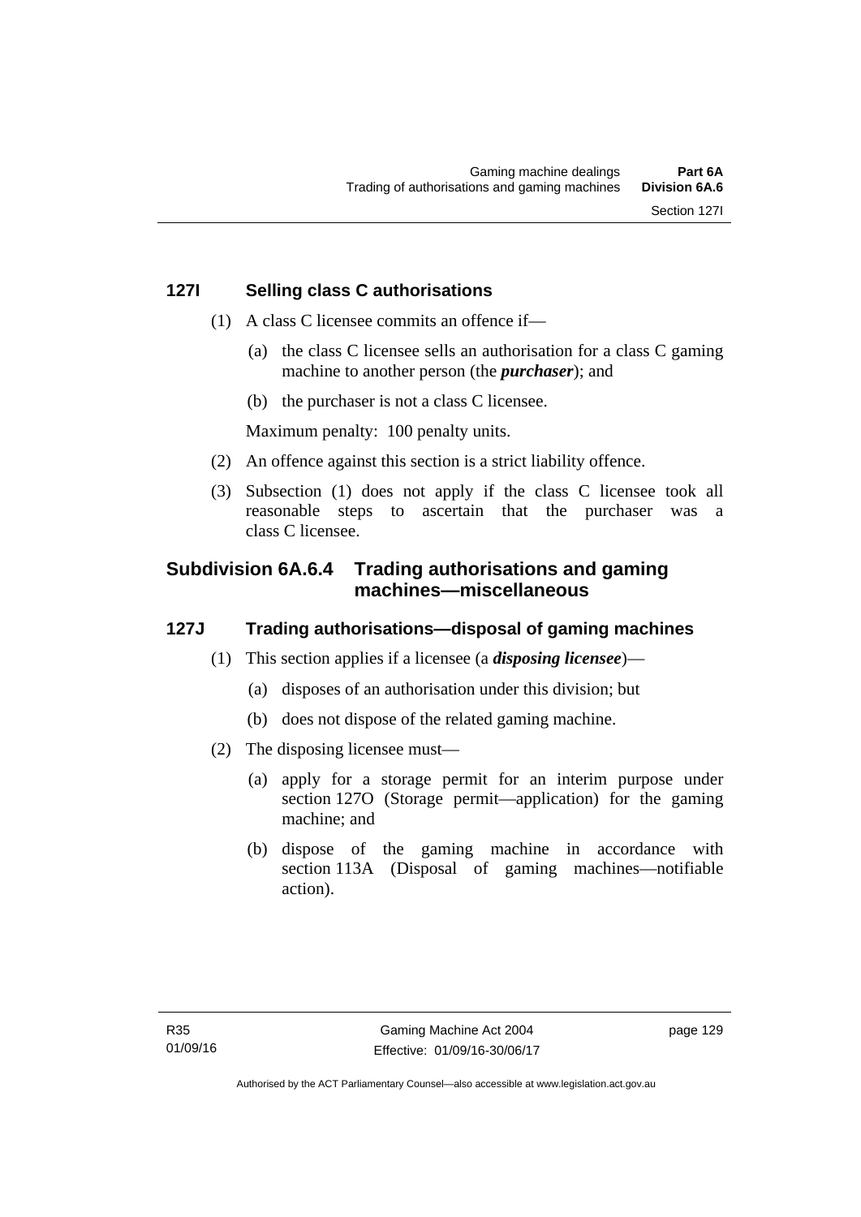## 127I Selling class C authorisations

(1) A class C licensee commits an offence if—

(a) the class C licensee sells an authorisation for a class C gaming machine to another person (the ***purchaser***); and

(b) the purchaser is not a class C licensee.

Maximum penalty: 100 penalty units.

(2) An offence against this section is a strict liability offence.

(3) Subsection (1) does not apply if the class C licensee took all reasonable steps to ascertain that the purchaser was a class C licensee.

### Subdivision 6A.6.4 Trading authorisations and gaming machines—miscellaneous

## 127J Trading authorisations—disposal of gaming machines

(1) This section applies if a licensee (a ***disposing licensee***)—

(a) disposes of an authorisation under this division; but

(b) does not dispose of the related gaming machine.

(2) The disposing licensee must—

(a) apply for a storage permit for an interim purpose under section 127O (Storage permit—application) for the gaming machine; and

(b) dispose of the gaming machine in accordance with section 113A (Disposal of gaming machines—notifiable action).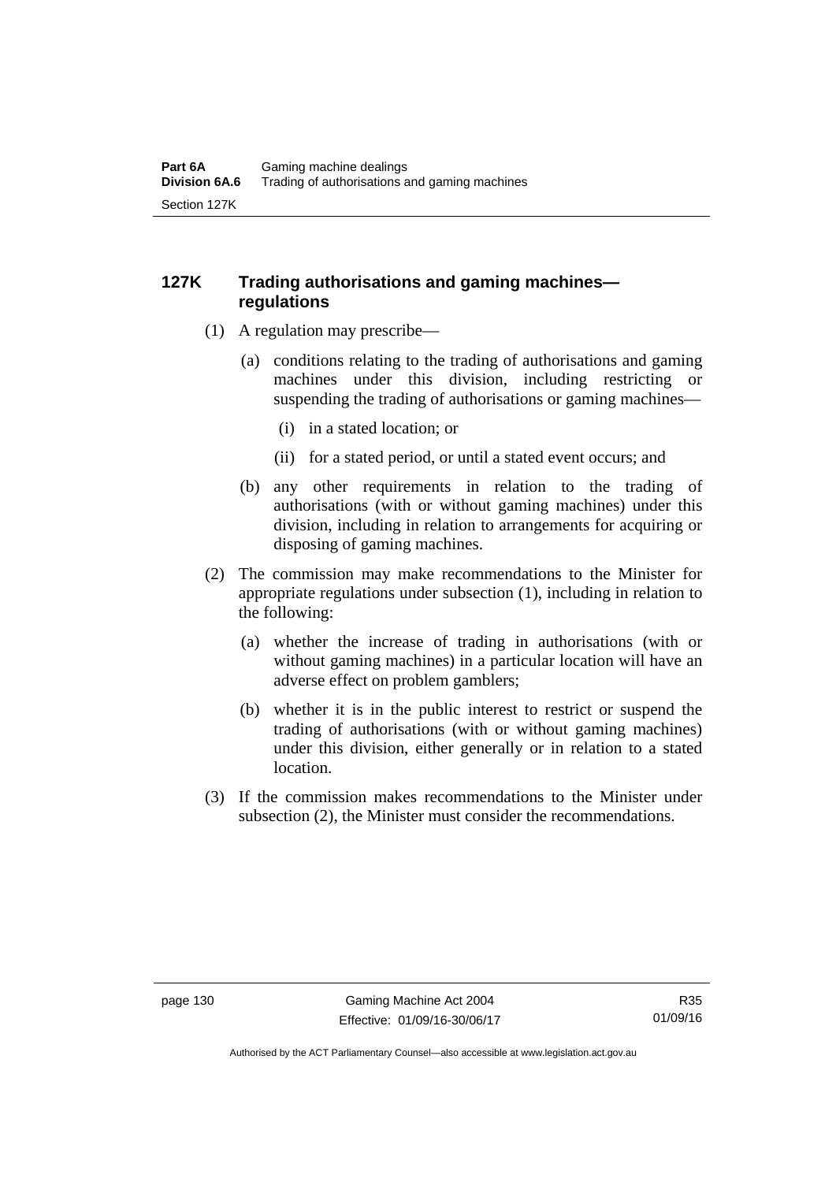## 127K Trading authorisations and gaming machines—regulations

(1) A regulation may prescribe—

(a) conditions relating to the trading of authorisations and gaming machines under this division, including restricting or suspending the trading of authorisations or gaming machines—

(i) in a stated location; or

(ii) for a stated period, or until a stated event occurs; and

(b) any other requirements in relation to the trading of authorisations (with or without gaming machines) under this division, including in relation to arrangements for acquiring or disposing of gaming machines.

(2) The commission may make recommendations to the Minister for appropriate regulations under subsection (1), including in relation to the following:

(a) whether the increase of trading in authorisations (with or without gaming machines) in a particular location will have an adverse effect on problem gamblers;

(b) whether it is in the public interest to restrict or suspend the trading of authorisations (with or without gaming machines) under this division, either generally or in relation to a stated location.

(3) If the commission makes recommendations to the Minister under subsection (2), the Minister must consider the recommendations.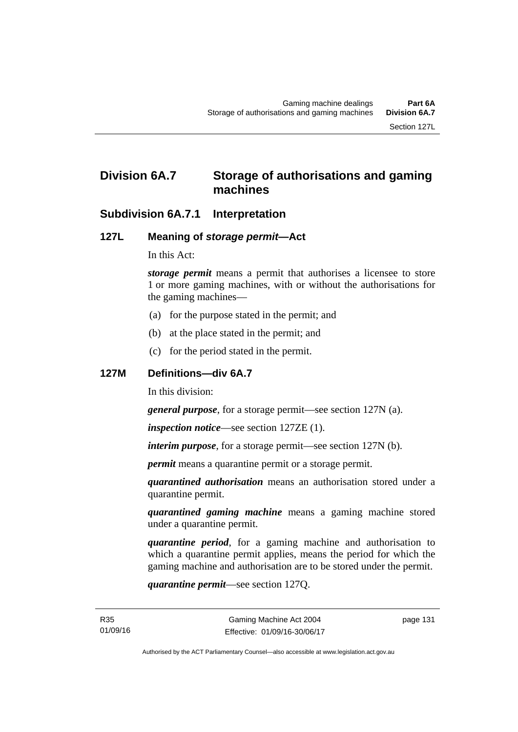# Division 6A.7 Storage of authorisations and gaming machines

## Subdivision 6A.7.1 Interpretation

### 127L Meaning of *storage permit*—Act

In this Act:

***storage permit*** means a permit that authorises a licensee to store 1 or more gaming machines, with or without the authorisations for the gaming machines—

(a) for the purpose stated in the permit; and

(b) at the place stated in the permit; and

(c) for the period stated in the permit.

### 127M Definitions—div 6A.7

In this division:

***general purpose***, for a storage permit—see section 127N (a).

***inspection notice***—see section 127ZE (1).

***interim purpose***, for a storage permit—see section 127N (b).

***permit*** means a quarantine permit or a storage permit.

***quarantined authorisation*** means an authorisation stored under a quarantine permit.

***quarantined gaming machine*** means a gaming machine stored under a quarantine permit.

***quarantine period***, for a gaming machine and authorisation to which a quarantine permit applies, means the period for which the gaming machine and authorisation are to be stored under the permit.

***quarantine permit***—see section 127Q.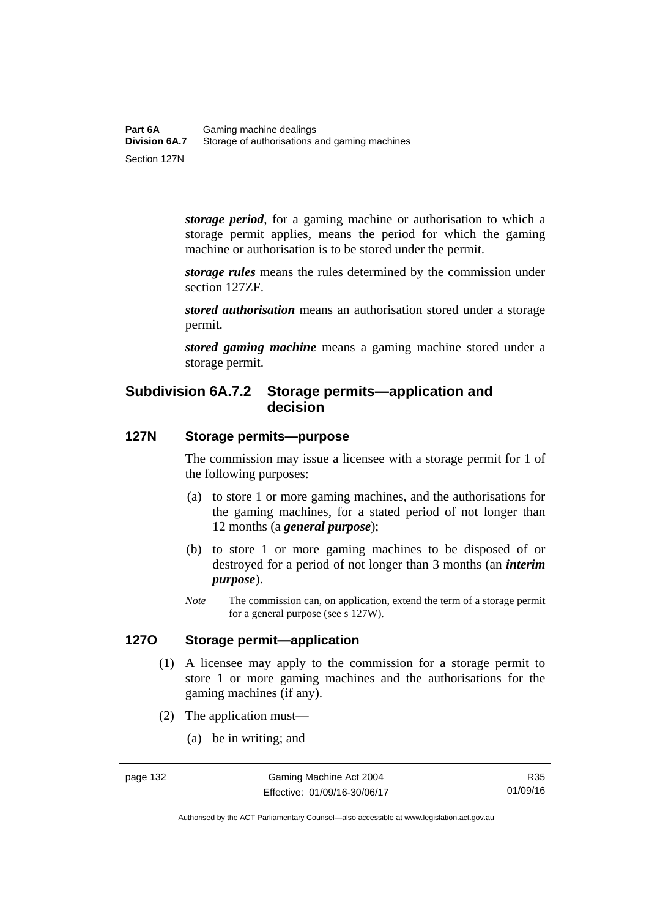***storage period***, for a gaming machine or authorisation to which a storage permit applies, means the period for which the gaming machine or authorisation is to be stored under the permit.

***storage rules*** means the rules determined by the commission under section 127ZF.

***stored authorisation*** means an authorisation stored under a storage permit.

***stored gaming machine*** means a gaming machine stored under a storage permit.

## Subdivision 6A.7.2 Storage permits—application and decision

### 127N Storage permits—purpose

The commission may issue a licensee with a storage permit for 1 of the following purposes:

(a) to store 1 or more gaming machines, and the authorisations for the gaming machines, for a stated period of not longer than 12 months (a ***general purpose***);

(b) to store 1 or more gaming machines to be disposed of or destroyed for a period of not longer than 3 months (an ***interim purpose***).

*Note* The commission can, on application, extend the term of a storage permit for a general purpose (see s 127W).

### 127O Storage permit—application

(1) A licensee may apply to the commission for a storage permit to store 1 or more gaming machines and the authorisations for the gaming machines (if any).

(2) The application must—

(a) be in writing; and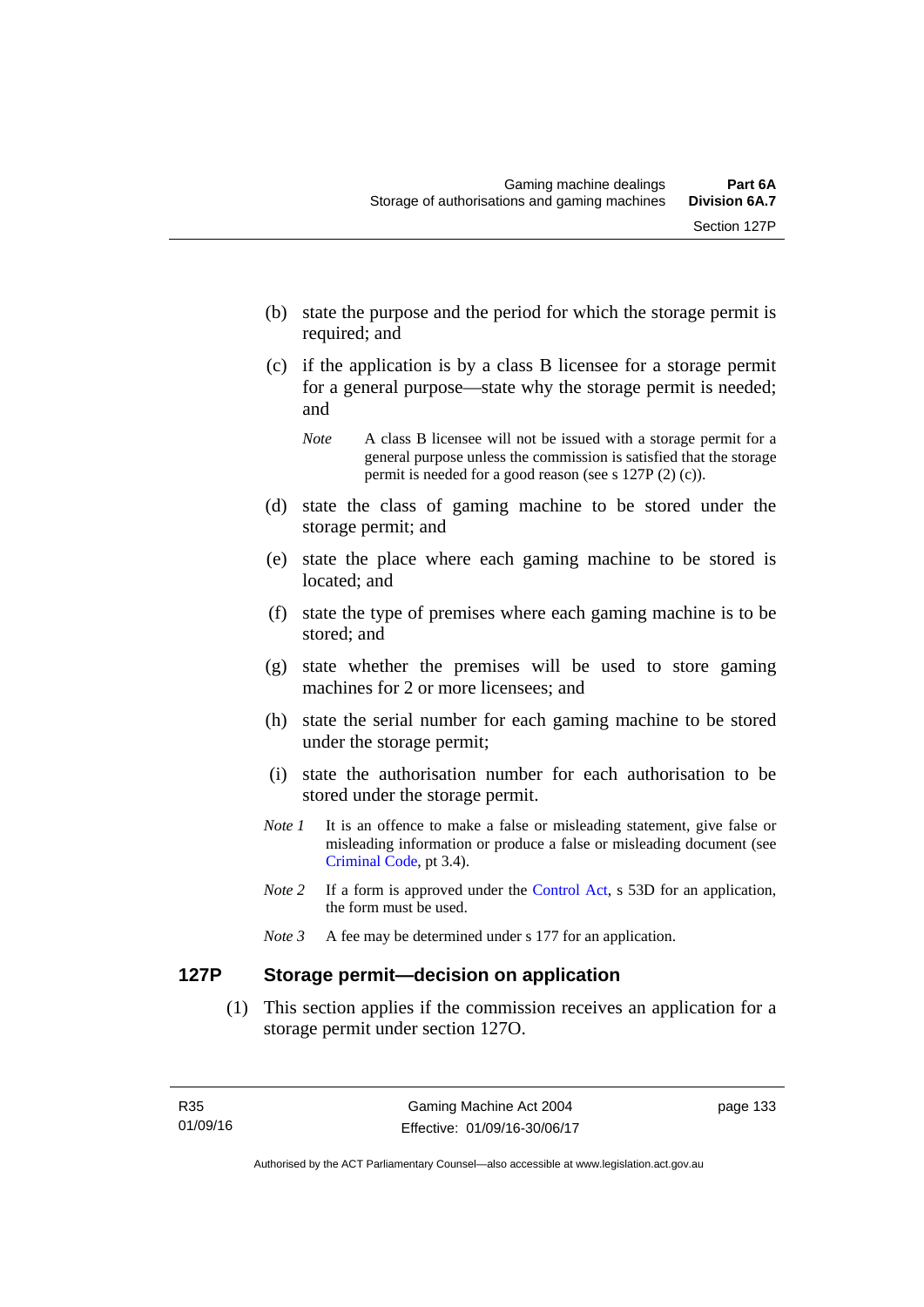(b) state the purpose and the period for which the storage permit is required; and

(c) if the application is by a class B licensee for a storage permit for a general purpose—state why the storage permit is needed; and

*Note* A class B licensee will not be issued with a storage permit for a general purpose unless the commission is satisfied that the storage permit is needed for a good reason (see s 127P (2) (c)).

(d) state the class of gaming machine to be stored under the storage permit; and

(e) state the place where each gaming machine to be stored is located; and

(f) state the type of premises where each gaming machine is to be stored; and

(g) state whether the premises will be used to store gaming machines for 2 or more licensees; and

(h) state the serial number for each gaming machine to be stored under the storage permit;

(i) state the authorisation number for each authorisation to be stored under the storage permit.

*Note 1* It is an offence to make a false or misleading statement, give false or misleading information or produce a false or misleading document (see Criminal Code, pt 3.4).

*Note 2* If a form is approved under the Control Act, s 53D for an application, the form must be used.

*Note 3* A fee may be determined under s 177 for an application.

## 127P Storage permit—decision on application

(1) This section applies if the commission receives an application for a storage permit under section 127O.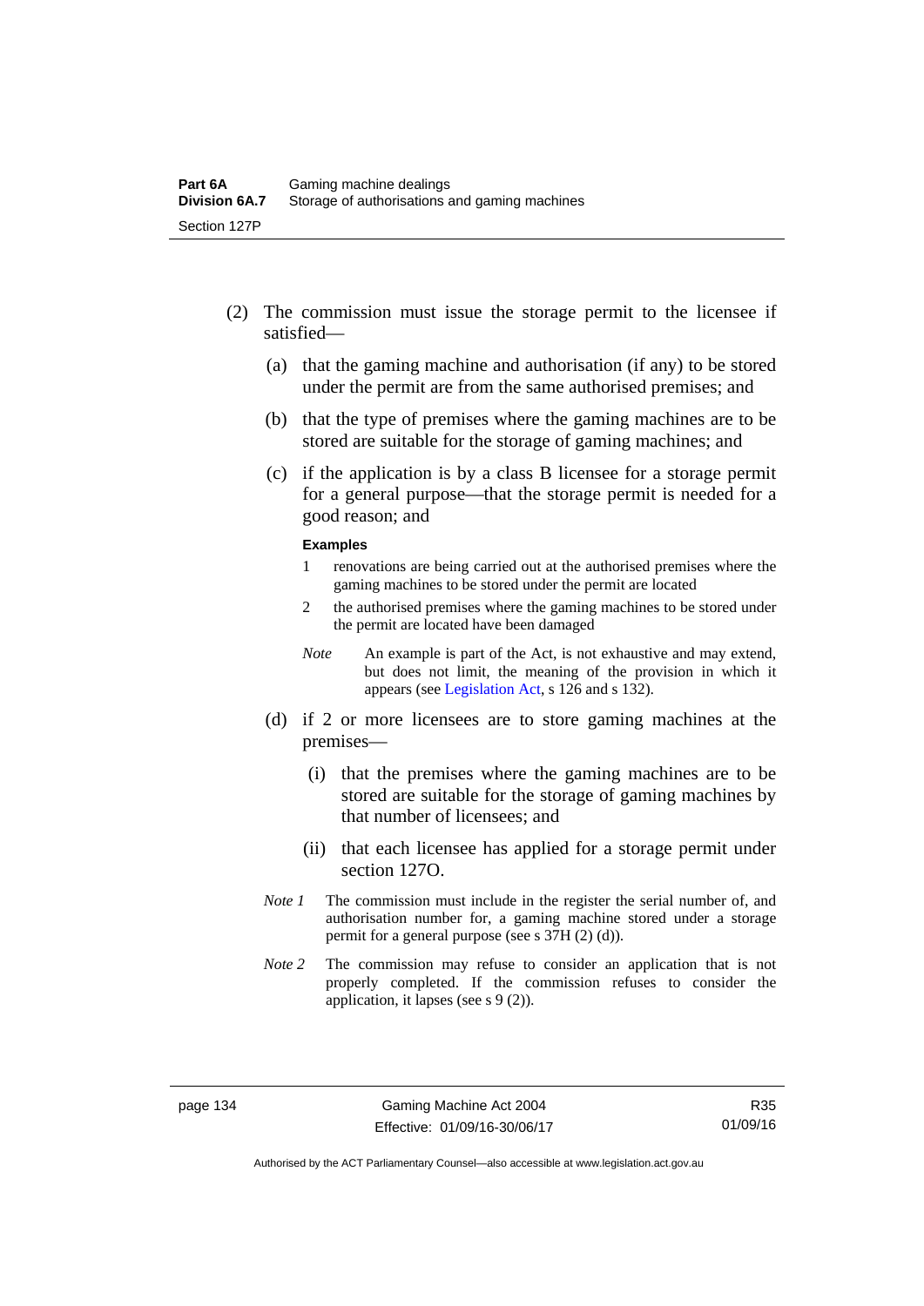(2) The commission must issue the storage permit to the licensee if satisfied—

(a) that the gaming machine and authorisation (if any) to be stored under the permit are from the same authorised premises; and

(b) that the type of premises where the gaming machines are to be stored are suitable for the storage of gaming machines; and

(c) if the application is by a class B licensee for a storage permit for a general purpose—that the storage permit is needed for a good reason; and

**Examples**

1 renovations are being carried out at the authorised premises where the gaming machines to be stored under the permit are located

2 the authorised premises where the gaming machines to be stored under the permit are located have been damaged

*Note* An example is part of the Act, is not exhaustive and may extend, but does not limit, the meaning of the provision in which it appears (see Legislation Act, s 126 and s 132).

(d) if 2 or more licensees are to store gaming machines at the premises—

(i) that the premises where the gaming machines are to be stored are suitable for the storage of gaming machines by that number of licensees; and

(ii) that each licensee has applied for a storage permit under section 127O.

*Note 1* The commission must include in the register the serial number of, and authorisation number for, a gaming machine stored under a storage permit for a general purpose (see s 37H (2) (d)).

*Note 2* The commission may refuse to consider an application that is not properly completed. If the commission refuses to consider the application, it lapses (see s 9 (2)).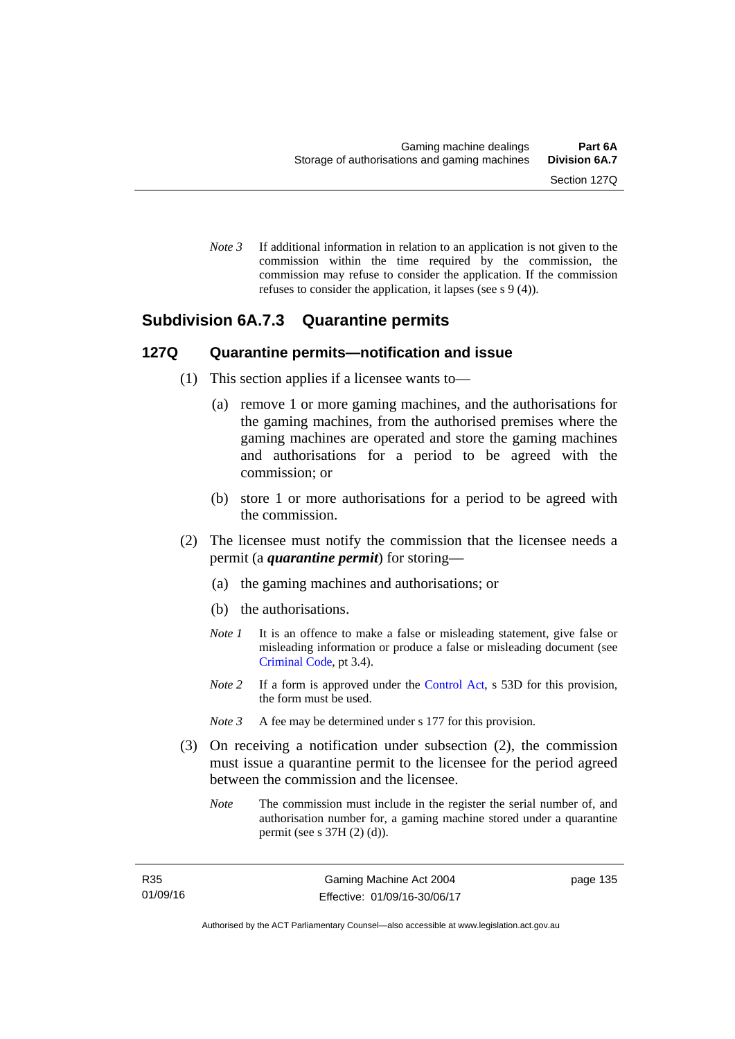*Note 3* If additional information in relation to an application is not given to the commission within the time required by the commission, the commission may refuse to consider the application. If the commission refuses to consider the application, it lapses (see s 9 (4)).

## Subdivision 6A.7.3 Quarantine permits

### 127Q Quarantine permits—notification and issue

(1) This section applies if a licensee wants to—

(a) remove 1 or more gaming machines, and the authorisations for the gaming machines, from the authorised premises where the gaming machines are operated and store the gaming machines and authorisations for a period to be agreed with the commission; or

(b) store 1 or more authorisations for a period to be agreed with the commission.

(2) The licensee must notify the commission that the licensee needs a permit (a ***quarantine permit***) for storing—

(a) the gaming machines and authorisations; or

(b) the authorisations.

*Note 1* It is an offence to make a false or misleading statement, give false or misleading information or produce a false or misleading document (see Criminal Code, pt 3.4).

*Note 2* If a form is approved under the Control Act, s 53D for this provision, the form must be used.

*Note 3* A fee may be determined under s 177 for this provision.

(3) On receiving a notification under subsection (2), the commission must issue a quarantine permit to the licensee for the period agreed between the commission and the licensee.

*Note* The commission must include in the register the serial number of, and authorisation number for, a gaming machine stored under a quarantine permit (see s 37H (2) (d)).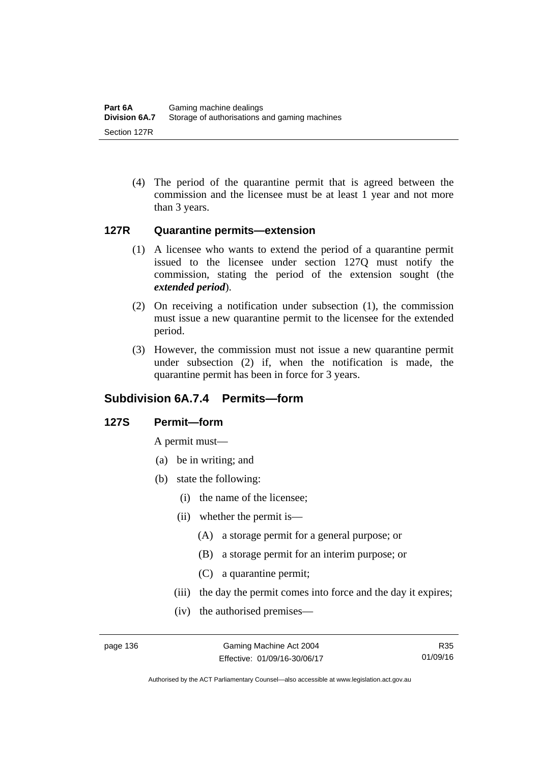(4) The period of the quarantine permit that is agreed between the commission and the licensee must be at least 1 year and not more than 3 years.

### 127R Quarantine permits—extension

(1) A licensee who wants to extend the period of a quarantine permit issued to the licensee under section 127Q must notify the commission, stating the period of the extension sought (the ***extended period***).

(2) On receiving a notification under subsection (1), the commission must issue a new quarantine permit to the licensee for the extended period.

(3) However, the commission must not issue a new quarantine permit under subsection (2) if, when the notification is made, the quarantine permit has been in force for 3 years.

## Subdivision 6A.7.4 Permits—form

### 127S Permit—form

A permit must—

(a) be in writing; and

(b) state the following:

(i) the name of the licensee;

(ii) whether the permit is—

(A) a storage permit for a general purpose; or

(B) a storage permit for an interim purpose; or

(C) a quarantine permit;

(iii) the day the permit comes into force and the day it expires;

(iv) the authorised premises—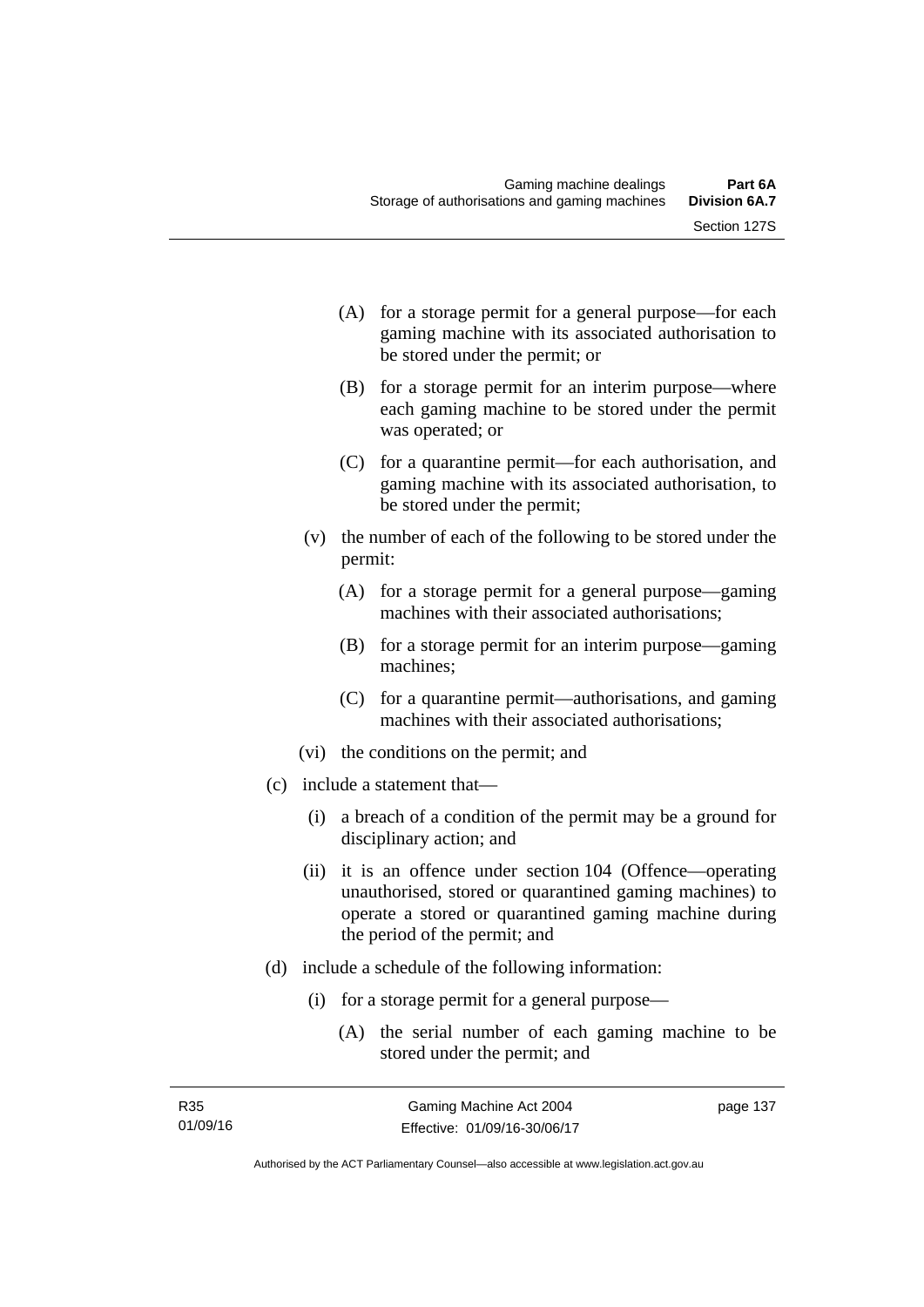(A) for a storage permit for a general purpose—for each gaming machine with its associated authorisation to be stored under the permit; or

(B) for a storage permit for an interim purpose—where each gaming machine to be stored under the permit was operated; or

(C) for a quarantine permit—for each authorisation, and gaming machine with its associated authorisation, to be stored under the permit;

(v) the number of each of the following to be stored under the permit:

(A) for a storage permit for a general purpose—gaming machines with their associated authorisations;

(B) for a storage permit for an interim purpose—gaming machines;

(C) for a quarantine permit—authorisations, and gaming machines with their associated authorisations;

(vi) the conditions on the permit; and

(c) include a statement that—

(i) a breach of a condition of the permit may be a ground for disciplinary action; and

(ii) it is an offence under section 104 (Offence—operating unauthorised, stored or quarantined gaming machines) to operate a stored or quarantined gaming machine during the period of the permit; and

(d) include a schedule of the following information:

(i) for a storage permit for a general purpose—

(A) the serial number of each gaming machine to be stored under the permit; and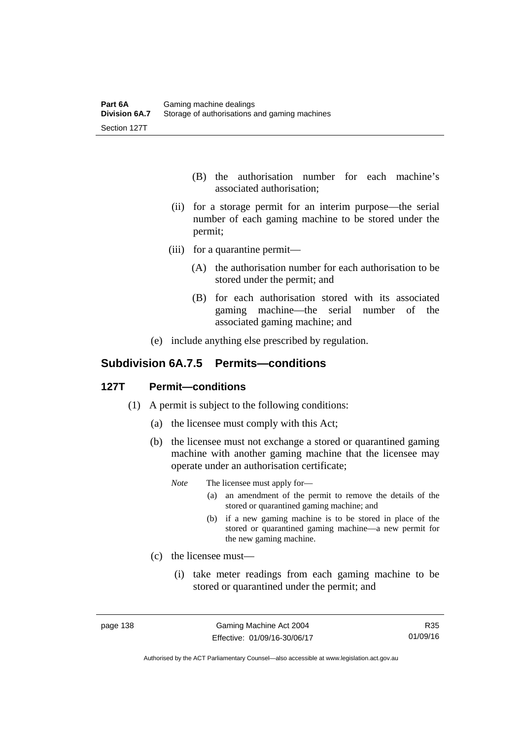(B) the authorisation number for each machine's associated authorisation;

(ii) for a storage permit for an interim purpose—the serial number of each gaming machine to be stored under the permit;

(iii) for a quarantine permit—

(A) the authorisation number for each authorisation to be stored under the permit; and

(B) for each authorisation stored with its associated gaming machine—the serial number of the associated gaming machine; and

(e) include anything else prescribed by regulation.

## Subdivision 6A.7.5 Permits—conditions

### 127T Permit—conditions

(1) A permit is subject to the following conditions:

(a) the licensee must comply with this Act;

(b) the licensee must not exchange a stored or quarantined gaming machine with another gaming machine that the licensee may operate under an authorisation certificate;

*Note* The licensee must apply for—

(a) an amendment of the permit to remove the details of the stored or quarantined gaming machine; and

(b) if a new gaming machine is to be stored in place of the stored or quarantined gaming machine—a new permit for the new gaming machine.

(c) the licensee must—

(i) take meter readings from each gaming machine to be stored or quarantined under the permit; and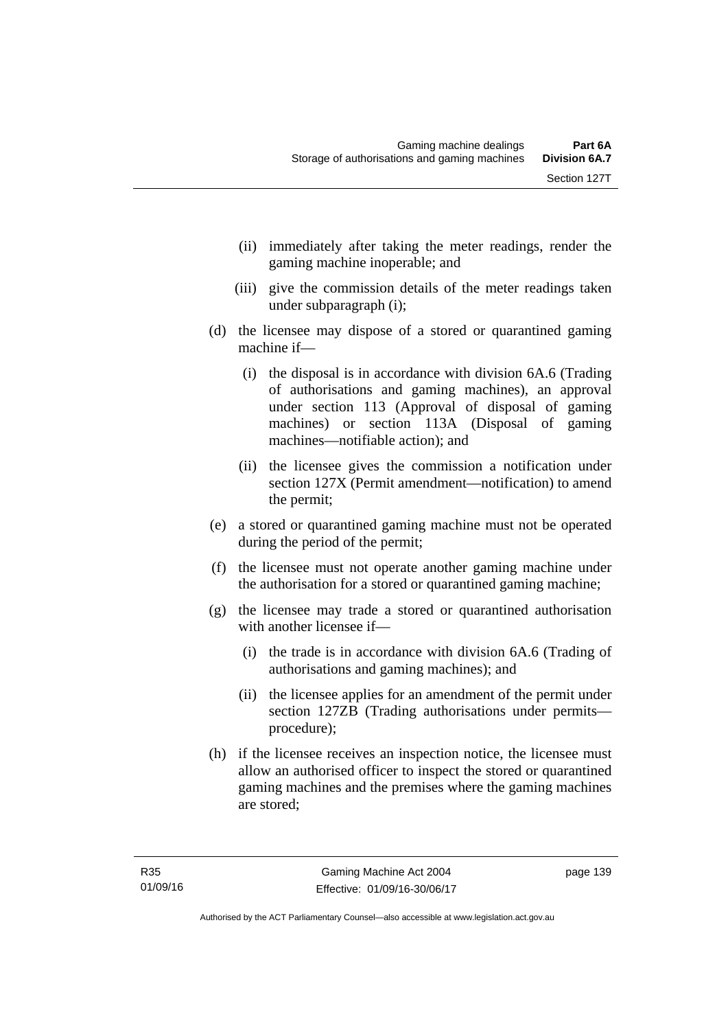(ii) immediately after taking the meter readings, render the gaming machine inoperable; and

(iii) give the commission details of the meter readings taken under subparagraph (i);

(d) the licensee may dispose of a stored or quarantined gaming machine if—

(i) the disposal is in accordance with division 6A.6 (Trading of authorisations and gaming machines), an approval under section 113 (Approval of disposal of gaming machines) or section 113A (Disposal of gaming machines—notifiable action); and

(ii) the licensee gives the commission a notification under section 127X (Permit amendment—notification) to amend the permit;

(e) a stored or quarantined gaming machine must not be operated during the period of the permit;

(f) the licensee must not operate another gaming machine under the authorisation for a stored or quarantined gaming machine;

(g) the licensee may trade a stored or quarantined authorisation with another licensee if—

(i) the trade is in accordance with division 6A.6 (Trading of authorisations and gaming machines); and

(ii) the licensee applies for an amendment of the permit under section 127ZB (Trading authorisations under permits—procedure);

(h) if the licensee receives an inspection notice, the licensee must allow an authorised officer to inspect the stored or quarantined gaming machines and the premises where the gaming machines are stored;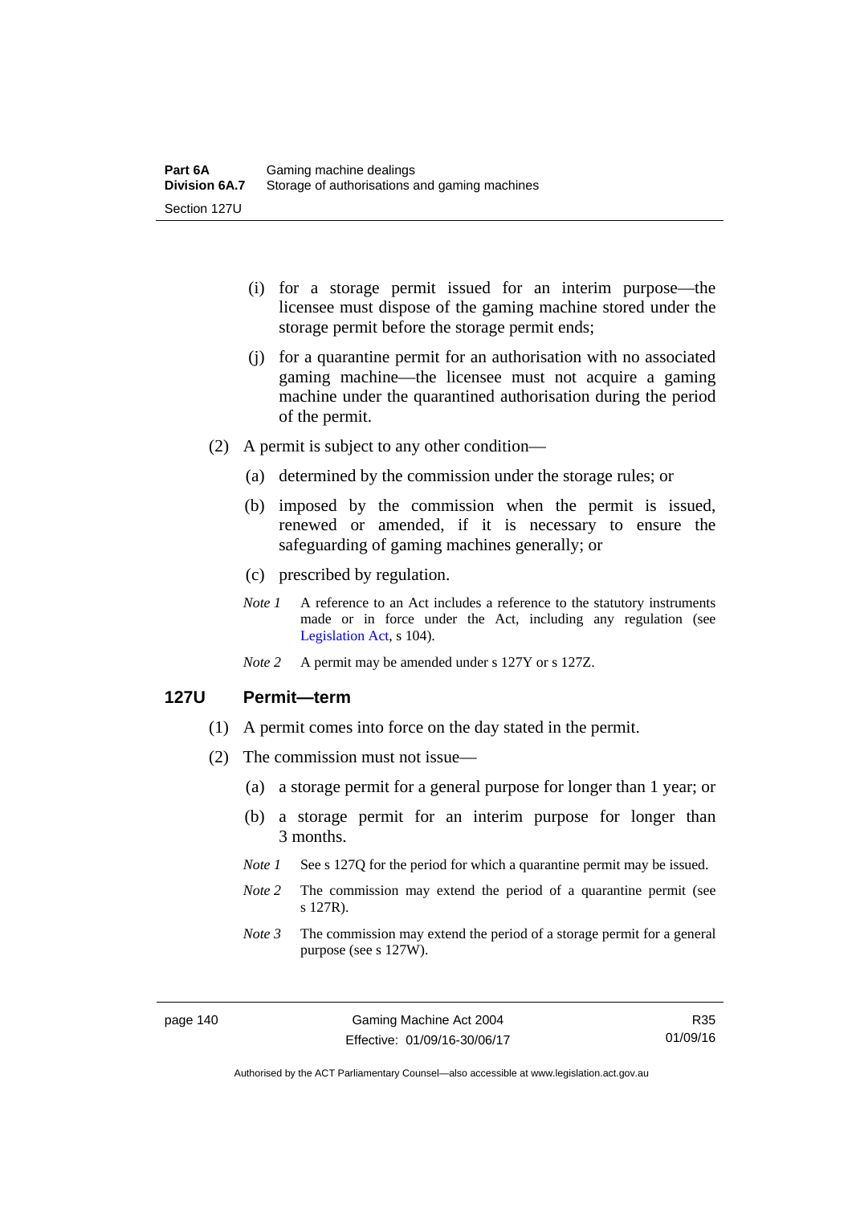(i) for a storage permit issued for an interim purpose—the licensee must dispose of the gaming machine stored under the storage permit before the storage permit ends;

(j) for a quarantine permit for an authorisation with no associated gaming machine—the licensee must not acquire a gaming machine under the quarantined authorisation during the period of the permit.

(2) A permit is subject to any other condition—

(a) determined by the commission under the storage rules; or

(b) imposed by the commission when the permit is issued, renewed or amended, if it is necessary to ensure the safeguarding of gaming machines generally; or

(c) prescribed by regulation.

*Note 1* A reference to an Act includes a reference to the statutory instruments made or in force under the Act, including any regulation (see Legislation Act, s 104).

*Note 2* A permit may be amended under s 127Y or s 127Z.

### 127U Permit—term

(1) A permit comes into force on the day stated in the permit.

(2) The commission must not issue—

(a) a storage permit for a general purpose for longer than 1 year; or

(b) a storage permit for an interim purpose for longer than 3 months.

*Note 1* See s 127Q for the period for which a quarantine permit may be issued.

*Note 2* The commission may extend the period of a quarantine permit (see s 127R).

*Note 3* The commission may extend the period of a storage permit for a general purpose (see s 127W).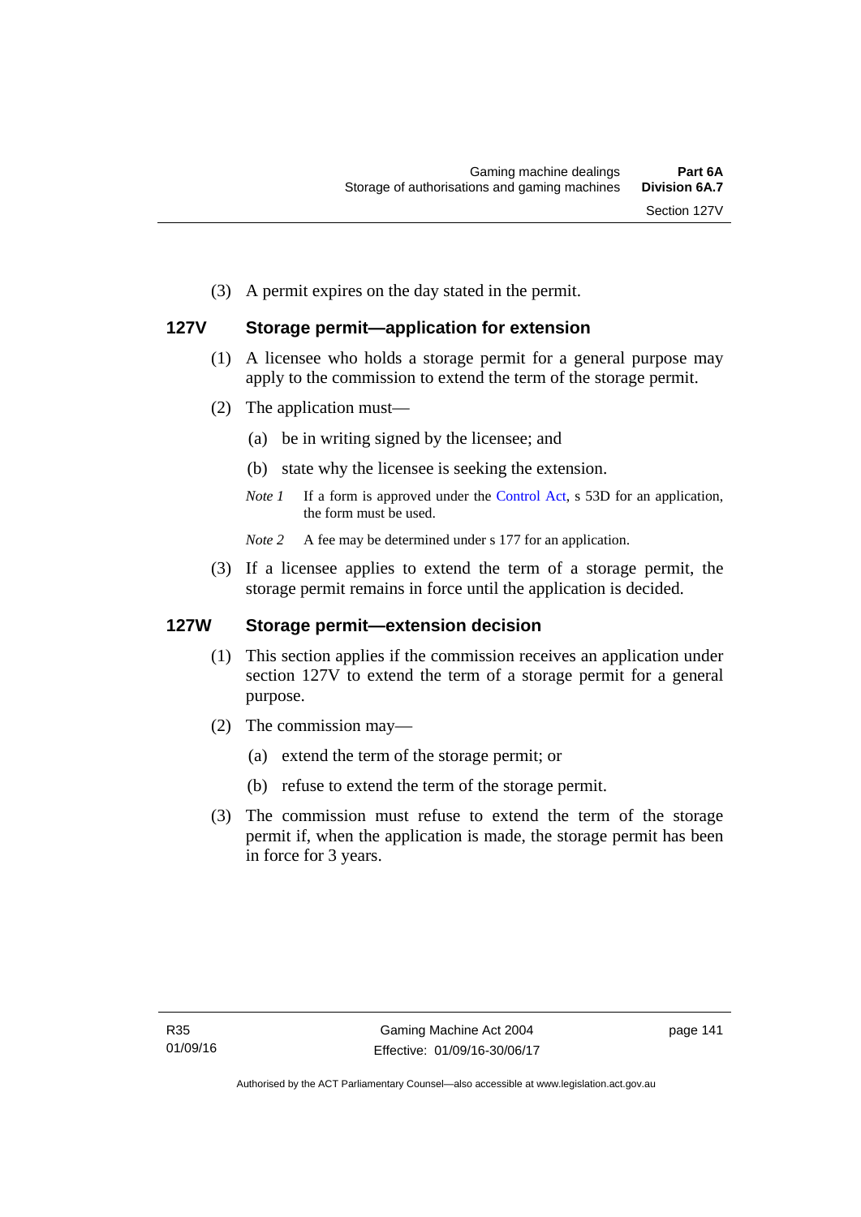(3) A permit expires on the day stated in the permit.

### 127V Storage permit—application for extension

(1) A licensee who holds a storage permit for a general purpose may apply to the commission to extend the term of the storage permit.

(2) The application must—

(a) be in writing signed by the licensee; and

(b) state why the licensee is seeking the extension.

*Note 1* If a form is approved under the Control Act, s 53D for an application, the form must be used.

*Note 2* A fee may be determined under s 177 for an application.

(3) If a licensee applies to extend the term of a storage permit, the storage permit remains in force until the application is decided.

### 127W Storage permit—extension decision

(1) This section applies if the commission receives an application under section 127V to extend the term of a storage permit for a general purpose.

(2) The commission may—

(a) extend the term of the storage permit; or

(b) refuse to extend the term of the storage permit.

(3) The commission must refuse to extend the term of the storage permit if, when the application is made, the storage permit has been in force for 3 years.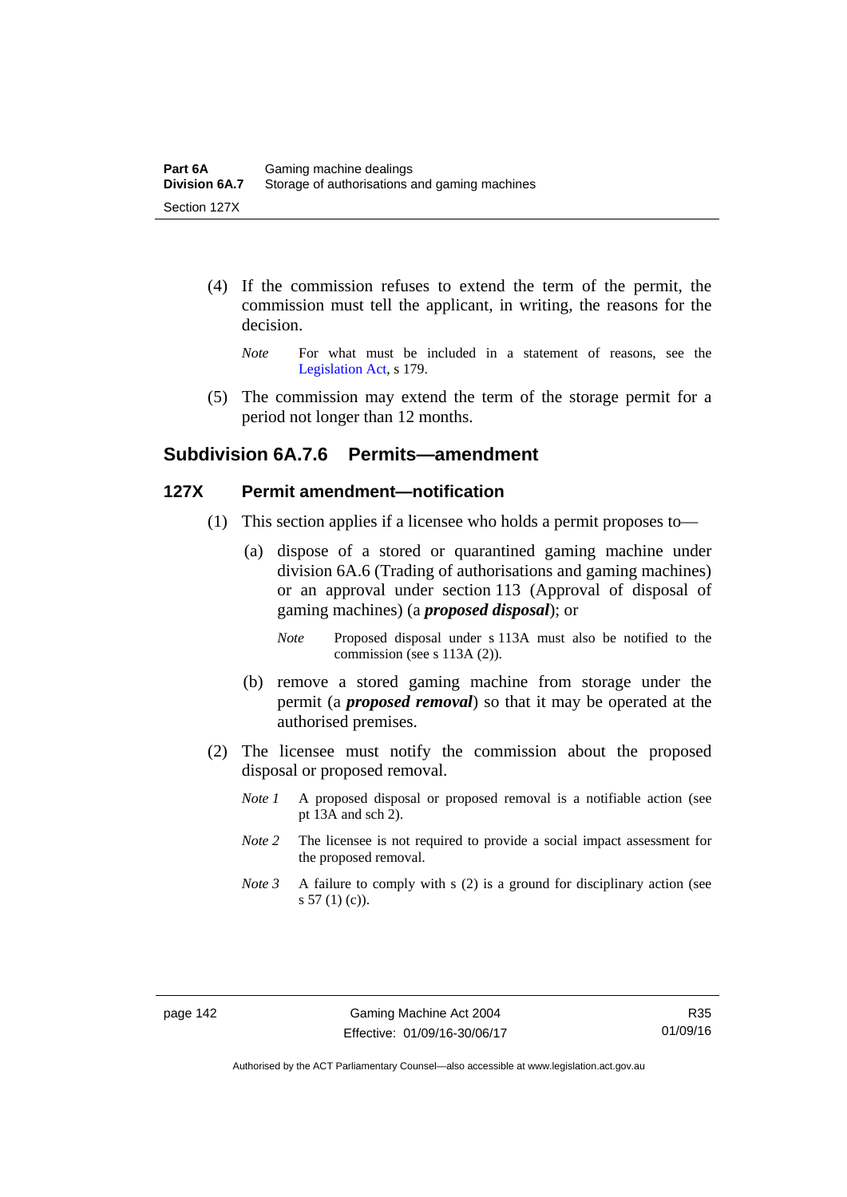(4) If the commission refuses to extend the term of the permit, the commission must tell the applicant, in writing, the reasons for the decision.

*Note* For what must be included in a statement of reasons, see the Legislation Act, s 179.

(5) The commission may extend the term of the storage permit for a period not longer than 12 months.

## Subdivision 6A.7.6 Permits—amendment

### 127X Permit amendment—notification

(1) This section applies if a licensee who holds a permit proposes to—

(a) dispose of a stored or quarantined gaming machine under division 6A.6 (Trading of authorisations and gaming machines) or an approval under section 113 (Approval of disposal of gaming machines) (a ***proposed disposal***); or

*Note* Proposed disposal under s 113A must also be notified to the commission (see s 113A (2)).

(b) remove a stored gaming machine from storage under the permit (a ***proposed removal***) so that it may be operated at the authorised premises.

(2) The licensee must notify the commission about the proposed disposal or proposed removal.

*Note 1* A proposed disposal or proposed removal is a notifiable action (see pt 13A and sch 2).

*Note 2* The licensee is not required to provide a social impact assessment for the proposed removal.

*Note 3* A failure to comply with s (2) is a ground for disciplinary action (see s 57 (1) (c)).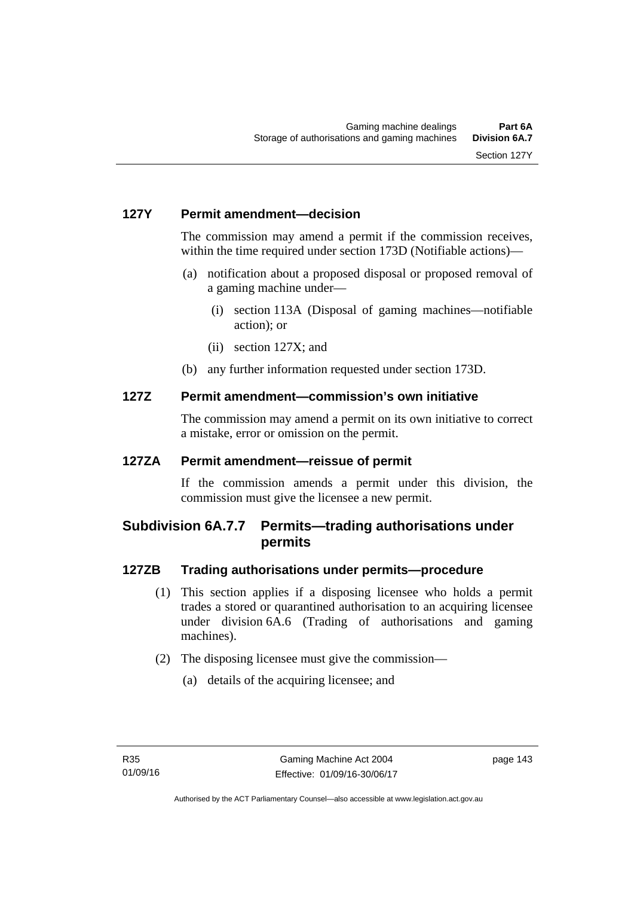### 127Y Permit amendment—decision

The commission may amend a permit if the commission receives, within the time required under section 173D (Notifiable actions)—

(a) notification about a proposed disposal or proposed removal of a gaming machine under—

(i) section 113A (Disposal of gaming machines—notifiable action); or

(ii) section 127X; and

(b) any further information requested under section 173D.

### 127Z Permit amendment—commission's own initiative

The commission may amend a permit on its own initiative to correct a mistake, error or omission on the permit.

### 127ZA Permit amendment—reissue of permit

If the commission amends a permit under this division, the commission must give the licensee a new permit.

## Subdivision 6A.7.7 Permits—trading authorisations under permits

### 127ZB Trading authorisations under permits—procedure

(1) This section applies if a disposing licensee who holds a permit trades a stored or quarantined authorisation to an acquiring licensee under division 6A.6 (Trading of authorisations and gaming machines).

(2) The disposing licensee must give the commission—

(a) details of the acquiring licensee; and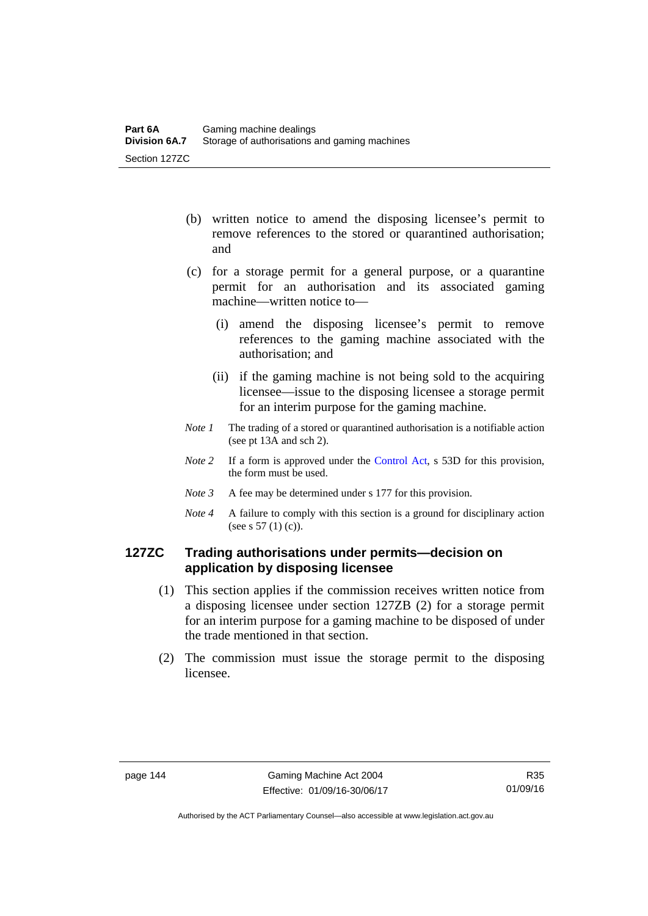(b) written notice to amend the disposing licensee's permit to remove references to the stored or quarantined authorisation; and

(c) for a storage permit for a general purpose, or a quarantine permit for an authorisation and its associated gaming machine—written notice to—

  (i) amend the disposing licensee's permit to remove references to the gaming machine associated with the authorisation; and

  (ii) if the gaming machine is not being sold to the acquiring licensee—issue to the disposing licensee a storage permit for an interim purpose for the gaming machine.

*Note 1* The trading of a stored or quarantined authorisation is a notifiable action (see pt 13A and sch 2).

*Note 2* If a form is approved under the Control Act, s 53D for this provision, the form must be used.

*Note 3* A fee may be determined under s 177 for this provision.

*Note 4* A failure to comply with this section is a ground for disciplinary action (see s 57 (1) (c)).

### 127ZC Trading authorisations under permits—decision on application by disposing licensee

(1) This section applies if the commission receives written notice from a disposing licensee under section 127ZB (2) for a storage permit for an interim purpose for a gaming machine to be disposed of under the trade mentioned in that section.

(2) The commission must issue the storage permit to the disposing licensee.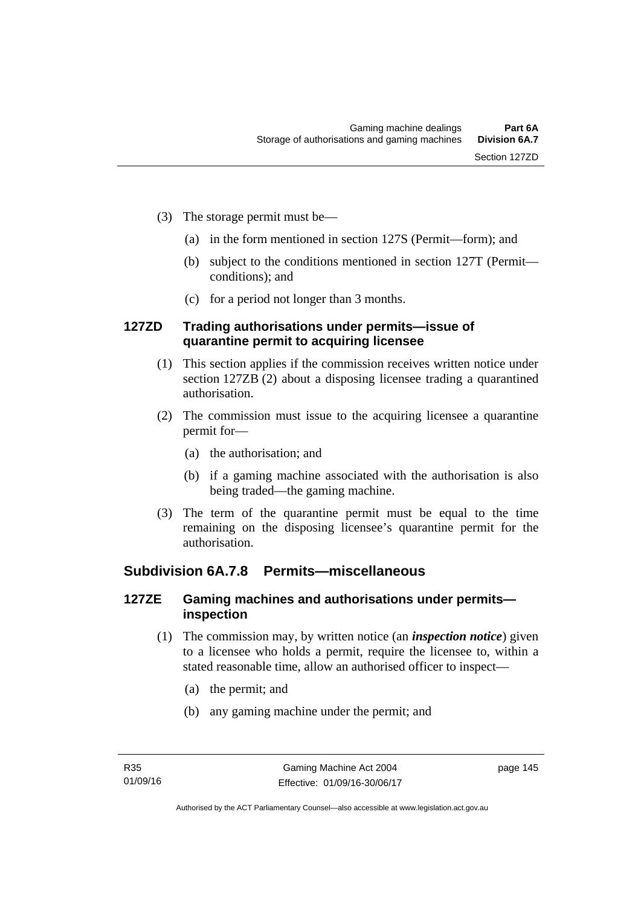(3) The storage permit must be—

(a) in the form mentioned in section 127S (Permit—form); and

(b) subject to the conditions mentioned in section 127T (Permit—conditions); and

(c) for a period not longer than 3 months.

### 127ZD Trading authorisations under permits—issue of quarantine permit to acquiring licensee

(1) This section applies if the commission receives written notice under section 127ZB (2) about a disposing licensee trading a quarantined authorisation.

(2) The commission must issue to the acquiring licensee a quarantine permit for—

(a) the authorisation; and

(b) if a gaming machine associated with the authorisation is also being traded—the gaming machine.

(3) The term of the quarantine permit must be equal to the time remaining on the disposing licensee's quarantine permit for the authorisation.

## Subdivision 6A.7.8 Permits—miscellaneous

### 127ZE Gaming machines and authorisations under permits—inspection

(1) The commission may, by written notice (an ***inspection notice***) given to a licensee who holds a permit, require the licensee to, within a stated reasonable time, allow an authorised officer to inspect—

(a) the permit; and

(b) any gaming machine under the permit; and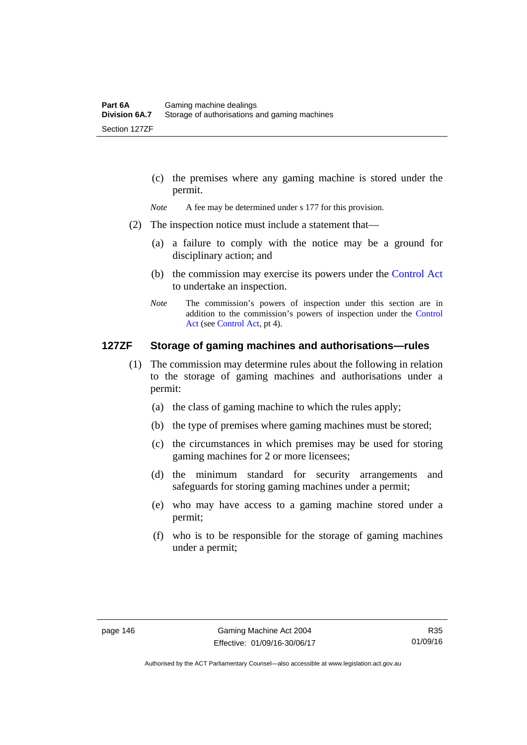(c) the premises where any gaming machine is stored under the permit.

*Note* A fee may be determined under s 177 for this provision.

(2) The inspection notice must include a statement that—

(a) a failure to comply with the notice may be a ground for disciplinary action; and

(b) the commission may exercise its powers under the Control Act to undertake an inspection.

*Note* The commission's powers of inspection under this section are in addition to the commission's powers of inspection under the Control Act (see Control Act, pt 4).

### 127ZF Storage of gaming machines and authorisations—rules

(1) The commission may determine rules about the following in relation to the storage of gaming machines and authorisations under a permit:

(a) the class of gaming machine to which the rules apply;

(b) the type of premises where gaming machines must be stored;

(c) the circumstances in which premises may be used for storing gaming machines for 2 or more licensees;

(d) the minimum standard for security arrangements and safeguards for storing gaming machines under a permit;

(e) who may have access to a gaming machine stored under a permit;

(f) who is to be responsible for the storage of gaming machines under a permit;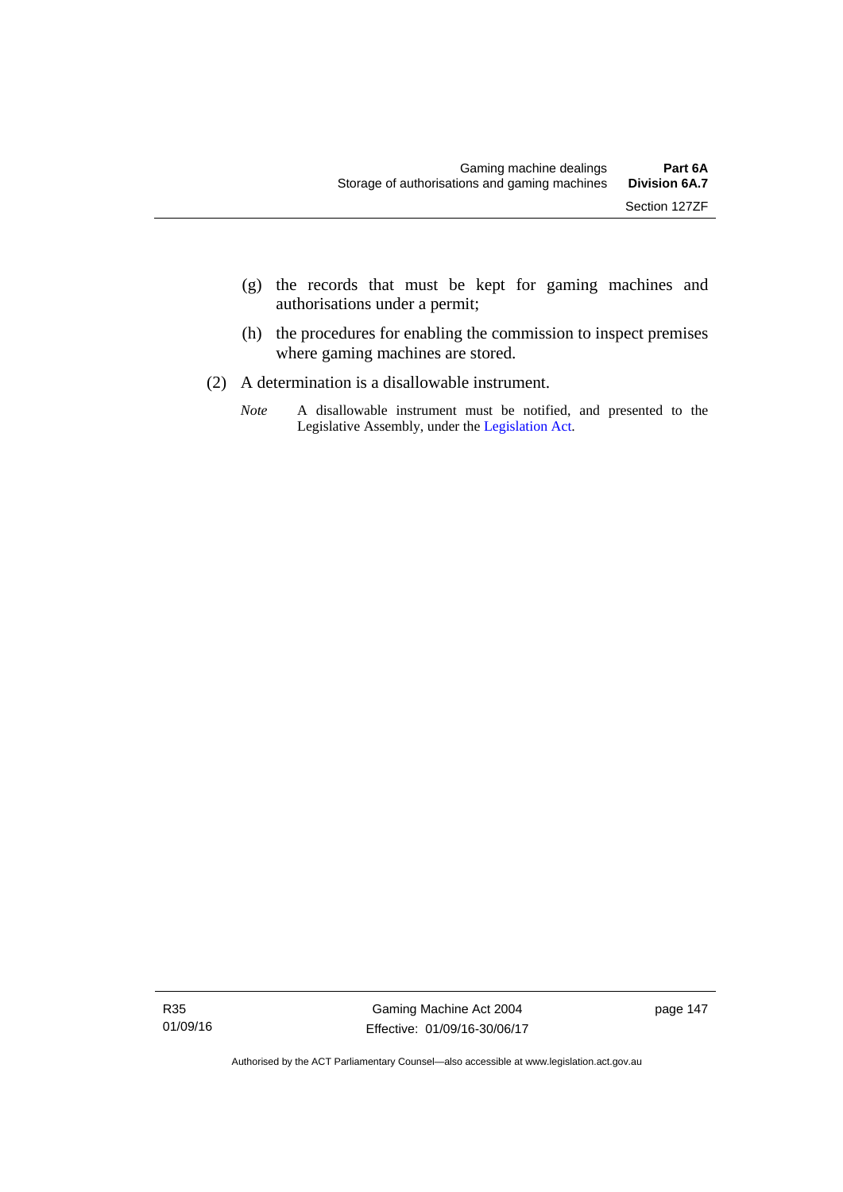(g) the records that must be kept for gaming machines and authorisations under a permit;

(h) the procedures for enabling the commission to inspect premises where gaming machines are stored.

(2) A determination is a disallowable instrument.

*Note* A disallowable instrument must be notified, and presented to the Legislative Assembly, under the Legislation Act.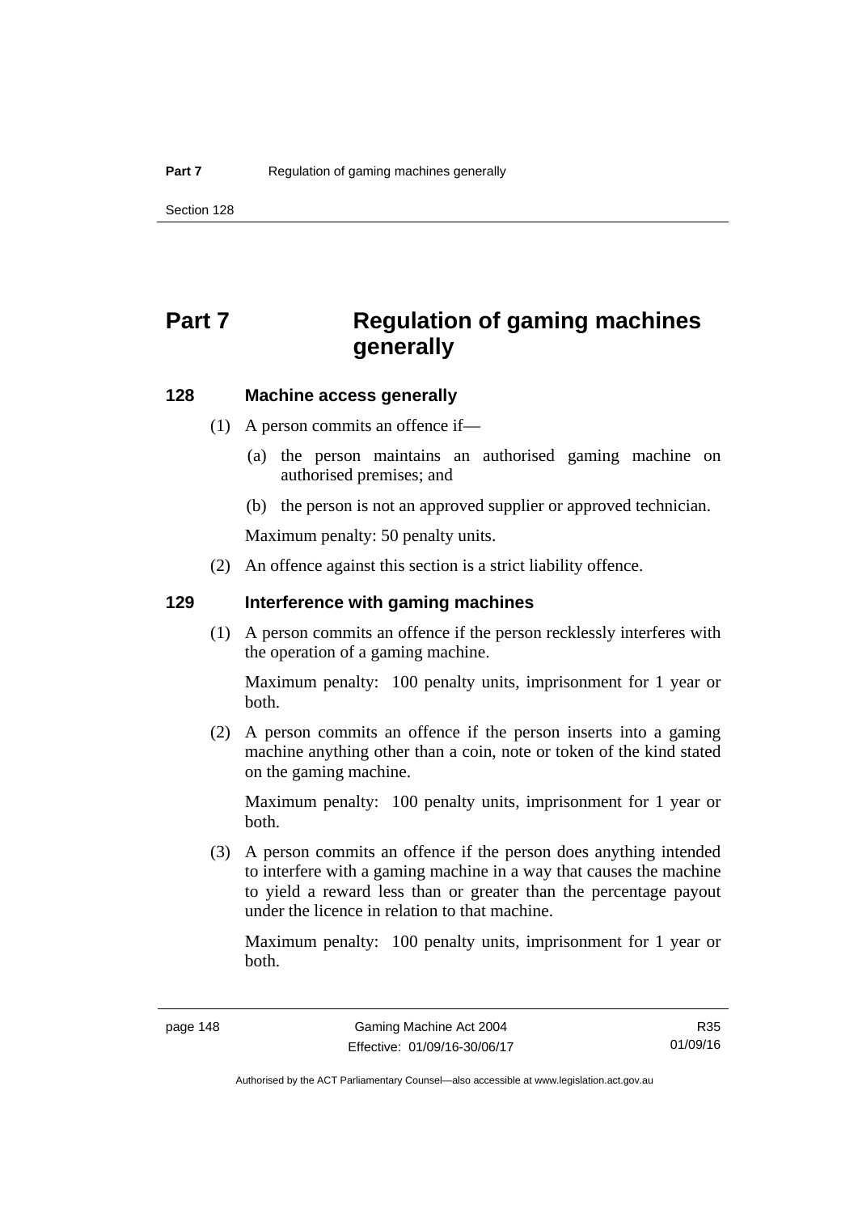# Part 7 Regulation of gaming machines generally

### 128 Machine access generally

(1) A person commits an offence if—

(a) the person maintains an authorised gaming machine on authorised premises; and

(b) the person is not an approved supplier or approved technician.

Maximum penalty: 50 penalty units.

(2) An offence against this section is a strict liability offence.

### 129 Interference with gaming machines

(1) A person commits an offence if the person recklessly interferes with the operation of a gaming machine.

Maximum penalty: 100 penalty units, imprisonment for 1 year or both.

(2) A person commits an offence if the person inserts into a gaming machine anything other than a coin, note or token of the kind stated on the gaming machine.

Maximum penalty: 100 penalty units, imprisonment for 1 year or both.

(3) A person commits an offence if the person does anything intended to interfere with a gaming machine in a way that causes the machine to yield a reward less than or greater than the percentage payout under the licence in relation to that machine.

Maximum penalty: 100 penalty units, imprisonment for 1 year or both.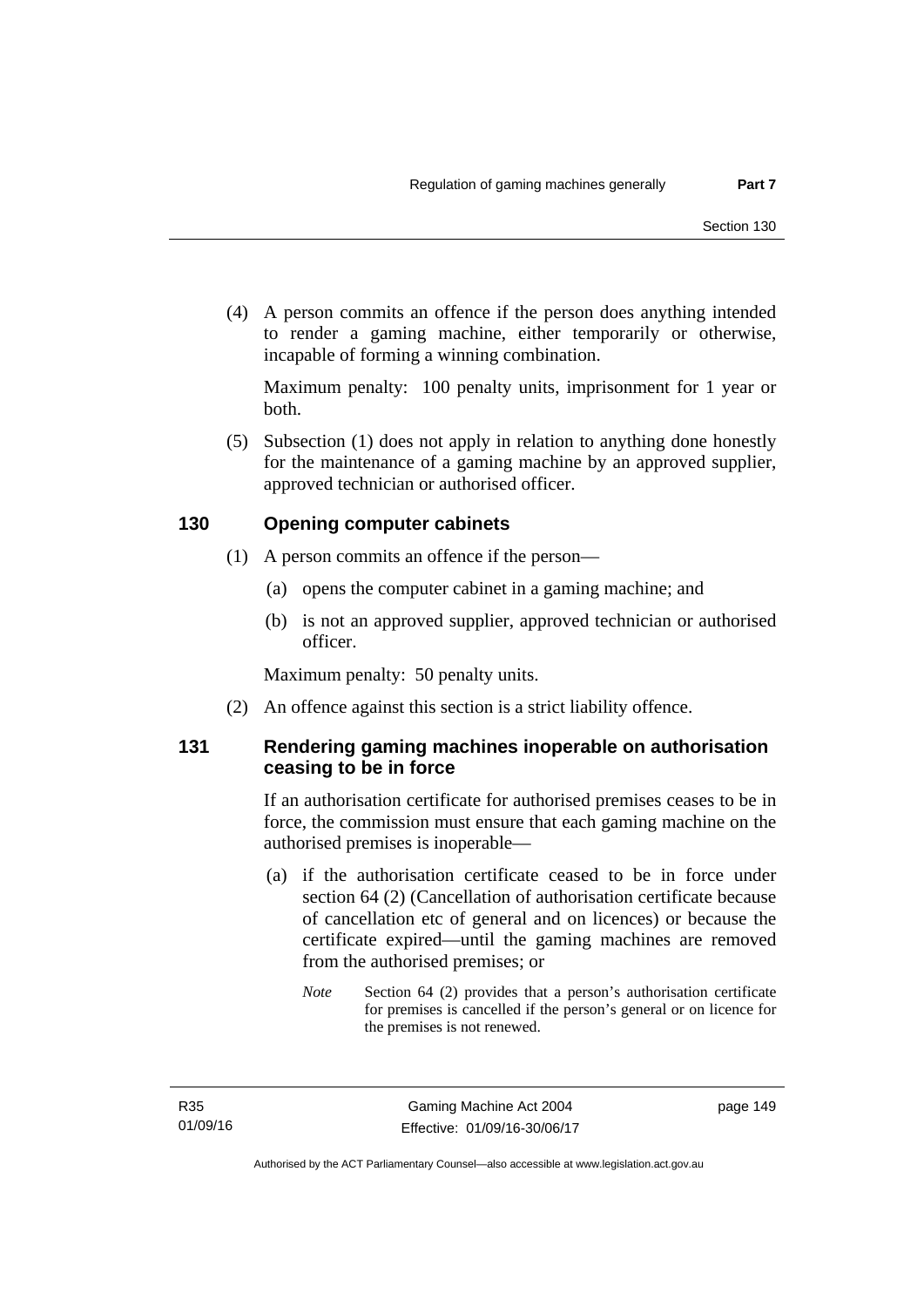(4) A person commits an offence if the person does anything intended to render a gaming machine, either temporarily or otherwise, incapable of forming a winning combination.

Maximum penalty: 100 penalty units, imprisonment for 1 year or both.

(5) Subsection (1) does not apply in relation to anything done honestly for the maintenance of a gaming machine by an approved supplier, approved technician or authorised officer.

### 130 Opening computer cabinets

(1) A person commits an offence if the person—

(a) opens the computer cabinet in a gaming machine; and

(b) is not an approved supplier, approved technician or authorised officer.

Maximum penalty: 50 penalty units.

(2) An offence against this section is a strict liability offence.

### 131 Rendering gaming machines inoperable on authorisation ceasing to be in force

If an authorisation certificate for authorised premises ceases to be in force, the commission must ensure that each gaming machine on the authorised premises is inoperable—

(a) if the authorisation certificate ceased to be in force under section 64 (2) (Cancellation of authorisation certificate because of cancellation etc of general and on licences) or because the certificate expired—until the gaming machines are removed from the authorised premises; or

*Note* Section 64 (2) provides that a person's authorisation certificate for premises is cancelled if the person's general or on licence for the premises is not renewed.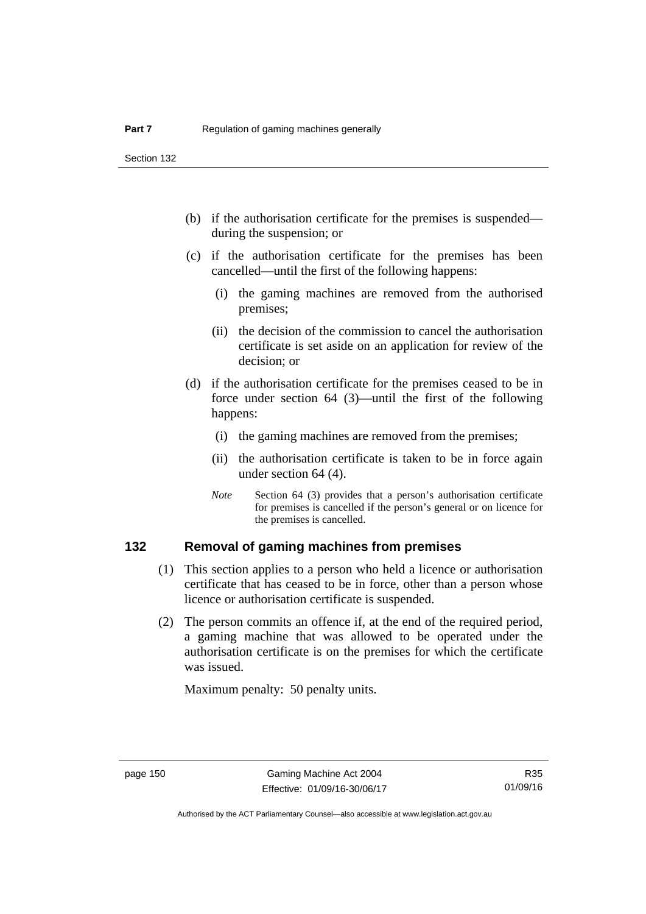(b) if the authorisation certificate for the premises is suspended—during the suspension; or

(c) if the authorisation certificate for the premises has been cancelled—until the first of the following happens:

(i) the gaming machines are removed from the authorised premises;

(ii) the decision of the commission to cancel the authorisation certificate is set aside on an application for review of the decision; or

(d) if the authorisation certificate for the premises ceased to be in force under section 64 (3)—until the first of the following happens:

(i) the gaming machines are removed from the premises;

(ii) the authorisation certificate is taken to be in force again under section 64 (4).

*Note* Section 64 (3) provides that a person's authorisation certificate for premises is cancelled if the person's general or on licence for the premises is cancelled.

## 132 Removal of gaming machines from premises

(1) This section applies to a person who held a licence or authorisation certificate that has ceased to be in force, other than a person whose licence or authorisation certificate is suspended.

(2) The person commits an offence if, at the end of the required period, a gaming machine that was allowed to be operated under the authorisation certificate is on the premises for which the certificate was issued.

Maximum penalty: 50 penalty units.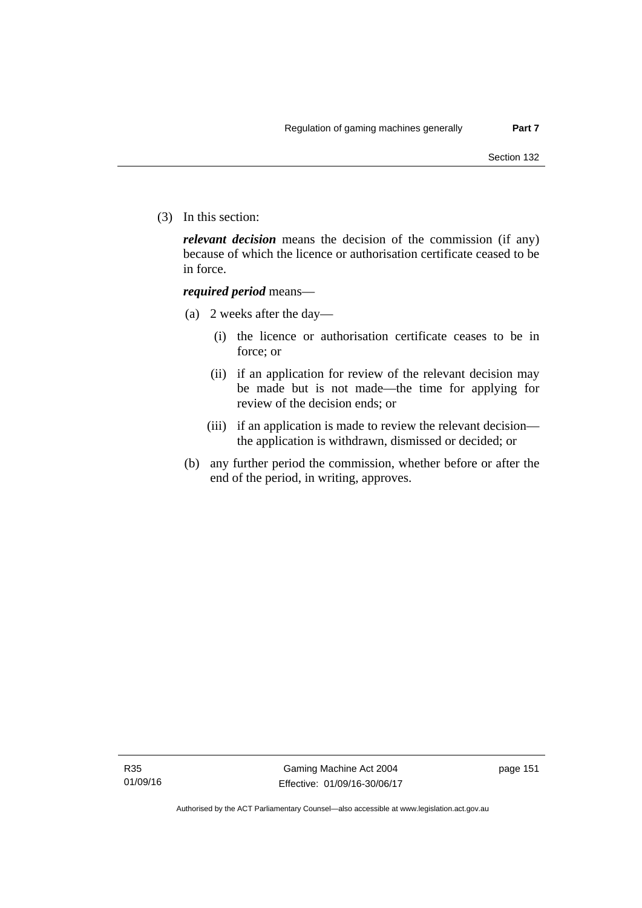(3) In this section:

***relevant decision*** means the decision of the commission (if any) because of which the licence or authorisation certificate ceased to be in force.

***required period*** means—

(a) 2 weeks after the day—

(i) the licence or authorisation certificate ceases to be in force; or

(ii) if an application for review of the relevant decision may be made but is not made—the time for applying for review of the decision ends; or

(iii) if an application is made to review the relevant decision—the application is withdrawn, dismissed or decided; or

(b) any further period the commission, whether before or after the end of the period, in writing, approves.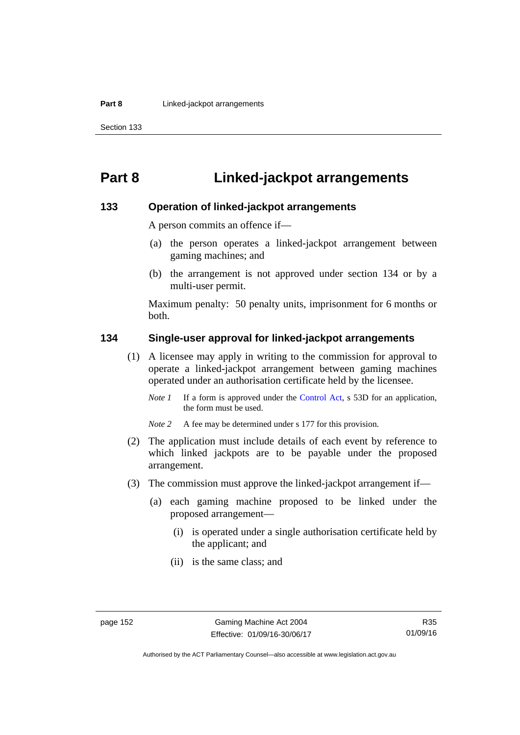# Part 8 Linked-jackpot arrangements

## 133 Operation of linked-jackpot arrangements

A person commits an offence if—

(a) the person operates a linked-jackpot arrangement between gaming machines; and

(b) the arrangement is not approved under section 134 or by a multi-user permit.

Maximum penalty: 50 penalty units, imprisonment for 6 months or both.

## 134 Single-user approval for linked-jackpot arrangements

(1) A licensee may apply in writing to the commission for approval to operate a linked-jackpot arrangement between gaming machines operated under an authorisation certificate held by the licensee.

*Note 1* If a form is approved under the Control Act, s 53D for an application, the form must be used.

*Note 2* A fee may be determined under s 177 for this provision.

(2) The application must include details of each event by reference to which linked jackpots are to be payable under the proposed arrangement.

(3) The commission must approve the linked-jackpot arrangement if—

(a) each gaming machine proposed to be linked under the proposed arrangement—

(i) is operated under a single authorisation certificate held by the applicant; and

(ii) is the same class; and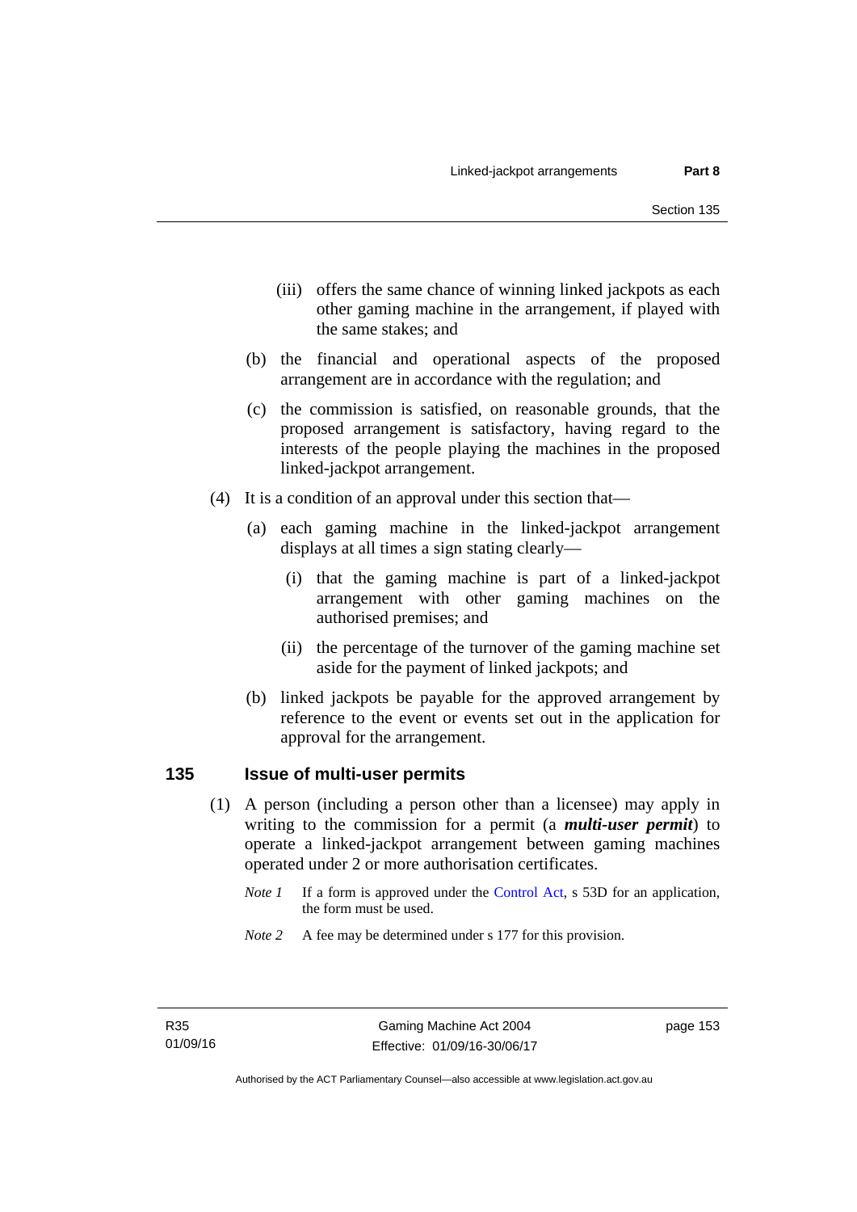(iii) offers the same chance of winning linked jackpots as each other gaming machine in the arrangement, if played with the same stakes; and

(b) the financial and operational aspects of the proposed arrangement are in accordance with the regulation; and

(c) the commission is satisfied, on reasonable grounds, that the proposed arrangement is satisfactory, having regard to the interests of the people playing the machines in the proposed linked-jackpot arrangement.

(4) It is a condition of an approval under this section that—

(a) each gaming machine in the linked-jackpot arrangement displays at all times a sign stating clearly—

(i) that the gaming machine is part of a linked-jackpot arrangement with other gaming machines on the authorised premises; and

(ii) the percentage of the turnover of the gaming machine set aside for the payment of linked jackpots; and

(b) linked jackpots be payable for the approved arrangement by reference to the event or events set out in the application for approval for the arrangement.

## 135 Issue of multi-user permits

(1) A person (including a person other than a licensee) may apply in writing to the commission for a permit (a ***multi-user permit***) to operate a linked-jackpot arrangement between gaming machines operated under 2 or more authorisation certificates.

*Note 1* If a form is approved under the Control Act, s 53D for an application, the form must be used.

*Note 2* A fee may be determined under s 177 for this provision.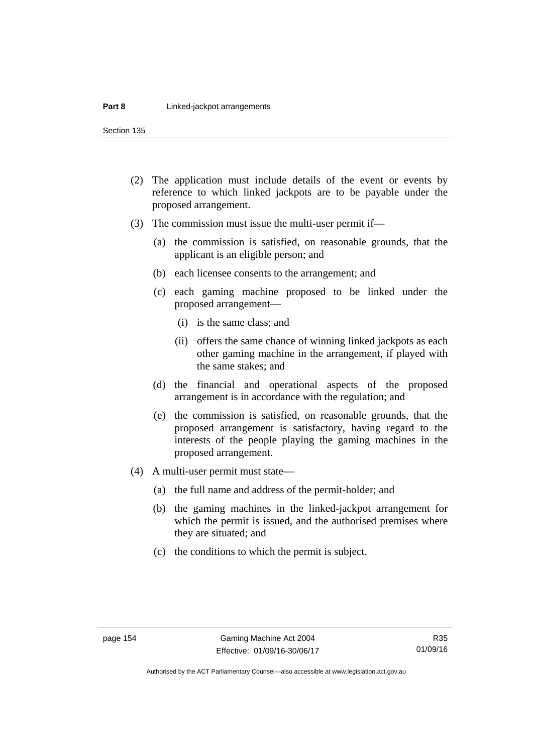(2) The application must include details of the event or events by reference to which linked jackpots are to be payable under the proposed arrangement.

(3) The commission must issue the multi-user permit if—

  (a) the commission is satisfied, on reasonable grounds, that the applicant is an eligible person; and

  (b) each licensee consents to the arrangement; and

  (c) each gaming machine proposed to be linked under the proposed arrangement—

    (i) is the same class; and

    (ii) offers the same chance of winning linked jackpots as each other gaming machine in the arrangement, if played with the same stakes; and

  (d) the financial and operational aspects of the proposed arrangement is in accordance with the regulation; and

  (e) the commission is satisfied, on reasonable grounds, that the proposed arrangement is satisfactory, having regard to the interests of the people playing the gaming machines in the proposed arrangement.

(4) A multi-user permit must state—

  (a) the full name and address of the permit-holder; and

  (b) the gaming machines in the linked-jackpot arrangement for which the permit is issued, and the authorised premises where they are situated; and

  (c) the conditions to which the permit is subject.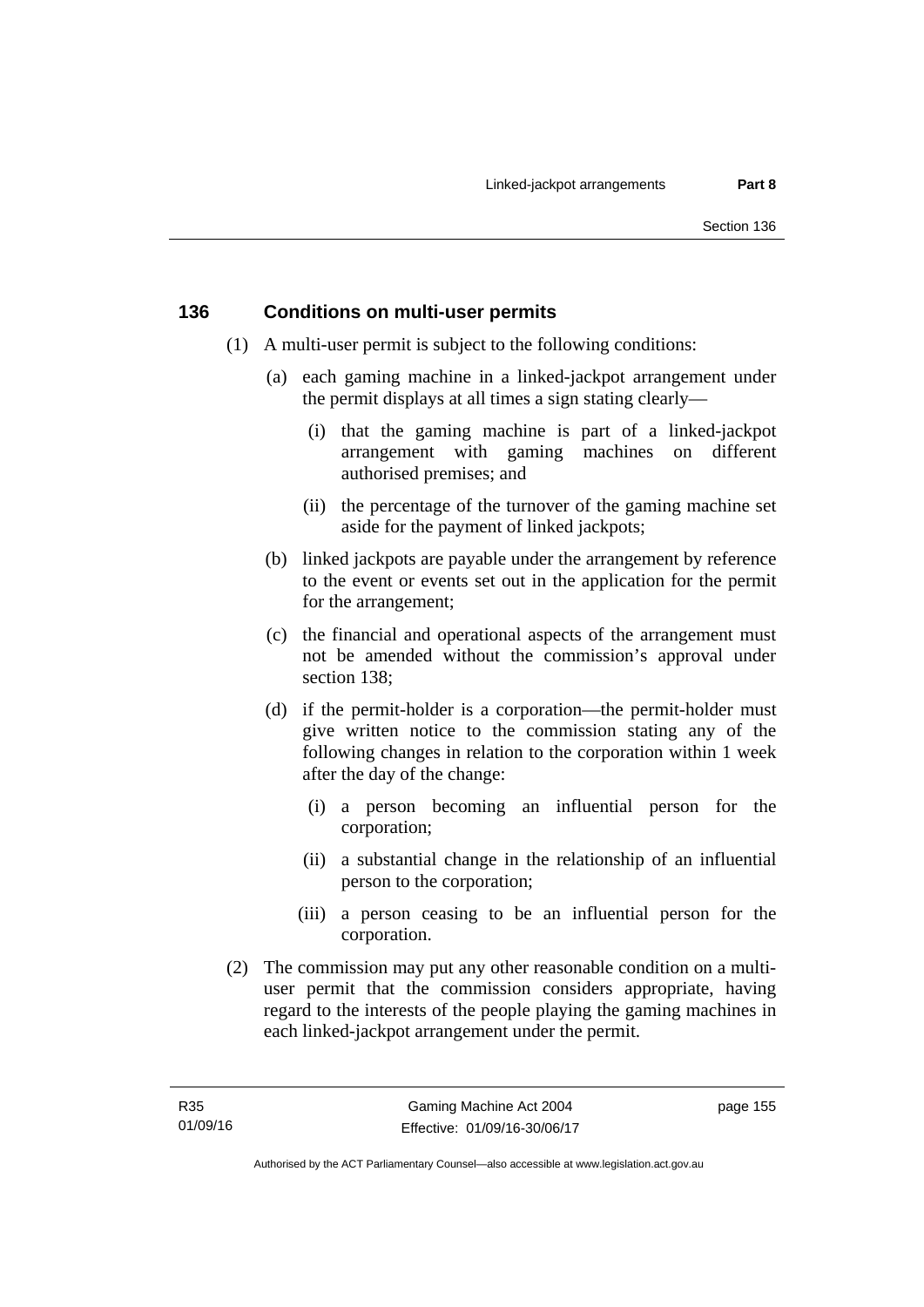## 136 Conditions on multi-user permits

(1) A multi-user permit is subject to the following conditions:

(a) each gaming machine in a linked-jackpot arrangement under the permit displays at all times a sign stating clearly—

(i) that the gaming machine is part of a linked-jackpot arrangement with gaming machines on different authorised premises; and

(ii) the percentage of the turnover of the gaming machine set aside for the payment of linked jackpots;

(b) linked jackpots are payable under the arrangement by reference to the event or events set out in the application for the permit for the arrangement;

(c) the financial and operational aspects of the arrangement must not be amended without the commission's approval under section 138;

(d) if the permit-holder is a corporation—the permit-holder must give written notice to the commission stating any of the following changes in relation to the corporation within 1 week after the day of the change:

(i) a person becoming an influential person for the corporation;

(ii) a substantial change in the relationship of an influential person to the corporation;

(iii) a person ceasing to be an influential person for the corporation.

(2) The commission may put any other reasonable condition on a multi-user permit that the commission considers appropriate, having regard to the interests of the people playing the gaming machines in each linked-jackpot arrangement under the permit.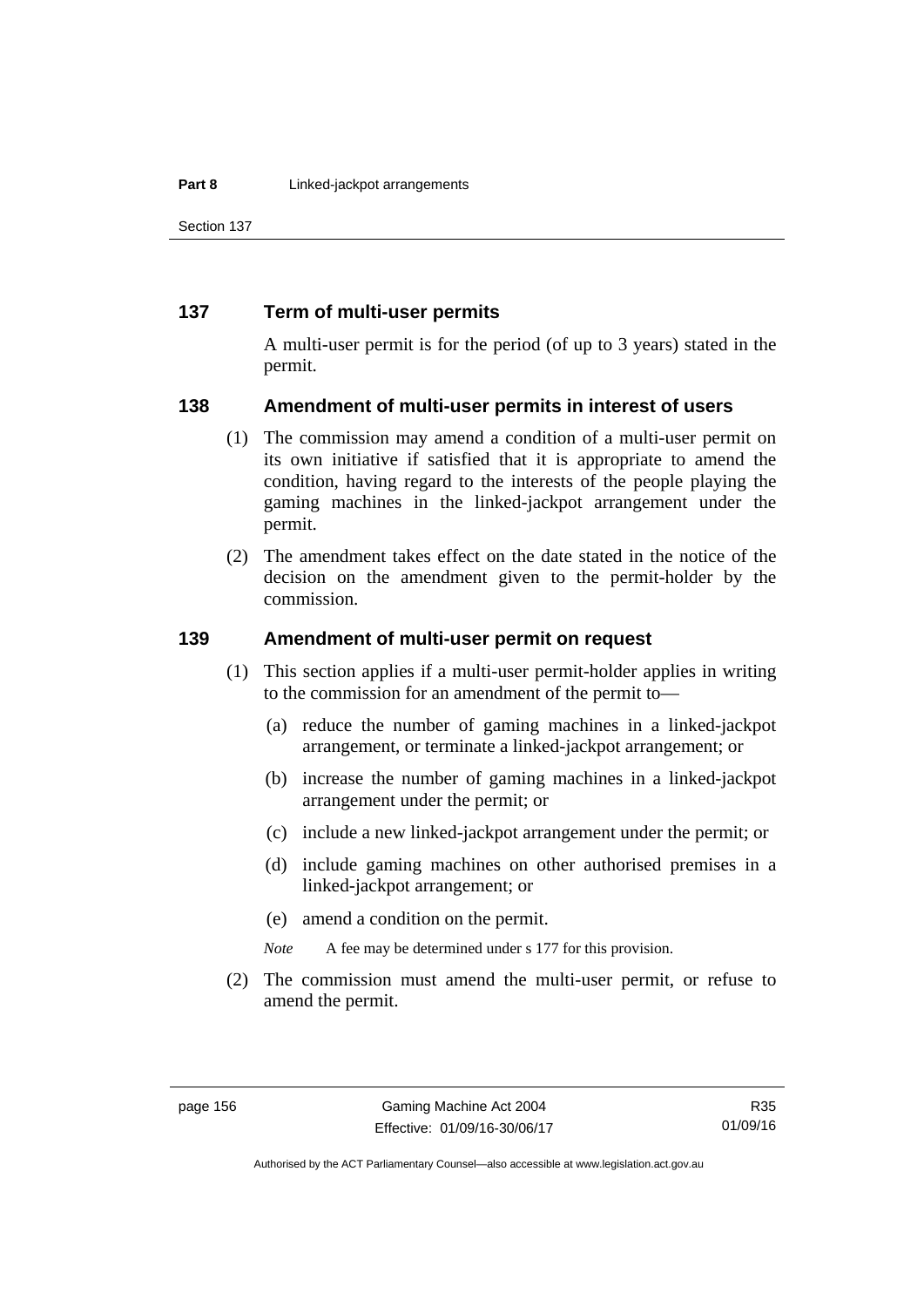### 137 Term of multi-user permits

A multi-user permit is for the period (of up to 3 years) stated in the permit.

### 138 Amendment of multi-user permits in interest of users

(1) The commission may amend a condition of a multi-user permit on its own initiative if satisfied that it is appropriate to amend the condition, having regard to the interests of the people playing the gaming machines in the linked-jackpot arrangement under the permit.

(2) The amendment takes effect on the date stated in the notice of the decision on the amendment given to the permit-holder by the commission.

### 139 Amendment of multi-user permit on request

(1) This section applies if a multi-user permit-holder applies in writing to the commission for an amendment of the permit to—

(a) reduce the number of gaming machines in a linked-jackpot arrangement, or terminate a linked-jackpot arrangement; or

(b) increase the number of gaming machines in a linked-jackpot arrangement under the permit; or

(c) include a new linked-jackpot arrangement under the permit; or

(d) include gaming machines on other authorised premises in a linked-jackpot arrangement; or

(e) amend a condition on the permit.

*Note* A fee may be determined under s 177 for this provision.

(2) The commission must amend the multi-user permit, or refuse to amend the permit.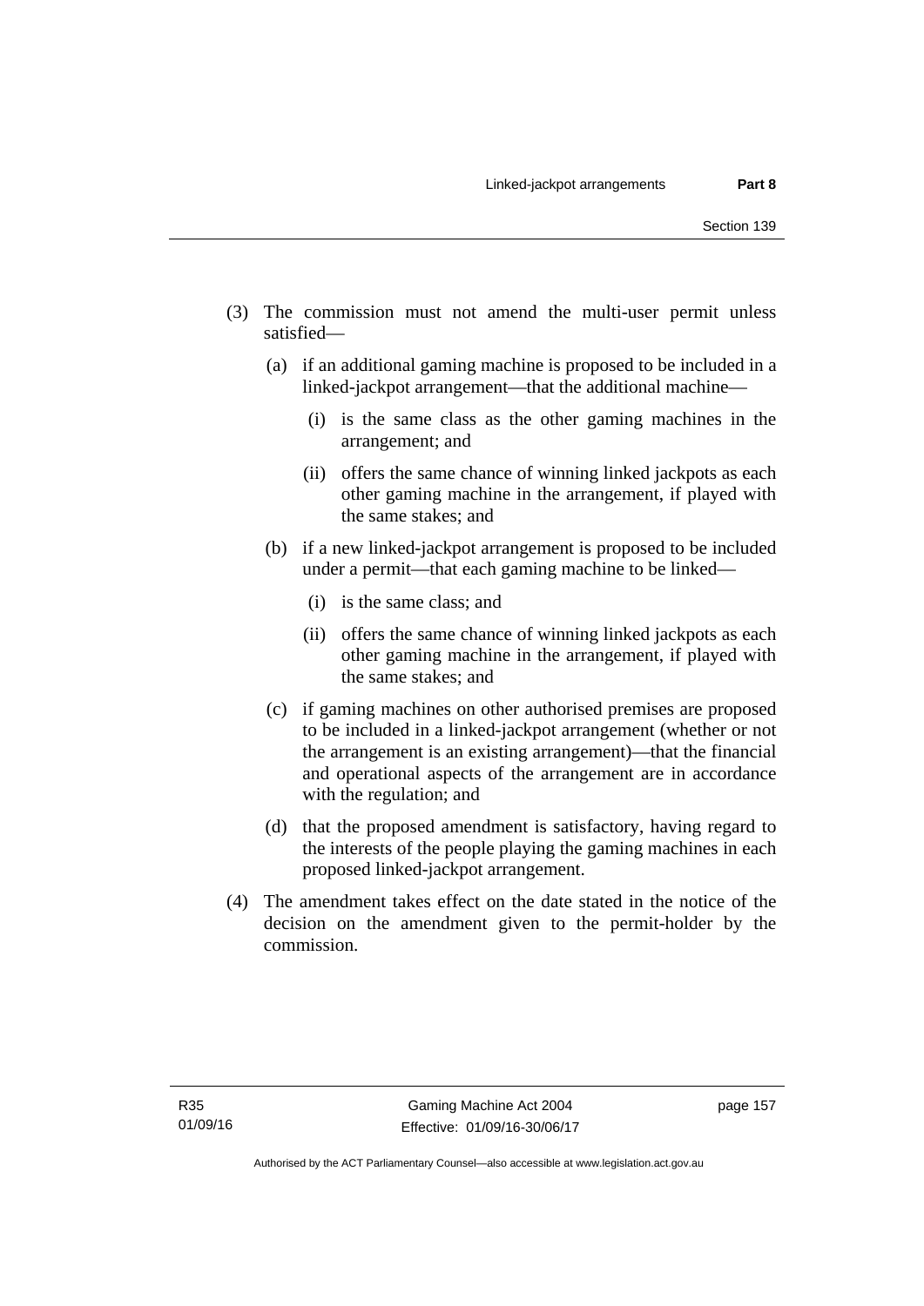(3) The commission must not amend the multi-user permit unless satisfied—

(a) if an additional gaming machine is proposed to be included in a linked-jackpot arrangement—that the additional machine—

(i) is the same class as the other gaming machines in the arrangement; and

(ii) offers the same chance of winning linked jackpots as each other gaming machine in the arrangement, if played with the same stakes; and

(b) if a new linked-jackpot arrangement is proposed to be included under a permit—that each gaming machine to be linked—

(i) is the same class; and

(ii) offers the same chance of winning linked jackpots as each other gaming machine in the arrangement, if played with the same stakes; and

(c) if gaming machines on other authorised premises are proposed to be included in a linked-jackpot arrangement (whether or not the arrangement is an existing arrangement)—that the financial and operational aspects of the arrangement are in accordance with the regulation; and

(d) that the proposed amendment is satisfactory, having regard to the interests of the people playing the gaming machines in each proposed linked-jackpot arrangement.

(4) The amendment takes effect on the date stated in the notice of the decision on the amendment given to the permit-holder by the commission.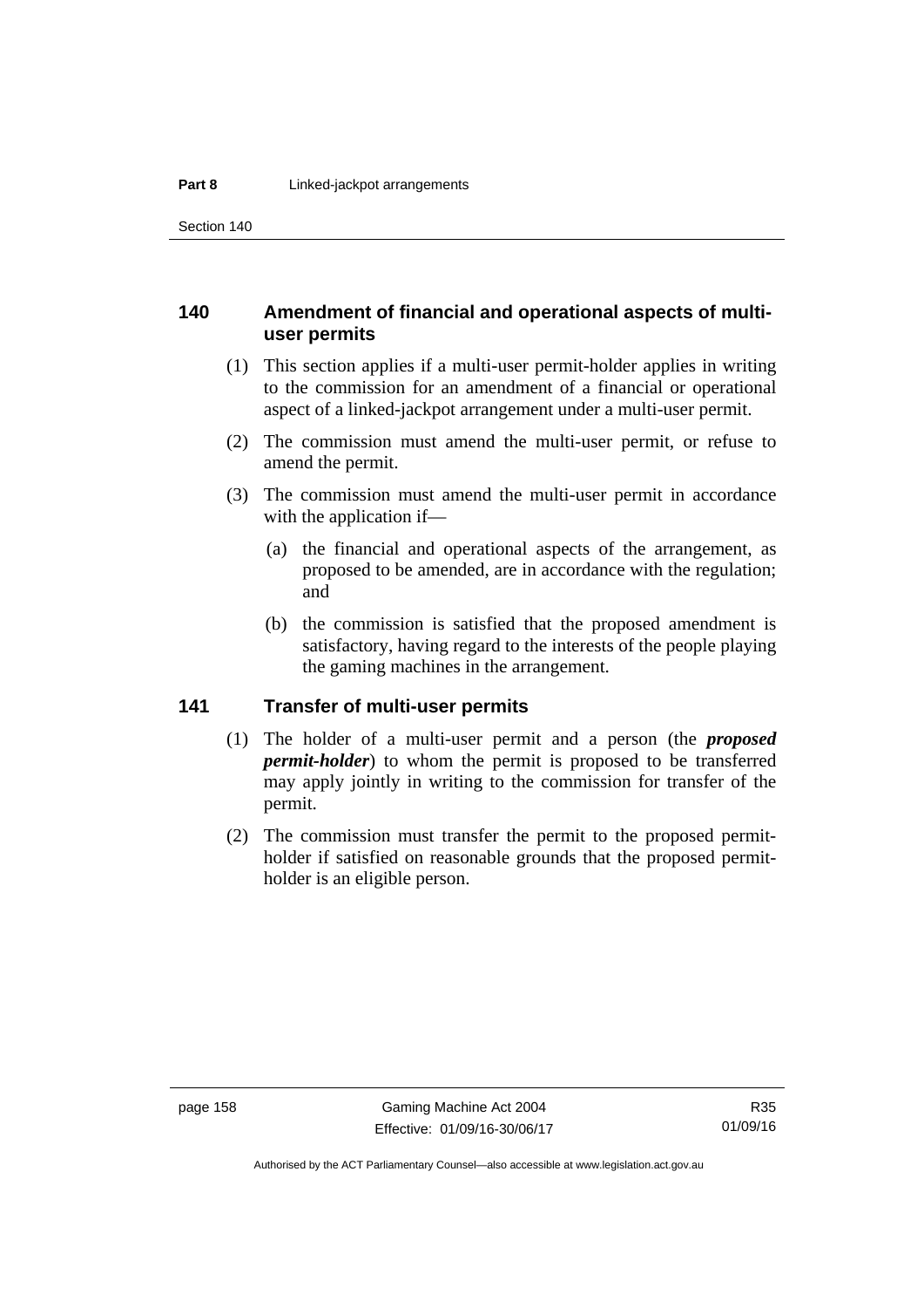### 140 Amendment of financial and operational aspects of multi-user permits

(1) This section applies if a multi-user permit-holder applies in writing to the commission for an amendment of a financial or operational aspect of a linked-jackpot arrangement under a multi-user permit.

(2) The commission must amend the multi-user permit, or refuse to amend the permit.

(3) The commission must amend the multi-user permit in accordance with the application if—

(a) the financial and operational aspects of the arrangement, as proposed to be amended, are in accordance with the regulation; and

(b) the commission is satisfied that the proposed amendment is satisfactory, having regard to the interests of the people playing the gaming machines in the arrangement.

### 141 Transfer of multi-user permits

(1) The holder of a multi-user permit and a person (the ***proposed permit-holder***) to whom the permit is proposed to be transferred may apply jointly in writing to the commission for transfer of the permit.

(2) The commission must transfer the permit to the proposed permit-holder if satisfied on reasonable grounds that the proposed permit-holder is an eligible person.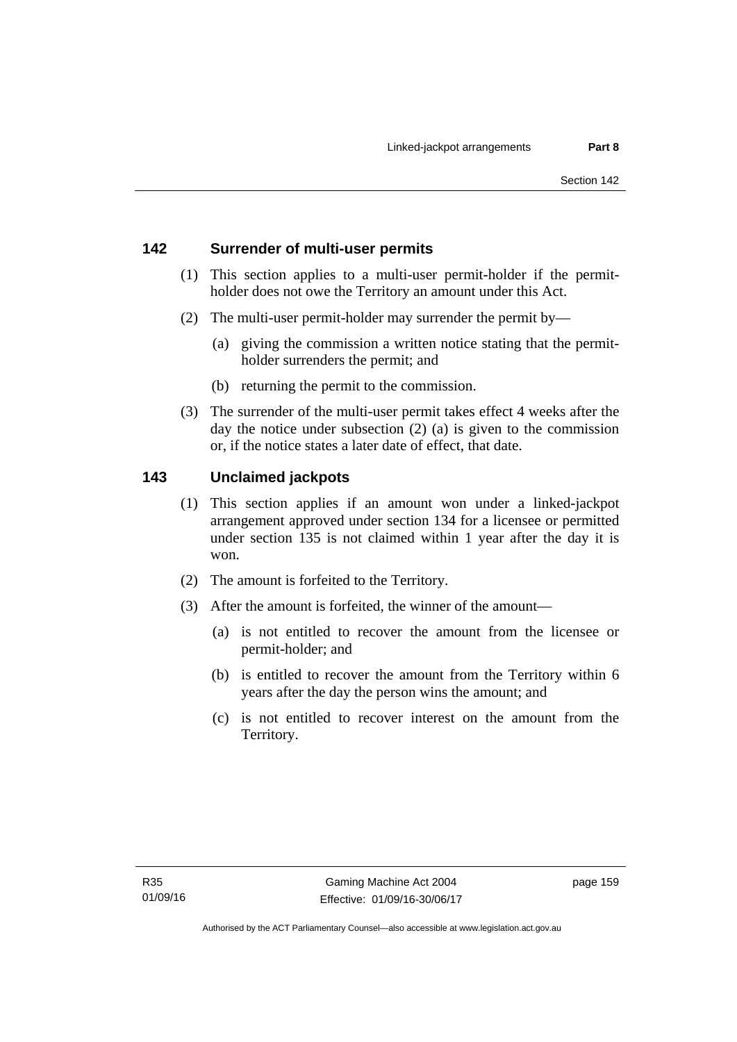## 142 Surrender of multi-user permits

(1) This section applies to a multi-user permit-holder if the permit-holder does not owe the Territory an amount under this Act.

(2) The multi-user permit-holder may surrender the permit by—

(a) giving the commission a written notice stating that the permit-holder surrenders the permit; and

(b) returning the permit to the commission.

(3) The surrender of the multi-user permit takes effect 4 weeks after the day the notice under subsection (2) (a) is given to the commission or, if the notice states a later date of effect, that date.

## 143 Unclaimed jackpots

(1) This section applies if an amount won under a linked-jackpot arrangement approved under section 134 for a licensee or permitted under section 135 is not claimed within 1 year after the day it is won.

(2) The amount is forfeited to the Territory.

(3) After the amount is forfeited, the winner of the amount—

(a) is not entitled to recover the amount from the licensee or permit-holder; and

(b) is entitled to recover the amount from the Territory within 6 years after the day the person wins the amount; and

(c) is not entitled to recover interest on the amount from the Territory.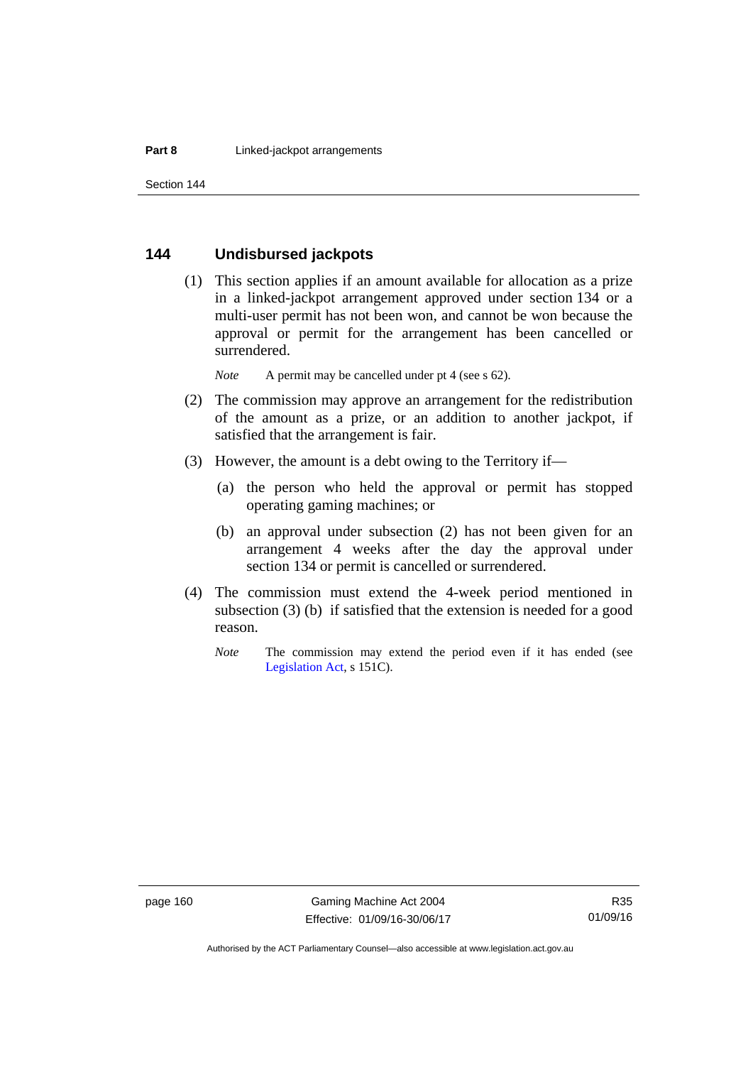## 144 Undisbursed jackpots

(1) This section applies if an amount available for allocation as a prize in a linked-jackpot arrangement approved under section 134 or a multi-user permit has not been won, and cannot be won because the approval or permit for the arrangement has been cancelled or surrendered.

*Note* A permit may be cancelled under pt 4 (see s 62).

(2) The commission may approve an arrangement for the redistribution of the amount as a prize, or an addition to another jackpot, if satisfied that the arrangement is fair.

(3) However, the amount is a debt owing to the Territory if—

(a) the person who held the approval or permit has stopped operating gaming machines; or

(b) an approval under subsection (2) has not been given for an arrangement 4 weeks after the day the approval under section 134 or permit is cancelled or surrendered.

(4) The commission must extend the 4-week period mentioned in subsection (3) (b) if satisfied that the extension is needed for a good reason.

*Note* The commission may extend the period even if it has ended (see Legislation Act, s 151C).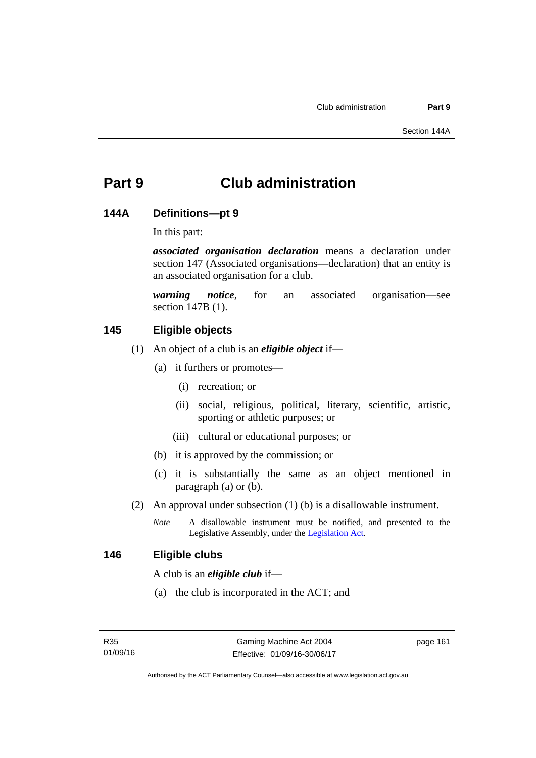# Part 9 Club administration

## 144A Definitions—pt 9

In this part:

***associated organisation declaration*** means a declaration under section 147 (Associated organisations—declaration) that an entity is an associated organisation for a club.

***warning notice***, for an associated organisation—see section 147B (1).

## 145 Eligible objects

(1) An object of a club is an ***eligible object*** if—

(a) it furthers or promotes—

(i) recreation; or

(ii) social, religious, political, literary, scientific, artistic, sporting or athletic purposes; or

(iii) cultural or educational purposes; or

(b) it is approved by the commission; or

(c) it is substantially the same as an object mentioned in paragraph (a) or (b).

(2) An approval under subsection (1) (b) is a disallowable instrument.

*Note* A disallowable instrument must be notified, and presented to the Legislative Assembly, under the Legislation Act.

## 146 Eligible clubs

A club is an ***eligible club*** if—

(a) the club is incorporated in the ACT; and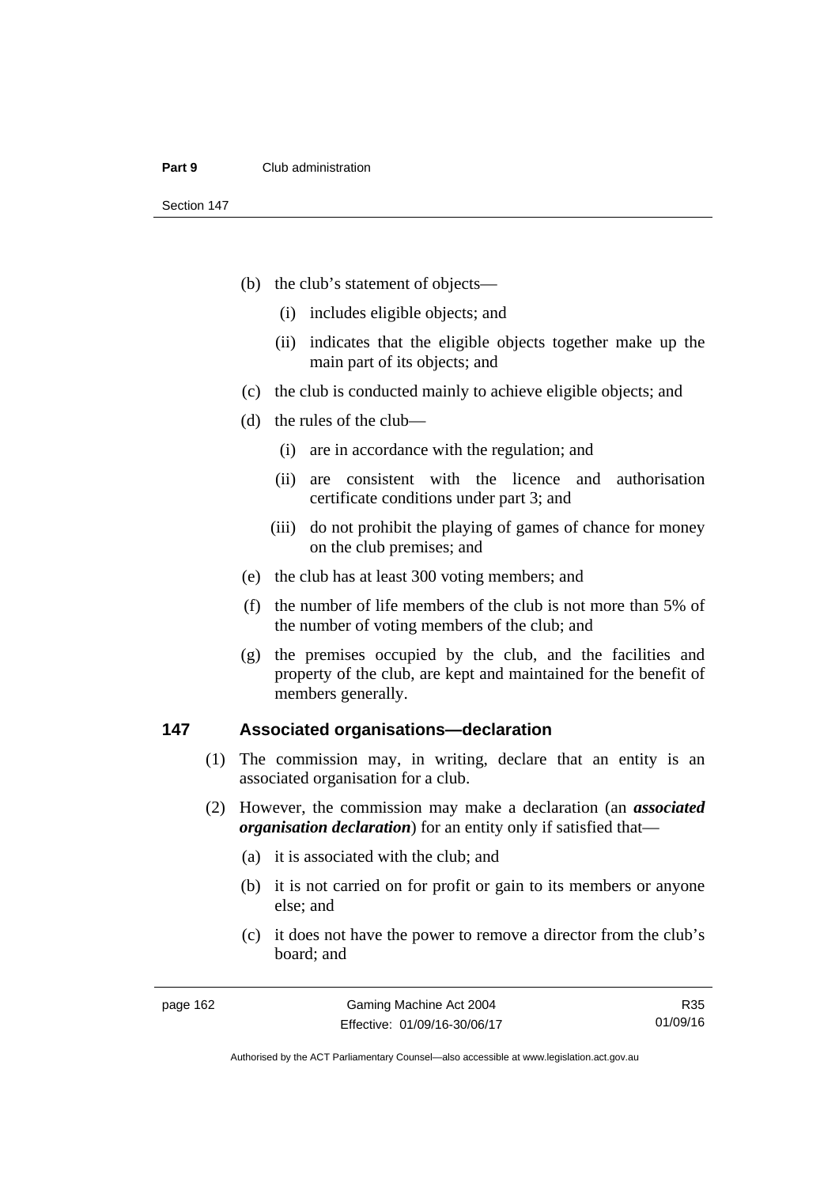(b) the club's statement of objects—

   (i) includes eligible objects; and

   (ii) indicates that the eligible objects together make up the main part of its objects; and

(c) the club is conducted mainly to achieve eligible objects; and

(d) the rules of the club—

   (i) are in accordance with the regulation; and

   (ii) are consistent with the licence and authorisation certificate conditions under part 3; and

   (iii) do not prohibit the playing of games of chance for money on the club premises; and

(e) the club has at least 300 voting members; and

(f) the number of life members of the club is not more than 5% of the number of voting members of the club; and

(g) the premises occupied by the club, and the facilities and property of the club, are kept and maintained for the benefit of members generally.

## 147 Associated organisations—declaration

(1) The commission may, in writing, declare that an entity is an associated organisation for a club.

(2) However, the commission may make a declaration (an ***associated organisation declaration***) for an entity only if satisfied that—

   (a) it is associated with the club; and

   (b) it is not carried on for profit or gain to its members or anyone else; and

   (c) it does not have the power to remove a director from the club's board; and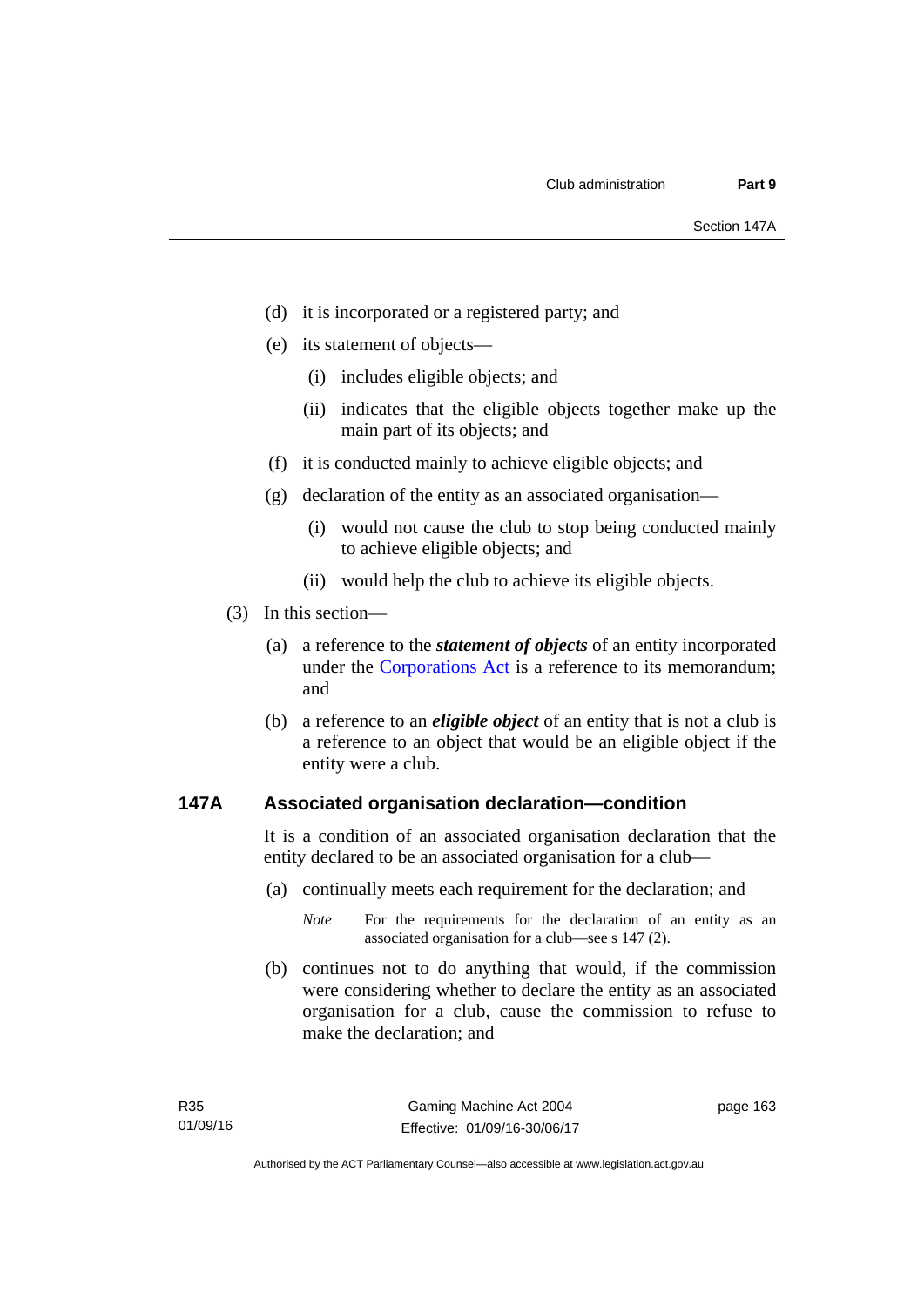(d) it is incorporated or a registered party; and

(e) its statement of objects—

(i) includes eligible objects; and

(ii) indicates that the eligible objects together make up the main part of its objects; and

(f) it is conducted mainly to achieve eligible objects; and

(g) declaration of the entity as an associated organisation—

(i) would not cause the club to stop being conducted mainly to achieve eligible objects; and

(ii) would help the club to achieve its eligible objects.

(3) In this section—

(a) a reference to the ***statement of objects*** of an entity incorporated under the Corporations Act is a reference to its memorandum; and

(b) a reference to an ***eligible object*** of an entity that is not a club is a reference to an object that would be an eligible object if the entity were a club.

## 147A Associated organisation declaration—condition

It is a condition of an associated organisation declaration that the entity declared to be an associated organisation for a club—

(a) continually meets each requirement for the declaration; and

*Note* For the requirements for the declaration of an entity as an associated organisation for a club—see s 147 (2).

(b) continues not to do anything that would, if the commission were considering whether to declare the entity as an associated organisation for a club, cause the commission to refuse to make the declaration; and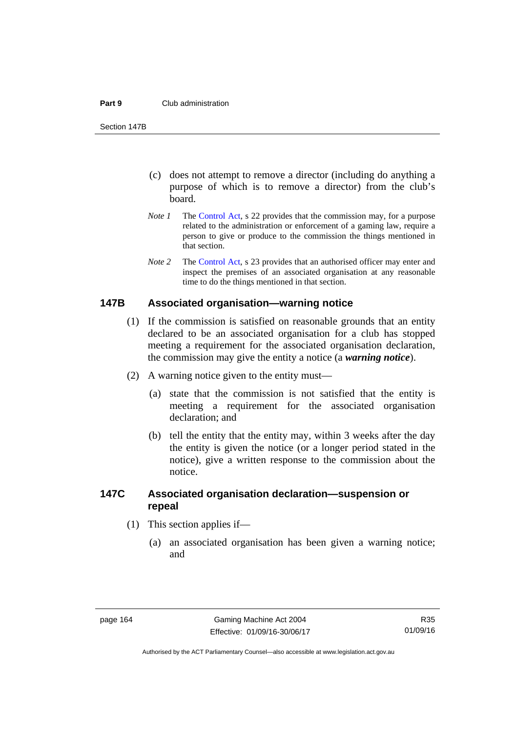(c) does not attempt to remove a director (including do anything a purpose of which is to remove a director) from the club's board.

*Note 1* The Control Act, s 22 provides that the commission may, for a purpose related to the administration or enforcement of a gaming law, require a person to give or produce to the commission the things mentioned in that section.

*Note 2* The Control Act, s 23 provides that an authorised officer may enter and inspect the premises of an associated organisation at any reasonable time to do the things mentioned in that section.

### 147B Associated organisation—warning notice

(1) If the commission is satisfied on reasonable grounds that an entity declared to be an associated organisation for a club has stopped meeting a requirement for the associated organisation declaration, the commission may give the entity a notice (a ***warning notice***).

(2) A warning notice given to the entity must—

(a) state that the commission is not satisfied that the entity is meeting a requirement for the associated organisation declaration; and

(b) tell the entity that the entity may, within 3 weeks after the day the entity is given the notice (or a longer period stated in the notice), give a written response to the commission about the notice.

### 147C Associated organisation declaration—suspension or repeal

(1) This section applies if—

(a) an associated organisation has been given a warning notice; and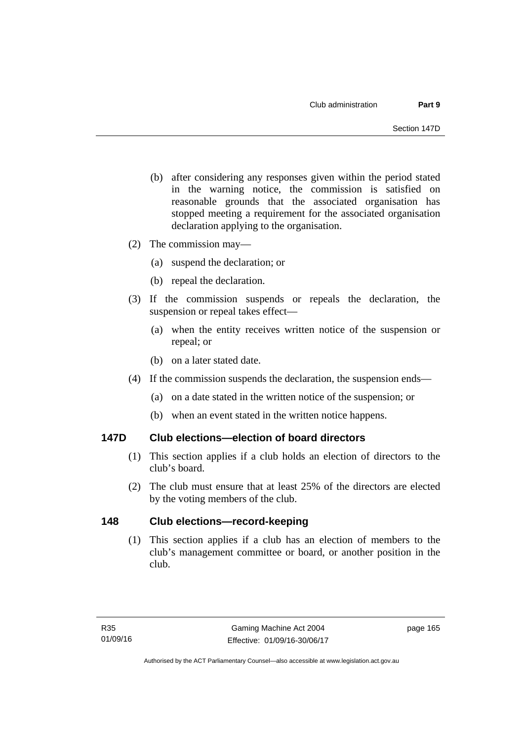(b) after considering any responses given within the period stated in the warning notice, the commission is satisfied on reasonable grounds that the associated organisation has stopped meeting a requirement for the associated organisation declaration applying to the organisation.

(2) The commission may—

(a) suspend the declaration; or

(b) repeal the declaration.

(3) If the commission suspends or repeals the declaration, the suspension or repeal takes effect—

(a) when the entity receives written notice of the suspension or repeal; or

(b) on a later stated date.

(4) If the commission suspends the declaration, the suspension ends—

(a) on a date stated in the written notice of the suspension; or

(b) when an event stated in the written notice happens.

### 147D Club elections—election of board directors

(1) This section applies if a club holds an election of directors to the club's board.

(2) The club must ensure that at least 25% of the directors are elected by the voting members of the club.

### 148 Club elections—record-keeping

(1) This section applies if a club has an election of members to the club's management committee or board, or another position in the club.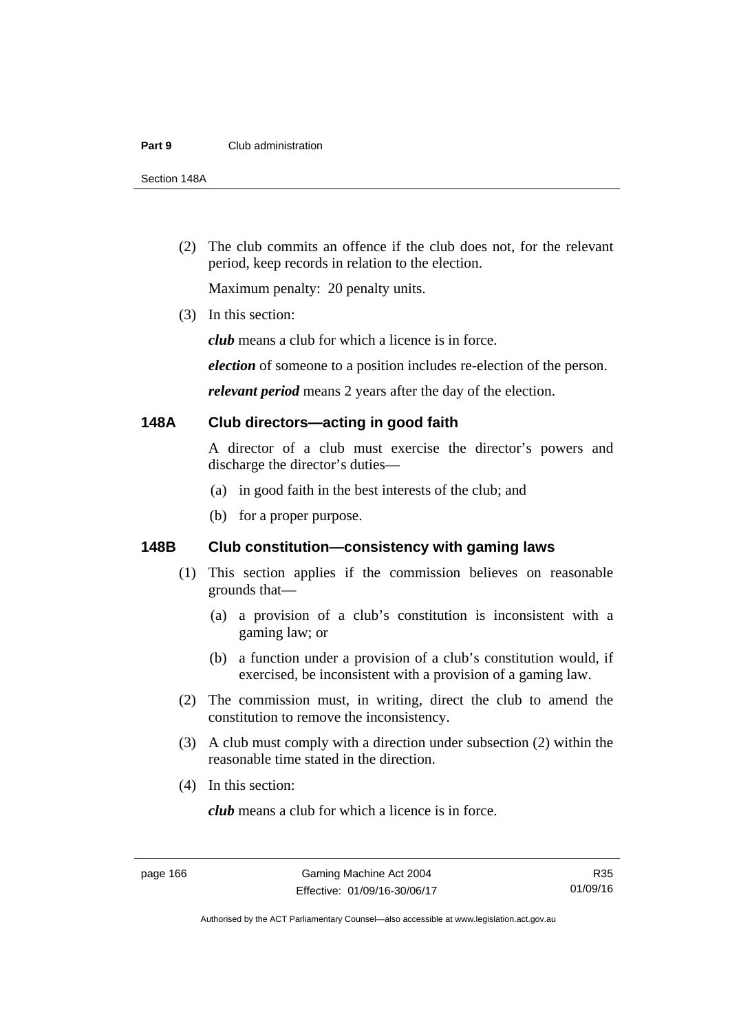(2) The club commits an offence if the club does not, for the relevant period, keep records in relation to the election.

Maximum penalty: 20 penalty units.

(3) In this section:

***club*** means a club for which a licence is in force.

***election*** of someone to a position includes re-election of the person.

***relevant period*** means 2 years after the day of the election.

### 148A Club directors—acting in good faith

A director of a club must exercise the director's powers and discharge the director's duties—

(a) in good faith in the best interests of the club; and

(b) for a proper purpose.

### 148B Club constitution—consistency with gaming laws

(1) This section applies if the commission believes on reasonable grounds that—

(a) a provision of a club's constitution is inconsistent with a gaming law; or

(b) a function under a provision of a club's constitution would, if exercised, be inconsistent with a provision of a gaming law.

(2) The commission must, in writing, direct the club to amend the constitution to remove the inconsistency.

(3) A club must comply with a direction under subsection (2) within the reasonable time stated in the direction.

(4) In this section:

***club*** means a club for which a licence is in force.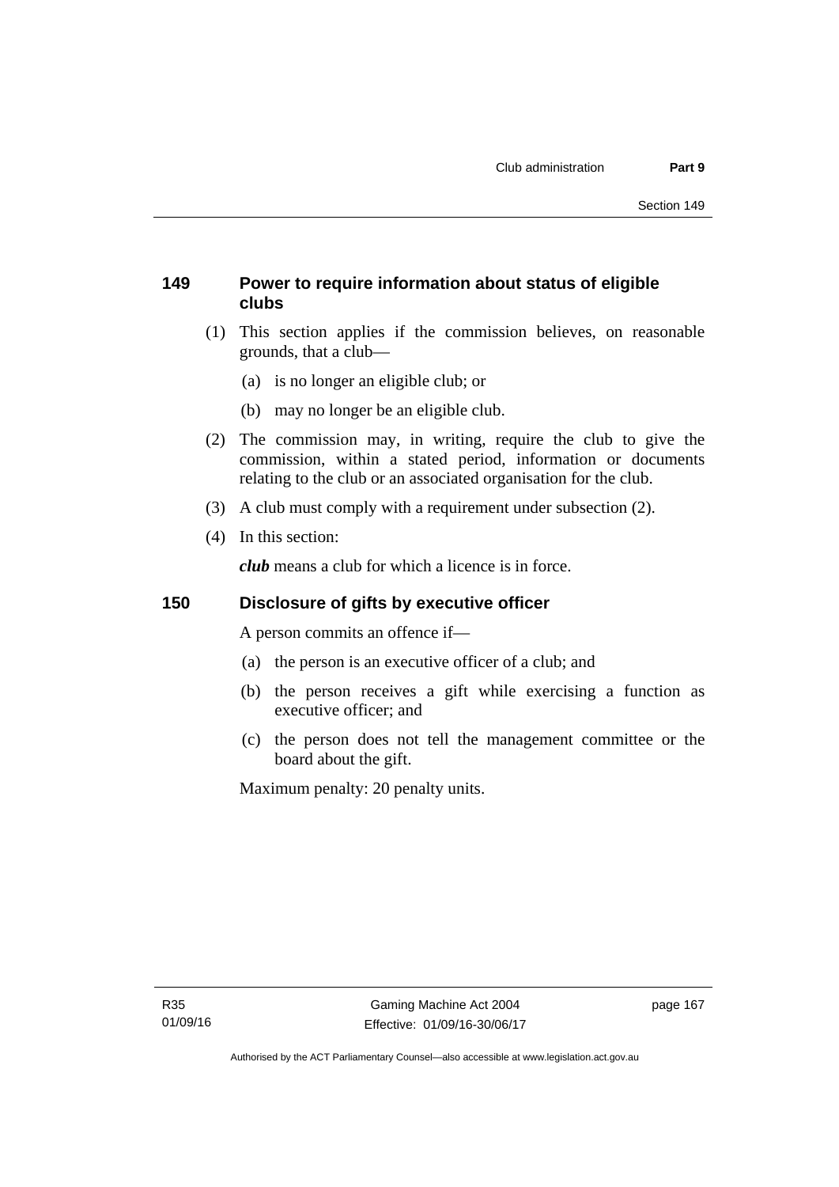### 149 Power to require information about status of eligible clubs

(1) This section applies if the commission believes, on reasonable grounds, that a club—

(a) is no longer an eligible club; or

(b) may no longer be an eligible club.

(2) The commission may, in writing, require the club to give the commission, within a stated period, information or documents relating to the club or an associated organisation for the club.

(3) A club must comply with a requirement under subsection (2).

(4) In this section:

***club*** means a club for which a licence is in force.

### 150 Disclosure of gifts by executive officer

A person commits an offence if—

(a) the person is an executive officer of a club; and

(b) the person receives a gift while exercising a function as executive officer; and

(c) the person does not tell the management committee or the board about the gift.

Maximum penalty: 20 penalty units.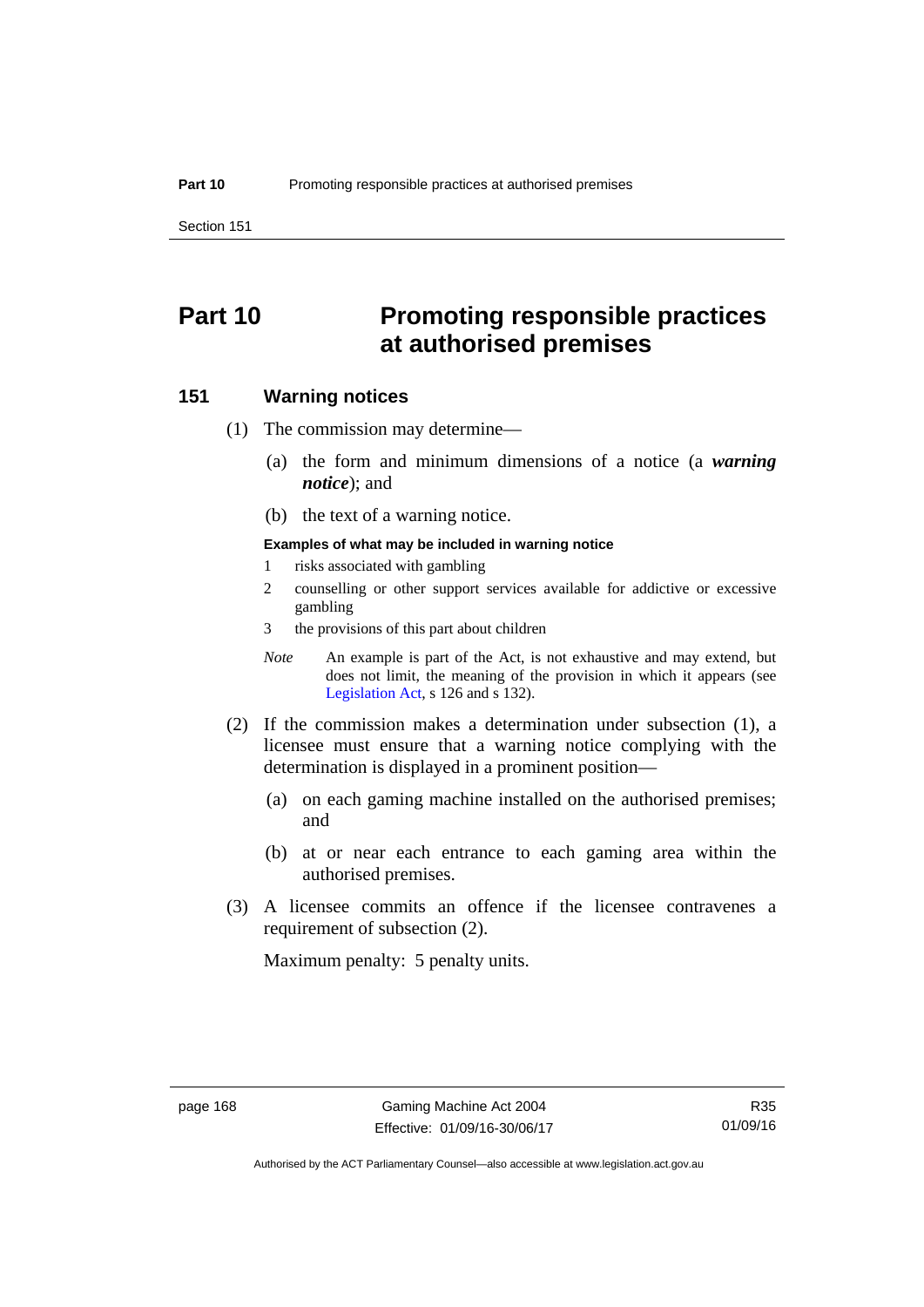# Part 10 Promoting responsible practices at authorised premises

## 151 Warning notices

(1) The commission may determine—

(a) the form and minimum dimensions of a notice (a ***warning notice***); and

(b) the text of a warning notice.

**Examples of what may be included in warning notice**

1 risks associated with gambling

2 counselling or other support services available for addictive or excessive gambling

3 the provisions of this part about children

*Note* An example is part of the Act, is not exhaustive and may extend, but does not limit, the meaning of the provision in which it appears (see Legislation Act, s 126 and s 132).

(2) If the commission makes a determination under subsection (1), a licensee must ensure that a warning notice complying with the determination is displayed in a prominent position—

(a) on each gaming machine installed on the authorised premises; and

(b) at or near each entrance to each gaming area within the authorised premises.

(3) A licensee commits an offence if the licensee contravenes a requirement of subsection (2).

Maximum penalty: 5 penalty units.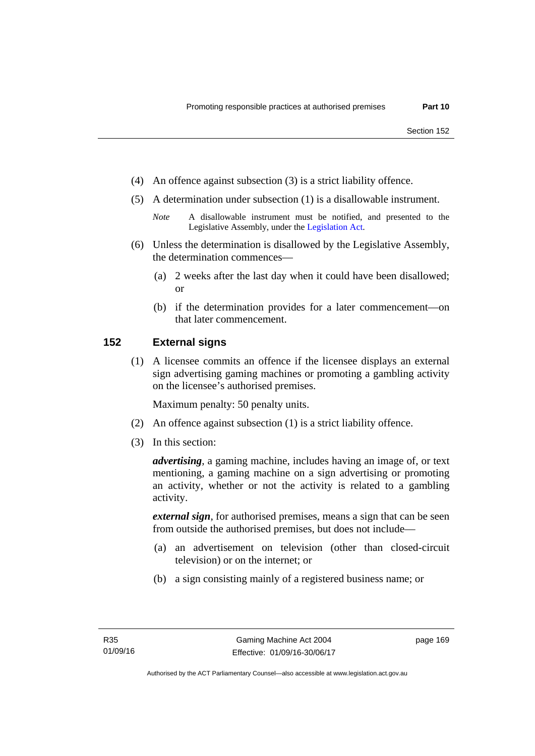(4) An offence against subsection (3) is a strict liability offence.

(5) A determination under subsection (1) is a disallowable instrument.

*Note* A disallowable instrument must be notified, and presented to the Legislative Assembly, under the Legislation Act.

(6) Unless the determination is disallowed by the Legislative Assembly, the determination commences—

(a) 2 weeks after the last day when it could have been disallowed; or

(b) if the determination provides for a later commencement—on that later commencement.

## 152 External signs

(1) A licensee commits an offence if the licensee displays an external sign advertising gaming machines or promoting a gambling activity on the licensee's authorised premises.

Maximum penalty: 50 penalty units.

(2) An offence against subsection (1) is a strict liability offence.

(3) In this section:

***advertising***, a gaming machine, includes having an image of, or text mentioning, a gaming machine on a sign advertising or promoting an activity, whether or not the activity is related to a gambling activity.

***external sign***, for authorised premises, means a sign that can be seen from outside the authorised premises, but does not include—

(a) an advertisement on television (other than closed-circuit television) or on the internet; or

(b) a sign consisting mainly of a registered business name; or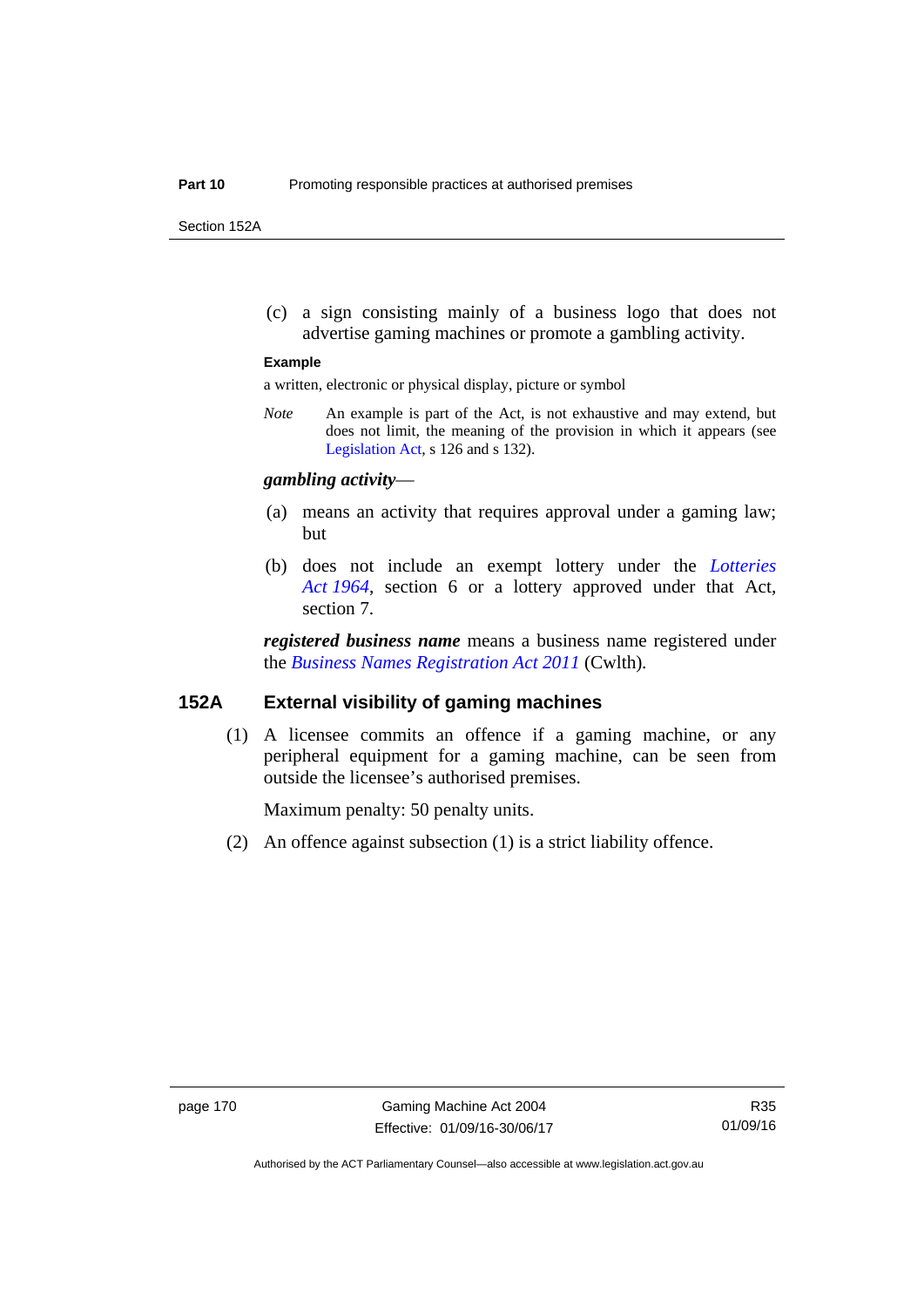(c) a sign consisting mainly of a business logo that does not advertise gaming machines or promote a gambling activity.

**Example**

a written, electronic or physical display, picture or symbol

*Note* An example is part of the Act, is not exhaustive and may extend, but does not limit, the meaning of the provision in which it appears (see Legislation Act, s 126 and s 132).

***gambling activity***—

(a) means an activity that requires approval under a gaming law; but

(b) does not include an exempt lottery under the *Lotteries Act 1964*, section 6 or a lottery approved under that Act, section 7.

***registered business name*** means a business name registered under the *Business Names Registration Act 2011* (Cwlth).

## 152A External visibility of gaming machines

(1) A licensee commits an offence if a gaming machine, or any peripheral equipment for a gaming machine, can be seen from outside the licensee's authorised premises.

Maximum penalty: 50 penalty units.

(2) An offence against subsection (1) is a strict liability offence.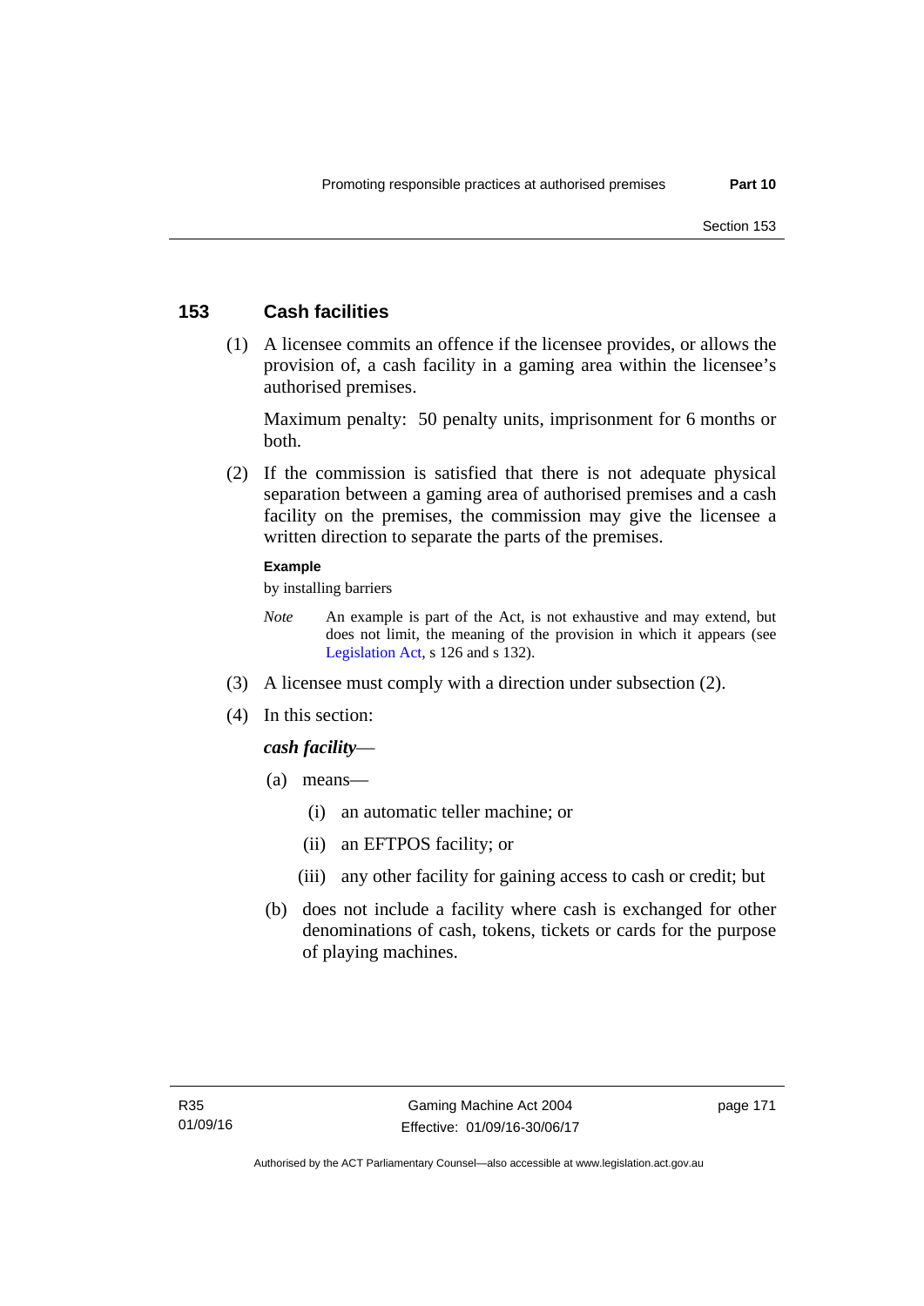## 153 Cash facilities

(1) A licensee commits an offence if the licensee provides, or allows the provision of, a cash facility in a gaming area within the licensee's authorised premises.

Maximum penalty: 50 penalty units, imprisonment for 6 months or both.

(2) If the commission is satisfied that there is not adequate physical separation between a gaming area of authorised premises and a cash facility on the premises, the commission may give the licensee a written direction to separate the parts of the premises.

**Example**

by installing barriers

*Note* An example is part of the Act, is not exhaustive and may extend, but does not limit, the meaning of the provision in which it appears (see Legislation Act, s 126 and s 132).

(3) A licensee must comply with a direction under subsection (2).

(4) In this section:

***cash facility***—

(a) means—

(i) an automatic teller machine; or

(ii) an EFTPOS facility; or

(iii) any other facility for gaining access to cash or credit; but

(b) does not include a facility where cash is exchanged for other denominations of cash, tokens, tickets or cards for the purpose of playing machines.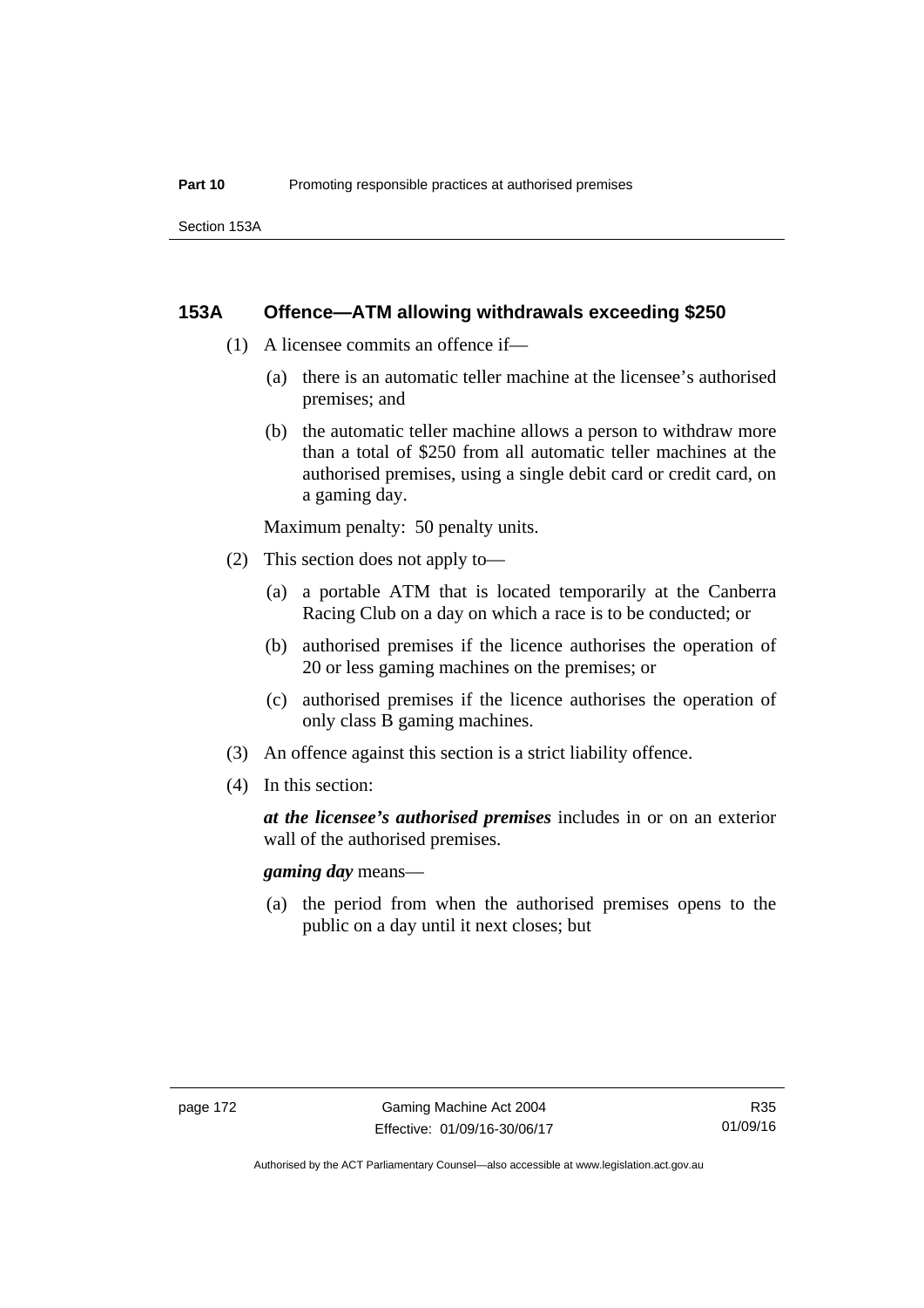### 153A Offence—ATM allowing withdrawals exceeding $250

(1) A licensee commits an offence if—

(a) there is an automatic teller machine at the licensee's authorised premises; and

(b) the automatic teller machine allows a person to withdraw more than a total of $250 from all automatic teller machines at the authorised premises, using a single debit card or credit card, on a gaming day.

Maximum penalty: 50 penalty units.

(2) This section does not apply to—

(a) a portable ATM that is located temporarily at the Canberra Racing Club on a day on which a race is to be conducted; or

(b) authorised premises if the licence authorises the operation of 20 or less gaming machines on the premises; or

(c) authorised premises if the licence authorises the operation of only class B gaming machines.

(3) An offence against this section is a strict liability offence.

(4) In this section:

***at the licensee's authorised premises*** includes in or on an exterior wall of the authorised premises.

***gaming day*** means—

(a) the period from when the authorised premises opens to the public on a day until it next closes; but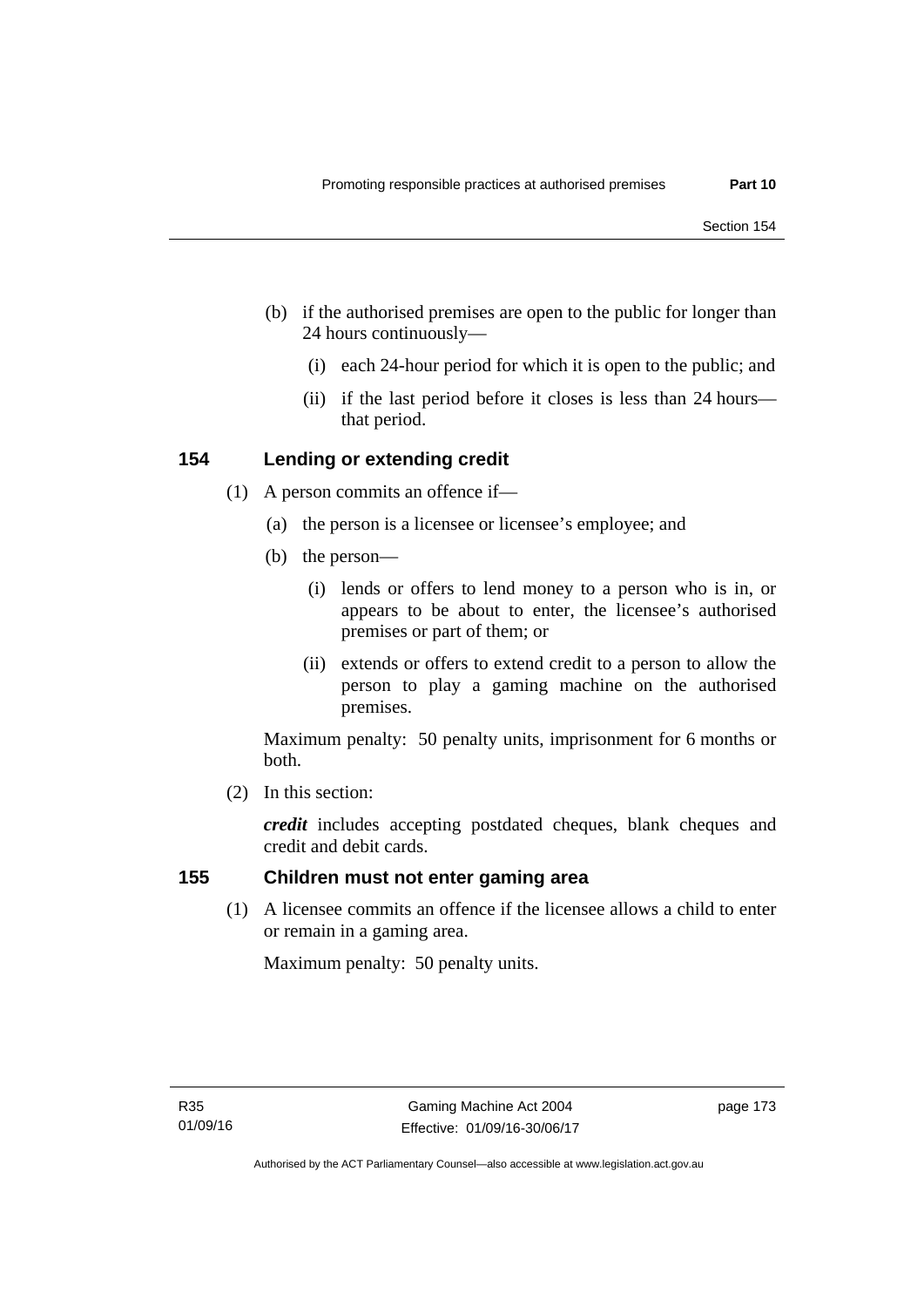(b) if the authorised premises are open to the public for longer than 24 hours continuously—

(i) each 24-hour period for which it is open to the public; and

(ii) if the last period before it closes is less than 24 hours—that period.

### 154 Lending or extending credit

(1) A person commits an offence if—

(a) the person is a licensee or licensee's employee; and

(b) the person—

(i) lends or offers to lend money to a person who is in, or appears to be about to enter, the licensee's authorised premises or part of them; or

(ii) extends or offers to extend credit to a person to allow the person to play a gaming machine on the authorised premises.

Maximum penalty: 50 penalty units, imprisonment for 6 months or both.

(2) In this section:

***credit*** includes accepting postdated cheques, blank cheques and credit and debit cards.

### 155 Children must not enter gaming area

(1) A licensee commits an offence if the licensee allows a child to enter or remain in a gaming area.

Maximum penalty: 50 penalty units.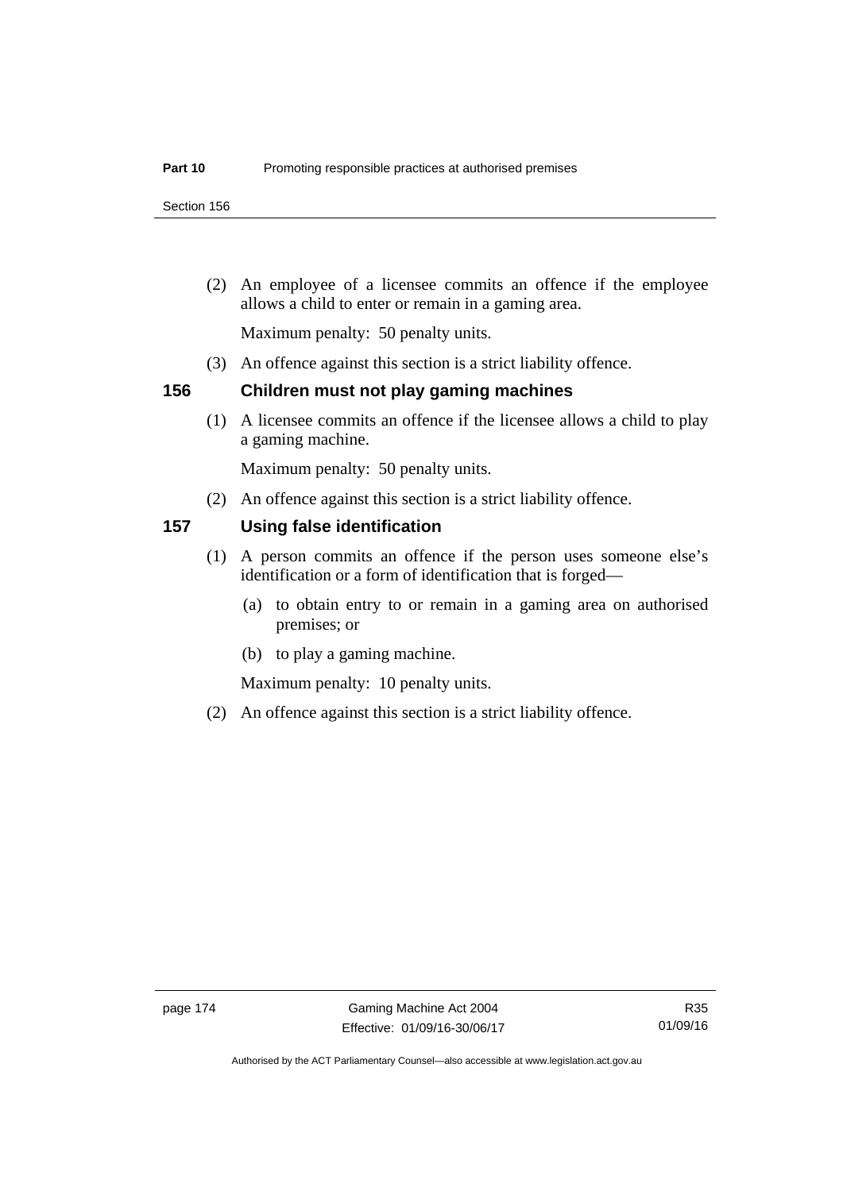(2) An employee of a licensee commits an offence if the employee allows a child to enter or remain in a gaming area.

Maximum penalty: 50 penalty units.

(3) An offence against this section is a strict liability offence.

### 156 Children must not play gaming machines

(1) A licensee commits an offence if the licensee allows a child to play a gaming machine.

Maximum penalty: 50 penalty units.

(2) An offence against this section is a strict liability offence.

### 157 Using false identification

(1) A person commits an offence if the person uses someone else's identification or a form of identification that is forged—

(a) to obtain entry to or remain in a gaming area on authorised premises; or

(b) to play a gaming machine.

Maximum penalty: 10 penalty units.

(2) An offence against this section is a strict liability offence.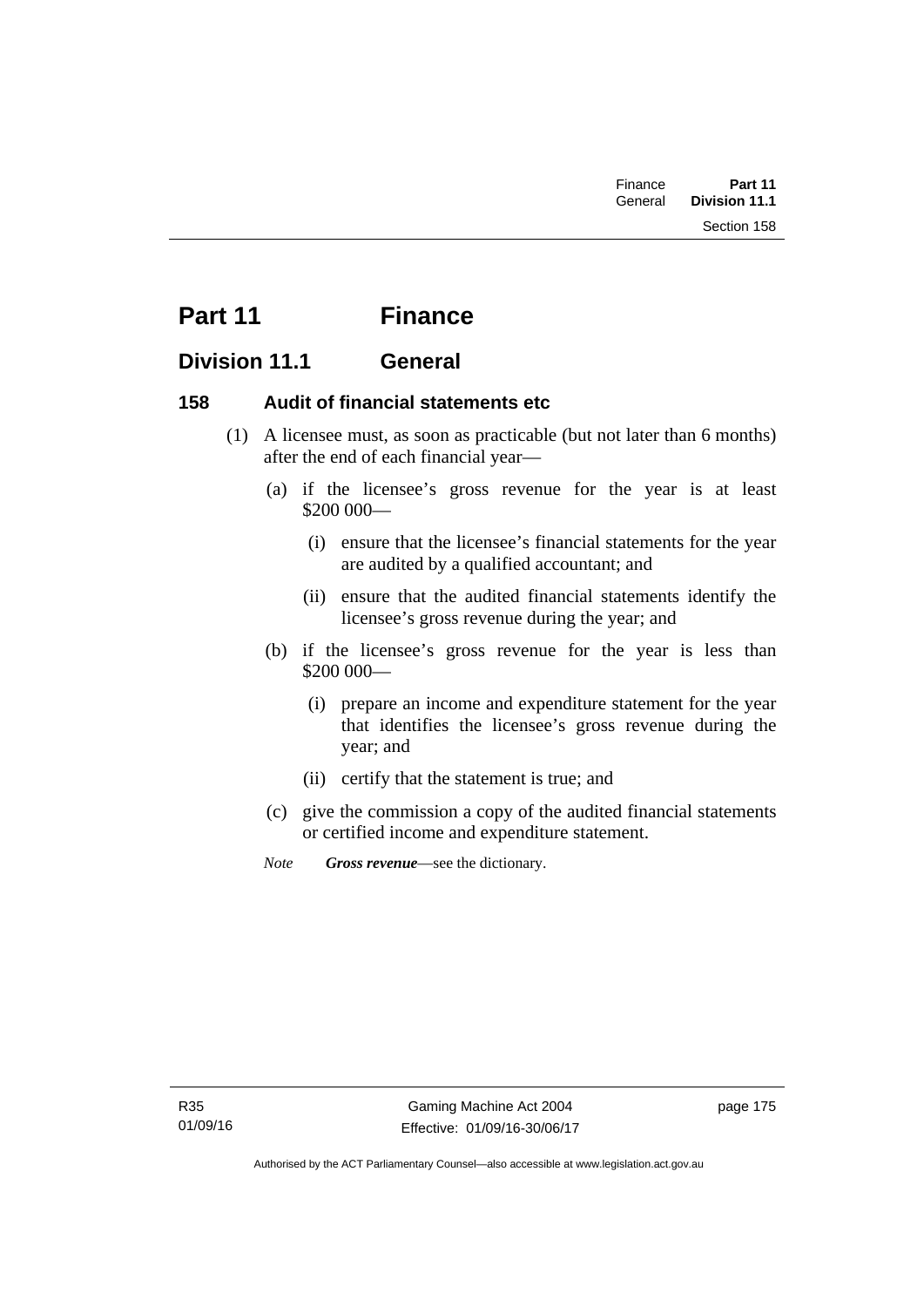# Part 11 Finance

## Division 11.1 General

### 158 Audit of financial statements etc

(1) A licensee must, as soon as practicable (but not later than 6 months) after the end of each financial year—

(a) if the licensee's gross revenue for the year is at least \$200 000—

(i) ensure that the licensee's financial statements for the year are audited by a qualified accountant; and

(ii) ensure that the audited financial statements identify the licensee's gross revenue during the year; and

(b) if the licensee's gross revenue for the year is less than \$200 000—

(i) prepare an income and expenditure statement for the year that identifies the licensee's gross revenue during the year; and

(ii) certify that the statement is true; and

(c) give the commission a copy of the audited financial statements or certified income and expenditure statement.

*Note* ***Gross revenue***—see the dictionary.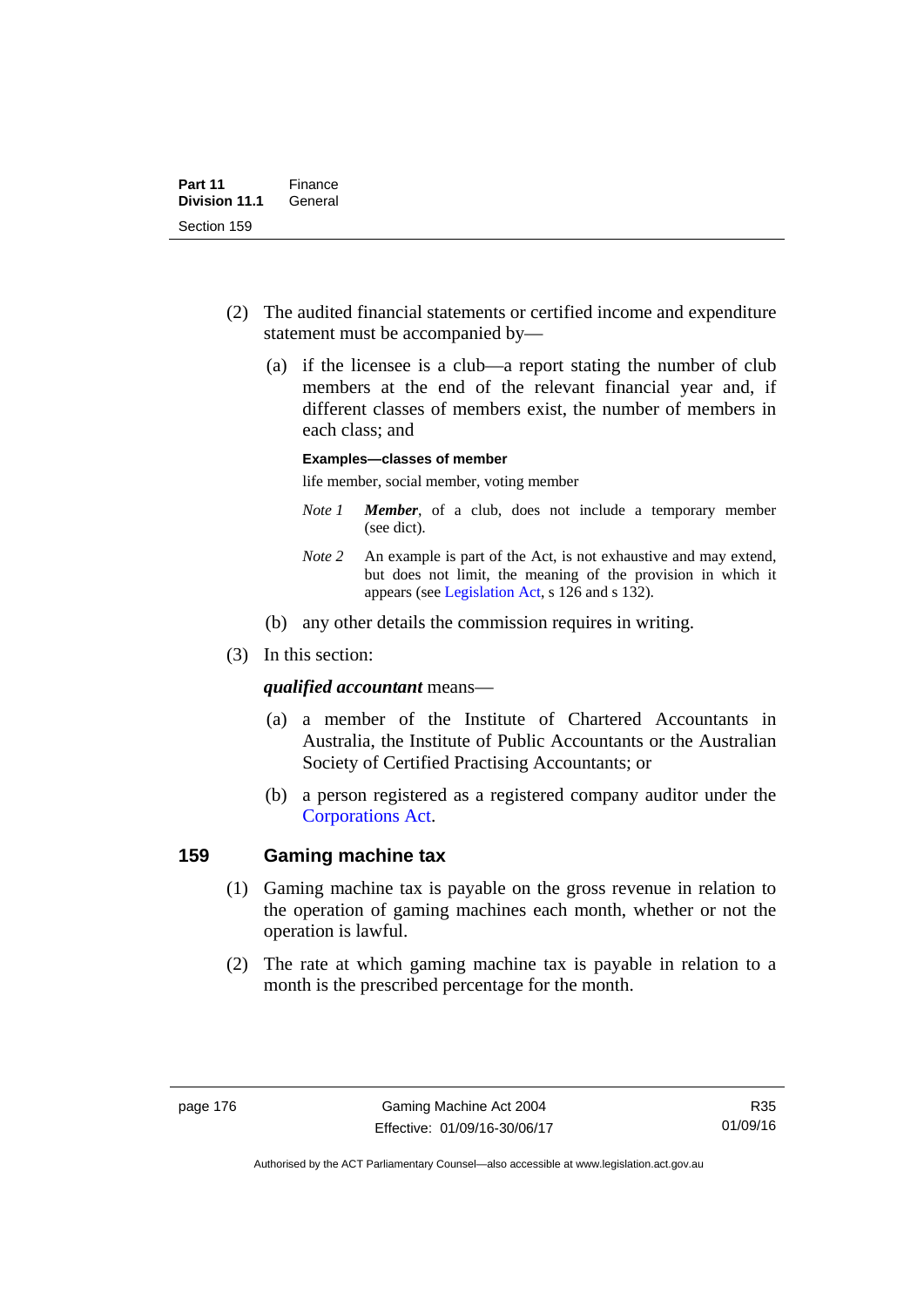(2) The audited financial statements or certified income and expenditure statement must be accompanied by—

(a) if the licensee is a club—a report stating the number of club members at the end of the relevant financial year and, if different classes of members exist, the number of members in each class; and

**Examples—classes of member**

life member, social member, voting member

*Note 1* ***Member***, of a club, does not include a temporary member (see dict).

*Note 2* An example is part of the Act, is not exhaustive and may extend, but does not limit, the meaning of the provision in which it appears (see Legislation Act, s 126 and s 132).

(b) any other details the commission requires in writing.

(3) In this section:

***qualified accountant*** means—

(a) a member of the Institute of Chartered Accountants in Australia, the Institute of Public Accountants or the Australian Society of Certified Practising Accountants; or

(b) a person registered as a registered company auditor under the Corporations Act.

## 159 Gaming machine tax

(1) Gaming machine tax is payable on the gross revenue in relation to the operation of gaming machines each month, whether or not the operation is lawful.

(2) The rate at which gaming machine tax is payable in relation to a month is the prescribed percentage for the month.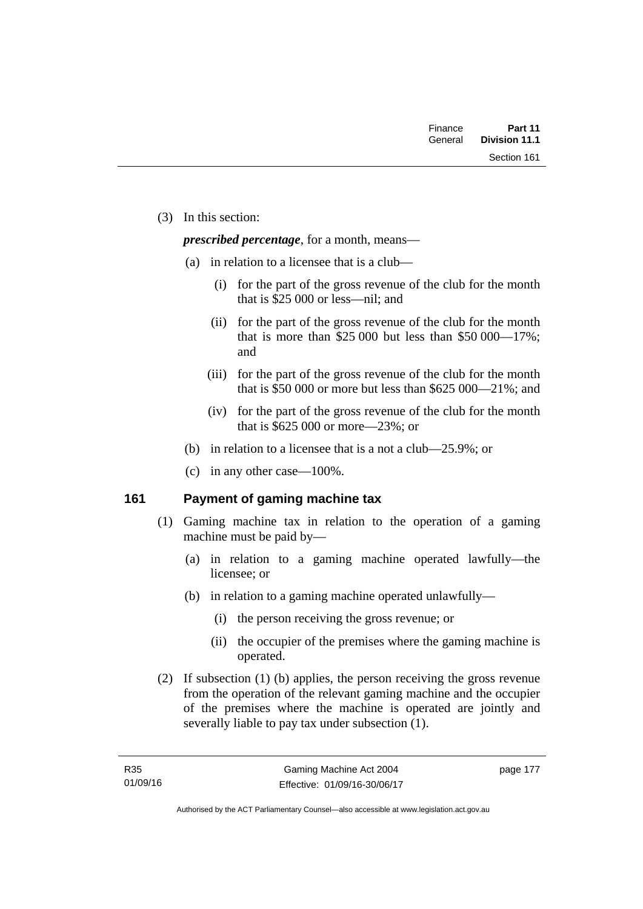(3) In this section:

***prescribed percentage***, for a month, means—

(a) in relation to a licensee that is a club—

(i) for the part of the gross revenue of the club for the month that is $25 000 or less—nil; and

(ii) for the part of the gross revenue of the club for the month that is more than $25 000 but less than $50 000—17%; and

(iii) for the part of the gross revenue of the club for the month that is $50 000 or more but less than $625 000—21%; and

(iv) for the part of the gross revenue of the club for the month that is $625 000 or more—23%; or

(b) in relation to a licensee that is a not a club—25.9%; or

(c) in any other case—100%.

## 161 Payment of gaming machine tax

(1) Gaming machine tax in relation to the operation of a gaming machine must be paid by—

(a) in relation to a gaming machine operated lawfully—the licensee; or

(b) in relation to a gaming machine operated unlawfully—

(i) the person receiving the gross revenue; or

(ii) the occupier of the premises where the gaming machine is operated.

(2) If subsection (1) (b) applies, the person receiving the gross revenue from the operation of the relevant gaming machine and the occupier of the premises where the machine is operated are jointly and severally liable to pay tax under subsection (1).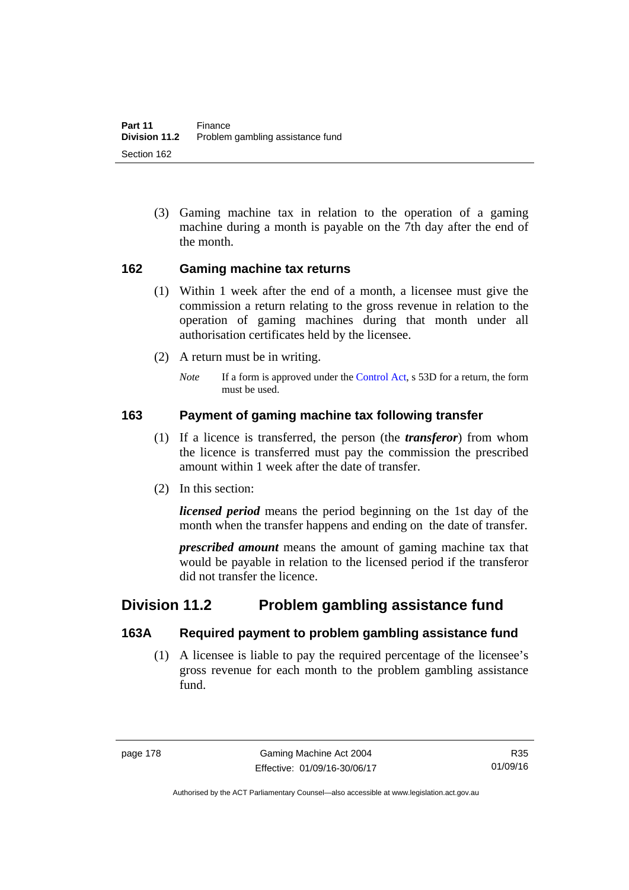(3) Gaming machine tax in relation to the operation of a gaming machine during a month is payable on the 7th day after the end of the month.

### 162 Gaming machine tax returns

(1) Within 1 week after the end of a month, a licensee must give the commission a return relating to the gross revenue in relation to the operation of gaming machines during that month under all authorisation certificates held by the licensee.

(2) A return must be in writing.

*Note* If a form is approved under the Control Act, s 53D for a return, the form must be used.

### 163 Payment of gaming machine tax following transfer

(1) If a licence is transferred, the person (the ***transferor***) from whom the licence is transferred must pay the commission the prescribed amount within 1 week after the date of transfer.

(2) In this section:

***licensed period*** means the period beginning on the 1st day of the month when the transfer happens and ending on the date of transfer.

***prescribed amount*** means the amount of gaming machine tax that would be payable in relation to the licensed period if the transferor did not transfer the licence.

## Division 11.2 Problem gambling assistance fund

### 163A Required payment to problem gambling assistance fund

(1) A licensee is liable to pay the required percentage of the licensee's gross revenue for each month to the problem gambling assistance fund.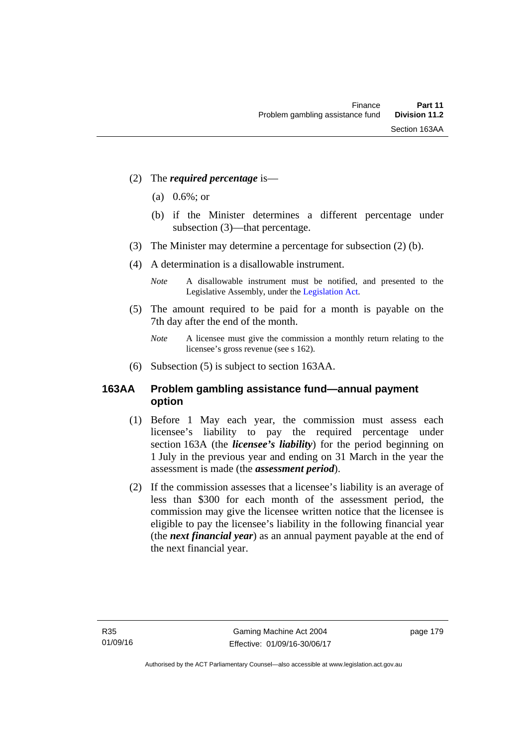(2) The ***required percentage*** is—

(a) 0.6%; or

(b) if the Minister determines a different percentage under subsection (3)—that percentage.

(3) The Minister may determine a percentage for subsection (2) (b).

(4) A determination is a disallowable instrument.

*Note* A disallowable instrument must be notified, and presented to the Legislative Assembly, under the Legislation Act.

(5) The amount required to be paid for a month is payable on the 7th day after the end of the month.

*Note* A licensee must give the commission a monthly return relating to the licensee's gross revenue (see s 162).

(6) Subsection (5) is subject to section 163AA.

### 163AA Problem gambling assistance fund—annual payment option

(1) Before 1 May each year, the commission must assess each licensee's liability to pay the required percentage under section 163A (the ***licensee's liability***) for the period beginning on 1 July in the previous year and ending on 31 March in the year the assessment is made (the ***assessment period***).

(2) If the commission assesses that a licensee's liability is an average of less than $300 for each month of the assessment period, the commission may give the licensee written notice that the licensee is eligible to pay the licensee's liability in the following financial year (the ***next financial year***) as an annual payment payable at the end of the next financial year.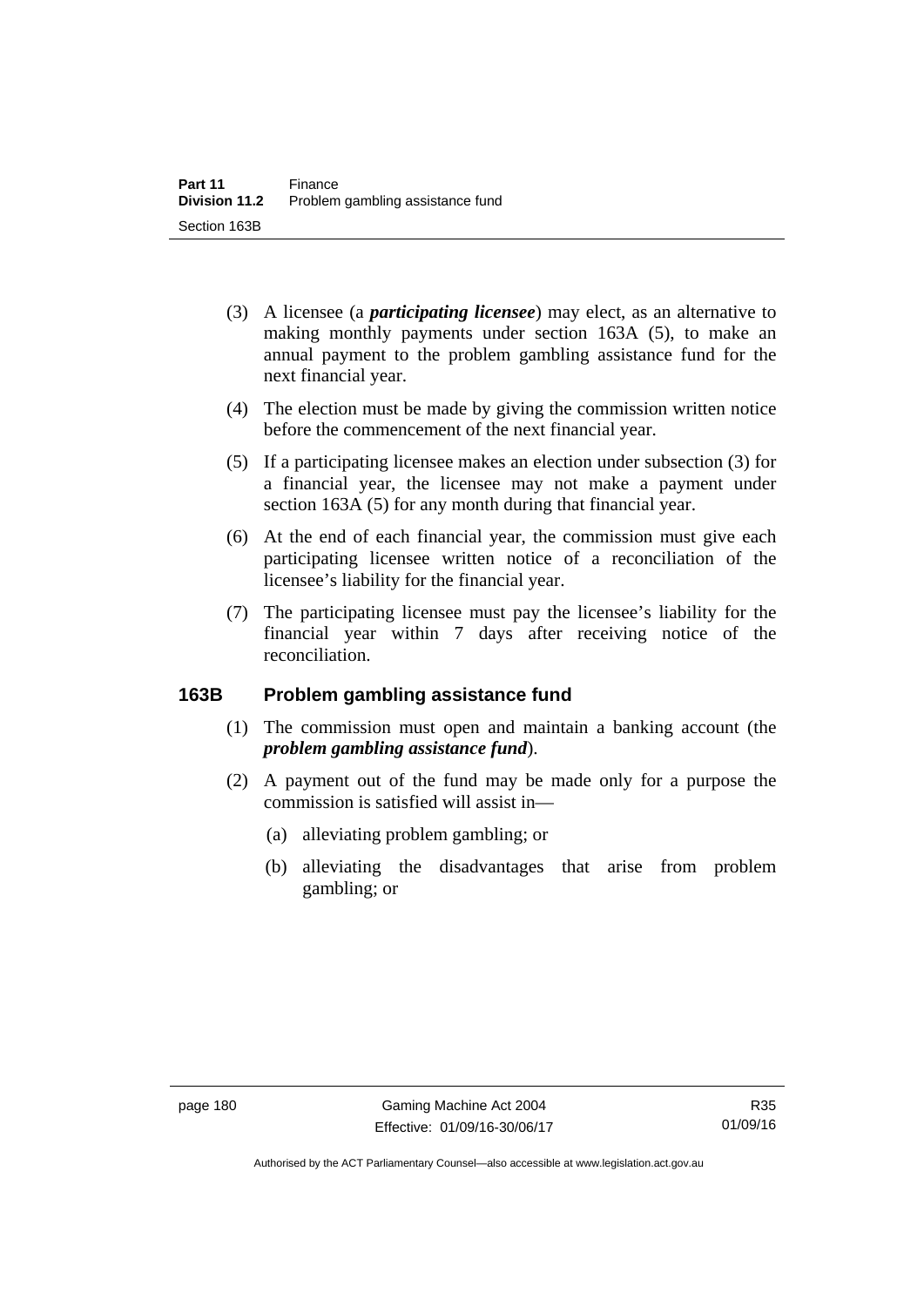(3) A licensee (a ***participating licensee***) may elect, as an alternative to making monthly payments under section 163A (5), to make an annual payment to the problem gambling assistance fund for the next financial year.

(4) The election must be made by giving the commission written notice before the commencement of the next financial year.

(5) If a participating licensee makes an election under subsection (3) for a financial year, the licensee may not make a payment under section 163A (5) for any month during that financial year.

(6) At the end of each financial year, the commission must give each participating licensee written notice of a reconciliation of the licensee's liability for the financial year.

(7) The participating licensee must pay the licensee's liability for the financial year within 7 days after receiving notice of the reconciliation.

### 163B Problem gambling assistance fund

(1) The commission must open and maintain a banking account (the ***problem gambling assistance fund***).

(2) A payment out of the fund may be made only for a purpose the commission is satisfied will assist in—

(a) alleviating problem gambling; or

(b) alleviating the disadvantages that arise from problem gambling; or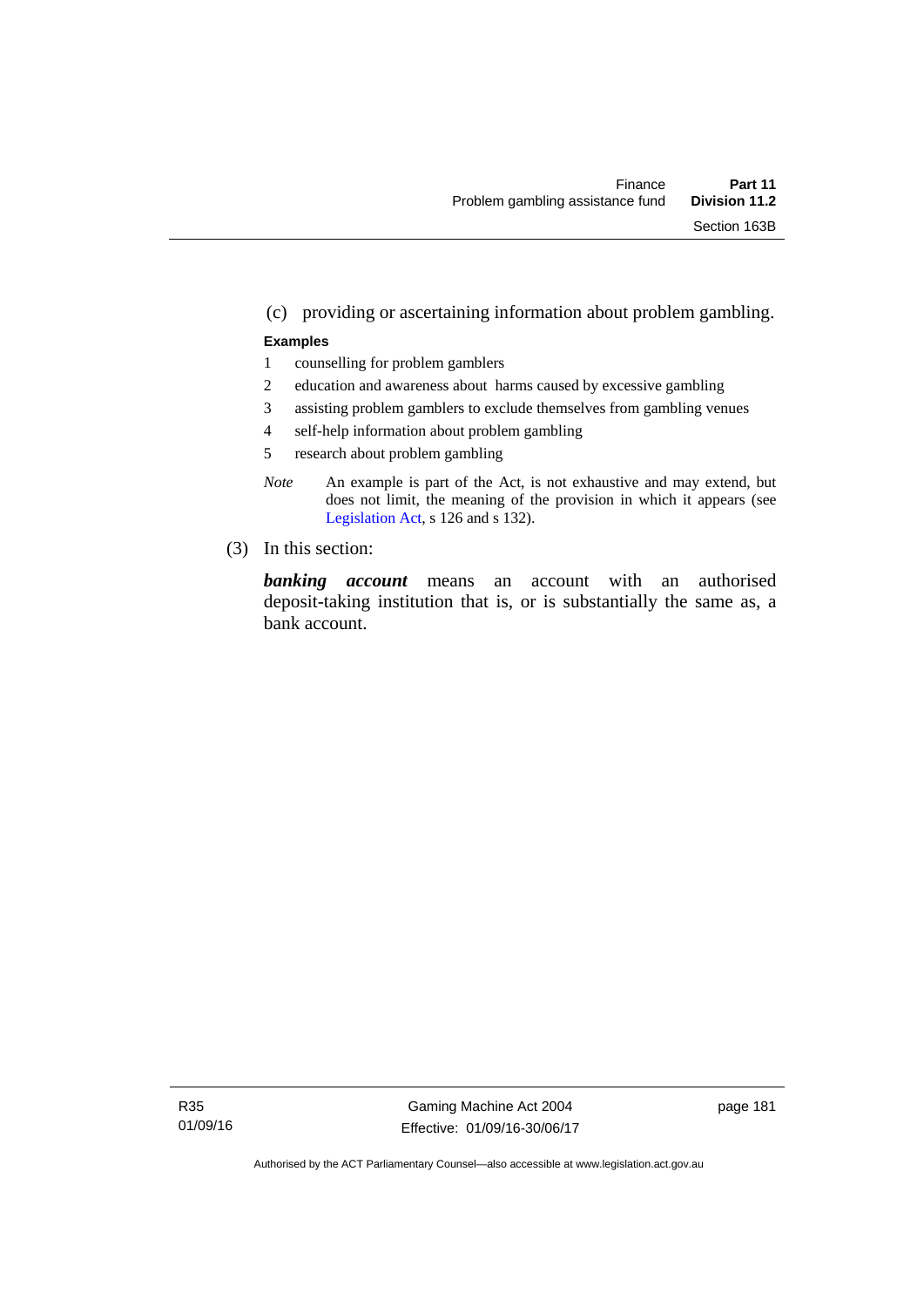(c) providing or ascertaining information about problem gambling.

**Examples**

1 counselling for problem gamblers

2 education and awareness about harms caused by excessive gambling

3 assisting problem gamblers to exclude themselves from gambling venues

4 self-help information about problem gambling

5 research about problem gambling

*Note* An example is part of the Act, is not exhaustive and may extend, but does not limit, the meaning of the provision in which it appears (see Legislation Act, s 126 and s 132).

(3) In this section:

***banking account*** means an account with an authorised deposit-taking institution that is, or is substantially the same as, a bank account.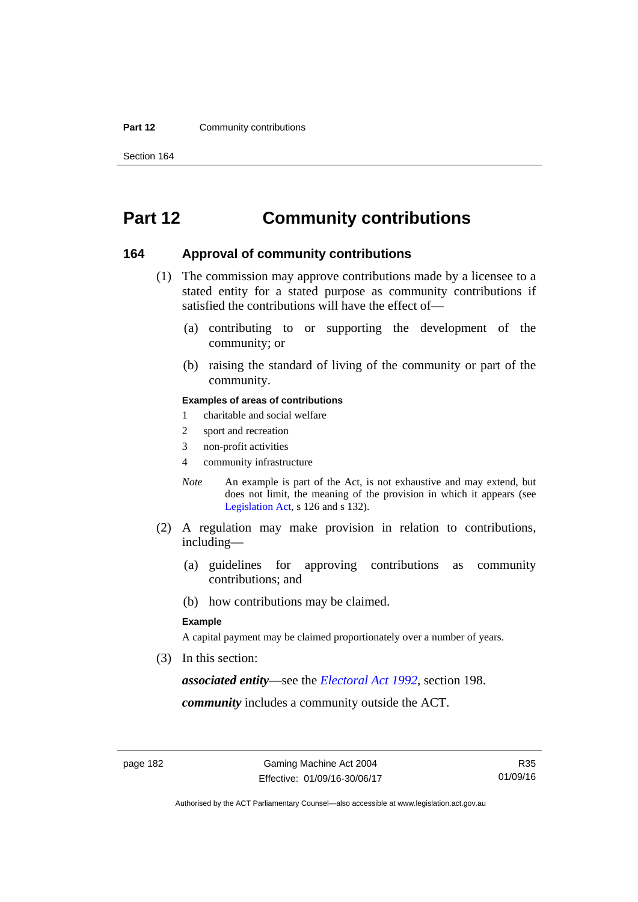# Part 12 Community contributions

## 164 Approval of community contributions

(1) The commission may approve contributions made by a licensee to a stated entity for a stated purpose as community contributions if satisfied the contributions will have the effect of—

(a) contributing to or supporting the development of the community; or

(b) raising the standard of living of the community or part of the community.

**Examples of areas of contributions**

1 charitable and social welfare

2 sport and recreation

3 non-profit activities

4 community infrastructure

*Note* An example is part of the Act, is not exhaustive and may extend, but does not limit, the meaning of the provision in which it appears (see Legislation Act, s 126 and s 132).

(2) A regulation may make provision in relation to contributions, including—

(a) guidelines for approving contributions as community contributions; and

(b) how contributions may be claimed.

**Example**

A capital payment may be claimed proportionately over a number of years.

(3) In this section:

***associated entity***—see the *Electoral Act 1992*, section 198.

***community*** includes a community outside the ACT.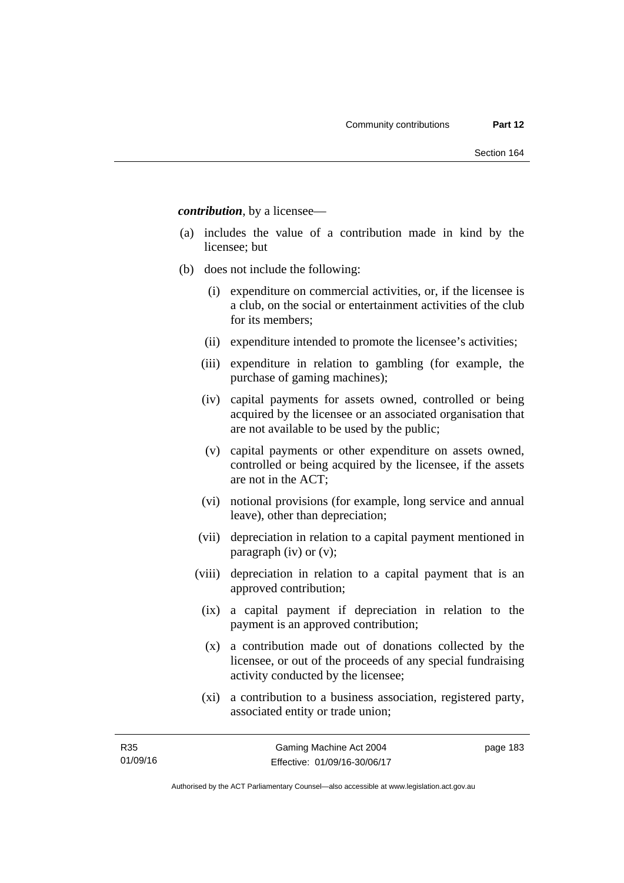***contribution***, by a licensee—

(a) includes the value of a contribution made in kind by the licensee; but

(b) does not include the following:

  (i) expenditure on commercial activities, or, if the licensee is a club, on the social or entertainment activities of the club for its members;

  (ii) expenditure intended to promote the licensee's activities;

  (iii) expenditure in relation to gambling (for example, the purchase of gaming machines);

  (iv) capital payments for assets owned, controlled or being acquired by the licensee or an associated organisation that are not available to be used by the public;

  (v) capital payments or other expenditure on assets owned, controlled or being acquired by the licensee, if the assets are not in the ACT;

  (vi) notional provisions (for example, long service and annual leave), other than depreciation;

  (vii) depreciation in relation to a capital payment mentioned in paragraph (iv) or (v);

  (viii) depreciation in relation to a capital payment that is an approved contribution;

  (ix) a capital payment if depreciation in relation to the payment is an approved contribution;

  (x) a contribution made out of donations collected by the licensee, or out of the proceeds of any special fundraising activity conducted by the licensee;

  (xi) a contribution to a business association, registered party, associated entity or trade union;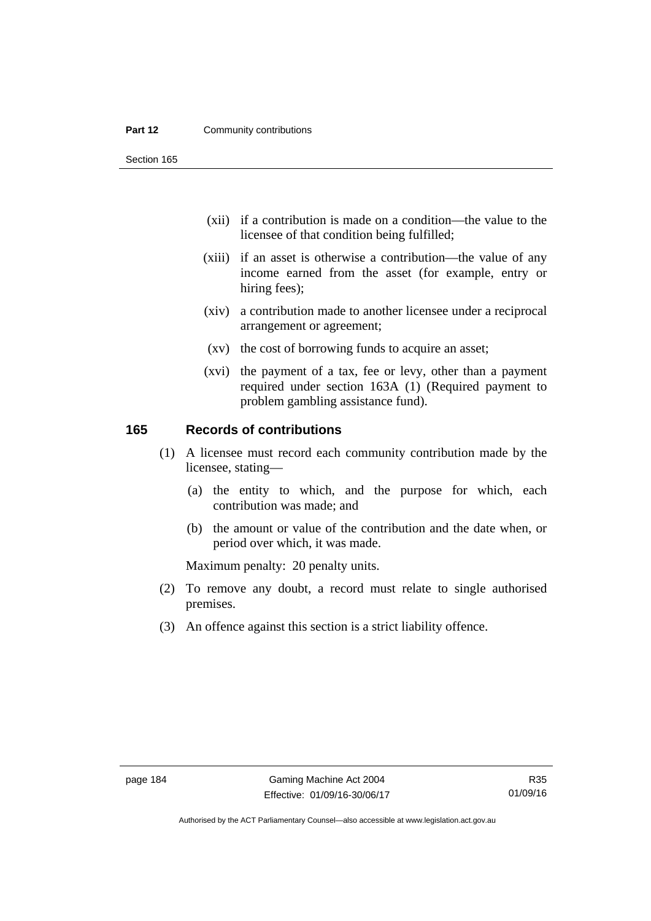(xii) if a contribution is made on a condition—the value to the licensee of that condition being fulfilled;

(xiii) if an asset is otherwise a contribution—the value of any income earned from the asset (for example, entry or hiring fees);

(xiv) a contribution made to another licensee under a reciprocal arrangement or agreement;

(xv) the cost of borrowing funds to acquire an asset;

(xvi) the payment of a tax, fee or levy, other than a payment required under section 163A (1) (Required payment to problem gambling assistance fund).

## 165 Records of contributions

(1) A licensee must record each community contribution made by the licensee, stating—

(a) the entity to which, and the purpose for which, each contribution was made; and

(b) the amount or value of the contribution and the date when, or period over which, it was made.

Maximum penalty: 20 penalty units.

(2) To remove any doubt, a record must relate to single authorised premises.

(3) An offence against this section is a strict liability offence.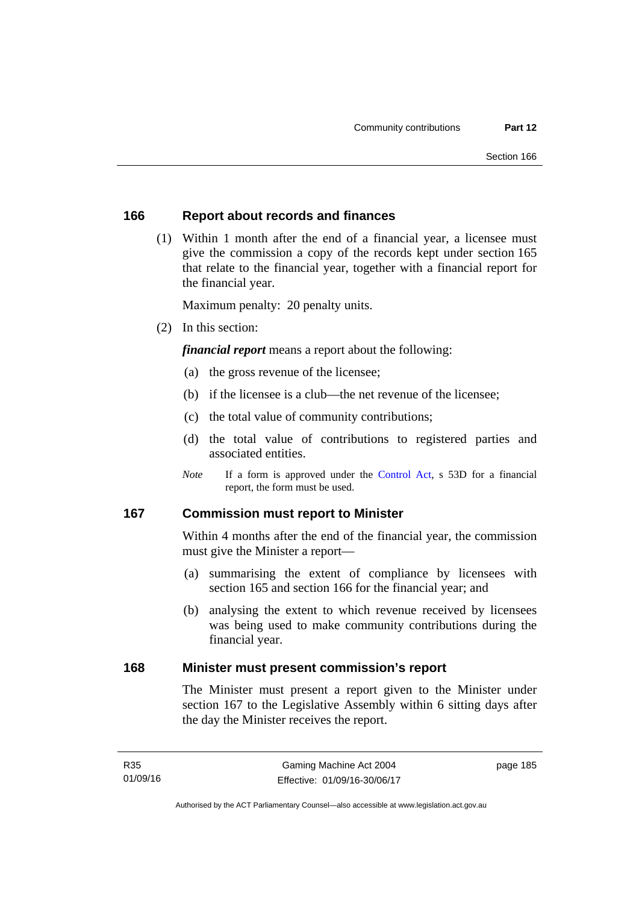## 166 Report about records and finances

(1) Within 1 month after the end of a financial year, a licensee must give the commission a copy of the records kept under section 165 that relate to the financial year, together with a financial report for the financial year.

Maximum penalty: 20 penalty units.

(2) In this section:

***financial report*** means a report about the following:

(a) the gross revenue of the licensee;

(b) if the licensee is a club—the net revenue of the licensee;

(c) the total value of community contributions;

(d) the total value of contributions to registered parties and associated entities.

*Note* If a form is approved under the Control Act, s 53D for a financial report, the form must be used.

## 167 Commission must report to Minister

Within 4 months after the end of the financial year, the commission must give the Minister a report—

(a) summarising the extent of compliance by licensees with section 165 and section 166 for the financial year; and

(b) analysing the extent to which revenue received by licensees was being used to make community contributions during the financial year.

## 168 Minister must present commission's report

The Minister must present a report given to the Minister under section 167 to the Legislative Assembly within 6 sitting days after the day the Minister receives the report.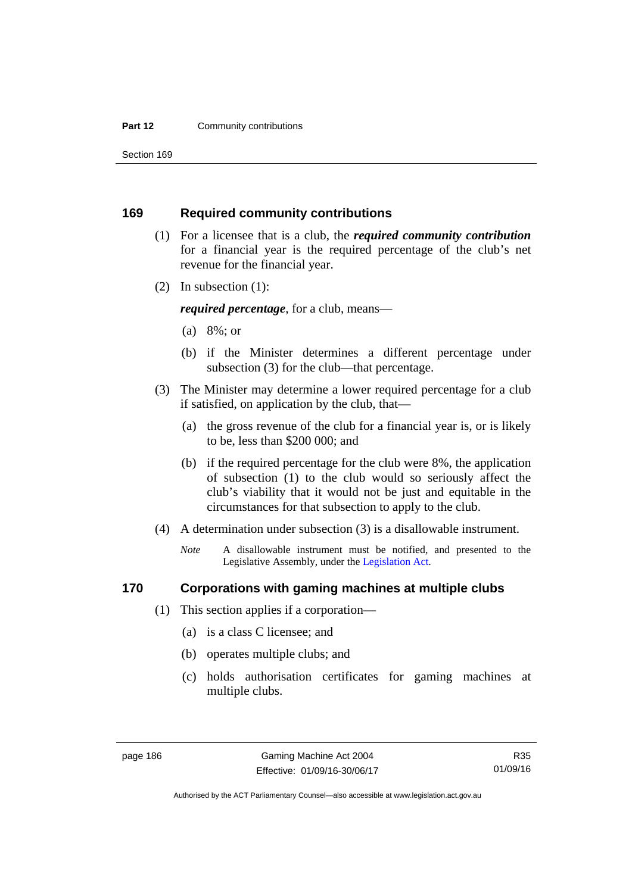## 169 Required community contributions

(1) For a licensee that is a club, the ***required community contribution*** for a financial year is the required percentage of the club's net revenue for the financial year.

(2) In subsection (1):

***required percentage***, for a club, means—

(a) 8%; or

(b) if the Minister determines a different percentage under subsection (3) for the club—that percentage.

(3) The Minister may determine a lower required percentage for a club if satisfied, on application by the club, that—

(a) the gross revenue of the club for a financial year is, or is likely to be, less than $200 000; and

(b) if the required percentage for the club were 8%, the application of subsection (1) to the club would so seriously affect the club's viability that it would not be just and equitable in the circumstances for that subsection to apply to the club.

(4) A determination under subsection (3) is a disallowable instrument.

*Note* A disallowable instrument must be notified, and presented to the Legislative Assembly, under the Legislation Act.

## 170 Corporations with gaming machines at multiple clubs

(1) This section applies if a corporation—

(a) is a class C licensee; and

(b) operates multiple clubs; and

(c) holds authorisation certificates for gaming machines at multiple clubs.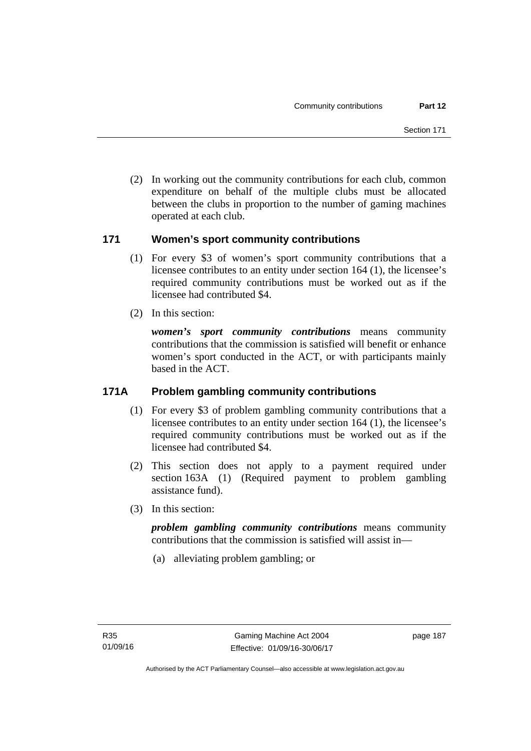(2) In working out the community contributions for each club, common expenditure on behalf of the multiple clubs must be allocated between the clubs in proportion to the number of gaming machines operated at each club.

### 171 Women's sport community contributions

(1) For every \$3 of women's sport community contributions that a licensee contributes to an entity under section 164 (1), the licensee's required community contributions must be worked out as if the licensee had contributed \$4.

(2) In this section:

***women's sport community contributions*** means community contributions that the commission is satisfied will benefit or enhance women's sport conducted in the ACT, or with participants mainly based in the ACT.

### 171A Problem gambling community contributions

(1) For every \$3 of problem gambling community contributions that a licensee contributes to an entity under section 164 (1), the licensee's required community contributions must be worked out as if the licensee had contributed \$4.

(2) This section does not apply to a payment required under section 163A (1) (Required payment to problem gambling assistance fund).

(3) In this section:

***problem gambling community contributions*** means community contributions that the commission is satisfied will assist in—

(a) alleviating problem gambling; or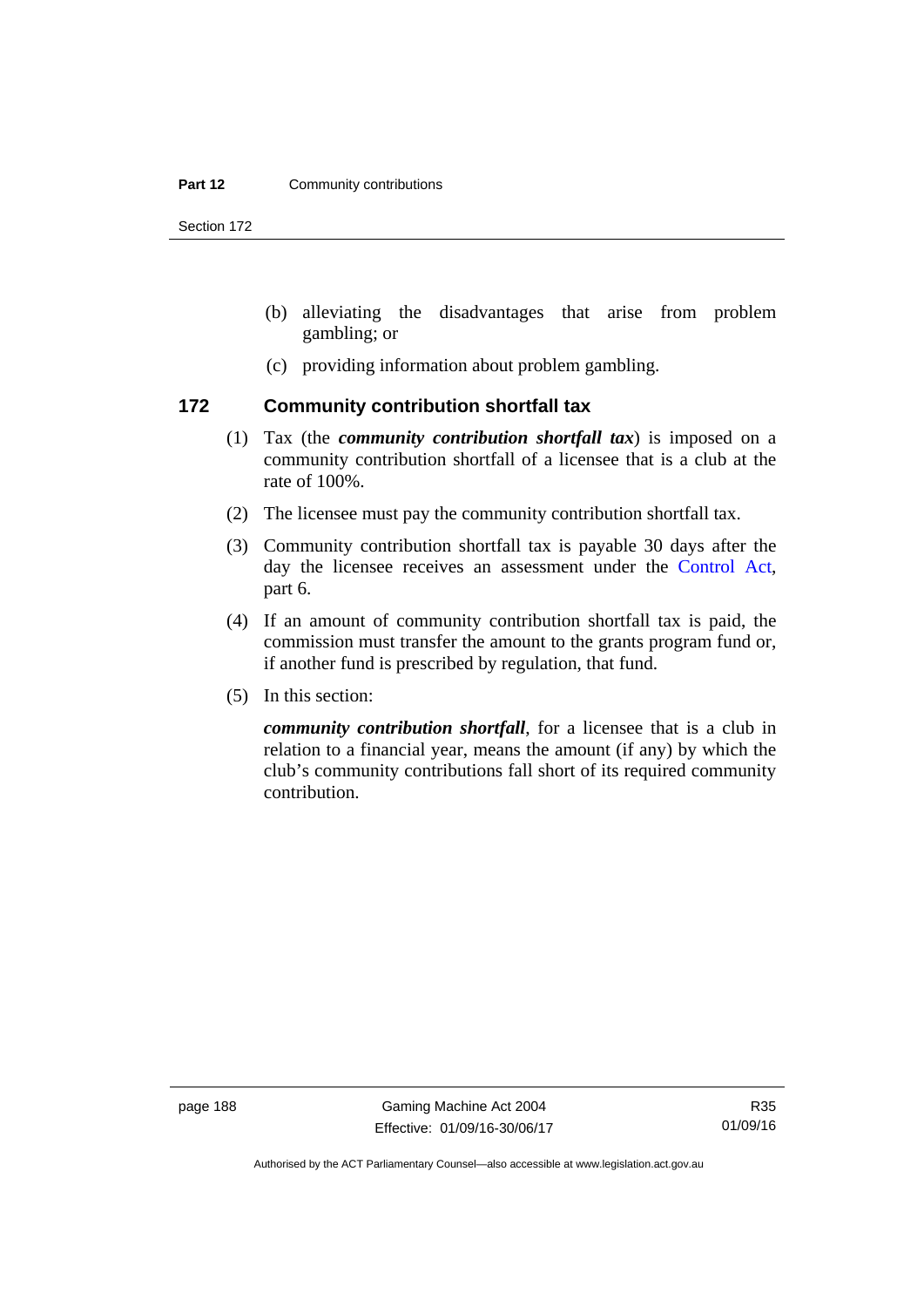(b) alleviating the disadvantages that arise from problem gambling; or

(c) providing information about problem gambling.

### 172 Community contribution shortfall tax

(1) Tax (the ***community contribution shortfall tax***) is imposed on a community contribution shortfall of a licensee that is a club at the rate of 100%.

(2) The licensee must pay the community contribution shortfall tax.

(3) Community contribution shortfall tax is payable 30 days after the day the licensee receives an assessment under the Control Act, part 6.

(4) If an amount of community contribution shortfall tax is paid, the commission must transfer the amount to the grants program fund or, if another fund is prescribed by regulation, that fund.

(5) In this section:

***community contribution shortfall***, for a licensee that is a club in relation to a financial year, means the amount (if any) by which the club's community contributions fall short of its required community contribution.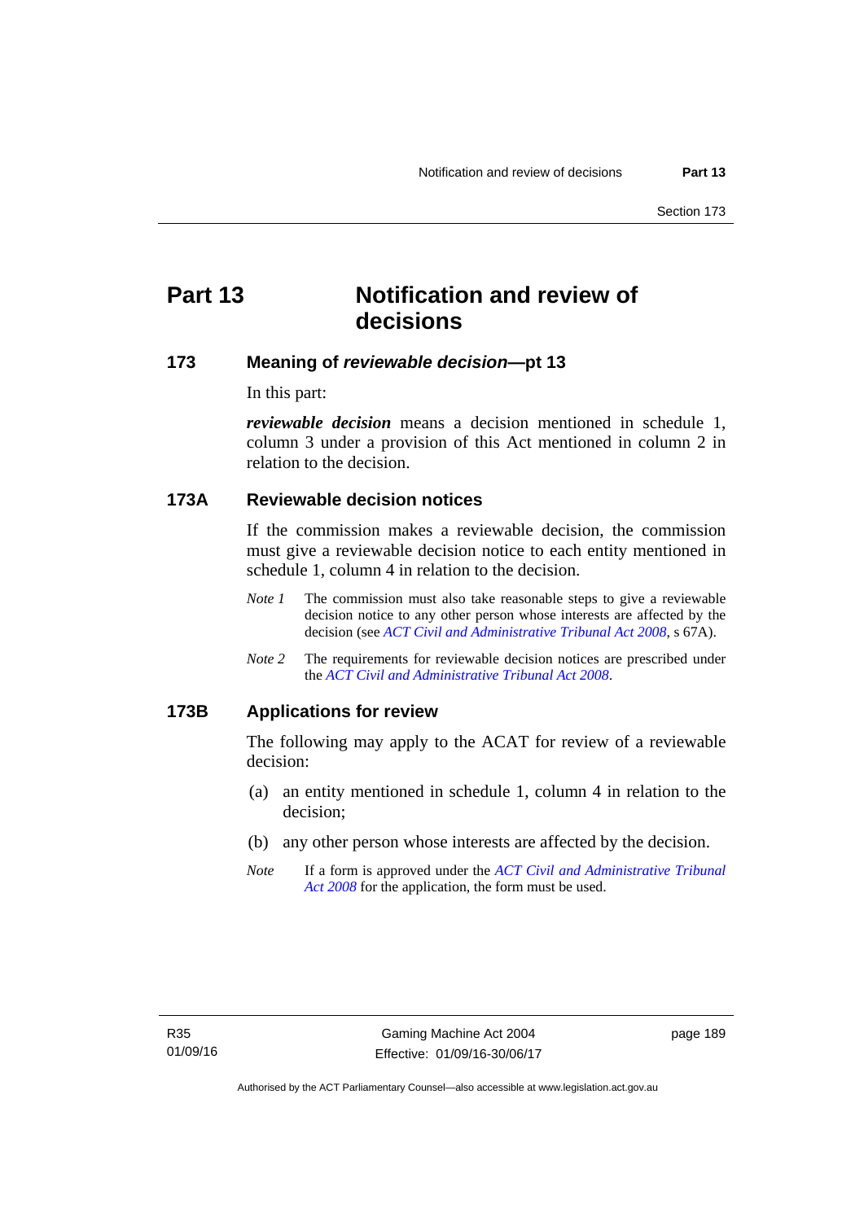# Part 13 Notification and review of decisions

## 173 Meaning of *reviewable decision*—pt 13

In this part:

***reviewable decision*** means a decision mentioned in schedule 1, column 3 under a provision of this Act mentioned in column 2 in relation to the decision.

## 173A Reviewable decision notices

If the commission makes a reviewable decision, the commission must give a reviewable decision notice to each entity mentioned in schedule 1, column 4 in relation to the decision.

*Note 1* The commission must also take reasonable steps to give a reviewable decision notice to any other person whose interests are affected by the decision (see *ACT Civil and Administrative Tribunal Act 2008*, s 67A).

*Note 2* The requirements for reviewable decision notices are prescribed under the *ACT Civil and Administrative Tribunal Act 2008*.

## 173B Applications for review

The following may apply to the ACAT for review of a reviewable decision:

(a) an entity mentioned in schedule 1, column 4 in relation to the decision;

(b) any other person whose interests are affected by the decision.

*Note* If a form is approved under the *ACT Civil and Administrative Tribunal Act 2008* for the application, the form must be used.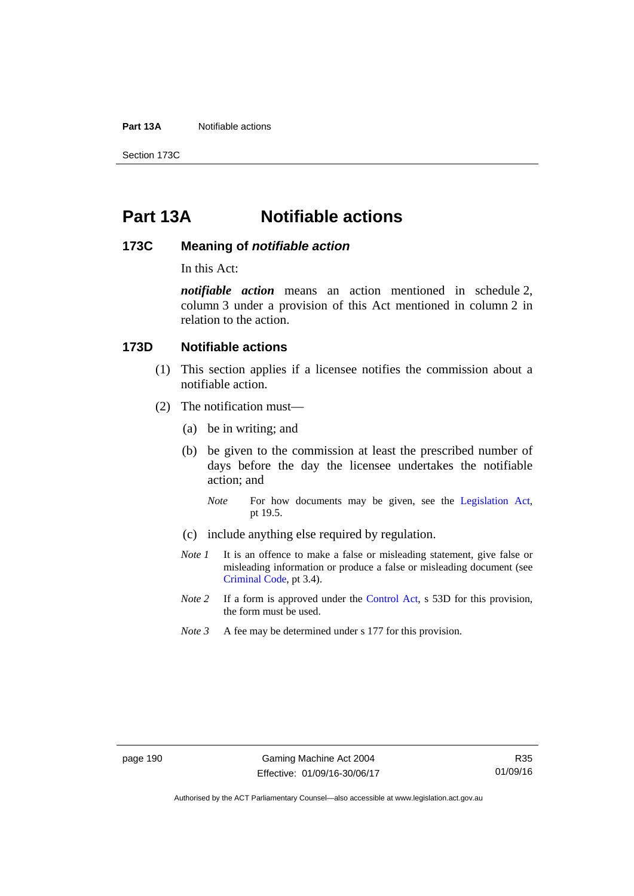# Part 13A Notifiable actions

## 173C Meaning of *notifiable action*

In this Act:

***notifiable action*** means an action mentioned in schedule 2, column 3 under a provision of this Act mentioned in column 2 in relation to the action.

## 173D Notifiable actions

(1) This section applies if a licensee notifies the commission about a notifiable action.

(2) The notification must—

(a) be in writing; and

(b) be given to the commission at least the prescribed number of days before the day the licensee undertakes the notifiable action; and

*Note* For how documents may be given, see the Legislation Act, pt 19.5.

(c) include anything else required by regulation.

*Note 1* It is an offence to make a false or misleading statement, give false or misleading information or produce a false or misleading document (see Criminal Code, pt 3.4).

*Note 2* If a form is approved under the Control Act, s 53D for this provision, the form must be used.

*Note 3* A fee may be determined under s 177 for this provision.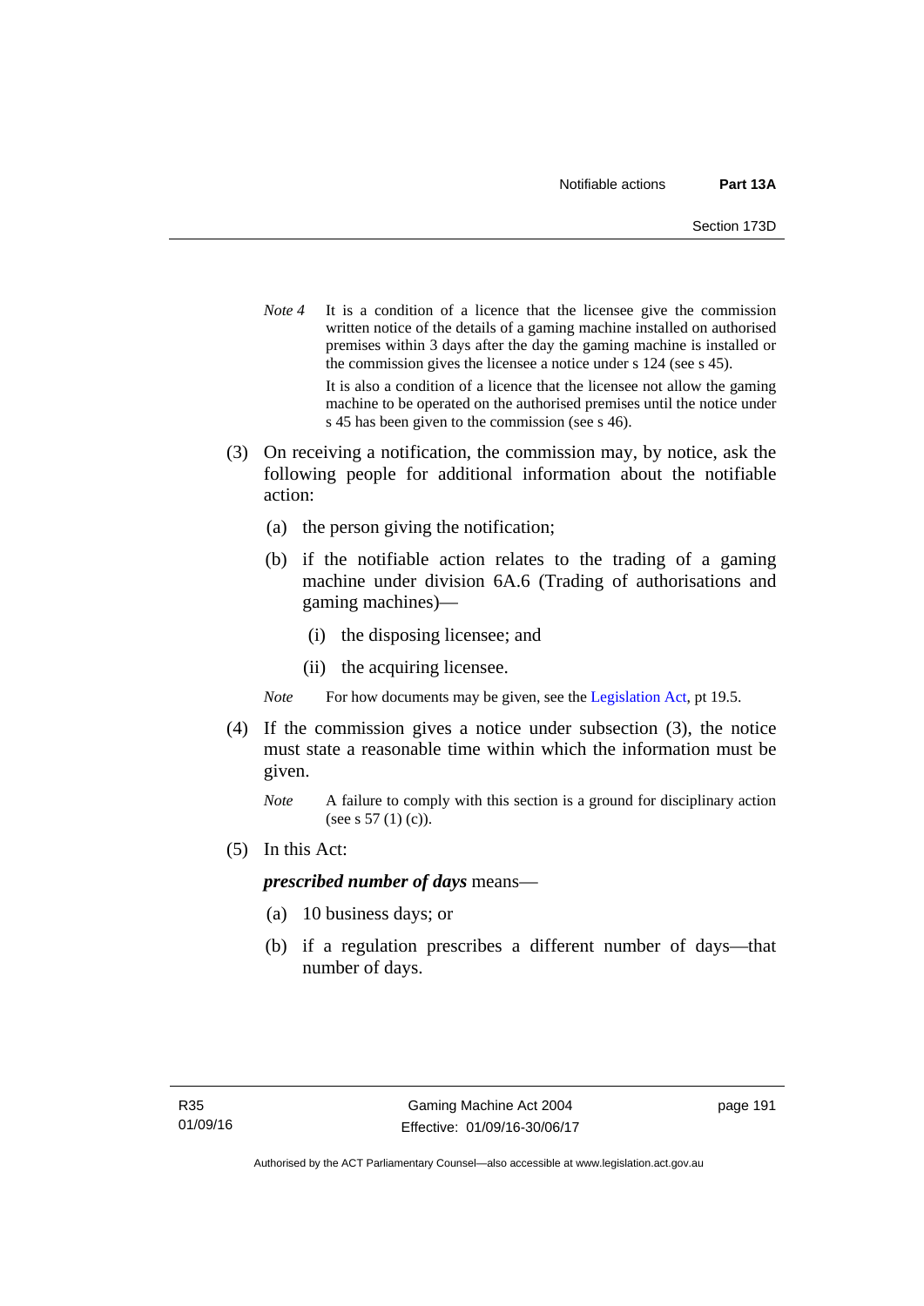*Note 4* It is a condition of a licence that the licensee give the commission written notice of the details of a gaming machine installed on authorised premises within 3 days after the day the gaming machine is installed or the commission gives the licensee a notice under s 124 (see s 45).

It is also a condition of a licence that the licensee not allow the gaming machine to be operated on the authorised premises until the notice under s 45 has been given to the commission (see s 46).

(3) On receiving a notification, the commission may, by notice, ask the following people for additional information about the notifiable action:

(a) the person giving the notification;

(b) if the notifiable action relates to the trading of a gaming machine under division 6A.6 (Trading of authorisations and gaming machines)—

(i) the disposing licensee; and

(ii) the acquiring licensee.

*Note* For how documents may be given, see the Legislation Act, pt 19.5.

(4) If the commission gives a notice under subsection (3), the notice must state a reasonable time within which the information must be given.

*Note* A failure to comply with this section is a ground for disciplinary action (see s 57 (1) (c)).

(5) In this Act:

***prescribed number of days*** means—

(a) 10 business days; or

(b) if a regulation prescribes a different number of days—that number of days.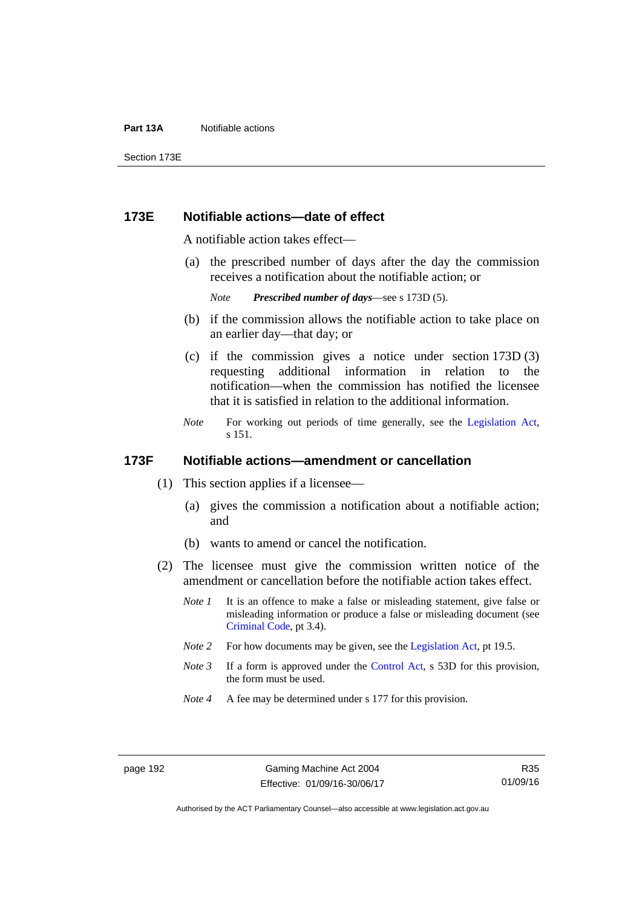### 173E Notifiable actions—date of effect

A notifiable action takes effect—

(a) the prescribed number of days after the day the commission receives a notification about the notifiable action; or

*Note* ***Prescribed number of days***—see s 173D (5).

(b) if the commission allows the notifiable action to take place on an earlier day—that day; or

(c) if the commission gives a notice under section 173D (3) requesting additional information in relation to the notification—when the commission has notified the licensee that it is satisfied in relation to the additional information.

*Note* For working out periods of time generally, see the Legislation Act, s 151.

### 173F Notifiable actions—amendment or cancellation

(1) This section applies if a licensee—

(a) gives the commission a notification about a notifiable action; and

(b) wants to amend or cancel the notification.

(2) The licensee must give the commission written notice of the amendment or cancellation before the notifiable action takes effect.

*Note 1* It is an offence to make a false or misleading statement, give false or misleading information or produce a false or misleading document (see Criminal Code, pt 3.4).

*Note 2* For how documents may be given, see the Legislation Act, pt 19.5.

*Note 3* If a form is approved under the Control Act, s 53D for this provision, the form must be used.

*Note 4* A fee may be determined under s 177 for this provision.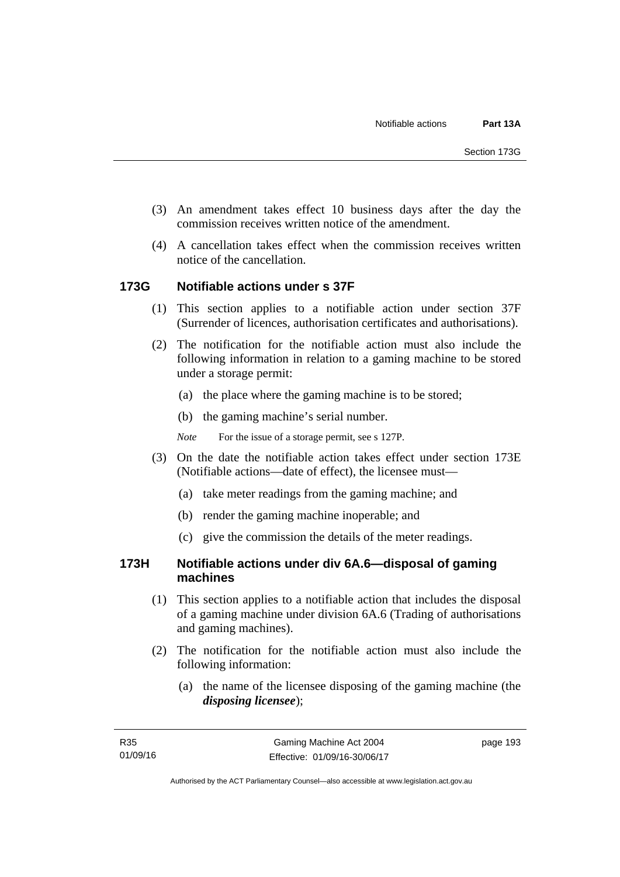(3) An amendment takes effect 10 business days after the day the commission receives written notice of the amendment.

(4) A cancellation takes effect when the commission receives written notice of the cancellation.

### 173G Notifiable actions under s 37F

(1) This section applies to a notifiable action under section 37F (Surrender of licences, authorisation certificates and authorisations).

(2) The notification for the notifiable action must also include the following information in relation to a gaming machine to be stored under a storage permit:

(a) the place where the gaming machine is to be stored;

(b) the gaming machine's serial number.

*Note* For the issue of a storage permit, see s 127P.

(3) On the date the notifiable action takes effect under section 173E (Notifiable actions—date of effect), the licensee must—

(a) take meter readings from the gaming machine; and

(b) render the gaming machine inoperable; and

(c) give the commission the details of the meter readings.

### 173H Notifiable actions under div 6A.6—disposal of gaming machines

(1) This section applies to a notifiable action that includes the disposal of a gaming machine under division 6A.6 (Trading of authorisations and gaming machines).

(2) The notification for the notifiable action must also include the following information:

(a) the name of the licensee disposing of the gaming machine (the ***disposing licensee***);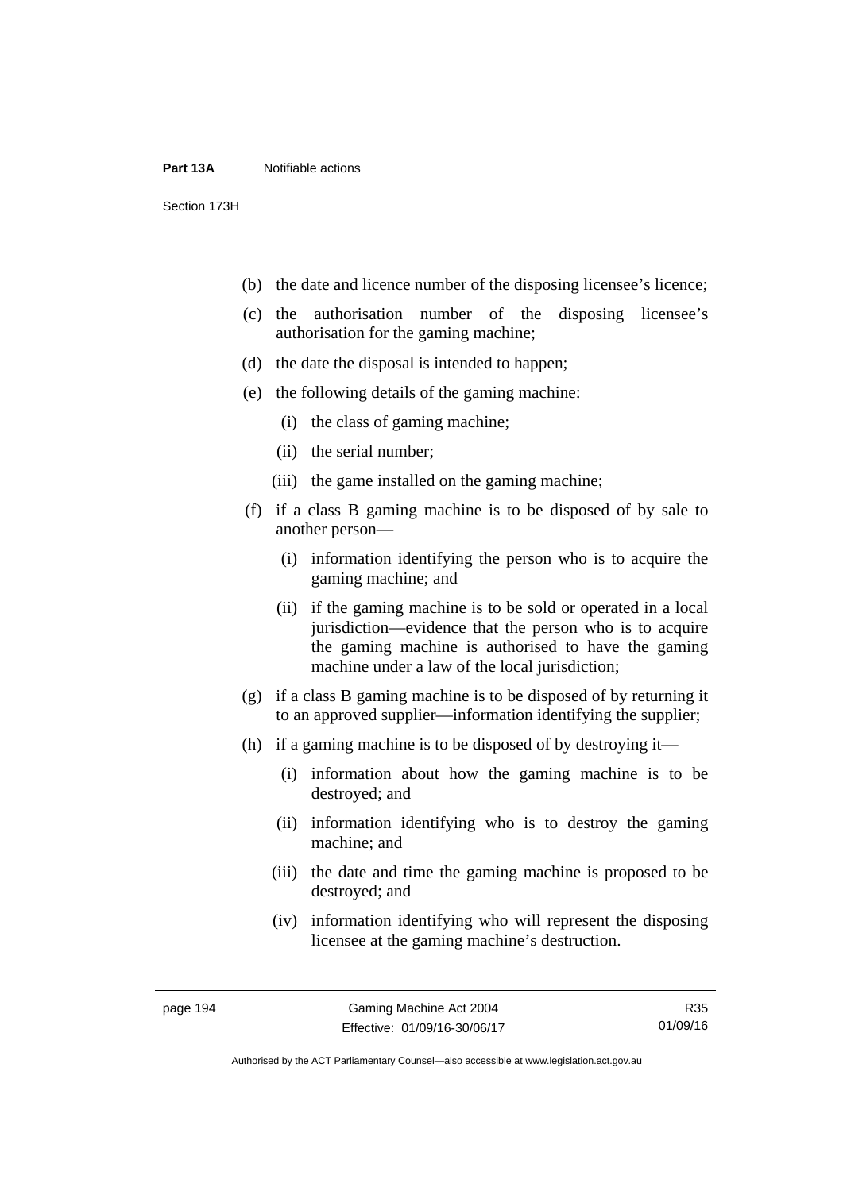(b) the date and licence number of the disposing licensee's licence;

(c) the authorisation number of the disposing licensee's authorisation for the gaming machine;

(d) the date the disposal is intended to happen;

(e) the following details of the gaming machine:

  (i) the class of gaming machine;

  (ii) the serial number;

  (iii) the game installed on the gaming machine;

(f) if a class B gaming machine is to be disposed of by sale to another person—

  (i) information identifying the person who is to acquire the gaming machine; and

  (ii) if the gaming machine is to be sold or operated in a local jurisdiction—evidence that the person who is to acquire the gaming machine is authorised to have the gaming machine under a law of the local jurisdiction;

(g) if a class B gaming machine is to be disposed of by returning it to an approved supplier—information identifying the supplier;

(h) if a gaming machine is to be disposed of by destroying it—

  (i) information about how the gaming machine is to be destroyed; and

  (ii) information identifying who is to destroy the gaming machine; and

  (iii) the date and time the gaming machine is proposed to be destroyed; and

  (iv) information identifying who will represent the disposing licensee at the gaming machine's destruction.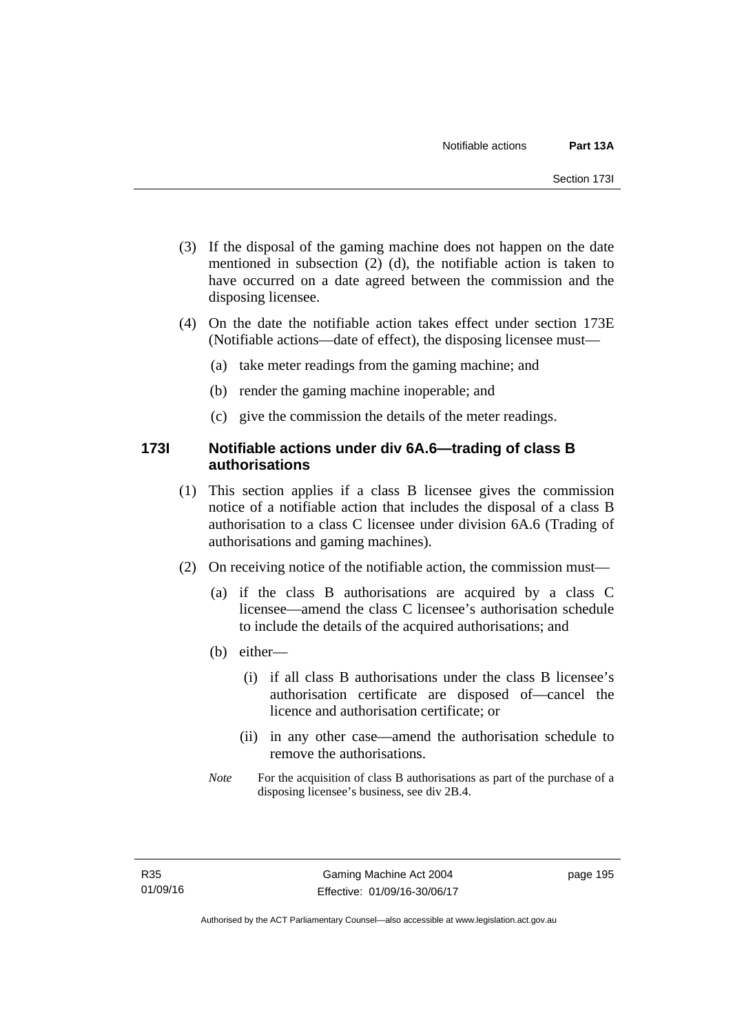(3) If the disposal of the gaming machine does not happen on the date mentioned in subsection (2) (d), the notifiable action is taken to have occurred on a date agreed between the commission and the disposing licensee.

(4) On the date the notifiable action takes effect under section 173E (Notifiable actions—date of effect), the disposing licensee must—

(a) take meter readings from the gaming machine; and

(b) render the gaming machine inoperable; and

(c) give the commission the details of the meter readings.

### 173I Notifiable actions under div 6A.6—trading of class B authorisations

(1) This section applies if a class B licensee gives the commission notice of a notifiable action that includes the disposal of a class B authorisation to a class C licensee under division 6A.6 (Trading of authorisations and gaming machines).

(2) On receiving notice of the notifiable action, the commission must—

(a) if the class B authorisations are acquired by a class C licensee—amend the class C licensee's authorisation schedule to include the details of the acquired authorisations; and

(b) either—

(i) if all class B authorisations under the class B licensee's authorisation certificate are disposed of—cancel the licence and authorisation certificate; or

(ii) in any other case—amend the authorisation schedule to remove the authorisations.

*Note* For the acquisition of class B authorisations as part of the purchase of a disposing licensee's business, see div 2B.4.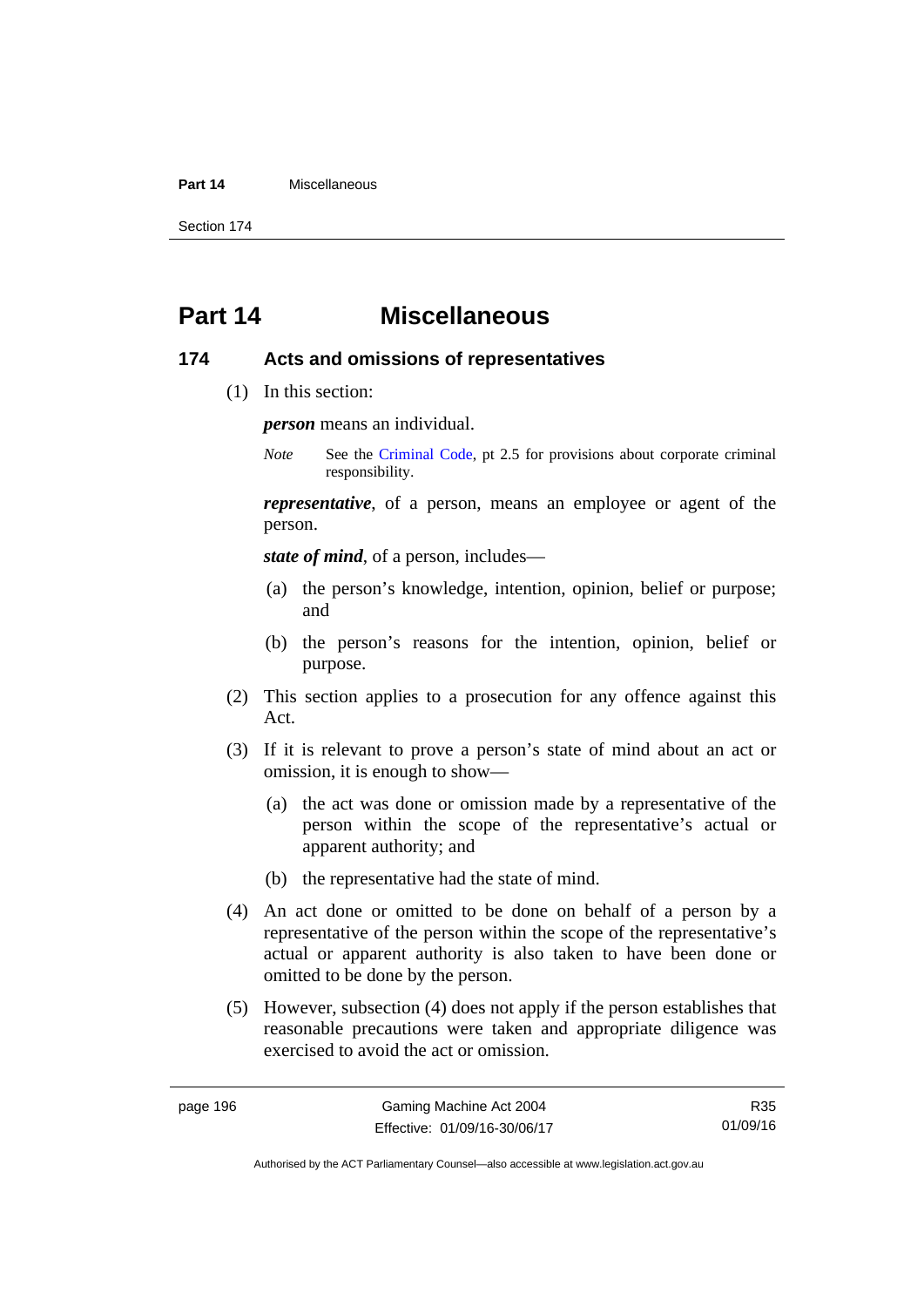# Part 14 Miscellaneous

## 174 Acts and omissions of representatives

(1) In this section:

***person*** means an individual.

*Note* See the Criminal Code, pt 2.5 for provisions about corporate criminal responsibility.

***representative***, of a person, means an employee or agent of the person.

***state of mind***, of a person, includes—

(a) the person's knowledge, intention, opinion, belief or purpose; and

(b) the person's reasons for the intention, opinion, belief or purpose.

(2) This section applies to a prosecution for any offence against this Act.

(3) If it is relevant to prove a person's state of mind about an act or omission, it is enough to show—

(a) the act was done or omission made by a representative of the person within the scope of the representative's actual or apparent authority; and

(b) the representative had the state of mind.

(4) An act done or omitted to be done on behalf of a person by a representative of the person within the scope of the representative's actual or apparent authority is also taken to have been done or omitted to be done by the person.

(5) However, subsection (4) does not apply if the person establishes that reasonable precautions were taken and appropriate diligence was exercised to avoid the act or omission.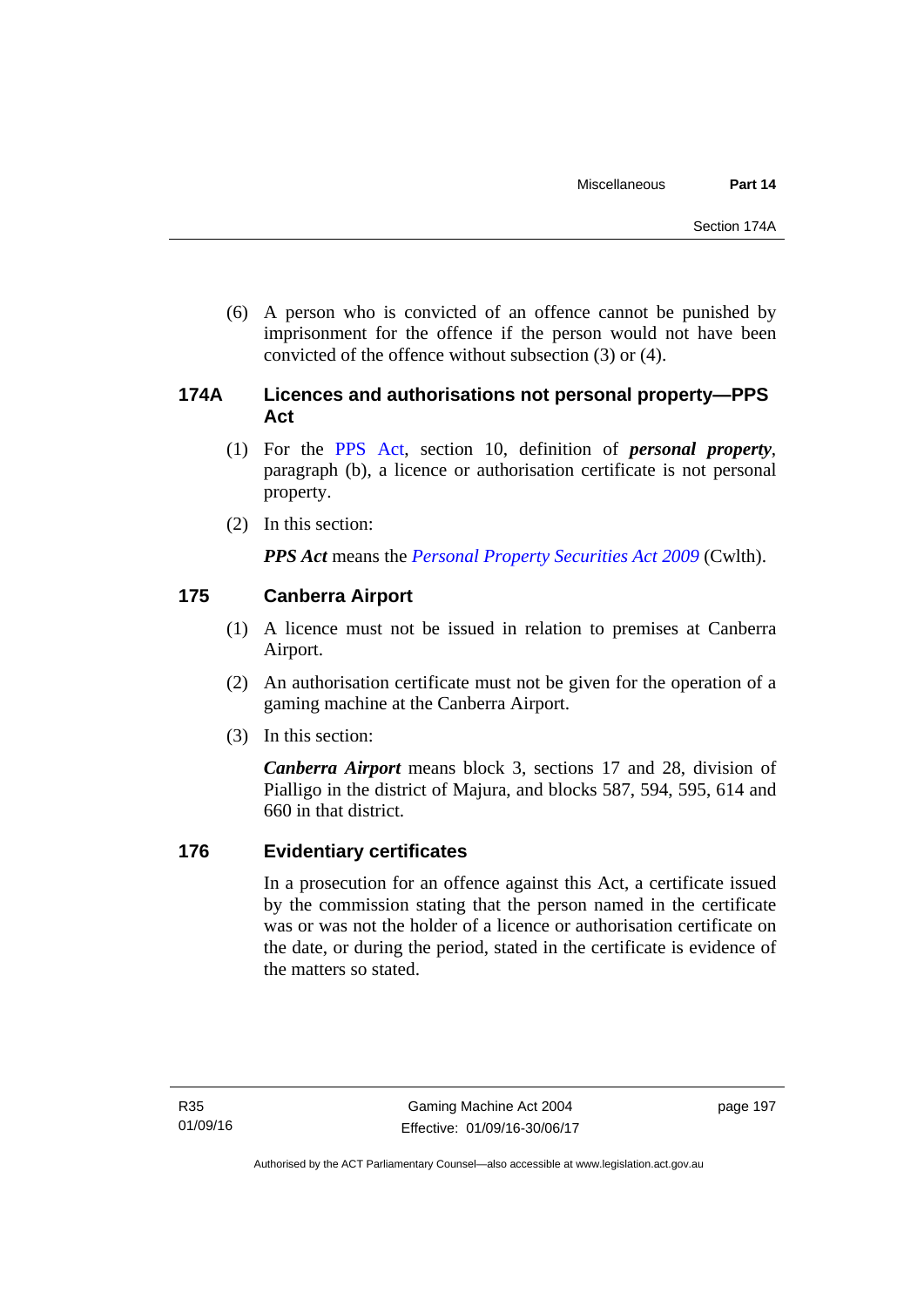(6) A person who is convicted of an offence cannot be punished by imprisonment for the offence if the person would not have been convicted of the offence without subsection (3) or (4).

### 174A Licences and authorisations not personal property—PPS Act

(1) For the PPS Act, section 10, definition of ***personal property***, paragraph (b), a licence or authorisation certificate is not personal property.

(2) In this section:

***PPS Act*** means the *Personal Property Securities Act 2009* (Cwlth).

### 175 Canberra Airport

(1) A licence must not be issued in relation to premises at Canberra Airport.

(2) An authorisation certificate must not be given for the operation of a gaming machine at the Canberra Airport.

(3) In this section:

***Canberra Airport*** means block 3, sections 17 and 28, division of Pialligo in the district of Majura, and blocks 587, 594, 595, 614 and 660 in that district.

### 176 Evidentiary certificates

In a prosecution for an offence against this Act, a certificate issued by the commission stating that the person named in the certificate was or was not the holder of a licence or authorisation certificate on the date, or during the period, stated in the certificate is evidence of the matters so stated.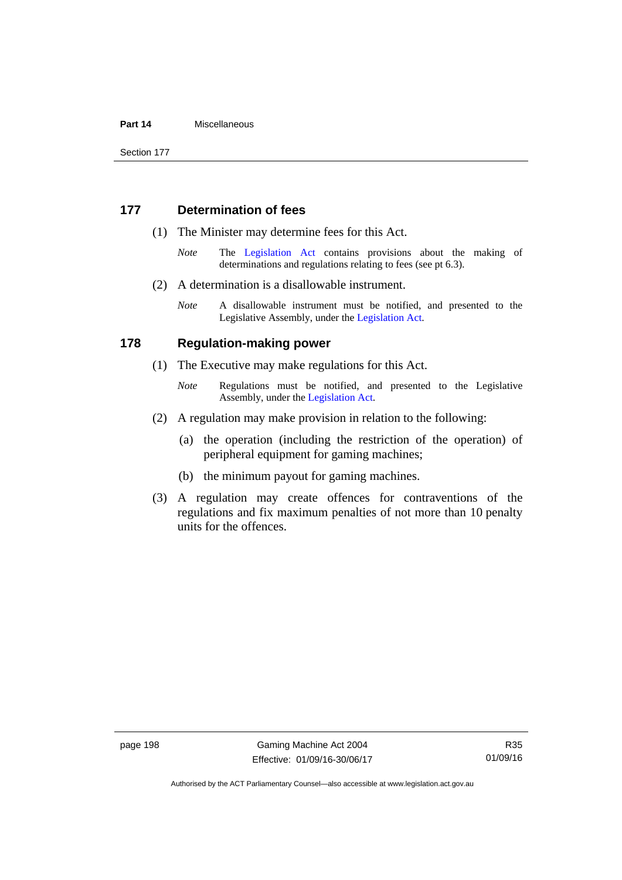## 177 Determination of fees

(1) The Minister may determine fees for this Act.

*Note* The Legislation Act contains provisions about the making of determinations and regulations relating to fees (see pt 6.3).

(2) A determination is a disallowable instrument.

*Note* A disallowable instrument must be notified, and presented to the Legislative Assembly, under the Legislation Act.

## 178 Regulation-making power

(1) The Executive may make regulations for this Act.

*Note* Regulations must be notified, and presented to the Legislative Assembly, under the Legislation Act.

(2) A regulation may make provision in relation to the following:

(a) the operation (including the restriction of the operation) of peripheral equipment for gaming machines;

(b) the minimum payout for gaming machines.

(3) A regulation may create offences for contraventions of the regulations and fix maximum penalties of not more than 10 penalty units for the offences.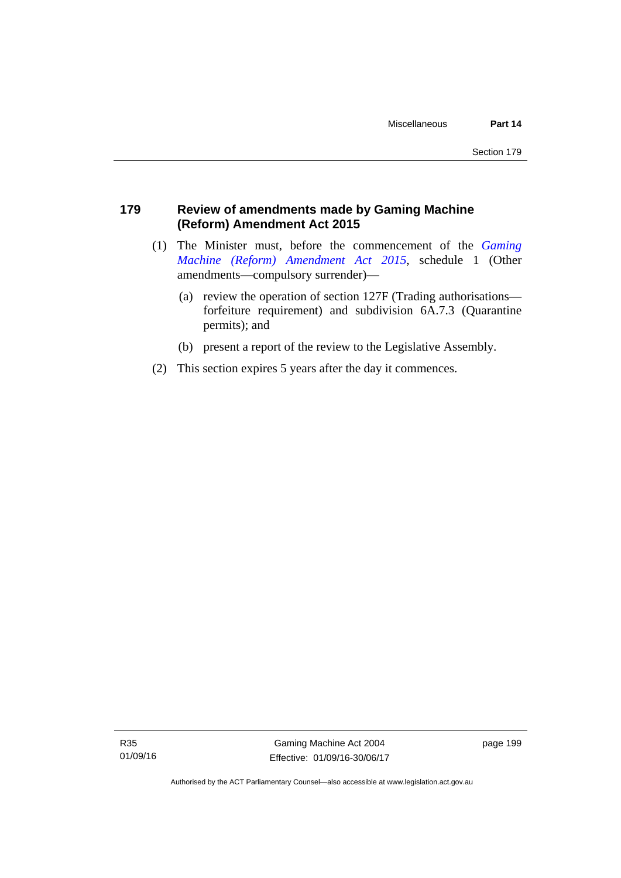## 179 Review of amendments made by Gaming Machine (Reform) Amendment Act 2015

(1) The Minister must, before the commencement of the *Gaming Machine (Reform) Amendment Act 2015*, schedule 1 (Other amendments—compulsory surrender)—

(a) review the operation of section 127F (Trading authorisations—forfeiture requirement) and subdivision 6A.7.3 (Quarantine permits); and

(b) present a report of the review to the Legislative Assembly.

(2) This section expires 5 years after the day it commences.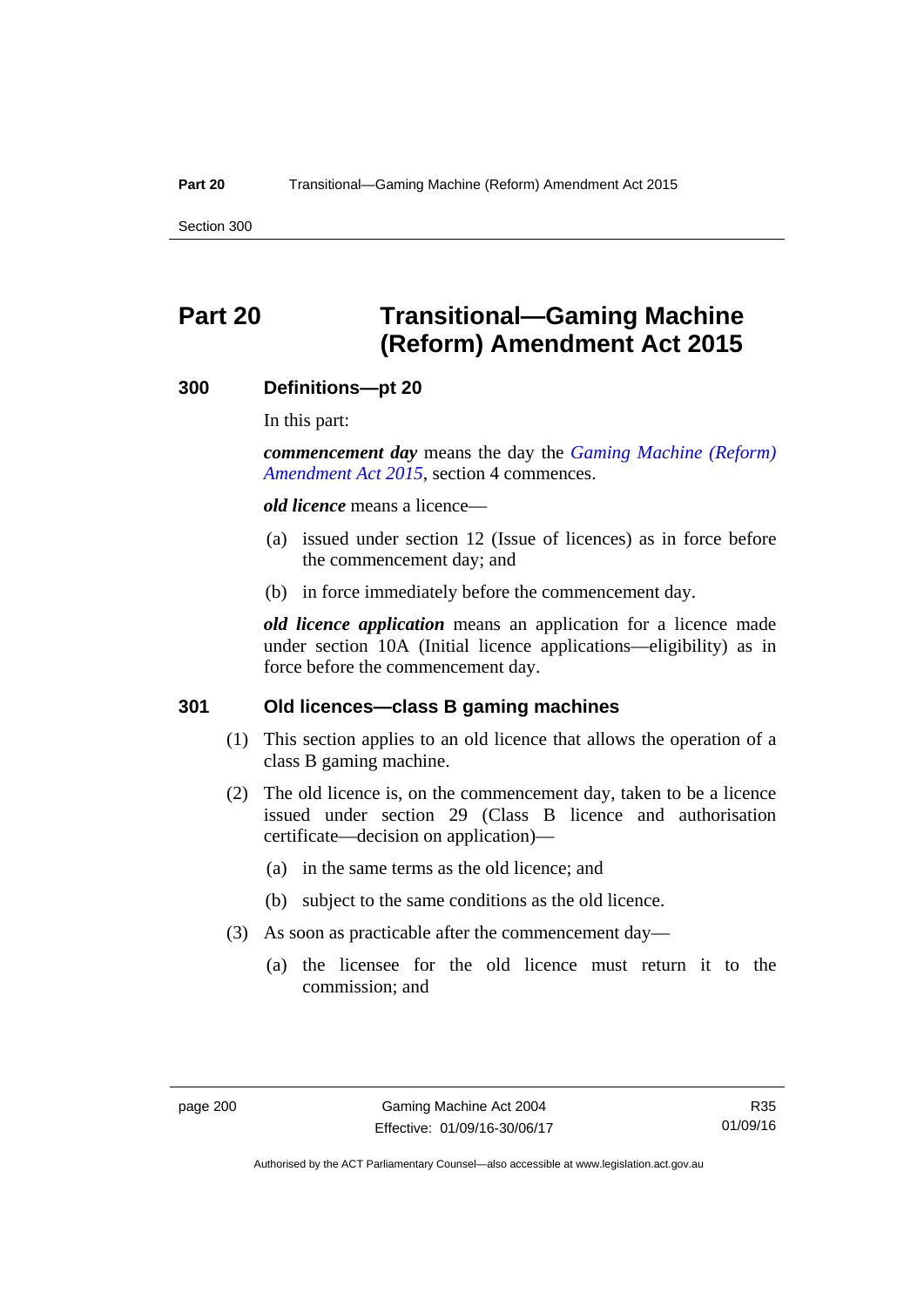# Part 20 Transitional—Gaming Machine (Reform) Amendment Act 2015

### 300 Definitions—pt 20

In this part:

***commencement day*** means the day the *Gaming Machine (Reform) Amendment Act 2015*, section 4 commences.

***old licence*** means a licence—

(a) issued under section 12 (Issue of licences) as in force before the commencement day; and

(b) in force immediately before the commencement day.

***old licence application*** means an application for a licence made under section 10A (Initial licence applications—eligibility) as in force before the commencement day.

### 301 Old licences—class B gaming machines

(1) This section applies to an old licence that allows the operation of a class B gaming machine.

(2) The old licence is, on the commencement day, taken to be a licence issued under section 29 (Class B licence and authorisation certificate—decision on application)—

(a) in the same terms as the old licence; and

(b) subject to the same conditions as the old licence.

(3) As soon as practicable after the commencement day—

(a) the licensee for the old licence must return it to the commission; and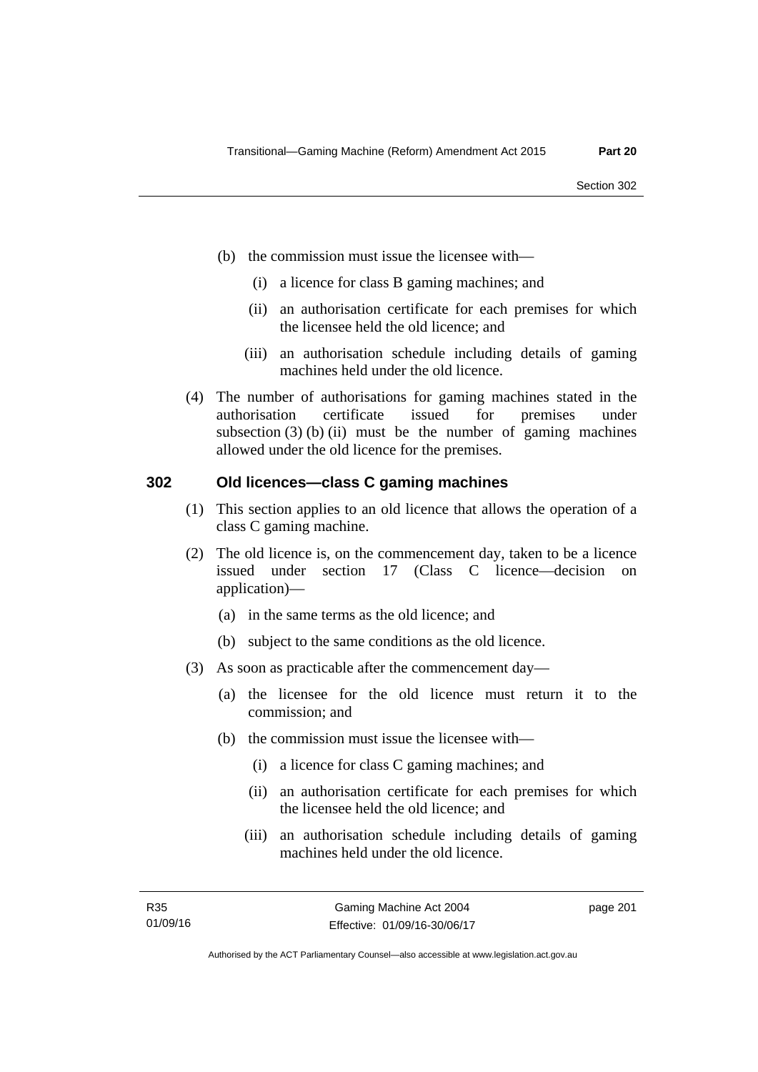(b) the commission must issue the licensee with—

   (i) a licence for class B gaming machines; and

   (ii) an authorisation certificate for each premises for which the licensee held the old licence; and

   (iii) an authorisation schedule including details of gaming machines held under the old licence.

(4) The number of authorisations for gaming machines stated in the authorisation certificate issued for premises under subsection (3) (b) (ii) must be the number of gaming machines allowed under the old licence for the premises.

## 302 Old licences—class C gaming machines

(1) This section applies to an old licence that allows the operation of a class C gaming machine.

(2) The old licence is, on the commencement day, taken to be a licence issued under section 17 (Class C licence—decision on application)—

   (a) in the same terms as the old licence; and

   (b) subject to the same conditions as the old licence.

(3) As soon as practicable after the commencement day—

   (a) the licensee for the old licence must return it to the commission; and

   (b) the commission must issue the licensee with—

      (i) a licence for class C gaming machines; and

      (ii) an authorisation certificate for each premises for which the licensee held the old licence; and

      (iii) an authorisation schedule including details of gaming machines held under the old licence.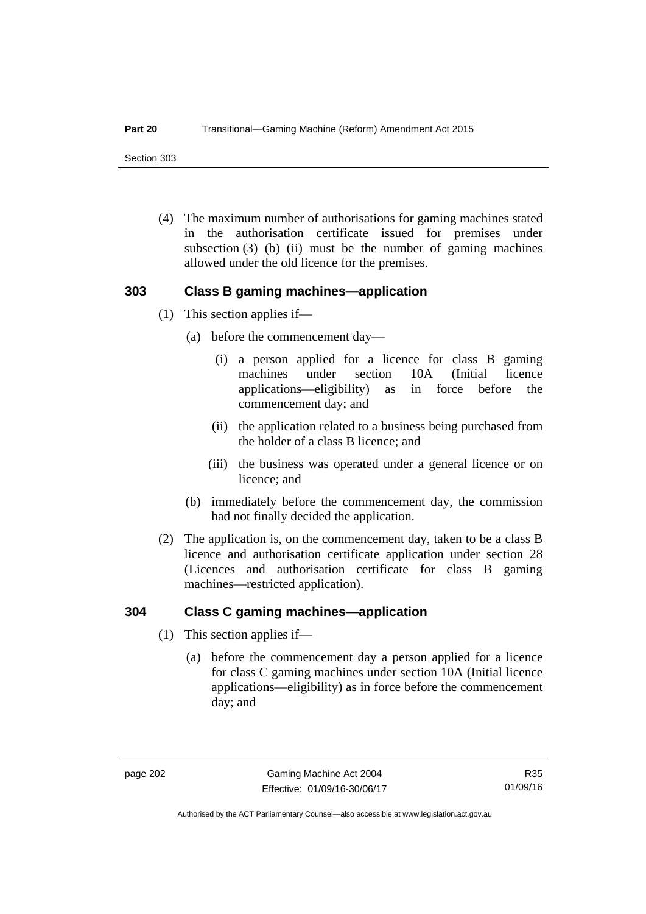(4) The maximum number of authorisations for gaming machines stated in the authorisation certificate issued for premises under subsection (3) (b) (ii) must be the number of gaming machines allowed under the old licence for the premises.

### 303 Class B gaming machines—application

(1) This section applies if—

(a) before the commencement day—

(i) a person applied for a licence for class B gaming machines under section 10A (Initial licence applications—eligibility) as in force before the commencement day; and

(ii) the application related to a business being purchased from the holder of a class B licence; and

(iii) the business was operated under a general licence or on licence; and

(b) immediately before the commencement day, the commission had not finally decided the application.

(2) The application is, on the commencement day, taken to be a class B licence and authorisation certificate application under section 28 (Licences and authorisation certificate for class B gaming machines—restricted application).

### 304 Class C gaming machines—application

(1) This section applies if—

(a) before the commencement day a person applied for a licence for class C gaming machines under section 10A (Initial licence applications—eligibility) as in force before the commencement day; and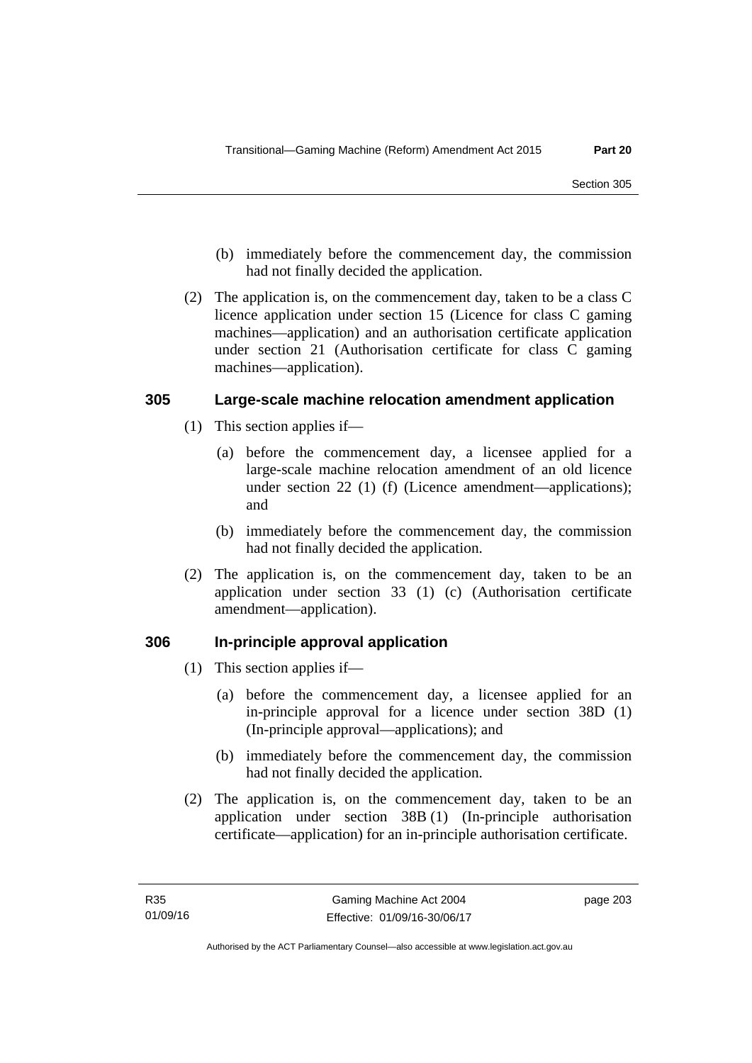(b) immediately before the commencement day, the commission had not finally decided the application.

(2) The application is, on the commencement day, taken to be a class C licence application under section 15 (Licence for class C gaming machines—application) and an authorisation certificate application under section 21 (Authorisation certificate for class C gaming machines—application).

### 305 Large-scale machine relocation amendment application

(1) This section applies if—

(a) before the commencement day, a licensee applied for a large-scale machine relocation amendment of an old licence under section 22 (1) (f) (Licence amendment—applications); and

(b) immediately before the commencement day, the commission had not finally decided the application.

(2) The application is, on the commencement day, taken to be an application under section 33 (1) (c) (Authorisation certificate amendment—application).

### 306 In-principle approval application

(1) This section applies if—

(a) before the commencement day, a licensee applied for an in-principle approval for a licence under section 38D (1) (In-principle approval—applications); and

(b) immediately before the commencement day, the commission had not finally decided the application.

(2) The application is, on the commencement day, taken to be an application under section 38B (1) (In-principle authorisation certificate—application) for an in-principle authorisation certificate.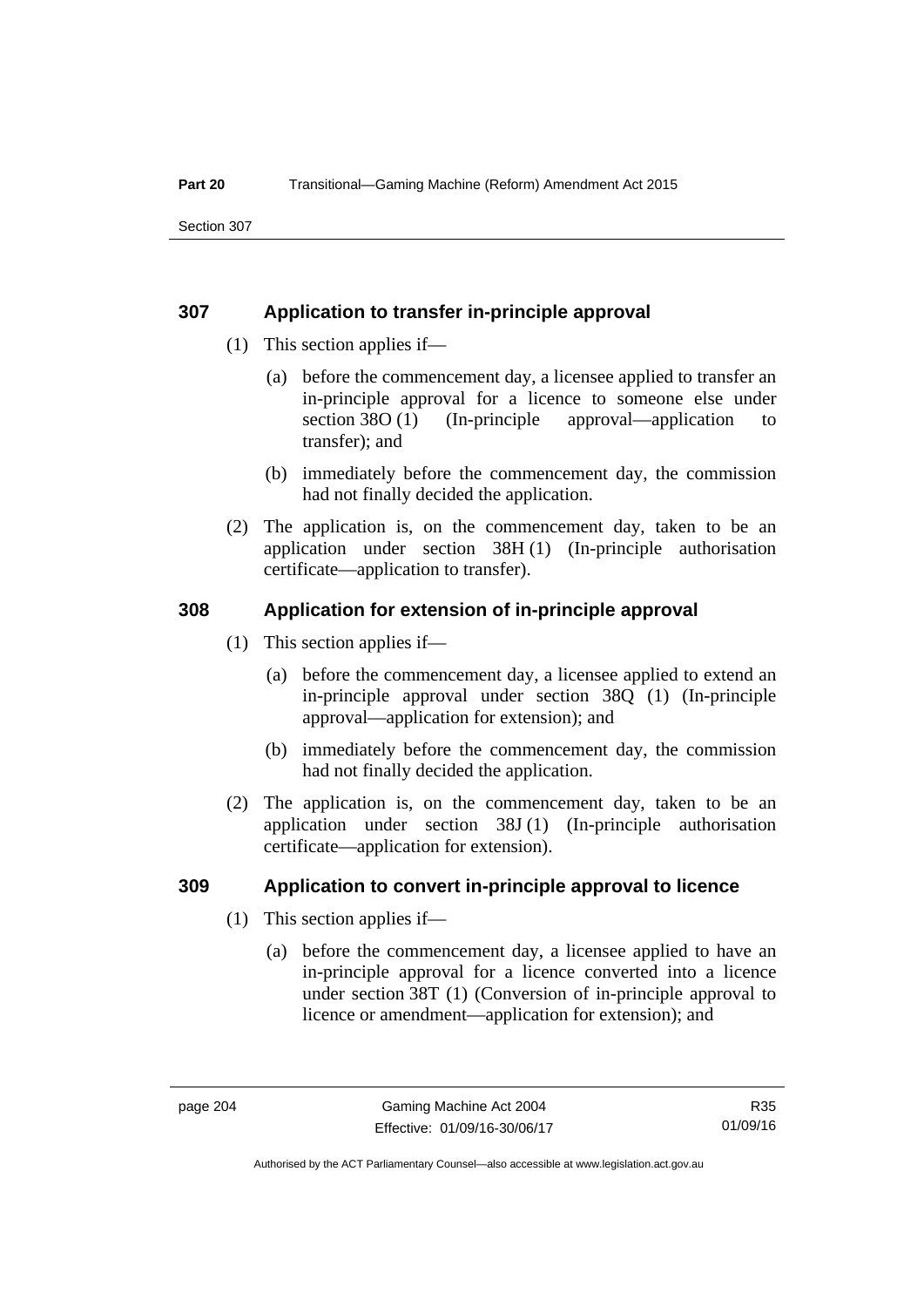### 307 Application to transfer in-principle approval

(1) This section applies if—

(a) before the commencement day, a licensee applied to transfer an in-principle approval for a licence to someone else under section 38O (1) (In-principle approval—application to transfer); and

(b) immediately before the commencement day, the commission had not finally decided the application.

(2) The application is, on the commencement day, taken to be an application under section 38H (1) (In-principle authorisation certificate—application to transfer).

### 308 Application for extension of in-principle approval

(1) This section applies if—

(a) before the commencement day, a licensee applied to extend an in-principle approval under section 38Q (1) (In-principle approval—application for extension); and

(b) immediately before the commencement day, the commission had not finally decided the application.

(2) The application is, on the commencement day, taken to be an application under section 38J (1) (In-principle authorisation certificate—application for extension).

### 309 Application to convert in-principle approval to licence

(1) This section applies if—

(a) before the commencement day, a licensee applied to have an in-principle approval for a licence converted into a licence under section 38T (1) (Conversion of in-principle approval to licence or amendment—application for extension); and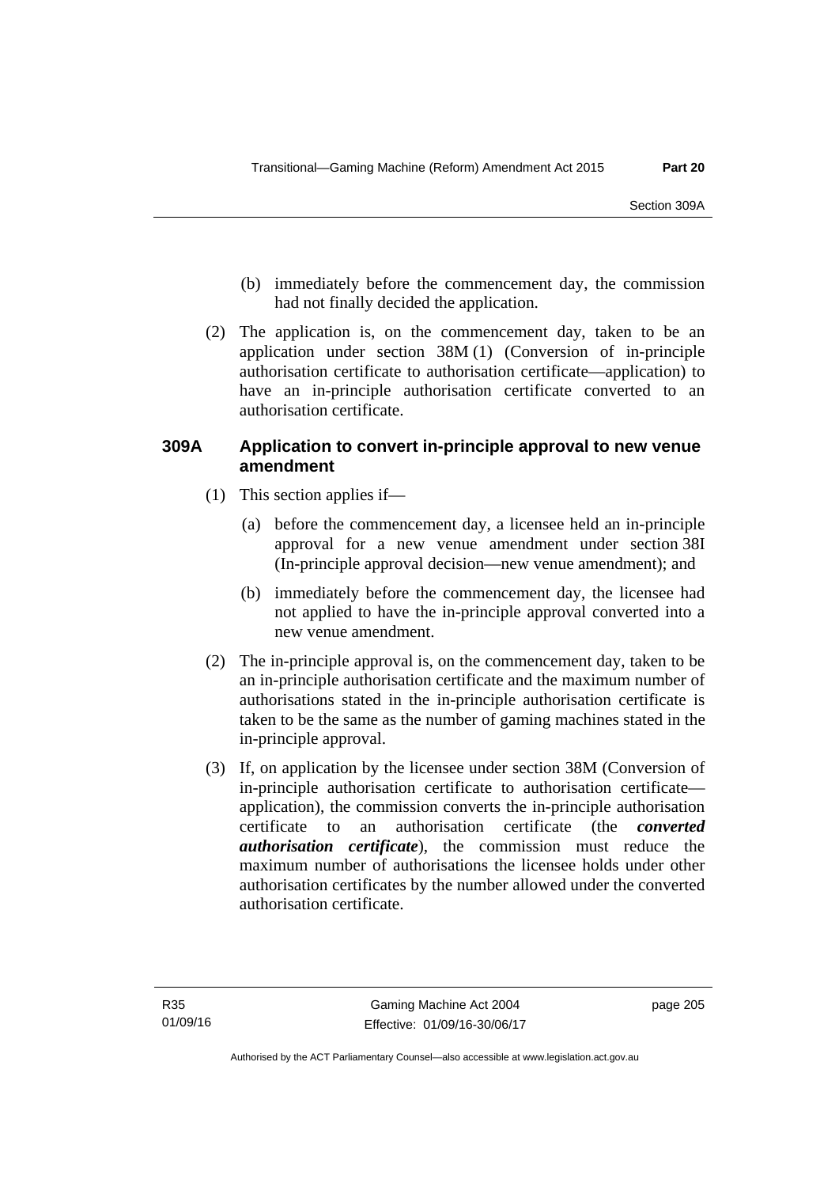(b) immediately before the commencement day, the commission had not finally decided the application.

(2) The application is, on the commencement day, taken to be an application under section 38M (1) (Conversion of in-principle authorisation certificate to authorisation certificate—application) to have an in-principle authorisation certificate converted to an authorisation certificate.

### 309A Application to convert in-principle approval to new venue amendment

(1) This section applies if—

(a) before the commencement day, a licensee held an in-principle approval for a new venue amendment under section 38I (In-principle approval decision—new venue amendment); and

(b) immediately before the commencement day, the licensee had not applied to have the in-principle approval converted into a new venue amendment.

(2) The in-principle approval is, on the commencement day, taken to be an in-principle authorisation certificate and the maximum number of authorisations stated in the in-principle authorisation certificate is taken to be the same as the number of gaming machines stated in the in-principle approval.

(3) If, on application by the licensee under section 38M (Conversion of in-principle authorisation certificate to authorisation certificate—application), the commission converts the in-principle authorisation certificate to an authorisation certificate (the ***converted authorisation certificate***), the commission must reduce the maximum number of authorisations the licensee holds under other authorisation certificates by the number allowed under the converted authorisation certificate.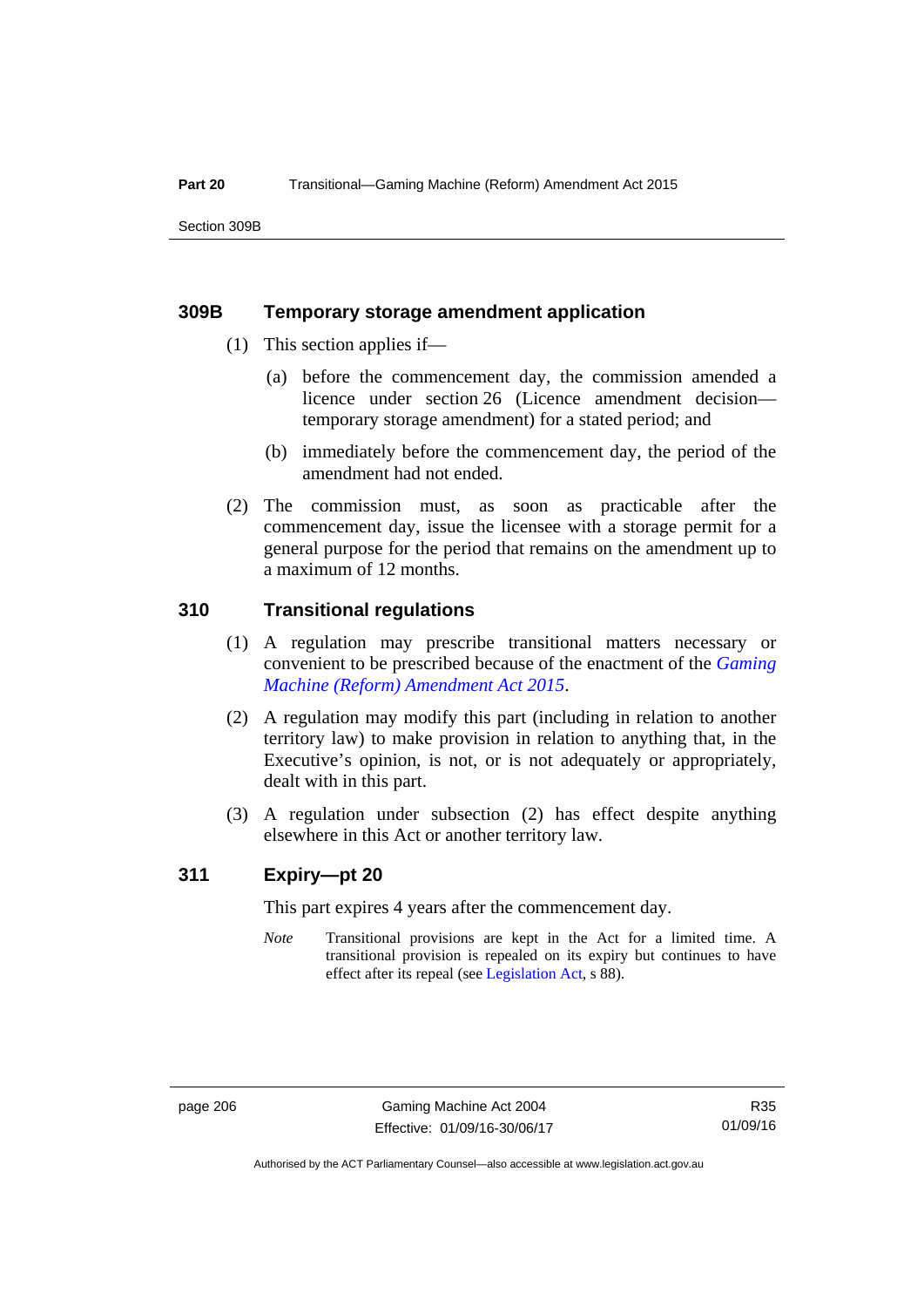### 309B Temporary storage amendment application

(1) This section applies if—

(a) before the commencement day, the commission amended a licence under section 26 (Licence amendment decision—temporary storage amendment) for a stated period; and

(b) immediately before the commencement day, the period of the amendment had not ended.

(2) The commission must, as soon as practicable after the commencement day, issue the licensee with a storage permit for a general purpose for the period that remains on the amendment up to a maximum of 12 months.

### 310 Transitional regulations

(1) A regulation may prescribe transitional matters necessary or convenient to be prescribed because of the enactment of the *Gaming Machine (Reform) Amendment Act 2015*.

(2) A regulation may modify this part (including in relation to another territory law) to make provision in relation to anything that, in the Executive's opinion, is not, or is not adequately or appropriately, dealt with in this part.

(3) A regulation under subsection (2) has effect despite anything elsewhere in this Act or another territory law.

### 311 Expiry—pt 20

This part expires 4 years after the commencement day.

*Note* Transitional provisions are kept in the Act for a limited time. A transitional provision is repealed on its expiry but continues to have effect after its repeal (see Legislation Act, s 88).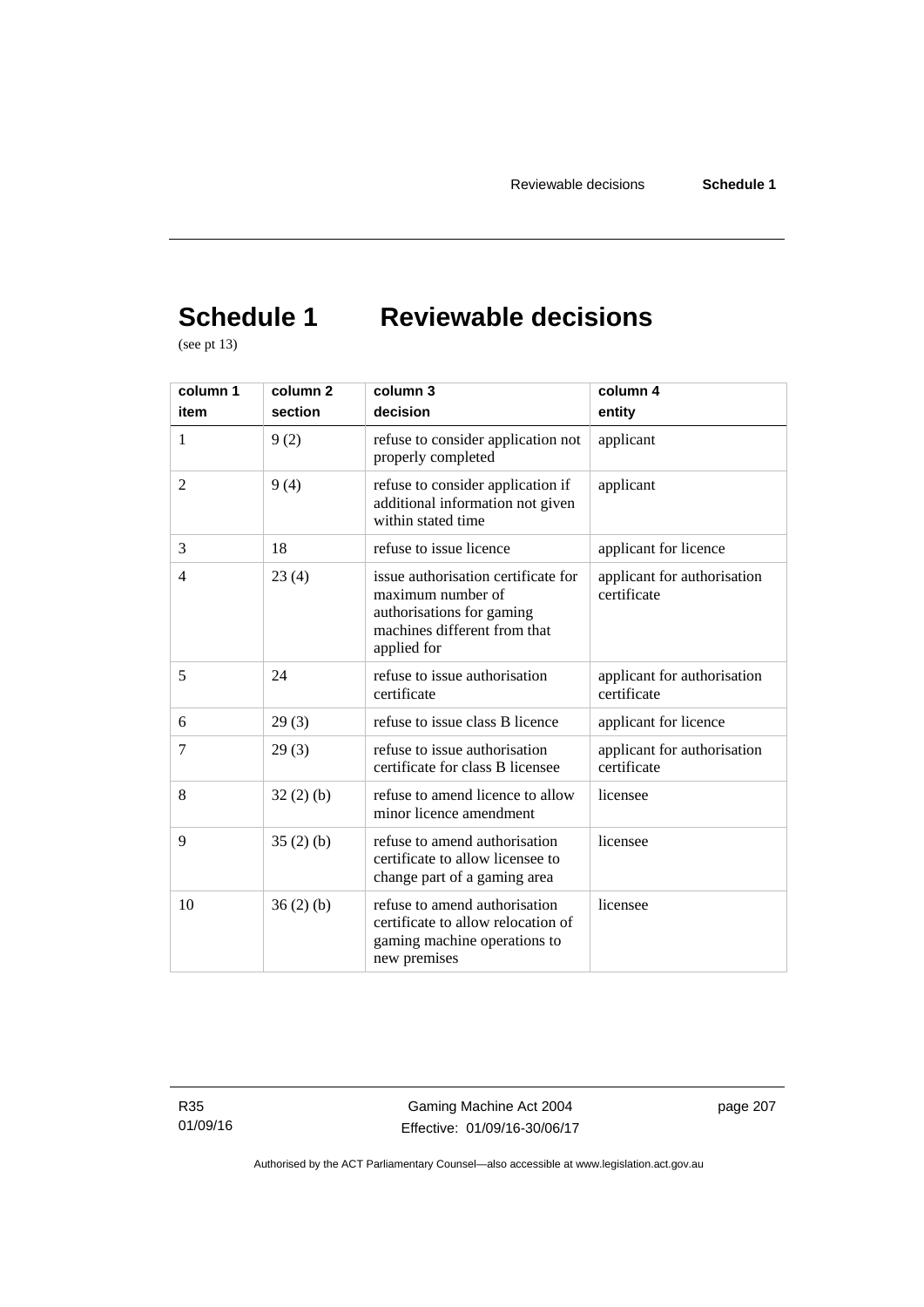# Schedule 1 Reviewable decisions

(see pt 13)

| column 1<br>item | column 2<br>section | column 3<br>decision | column 4<br>entity |
|---|---|---|---|
| 1 | 9 (2) | refuse to consider application not properly completed | applicant |
| 2 | 9 (4) | refuse to consider application if additional information not given within stated time | applicant |
| 3 | 18 | refuse to issue licence | applicant for licence |
| 4 | 23 (4) | issue authorisation certificate for maximum number of authorisations for gaming machines different from that applied for | applicant for authorisation certificate |
| 5 | 24 | refuse to issue authorisation certificate | applicant for authorisation certificate |
| 6 | 29 (3) | refuse to issue class B licence | applicant for licence |
| 7 | 29 (3) | refuse to issue authorisation certificate for class B licensee | applicant for authorisation certificate |
| 8 | 32 (2) (b) | refuse to amend licence to allow minor licence amendment | licensee |
| 9 | 35 (2) (b) | refuse to amend authorisation certificate to allow licensee to change part of a gaming area | licensee |
| 10 | 36 (2) (b) | refuse to amend authorisation certificate to allow relocation of gaming machine operations to new premises | licensee |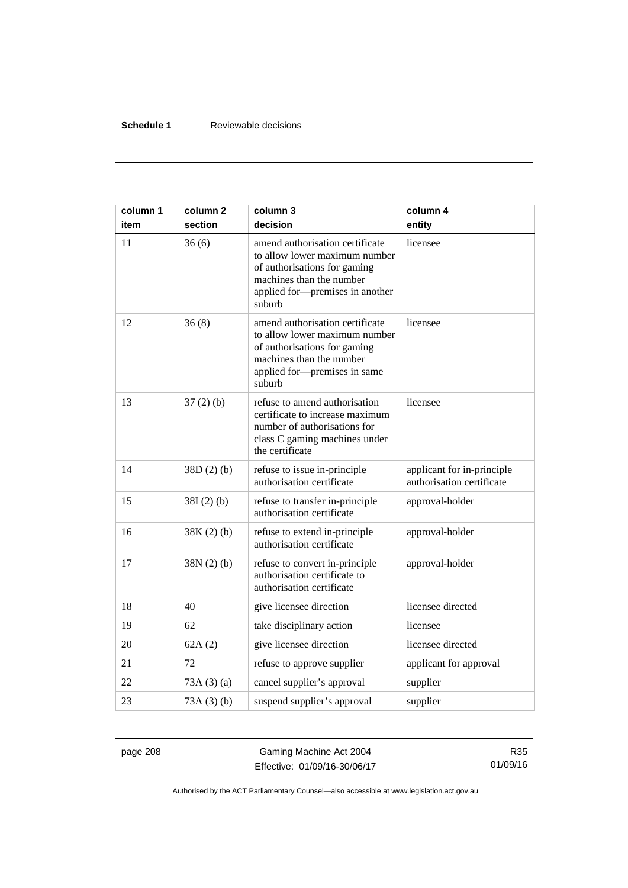| column 1<br>item | column 2<br>section | column 3<br>decision | column 4<br>entity |
|---|---|---|---|
| 11 | 36 (6) | amend authorisation certificate to allow lower maximum number of authorisations for gaming machines than the number applied for—premises in another suburb | licensee |
| 12 | 36 (8) | amend authorisation certificate to allow lower maximum number of authorisations for gaming machines than the number applied for—premises in same suburb | licensee |
| 13 | 37 (2) (b) | refuse to amend authorisation certificate to increase maximum number of authorisations for class C gaming machines under the certificate | licensee |
| 14 | 38D (2) (b) | refuse to issue in-principle authorisation certificate | applicant for in-principle authorisation certificate |
| 15 | 38I (2) (b) | refuse to transfer in-principle authorisation certificate | approval-holder |
| 16 | 38K (2) (b) | refuse to extend in-principle authorisation certificate | approval-holder |
| 17 | 38N (2) (b) | refuse to convert in-principle authorisation certificate to authorisation certificate | approval-holder |
| 18 | 40 | give licensee direction | licensee directed |
| 19 | 62 | take disciplinary action | licensee |
| 20 | 62A (2) | give licensee direction | licensee directed |
| 21 | 72 | refuse to approve supplier | applicant for approval |
| 22 | 73A (3) (a) | cancel supplier's approval | supplier |
| 23 | 73A (3) (b) | suspend supplier's approval | supplier |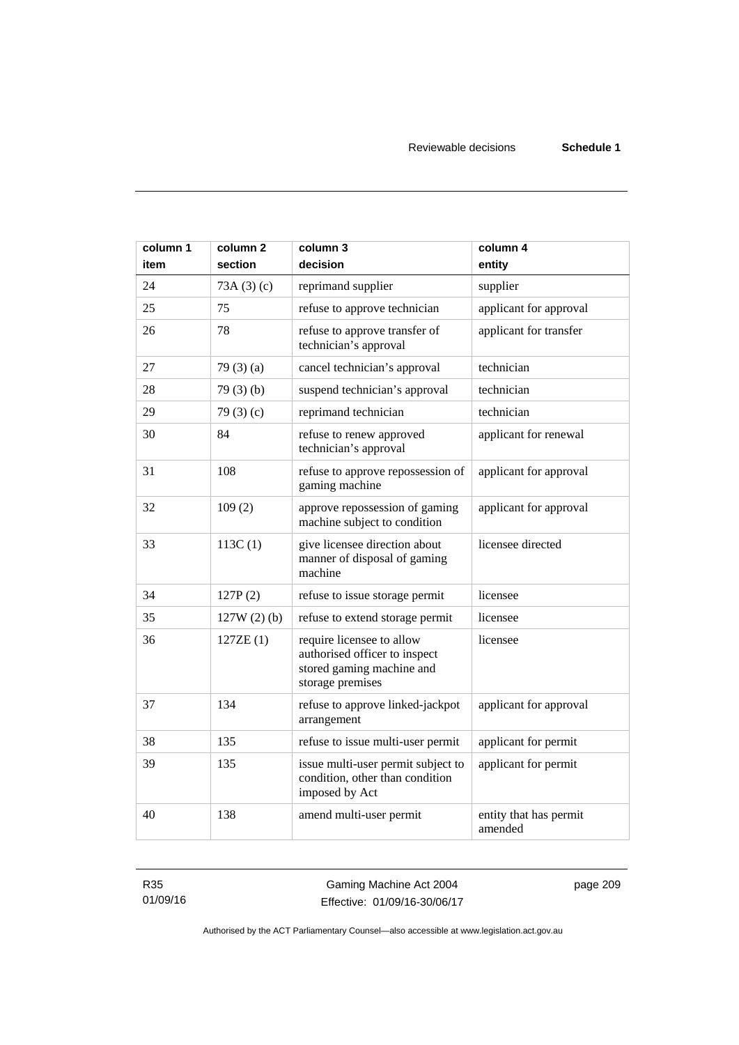| column 1<br>item | column 2<br>section | column 3<br>decision | column 4<br>entity |
|---|---|---|---|
| 24 | 73A (3) (c) | reprimand supplier | supplier |
| 25 | 75 | refuse to approve technician | applicant for approval |
| 26 | 78 | refuse to approve transfer of technician's approval | applicant for transfer |
| 27 | 79 (3) (a) | cancel technician's approval | technician |
| 28 | 79 (3) (b) | suspend technician's approval | technician |
| 29 | 79 (3) (c) | reprimand technician | technician |
| 30 | 84 | refuse to renew approved technician's approval | applicant for renewal |
| 31 | 108 | refuse to approve repossession of gaming machine | applicant for approval |
| 32 | 109 (2) | approve repossession of gaming machine subject to condition | applicant for approval |
| 33 | 113C (1) | give licensee direction about manner of disposal of gaming machine | licensee directed |
| 34 | 127P (2) | refuse to issue storage permit | licensee |
| 35 | 127W (2) (b) | refuse to extend storage permit | licensee |
| 36 | 127ZE (1) | require licensee to allow authorised officer to inspect stored gaming machine and storage premises | licensee |
| 37 | 134 | refuse to approve linked-jackpot arrangement | applicant for approval |
| 38 | 135 | refuse to issue multi-user permit | applicant for permit |
| 39 | 135 | issue multi-user permit subject to condition, other than condition imposed by Act | applicant for permit |
| 40 | 138 | amend multi-user permit | entity that has permit amended |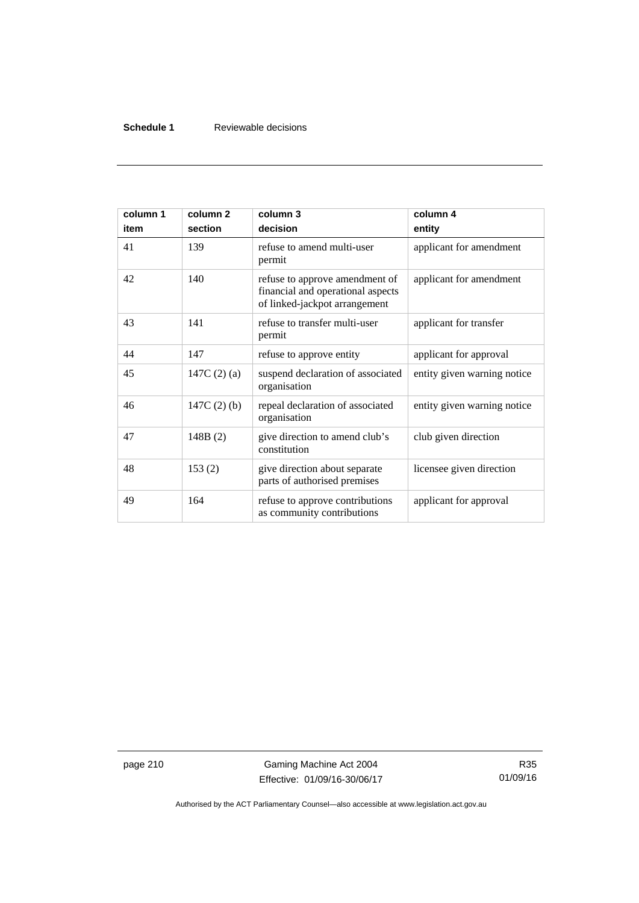| column 1 item | column 2 section | column 3 decision | column 4 entity |
|---|---|---|---|
| 41 | 139 | refuse to amend multi-user permit | applicant for amendment |
| 42 | 140 | refuse to approve amendment of financial and operational aspects of linked-jackpot arrangement | applicant for amendment |
| 43 | 141 | refuse to transfer multi-user permit | applicant for transfer |
| 44 | 147 | refuse to approve entity | applicant for approval |
| 45 | 147C (2) (a) | suspend declaration of associated organisation | entity given warning notice |
| 46 | 147C (2) (b) | repeal declaration of associated organisation | entity given warning notice |
| 47 | 148B (2) | give direction to amend club's constitution | club given direction |
| 48 | 153 (2) | give direction about separate parts of authorised premises | licensee given direction |
| 49 | 164 | refuse to approve contributions as community contributions | applicant for approval |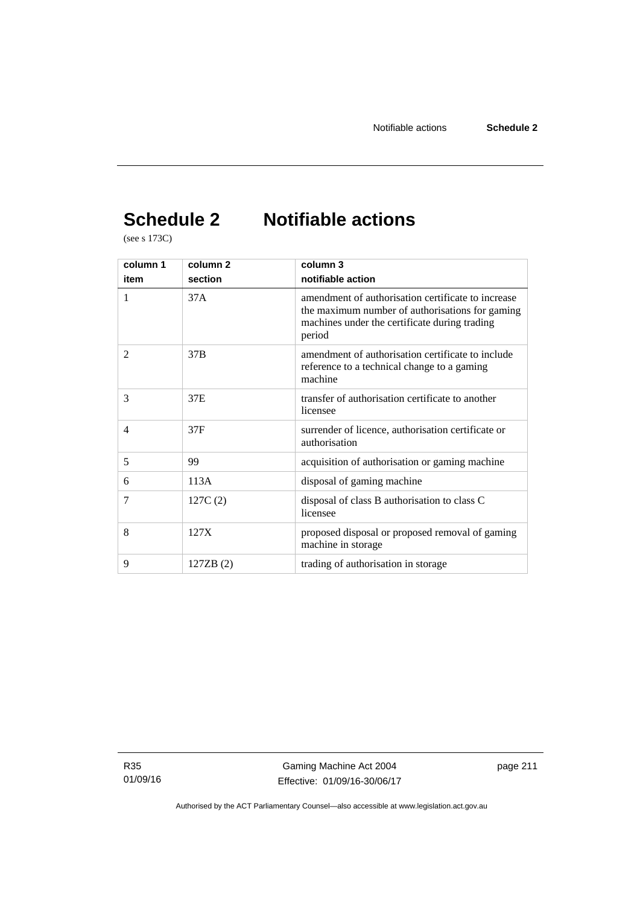# Schedule 2 Notifiable actions

(see s 173C)

| column 1<br>item | column 2<br>section | column 3<br>notifiable action |
|---|---|---|
| 1 | 37A | amendment of authorisation certificate to increase the maximum number of authorisations for gaming machines under the certificate during trading period |
| 2 | 37B | amendment of authorisation certificate to include reference to a technical change to a gaming machine |
| 3 | 37E | transfer of authorisation certificate to another licensee |
| 4 | 37F | surrender of licence, authorisation certificate or authorisation |
| 5 | 99 | acquisition of authorisation or gaming machine |
| 6 | 113A | disposal of gaming machine |
| 7 | 127C (2) | disposal of class B authorisation to class C licensee |
| 8 | 127X | proposed disposal or proposed removal of gaming machine in storage |
| 9 | 127ZB (2) | trading of authorisation in storage |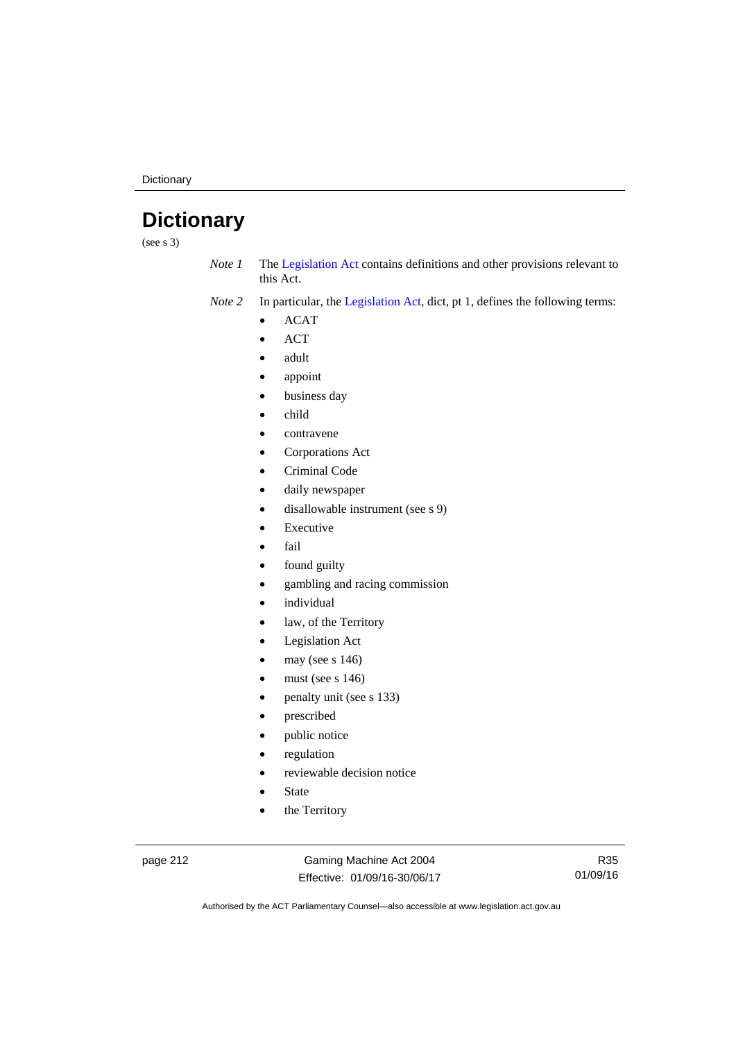# Dictionary

(see s 3)

*Note 1* The Legislation Act contains definitions and other provisions relevant to this Act.

*Note 2* In particular, the Legislation Act, dict, pt 1, defines the following terms:

- ACAT
- ACT
- adult
- appoint
- business day
- child
- contravene
- Corporations Act
- Criminal Code
- daily newspaper
- disallowable instrument (see s 9)
- Executive
- fail
- found guilty
- gambling and racing commission
- individual
- law, of the Territory
- Legislation Act
- may (see s 146)
- must (see s 146)
- penalty unit (see s 133)
- prescribed
- public notice
- regulation
- reviewable decision notice
- State
- the Territory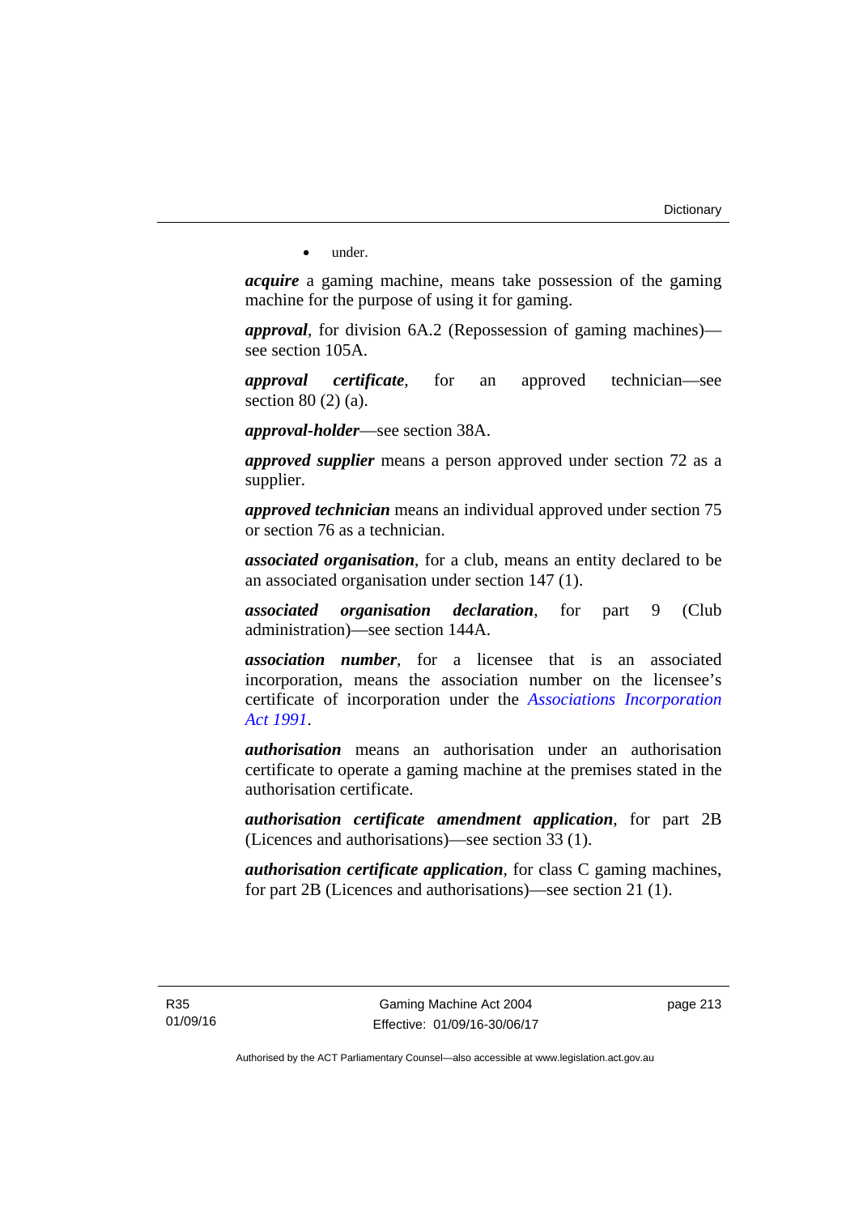- under.

***acquire*** a gaming machine, means take possession of the gaming machine for the purpose of using it for gaming.

***approval***, for division 6A.2 (Repossession of gaming machines)—see section 105A.

***approval certificate***, for an approved technician—see section 80 (2) (a).

***approval-holder***—see section 38A.

***approved supplier*** means a person approved under section 72 as a supplier.

***approved technician*** means an individual approved under section 75 or section 76 as a technician.

***associated organisation***, for a club, means an entity declared to be an associated organisation under section 147 (1).

***associated organisation declaration***, for part 9 (Club administration)—see section 144A.

***association number***, for a licensee that is an associated incorporation, means the association number on the licensee's certificate of incorporation under the *Associations Incorporation Act 1991*.

***authorisation*** means an authorisation under an authorisation certificate to operate a gaming machine at the premises stated in the authorisation certificate.

***authorisation certificate amendment application***, for part 2B (Licences and authorisations)—see section 33 (1).

***authorisation certificate application***, for class C gaming machines, for part 2B (Licences and authorisations)—see section 21 (1).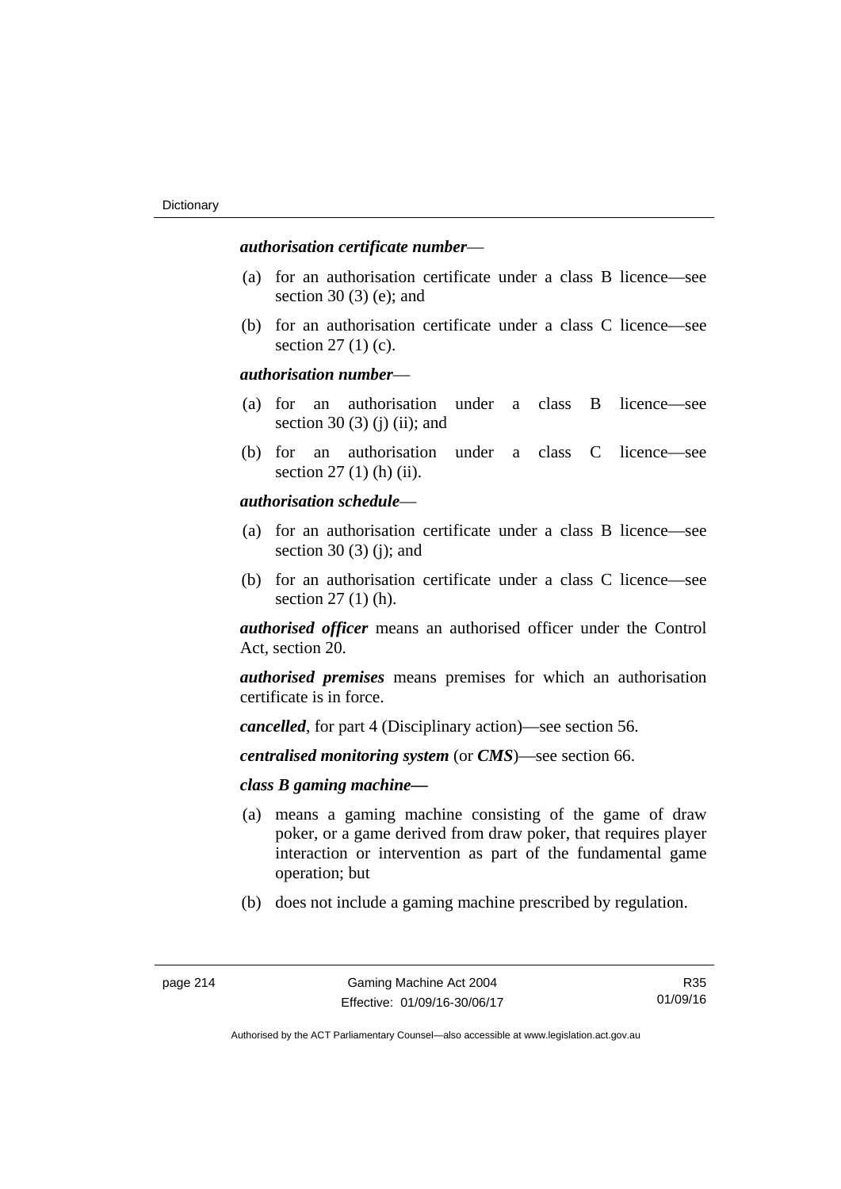***authorisation certificate number***—

(a) for an authorisation certificate under a class B licence—see section 30 (3) (e); and

(b) for an authorisation certificate under a class C licence—see section 27 (1) (c).

***authorisation number***—

(a) for an authorisation under a class B licence—see section 30 (3) (j) (ii); and

(b) for an authorisation under a class C licence—see section 27 (1) (h) (ii).

***authorisation schedule***—

(a) for an authorisation certificate under a class B licence—see section 30 (3) (j); and

(b) for an authorisation certificate under a class C licence—see section 27 (1) (h).

***authorised officer*** means an authorised officer under the Control Act, section 20.

***authorised premises*** means premises for which an authorisation certificate is in force.

***cancelled***, for part 4 (Disciplinary action)—see section 56.

***centralised monitoring system*** (or ***CMS***)—see section 66.

***class B gaming machine***—

(a) means a gaming machine consisting of the game of draw poker, or a game derived from draw poker, that requires player interaction or intervention as part of the fundamental game operation; but

(b) does not include a gaming machine prescribed by regulation.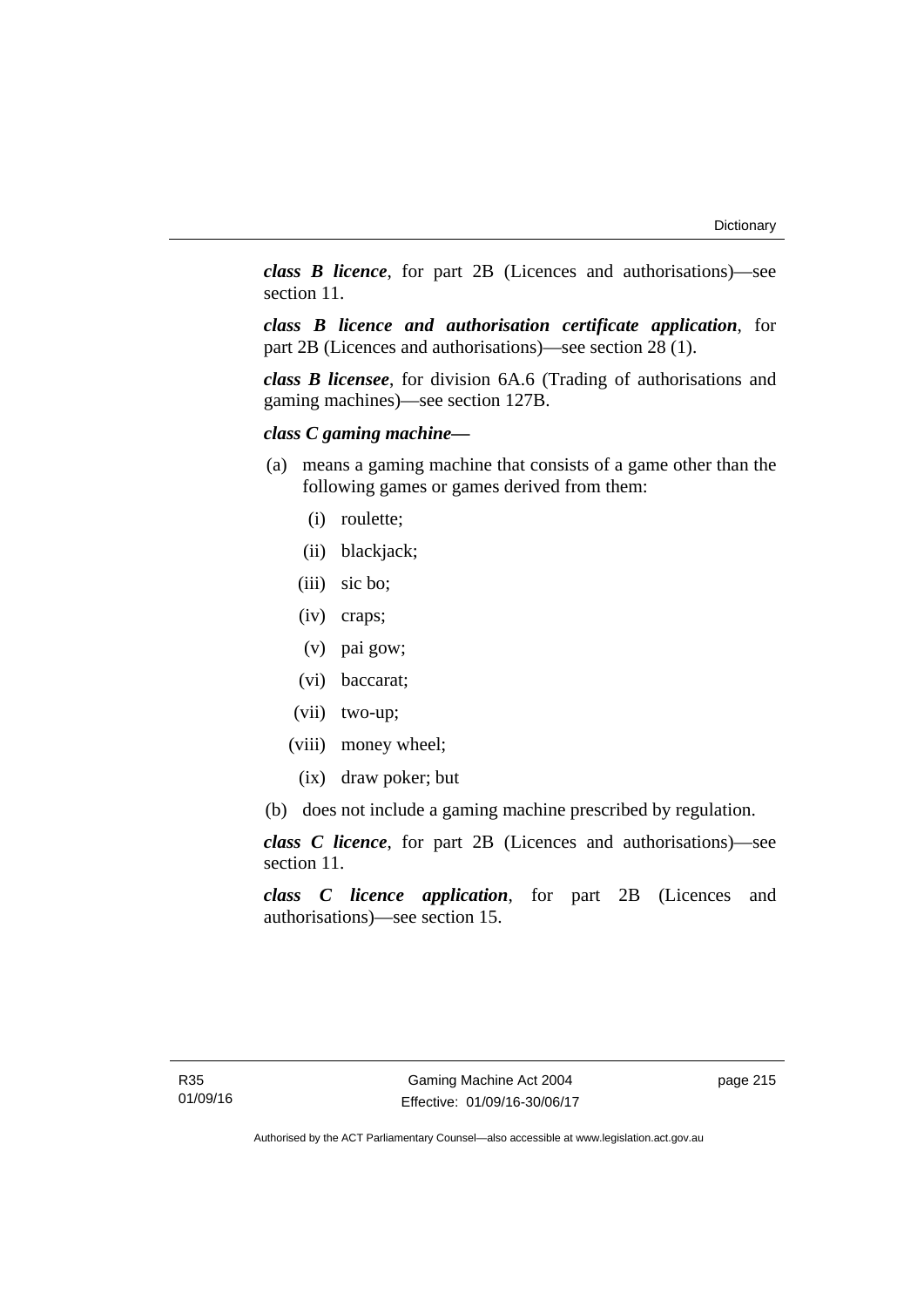***class B licence***, for part 2B (Licences and authorisations)—see section 11.

***class B licence and authorisation certificate application***, for part 2B (Licences and authorisations)—see section 28 (1).

***class B licensee***, for division 6A.6 (Trading of authorisations and gaming machines)—see section 127B.

***class C gaming machine***—

(a) means a gaming machine that consists of a game other than the following games or games derived from them:

  (i) roulette;

  (ii) blackjack;

  (iii) sic bo;

  (iv) craps;

  (v) pai gow;

  (vi) baccarat;

  (vii) two-up;

  (viii) money wheel;

  (ix) draw poker; but

(b) does not include a gaming machine prescribed by regulation.

***class C licence***, for part 2B (Licences and authorisations)—see section 11.

***class C licence application***, for part 2B (Licences and authorisations)—see section 15.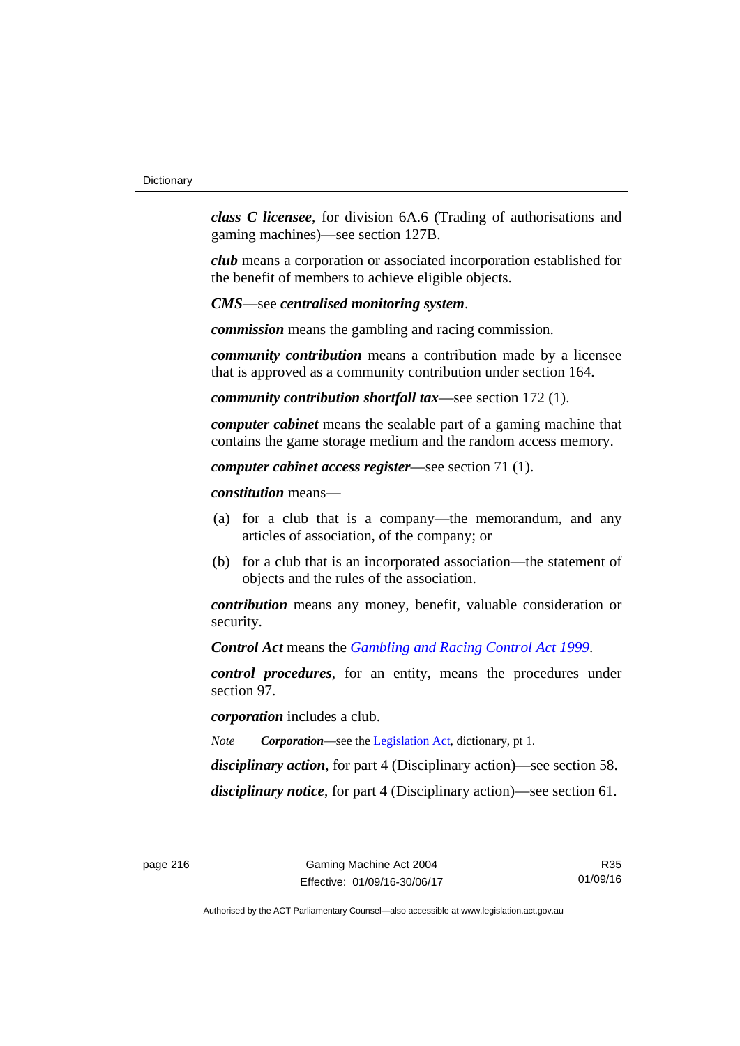***class C licensee***, for division 6A.6 (Trading of authorisations and gaming machines)—see section 127B.

***club*** means a corporation or associated incorporation established for the benefit of members to achieve eligible objects.

***CMS***—see ***centralised monitoring system***.

***commission*** means the gambling and racing commission.

***community contribution*** means a contribution made by a licensee that is approved as a community contribution under section 164.

***community contribution shortfall tax***—see section 172 (1).

***computer cabinet*** means the sealable part of a gaming machine that contains the game storage medium and the random access memory.

***computer cabinet access register***—see section 71 (1).

***constitution*** means—

(a) for a club that is a company—the memorandum, and any articles of association, of the company; or

(b) for a club that is an incorporated association—the statement of objects and the rules of the association.

***contribution*** means any money, benefit, valuable consideration or security.

***Control Act*** means the *Gambling and Racing Control Act 1999*.

***control procedures***, for an entity, means the procedures under section 97.

***corporation*** includes a club.

*Note* ***Corporation***—see the Legislation Act, dictionary, pt 1.

***disciplinary action***, for part 4 (Disciplinary action)—see section 58.

***disciplinary notice***, for part 4 (Disciplinary action)—see section 61.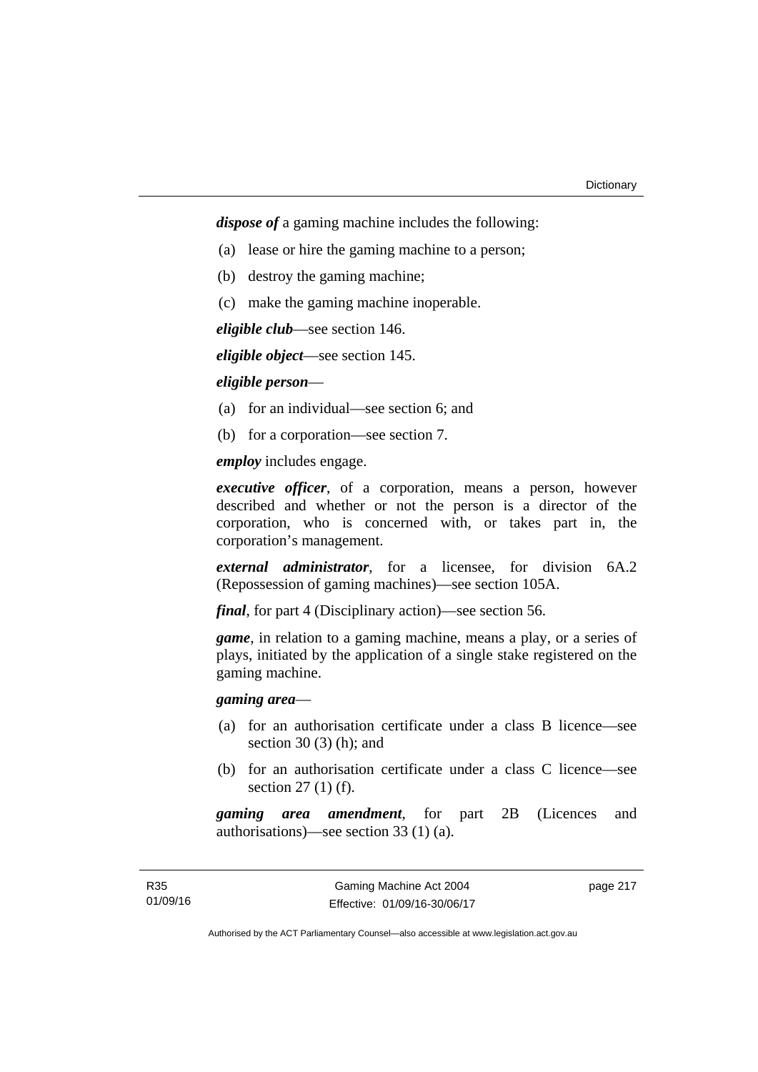***dispose of*** a gaming machine includes the following:

(a) lease or hire the gaming machine to a person;

(b) destroy the gaming machine;

(c) make the gaming machine inoperable.

***eligible club***—see section 146.

***eligible object***—see section 145.

***eligible person***—

(a) for an individual—see section 6; and

(b) for a corporation—see section 7.

***employ*** includes engage.

***executive officer***, of a corporation, means a person, however described and whether or not the person is a director of the corporation, who is concerned with, or takes part in, the corporation's management.

***external administrator***, for a licensee, for division 6A.2 (Repossession of gaming machines)—see section 105A.

***final***, for part 4 (Disciplinary action)—see section 56.

***game***, in relation to a gaming machine, means a play, or a series of plays, initiated by the application of a single stake registered on the gaming machine.

***gaming area***—

(a) for an authorisation certificate under a class B licence—see section 30 (3) (h); and

(b) for an authorisation certificate under a class C licence—see section 27 (1) (f).

***gaming area amendment***, for part 2B (Licences and authorisations)—see section 33 (1) (a).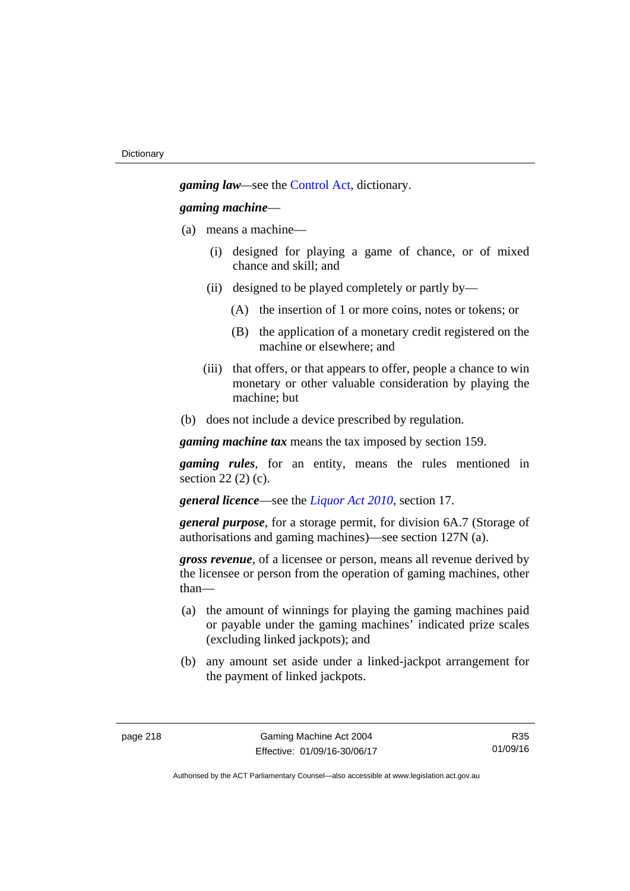***gaming law***—see the Control Act, dictionary.

***gaming machine***—

(a) means a machine—

  (i) designed for playing a game of chance, or of mixed chance and skill; and

  (ii) designed to be played completely or partly by—

    (A) the insertion of 1 or more coins, notes or tokens; or

    (B) the application of a monetary credit registered on the machine or elsewhere; and

  (iii) that offers, or that appears to offer, people a chance to win monetary or other valuable consideration by playing the machine; but

(b) does not include a device prescribed by regulation.

***gaming machine tax*** means the tax imposed by section 159.

***gaming rules***, for an entity, means the rules mentioned in section 22 (2) (c).

***general licence***—see the *Liquor Act 2010*, section 17.

***general purpose***, for a storage permit, for division 6A.7 (Storage of authorisations and gaming machines)—see section 127N (a).

***gross revenue***, of a licensee or person, means all revenue derived by the licensee or person from the operation of gaming machines, other than—

(a) the amount of winnings for playing the gaming machines paid or payable under the gaming machines' indicated prize scales (excluding linked jackpots); and

(b) any amount set aside under a linked-jackpot arrangement for the payment of linked jackpots.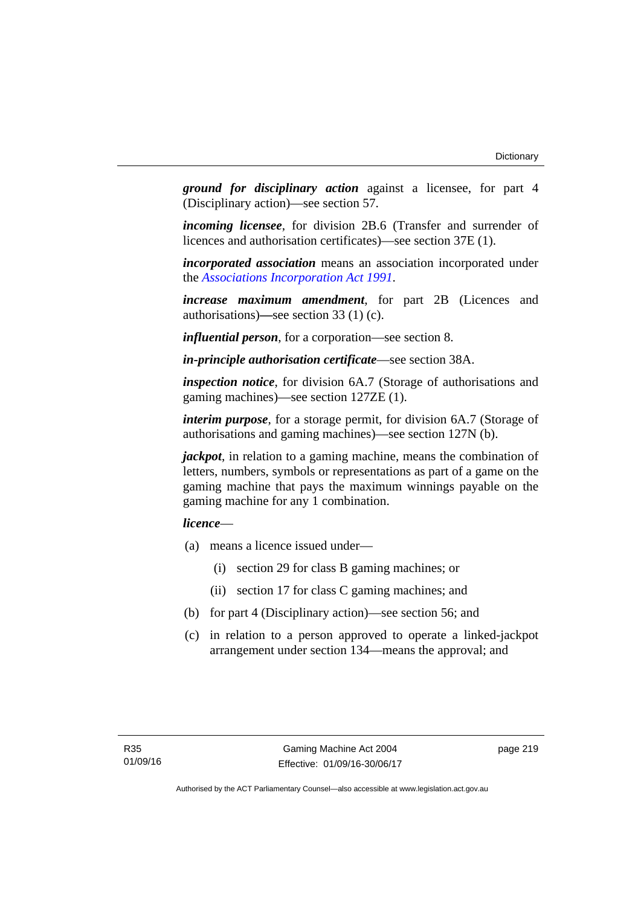***ground for disciplinary action*** against a licensee, for part 4 (Disciplinary action)—see section 57.

***incoming licensee***, for division 2B.6 (Transfer and surrender of licences and authorisation certificates)—see section 37E (1).

***incorporated association*** means an association incorporated under the *Associations Incorporation Act 1991*.

***increase maximum amendment***, for part 2B (Licences and authorisations)—see section 33 (1) (c).

***influential person***, for a corporation—see section 8.

***in-principle authorisation certificate***—see section 38A.

***inspection notice***, for division 6A.7 (Storage of authorisations and gaming machines)—see section 127ZE (1).

***interim purpose***, for a storage permit, for division 6A.7 (Storage of authorisations and gaming machines)—see section 127N (b).

***jackpot***, in relation to a gaming machine, means the combination of letters, numbers, symbols or representations as part of a game on the gaming machine that pays the maximum winnings payable on the gaming machine for any 1 combination.

***licence***—

(a) means a licence issued under—

  (i) section 29 for class B gaming machines; or

  (ii) section 17 for class C gaming machines; and

(b) for part 4 (Disciplinary action)—see section 56; and

(c) in relation to a person approved to operate a linked-jackpot arrangement under section 134—means the approval; and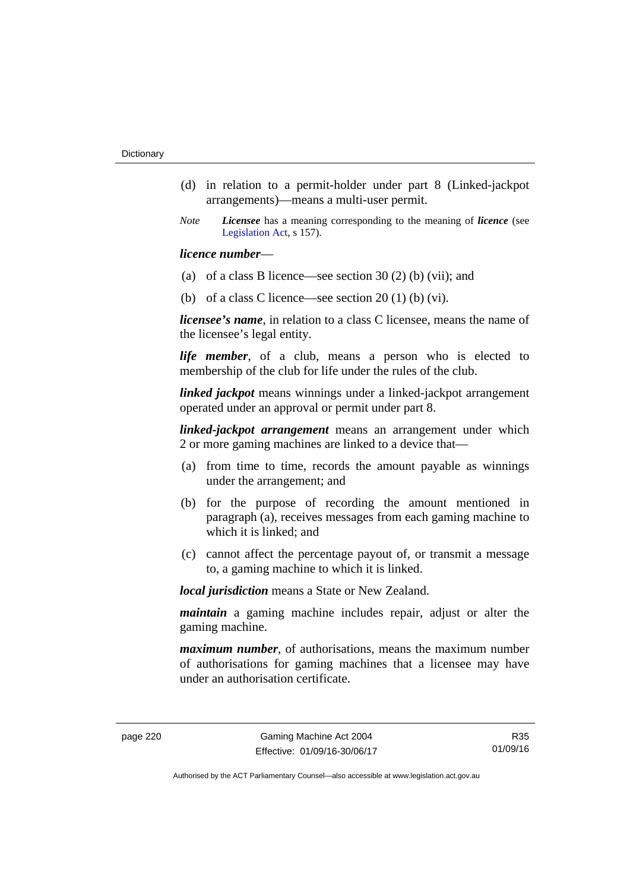(d) in relation to a permit-holder under part 8 (Linked-jackpot arrangements)—means a multi-user permit.

*Note* ***Licensee*** has a meaning corresponding to the meaning of ***licence*** (see Legislation Act, s 157).

***licence number***—

(a) of a class B licence—see section 30 (2) (b) (vii); and

(b) of a class C licence—see section 20 (1) (b) (vi).

***licensee's name***, in relation to a class C licensee, means the name of the licensee's legal entity.

***life member***, of a club, means a person who is elected to membership of the club for life under the rules of the club.

***linked jackpot*** means winnings under a linked-jackpot arrangement operated under an approval or permit under part 8.

***linked-jackpot arrangement*** means an arrangement under which 2 or more gaming machines are linked to a device that—

(a) from time to time, records the amount payable as winnings under the arrangement; and

(b) for the purpose of recording the amount mentioned in paragraph (a), receives messages from each gaming machine to which it is linked; and

(c) cannot affect the percentage payout of, or transmit a message to, a gaming machine to which it is linked.

***local jurisdiction*** means a State or New Zealand.

***maintain*** a gaming machine includes repair, adjust or alter the gaming machine.

***maximum number***, of authorisations, means the maximum number of authorisations for gaming machines that a licensee may have under an authorisation certificate.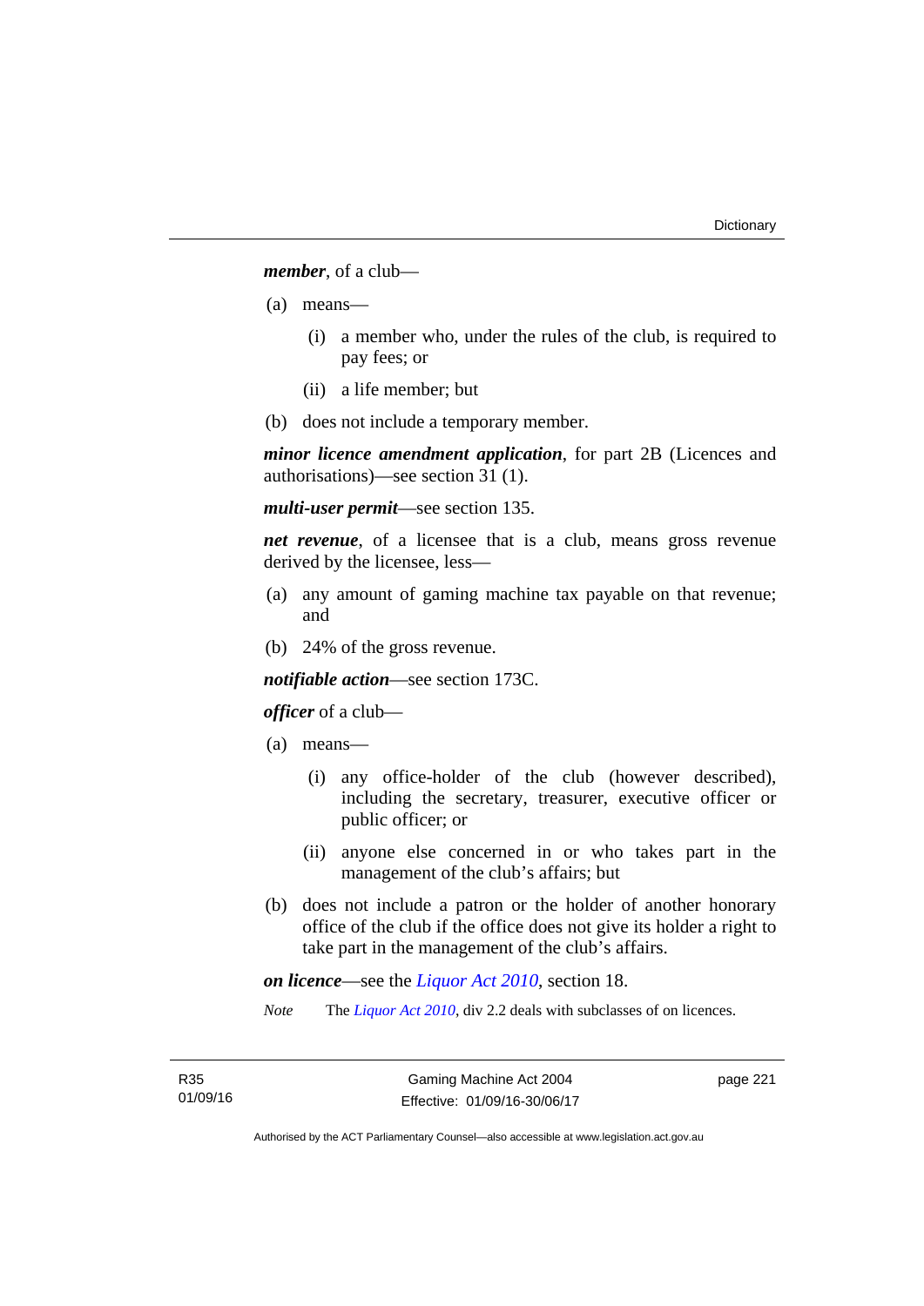***member***, of a club—

(a) means—

(i) a member who, under the rules of the club, is required to pay fees; or

(ii) a life member; but

(b) does not include a temporary member.

***minor licence amendment application***, for part 2B (Licences and authorisations)—see section 31 (1).

***multi-user permit***—see section 135.

***net revenue***, of a licensee that is a club, means gross revenue derived by the licensee, less—

(a) any amount of gaming machine tax payable on that revenue; and

(b) 24% of the gross revenue.

***notifiable action***—see section 173C.

***officer*** of a club—

(a) means—

(i) any office-holder of the club (however described), including the secretary, treasurer, executive officer or public officer; or

(ii) anyone else concerned in or who takes part in the management of the club's affairs; but

(b) does not include a patron or the holder of another honorary office of the club if the office does not give its holder a right to take part in the management of the club's affairs.

***on licence***—see the *Liquor Act 2010*, section 18.

*Note* The *Liquor Act 2010*, div 2.2 deals with subclasses of on licences.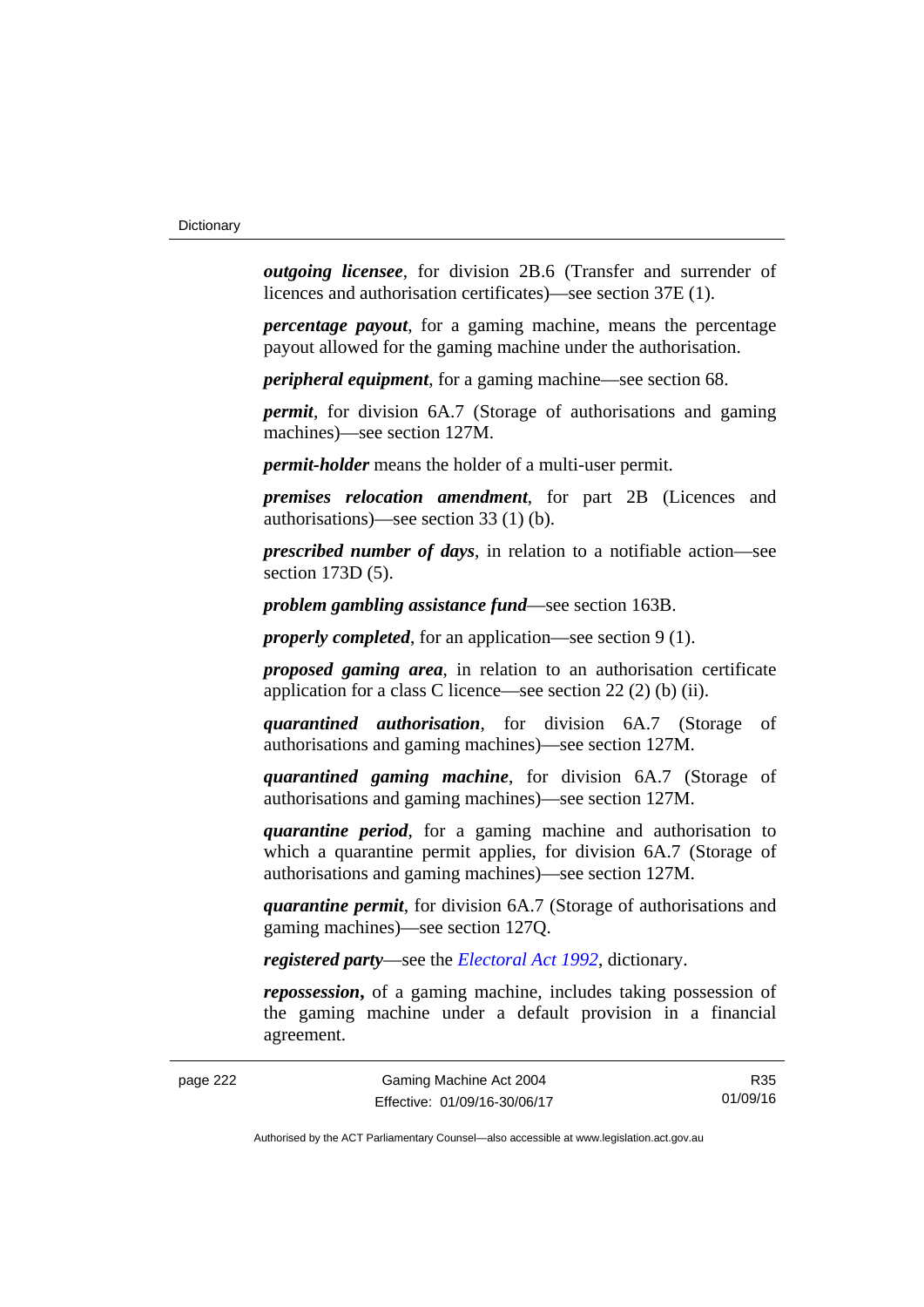***outgoing licensee***, for division 2B.6 (Transfer and surrender of licences and authorisation certificates)—see section 37E (1).

***percentage payout***, for a gaming machine, means the percentage payout allowed for the gaming machine under the authorisation.

***peripheral equipment***, for a gaming machine—see section 68.

***permit***, for division 6A.7 (Storage of authorisations and gaming machines)—see section 127M.

***permit-holder*** means the holder of a multi-user permit.

***premises relocation amendment***, for part 2B (Licences and authorisations)—see section 33 (1) (b).

***prescribed number of days***, in relation to a notifiable action—see section 173D (5).

***problem gambling assistance fund***—see section 163B.

***properly completed***, for an application—see section 9 (1).

***proposed gaming area***, in relation to an authorisation certificate application for a class C licence—see section 22 (2) (b) (ii).

***quarantined authorisation***, for division 6A.7 (Storage of authorisations and gaming machines)—see section 127M.

***quarantined gaming machine***, for division 6A.7 (Storage of authorisations and gaming machines)—see section 127M.

***quarantine period***, for a gaming machine and authorisation to which a quarantine permit applies, for division 6A.7 (Storage of authorisations and gaming machines)—see section 127M.

***quarantine permit***, for division 6A.7 (Storage of authorisations and gaming machines)—see section 127Q.

***registered party***—see the *Electoral Act 1992*, dictionary.

***repossession*****,** of a gaming machine, includes taking possession of the gaming machine under a default provision in a financial agreement.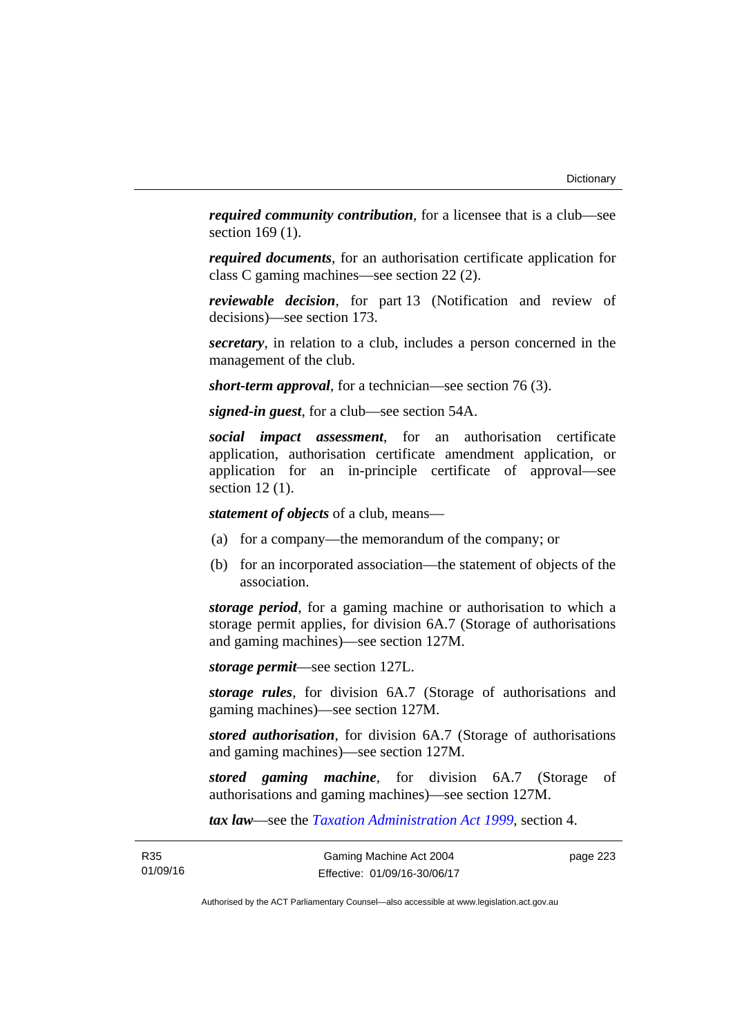***required community contribution***, for a licensee that is a club—see section 169 (1).

***required documents***, for an authorisation certificate application for class C gaming machines—see section 22 (2).

***reviewable decision***, for part 13 (Notification and review of decisions)—see section 173.

***secretary***, in relation to a club, includes a person concerned in the management of the club.

***short-term approval***, for a technician—see section 76 (3).

***signed-in guest***, for a club—see section 54A.

***social impact assessment***, for an authorisation certificate application, authorisation certificate amendment application, or application for an in-principle certificate of approval—see section 12 (1).

***statement of objects*** of a club, means—

(a) for a company—the memorandum of the company; or

(b) for an incorporated association—the statement of objects of the association.

***storage period***, for a gaming machine or authorisation to which a storage permit applies, for division 6A.7 (Storage of authorisations and gaming machines)—see section 127M.

***storage permit***—see section 127L.

***storage rules***, for division 6A.7 (Storage of authorisations and gaming machines)—see section 127M.

***stored authorisation***, for division 6A.7 (Storage of authorisations and gaming machines)—see section 127M.

***stored gaming machine***, for division 6A.7 (Storage of authorisations and gaming machines)—see section 127M.

***tax law***—see the *Taxation Administration Act 1999*, section 4.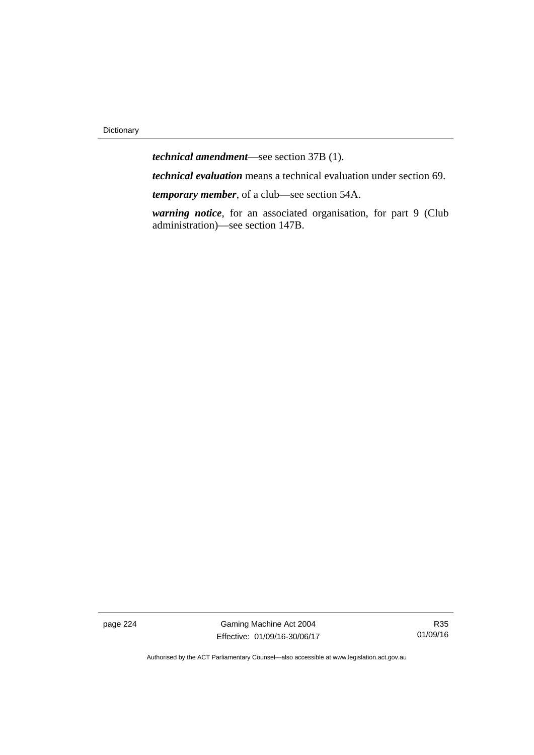***technical amendment***—see section 37B (1).

***technical evaluation*** means a technical evaluation under section 69.

***temporary member***, of a club—see section 54A.

***warning notice***, for an associated organisation, for part 9 (Club administration)—see section 147B.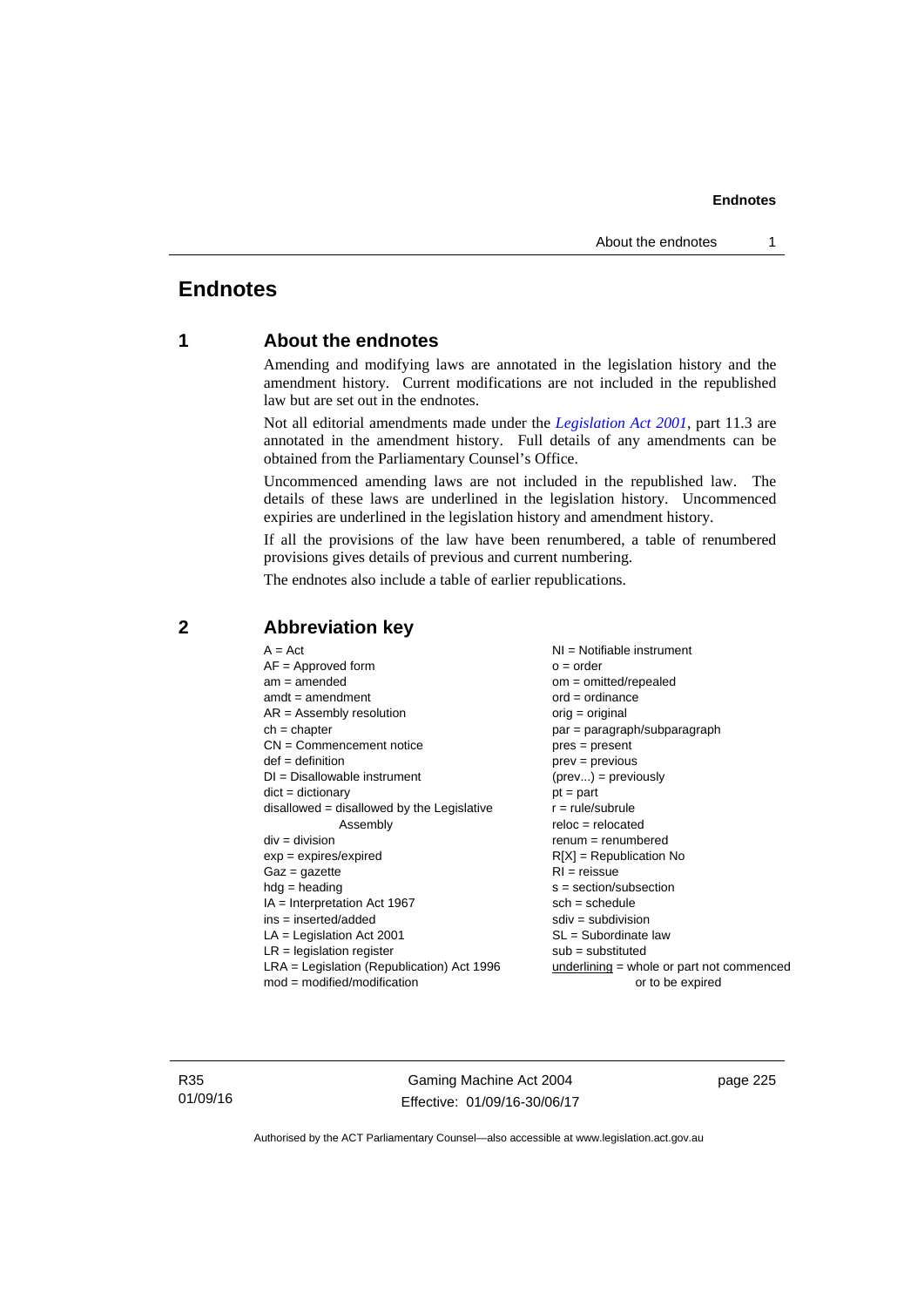# Endnotes

## 1 About the endnotes

Amending and modifying laws are annotated in the legislation history and the amendment history. Current modifications are not included in the republished law but are set out in the endnotes.

Not all editorial amendments made under the *Legislation Act 2001*, part 11.3 are annotated in the amendment history. Full details of any amendments can be obtained from the Parliamentary Counsel's Office.

Uncommenced amending laws are not included in the republished law. The details of these laws are underlined in the legislation history. Uncommenced expiries are underlined in the legislation history and amendment history.

If all the provisions of the law have been renumbered, a table of renumbered provisions gives details of previous and current numbering.

The endnotes also include a table of earlier republications.

## 2 Abbreviation key

A = Act
AF = Approved form
am = amended
amdt = amendment
AR = Assembly resolution
ch = chapter
CN = Commencement notice
def = definition
DI = Disallowable instrument
dict = dictionary
disallowed = disallowed by the Legislative Assembly
div = division
exp = expires/expired
Gaz = gazette
hdg = heading
IA = Interpretation Act 1967
ins = inserted/added
LA = Legislation Act 2001
LR = legislation register
LRA = Legislation (Republication) Act 1996
mod = modified/modification
NI = Notifiable instrument
o = order
om = omitted/repealed
ord = ordinance
orig = original
par = paragraph/subparagraph
pres = present
prev = previous
(prev...) = previously
pt = part
r = rule/subrule
reloc = relocated
renum = renumbered
R[X] = Republication No
RI = reissue
s = section/subsection
sch = schedule
sdiv = subdivision
SL = Subordinate law
sub = substituted
underlining = whole or part not commenced or to be expired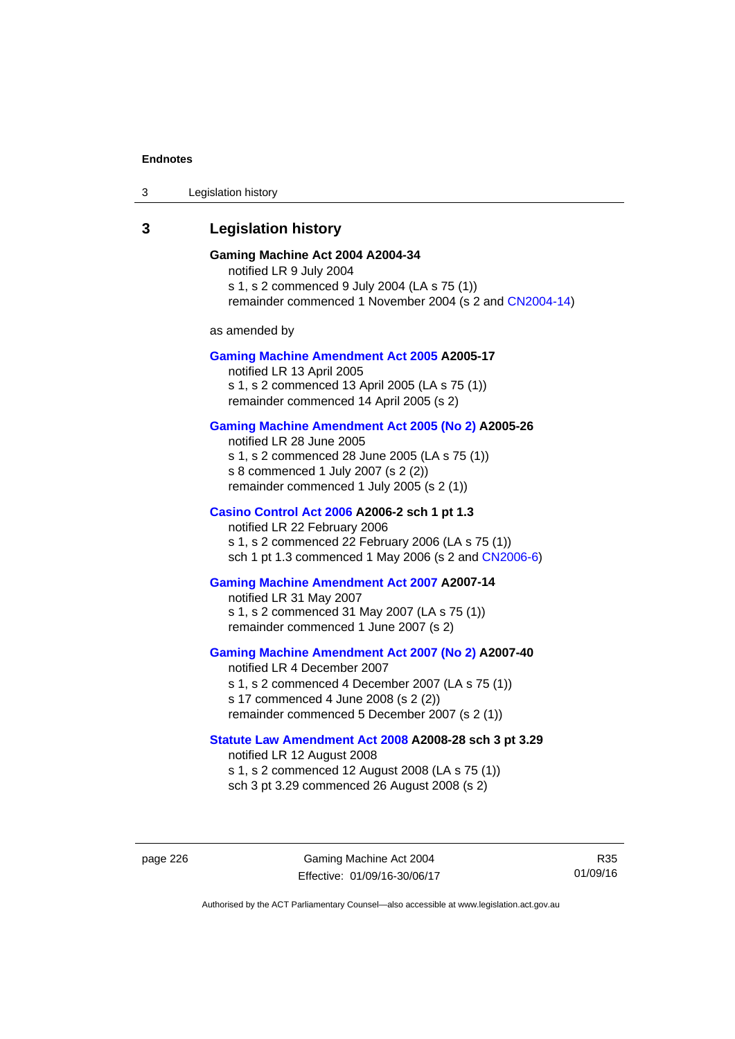## 3 Legislation history

**Gaming Machine Act 2004 A2004-34**

notified LR 9 July 2004

s 1, s 2 commenced 9 July 2004 (LA s 75 (1))

remainder commenced 1 November 2004 (s 2 and CN2004-14)

as amended by

**Gaming Machine Amendment Act 2005 A2005-17**

notified LR 13 April 2005

s 1, s 2 commenced 13 April 2005 (LA s 75 (1))

remainder commenced 14 April 2005 (s 2)

**Gaming Machine Amendment Act 2005 (No 2) A2005-26**

notified LR 28 June 2005

s 1, s 2 commenced 28 June 2005 (LA s 75 (1))

s 8 commenced 1 July 2007 (s 2 (2))

remainder commenced 1 July 2005 (s 2 (1))

**Casino Control Act 2006 A2006-2 sch 1 pt 1.3**

notified LR 22 February 2006

s 1, s 2 commenced 22 February 2006 (LA s 75 (1))

sch 1 pt 1.3 commenced 1 May 2006 (s 2 and CN2006-6)

**Gaming Machine Amendment Act 2007 A2007-14**

notified LR 31 May 2007

s 1, s 2 commenced 31 May 2007 (LA s 75 (1))

remainder commenced 1 June 2007 (s 2)

**Gaming Machine Amendment Act 2007 (No 2) A2007-40**

notified LR 4 December 2007

s 1, s 2 commenced 4 December 2007 (LA s 75 (1))

s 17 commenced 4 June 2008 (s 2 (2))

remainder commenced 5 December 2007 (s 2 (1))

**Statute Law Amendment Act 2008 A2008-28 sch 3 pt 3.29**

notified LR 12 August 2008

s 1, s 2 commenced 12 August 2008 (LA s 75 (1))

sch 3 pt 3.29 commenced 26 August 2008 (s 2)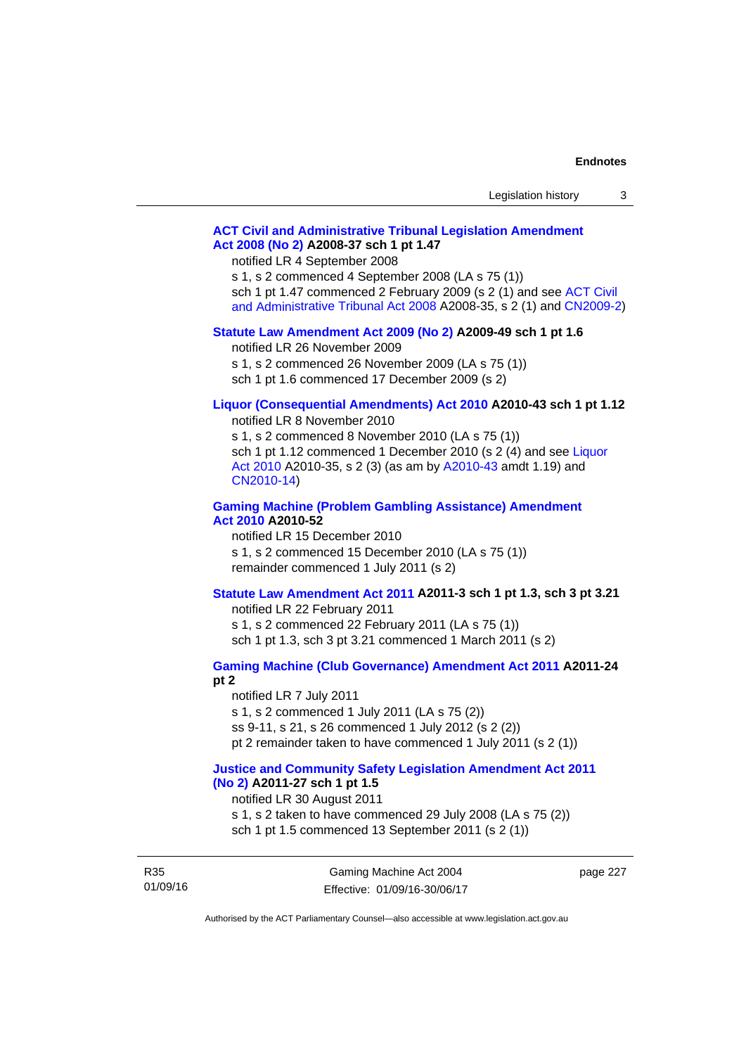**ACT Civil and Administrative Tribunal Legislation Amendment Act 2008 (No 2) A2008-37 sch 1 pt 1.47**

notified LR 4 September 2008

s 1, s 2 commenced 4 September 2008 (LA s 75 (1))

sch 1 pt 1.47 commenced 2 February 2009 (s 2 (1) and see ACT Civil and Administrative Tribunal Act 2008 A2008-35, s 2 (1) and CN2009-2)

**Statute Law Amendment Act 2009 (No 2) A2009-49 sch 1 pt 1.6**

notified LR 26 November 2009

s 1, s 2 commenced 26 November 2009 (LA s 75 (1))

sch 1 pt 1.6 commenced 17 December 2009 (s 2)

**Liquor (Consequential Amendments) Act 2010 A2010-43 sch 1 pt 1.12**

notified LR 8 November 2010

s 1, s 2 commenced 8 November 2010 (LA s 75 (1))

sch 1 pt 1.12 commenced 1 December 2010 (s 2 (4) and see Liquor Act 2010 A2010-35, s 2 (3) (as am by A2010-43 amdt 1.19) and CN2010-14)

**Gaming Machine (Problem Gambling Assistance) Amendment Act 2010 A2010-52**

notified LR 15 December 2010

s 1, s 2 commenced 15 December 2010 (LA s 75 (1))

remainder commenced 1 July 2011 (s 2)

**Statute Law Amendment Act 2011 A2011-3 sch 1 pt 1.3, sch 3 pt 3.21**

notified LR 22 February 2011

s 1, s 2 commenced 22 February 2011 (LA s 75 (1))

sch 1 pt 1.3, sch 3 pt 3.21 commenced 1 March 2011 (s 2)

**Gaming Machine (Club Governance) Amendment Act 2011 A2011-24 pt 2**

notified LR 7 July 2011

s 1, s 2 commenced 1 July 2011 (LA s 75 (2))

ss 9-11, s 21, s 26 commenced 1 July 2012 (s 2 (2))

pt 2 remainder taken to have commenced 1 July 2011 (s 2 (1))

**Justice and Community Safety Legislation Amendment Act 2011 (No 2) A2011-27 sch 1 pt 1.5**

notified LR 30 August 2011

s 1, s 2 taken to have commenced 29 July 2008 (LA s 75 (2))

sch 1 pt 1.5 commenced 13 September 2011 (s 2 (1))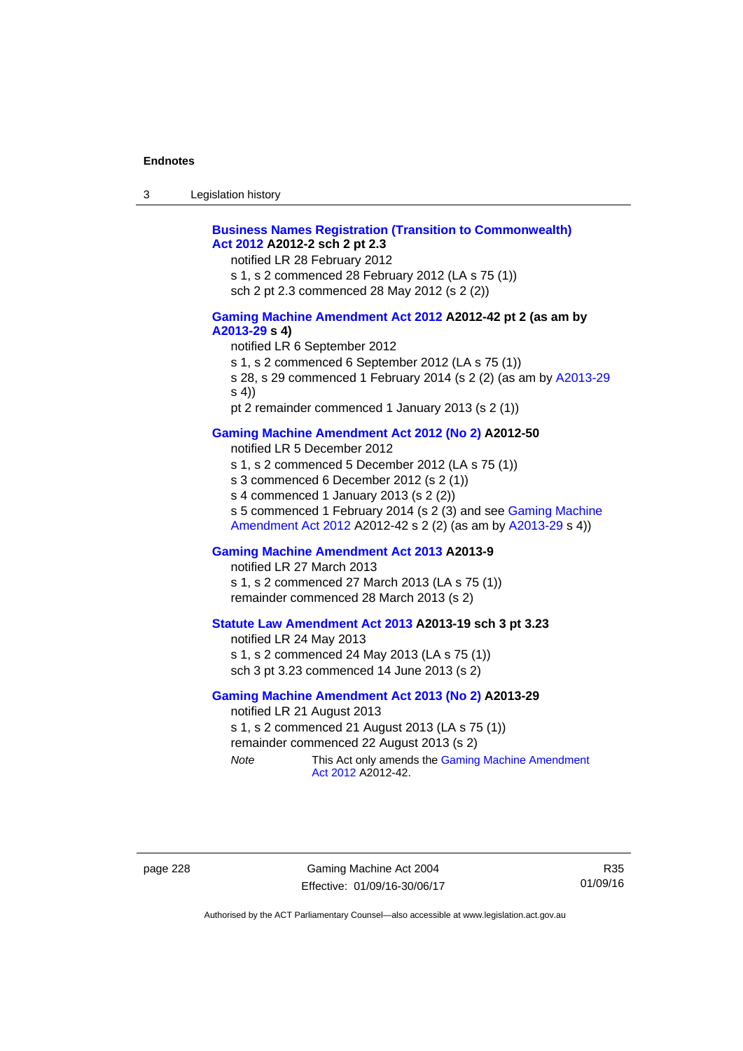**Business Names Registration (Transition to Commonwealth) Act 2012 A2012-2 sch 2 pt 2.3**

notified LR 28 February 2012

s 1, s 2 commenced 28 February 2012 (LA s 75 (1))

sch 2 pt 2.3 commenced 28 May 2012 (s 2 (2))

**Gaming Machine Amendment Act 2012 A2012-42 pt 2 (as am by A2013-29 s 4)**

notified LR 6 September 2012

s 1, s 2 commenced 6 September 2012 (LA s 75 (1))

s 28, s 29 commenced 1 February 2014 (s 2 (2) (as am by A2013-29 s 4))

pt 2 remainder commenced 1 January 2013 (s 2 (1))

**Gaming Machine Amendment Act 2012 (No 2) A2012-50**

notified LR 5 December 2012

s 1, s 2 commenced 5 December 2012 (LA s 75 (1))

s 3 commenced 6 December 2012 (s 2 (1))

s 4 commenced 1 January 2013 (s 2 (2))

s 5 commenced 1 February 2014 (s 2 (3) and see Gaming Machine Amendment Act 2012 A2012-42 s 2 (2) (as am by A2013-29 s 4))

**Gaming Machine Amendment Act 2013 A2013-9**

notified LR 27 March 2013

s 1, s 2 commenced 27 March 2013 (LA s 75 (1))

remainder commenced 28 March 2013 (s 2)

**Statute Law Amendment Act 2013 A2013-19 sch 3 pt 3.23**

notified LR 24 May 2013

s 1, s 2 commenced 24 May 2013 (LA s 75 (1))

sch 3 pt 3.23 commenced 14 June 2013 (s 2)

**Gaming Machine Amendment Act 2013 (No 2) A2013-29**

notified LR 21 August 2013

s 1, s 2 commenced 21 August 2013 (LA s 75 (1))

remainder commenced 22 August 2013 (s 2)

*Note* This Act only amends the Gaming Machine Amendment Act 2012 A2012-42.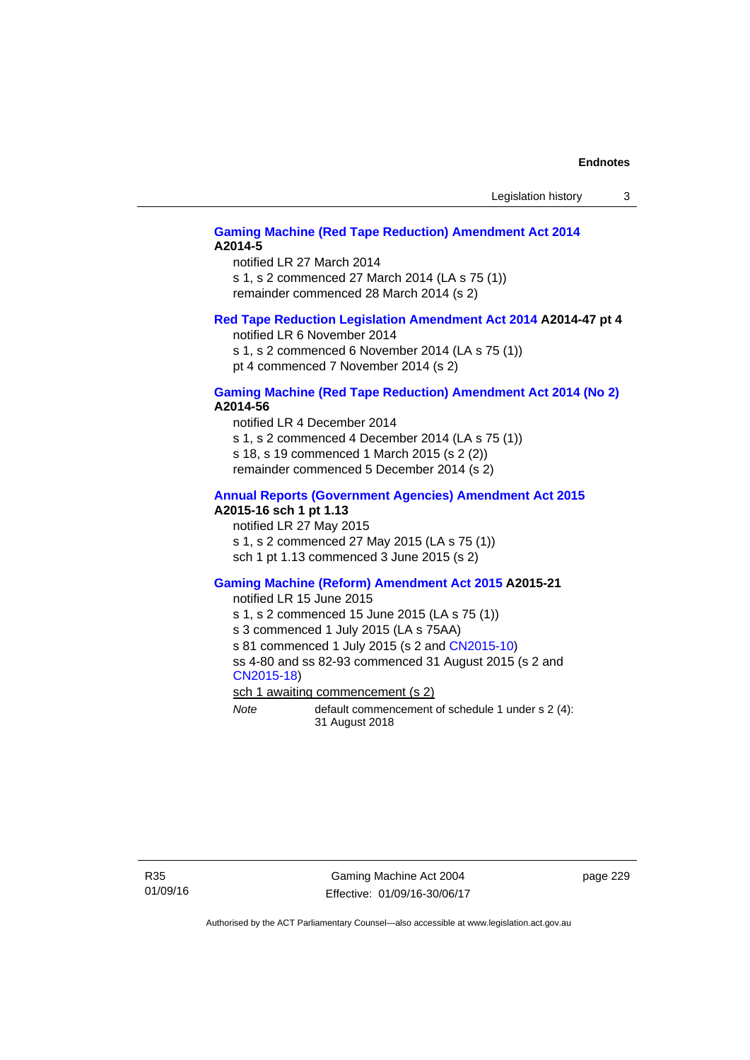**Gaming Machine (Red Tape Reduction) Amendment Act 2014 A2014-5**

notified LR 27 March 2014
s 1, s 2 commenced 27 March 2014 (LA s 75 (1))
remainder commenced 28 March 2014 (s 2)

**Red Tape Reduction Legislation Amendment Act 2014 A2014-47 pt 4**

notified LR 6 November 2014
s 1, s 2 commenced 6 November 2014 (LA s 75 (1))
pt 4 commenced 7 November 2014 (s 2)

**Gaming Machine (Red Tape Reduction) Amendment Act 2014 (No 2) A2014-56**

notified LR 4 December 2014
s 1, s 2 commenced 4 December 2014 (LA s 75 (1))
s 18, s 19 commenced 1 March 2015 (s 2 (2))
remainder commenced 5 December 2014 (s 2)

**Annual Reports (Government Agencies) Amendment Act 2015 A2015-16 sch 1 pt 1.13**

notified LR 27 May 2015
s 1, s 2 commenced 27 May 2015 (LA s 75 (1))
sch 1 pt 1.13 commenced 3 June 2015 (s 2)

**Gaming Machine (Reform) Amendment Act 2015 A2015-21**

notified LR 15 June 2015
s 1, s 2 commenced 15 June 2015 (LA s 75 (1))
s 3 commenced 1 July 2015 (LA s 75AA)
s 81 commenced 1 July 2015 (s 2 and CN2015-10)
ss 4-80 and ss 82-93 commenced 31 August 2015 (s 2 and CN2015-18)
sch 1 awaiting commencement (s 2)

*Note* default commencement of schedule 1 under s 2 (4): 31 August 2018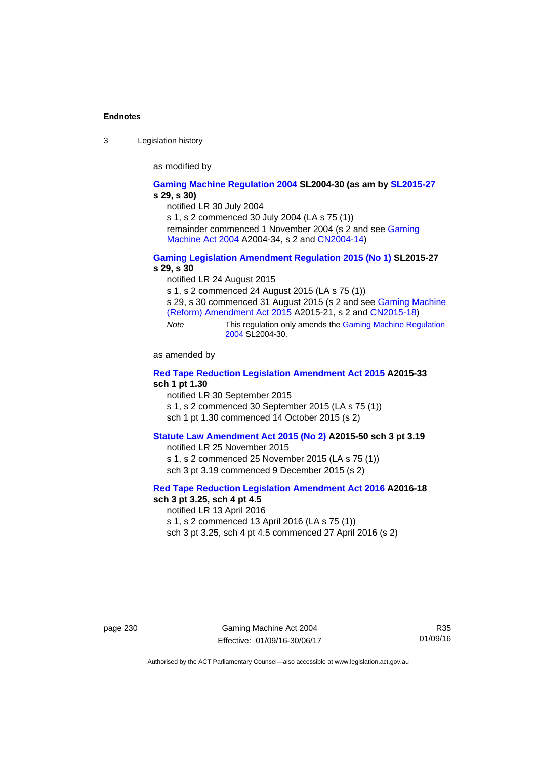as modified by

**Gaming Machine Regulation 2004 SL2004-30 (as am by SL2015-27 s 29, s 30)**

notified LR 30 July 2004

s 1, s 2 commenced 30 July 2004 (LA s 75 (1))

remainder commenced 1 November 2004 (s 2 and see Gaming Machine Act 2004 A2004-34, s 2 and CN2004-14)

**Gaming Legislation Amendment Regulation 2015 (No 1) SL2015-27 s 29, s 30**

notified LR 24 August 2015

s 1, s 2 commenced 24 August 2015 (LA s 75 (1))

s 29, s 30 commenced 31 August 2015 (s 2 and see Gaming Machine (Reform) Amendment Act 2015 A2015-21, s 2 and CN2015-18)

*Note* This regulation only amends the Gaming Machine Regulation 2004 SL2004-30.

as amended by

**Red Tape Reduction Legislation Amendment Act 2015 A2015-33 sch 1 pt 1.30**

notified LR 30 September 2015

s 1, s 2 commenced 30 September 2015 (LA s 75 (1))

sch 1 pt 1.30 commenced 14 October 2015 (s 2)

**Statute Law Amendment Act 2015 (No 2) A2015-50 sch 3 pt 3.19**

notified LR 25 November 2015

s 1, s 2 commenced 25 November 2015 (LA s 75 (1))

sch 3 pt 3.19 commenced 9 December 2015 (s 2)

**Red Tape Reduction Legislation Amendment Act 2016 A2016-18 sch 3 pt 3.25, sch 4 pt 4.5**

notified LR 13 April 2016

s 1, s 2 commenced 13 April 2016 (LA s 75 (1))

sch 3 pt 3.25, sch 4 pt 4.5 commenced 27 April 2016 (s 2)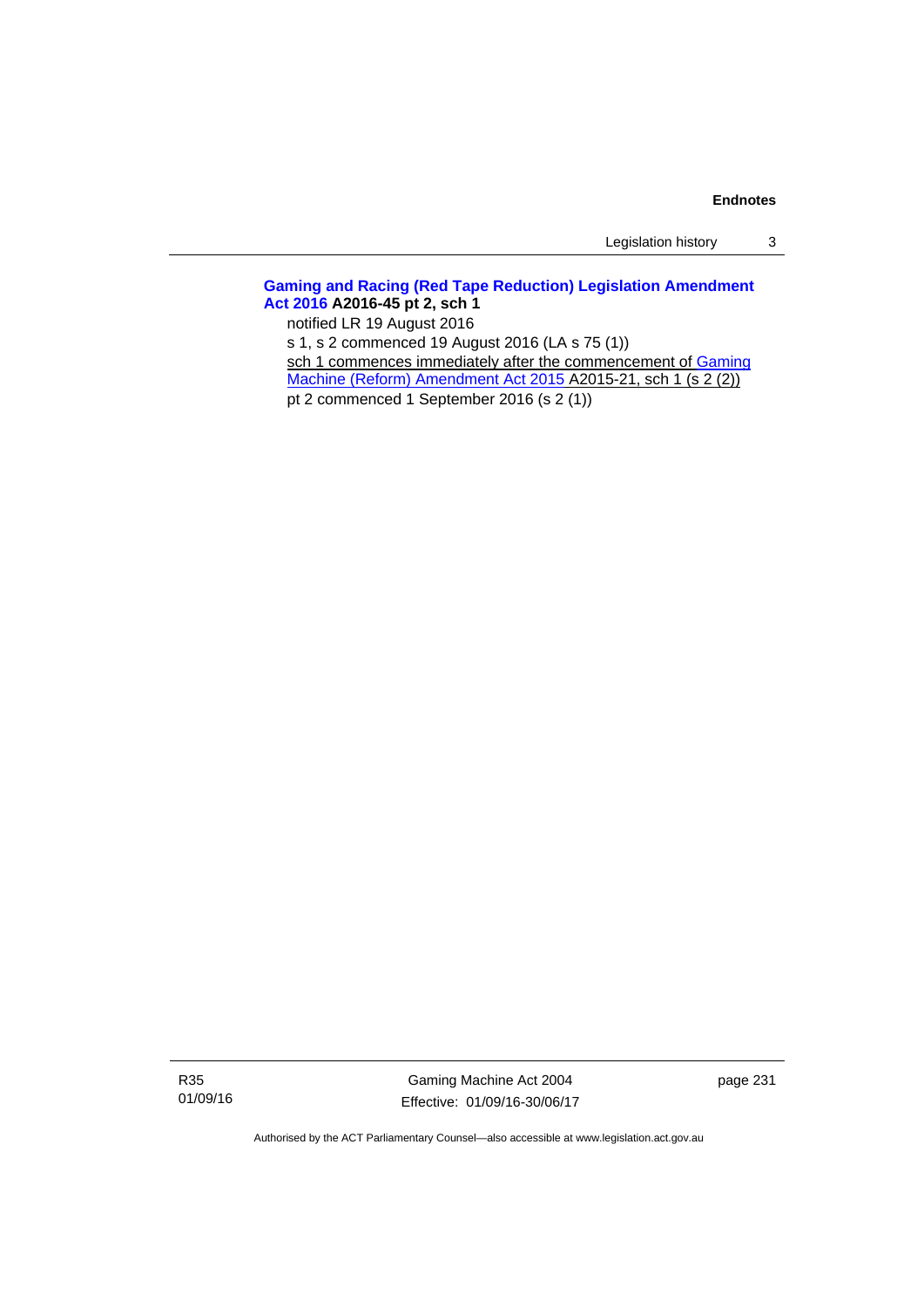**Gaming and Racing (Red Tape Reduction) Legislation Amendment Act 2016 A2016-45 pt 2, sch 1**

notified LR 19 August 2016

s 1, s 2 commenced 19 August 2016 (LA s 75 (1))

sch 1 commences immediately after the commencement of Gaming Machine (Reform) Amendment Act 2015 A2015-21, sch 1 (s 2 (2))

pt 2 commenced 1 September 2016 (s 2 (1))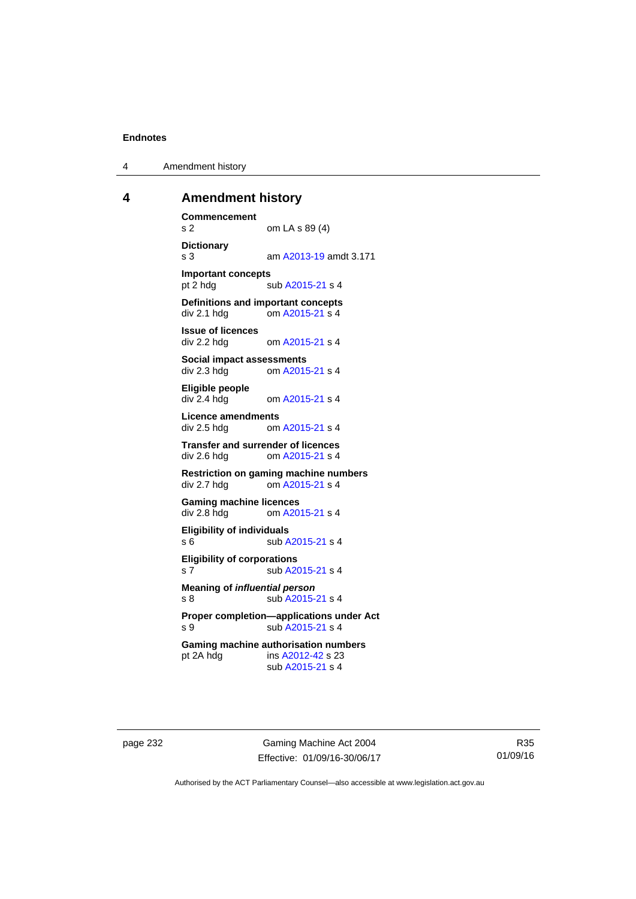## 4 Amendment history

**Commencement**
s 2 om LA s 89 (4)

**Dictionary**
s 3 am A2013-19 amdt 3.171

**Important concepts**
pt 2 hdg sub A2015-21 s 4

**Definitions and important concepts**
div 2.1 hdg om A2015-21 s 4

**Issue of licences**
div 2.2 hdg om A2015-21 s 4

**Social impact assessments**
div 2.3 hdg om A2015-21 s 4

**Eligible people**
div 2.4 hdg om A2015-21 s 4

**Licence amendments**
div 2.5 hdg om A2015-21 s 4

**Transfer and surrender of licences**
div 2.6 hdg om A2015-21 s 4

**Restriction on gaming machine numbers**
div 2.7 hdg om A2015-21 s 4

**Gaming machine licences**
div 2.8 hdg om A2015-21 s 4

**Eligibility of individuals**
s 6 sub A2015-21 s 4

**Eligibility of corporations**
s 7 sub A2015-21 s 4

**Meaning of *influential person***
s 8 sub A2015-21 s 4

**Proper completion—applications under Act**
s 9 sub A2015-21 s 4

**Gaming machine authorisation numbers**
pt 2A hdg ins A2012-42 s 23
sub A2015-21 s 4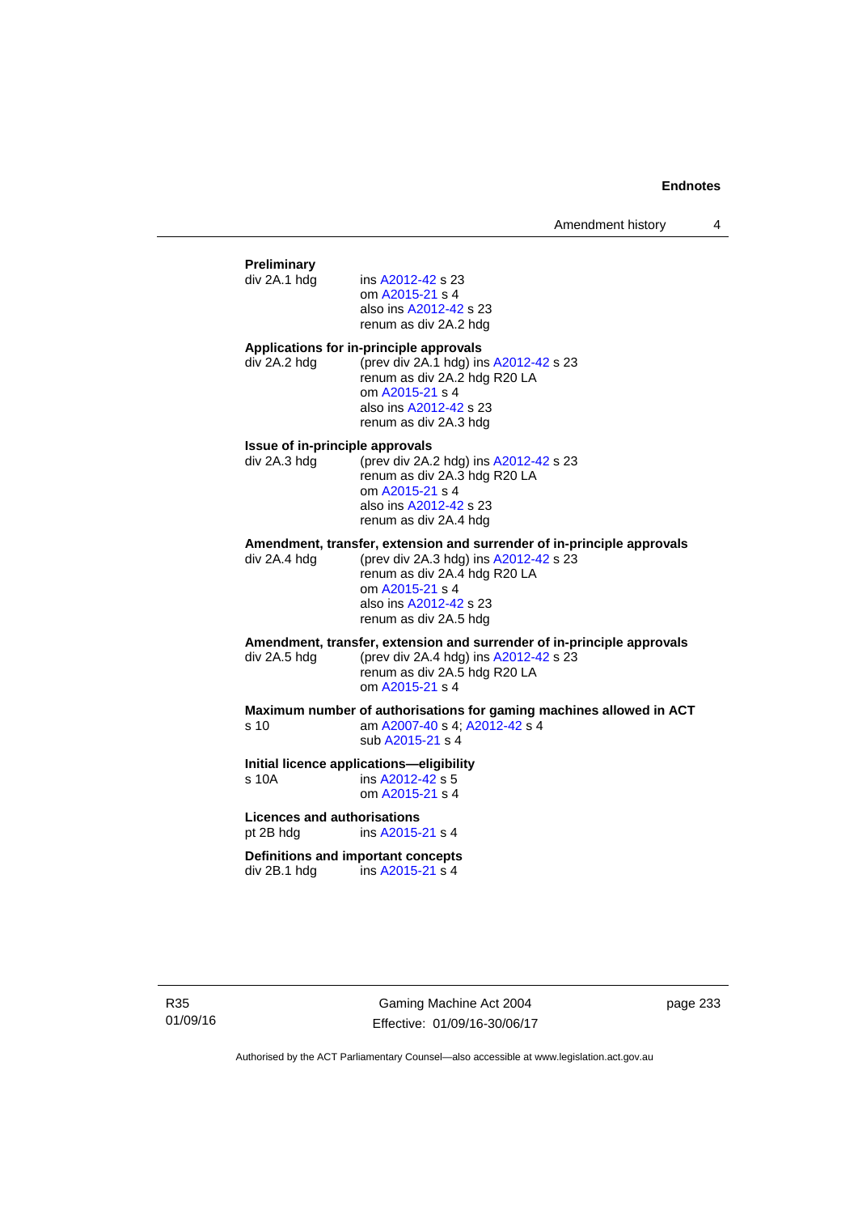**Preliminary**

div 2A.1 hdg — ins A2012-42 s 23
om A2015-21 s 4
also ins A2012-42 s 23
renum as div 2A.2 hdg

**Applications for in-principle approvals**

div 2A.2 hdg — (prev div 2A.1 hdg) ins A2012-42 s 23
renum as div 2A.2 hdg R20 LA
om A2015-21 s 4
also ins A2012-42 s 23
renum as div 2A.3 hdg

**Issue of in-principle approvals**

div 2A.3 hdg — (prev div 2A.2 hdg) ins A2012-42 s 23
renum as div 2A.3 hdg R20 LA
om A2015-21 s 4
also ins A2012-42 s 23
renum as div 2A.4 hdg

**Amendment, transfer, extension and surrender of in-principle approvals**

div 2A.4 hdg — (prev div 2A.3 hdg) ins A2012-42 s 23
renum as div 2A.4 hdg R20 LA
om A2015-21 s 4
also ins A2012-42 s 23
renum as div 2A.5 hdg

**Amendment, transfer, extension and surrender of in-principle approvals**

div 2A.5 hdg — (prev div 2A.4 hdg) ins A2012-42 s 23
renum as div 2A.5 hdg R20 LA
om A2015-21 s 4

**Maximum number of authorisations for gaming machines allowed in ACT**

s 10 — am A2007-40 s 4; A2012-42 s 4
sub A2015-21 s 4

**Initial licence applications—eligibility**

s 10A — ins A2012-42 s 5
om A2015-21 s 4

**Licences and authorisations**

pt 2B hdg — ins A2015-21 s 4

**Definitions and important concepts**

div 2B.1 hdg — ins A2015-21 s 4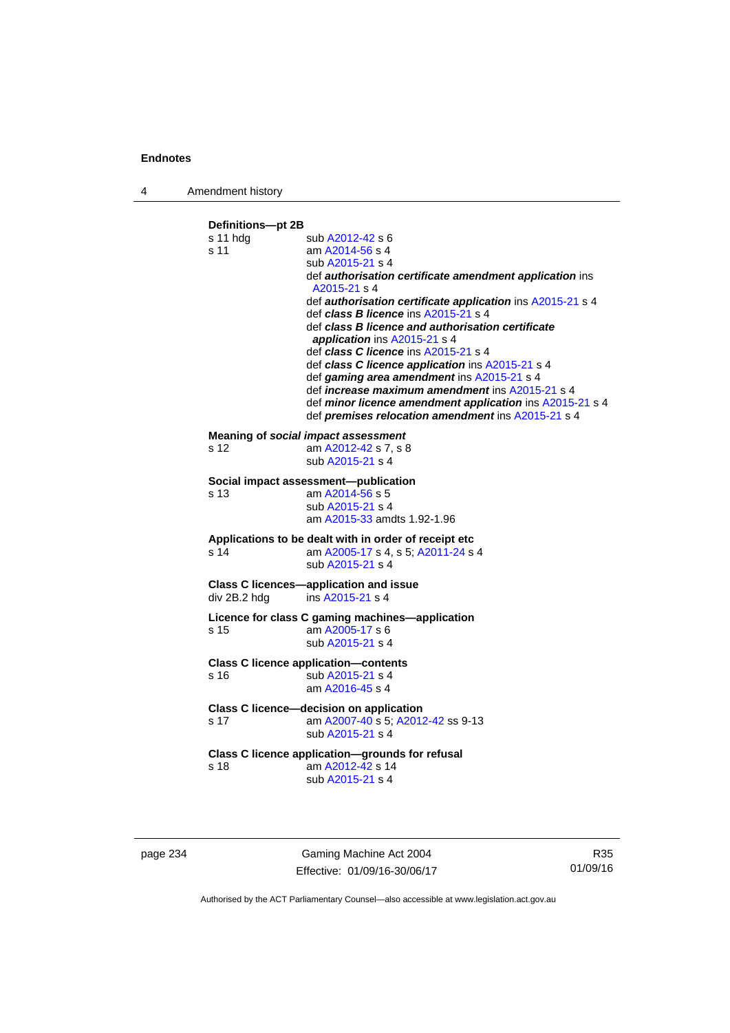**Definitions—pt 2B**

s 11 hdg sub A2012-42 s 6

s 11 am A2014-56 s 4
sub A2015-21 s 4
def ***authorisation certificate amendment application*** ins A2015-21 s 4
def ***authorisation certificate application*** ins A2015-21 s 4
def ***class B licence*** ins A2015-21 s 4
def ***class B licence and authorisation certificate application*** ins A2015-21 s 4
def ***class C licence*** ins A2015-21 s 4
def ***class C licence application*** ins A2015-21 s 4
def ***gaming area amendment*** ins A2015-21 s 4
def ***increase maximum amendment*** ins A2015-21 s 4
def ***minor licence amendment application*** ins A2015-21 s 4
def ***premises relocation amendment*** ins A2015-21 s 4

**Meaning of *social impact assessment***

s 12 am A2012-42 s 7, s 8
sub A2015-21 s 4

**Social impact assessment—publication**

s 13 am A2014-56 s 5
sub A2015-21 s 4
am A2015-33 amdts 1.92-1.96

**Applications to be dealt with in order of receipt etc**

s 14 am A2005-17 s 4, s 5; A2011-24 s 4
sub A2015-21 s 4

**Class C licences—application and issue**

div 2B.2 hdg ins A2015-21 s 4

**Licence for class C gaming machines—application**

s 15 am A2005-17 s 6
sub A2015-21 s 4

**Class C licence application—contents**

s 16 sub A2015-21 s 4
am A2016-45 s 4

**Class C licence—decision on application**

s 17 am A2007-40 s 5; A2012-42 ss 9-13
sub A2015-21 s 4

**Class C licence application—grounds for refusal**

s 18 am A2012-42 s 14
sub A2015-21 s 4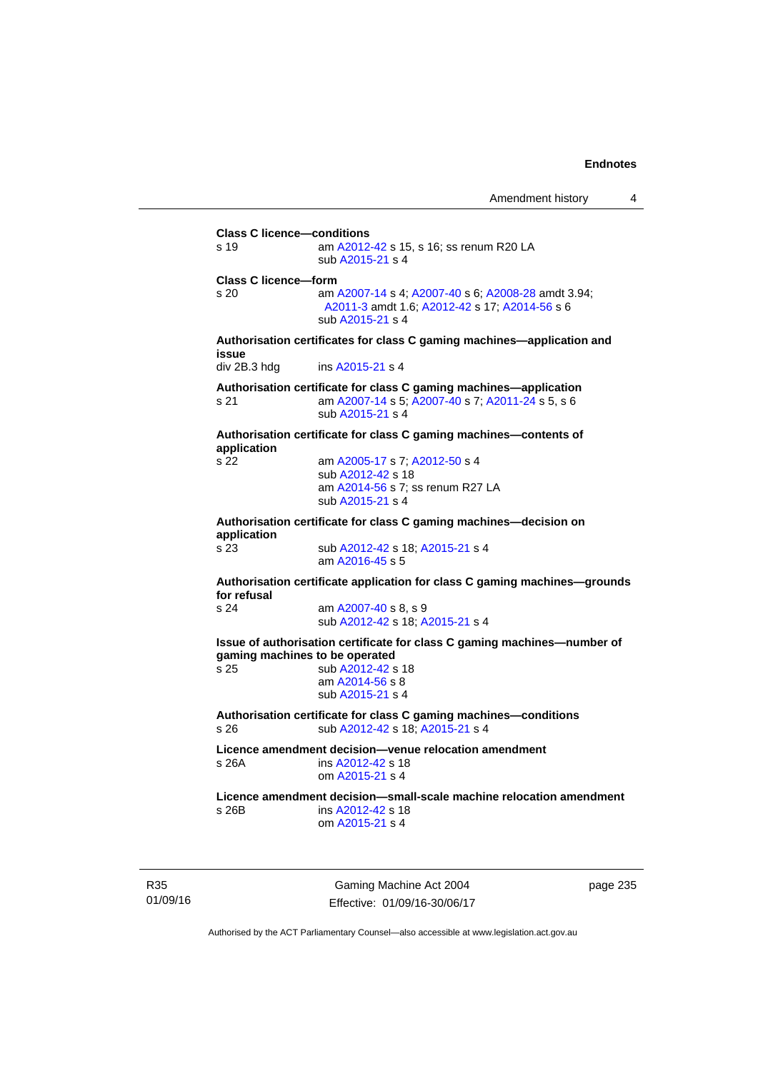**Class C licence—conditions**

s 19 am A2012-42 s 15, s 16; ss renum R20 LA
sub A2015-21 s 4

**Class C licence—form**

s 20 am A2007-14 s 4; A2007-40 s 6; A2008-28 amdt 3.94; A2011-3 amdt 1.6; A2012-42 s 17; A2014-56 s 6
sub A2015-21 s 4

**Authorisation certificates for class C gaming machines—application and issue**

div 2B.3 hdg ins A2015-21 s 4

**Authorisation certificate for class C gaming machines—application**

s 21 am A2007-14 s 5; A2007-40 s 7; A2011-24 s 5, s 6
sub A2015-21 s 4

**Authorisation certificate for class C gaming machines—contents of application**

s 22 am A2005-17 s 7; A2012-50 s 4
sub A2012-42 s 18
am A2014-56 s 7; ss renum R27 LA
sub A2015-21 s 4

**Authorisation certificate for class C gaming machines—decision on application**

s 23 sub A2012-42 s 18; A2015-21 s 4
am A2016-45 s 5

**Authorisation certificate application for class C gaming machines—grounds for refusal**

s 24 am A2007-40 s 8, s 9
sub A2012-42 s 18; A2015-21 s 4

**Issue of authorisation certificate for class C gaming machines—number of gaming machines to be operated**

s 25 sub A2012-42 s 18
am A2014-56 s 8
sub A2015-21 s 4

**Authorisation certificate for class C gaming machines—conditions**

s 26 sub A2012-42 s 18; A2015-21 s 4

**Licence amendment decision—venue relocation amendment**

s 26A ins A2012-42 s 18
om A2015-21 s 4

**Licence amendment decision—small-scale machine relocation amendment**

s 26B ins A2012-42 s 18
om A2015-21 s 4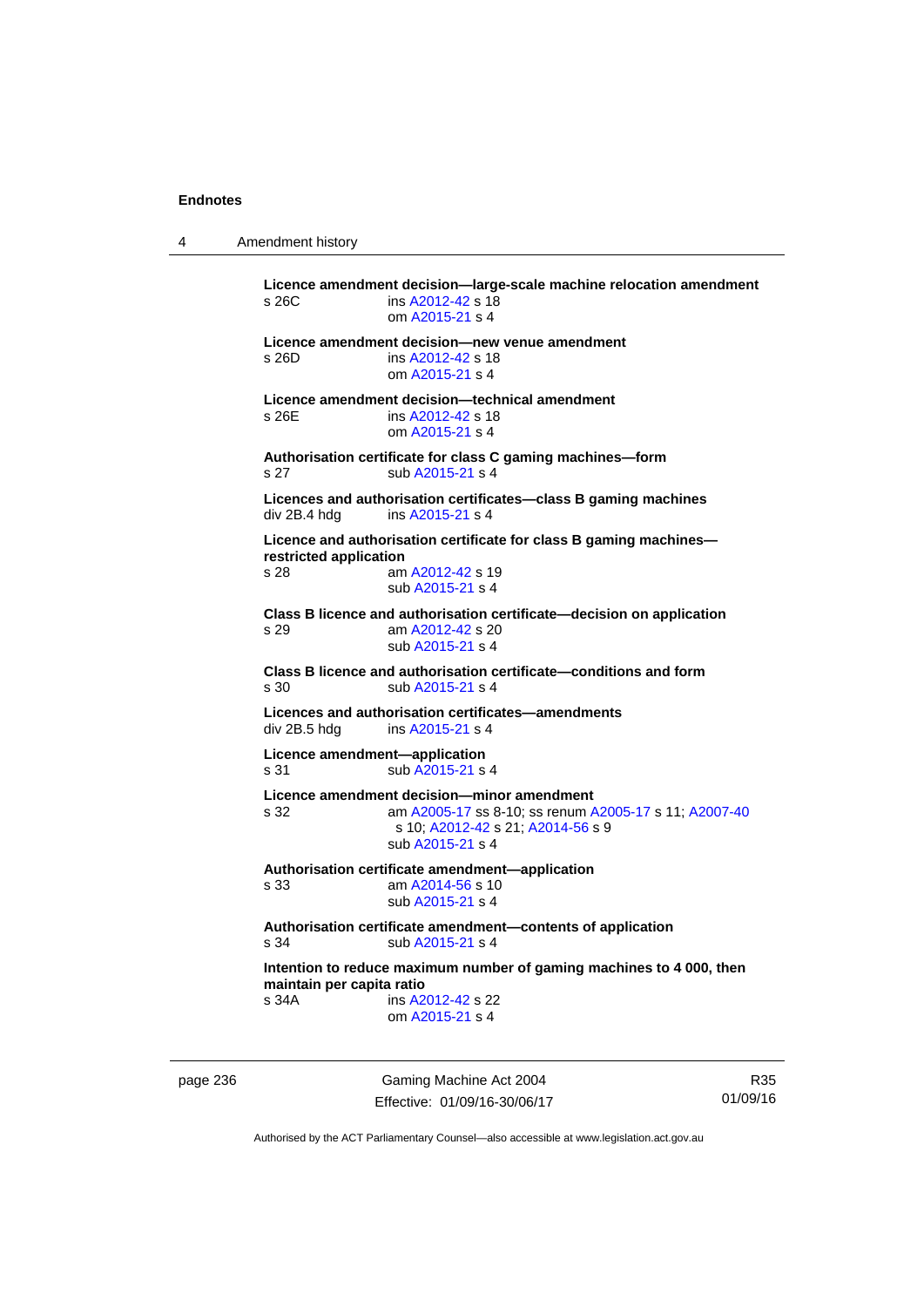**Licence amendment decision—large-scale machine relocation amendment**
s 26C ins A2012-42 s 18
om A2015-21 s 4

**Licence amendment decision—new venue amendment**
s 26D ins A2012-42 s 18
om A2015-21 s 4

**Licence amendment decision—technical amendment**
s 26E ins A2012-42 s 18
om A2015-21 s 4

**Authorisation certificate for class C gaming machines—form**
s 27 sub A2015-21 s 4

**Licences and authorisation certificates—class B gaming machines**
div 2B.4 hdg ins A2015-21 s 4

**Licence and authorisation certificate for class B gaming machines—restricted application**
s 28 am A2012-42 s 19
sub A2015-21 s 4

**Class B licence and authorisation certificate—decision on application**
s 29 am A2012-42 s 20
sub A2015-21 s 4

**Class B licence and authorisation certificate—conditions and form**
s 30 sub A2015-21 s 4

**Licences and authorisation certificates—amendments**
div 2B.5 hdg ins A2015-21 s 4

**Licence amendment—application**
s 31 sub A2015-21 s 4

**Licence amendment decision—minor amendment**
s 32 am A2005-17 ss 8-10; ss renum A2005-17 s 11; A2007-40 s 10; A2012-42 s 21; A2014-56 s 9
sub A2015-21 s 4

**Authorisation certificate amendment—application**
s 33 am A2014-56 s 10
sub A2015-21 s 4

**Authorisation certificate amendment—contents of application**
s 34 sub A2015-21 s 4

**Intention to reduce maximum number of gaming machines to 4 000, then maintain per capita ratio**
s 34A ins A2012-42 s 22
om A2015-21 s 4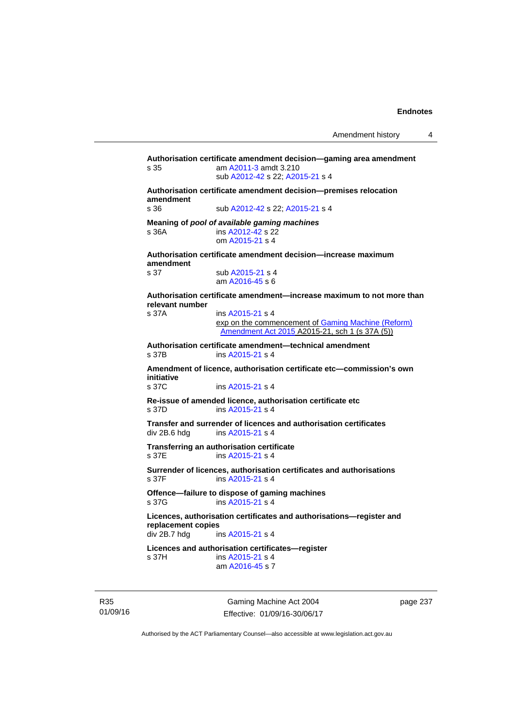**Authorisation certificate amendment decision—gaming area amendment**
s 35 am A2011-3 amdt 3.210
sub A2012-42 s 22; A2015-21 s 4

**Authorisation certificate amendment decision—premises relocation amendment**
s 36 sub A2012-42 s 22; A2015-21 s 4

**Meaning of *pool of available gaming machines***
s 36A ins A2012-42 s 22
om A2015-21 s 4

**Authorisation certificate amendment decision—increase maximum amendment**
s 37 sub A2015-21 s 4
am A2016-45 s 6

**Authorisation certificate amendment—increase maximum to not more than relevant number**
s 37A ins A2015-21 s 4
exp on the commencement of Gaming Machine (Reform) Amendment Act 2015 A2015-21, sch 1 (s 37A (5))

**Authorisation certificate amendment—technical amendment**
s 37B ins A2015-21 s 4

**Amendment of licence, authorisation certificate etc—commission's own initiative**
s 37C ins A2015-21 s 4

**Re-issue of amended licence, authorisation certificate etc**
s 37D ins A2015-21 s 4

**Transfer and surrender of licences and authorisation certificates**
div 2B.6 hdg ins A2015-21 s 4

**Transferring an authorisation certificate**
s 37E ins A2015-21 s 4

**Surrender of licences, authorisation certificates and authorisations**
s 37F ins A2015-21 s 4

**Offence—failure to dispose of gaming machines**
s 37G ins A2015-21 s 4

**Licences, authorisation certificates and authorisations—register and replacement copies**
div 2B.7 hdg ins A2015-21 s 4

**Licences and authorisation certificates—register**
s 37H ins A2015-21 s 4
am A2016-45 s 7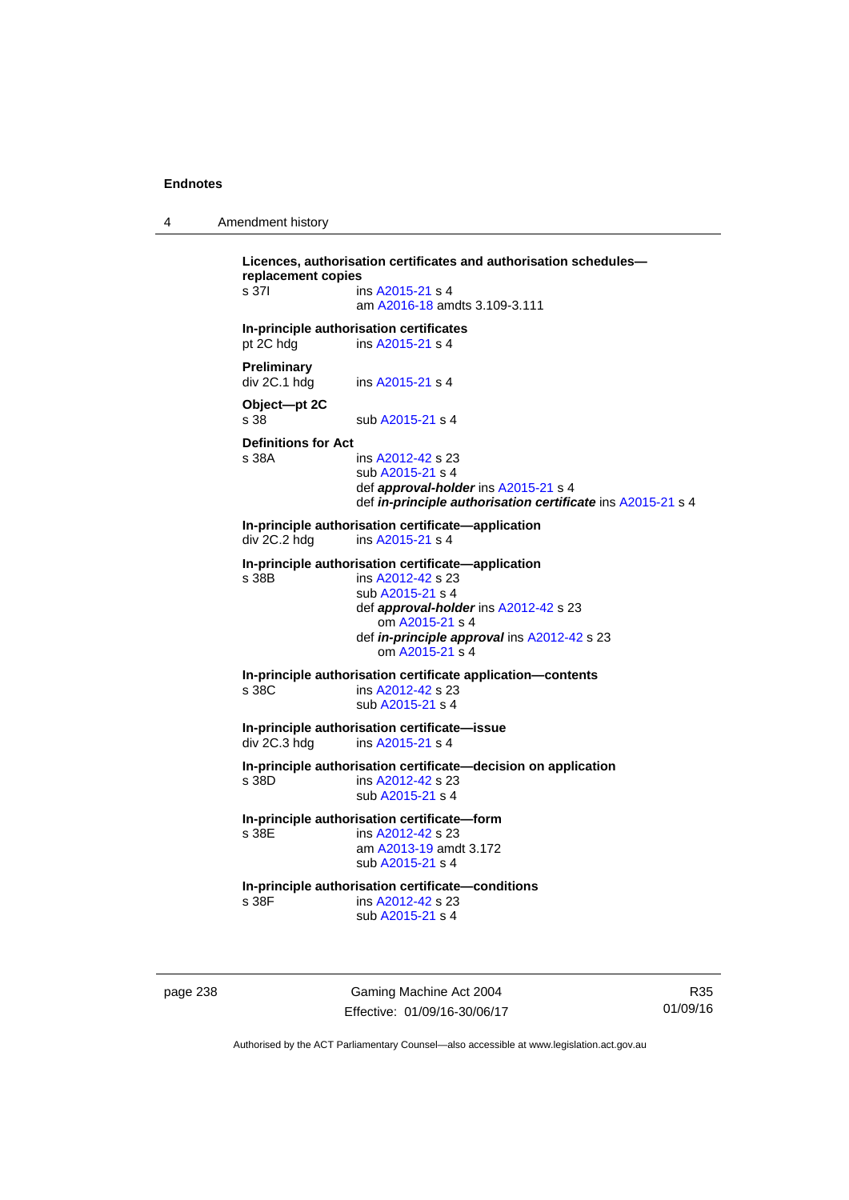**Licences, authorisation certificates and authorisation schedules—replacement copies**
s 37I ins A2015-21 s 4
am A2016-18 amdts 3.109-3.111

**In-principle authorisation certificates**
pt 2C hdg ins A2015-21 s 4

**Preliminary**
div 2C.1 hdg ins A2015-21 s 4

**Object—pt 2C**
s 38 sub A2015-21 s 4

**Definitions for Act**
s 38A ins A2012-42 s 23
sub A2015-21 s 4
def ***approval-holder*** ins A2015-21 s 4
def ***in-principle authorisation certificate*** ins A2015-21 s 4

**In-principle authorisation certificate—application**
div 2C.2 hdg ins A2015-21 s 4

**In-principle authorisation certificate—application**
s 38B ins A2012-42 s 23
sub A2015-21 s 4
def ***approval-holder*** ins A2012-42 s 23
om A2015-21 s 4
def ***in-principle approval*** ins A2012-42 s 23
om A2015-21 s 4

**In-principle authorisation certificate application—contents**
s 38C ins A2012-42 s 23
sub A2015-21 s 4

**In-principle authorisation certificate—issue**
div 2C.3 hdg ins A2015-21 s 4

**In-principle authorisation certificate—decision on application**
s 38D ins A2012-42 s 23
sub A2015-21 s 4

**In-principle authorisation certificate—form**
s 38E ins A2012-42 s 23
am A2013-19 amdt 3.172
sub A2015-21 s 4

**In-principle authorisation certificate—conditions**
s 38F ins A2012-42 s 23
sub A2015-21 s 4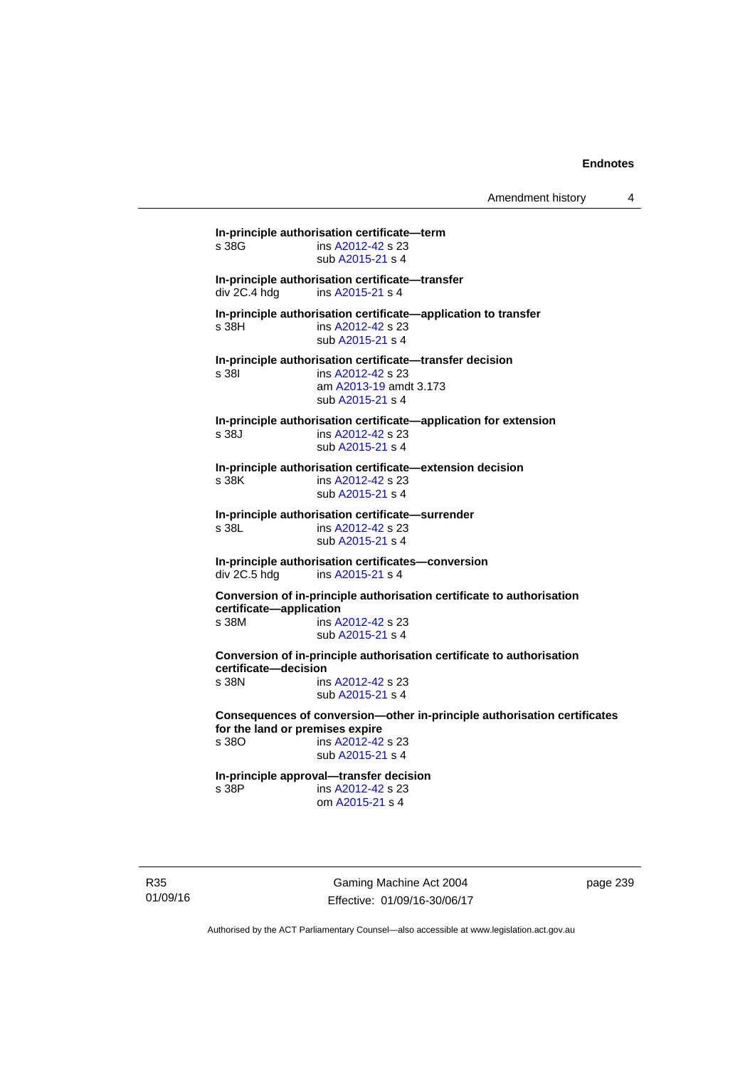**In-principle authorisation certificate—term**
s 38G ins A2012-42 s 23
sub A2015-21 s 4

**In-principle authorisation certificate—transfer**
div 2C.4 hdg ins A2015-21 s 4

**In-principle authorisation certificate—application to transfer**
s 38H ins A2012-42 s 23
sub A2015-21 s 4

**In-principle authorisation certificate—transfer decision**
s 38I ins A2012-42 s 23
am A2013-19 amdt 3.173
sub A2015-21 s 4

**In-principle authorisation certificate—application for extension**
s 38J ins A2012-42 s 23
sub A2015-21 s 4

**In-principle authorisation certificate—extension decision**
s 38K ins A2012-42 s 23
sub A2015-21 s 4

**In-principle authorisation certificate—surrender**
s 38L ins A2012-42 s 23
sub A2015-21 s 4

**In-principle authorisation certificates—conversion**
div 2C.5 hdg ins A2015-21 s 4

**Conversion of in-principle authorisation certificate to authorisation certificate—application**
s 38M ins A2012-42 s 23
sub A2015-21 s 4

**Conversion of in-principle authorisation certificate to authorisation certificate—decision**
s 38N ins A2012-42 s 23
sub A2015-21 s 4

**Consequences of conversion—other in-principle authorisation certificates for the land or premises expire**
s 38O ins A2012-42 s 23
sub A2015-21 s 4

**In-principle approval—transfer decision**
s 38P ins A2012-42 s 23
om A2015-21 s 4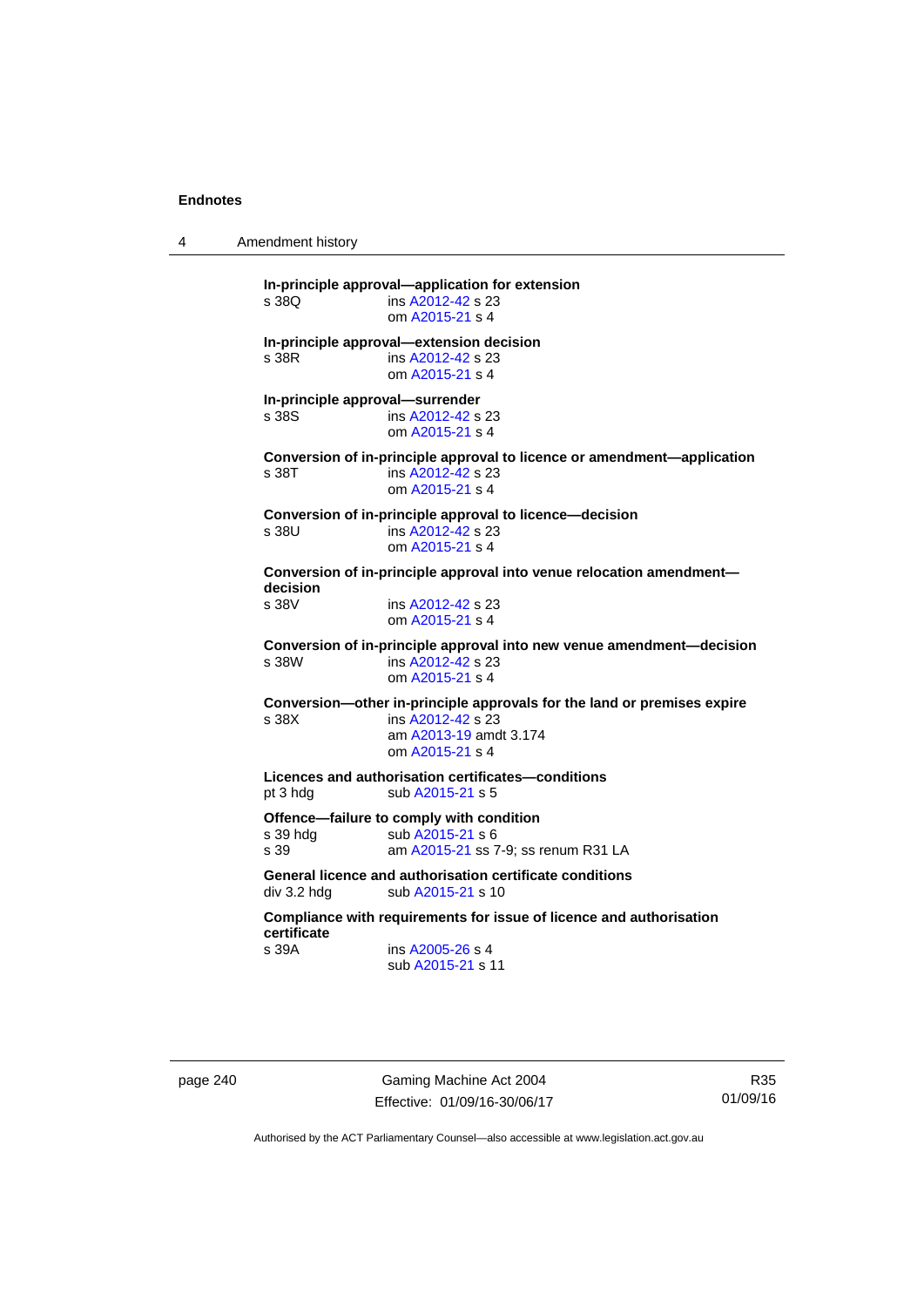**In-principle approval—application for extension**
s 38Q ins A2012-42 s 23
om A2015-21 s 4

**In-principle approval—extension decision**
s 38R ins A2012-42 s 23
om A2015-21 s 4

**In-principle approval—surrender**
s 38S ins A2012-42 s 23
om A2015-21 s 4

**Conversion of in-principle approval to licence or amendment—application**
s 38T ins A2012-42 s 23
om A2015-21 s 4

**Conversion of in-principle approval to licence—decision**
s 38U ins A2012-42 s 23
om A2015-21 s 4

**Conversion of in-principle approval into venue relocation amendment—decision**
s 38V ins A2012-42 s 23
om A2015-21 s 4

**Conversion of in-principle approval into new venue amendment—decision**
s 38W ins A2012-42 s 23
om A2015-21 s 4

**Conversion—other in-principle approvals for the land or premises expire**
s 38X ins A2012-42 s 23
am A2013-19 amdt 3.174
om A2015-21 s 4

**Licences and authorisation certificates—conditions**
pt 3 hdg sub A2015-21 s 5

**Offence—failure to comply with condition**
s 39 hdg sub A2015-21 s 6
s 39 am A2015-21 ss 7-9; ss renum R31 LA

**General licence and authorisation certificate conditions**
div 3.2 hdg sub A2015-21 s 10

**Compliance with requirements for issue of licence and authorisation certificate**
s 39A ins A2005-26 s 4
sub A2015-21 s 11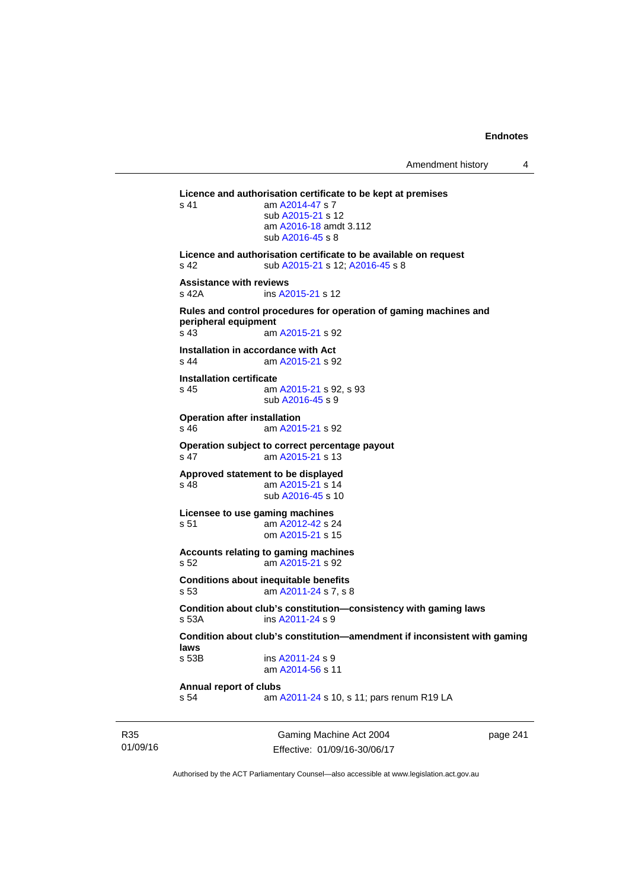**Licence and authorisation certificate to be kept at premises**

s 41 am A2014-47 s 7
sub A2015-21 s 12
am A2016-18 amdt 3.112
sub A2016-45 s 8

**Licence and authorisation certificate to be available on request**

s 42 sub A2015-21 s 12; A2016-45 s 8

**Assistance with reviews**

s 42A ins A2015-21 s 12

**Rules and control procedures for operation of gaming machines and peripheral equipment**

s 43 am A2015-21 s 92

**Installation in accordance with Act**

s 44 am A2015-21 s 92

**Installation certificate**

s 45 am A2015-21 s 92, s 93
sub A2016-45 s 9

**Operation after installation**

s 46 am A2015-21 s 92

**Operation subject to correct percentage payout**

s 47 am A2015-21 s 13

**Approved statement to be displayed**

s 48 am A2015-21 s 14
sub A2016-45 s 10

**Licensee to use gaming machines**

s 51 am A2012-42 s 24
om A2015-21 s 15

**Accounts relating to gaming machines**

s 52 am A2015-21 s 92

**Conditions about inequitable benefits**

s 53 am A2011-24 s 7, s 8

**Condition about club's constitution—consistency with gaming laws**

s 53A ins A2011-24 s 9

**Condition about club's constitution—amendment if inconsistent with gaming laws**

s 53B ins A2011-24 s 9
am A2014-56 s 11

**Annual report of clubs**

s 54 am A2011-24 s 10, s 11; pars renum R19 LA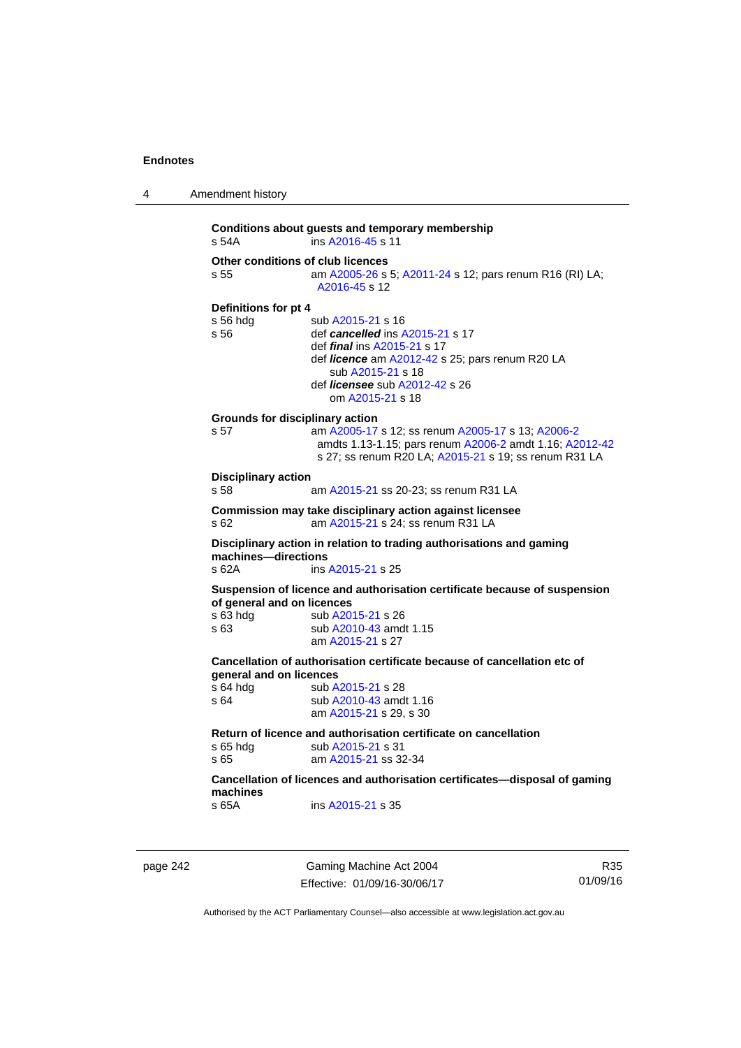**Conditions about guests and temporary membership**

s 54A ins A2016-45 s 11

**Other conditions of club licences**

s 55 am A2005-26 s 5; A2011-24 s 12; pars renum R16 (RI) LA; A2016-45 s 12

**Definitions for pt 4**

s 56 hdg sub A2015-21 s 16

s 56 def ***cancelled*** ins A2015-21 s 17
def ***final*** ins A2015-21 s 17
def ***licence*** am A2012-42 s 25; pars renum R20 LA
sub A2015-21 s 18
def ***licensee*** sub A2012-42 s 26
om A2015-21 s 18

**Grounds for disciplinary action**

s 57 am A2005-17 s 12; ss renum A2005-17 s 13; A2006-2 amdts 1.13-1.15; pars renum A2006-2 amdt 1.16; A2012-42 s 27; ss renum R20 LA; A2015-21 s 19; ss renum R31 LA

**Disciplinary action**

s 58 am A2015-21 ss 20-23; ss renum R31 LA

**Commission may take disciplinary action against licensee**

s 62 am A2015-21 s 24; ss renum R31 LA

**Disciplinary action in relation to trading authorisations and gaming machines—directions**

s 62A ins A2015-21 s 25

**Suspension of licence and authorisation certificate because of suspension of general and on licences**

s 63 hdg sub A2015-21 s 26

s 63 sub A2010-43 amdt 1.15
am A2015-21 s 27

**Cancellation of authorisation certificate because of cancellation etc of general and on licences**

s 64 hdg sub A2015-21 s 28

s 64 sub A2010-43 amdt 1.16
am A2015-21 s 29, s 30

**Return of licence and authorisation certificate on cancellation**

s 65 hdg sub A2015-21 s 31

s 65 am A2015-21 ss 32-34

**Cancellation of licences and authorisation certificates—disposal of gaming machines**

s 65A ins A2015-21 s 35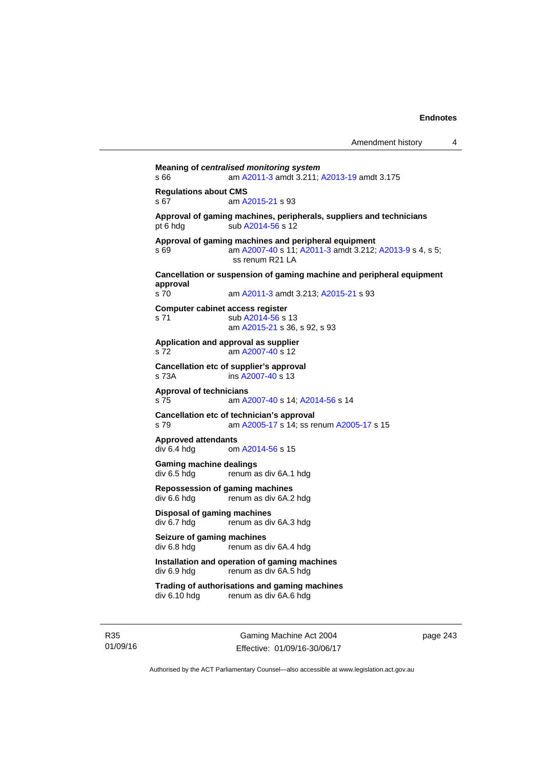**Meaning of *centralised monitoring system***
s 66 am A2011-3 amdt 3.211; A2013-19 amdt 3.175

**Regulations about CMS**
s 67 am A2015-21 s 93

**Approval of gaming machines, peripherals, suppliers and technicians**
pt 6 hdg sub A2014-56 s 12

**Approval of gaming machines and peripheral equipment**
s 69 am A2007-40 s 11; A2011-3 amdt 3.212; A2013-9 s 4, s 5; ss renum R21 LA

**Cancellation or suspension of gaming machine and peripheral equipment approval**
s 70 am A2011-3 amdt 3.213; A2015-21 s 93

**Computer cabinet access register**
s 71 sub A2014-56 s 13
am A2015-21 s 36, s 92, s 93

**Application and approval as supplier**
s 72 am A2007-40 s 12

**Cancellation etc of supplier's approval**
s 73A ins A2007-40 s 13

**Approval of technicians**
s 75 am A2007-40 s 14; A2014-56 s 14

**Cancellation etc of technician's approval**
s 79 am A2005-17 s 14; ss renum A2005-17 s 15

**Approved attendants**
div 6.4 hdg om A2014-56 s 15

**Gaming machine dealings**
div 6.5 hdg renum as div 6A.1 hdg

**Repossession of gaming machines**
div 6.6 hdg renum as div 6A.2 hdg

**Disposal of gaming machines**
div 6.7 hdg renum as div 6A.3 hdg

**Seizure of gaming machines**
div 6.8 hdg renum as div 6A.4 hdg

**Installation and operation of gaming machines**
div 6.9 hdg renum as div 6A.5 hdg

**Trading of authorisations and gaming machines**
div 6.10 hdg renum as div 6A.6 hdg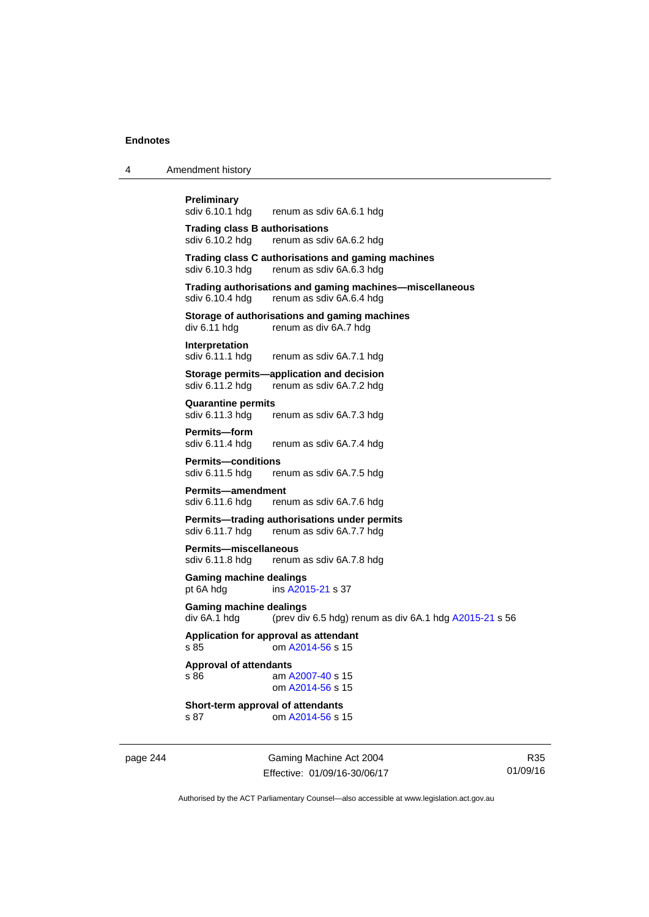**Preliminary**
sdiv 6.10.1 hdg renum as sdiv 6A.6.1 hdg

**Trading class B authorisations**
sdiv 6.10.2 hdg renum as sdiv 6A.6.2 hdg

**Trading class C authorisations and gaming machines**
sdiv 6.10.3 hdg renum as sdiv 6A.6.3 hdg

**Trading authorisations and gaming machines—miscellaneous**
sdiv 6.10.4 hdg renum as sdiv 6A.6.4 hdg

**Storage of authorisations and gaming machines**
div 6.11 hdg renum as div 6A.7 hdg

**Interpretation**
sdiv 6.11.1 hdg renum as sdiv 6A.7.1 hdg

**Storage permits—application and decision**
sdiv 6.11.2 hdg renum as sdiv 6A.7.2 hdg

**Quarantine permits**
sdiv 6.11.3 hdg renum as sdiv 6A.7.3 hdg

**Permits—form**
sdiv 6.11.4 hdg renum as sdiv 6A.7.4 hdg

**Permits—conditions**
sdiv 6.11.5 hdg renum as sdiv 6A.7.5 hdg

**Permits—amendment**
sdiv 6.11.6 hdg renum as sdiv 6A.7.6 hdg

**Permits—trading authorisations under permits**
sdiv 6.11.7 hdg renum as sdiv 6A.7.7 hdg

**Permits—miscellaneous**
sdiv 6.11.8 hdg renum as sdiv 6A.7.8 hdg

**Gaming machine dealings**
pt 6A hdg ins A2015-21 s 37

**Gaming machine dealings**
div 6A.1 hdg (prev div 6.5 hdg) renum as div 6A.1 hdg A2015-21 s 56

**Application for approval as attendant**
s 85 om A2014-56 s 15

**Approval of attendants**
s 86 am A2007-40 s 15
om A2014-56 s 15

**Short-term approval of attendants**
s 87 om A2014-56 s 15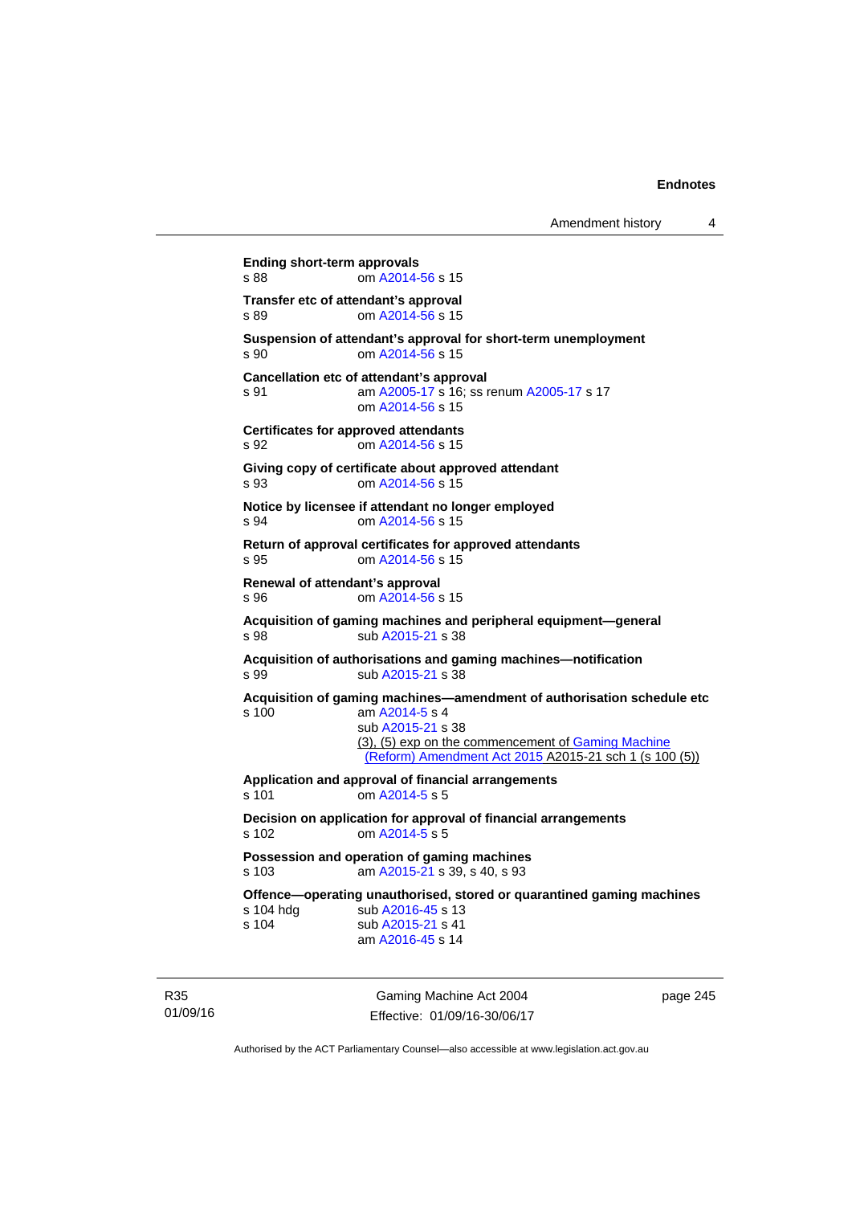**Ending short-term approvals**
s 88 om A2014-56 s 15

**Transfer etc of attendant's approval**
s 89 om A2014-56 s 15

**Suspension of attendant's approval for short-term unemployment**
s 90 om A2014-56 s 15

**Cancellation etc of attendant's approval**
s 91 am A2005-17 s 16; ss renum A2005-17 s 17
om A2014-56 s 15

**Certificates for approved attendants**
s 92 om A2014-56 s 15

**Giving copy of certificate about approved attendant**
s 93 om A2014-56 s 15

**Notice by licensee if attendant no longer employed**
s 94 om A2014-56 s 15

**Return of approval certificates for approved attendants**
s 95 om A2014-56 s 15

**Renewal of attendant's approval**
s 96 om A2014-56 s 15

**Acquisition of gaming machines and peripheral equipment—general**
s 98 sub A2015-21 s 38

**Acquisition of authorisations and gaming machines—notification**
s 99 sub A2015-21 s 38

**Acquisition of gaming machines—amendment of authorisation schedule etc**
s 100 am A2014-5 s 4
sub A2015-21 s 38
(3), (5) exp on the commencement of Gaming Machine (Reform) Amendment Act 2015 A2015-21 sch 1 (s 100 (5))

**Application and approval of financial arrangements**
s 101 om A2014-5 s 5

**Decision on application for approval of financial arrangements**
s 102 om A2014-5 s 5

**Possession and operation of gaming machines**
s 103 am A2015-21 s 39, s 40, s 93

**Offence—operating unauthorised, stored or quarantined gaming machines**
s 104 hdg sub A2016-45 s 13
s 104 sub A2015-21 s 41
am A2016-45 s 14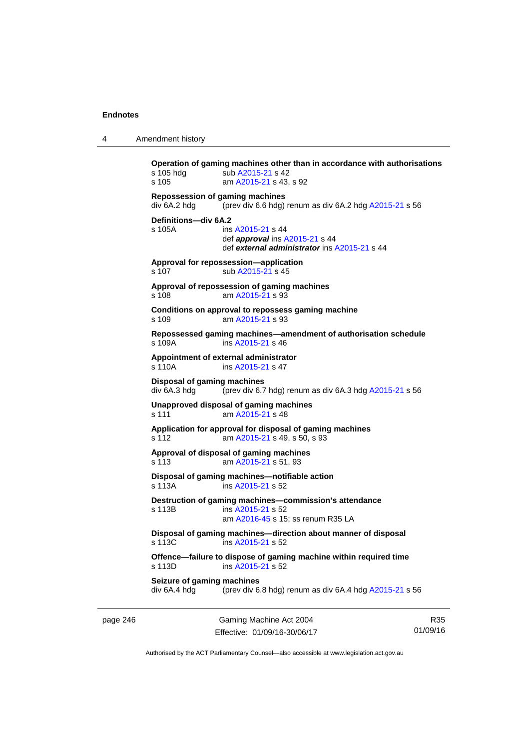**Operation of gaming machines other than in accordance with authorisations**
s 105 hdg sub A2015-21 s 42
s 105 am A2015-21 s 43, s 92

**Repossession of gaming machines**
div 6A.2 hdg (prev div 6.6 hdg) renum as div 6A.2 hdg A2015-21 s 56

**Definitions—div 6A.2**
s 105A ins A2015-21 s 44
def ***approval*** ins A2015-21 s 44
def ***external administrator*** ins A2015-21 s 44

**Approval for repossession—application**
s 107 sub A2015-21 s 45

**Approval of repossession of gaming machines**
s 108 am A2015-21 s 93

**Conditions on approval to repossess gaming machine**
s 109 am A2015-21 s 93

**Repossessed gaming machines—amendment of authorisation schedule**
s 109A ins A2015-21 s 46

**Appointment of external administrator**
s 110A ins A2015-21 s 47

**Disposal of gaming machines**
div 6A.3 hdg (prev div 6.7 hdg) renum as div 6A.3 hdg A2015-21 s 56

**Unapproved disposal of gaming machines**
s 111 am A2015-21 s 48

**Application for approval for disposal of gaming machines**
s 112 am A2015-21 s 49, s 50, s 93

**Approval of disposal of gaming machines**
s 113 am A2015-21 s 51, 93

**Disposal of gaming machines—notifiable action**
s 113A ins A2015-21 s 52

**Destruction of gaming machines—commission's attendance**
s 113B ins A2015-21 s 52
am A2016-45 s 15; ss renum R35 LA

**Disposal of gaming machines—direction about manner of disposal**
s 113C ins A2015-21 s 52

**Offence—failure to dispose of gaming machine within required time**
s 113D ins A2015-21 s 52

**Seizure of gaming machines**
div 6A.4 hdg (prev div 6.8 hdg) renum as div 6A.4 hdg A2015-21 s 56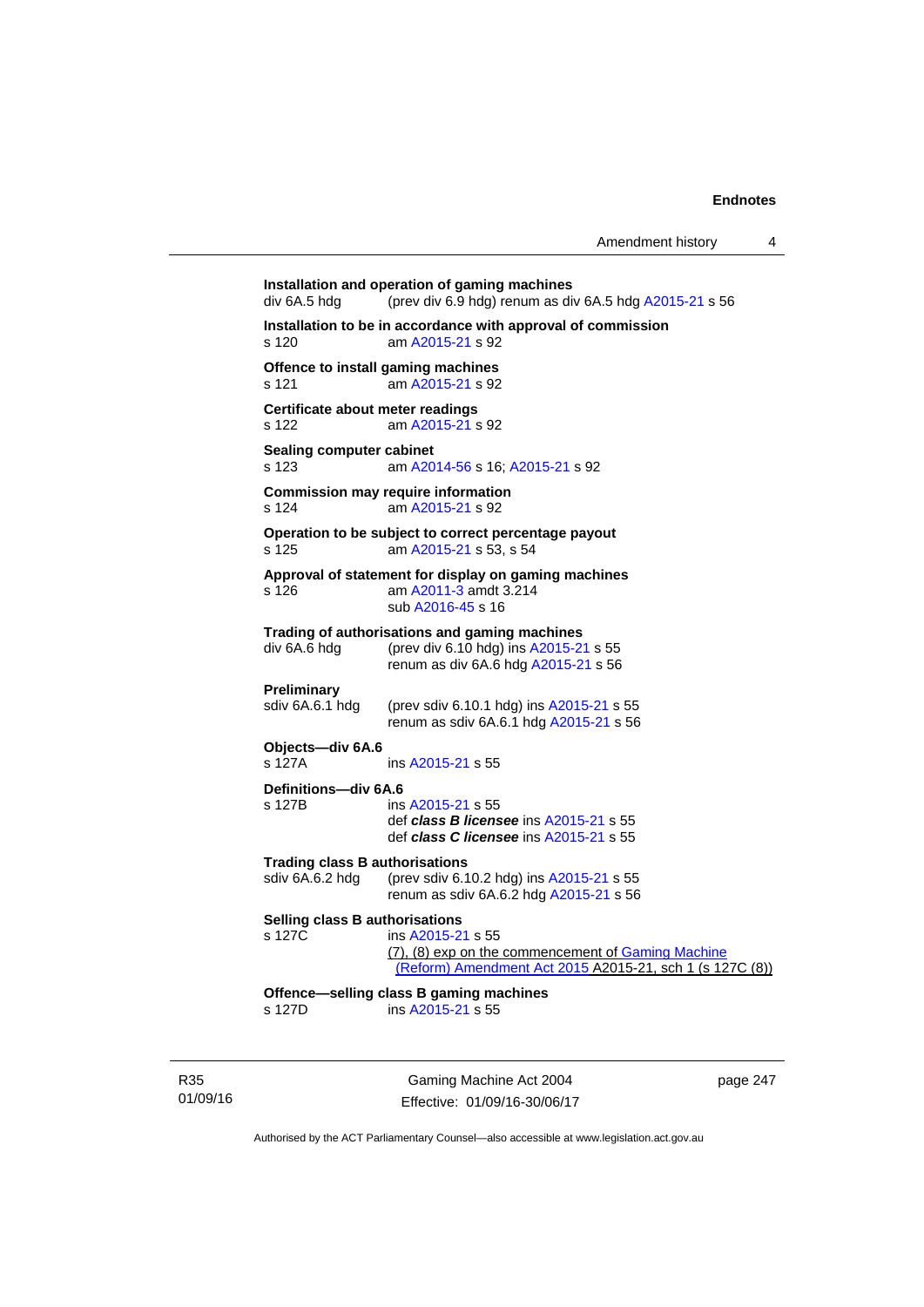**Installation and operation of gaming machines**
div 6A.5 hdg (prev div 6.9 hdg) renum as div 6A.5 hdg A2015-21 s 56

**Installation to be in accordance with approval of commission**
s 120 am A2015-21 s 92

**Offence to install gaming machines**
s 121 am A2015-21 s 92

**Certificate about meter readings**
s 122 am A2015-21 s 92

**Sealing computer cabinet**
s 123 am A2014-56 s 16; A2015-21 s 92

**Commission may require information**
s 124 am A2015-21 s 92

**Operation to be subject to correct percentage payout**
s 125 am A2015-21 s 53, s 54

**Approval of statement for display on gaming machines**
s 126 am A2011-3 amdt 3.214
sub A2016-45 s 16

**Trading of authorisations and gaming machines**
div 6A.6 hdg (prev div 6.10 hdg) ins A2015-21 s 55
renum as div 6A.6 hdg A2015-21 s 56

**Preliminary**
sdiv 6A.6.1 hdg (prev sdiv 6.10.1 hdg) ins A2015-21 s 55
renum as sdiv 6A.6.1 hdg A2015-21 s 56

**Objects—div 6A.6**
s 127A ins A2015-21 s 55

**Definitions—div 6A.6**
s 127B ins A2015-21 s 55
def ***class B licensee*** ins A2015-21 s 55
def ***class C licensee*** ins A2015-21 s 55

**Trading class B authorisations**
sdiv 6A.6.2 hdg (prev sdiv 6.10.2 hdg) ins A2015-21 s 55
renum as sdiv 6A.6.2 hdg A2015-21 s 56

**Selling class B authorisations**
s 127C ins A2015-21 s 55
(7), (8) exp on the commencement of Gaming Machine (Reform) Amendment Act 2015 A2015-21, sch 1 (s 127C (8))

**Offence—selling class B gaming machines**
s 127D ins A2015-21 s 55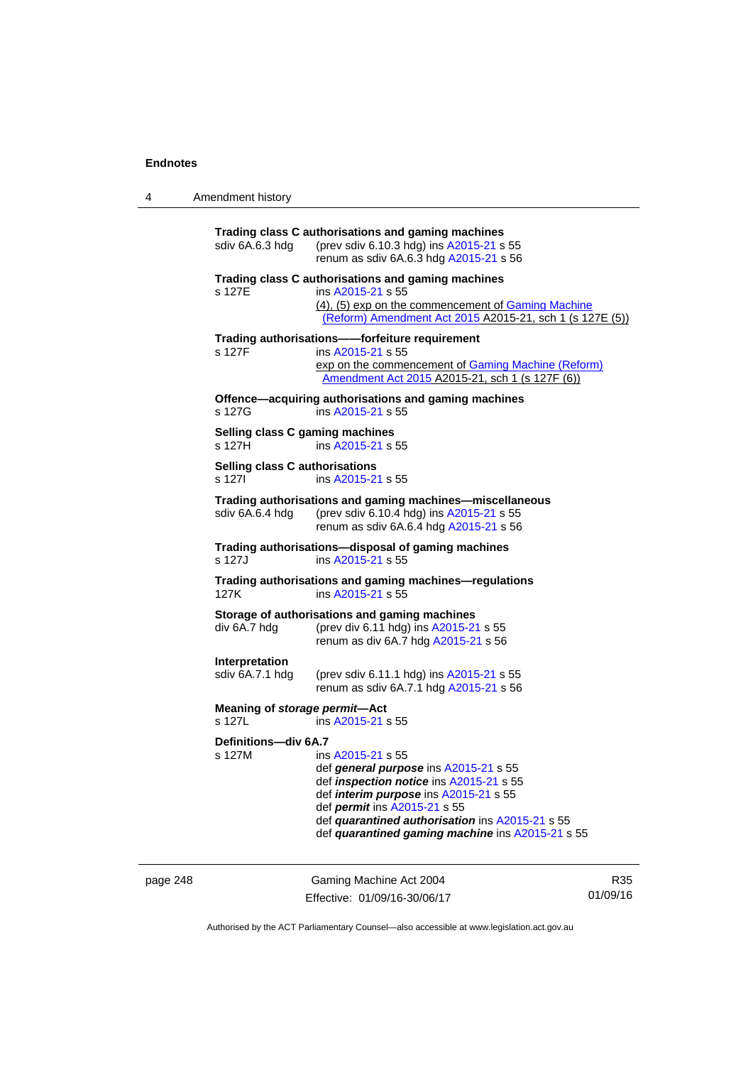**Trading class C authorisations and gaming machines**
sdiv 6A.6.3 hdg (prev sdiv 6.10.3 hdg) ins A2015-21 s 55
renum as sdiv 6A.6.3 hdg A2015-21 s 56

**Trading class C authorisations and gaming machines**
s 127E ins A2015-21 s 55
(4), (5) exp on the commencement of Gaming Machine (Reform) Amendment Act 2015 A2015-21, sch 1 (s 127E (5))

**Trading authorisations——forfeiture requirement**
s 127F ins A2015-21 s 55
exp on the commencement of Gaming Machine (Reform) Amendment Act 2015 A2015-21, sch 1 (s 127F (6))

**Offence—acquiring authorisations and gaming machines**
s 127G ins A2015-21 s 55

**Selling class C gaming machines**
s 127H ins A2015-21 s 55

**Selling class C authorisations**
s 127I ins A2015-21 s 55

**Trading authorisations and gaming machines—miscellaneous**
sdiv 6A.6.4 hdg (prev sdiv 6.10.4 hdg) ins A2015-21 s 55
renum as sdiv 6A.6.4 hdg A2015-21 s 56

**Trading authorisations—disposal of gaming machines**
s 127J ins A2015-21 s 55

**Trading authorisations and gaming machines—regulations**
127K ins A2015-21 s 55

**Storage of authorisations and gaming machines**
div 6A.7 hdg (prev div 6.11 hdg) ins A2015-21 s 55
renum as div 6A.7 hdg A2015-21 s 56

**Interpretation**
sdiv 6A.7.1 hdg (prev sdiv 6.11.1 hdg) ins A2015-21 s 55
renum as sdiv 6A.7.1 hdg A2015-21 s 56

**Meaning of *storage permit*—Act**
s 127L ins A2015-21 s 55

**Definitions—div 6A.7**
s 127M ins A2015-21 s 55
def ***general purpose*** ins A2015-21 s 55
def ***inspection notice*** ins A2015-21 s 55
def ***interim purpose*** ins A2015-21 s 55
def ***permit*** ins A2015-21 s 55
def ***quarantined authorisation*** ins A2015-21 s 55
def ***quarantined gaming machine*** ins A2015-21 s 55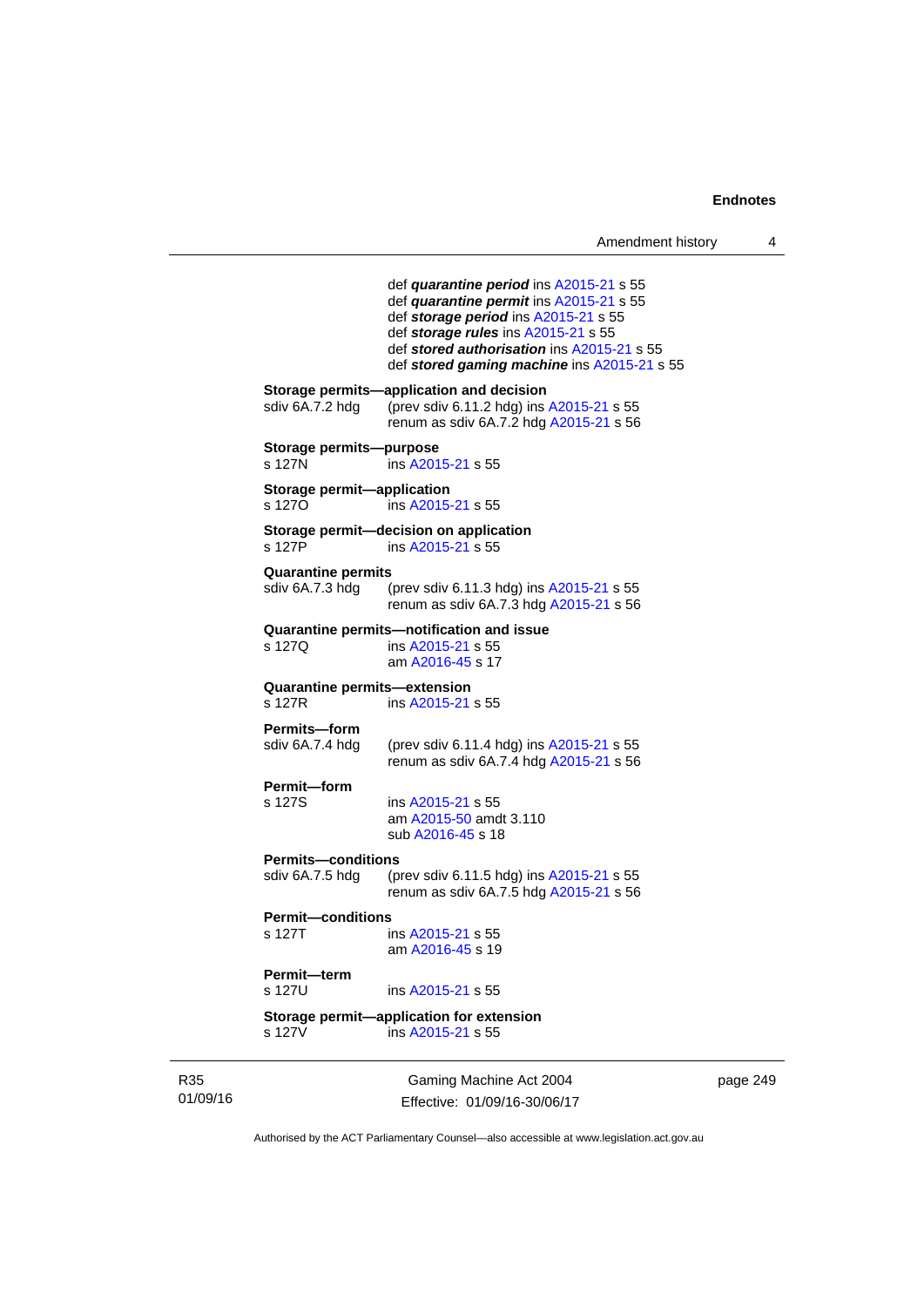def ***quarantine period*** ins A2015-21 s 55
def ***quarantine permit*** ins A2015-21 s 55
def ***storage period*** ins A2015-21 s 55
def ***storage rules*** ins A2015-21 s 55
def ***stored authorisation*** ins A2015-21 s 55
def ***stored gaming machine*** ins A2015-21 s 55

**Storage permits—application and decision**
sdiv 6A.7.2 hdg (prev sdiv 6.11.2 hdg) ins A2015-21 s 55
renum as sdiv 6A.7.2 hdg A2015-21 s 56

**Storage permits—purpose**
s 127N ins A2015-21 s 55

**Storage permit—application**
s 127O ins A2015-21 s 55

**Storage permit—decision on application**
s 127P ins A2015-21 s 55

**Quarantine permits**
sdiv 6A.7.3 hdg (prev sdiv 6.11.3 hdg) ins A2015-21 s 55
renum as sdiv 6A.7.3 hdg A2015-21 s 56

**Quarantine permits—notification and issue**
s 127Q ins A2015-21 s 55
am A2016-45 s 17

**Quarantine permits—extension**
s 127R ins A2015-21 s 55

**Permits—form**
sdiv 6A.7.4 hdg (prev sdiv 6.11.4 hdg) ins A2015-21 s 55
renum as sdiv 6A.7.4 hdg A2015-21 s 56

**Permit—form**
s 127S ins A2015-21 s 55
am A2015-50 amdt 3.110
sub A2016-45 s 18

**Permits—conditions**
sdiv 6A.7.5 hdg (prev sdiv 6.11.5 hdg) ins A2015-21 s 55
renum as sdiv 6A.7.5 hdg A2015-21 s 56

**Permit—conditions**
s 127T ins A2015-21 s 55
am A2016-45 s 19

**Permit—term**
s 127U ins A2015-21 s 55

**Storage permit—application for extension**
s 127V ins A2015-21 s 55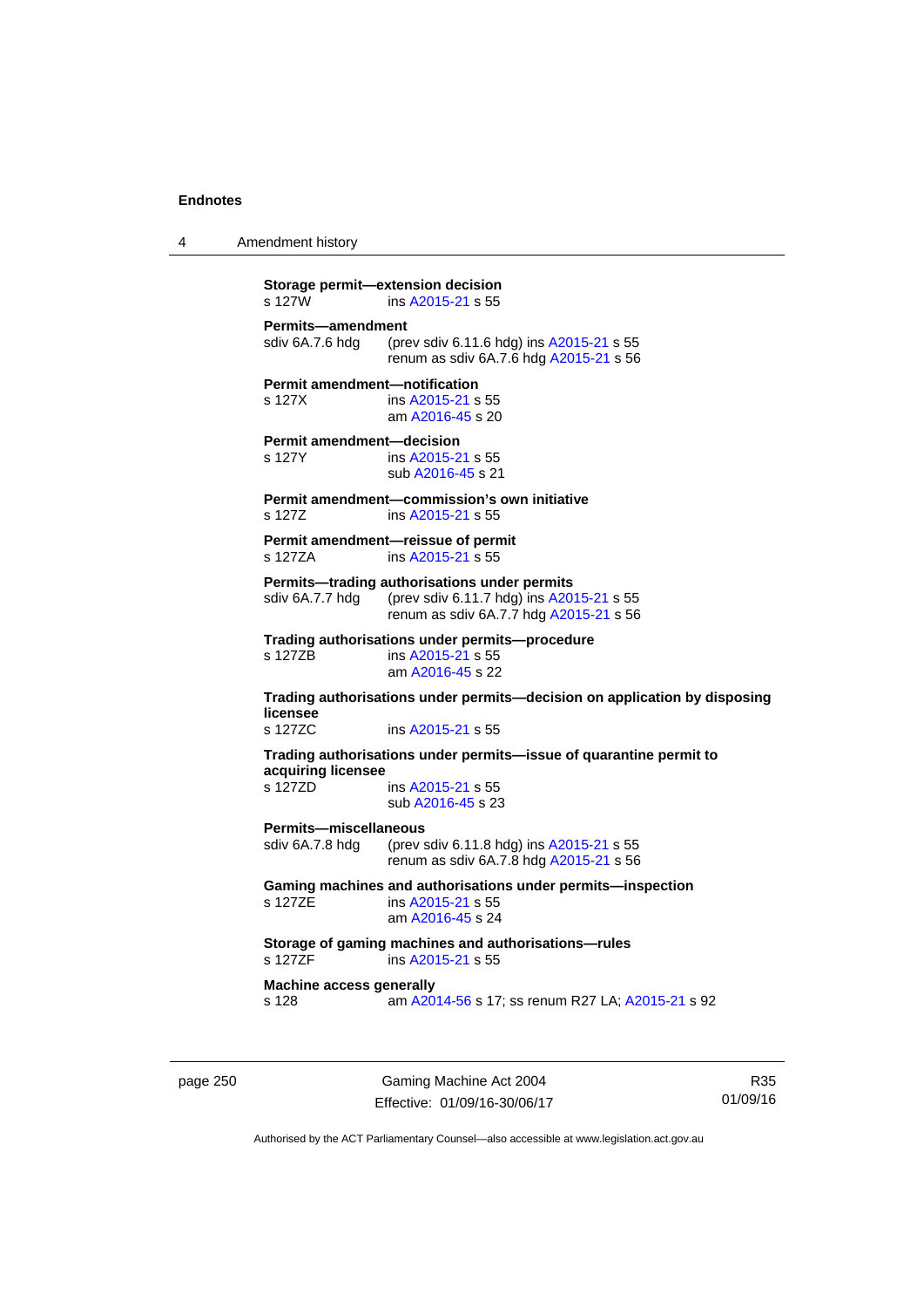**Storage permit—extension decision**
s 127W ins A2015-21 s 55

**Permits—amendment**
sdiv 6A.7.6 hdg (prev sdiv 6.11.6 hdg) ins A2015-21 s 55
renum as sdiv 6A.7.6 hdg A2015-21 s 56

**Permit amendment—notification**
s 127X ins A2015-21 s 55
am A2016-45 s 20

**Permit amendment—decision**
s 127Y ins A2015-21 s 55
sub A2016-45 s 21

**Permit amendment—commission's own initiative**
s 127Z ins A2015-21 s 55

**Permit amendment—reissue of permit**
s 127ZA ins A2015-21 s 55

**Permits—trading authorisations under permits**
sdiv 6A.7.7 hdg (prev sdiv 6.11.7 hdg) ins A2015-21 s 55
renum as sdiv 6A.7.7 hdg A2015-21 s 56

**Trading authorisations under permits—procedure**
s 127ZB ins A2015-21 s 55
am A2016-45 s 22

**Trading authorisations under permits—decision on application by disposing licensee**
s 127ZC ins A2015-21 s 55

**Trading authorisations under permits—issue of quarantine permit to acquiring licensee**
s 127ZD ins A2015-21 s 55
sub A2016-45 s 23

**Permits—miscellaneous**
sdiv 6A.7.8 hdg (prev sdiv 6.11.8 hdg) ins A2015-21 s 55
renum as sdiv 6A.7.8 hdg A2015-21 s 56

**Gaming machines and authorisations under permits—inspection**
s 127ZE ins A2015-21 s 55
am A2016-45 s 24

**Storage of gaming machines and authorisations—rules**
s 127ZF ins A2015-21 s 55

**Machine access generally**
s 128 am A2014-56 s 17; ss renum R27 LA; A2015-21 s 92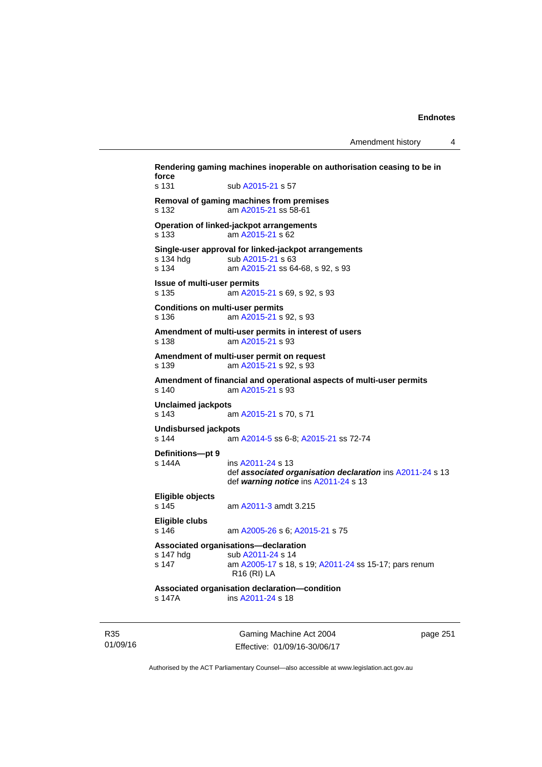**Rendering gaming machines inoperable on authorisation ceasing to be in force**

s 131 sub A2015-21 s 57

**Removal of gaming machines from premises**

s 132 am A2015-21 ss 58-61

**Operation of linked-jackpot arrangements**

s 133 am A2015-21 s 62

**Single-user approval for linked-jackpot arrangements**

s 134 hdg sub A2015-21 s 63

s 134 am A2015-21 ss 64-68, s 92, s 93

**Issue of multi-user permits**

s 135 am A2015-21 s 69, s 92, s 93

**Conditions on multi-user permits**

s 136 am A2015-21 s 92, s 93

**Amendment of multi-user permits in interest of users**

s 138 am A2015-21 s 93

**Amendment of multi-user permit on request**

s 139 am A2015-21 s 92, s 93

**Amendment of financial and operational aspects of multi-user permits**

s 140 am A2015-21 s 93

**Unclaimed jackpots**

s 143 am A2015-21 s 70, s 71

**Undisbursed jackpots**

s 144 am A2014-5 ss 6-8; A2015-21 ss 72-74

**Definitions—pt 9**

s 144A ins A2011-24 s 13

def ***associated organisation declaration*** ins A2011-24 s 13

def ***warning notice*** ins A2011-24 s 13

**Eligible objects**

s 145 am A2011-3 amdt 3.215

**Eligible clubs**

s 146 am A2005-26 s 6; A2015-21 s 75

**Associated organisations—declaration**

s 147 hdg sub A2011-24 s 14

s 147 am A2005-17 s 18, s 19; A2011-24 ss 15-17; pars renum R16 (RI) LA

**Associated organisation declaration—condition**

s 147A ins A2011-24 s 18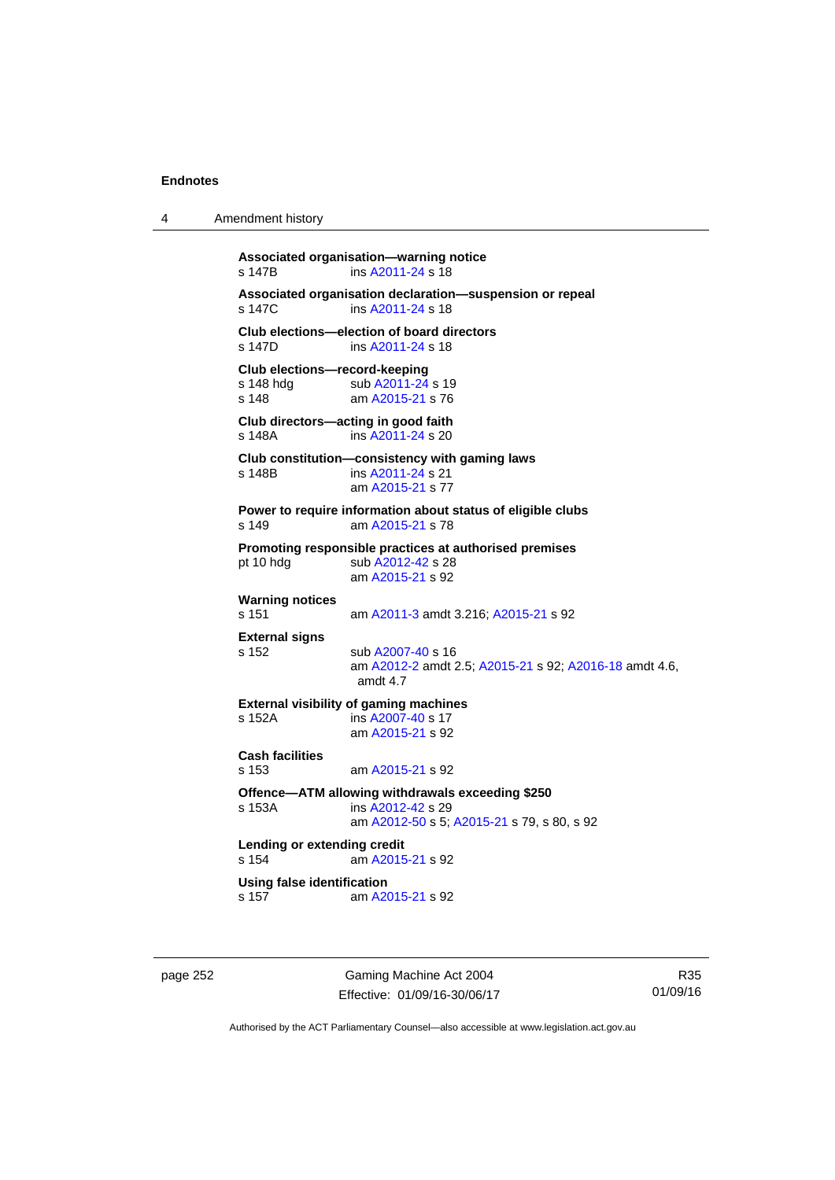**Associated organisation—warning notice**
s 147B ins A2011-24 s 18

**Associated organisation declaration—suspension or repeal**
s 147C ins A2011-24 s 18

**Club elections—election of board directors**
s 147D ins A2011-24 s 18

**Club elections—record-keeping**
s 148 hdg sub A2011-24 s 19
s 148 am A2015-21 s 76

**Club directors—acting in good faith**
s 148A ins A2011-24 s 20

**Club constitution—consistency with gaming laws**
s 148B ins A2011-24 s 21
am A2015-21 s 77

**Power to require information about status of eligible clubs**
s 149 am A2015-21 s 78

**Promoting responsible practices at authorised premises**
pt 10 hdg sub A2012-42 s 28
am A2015-21 s 92

**Warning notices**
s 151 am A2011-3 amdt 3.216; A2015-21 s 92

**External signs**
s 152 sub A2007-40 s 16
am A2012-2 amdt 2.5; A2015-21 s 92; A2016-18 amdt 4.6, amdt 4.7

**External visibility of gaming machines**
s 152A ins A2007-40 s 17
am A2015-21 s 92

**Cash facilities**
s 153 am A2015-21 s 92

**Offence—ATM allowing withdrawals exceeding $250**
s 153A ins A2012-42 s 29
am A2012-50 s 5; A2015-21 s 79, s 80, s 92

**Lending or extending credit**
s 154 am A2015-21 s 92

**Using false identification**
s 157 am A2015-21 s 92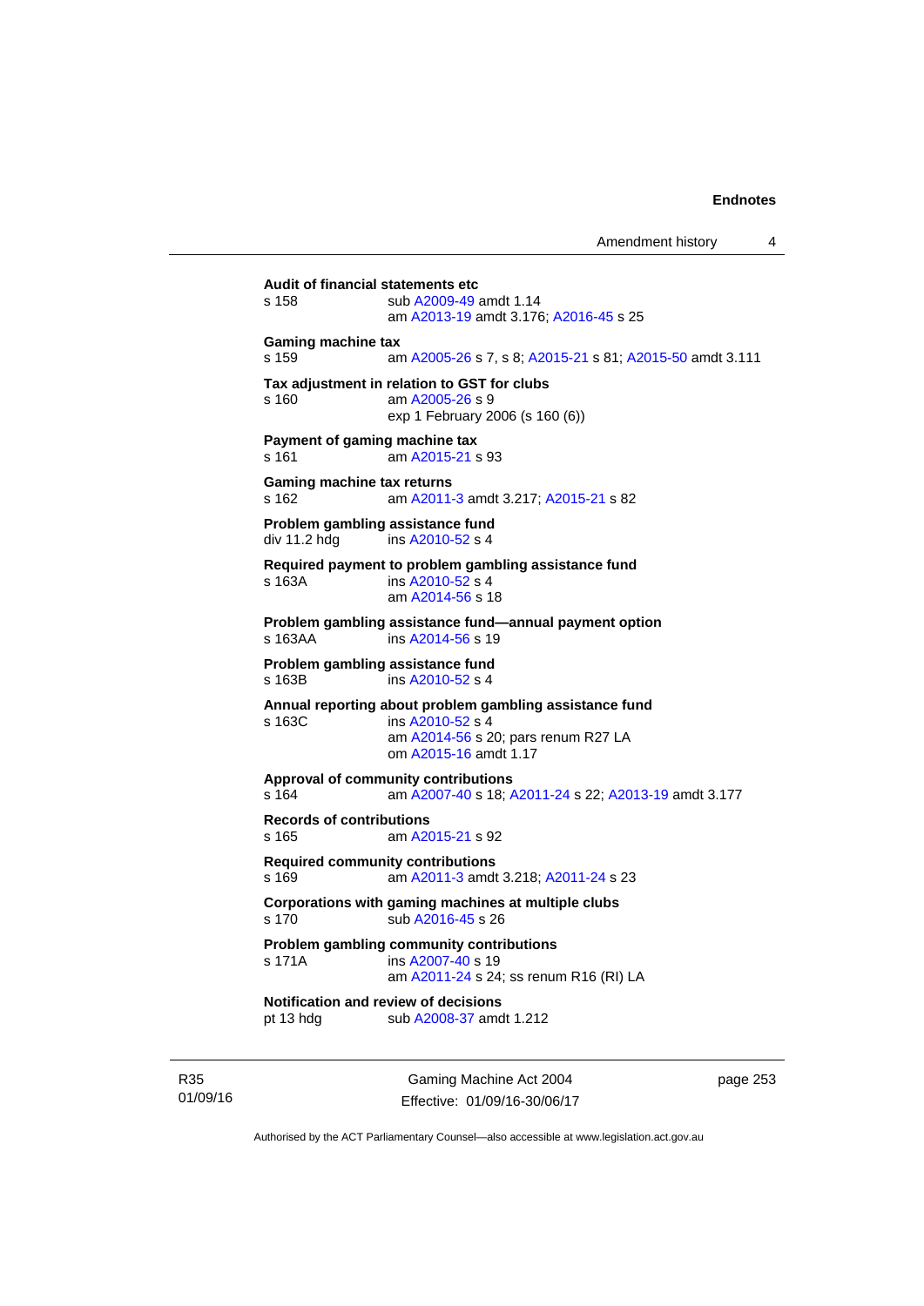**Audit of financial statements etc**
s 158 sub A2009-49 amdt 1.14
am A2013-19 amdt 3.176; A2016-45 s 25

**Gaming machine tax**
s 159 am A2005-26 s 7, s 8; A2015-21 s 81; A2015-50 amdt 3.111

**Tax adjustment in relation to GST for clubs**
s 160 am A2005-26 s 9
exp 1 February 2006 (s 160 (6))

**Payment of gaming machine tax**
s 161 am A2015-21 s 93

**Gaming machine tax returns**
s 162 am A2011-3 amdt 3.217; A2015-21 s 82

**Problem gambling assistance fund**
div 11.2 hdg ins A2010-52 s 4

**Required payment to problem gambling assistance fund**
s 163A ins A2010-52 s 4
am A2014-56 s 18

**Problem gambling assistance fund—annual payment option**
s 163AA ins A2014-56 s 19

**Problem gambling assistance fund**
s 163B ins A2010-52 s 4

**Annual reporting about problem gambling assistance fund**
s 163C ins A2010-52 s 4
am A2014-56 s 20; pars renum R27 LA
om A2015-16 amdt 1.17

**Approval of community contributions**
s 164 am A2007-40 s 18; A2011-24 s 22; A2013-19 amdt 3.177

**Records of contributions**
s 165 am A2015-21 s 92

**Required community contributions**
s 169 am A2011-3 amdt 3.218; A2011-24 s 23

**Corporations with gaming machines at multiple clubs**
s 170 sub A2016-45 s 26

**Problem gambling community contributions**
s 171A ins A2007-40 s 19
am A2011-24 s 24; ss renum R16 (RI) LA

**Notification and review of decisions**
pt 13 hdg sub A2008-37 amdt 1.212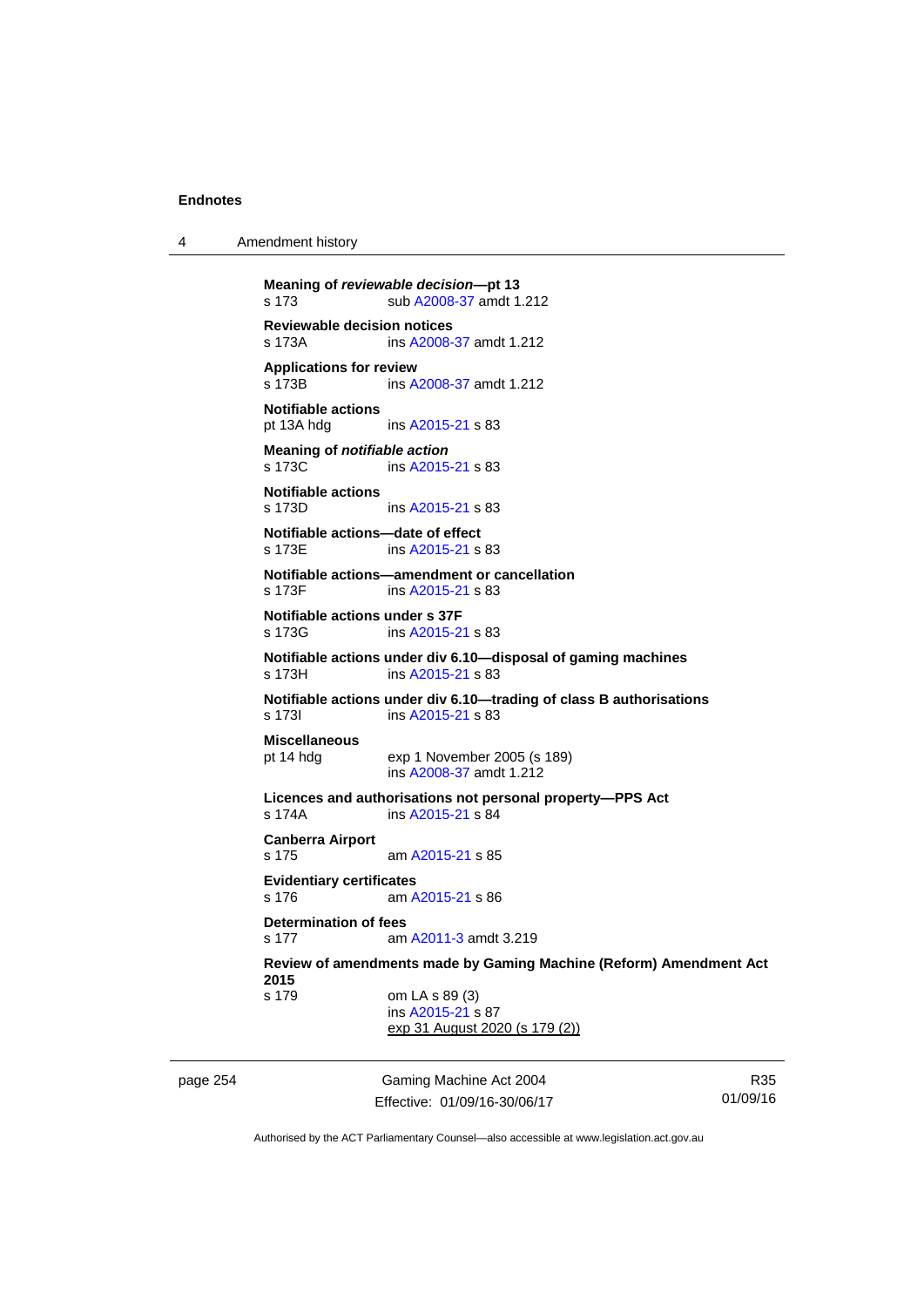**Meaning of *reviewable decision*—pt 13**
s 173 sub A2008-37 amdt 1.212

**Reviewable decision notices**
s 173A ins A2008-37 amdt 1.212

**Applications for review**
s 173B ins A2008-37 amdt 1.212

**Notifiable actions**
pt 13A hdg ins A2015-21 s 83

**Meaning of *notifiable action***
s 173C ins A2015-21 s 83

**Notifiable actions**
s 173D ins A2015-21 s 83

**Notifiable actions—date of effect**
s 173E ins A2015-21 s 83

**Notifiable actions—amendment or cancellation**
s 173F ins A2015-21 s 83

**Notifiable actions under s 37F**
s 173G ins A2015-21 s 83

**Notifiable actions under div 6.10—disposal of gaming machines**
s 173H ins A2015-21 s 83

**Notifiable actions under div 6.10—trading of class B authorisations**
s 173I ins A2015-21 s 83

**Miscellaneous**
pt 14 hdg exp 1 November 2005 (s 189)
ins A2008-37 amdt 1.212

**Licences and authorisations not personal property—PPS Act**
s 174A ins A2015-21 s 84

**Canberra Airport**
s 175 am A2015-21 s 85

**Evidentiary certificates**
s 176 am A2015-21 s 86

**Determination of fees**
s 177 am A2011-3 amdt 3.219

**Review of amendments made by Gaming Machine (Reform) Amendment Act 2015**
s 179 om LA s 89 (3)
ins A2015-21 s 87
exp 31 August 2020 (s 179 (2))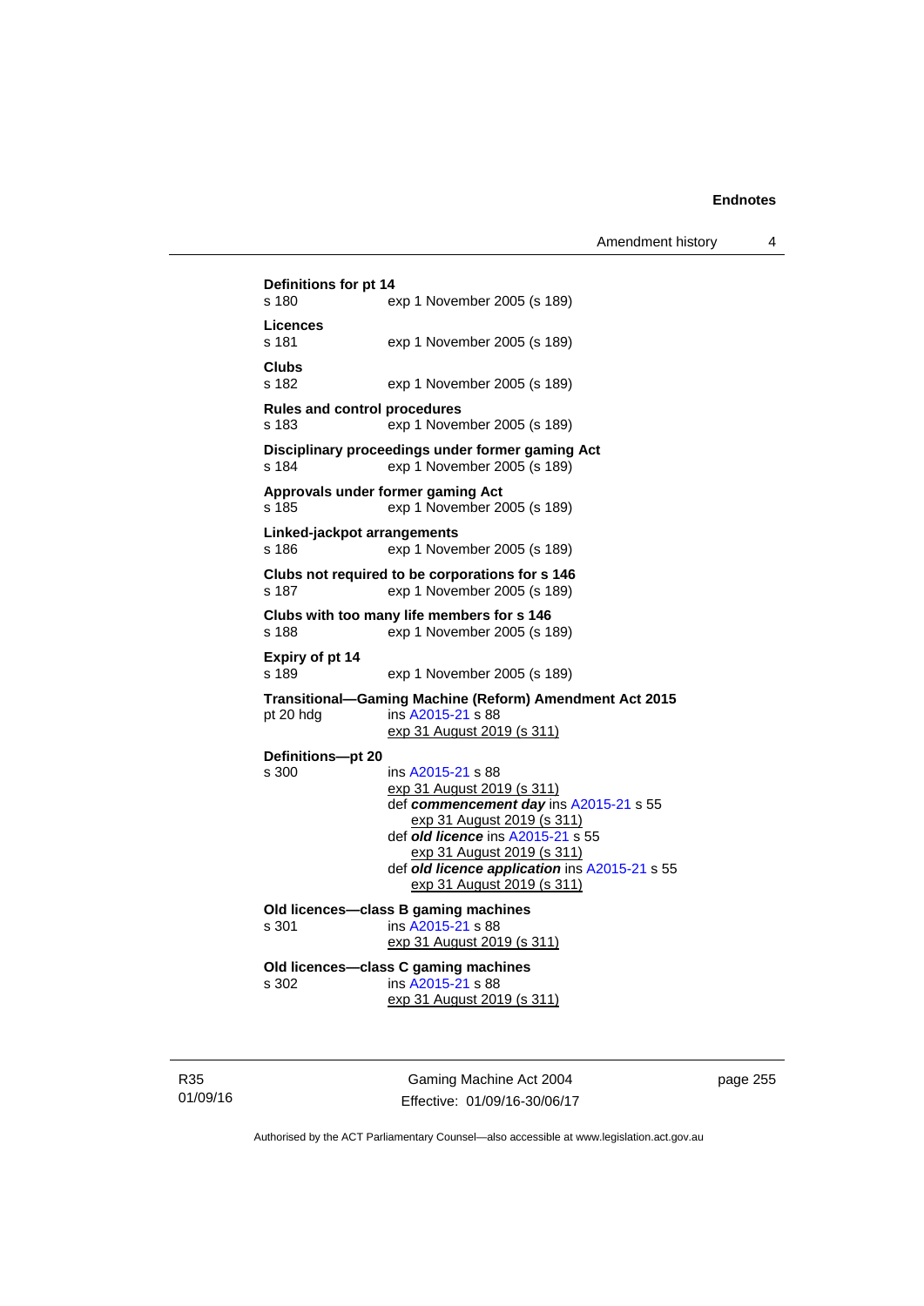**Definitions for pt 14**
s 180 exp 1 November 2005 (s 189)

**Licences**
s 181 exp 1 November 2005 (s 189)

**Clubs**
s 182 exp 1 November 2005 (s 189)

**Rules and control procedures**
s 183 exp 1 November 2005 (s 189)

**Disciplinary proceedings under former gaming Act**
s 184 exp 1 November 2005 (s 189)

**Approvals under former gaming Act**
s 185 exp 1 November 2005 (s 189)

**Linked-jackpot arrangements**
s 186 exp 1 November 2005 (s 189)

**Clubs not required to be corporations for s 146**
s 187 exp 1 November 2005 (s 189)

**Clubs with too many life members for s 146**
s 188 exp 1 November 2005 (s 189)

**Expiry of pt 14**
s 189 exp 1 November 2005 (s 189)

**Transitional—Gaming Machine (Reform) Amendment Act 2015**
pt 20 hdg ins A2015-21 s 88
exp 31 August 2019 (s 311)

**Definitions—pt 20**
s 300 ins A2015-21 s 88
exp 31 August 2019 (s 311)
def ***commencement day*** ins A2015-21 s 55
exp 31 August 2019 (s 311)
def ***old licence*** ins A2015-21 s 55
exp 31 August 2019 (s 311)
def ***old licence application*** ins A2015-21 s 55
exp 31 August 2019 (s 311)

**Old licences—class B gaming machines**
s 301 ins A2015-21 s 88
exp 31 August 2019 (s 311)

**Old licences—class C gaming machines**
s 302 ins A2015-21 s 88
exp 31 August 2019 (s 311)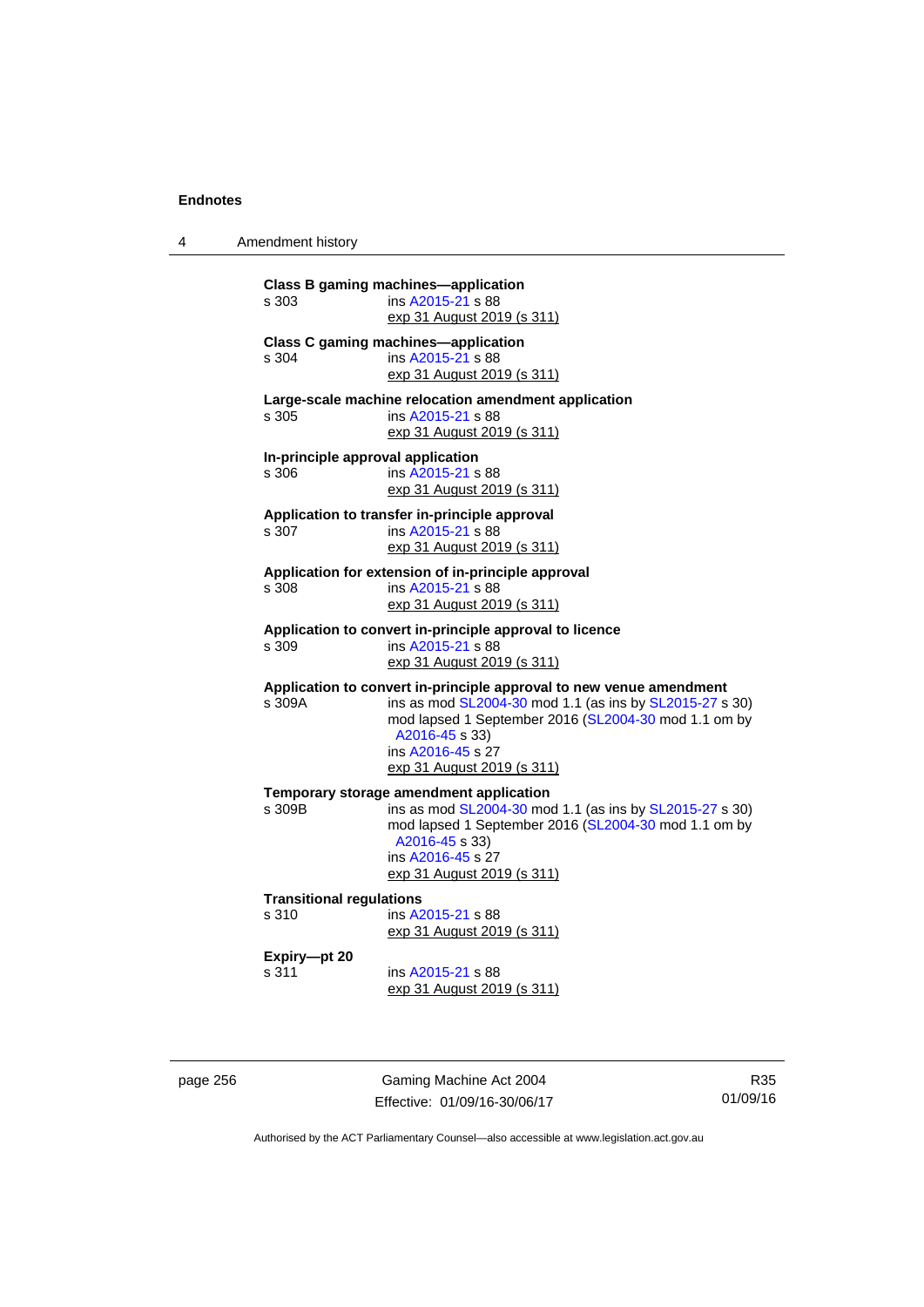**Class B gaming machines—application**
s 303 ins A2015-21 s 88
exp 31 August 2019 (s 311)

**Class C gaming machines—application**
s 304 ins A2015-21 s 88
exp 31 August 2019 (s 311)

**Large-scale machine relocation amendment application**
s 305 ins A2015-21 s 88
exp 31 August 2019 (s 311)

**In-principle approval application**
s 306 ins A2015-21 s 88
exp 31 August 2019 (s 311)

**Application to transfer in-principle approval**
s 307 ins A2015-21 s 88
exp 31 August 2019 (s 311)

**Application for extension of in-principle approval**
s 308 ins A2015-21 s 88
exp 31 August 2019 (s 311)

**Application to convert in-principle approval to licence**
s 309 ins A2015-21 s 88
exp 31 August 2019 (s 311)

**Application to convert in-principle approval to new venue amendment**
s 309A ins as mod SL2004-30 mod 1.1 (as ins by SL2015-27 s 30)
mod lapsed 1 September 2016 (SL2004-30 mod 1.1 om by A2016-45 s 33)
ins A2016-45 s 27
exp 31 August 2019 (s 311)

**Temporary storage amendment application**
s 309B ins as mod SL2004-30 mod 1.1 (as ins by SL2015-27 s 30)
mod lapsed 1 September 2016 (SL2004-30 mod 1.1 om by A2016-45 s 33)
ins A2016-45 s 27
exp 31 August 2019 (s 311)

**Transitional regulations**
s 310 ins A2015-21 s 88
exp 31 August 2019 (s 311)

**Expiry—pt 20**
s 311 ins A2015-21 s 88
exp 31 August 2019 (s 311)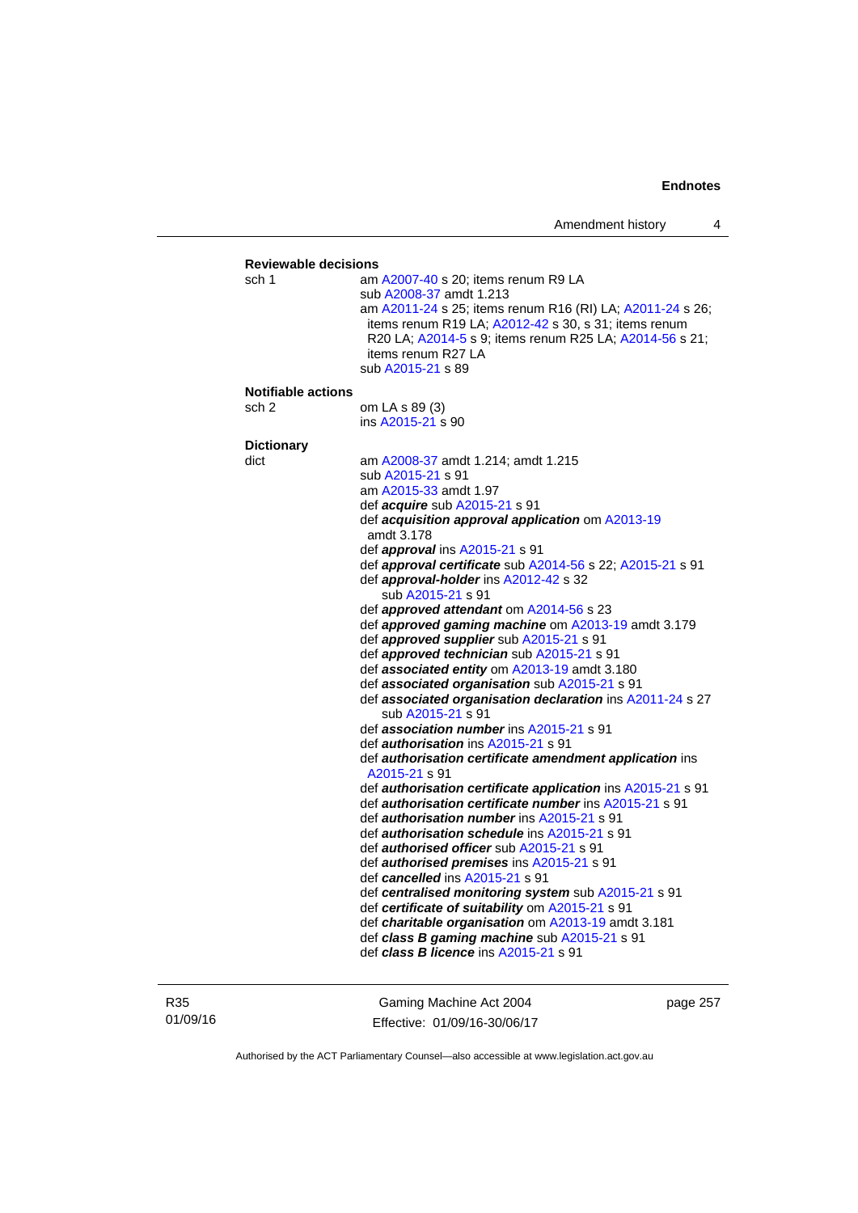**Reviewable decisions**

sch 1 — am A2007-40 s 20; items renum R9 LA
sub A2008-37 amdt 1.213
am A2011-24 s 25; items renum R16 (RI) LA; A2011-24 s 26; items renum R19 LA; A2012-42 s 30, s 31; items renum R20 LA; A2014-5 s 9; items renum R25 LA; A2014-56 s 21; items renum R27 LA
sub A2015-21 s 89

**Notifiable actions**

sch 2 — om LA s 89 (3)
ins A2015-21 s 90

**Dictionary**

dict — am A2008-37 amdt 1.214; amdt 1.215
sub A2015-21 s 91
am A2015-33 amdt 1.97
def ***acquire*** sub A2015-21 s 91
def ***acquisition approval application*** om A2013-19 amdt 3.178
def ***approval*** ins A2015-21 s 91
def ***approval certificate*** sub A2014-56 s 22; A2015-21 s 91
def ***approval-holder*** ins A2012-42 s 32
sub A2015-21 s 91
def ***approved attendant*** om A2014-56 s 23
def ***approved gaming machine*** om A2013-19 amdt 3.179
def ***approved supplier*** sub A2015-21 s 91
def ***approved technician*** sub A2015-21 s 91
def ***associated entity*** om A2013-19 amdt 3.180
def ***associated organisation*** sub A2015-21 s 91
def ***associated organisation declaration*** ins A2011-24 s 27
sub A2015-21 s 91
def ***association number*** ins A2015-21 s 91
def ***authorisation*** ins A2015-21 s 91
def ***authorisation certificate amendment application*** ins A2015-21 s 91
def ***authorisation certificate application*** ins A2015-21 s 91
def ***authorisation certificate number*** ins A2015-21 s 91
def ***authorisation number*** ins A2015-21 s 91
def ***authorisation schedule*** ins A2015-21 s 91
def ***authorised officer*** sub A2015-21 s 91
def ***authorised premises*** ins A2015-21 s 91
def ***cancelled*** ins A2015-21 s 91
def ***centralised monitoring system*** sub A2015-21 s 91
def ***certificate of suitability*** om A2015-21 s 91
def ***charitable organisation*** om A2013-19 amdt 3.181
def ***class B gaming machine*** sub A2015-21 s 91
def ***class B licence*** ins A2015-21 s 91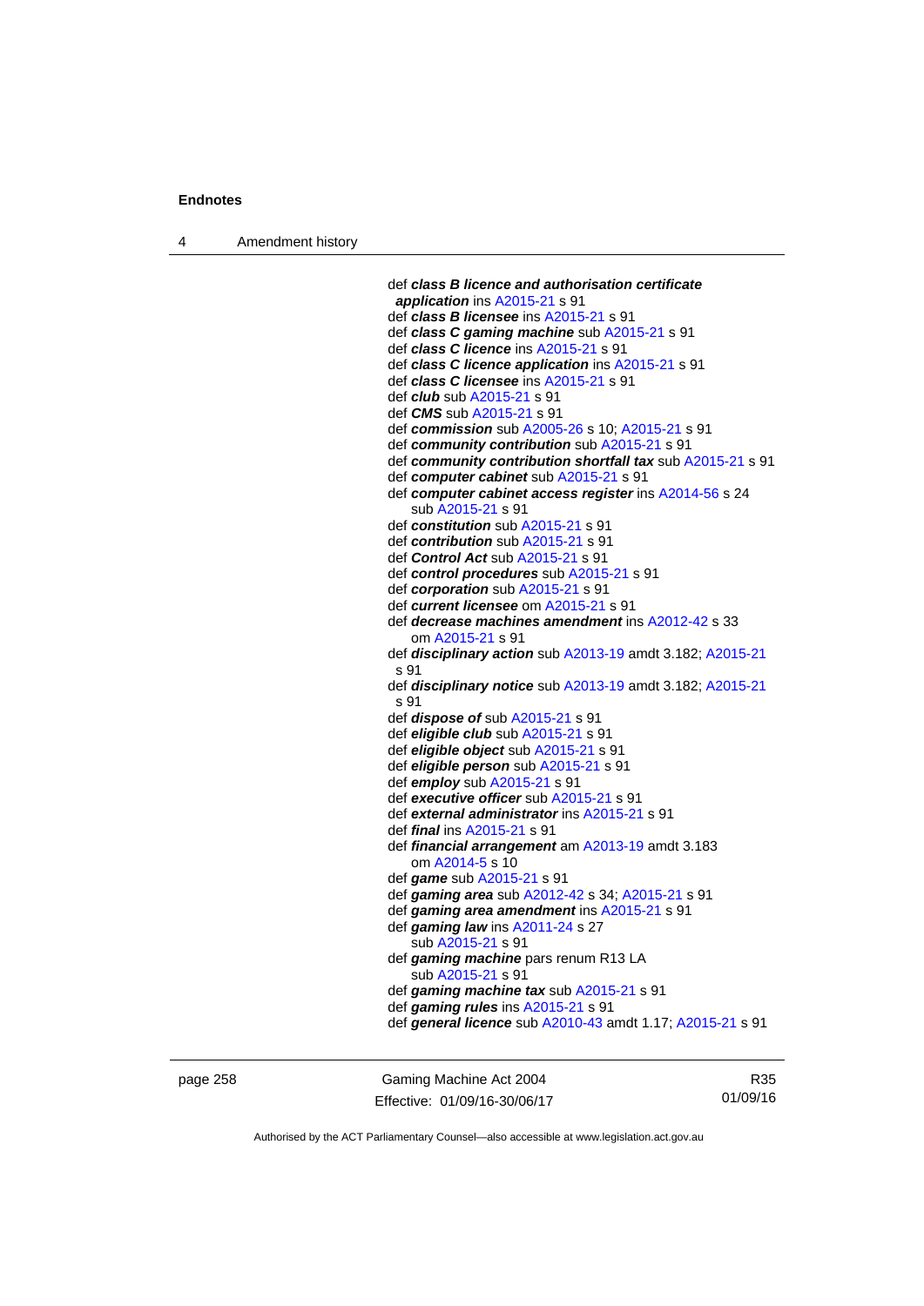def ***class B licence and authorisation certificate application*** ins A2015-21 s 91
def ***class B licensee*** ins A2015-21 s 91
def ***class C gaming machine*** sub A2015-21 s 91
def ***class C licence*** ins A2015-21 s 91
def ***class C licence application*** ins A2015-21 s 91
def ***class C licensee*** ins A2015-21 s 91
def ***club*** sub A2015-21 s 91
def ***CMS*** sub A2015-21 s 91
def ***commission*** sub A2005-26 s 10; A2015-21 s 91
def ***community contribution*** sub A2015-21 s 91
def ***community contribution shortfall tax*** sub A2015-21 s 91
def ***computer cabinet*** sub A2015-21 s 91
def ***computer cabinet access register*** ins A2014-56 s 24
sub A2015-21 s 91
def ***constitution*** sub A2015-21 s 91
def ***contribution*** sub A2015-21 s 91
def ***Control Act*** sub A2015-21 s 91
def ***control procedures*** sub A2015-21 s 91
def ***corporation*** sub A2015-21 s 91
def ***current licensee*** om A2015-21 s 91
def ***decrease machines amendment*** ins A2012-42 s 33
om A2015-21 s 91
def ***disciplinary action*** sub A2013-19 amdt 3.182; A2015-21 s 91
def ***disciplinary notice*** sub A2013-19 amdt 3.182; A2015-21 s 91
def ***dispose of*** sub A2015-21 s 91
def ***eligible club*** sub A2015-21 s 91
def ***eligible object*** sub A2015-21 s 91
def ***eligible person*** sub A2015-21 s 91
def ***employ*** sub A2015-21 s 91
def ***executive officer*** sub A2015-21 s 91
def ***external administrator*** ins A2015-21 s 91
def ***final*** ins A2015-21 s 91
def ***financial arrangement*** am A2013-19 amdt 3.183
om A2014-5 s 10
def ***game*** sub A2015-21 s 91
def ***gaming area*** sub A2012-42 s 34; A2015-21 s 91
def ***gaming area amendment*** ins A2015-21 s 91
def ***gaming law*** ins A2011-24 s 27
sub A2015-21 s 91
def ***gaming machine*** pars renum R13 LA
sub A2015-21 s 91
def ***gaming machine tax*** sub A2015-21 s 91
def ***gaming rules*** ins A2015-21 s 91
def ***general licence*** sub A2010-43 amdt 1.17; A2015-21 s 91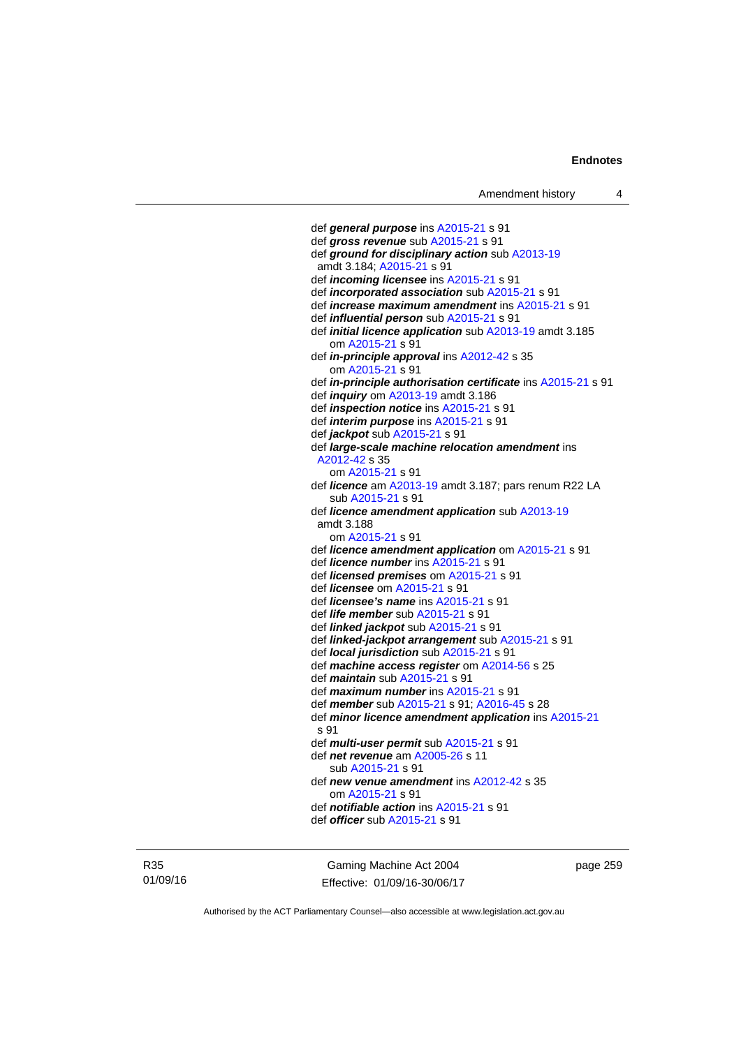def ***general purpose*** ins A2015-21 s 91
def ***gross revenue*** sub A2015-21 s 91
def ***ground for disciplinary action*** sub A2013-19 amdt 3.184; A2015-21 s 91
def ***incoming licensee*** ins A2015-21 s 91
def ***incorporated association*** sub A2015-21 s 91
def ***increase maximum amendment*** ins A2015-21 s 91
def ***influential person*** sub A2015-21 s 91
def ***initial licence application*** sub A2013-19 amdt 3.185
om A2015-21 s 91
def ***in-principle approval*** ins A2012-42 s 35
om A2015-21 s 91
def ***in-principle authorisation certificate*** ins A2015-21 s 91
def ***inquiry*** om A2013-19 amdt 3.186
def ***inspection notice*** ins A2015-21 s 91
def ***interim purpose*** ins A2015-21 s 91
def ***jackpot*** sub A2015-21 s 91
def ***large-scale machine relocation amendment*** ins A2012-42 s 35
om A2015-21 s 91
def ***licence*** am A2013-19 amdt 3.187; pars renum R22 LA
sub A2015-21 s 91
def ***licence amendment application*** sub A2013-19 amdt 3.188
om A2015-21 s 91
def ***licence amendment application*** om A2015-21 s 91
def ***licence number*** ins A2015-21 s 91
def ***licensed premises*** om A2015-21 s 91
def ***licensee*** om A2015-21 s 91
def ***licensee's name*** ins A2015-21 s 91
def ***life member*** sub A2015-21 s 91
def ***linked jackpot*** sub A2015-21 s 91
def ***linked-jackpot arrangement*** sub A2015-21 s 91
def ***local jurisdiction*** sub A2015-21 s 91
def ***machine access register*** om A2014-56 s 25
def ***maintain*** sub A2015-21 s 91
def ***maximum number*** ins A2015-21 s 91
def ***member*** sub A2015-21 s 91; A2016-45 s 28
def ***minor licence amendment application*** ins A2015-21 s 91
def ***multi-user permit*** sub A2015-21 s 91
def ***net revenue*** am A2005-26 s 11
sub A2015-21 s 91
def ***new venue amendment*** ins A2012-42 s 35
om A2015-21 s 91
def ***notifiable action*** ins A2015-21 s 91
def ***officer*** sub A2015-21 s 91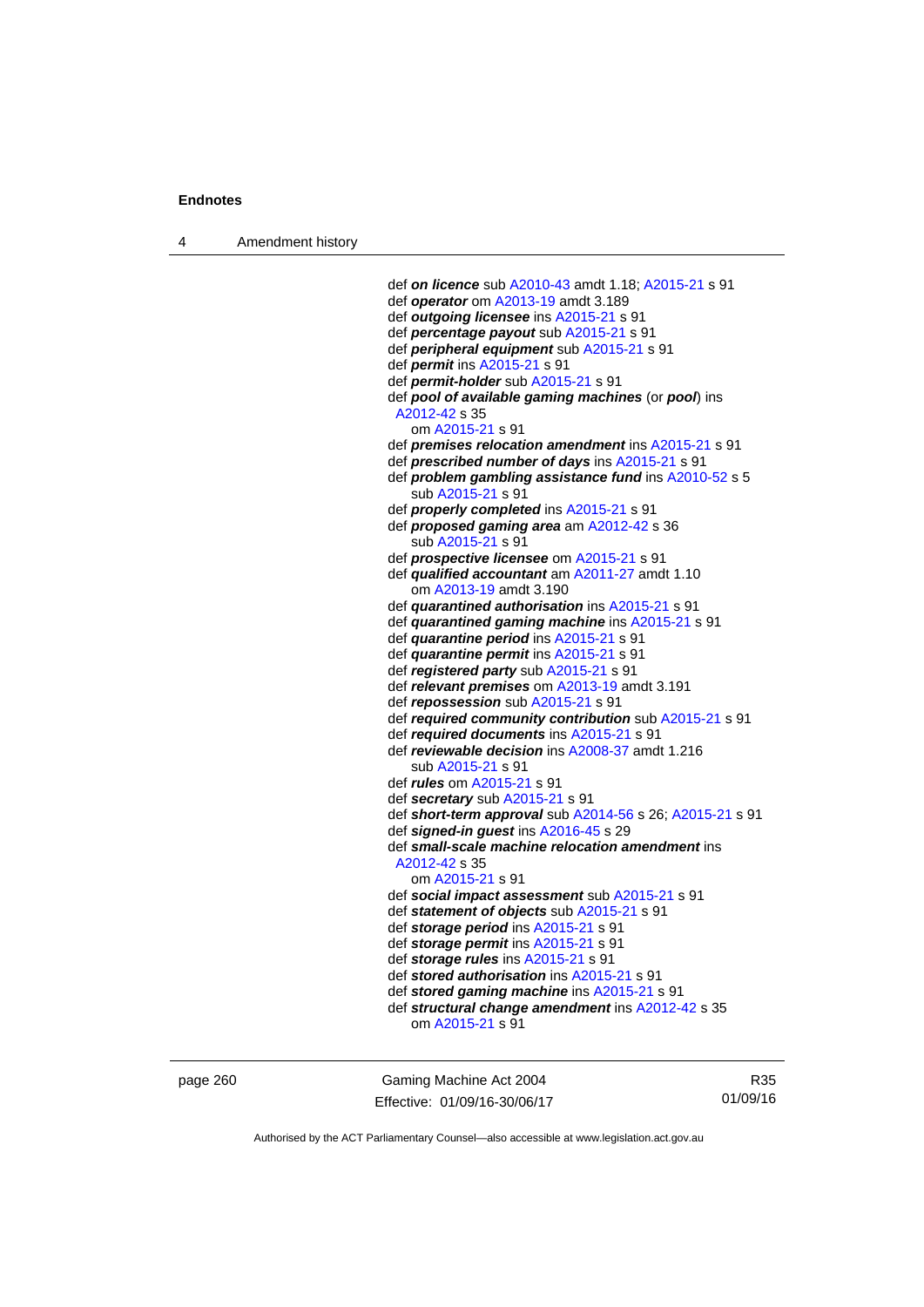def ***on licence*** sub A2010-43 amdt 1.18; A2015-21 s 91
def ***operator*** om A2013-19 amdt 3.189
def ***outgoing licensee*** ins A2015-21 s 91
def ***percentage payout*** sub A2015-21 s 91
def ***peripheral equipment*** sub A2015-21 s 91
def ***permit*** ins A2015-21 s 91
def ***permit-holder*** sub A2015-21 s 91
def ***pool of available gaming machines*** (or ***pool***) ins A2012-42 s 35
om A2015-21 s 91
def ***premises relocation amendment*** ins A2015-21 s 91
def ***prescribed number of days*** ins A2015-21 s 91
def ***problem gambling assistance fund*** ins A2010-52 s 5
sub A2015-21 s 91
def ***properly completed*** ins A2015-21 s 91
def ***proposed gaming area*** am A2012-42 s 36
sub A2015-21 s 91
def ***prospective licensee*** om A2015-21 s 91
def ***qualified accountant*** am A2011-27 amdt 1.10
om A2013-19 amdt 3.190
def ***quarantined authorisation*** ins A2015-21 s 91
def ***quarantined gaming machine*** ins A2015-21 s 91
def ***quarantine period*** ins A2015-21 s 91
def ***quarantine permit*** ins A2015-21 s 91
def ***registered party*** sub A2015-21 s 91
def ***relevant premises*** om A2013-19 amdt 3.191
def ***repossession*** sub A2015-21 s 91
def ***required community contribution*** sub A2015-21 s 91
def ***required documents*** ins A2015-21 s 91
def ***reviewable decision*** ins A2008-37 amdt 1.216
sub A2015-21 s 91
def ***rules*** om A2015-21 s 91
def ***secretary*** sub A2015-21 s 91
def ***short-term approval*** sub A2014-56 s 26; A2015-21 s 91
def ***signed-in guest*** ins A2016-45 s 29
def ***small-scale machine relocation amendment*** ins A2012-42 s 35
om A2015-21 s 91
def ***social impact assessment*** sub A2015-21 s 91
def ***statement of objects*** sub A2015-21 s 91
def ***storage period*** ins A2015-21 s 91
def ***storage permit*** ins A2015-21 s 91
def ***storage rules*** ins A2015-21 s 91
def ***stored authorisation*** ins A2015-21 s 91
def ***stored gaming machine*** ins A2015-21 s 91
def ***structural change amendment*** ins A2012-42 s 35
om A2015-21 s 91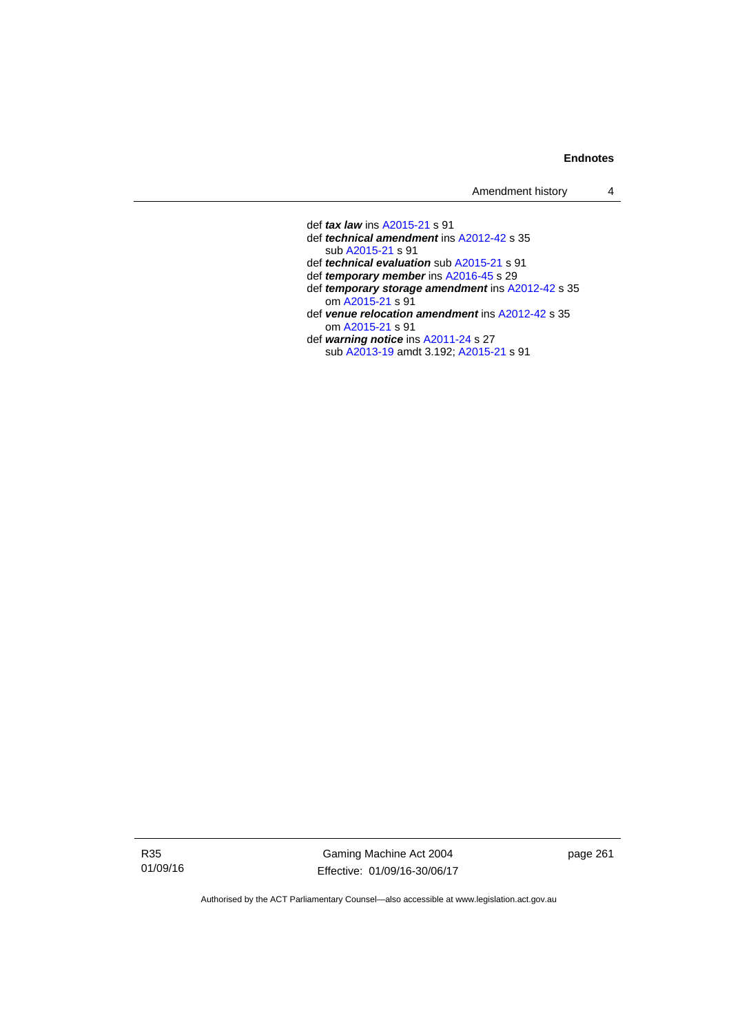def ***tax law*** ins A2015-21 s 91

def ***technical amendment*** ins A2012-42 s 35
  sub A2015-21 s 91

def ***technical evaluation*** sub A2015-21 s 91

def ***temporary member*** ins A2016-45 s 29

def ***temporary storage amendment*** ins A2012-42 s 35
  om A2015-21 s 91

def ***venue relocation amendment*** ins A2012-42 s 35
  om A2015-21 s 91

def ***warning notice*** ins A2011-24 s 27
  sub A2013-19 amdt 3.192; A2015-21 s 91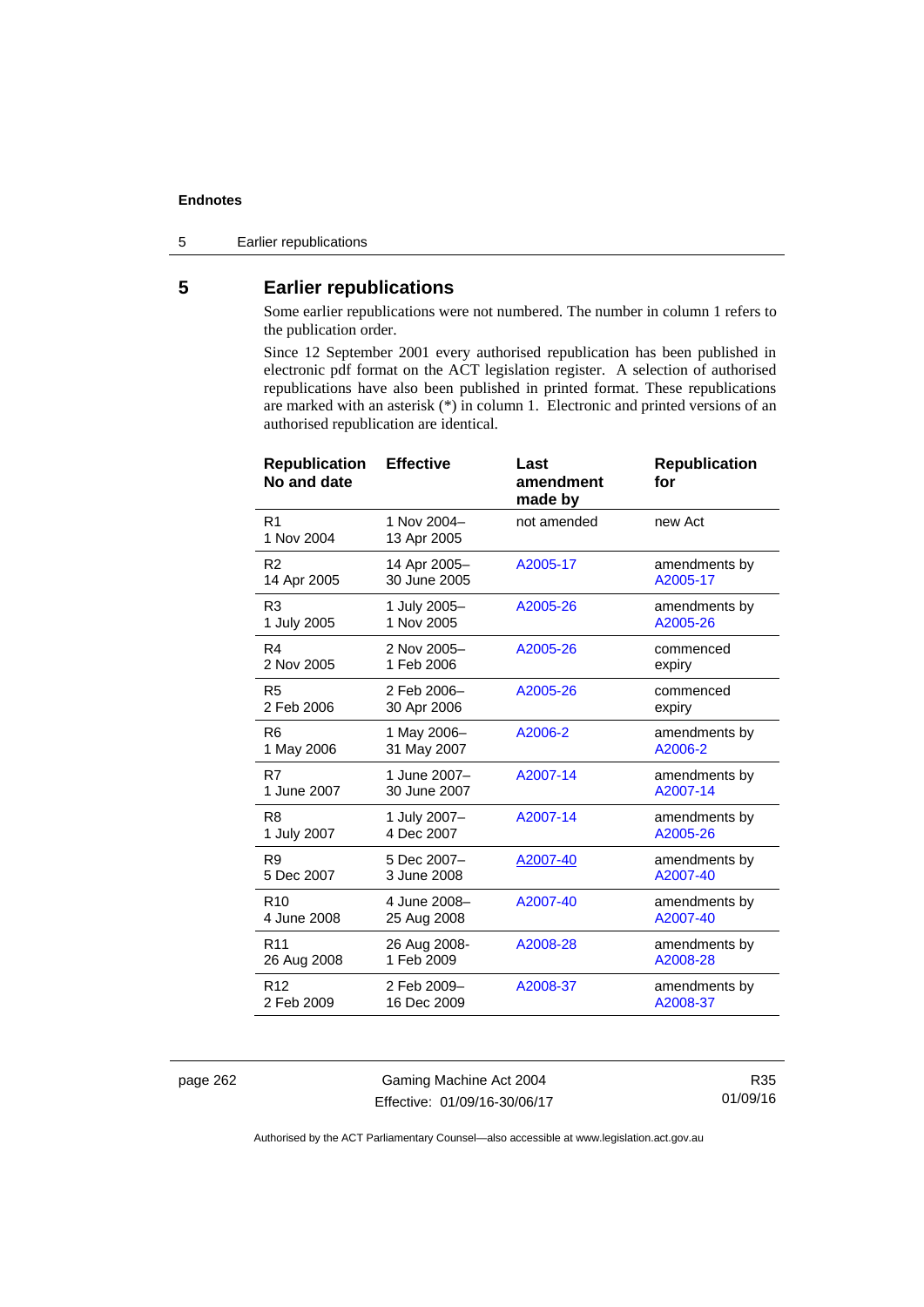## 5 Earlier republications

Some earlier republications were not numbered. The number in column 1 refers to the publication order.

Since 12 September 2001 every authorised republication has been published in electronic pdf format on the ACT legislation register. A selection of authorised republications have also been published in printed format. These republications are marked with an asterisk (*) in column 1. Electronic and printed versions of an authorised republication are identical.

| Republication No and date | Effective | Last amendment made by | Republication for |
|---|---|---|---|
| R1<br>1 Nov 2004 | 1 Nov 2004–<br>13 Apr 2005 | not amended | new Act |
| R2<br>14 Apr 2005 | 14 Apr 2005–<br>30 June 2005 | A2005-17 | amendments by A2005-17 |
| R3<br>1 July 2005 | 1 July 2005–<br>1 Nov 2005 | A2005-26 | amendments by A2005-26 |
| R4<br>2 Nov 2005 | 2 Nov 2005–<br>1 Feb 2006 | A2005-26 | commenced expiry |
| R5<br>2 Feb 2006 | 2 Feb 2006–<br>30 Apr 2006 | A2005-26 | commenced expiry |
| R6<br>1 May 2006 | 1 May 2006–<br>31 May 2007 | A2006-2 | amendments by A2006-2 |
| R7<br>1 June 2007 | 1 June 2007–<br>30 June 2007 | A2007-14 | amendments by A2007-14 |
| R8<br>1 July 2007 | 1 July 2007–<br>4 Dec 2007 | A2007-14 | amendments by A2005-26 |
| R9<br>5 Dec 2007 | 5 Dec 2007–<br>3 June 2008 | A2007-40 | amendments by A2007-40 |
| R10<br>4 June 2008 | 4 June 2008–<br>25 Aug 2008 | A2007-40 | amendments by A2007-40 |
| R11<br>26 Aug 2008 | 26 Aug 2008-<br>1 Feb 2009 | A2008-28 | amendments by A2008-28 |
| R12<br>2 Feb 2009 | 2 Feb 2009–<br>16 Dec 2009 | A2008-37 | amendments by A2008-37 |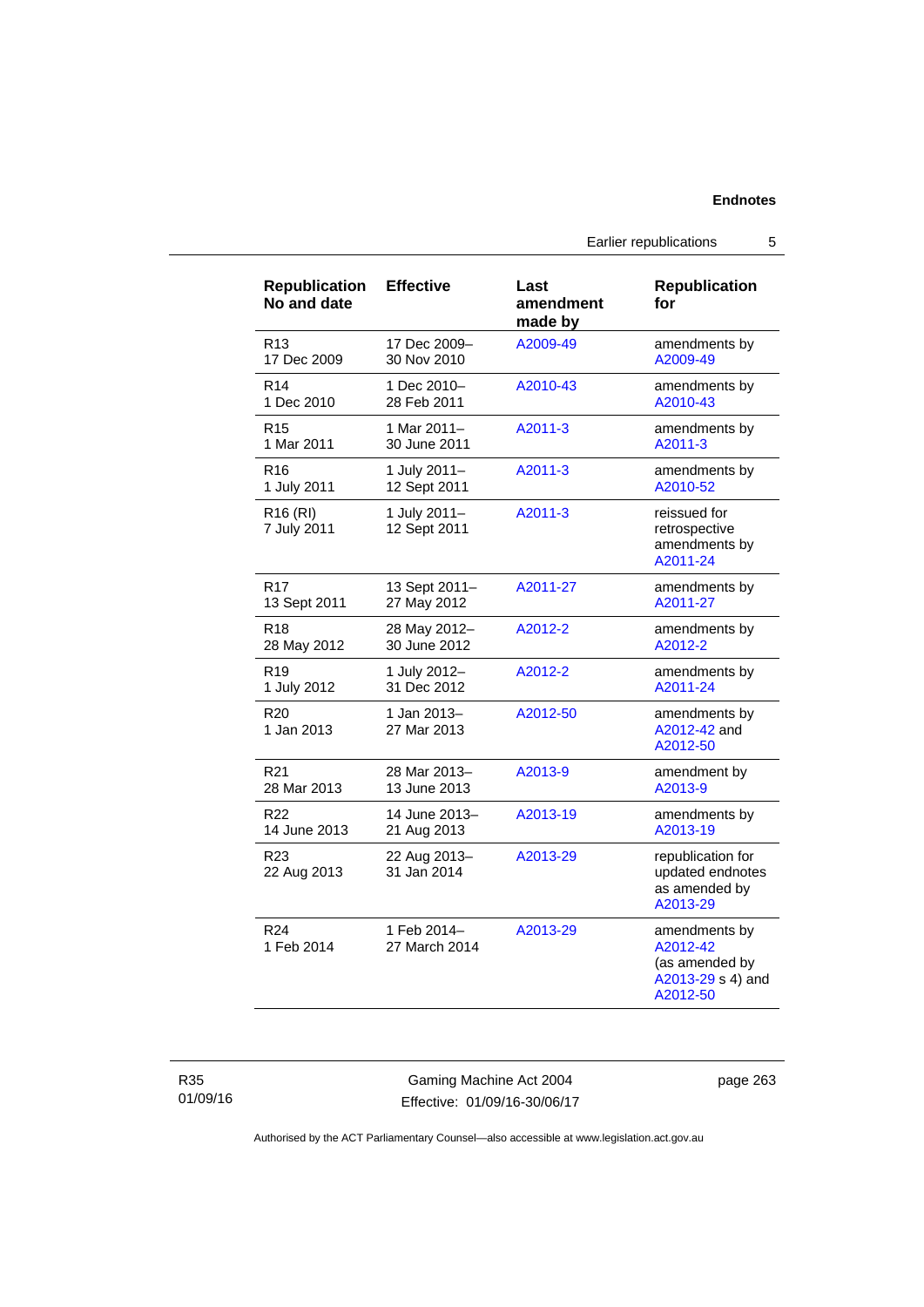| Republication No and date | Effective | Last amendment made by | Republication for |
|---|---|---|---|
| R13<br>17 Dec 2009 | 17 Dec 2009–<br>30 Nov 2010 | A2009-49 | amendments by A2009-49 |
| R14<br>1 Dec 2010 | 1 Dec 2010–<br>28 Feb 2011 | A2010-43 | amendments by A2010-43 |
| R15<br>1 Mar 2011 | 1 Mar 2011–<br>30 June 2011 | A2011-3 | amendments by A2011-3 |
| R16<br>1 July 2011 | 1 July 2011–<br>12 Sept 2011 | A2011-3 | amendments by A2010-52 |
| R16 (RI)<br>7 July 2011 | 1 July 2011–<br>12 Sept 2011 | A2011-3 | reissued for retrospective amendments by A2011-24 |
| R17<br>13 Sept 2011 | 13 Sept 2011–<br>27 May 2012 | A2011-27 | amendments by A2011-27 |
| R18<br>28 May 2012 | 28 May 2012–<br>30 June 2012 | A2012-2 | amendments by A2012-2 |
| R19<br>1 July 2012 | 1 July 2012–<br>31 Dec 2012 | A2012-2 | amendments by A2011-24 |
| R20<br>1 Jan 2013 | 1 Jan 2013–<br>27 Mar 2013 | A2012-50 | amendments by A2012-42 and A2012-50 |
| R21<br>28 Mar 2013 | 28 Mar 2013–<br>13 June 2013 | A2013-9 | amendment by A2013-9 |
| R22<br>14 June 2013 | 14 June 2013–<br>21 Aug 2013 | A2013-19 | amendments by A2013-19 |
| R23<br>22 Aug 2013 | 22 Aug 2013–<br>31 Jan 2014 | A2013-29 | republication for updated endnotes as amended by A2013-29 |
| R24<br>1 Feb 2014 | 1 Feb 2014–<br>27 March 2014 | A2013-29 | amendments by A2012-42 (as amended by A2013-29 s 4) and A2012-50 |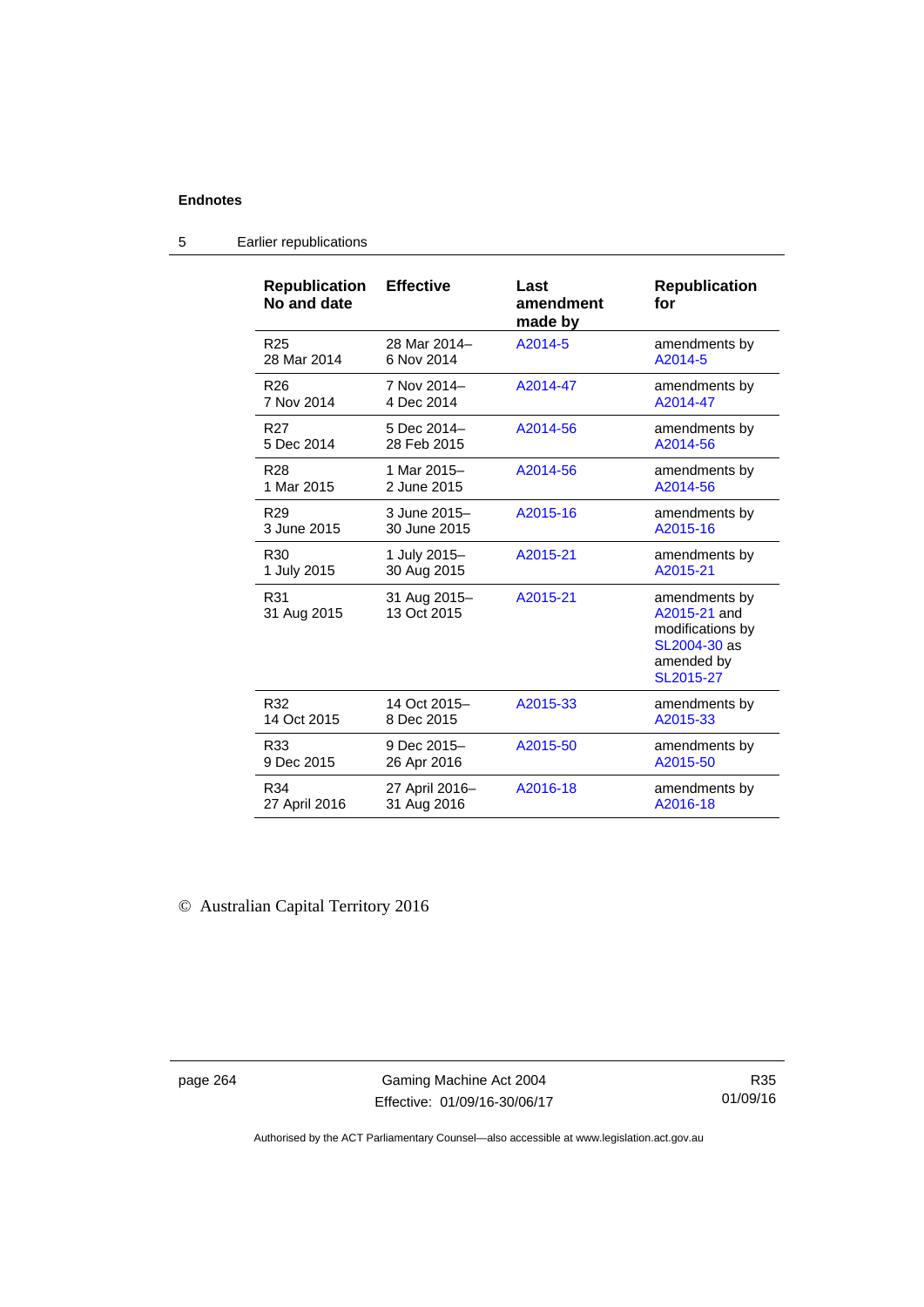## 5 Earlier republications

| Republication No and date | Effective | Last amendment made by | Republication for |
|---|---|---|---|
| R25 28 Mar 2014 | 28 Mar 2014– 6 Nov 2014 | A2014-5 | amendments by A2014-5 |
| R26 7 Nov 2014 | 7 Nov 2014– 4 Dec 2014 | A2014-47 | amendments by A2014-47 |
| R27 5 Dec 2014 | 5 Dec 2014– 28 Feb 2015 | A2014-56 | amendments by A2014-56 |
| R28 1 Mar 2015 | 1 Mar 2015– 2 June 2015 | A2014-56 | amendments by A2014-56 |
| R29 3 June 2015 | 3 June 2015– 30 June 2015 | A2015-16 | amendments by A2015-16 |
| R30 1 July 2015 | 1 July 2015– 30 Aug 2015 | A2015-21 | amendments by A2015-21 |
| R31 31 Aug 2015 | 31 Aug 2015– 13 Oct 2015 | A2015-21 | amendments by A2015-21 and modifications by SL2004-30 as amended by SL2015-27 |
| R32 14 Oct 2015 | 14 Oct 2015– 8 Dec 2015 | A2015-33 | amendments by A2015-33 |
| R33 9 Dec 2015 | 9 Dec 2015– 26 Apr 2016 | A2015-50 | amendments by A2015-50 |
| R34 27 April 2016 | 27 April 2016– 31 Aug 2016 | A2016-18 | amendments by A2016-18 |

© Australian Capital Territory 2016